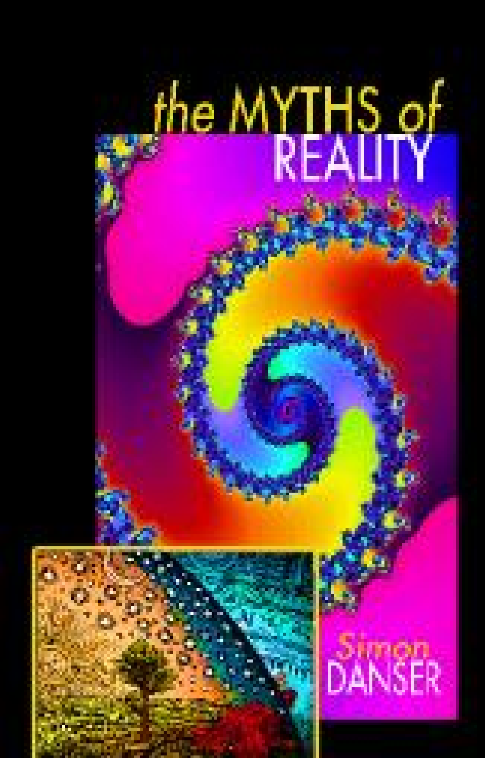# the MYTHS of REALITY

Simon DANSER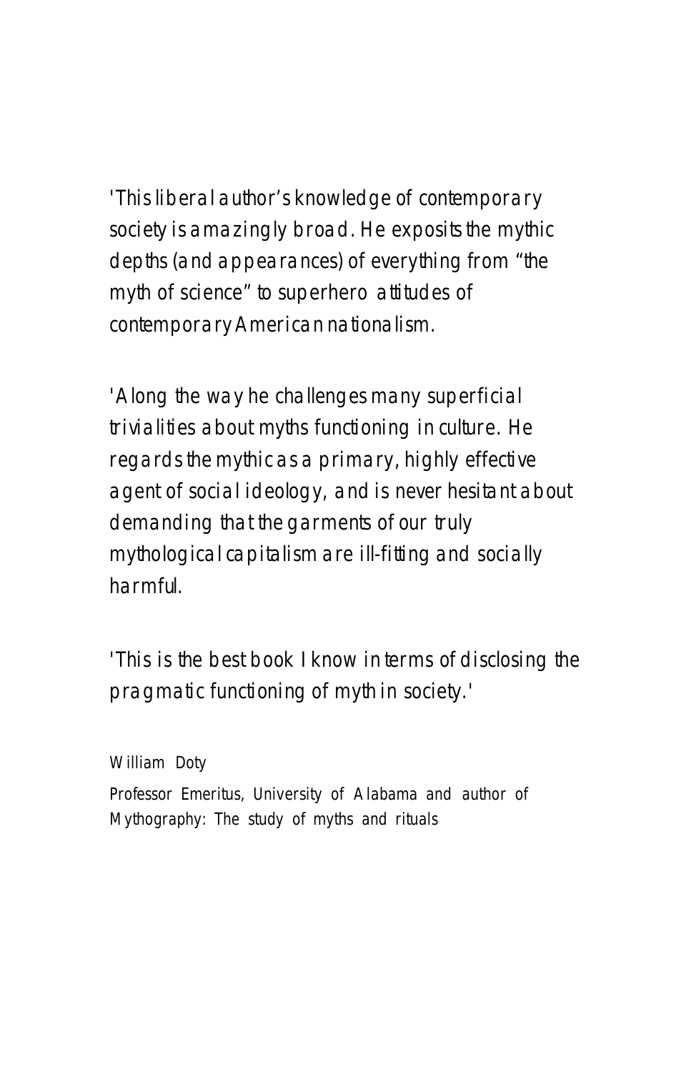'This liberal author's knowledge of contemporary society is amazingly broad. He exposits the mythic depths (and appearances) of everything from "the myth of science" to superhero attitudes of contemporary American nationalism.

'Along the way he challenges many superficial trivialities about myths functioning in culture. He regards the mythic as a primary, highly effective agent of social ideology, and is never hesitant about demanding that the garments of our truly mythological capitalism are ill-fitting and socially harmful.

'This is the best book I know in terms of disclosing the pragmatic functioning of myth in society.'

William Doty

Professor Emeritus, University of Alabama and author of Mythography: The study of myths and rituals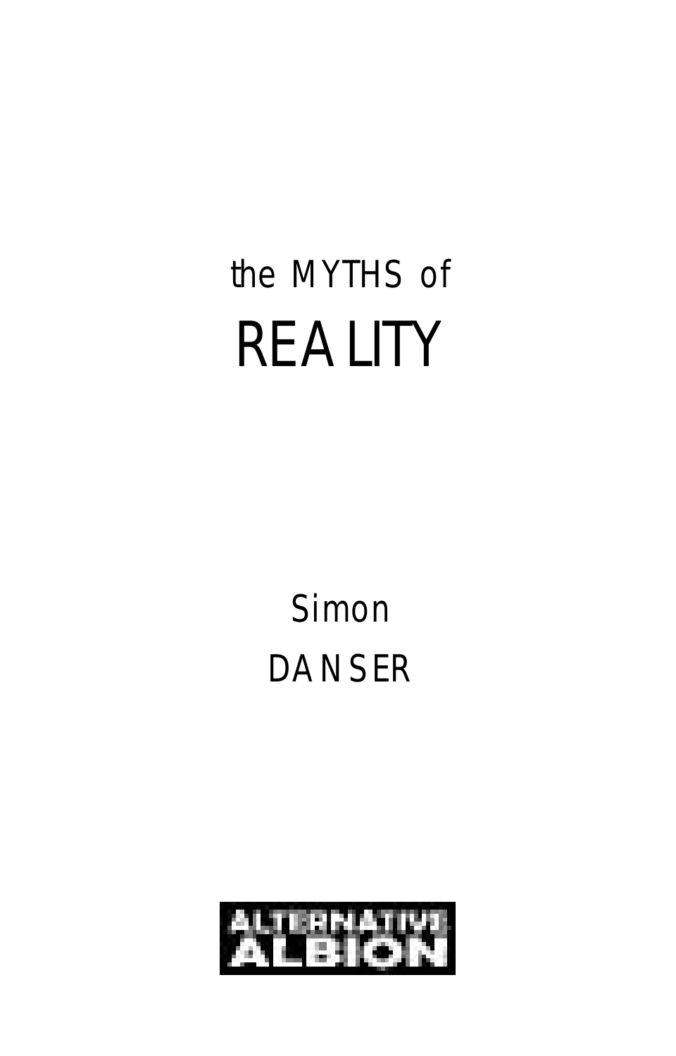# the MYTHS of REALITY

Simon DANSER

ALTERNATIVE ALBION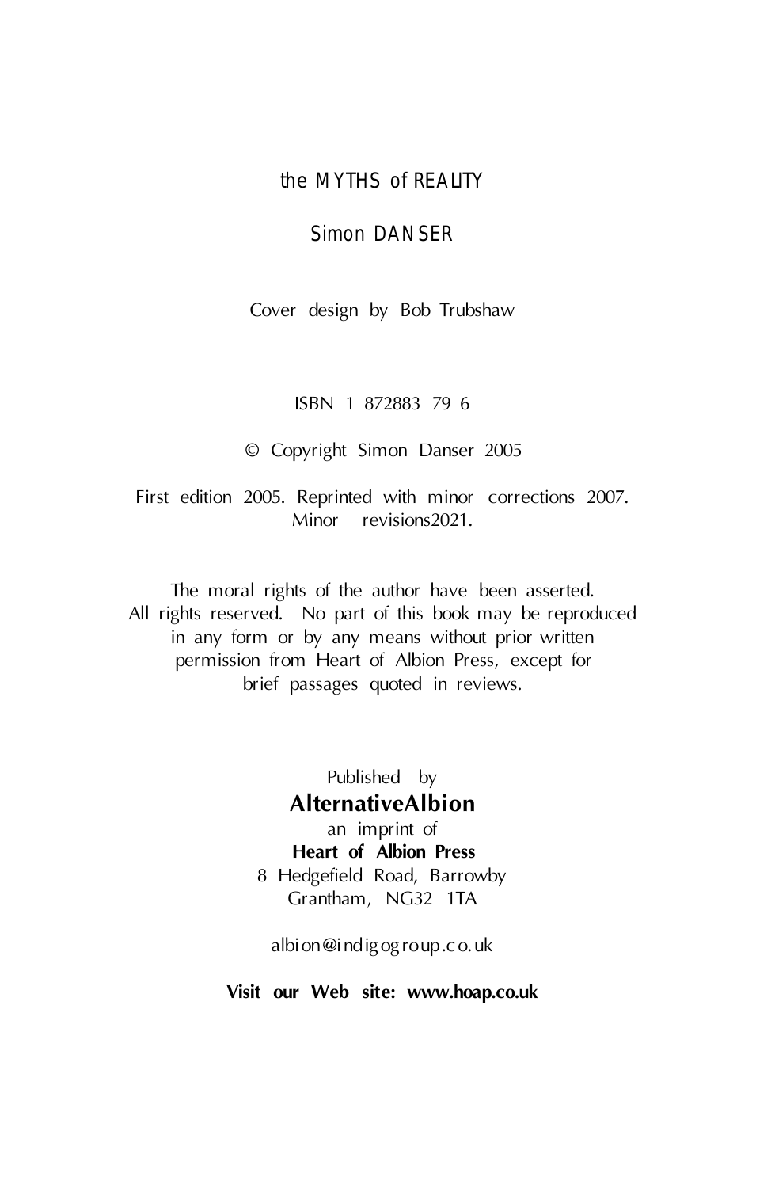the MYTHS of REALITY

Simon DANSER

Cover design by Bob Trubshaw

ISBN 1 872883 79 6

© Copyright Simon Danser 2005

First edition 2005. Reprinted with minor corrections 2007. Minor revisions2021.

The moral rights of the author have been asserted. All rights reserved. No part of this book may be reproduced in any form or by any means without prior written permission from Heart of Albion Press, except for brief passages quoted in reviews.

Published by

**AlternativeAlbion**

an imprint of

**Heart of Albion Press**

8 Hedgefield Road, Barrowby
Grantham, NG32 1TA

albion@indigogroup.co.uk

**Visit our Web site: www.hoap.co.uk**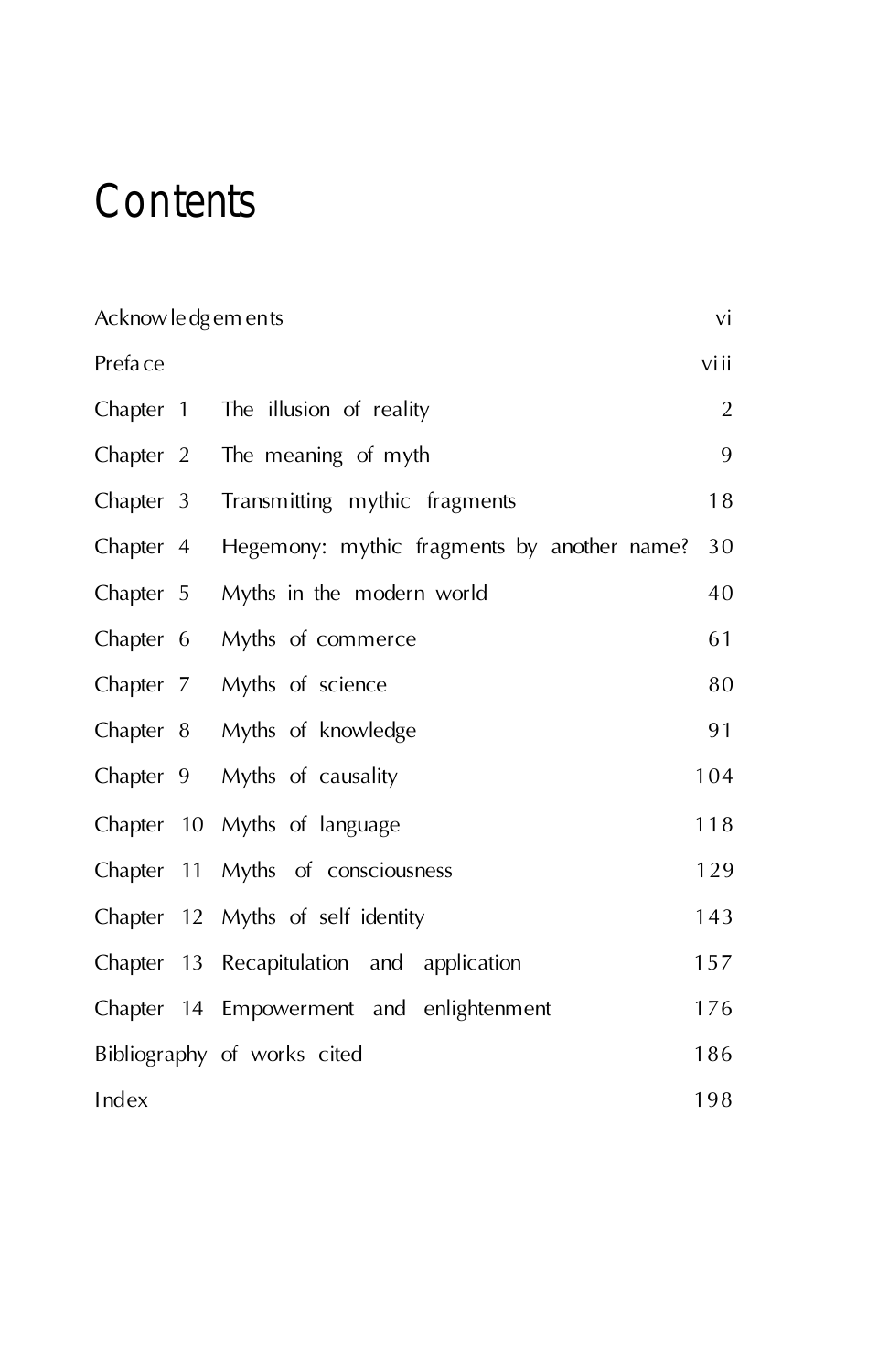# Contents

| | | |
|---|---|---|
| Acknowledgements | | vi |
| Preface | | viii |
| Chapter 1 | The illusion of reality | 2 |
| Chapter 2 | The meaning of myth | 9 |
| Chapter 3 | Transmitting mythic fragments | 18 |
| Chapter 4 | Hegemony: mythic fragments by another name? | 30 |
| Chapter 5 | Myths in the modern world | 40 |
| Chapter 6 | Myths of commerce | 61 |
| Chapter 7 | Myths of science | 80 |
| Chapter 8 | Myths of knowledge | 91 |
| Chapter 9 | Myths of causality | 104 |
| Chapter 10 | Myths of language | 118 |
| Chapter 11 | Myths of consciousness | 129 |
| Chapter 12 | Myths of self identity | 143 |
| Chapter 13 | Recapitulation and application | 157 |
| Chapter 14 | Empowerment and enlightenment | 176 |
| Bibliography of works cited | | 186 |
| Index | | 198 |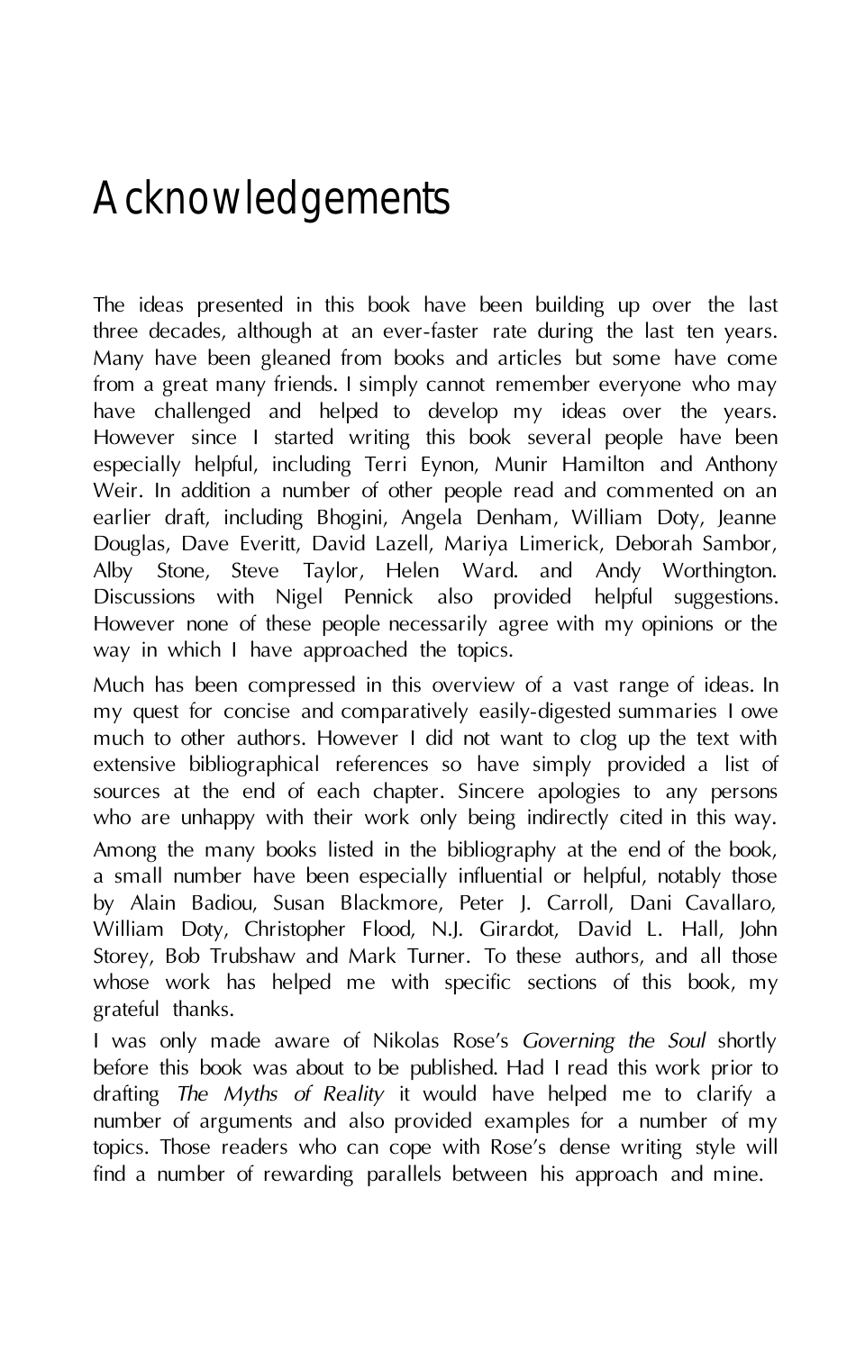# Acknowledgements

The ideas presented in this book have been building up over the last three decades, although at an ever-faster rate during the last ten years. Many have been gleaned from books and articles but some have come from a great many friends. I simply cannot remember everyone who may have challenged and helped to develop my ideas over the years. However since I started writing this book several people have been especially helpful, including Terri Eynon, Munir Hamilton and Anthony Weir. In addition a number of other people read and commented on an earlier draft, including Bhogini, Angela Denham, William Doty, Jeanne Douglas, Dave Everitt, David Lazell, Mariya Limerick, Deborah Sambor, Alby Stone, Steve Taylor, Helen Ward. and Andy Worthington. Discussions with Nigel Pennick also provided helpful suggestions. However none of these people necessarily agree with my opinions or the way in which I have approached the topics.

Much has been compressed in this overview of a vast range of ideas. In my quest for concise and comparatively easily-digested summaries I owe much to other authors. However I did not want to clog up the text with extensive bibliographical references so have simply provided a list of sources at the end of each chapter. Sincere apologies to any persons who are unhappy with their work only being indirectly cited in this way. Among the many books listed in the bibliography at the end of the book, a small number have been especially influential or helpful, notably those by Alain Badiou, Susan Blackmore, Peter J. Carroll, Dani Cavallaro, William Doty, Christopher Flood, N.J. Girardot, David L. Hall, John Storey, Bob Trubshaw and Mark Turner. To these authors, and all those whose work has helped me with specific sections of this book, my grateful thanks.

I was only made aware of Nikolas Rose's *Governing the Soul* shortly before this book was about to be published. Had I read this work prior to drafting *The Myths of Reality* it would have helped me to clarify a number of arguments and also provided examples for a number of my topics. Those readers who can cope with Rose's dense writing style will find a number of rewarding parallels between his approach and mine.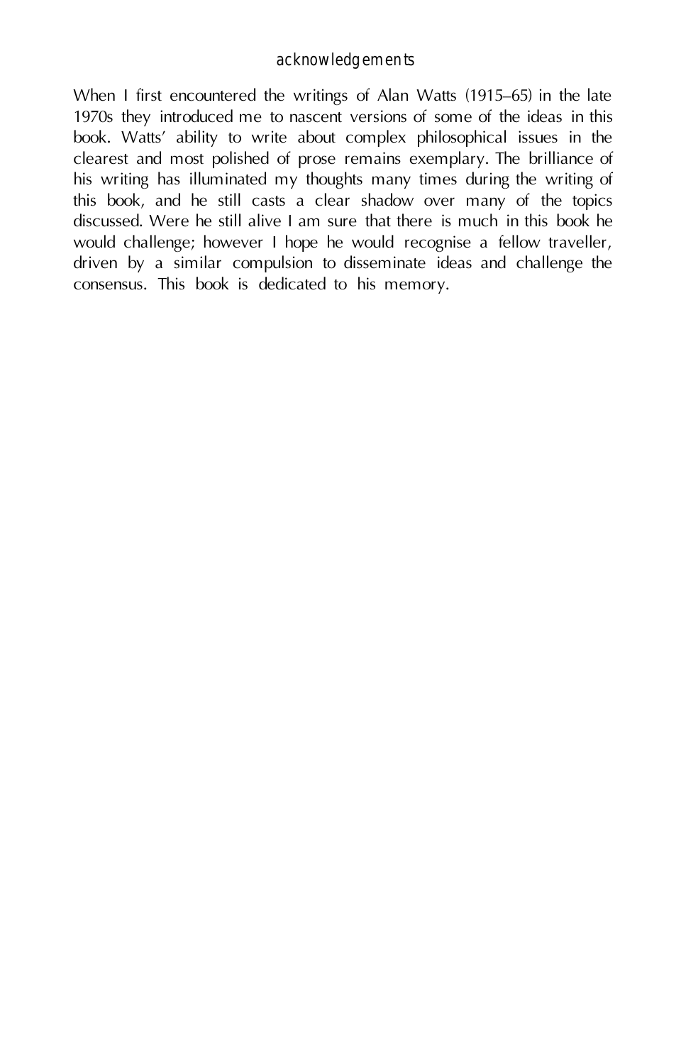# acknowledgements

When I first encountered the writings of Alan Watts (1915–65) in the late 1970s they introduced me to nascent versions of some of the ideas in this book. Watts' ability to write about complex philosophical issues in the clearest and most polished of prose remains exemplary. The brilliance of his writing has illuminated my thoughts many times during the writing of this book, and he still casts a clear shadow over many of the topics discussed. Were he still alive I am sure that there is much in this book he would challenge; however I hope he would recognise a fellow traveller, driven by a similar compulsion to disseminate ideas and challenge the consensus. This book is dedicated to his memory.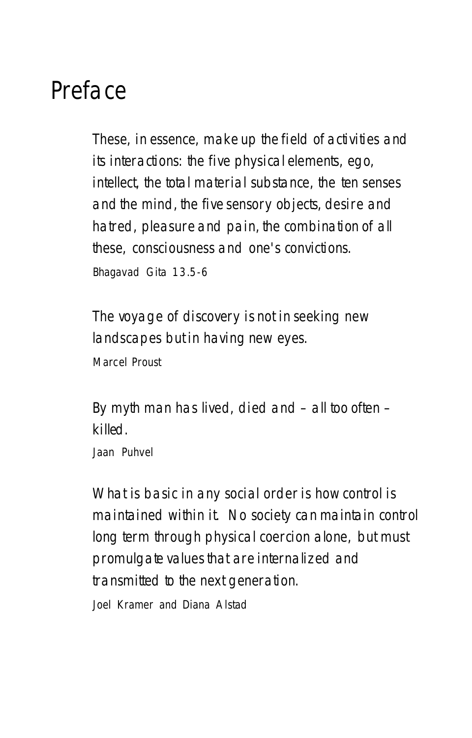# Preface

These, in essence, make up the field of activities and its interactions: the five physical elements, ego, intellect, the total material substance, the ten senses and the mind, the five sensory objects, desire and hatred, pleasure and pain, the combination of all these, consciousness and one's convictions.

Bhagavad Gita 13.5-6

The voyage of discovery is not in seeking new landscapes but in having new eyes.

Marcel Proust

By myth man has lived, died and – all too often – killed.

Jaan Puhvel

What is basic in any social order is how control is maintained within it. No society can maintain control long term through physical coercion alone, but must promulgate values that are internalized and transmitted to the next generation.

Joel Kramer and Diana Alstad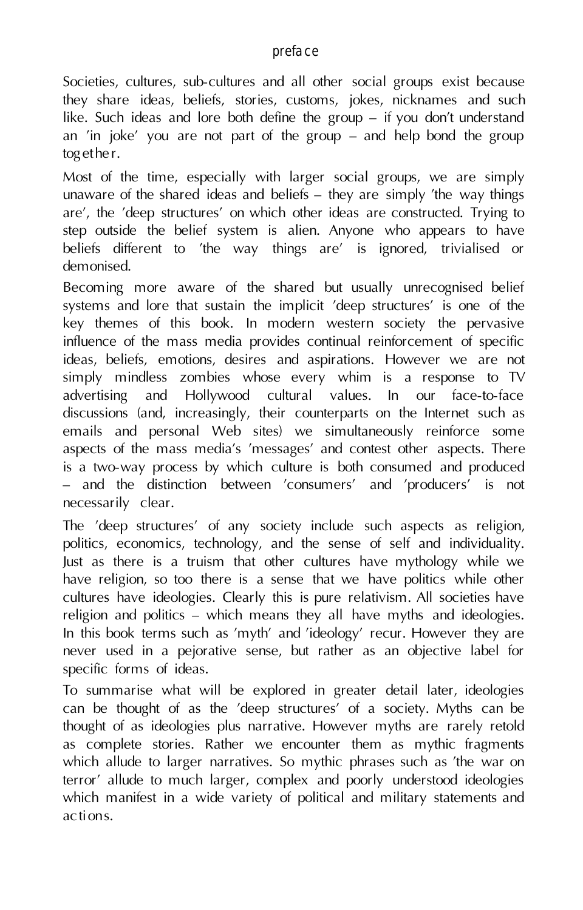# preface

Societies, cultures, sub-cultures and all other social groups exist because they share ideas, beliefs, stories, customs, jokes, nicknames and such like. Such ideas and lore both define the group – if you don't understand an 'in joke' you are not part of the group – and help bond the group together.

Most of the time, especially with larger social groups, we are simply unaware of the shared ideas and beliefs – they are simply 'the way things are', the 'deep structures' on which other ideas are constructed. Trying to step outside the belief system is alien. Anyone who appears to have beliefs different to 'the way things are' is ignored, trivialised or demonised.

Becoming more aware of the shared but usually unrecognised belief systems and lore that sustain the implicit 'deep structures' is one of the key themes of this book. In modern western society the pervasive influence of the mass media provides continual reinforcement of specific ideas, beliefs, emotions, desires and aspirations. However we are not simply mindless zombies whose every whim is a response to TV advertising and Hollywood cultural values. In our face-to-face discussions (and, increasingly, their counterparts on the Internet such as emails and personal Web sites) we simultaneously reinforce some aspects of the mass media's 'messages' and contest other aspects. There is a two-way process by which culture is both consumed and produced – and the distinction between 'consumers' and 'producers' is not necessarily clear.

The 'deep structures' of any society include such aspects as religion, politics, economics, technology, and the sense of self and individuality. Just as there is a truism that other cultures have mythology while we have religion, so too there is a sense that we have politics while other cultures have ideologies. Clearly this is pure relativism. All societies have religion and politics – which means they all have myths and ideologies. In this book terms such as 'myth' and 'ideology' recur. However they are never used in a pejorative sense, but rather as an objective label for specific forms of ideas.

To summarise what will be explored in greater detail later, ideologies can be thought of as the 'deep structures' of a society. Myths can be thought of as ideologies plus narrative. However myths are rarely retold as complete stories. Rather we encounter them as mythic fragments which allude to larger narratives. So mythic phrases such as 'the war on terror' allude to much larger, complex and poorly understood ideologies which manifest in a wide variety of political and military statements and actions.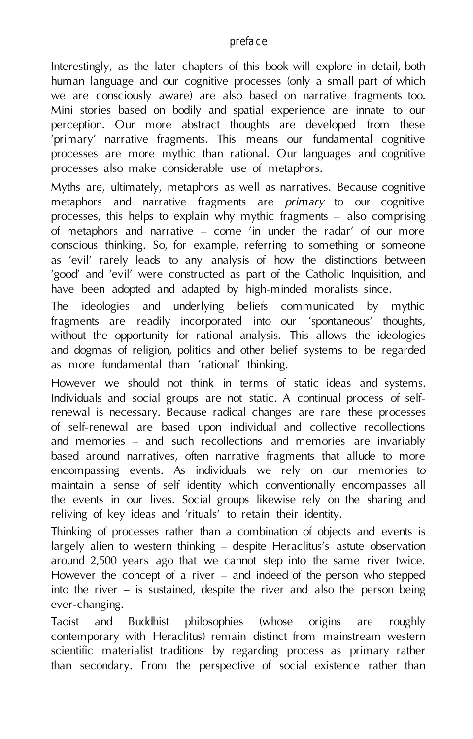Interestingly, as the later chapters of this book will explore in detail, both human language and our cognitive processes (only a small part of which we are consciously aware) are also based on narrative fragments too. Mini stories based on bodily and spatial experience are innate to our perception. Our more abstract thoughts are developed from these 'primary' narrative fragments. This means our fundamental cognitive processes are more mythic than rational. Our languages and cognitive processes also make considerable use of metaphors.

Myths are, ultimately, metaphors as well as narratives. Because cognitive metaphors and narrative fragments are *primary* to our cognitive processes, this helps to explain why mythic fragments – also comprising of metaphors and narrative – come 'in under the radar' of our more conscious thinking. So, for example, referring to something or someone as 'evil' rarely leads to any analysis of how the distinctions between 'good' and 'evil' were constructed as part of the Catholic Inquisition, and have been adopted and adapted by high-minded moralists since.

The ideologies and underlying beliefs communicated by mythic fragments are readily incorporated into our 'spontaneous' thoughts, without the opportunity for rational analysis. This allows the ideologies and dogmas of religion, politics and other belief systems to be regarded as more fundamental than 'rational' thinking.

However we should not think in terms of static ideas and systems. Individuals and social groups are not static. A continual process of self-renewal is necessary. Because radical changes are rare these processes of self-renewal are based upon individual and collective recollections and memories – and such recollections and memories are invariably based around narratives, often narrative fragments that allude to more encompassing events. As individuals we rely on our memories to maintain a sense of self identity which conventionally encompasses all the events in our lives. Social groups likewise rely on the sharing and reliving of key ideas and 'rituals' to retain their identity.

Thinking of processes rather than a combination of objects and events is largely alien to western thinking – despite Heraclitus's astute observation around 2,500 years ago that we cannot step into the same river twice. However the concept of a river – and indeed of the person who stepped into the river – is sustained, despite the river and also the person being ever-changing.

Taoist and Buddhist philosophies (whose origins are roughly contemporary with Heraclitus) remain distinct from mainstream western scientific materialist traditions by regarding process as primary rather than secondary. From the perspective of social existence rather than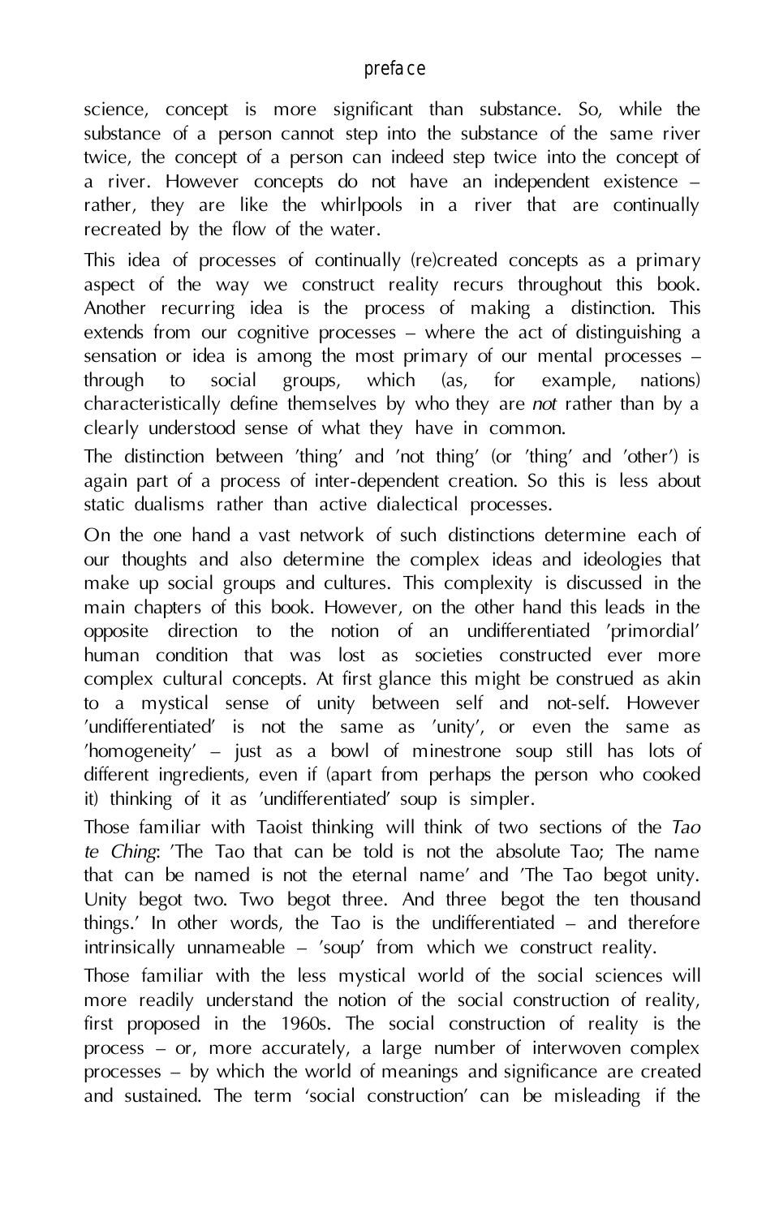science, concept is more significant than substance. So, while the substance of a person cannot step into the substance of the same river twice, the concept of a person can indeed step twice into the concept of a river. However concepts do not have an independent existence – rather, they are like the whirlpools in a river that are continually recreated by the flow of the water.

This idea of processes of continually (re)created concepts as a primary aspect of the way we construct reality recurs throughout this book. Another recurring idea is the process of making a distinction. This extends from our cognitive processes – where the act of distinguishing a sensation or idea is among the most primary of our mental processes – through to social groups, which (as, for example, nations) characteristically define themselves by who they are *not* rather than by a clearly understood sense of what they have in common.

The distinction between 'thing' and 'not thing' (or 'thing' and 'other') is again part of a process of inter-dependent creation. So this is less about static dualisms rather than active dialectical processes.

On the one hand a vast network of such distinctions determine each of our thoughts and also determine the complex ideas and ideologies that make up social groups and cultures. This complexity is discussed in the main chapters of this book. However, on the other hand this leads in the opposite direction to the notion of an undifferentiated 'primordial' human condition that was lost as societies constructed ever more complex cultural concepts. At first glance this might be construed as akin to a mystical sense of unity between self and not-self. However 'undifferentiated' is not the same as 'unity', or even the same as 'homogeneity' – just as a bowl of minestrone soup still has lots of different ingredients, even if (apart from perhaps the person who cooked it) thinking of it as 'undifferentiated' soup is simpler.

Those familiar with Taoist thinking will think of two sections of the *Tao te Ching*: 'The Tao that can be told is not the absolute Tao; The name that can be named is not the eternal name' and 'The Tao begot unity. Unity begot two. Two begot three. And three begot the ten thousand things.' In other words, the Tao is the undifferentiated – and therefore intrinsically unnameable – 'soup' from which we construct reality.

Those familiar with the less mystical world of the social sciences will more readily understand the notion of the social construction of reality, first proposed in the 1960s. The social construction of reality is the process – or, more accurately, a large number of interwoven complex processes – by which the world of meanings and significance are created and sustained. The term 'social construction' can be misleading if the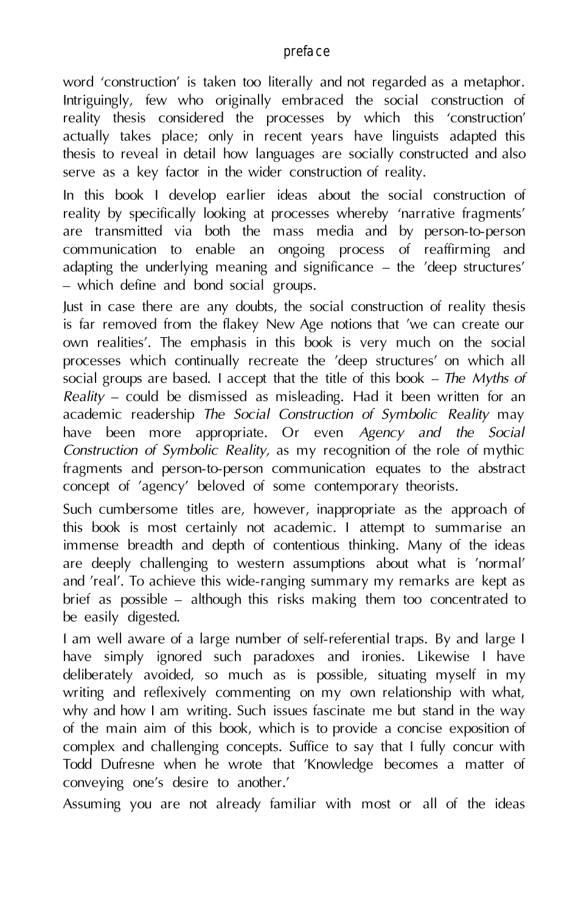word 'construction' is taken too literally and not regarded as a metaphor. Intriguingly, few who originally embraced the social construction of reality thesis considered the processes by which this 'construction' actually takes place; only in recent years have linguists adapted this thesis to reveal in detail how languages are socially constructed and also serve as a key factor in the wider construction of reality.

In this book I develop earlier ideas about the social construction of reality by specifically looking at processes whereby 'narrative fragments' are transmitted via both the mass media and by person-to-person communication to enable an ongoing process of reaffirming and adapting the underlying meaning and significance – the 'deep structures' – which define and bond social groups.

Just in case there are any doubts, the social construction of reality thesis is far removed from the flakey New Age notions that 'we can create our own realities'. The emphasis in this book is very much on the social processes which continually recreate the 'deep structures' on which all social groups are based. I accept that the title of this book – *The Myths of Reality* – could be dismissed as misleading. Had it been written for an academic readership *The Social Construction of Symbolic Reality* may have been more appropriate. Or even *Agency and the Social Construction of Symbolic Reality,* as my recognition of the role of mythic fragments and person-to-person communication equates to the abstract concept of 'agency' beloved of some contemporary theorists.

Such cumbersome titles are, however, inappropriate as the approach of this book is most certainly not academic. I attempt to summarise an immense breadth and depth of contentious thinking. Many of the ideas are deeply challenging to western assumptions about what is 'normal' and 'real'. To achieve this wide-ranging summary my remarks are kept as brief as possible – although this risks making them too concentrated to be easily digested.

I am well aware of a large number of self-referential traps. By and large I have simply ignored such paradoxes and ironies. Likewise I have deliberately avoided, so much as is possible, situating myself in my writing and reflexively commenting on my own relationship with what, why and how I am writing. Such issues fascinate me but stand in the way of the main aim of this book, which is to provide a concise exposition of complex and challenging concepts. Suffice to say that I fully concur with Todd Dufresne when he wrote that 'Knowledge becomes a matter of conveying one's desire to another.'

Assuming you are not already familiar with most or all of the ideas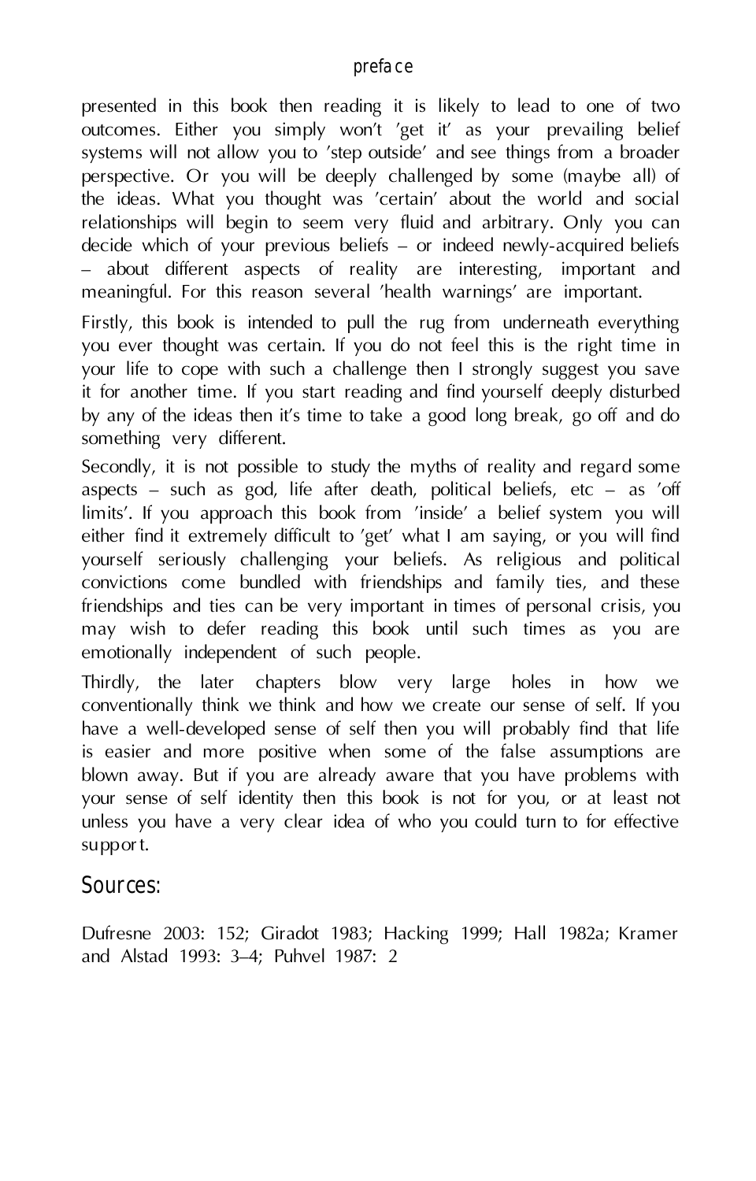presented in this book then reading it is likely to lead to one of two outcomes. Either you simply won't 'get it' as your prevailing belief systems will not allow you to 'step outside' and see things from a broader perspective. Or you will be deeply challenged by some (maybe all) of the ideas. What you thought was 'certain' about the world and social relationships will begin to seem very fluid and arbitrary. Only you can decide which of your previous beliefs – or indeed newly-acquired beliefs – about different aspects of reality are interesting, important and meaningful. For this reason several 'health warnings' are important.

Firstly, this book is intended to pull the rug from underneath everything you ever thought was certain. If you do not feel this is the right time in your life to cope with such a challenge then I strongly suggest you save it for another time. If you start reading and find yourself deeply disturbed by any of the ideas then it's time to take a good long break, go off and do something very different.

Secondly, it is not possible to study the myths of reality and regard some aspects – such as god, life after death, political beliefs, etc – as 'off limits'. If you approach this book from 'inside' a belief system you will either find it extremely difficult to 'get' what I am saying, or you will find yourself seriously challenging your beliefs. As religious and political convictions come bundled with friendships and family ties, and these friendships and ties can be very important in times of personal crisis, you may wish to defer reading this book until such times as you are emotionally independent of such people.

Thirdly, the later chapters blow very large holes in how we conventionally think we think and how we create our sense of self. If you have a well-developed sense of self then you will probably find that life is easier and more positive when some of the false assumptions are blown away. But if you are already aware that you have problems with your sense of self identity then this book is not for you, or at least not unless you have a very clear idea of who you could turn to for effective support.

## Sources:

Dufresne 2003: 152; Giradot 1983; Hacking 1999; Hall 1982a; Kramer and Alstad 1993: 3–4; Puhvel 1987: 2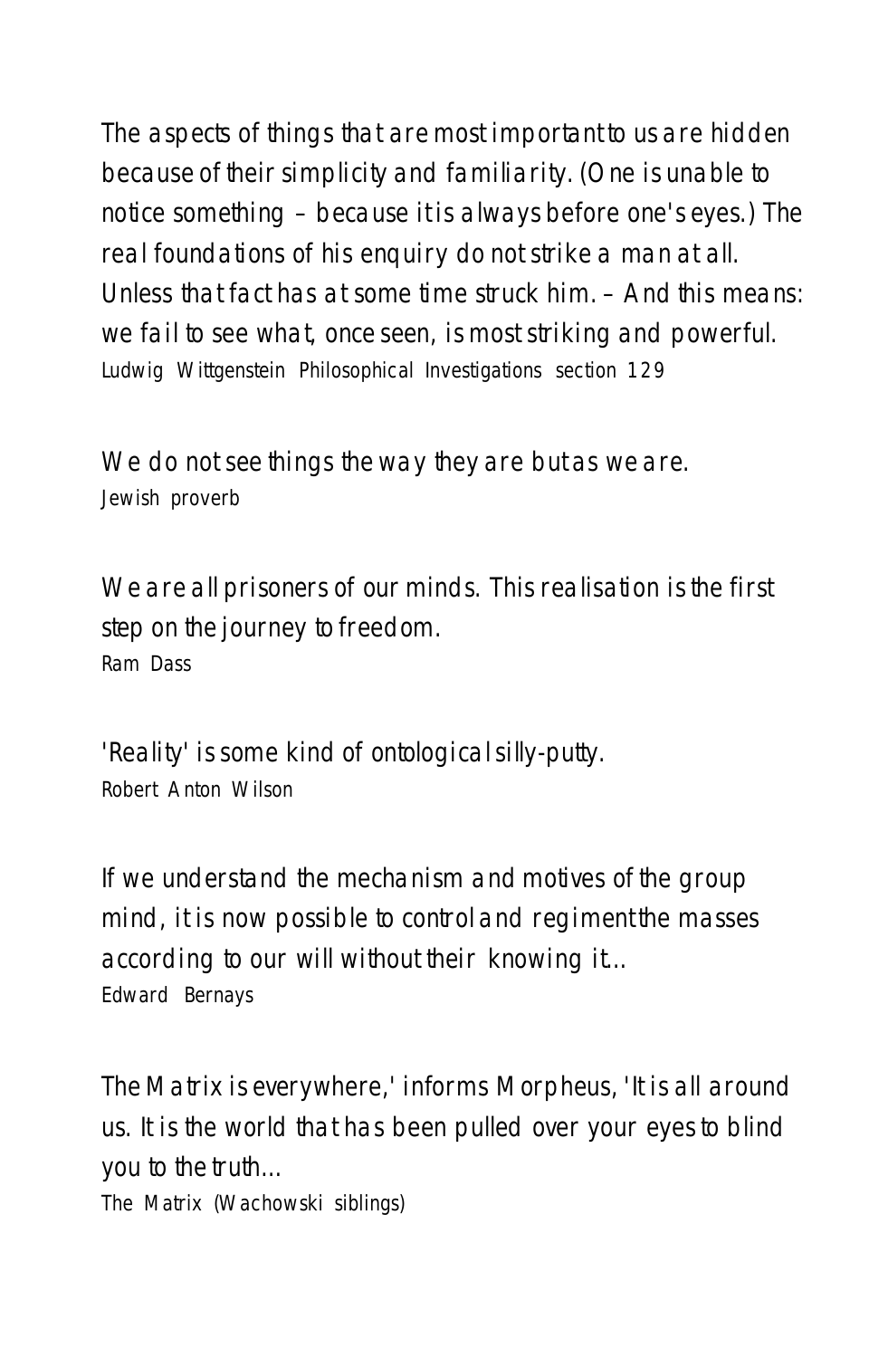The aspects of things that are most important to us are hidden because of their simplicity and familiarity. (One is unable to notice something – because it is always before one's eyes.) The real foundations of his enquiry do not strike a man at all. Unless that fact has at some time struck him. – And this means: we fail to see what, once seen, is most striking and powerful.
Ludwig Wittgenstein Philosophical Investigations section 129

We do not see things the way they are but as we are.
Jewish proverb

We are all prisoners of our minds. This realisation is the first step on the journey to freedom.
Ram Dass

'Reality' is some kind of ontological silly-putty.
Robert Anton Wilson

If we understand the mechanism and motives of the group mind, it is now possible to control and regiment the masses according to our will without their knowing it...
Edward Bernays

The Matrix is everywhere,' informs Morpheus, 'It is all around us. It is the world that has been pulled over your eyes to blind you to the truth...
The Matrix (Wachowski siblings)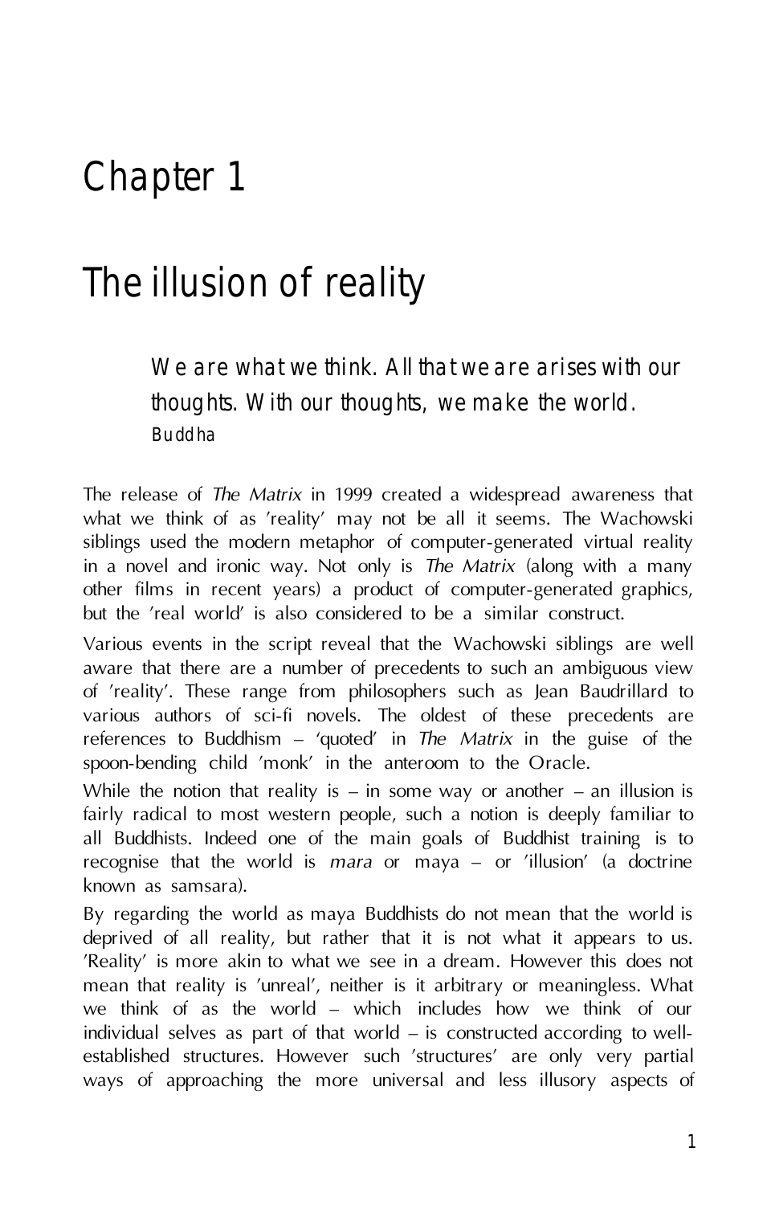# Chapter 1

# The illusion of reality

> *We are what we think. All that we are arises with our thoughts. With our thoughts, we make the world.*
> Buddha

The release of *The Matrix* in 1999 created a widespread awareness that what we think of as 'reality' may not be all it seems. The Wachowski siblings used the modern metaphor of computer-generated virtual reality in a novel and ironic way. Not only is *The Matrix* (along with a many other films in recent years) a product of computer-generated graphics, but the 'real world' is also considered to be a similar construct.

Various events in the script reveal that the Wachowski siblings are well aware that there are a number of precedents to such an ambiguous view of 'reality'. These range from philosophers such as Jean Baudrillard to various authors of sci-fi novels. The oldest of these precedents are references to Buddhism – 'quoted' in *The Matrix* in the guise of the spoon-bending child 'monk' in the anteroom to the Oracle.

While the notion that reality is – in some way or another – an illusion is fairly radical to most western people, such a notion is deeply familiar to all Buddhists. Indeed one of the main goals of Buddhist training is to recognise that the world is *mara* or maya – or 'illusion' (a doctrine known as samsara).

By regarding the world as maya Buddhists do not mean that the world is deprived of all reality, but rather that it is not what it appears to us. 'Reality' is more akin to what we see in a dream. However this does not mean that reality is 'unreal', neither is it arbitrary or meaningless. What we think of as the world – which includes how we think of our individual selves as part of that world – is constructed according to well-established structures. However such 'structures' are only very partial ways of approaching the more universal and less illusory aspects of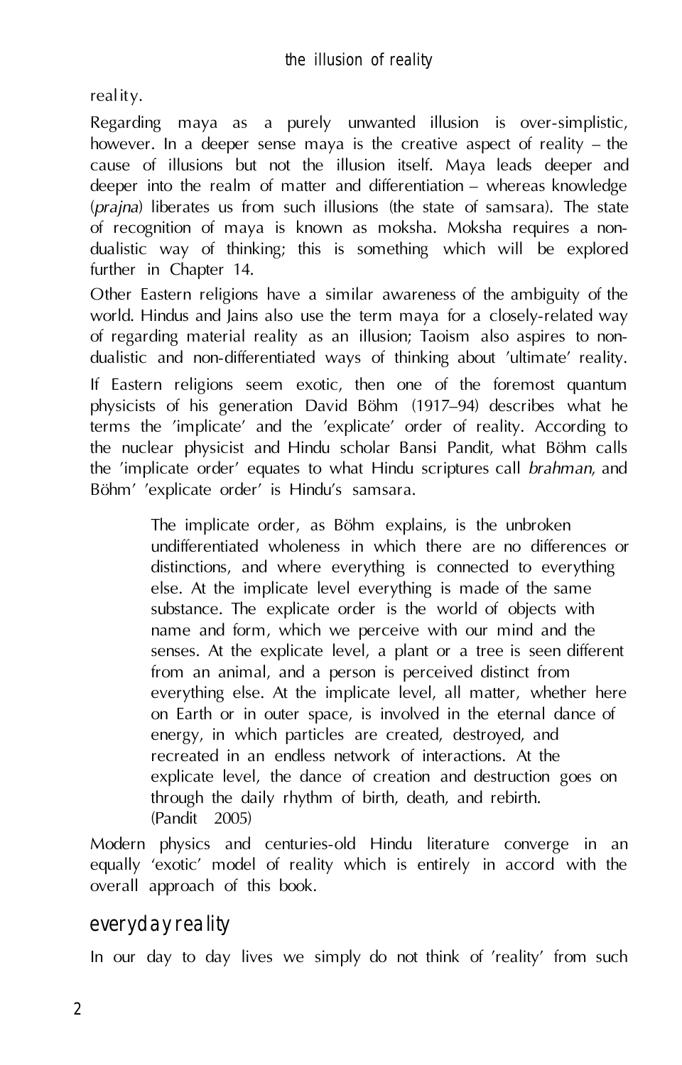reality.

Regarding maya as a purely unwanted illusion is over-simplistic, however. In a deeper sense maya is the creative aspect of reality – the cause of illusions but not the illusion itself. Maya leads deeper and deeper into the realm of matter and differentiation – whereas knowledge (*prajna*) liberates us from such illusions (the state of samsara). The state of recognition of maya is known as moksha. Moksha requires a non-dualistic way of thinking; this is something which will be explored further in Chapter 14.

Other Eastern religions have a similar awareness of the ambiguity of the world. Hindus and Jains also use the term maya for a closely-related way of regarding material reality as an illusion; Taoism also aspires to non-dualistic and non-differentiated ways of thinking about 'ultimate' reality.

If Eastern religions seem exotic, then one of the foremost quantum physicists of his generation David Böhm (1917–94) describes what he terms the 'implicate' and the 'explicate' order of reality. According to the nuclear physicist and Hindu scholar Bansi Pandit, what Böhm calls the 'implicate order' equates to what Hindu scriptures call *brahman*, and Böhm' 'explicate order' is Hindu's samsara.

> The implicate order, as Böhm explains, is the unbroken undifferentiated wholeness in which there are no differences or distinctions, and where everything is connected to everything else. At the implicate level everything is made of the same substance. The explicate order is the world of objects with name and form, which we perceive with our mind and the senses. At the explicate level, a plant or a tree is seen different from an animal, and a person is perceived distinct from everything else. At the implicate level, all matter, whether here on Earth or in outer space, is involved in the eternal dance of energy, in which particles are created, destroyed, and recreated in an endless network of interactions. At the explicate level, the dance of creation and destruction goes on through the daily rhythm of birth, death, and rebirth.
> (Pandit 2005)

Modern physics and centuries-old Hindu literature converge in an equally 'exotic' model of reality which is entirely in accord with the overall approach of this book.

## everyday reality

In our day to day lives we simply do not think of 'reality' from such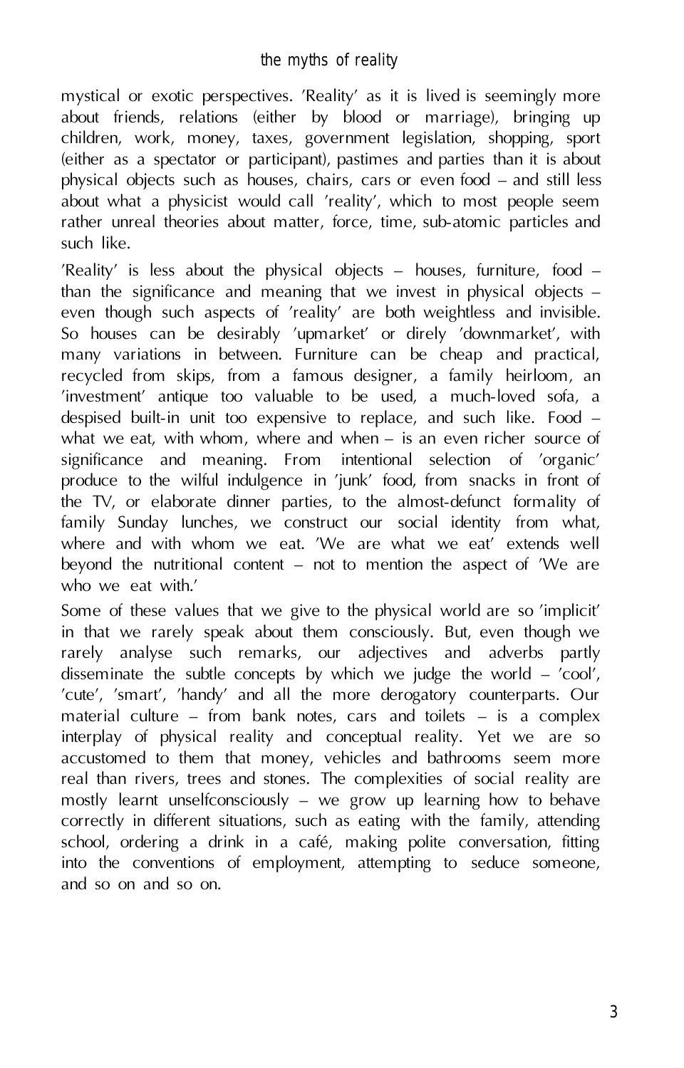mystical or exotic perspectives. 'Reality' as it is lived is seemingly more about friends, relations (either by blood or marriage), bringing up children, work, money, taxes, government legislation, shopping, sport (either as a spectator or participant), pastimes and parties than it is about physical objects such as houses, chairs, cars or even food – and still less about what a physicist would call 'reality', which to most people seem rather unreal theories about matter, force, time, sub-atomic particles and such like.

'Reality' is less about the physical objects – houses, furniture, food – than the significance and meaning that we invest in physical objects – even though such aspects of 'reality' are both weightless and invisible. So houses can be desirably 'upmarket' or direly 'downmarket', with many variations in between. Furniture can be cheap and practical, recycled from skips, from a famous designer, a family heirloom, an 'investment' antique too valuable to be used, a much-loved sofa, a despised built-in unit too expensive to replace, and such like. Food – what we eat, with whom, where and when – is an even richer source of significance and meaning. From intentional selection of 'organic' produce to the wilful indulgence in 'junk' food, from snacks in front of the TV, or elaborate dinner parties, to the almost-defunct formality of family Sunday lunches, we construct our social identity from what, where and with whom we eat. 'We are what we eat' extends well beyond the nutritional content – not to mention the aspect of 'We are who we eat with.'

Some of these values that we give to the physical world are so 'implicit' in that we rarely speak about them consciously. But, even though we rarely analyse such remarks, our adjectives and adverbs partly disseminate the subtle concepts by which we judge the world – 'cool', 'cute', 'smart', 'handy' and all the more derogatory counterparts. Our material culture – from bank notes, cars and toilets – is a complex interplay of physical reality and conceptual reality. Yet we are so accustomed to them that money, vehicles and bathrooms seem more real than rivers, trees and stones. The complexities of social reality are mostly learnt unselfconsciously – we grow up learning how to behave correctly in different situations, such as eating with the family, attending school, ordering a drink in a café, making polite conversation, fitting into the conventions of employment, attempting to seduce someone, and so on and so on.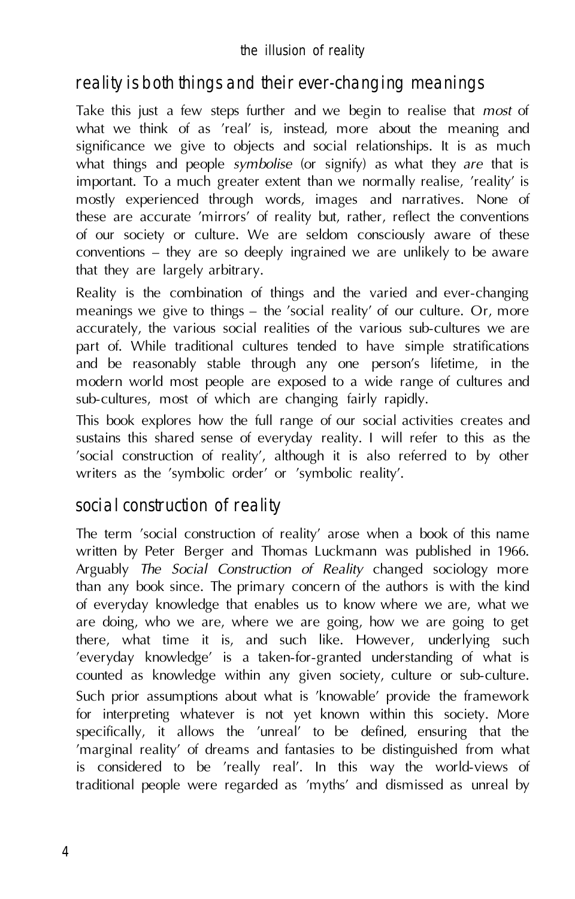## reality is both things and their ever-changing meanings

Take this just a few steps further and we begin to realise that *most* of what we think of as 'real' is, instead, more about the meaning and significance we give to objects and social relationships. It is as much what things and people *symbolise* (or signify) as what they *are* that is important. To a much greater extent than we normally realise, 'reality' is mostly experienced through words, images and narratives. None of these are accurate 'mirrors' of reality but, rather, reflect the conventions of our society or culture. We are seldom consciously aware of these conventions – they are so deeply ingrained we are unlikely to be aware that they are largely arbitrary.

Reality is the combination of things and the varied and ever-changing meanings we give to things – the 'social reality' of our culture. Or, more accurately, the various social realities of the various sub-cultures we are part of. While traditional cultures tended to have simple stratifications and be reasonably stable through any one person's lifetime, in the modern world most people are exposed to a wide range of cultures and sub-cultures, most of which are changing fairly rapidly.

This book explores how the full range of our social activities creates and sustains this shared sense of everyday reality. I will refer to this as the 'social construction of reality', although it is also referred to by other writers as the 'symbolic order' or 'symbolic reality'.

## social construction of reality

The term 'social construction of reality' arose when a book of this name written by Peter Berger and Thomas Luckmann was published in 1966. Arguably *The Social Construction of Reality* changed sociology more than any book since. The primary concern of the authors is with the kind of everyday knowledge that enables us to know where we are, what we are doing, who we are, where we are going, how we are going to get there, what time it is, and such like. However, underlying such 'everyday knowledge' is a taken-for-granted understanding of what is counted as knowledge within any given society, culture or sub-culture. Such prior assumptions about what is 'knowable' provide the framework for interpreting whatever is not yet known within this society. More specifically, it allows the 'unreal' to be defined, ensuring that the 'marginal reality' of dreams and fantasies to be distinguished from what is considered to be 'really real'. In this way the world-views of traditional people were regarded as 'myths' and dismissed as unreal by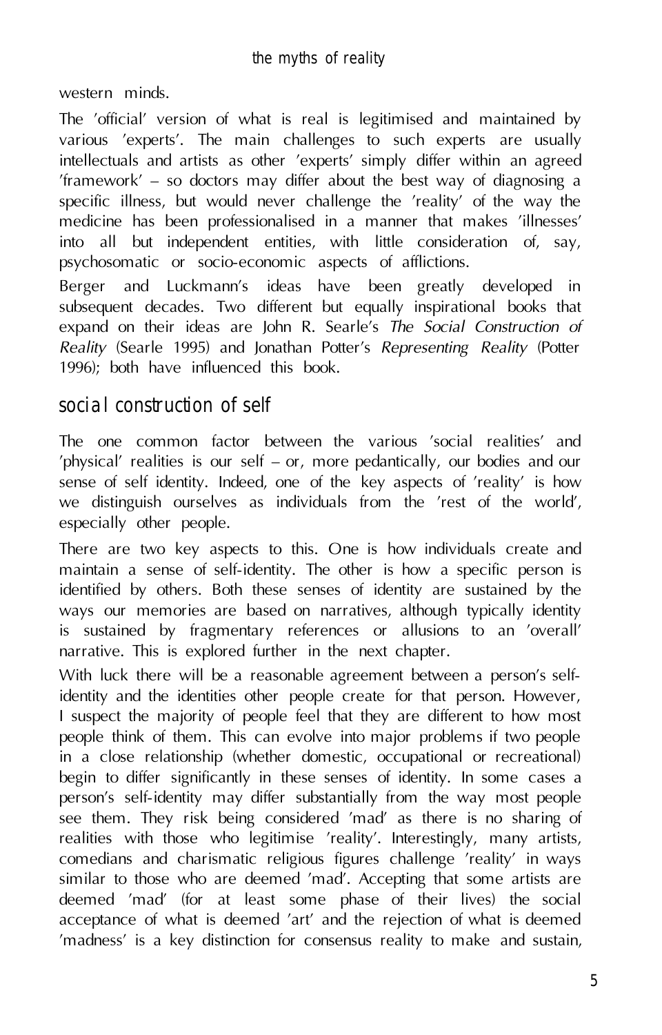western minds.

The 'official' version of what is real is legitimised and maintained by various 'experts'. The main challenges to such experts are usually intellectuals and artists as other 'experts' simply differ within an agreed 'framework' – so doctors may differ about the best way of diagnosing a specific illness, but would never challenge the 'reality' of the way the medicine has been professionalised in a manner that makes 'illnesses' into all but independent entities, with little consideration of, say, psychosomatic or socio-economic aspects of afflictions.

Berger and Luckmann's ideas have been greatly developed in subsequent decades. Two different but equally inspirational books that expand on their ideas are John R. Searle's *The Social Construction of Reality* (Searle 1995) and Jonathan Potter's *Representing Reality* (Potter 1996); both have influenced this book.

## social construction of self

The one common factor between the various 'social realities' and 'physical' realities is our self – or, more pedantically, our bodies and our sense of self identity. Indeed, one of the key aspects of 'reality' is how we distinguish ourselves as individuals from the 'rest of the world', especially other people.

There are two key aspects to this. One is how individuals create and maintain a sense of self-identity. The other is how a specific person is identified by others. Both these senses of identity are sustained by the ways our memories are based on narratives, although typically identity is sustained by fragmentary references or allusions to an 'overall' narrative. This is explored further in the next chapter.

With luck there will be a reasonable agreement between a person's self-identity and the identities other people create for that person. However, I suspect the majority of people feel that they are different to how most people think of them. This can evolve into major problems if two people in a close relationship (whether domestic, occupational or recreational) begin to differ significantly in these senses of identity. In some cases a person's self-identity may differ substantially from the way most people see them. They risk being considered 'mad' as there is no sharing of realities with those who legitimise 'reality'. Interestingly, many artists, comedians and charismatic religious figures challenge 'reality' in ways similar to those who are deemed 'mad'. Accepting that some artists are deemed 'mad' (for at least some phase of their lives) the social acceptance of what is deemed 'art' and the rejection of what is deemed 'madness' is a key distinction for consensus reality to make and sustain,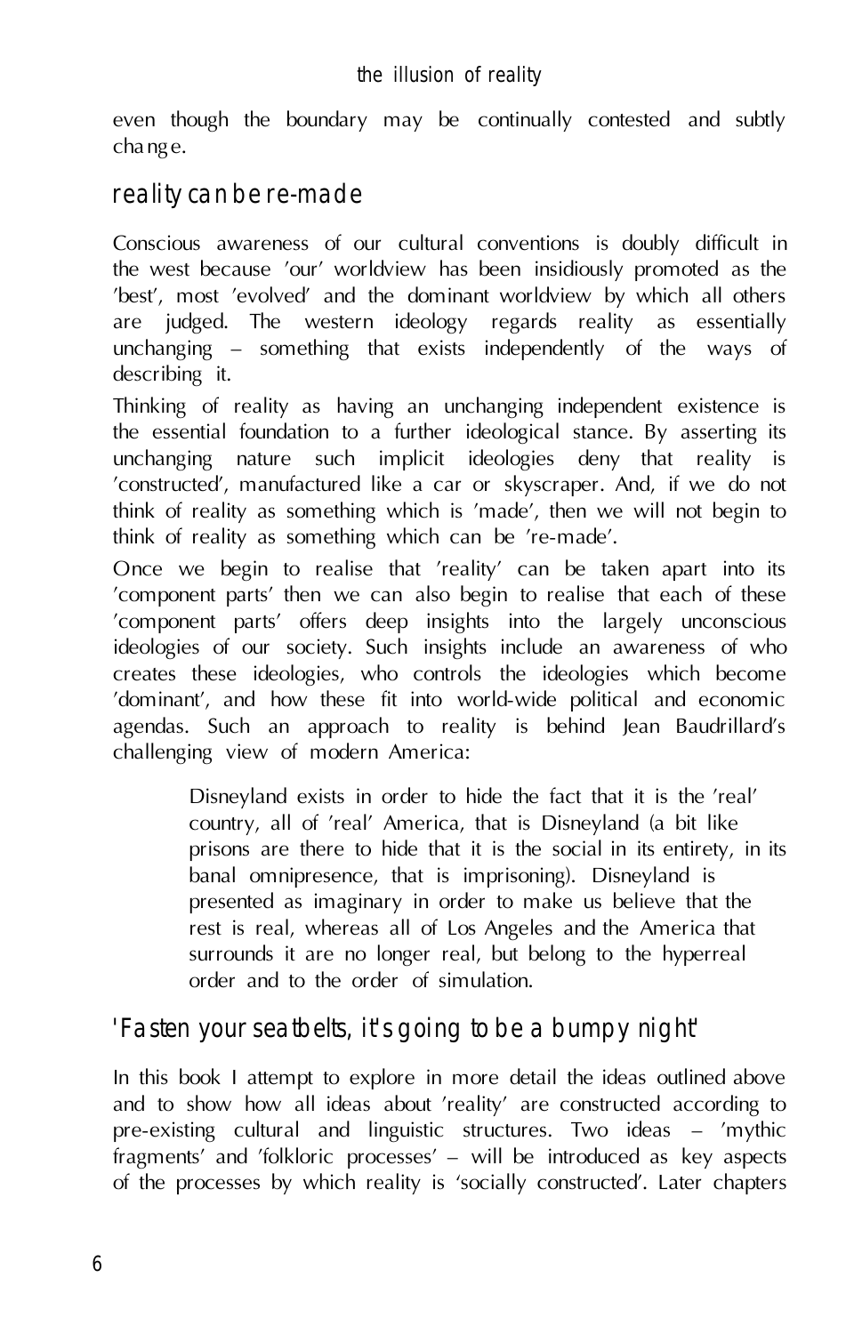even though the boundary may be continually contested and subtly change.

## reality can be re-made

Conscious awareness of our cultural conventions is doubly difficult in the west because 'our' worldview has been insidiously promoted as the 'best', most 'evolved' and the dominant worldview by which all others are judged. The western ideology regards reality as essentially unchanging – something that exists independently of the ways of describing it.

Thinking of reality as having an unchanging independent existence is the essential foundation to a further ideological stance. By asserting its unchanging nature such implicit ideologies deny that reality is 'constructed', manufactured like a car or skyscraper. And, if we do not think of reality as something which is 'made', then we will not begin to think of reality as something which can be 're-made'.

Once we begin to realise that 'reality' can be taken apart into its 'component parts' then we can also begin to realise that each of these 'component parts' offers deep insights into the largely unconscious ideologies of our society. Such insights include an awareness of who creates these ideologies, who controls the ideologies which become 'dominant', and how these fit into world-wide political and economic agendas. Such an approach to reality is behind Jean Baudrillard's challenging view of modern America:

> Disneyland exists in order to hide the fact that it is the 'real' country, all of 'real' America, that is Disneyland (a bit like prisons are there to hide that it is the social in its entirety, in its banal omnipresence, that is imprisoning). Disneyland is presented as imaginary in order to make us believe that the rest is real, whereas all of Los Angeles and the America that surrounds it are no longer real, but belong to the hyperreal order and to the order of simulation.

## 'Fasten your seatbelts, it's going to be a bumpy night'

In this book I attempt to explore in more detail the ideas outlined above and to show how all ideas about 'reality' are constructed according to pre-existing cultural and linguistic structures. Two ideas – 'mythic fragments' and 'folkloric processes' – will be introduced as key aspects of the processes by which reality is 'socially constructed'. Later chapters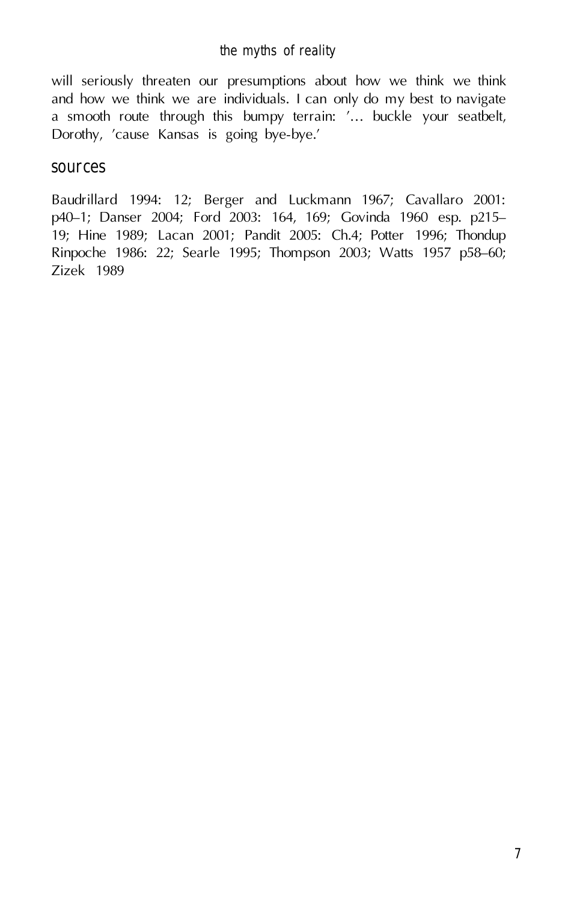will seriously threaten our presumptions about how we think we think and how we think we are individuals. I can only do my best to navigate a smooth route through this bumpy terrain: '... buckle your seatbelt, Dorothy, 'cause Kansas is going bye-bye.'

## sources

Baudrillard 1994: 12; Berger and Luckmann 1967; Cavallaro 2001: p40–1; Danser 2004; Ford 2003: 164, 169; Govinda 1960 esp. p215–19; Hine 1989; Lacan 2001; Pandit 2005: Ch.4; Potter 1996; Thondup Rinpoche 1986: 22; Searle 1995; Thompson 2003; Watts 1957 p58–60; Zizek 1989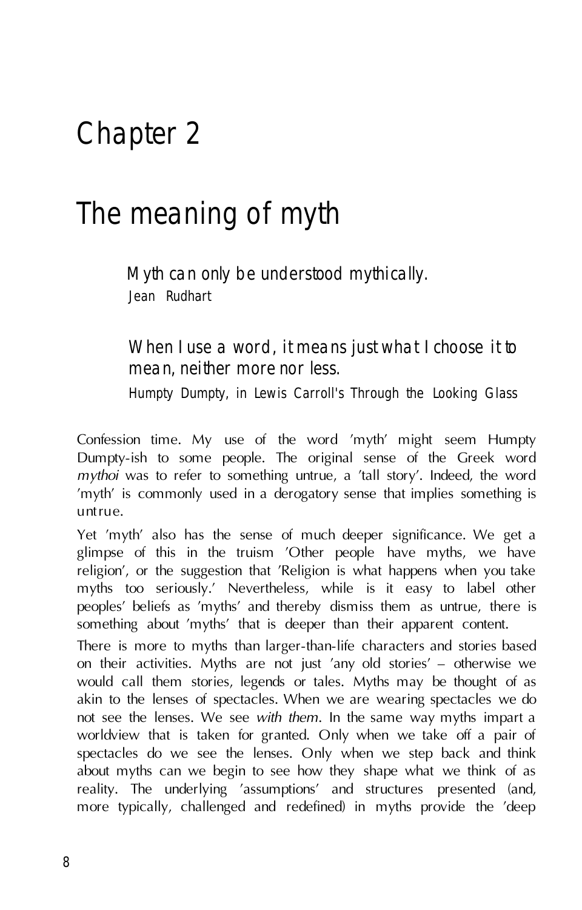# Chapter 2

## The meaning of myth

> Myth can only be understood mythically.
>
> Jean Rudhart

> When I use a word, it means just what I choose it to mean, neither more nor less.
>
> Humpty Dumpty, in Lewis Carroll's Through the Looking Glass

Confession time. My use of the word 'myth' might seem Humpty Dumpty-ish to some people. The original sense of the Greek word *mythoi* was to refer to something untrue, a 'tall story'. Indeed, the word 'myth' is commonly used in a derogatory sense that implies something is untrue.

Yet 'myth' also has the sense of much deeper significance. We get a glimpse of this in the truism 'Other people have myths, we have religion', or the suggestion that 'Religion is what happens when you take myths too seriously.' Nevertheless, while is it easy to label other peoples' beliefs as 'myths' and thereby dismiss them as untrue, there is something about 'myths' that is deeper than their apparent content.

There is more to myths than larger-than-life characters and stories based on their activities. Myths are not just 'any old stories' – otherwise we would call them stories, legends or tales. Myths may be thought of as akin to the lenses of spectacles. When we are wearing spectacles we do not see the lenses. We see *with them*. In the same way myths impart a worldview that is taken for granted. Only when we take off a pair of spectacles do we see the lenses. Only when we step back and think about myths can we begin to see how they shape what we think of as reality. The underlying 'assumptions' and structures presented (and, more typically, challenged and redefined) in myths provide the 'deep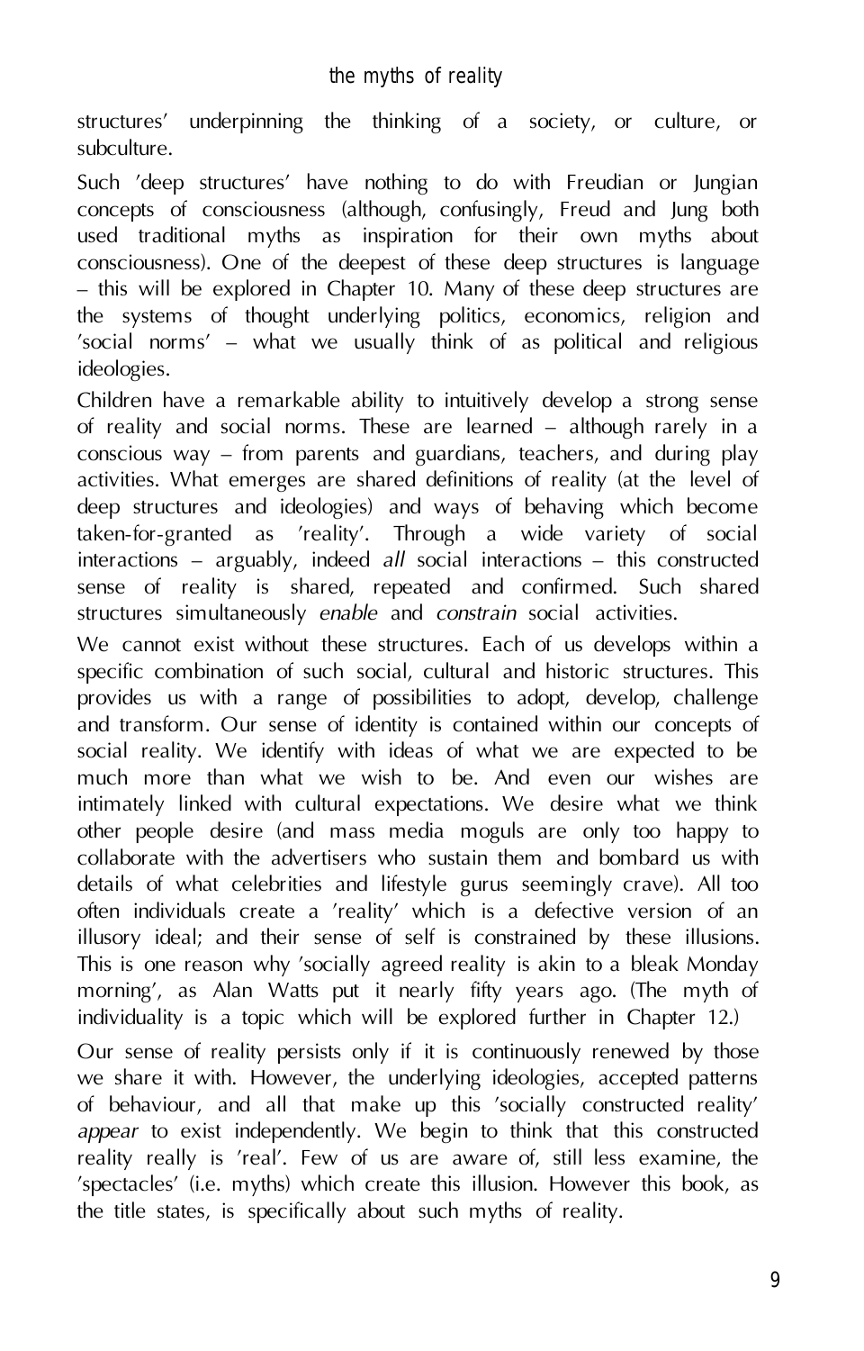structures' underpinning the thinking of a society, or culture, or subculture.

Such 'deep structures' have nothing to do with Freudian or Jungian concepts of consciousness (although, confusingly, Freud and Jung both used traditional myths as inspiration for their own myths about consciousness). One of the deepest of these deep structures is language – this will be explored in Chapter 10. Many of these deep structures are the systems of thought underlying politics, economics, religion and 'social norms' – what we usually think of as political and religious ideologies.

Children have a remarkable ability to intuitively develop a strong sense of reality and social norms. These are learned – although rarely in a conscious way – from parents and guardians, teachers, and during play activities. What emerges are shared definitions of reality (at the level of deep structures and ideologies) and ways of behaving which become taken-for-granted as 'reality'. Through a wide variety of social interactions – arguably, indeed *all* social interactions – this constructed sense of reality is shared, repeated and confirmed. Such shared structures simultaneously *enable* and *constrain* social activities.

We cannot exist without these structures. Each of us develops within a specific combination of such social, cultural and historic structures. This provides us with a range of possibilities to adopt, develop, challenge and transform. Our sense of identity is contained within our concepts of social reality. We identify with ideas of what we are expected to be much more than what we wish to be. And even our wishes are intimately linked with cultural expectations. We desire what we think other people desire (and mass media moguls are only too happy to collaborate with the advertisers who sustain them and bombard us with details of what celebrities and lifestyle gurus seemingly crave). All too often individuals create a 'reality' which is a defective version of an illusory ideal; and their sense of self is constrained by these illusions. This is one reason why 'socially agreed reality is akin to a bleak Monday morning', as Alan Watts put it nearly fifty years ago. (The myth of individuality is a topic which will be explored further in Chapter 12.)

Our sense of reality persists only if it is continuously renewed by those we share it with. However, the underlying ideologies, accepted patterns of behaviour, and all that make up this 'socially constructed reality' *appear* to exist independently. We begin to think that this constructed reality really is 'real'. Few of us are aware of, still less examine, the 'spectacles' (i.e. myths) which create this illusion. However this book, as the title states, is specifically about such myths of reality.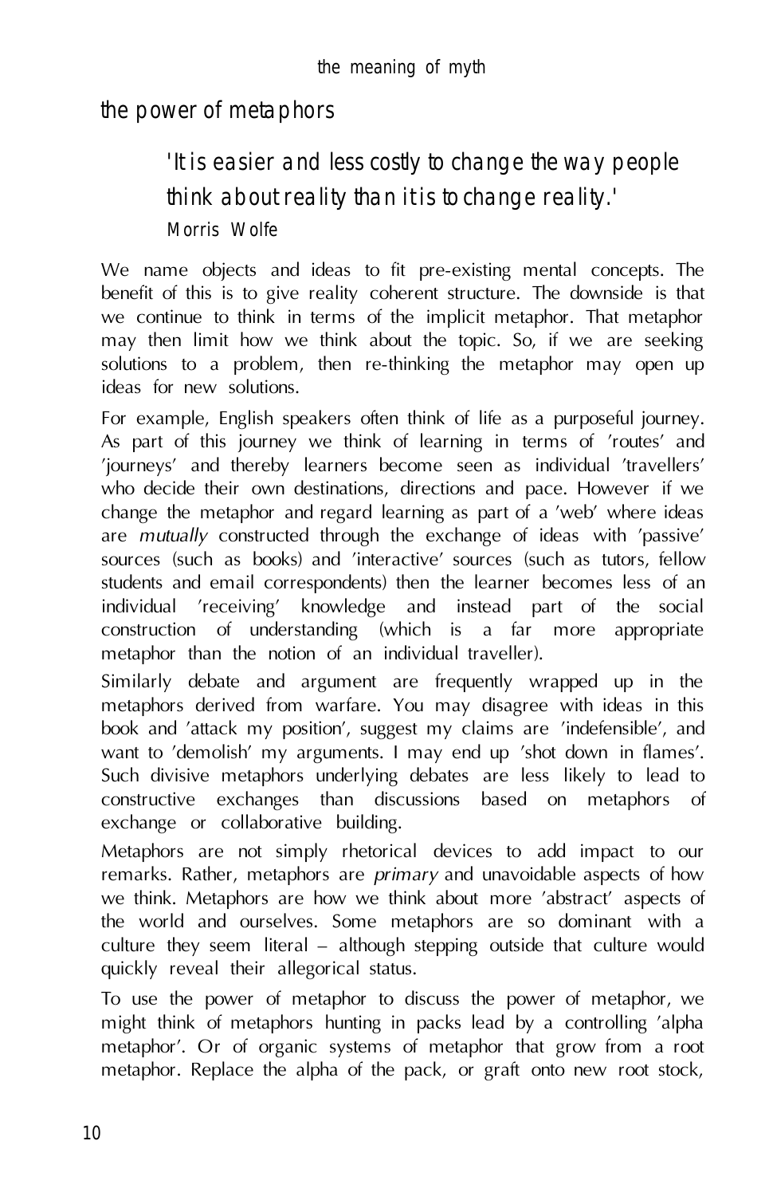## the power of metaphors

> 'It is easier and less costly to change the way people think about reality than it is to change reality.'
> Morris Wolfe

We name objects and ideas to fit pre-existing mental concepts. The benefit of this is to give reality coherent structure. The downside is that we continue to think in terms of the implicit metaphor. That metaphor may then limit how we think about the topic. So, if we are seeking solutions to a problem, then re-thinking the metaphor may open up ideas for new solutions.

For example, English speakers often think of life as a purposeful journey. As part of this journey we think of learning in terms of 'routes' and 'journeys' and thereby learners become seen as individual 'travellers' who decide their own destinations, directions and pace. However if we change the metaphor and regard learning as part of a 'web' where ideas are *mutually* constructed through the exchange of ideas with 'passive' sources (such as books) and 'interactive' sources (such as tutors, fellow students and email correspondents) then the learner becomes less of an individual 'receiving' knowledge and instead part of the social construction of understanding (which is a far more appropriate metaphor than the notion of an individual traveller).

Similarly debate and argument are frequently wrapped up in the metaphors derived from warfare. You may disagree with ideas in this book and 'attack my position', suggest my claims are 'indefensible', and want to 'demolish' my arguments. I may end up 'shot down in flames'. Such divisive metaphors underlying debates are less likely to lead to constructive exchanges than discussions based on metaphors of exchange or collaborative building.

Metaphors are not simply rhetorical devices to add impact to our remarks. Rather, metaphors are *primary* and unavoidable aspects of how we think. Metaphors are how we think about more 'abstract' aspects of the world and ourselves. Some metaphors are so dominant with a culture they seem literal – although stepping outside that culture would quickly reveal their allegorical status.

To use the power of metaphor to discuss the power of metaphor, we might think of metaphors hunting in packs lead by a controlling 'alpha metaphor'. Or of organic systems of metaphor that grow from a root metaphor. Replace the alpha of the pack, or graft onto new root stock,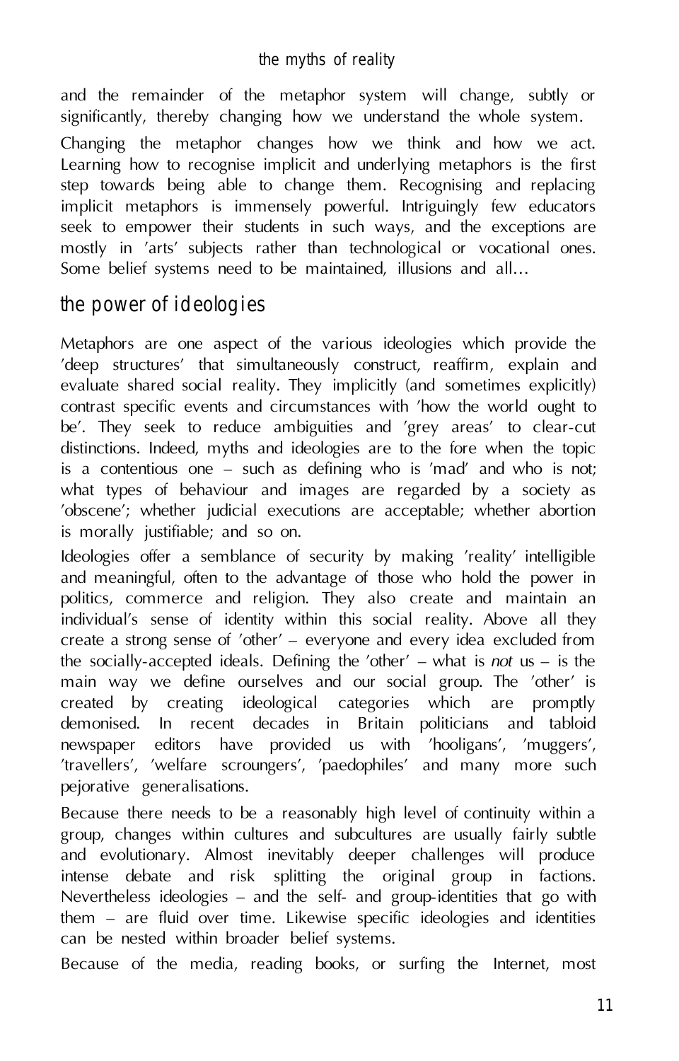and the remainder of the metaphor system will change, subtly or significantly, thereby changing how we understand the whole system.

Changing the metaphor changes how we think and how we act. Learning how to recognise implicit and underlying metaphors is the first step towards being able to change them. Recognising and replacing implicit metaphors is immensely powerful. Intriguingly few educators seek to empower their students in such ways, and the exceptions are mostly in 'arts' subjects rather than technological or vocational ones. Some belief systems need to be maintained, illusions and all...

## the power of ideologies

Metaphors are one aspect of the various ideologies which provide the 'deep structures' that simultaneously construct, reaffirm, explain and evaluate shared social reality. They implicitly (and sometimes explicitly) contrast specific events and circumstances with 'how the world ought to be'. They seek to reduce ambiguities and 'grey areas' to clear-cut distinctions. Indeed, myths and ideologies are to the fore when the topic is a contentious one – such as defining who is 'mad' and who is not; what types of behaviour and images are regarded by a society as 'obscene'; whether judicial executions are acceptable; whether abortion is morally justifiable; and so on.

Ideologies offer a semblance of security by making 'reality' intelligible and meaningful, often to the advantage of those who hold the power in politics, commerce and religion. They also create and maintain an individual's sense of identity within this social reality. Above all they create a strong sense of 'other' – everyone and every idea excluded from the socially-accepted ideals. Defining the 'other' – what is *not* us – is the main way we define ourselves and our social group. The 'other' is created by creating ideological categories which are promptly demonised. In recent decades in Britain politicians and tabloid newspaper editors have provided us with 'hooligans', 'muggers', 'travellers', 'welfare scroungers', 'paedophiles' and many more such pejorative generalisations.

Because there needs to be a reasonably high level of continuity within a group, changes within cultures and subcultures are usually fairly subtle and evolutionary. Almost inevitably deeper challenges will produce intense debate and risk splitting the original group in factions. Nevertheless ideologies – and the self- and group-identities that go with them – are fluid over time. Likewise specific ideologies and identities can be nested within broader belief systems.

Because of the media, reading books, or surfing the Internet, most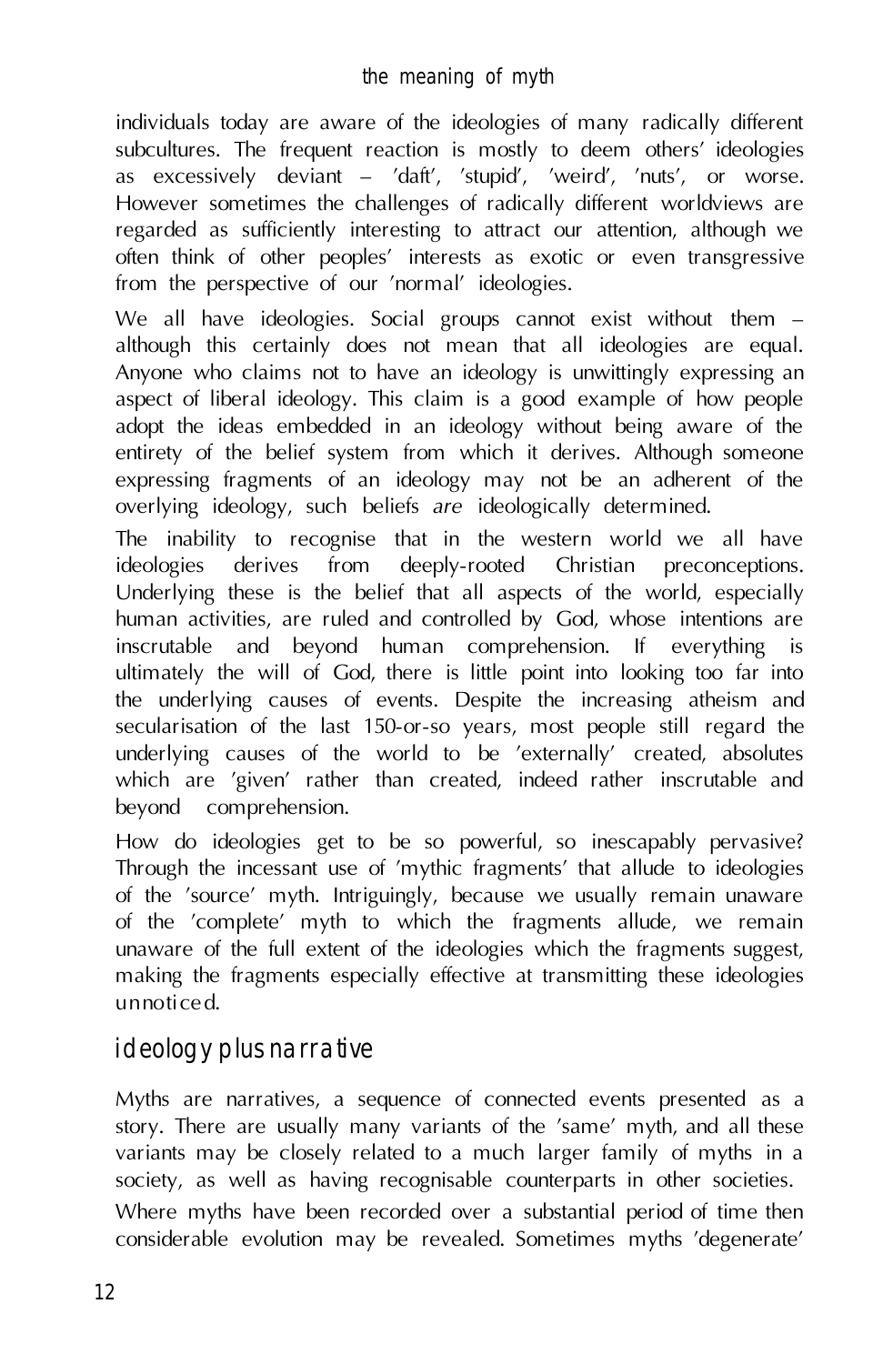individuals today are aware of the ideologies of many radically different subcultures. The frequent reaction is mostly to deem others' ideologies as excessively deviant – 'daft', 'stupid', 'weird', 'nuts', or worse. However sometimes the challenges of radically different worldviews are regarded as sufficiently interesting to attract our attention, although we often think of other peoples' interests as exotic or even transgressive from the perspective of our 'normal' ideologies.

We all have ideologies. Social groups cannot exist without them – although this certainly does not mean that all ideologies are equal. Anyone who claims not to have an ideology is unwittingly expressing an aspect of liberal ideology. This claim is a good example of how people adopt the ideas embedded in an ideology without being aware of the entirety of the belief system from which it derives. Although someone expressing fragments of an ideology may not be an adherent of the overlying ideology, such beliefs *are* ideologically determined.

The inability to recognise that in the western world we all have ideologies derives from deeply-rooted Christian preconceptions. Underlying these is the belief that all aspects of the world, especially human activities, are ruled and controlled by God, whose intentions are inscrutable and beyond human comprehension. If everything is ultimately the will of God, there is little point into looking too far into the underlying causes of events. Despite the increasing atheism and secularisation of the last 150-or-so years, most people still regard the underlying causes of the world to be 'externally' created, absolutes which are 'given' rather than created, indeed rather inscrutable and beyond comprehension.

How do ideologies get to be so powerful, so inescapably pervasive? Through the incessant use of 'mythic fragments' that allude to ideologies of the 'source' myth. Intriguingly, because we usually remain unaware of the 'complete' myth to which the fragments allude, we remain unaware of the full extent of the ideologies which the fragments suggest, making the fragments especially effective at transmitting these ideologies unnoticed.

## ideology plus narrative

Myths are narratives, a sequence of connected events presented as a story. There are usually many variants of the 'same' myth, and all these variants may be closely related to a much larger family of myths in a society, as well as having recognisable counterparts in other societies.

Where myths have been recorded over a substantial period of time then considerable evolution may be revealed. Sometimes myths 'degenerate'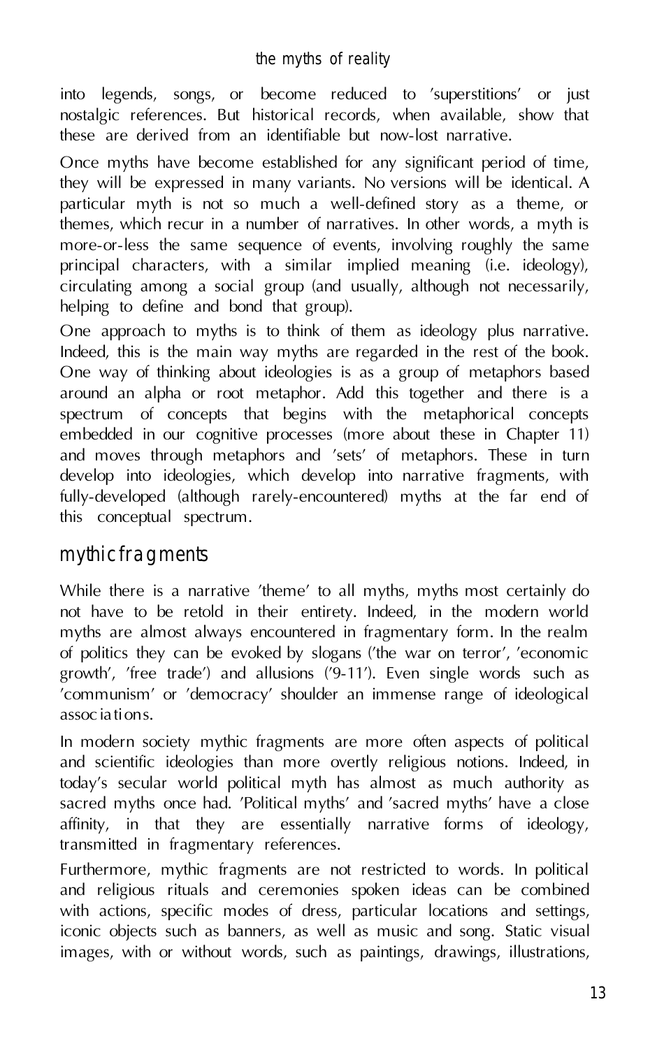into legends, songs, or become reduced to 'superstitions' or just nostalgic references. But historical records, when available, show that these are derived from an identifiable but now-lost narrative.

Once myths have become established for any significant period of time, they will be expressed in many variants. No versions will be identical. A particular myth is not so much a well-defined story as a theme, or themes, which recur in a number of narratives. In other words, a myth is more-or-less the same sequence of events, involving roughly the same principal characters, with a similar implied meaning (i.e. ideology), circulating among a social group (and usually, although not necessarily, helping to define and bond that group).

One approach to myths is to think of them as ideology plus narrative. Indeed, this is the main way myths are regarded in the rest of the book. One way of thinking about ideologies is as a group of metaphors based around an alpha or root metaphor. Add this together and there is a spectrum of concepts that begins with the metaphorical concepts embedded in our cognitive processes (more about these in Chapter 11) and moves through metaphors and 'sets' of metaphors. These in turn develop into ideologies, which develop into narrative fragments, with fully-developed (although rarely-encountered) myths at the far end of this conceptual spectrum.

## mythic fragments

While there is a narrative 'theme' to all myths, myths most certainly do not have to be retold in their entirety. Indeed, in the modern world myths are almost always encountered in fragmentary form. In the realm of politics they can be evoked by slogans ('the war on terror', 'economic growth', 'free trade') and allusions ('9-11'). Even single words such as 'communism' or 'democracy' shoulder an immense range of ideological associations.

In modern society mythic fragments are more often aspects of political and scientific ideologies than more overtly religious notions. Indeed, in today's secular world political myth has almost as much authority as sacred myths once had. 'Political myths' and 'sacred myths' have a close affinity, in that they are essentially narrative forms of ideology, transmitted in fragmentary references.

Furthermore, mythic fragments are not restricted to words. In political and religious rituals and ceremonies spoken ideas can be combined with actions, specific modes of dress, particular locations and settings, iconic objects such as banners, as well as music and song. Static visual images, with or without words, such as paintings, drawings, illustrations,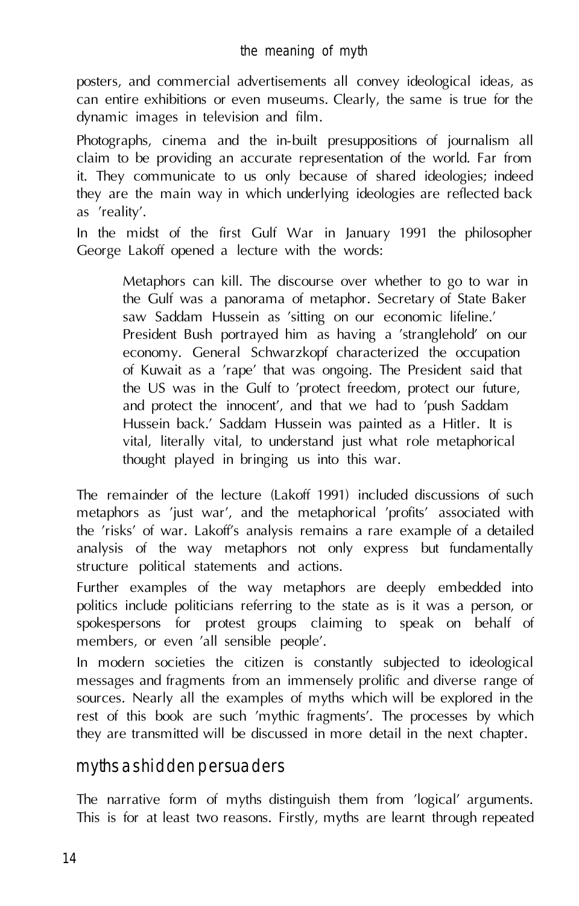posters, and commercial advertisements all convey ideological ideas, as can entire exhibitions or even museums. Clearly, the same is true for the dynamic images in television and film.

Photographs, cinema and the in-built presuppositions of journalism all claim to be providing an accurate representation of the world. Far from it. They communicate to us only because of shared ideologies; indeed they are the main way in which underlying ideologies are reflected back as 'reality'.

In the midst of the first Gulf War in January 1991 the philosopher George Lakoff opened a lecture with the words:

> Metaphors can kill. The discourse over whether to go to war in the Gulf was a panorama of metaphor. Secretary of State Baker saw Saddam Hussein as 'sitting on our economic lifeline.' President Bush portrayed him as having a 'stranglehold' on our economy. General Schwarzkopf characterized the occupation of Kuwait as a 'rape' that was ongoing. The President said that the US was in the Gulf to 'protect freedom, protect our future, and protect the innocent', and that we had to 'push Saddam Hussein back.' Saddam Hussein was painted as a Hitler. It is vital, literally vital, to understand just what role metaphorical thought played in bringing us into this war.

The remainder of the lecture (Lakoff 1991) included discussions of such metaphors as 'just war', and the metaphorical 'profits' associated with the 'risks' of war. Lakoff's analysis remains a rare example of a detailed analysis of the way metaphors not only express but fundamentally structure political statements and actions.

Further examples of the way metaphors are deeply embedded into politics include politicians referring to the state as is it was a person, or spokespersons for protest groups claiming to speak on behalf of members, or even 'all sensible people'.

In modern societies the citizen is constantly subjected to ideological messages and fragments from an immensely prolific and diverse range of sources. Nearly all the examples of myths which will be explored in the rest of this book are such 'mythic fragments'. The processes by which they are transmitted will be discussed in more detail in the next chapter.

## myths as hidden persuaders

The narrative form of myths distinguish them from 'logical' arguments. This is for at least two reasons. Firstly, myths are learnt through repeated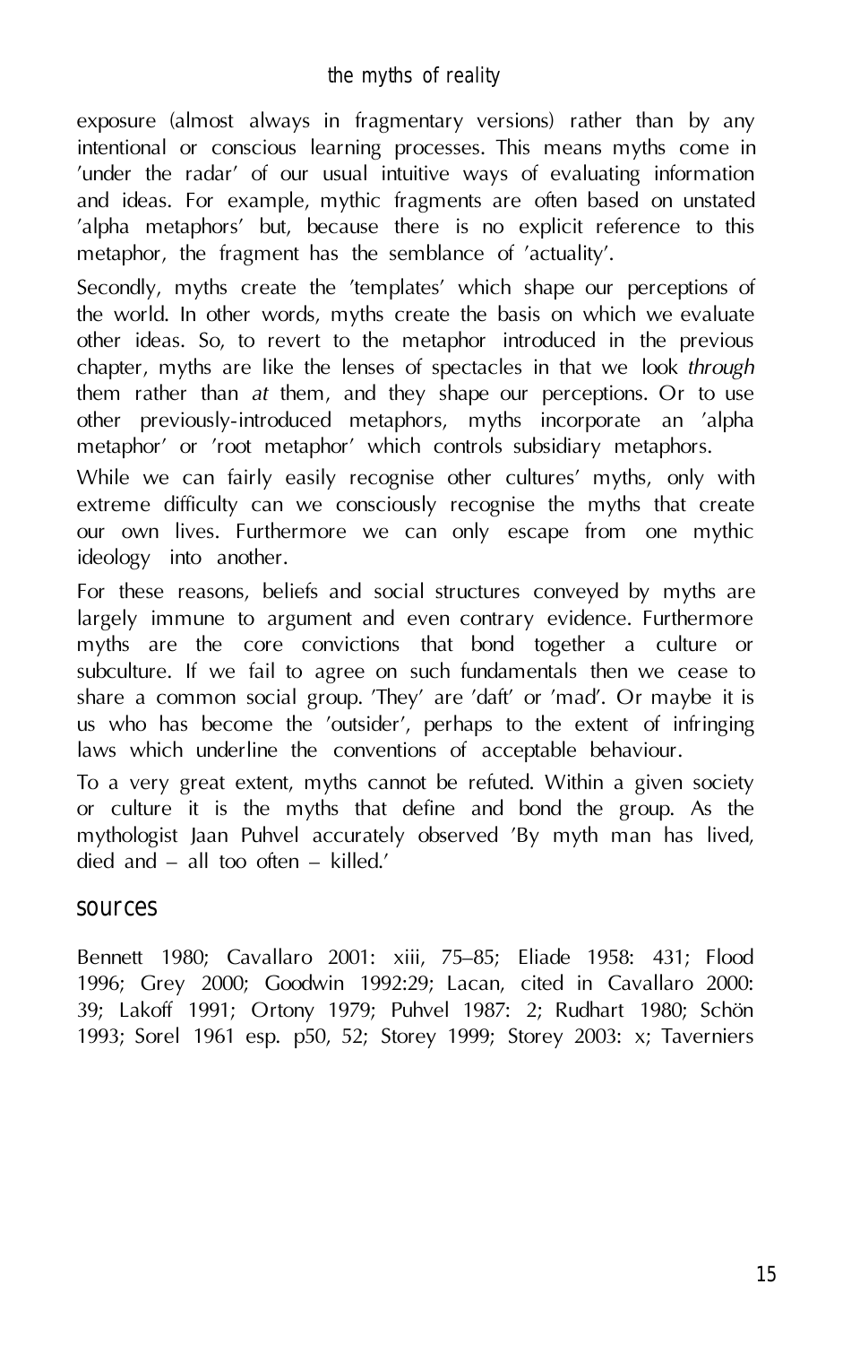exposure (almost always in fragmentary versions) rather than by any intentional or conscious learning processes. This means myths come in 'under the radar' of our usual intuitive ways of evaluating information and ideas. For example, mythic fragments are often based on unstated 'alpha metaphors' but, because there is no explicit reference to this metaphor, the fragment has the semblance of 'actuality'.

Secondly, myths create the 'templates' which shape our perceptions of the world. In other words, myths create the basis on which we evaluate other ideas. So, to revert to the metaphor introduced in the previous chapter, myths are like the lenses of spectacles in that we look *through* them rather than *at* them, and they shape our perceptions. Or to use other previously-introduced metaphors, myths incorporate an 'alpha metaphor' or 'root metaphor' which controls subsidiary metaphors.

While we can fairly easily recognise other cultures' myths, only with extreme difficulty can we consciously recognise the myths that create our own lives. Furthermore we can only escape from one mythic ideology into another.

For these reasons, beliefs and social structures conveyed by myths are largely immune to argument and even contrary evidence. Furthermore myths are the core convictions that bond together a culture or subculture. If we fail to agree on such fundamentals then we cease to share a common social group. 'They' are 'daft' or 'mad'. Or maybe it is us who has become the 'outsider', perhaps to the extent of infringing laws which underline the conventions of acceptable behaviour.

To a very great extent, myths cannot be refuted. Within a given society or culture it is the myths that define and bond the group. As the mythologist Jaan Puhvel accurately observed 'By myth man has lived, died and – all too often – killed.'

## sources

Bennett 1980; Cavallaro 2001: xiii, 75–85; Eliade 1958: 431; Flood 1996; Grey 2000; Goodwin 1992:29; Lacan, cited in Cavallaro 2000: 39; Lakoff 1991; Ortony 1979; Puhvel 1987: 2; Rudhart 1980; Schön 1993; Sorel 1961 esp. p50, 52; Storey 1999; Storey 2003: x; Taverniers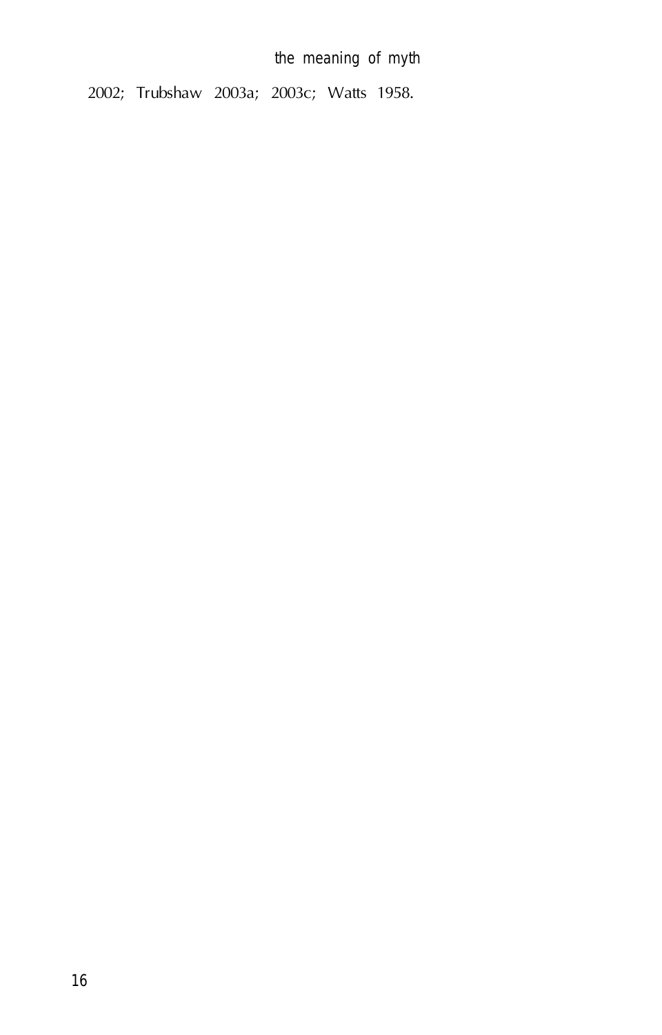2002; Trubshaw 2003a; 2003c; Watts 1958.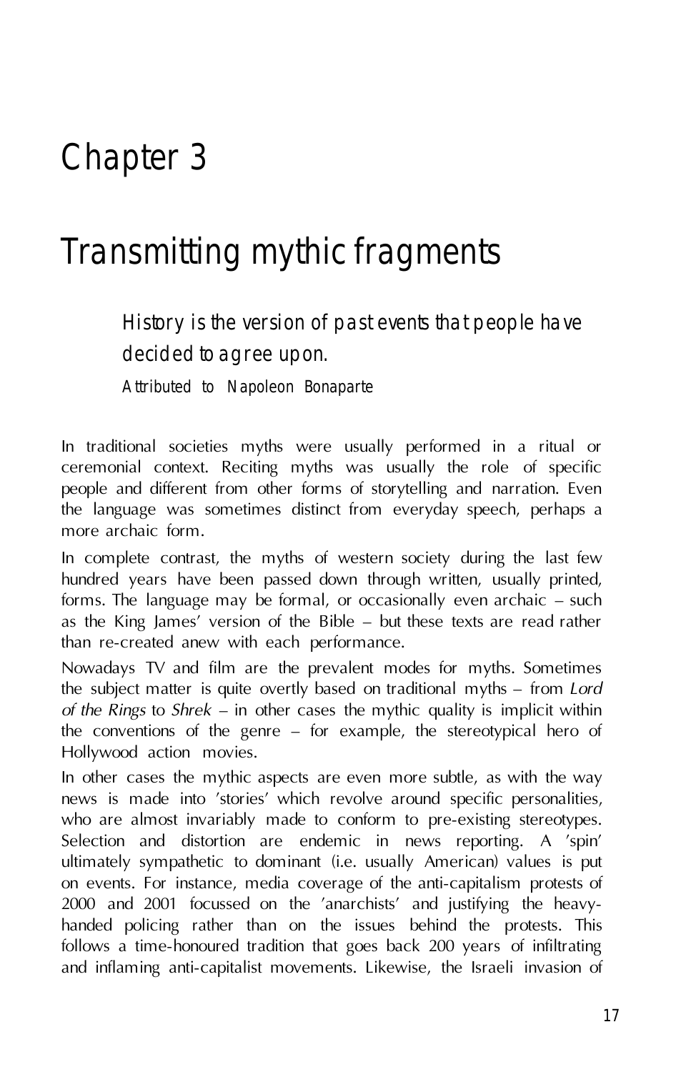# Chapter 3

# Transmitting mythic fragments

> History is the version of past events that people have decided to agree upon.
>
> Attributed to Napoleon Bonaparte

In traditional societies myths were usually performed in a ritual or ceremonial context. Reciting myths was usually the role of specific people and different from other forms of storytelling and narration. Even the language was sometimes distinct from everyday speech, perhaps a more archaic form.

In complete contrast, the myths of western society during the last few hundred years have been passed down through written, usually printed, forms. The language may be formal, or occasionally even archaic – such as the King James' version of the Bible – but these texts are read rather than re-created anew with each performance.

Nowadays TV and film are the prevalent modes for myths. Sometimes the subject matter is quite overtly based on traditional myths – from *Lord of the Rings* to *Shrek* – in other cases the mythic quality is implicit within the conventions of the genre – for example, the stereotypical hero of Hollywood action movies.

In other cases the mythic aspects are even more subtle, as with the way news is made into 'stories' which revolve around specific personalities, who are almost invariably made to conform to pre-existing stereotypes. Selection and distortion are endemic in news reporting. A 'spin' ultimately sympathetic to dominant (i.e. usually American) values is put on events. For instance, media coverage of the anti-capitalism protests of 2000 and 2001 focussed on the 'anarchists' and justifying the heavy-handed policing rather than on the issues behind the protests. This follows a time-honoured tradition that goes back 200 years of infiltrating and inflaming anti-capitalist movements. Likewise, the Israeli invasion of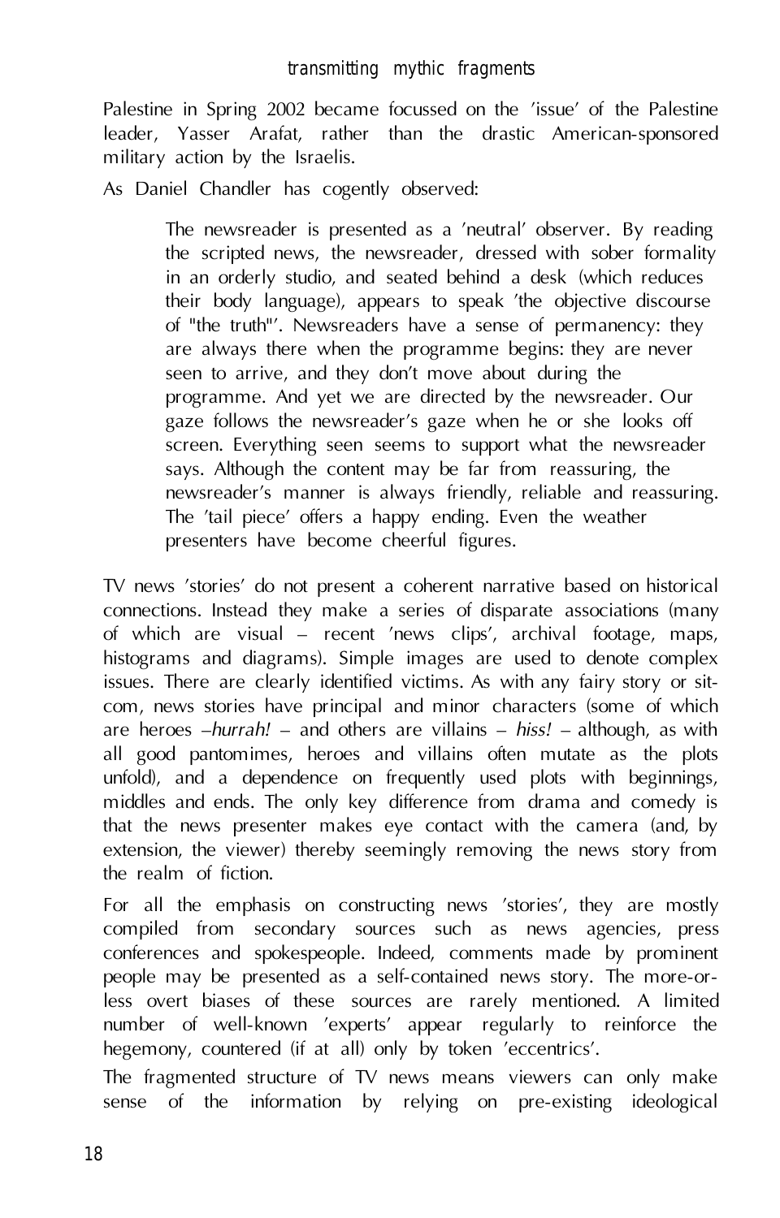Palestine in Spring 2002 became focussed on the 'issue' of the Palestine leader, Yasser Arafat, rather than the drastic American-sponsored military action by the Israelis.

As Daniel Chandler has cogently observed:

> The newsreader is presented as a 'neutral' observer. By reading the scripted news, the newsreader, dressed with sober formality in an orderly studio, and seated behind a desk (which reduces their body language), appears to speak 'the objective discourse of "the truth"'. Newsreaders have a sense of permanency: they are always there when the programme begins: they are never seen to arrive, and they don't move about during the programme. And yet we are directed by the newsreader. Our gaze follows the newsreader's gaze when he or she looks off screen. Everything seen seems to support what the newsreader says. Although the content may be far from reassuring, the newsreader's manner is always friendly, reliable and reassuring. The 'tail piece' offers a happy ending. Even the weather presenters have become cheerful figures.

TV news 'stories' do not present a coherent narrative based on historical connections. Instead they make a series of disparate associations (many of which are visual – recent 'news clips', archival footage, maps, histograms and diagrams). Simple images are used to denote complex issues. There are clearly identified victims. As with any fairy story or sit-com, news stories have principal and minor characters (some of which are heroes –*hurrah!* – and others are villains – *hiss!* – although, as with all good pantomimes, heroes and villains often mutate as the plots unfold), and a dependence on frequently used plots with beginnings, middles and ends. The only key difference from drama and comedy is that the news presenter makes eye contact with the camera (and, by extension, the viewer) thereby seemingly removing the news story from the realm of fiction.

For all the emphasis on constructing news 'stories', they are mostly compiled from secondary sources such as news agencies, press conferences and spokespeople. Indeed, comments made by prominent people may be presented as a self-contained news story. The more-or-less overt biases of these sources are rarely mentioned. A limited number of well-known 'experts' appear regularly to reinforce the hegemony, countered (if at all) only by token 'eccentrics'.

The fragmented structure of TV news means viewers can only make sense of the information by relying on pre-existing ideological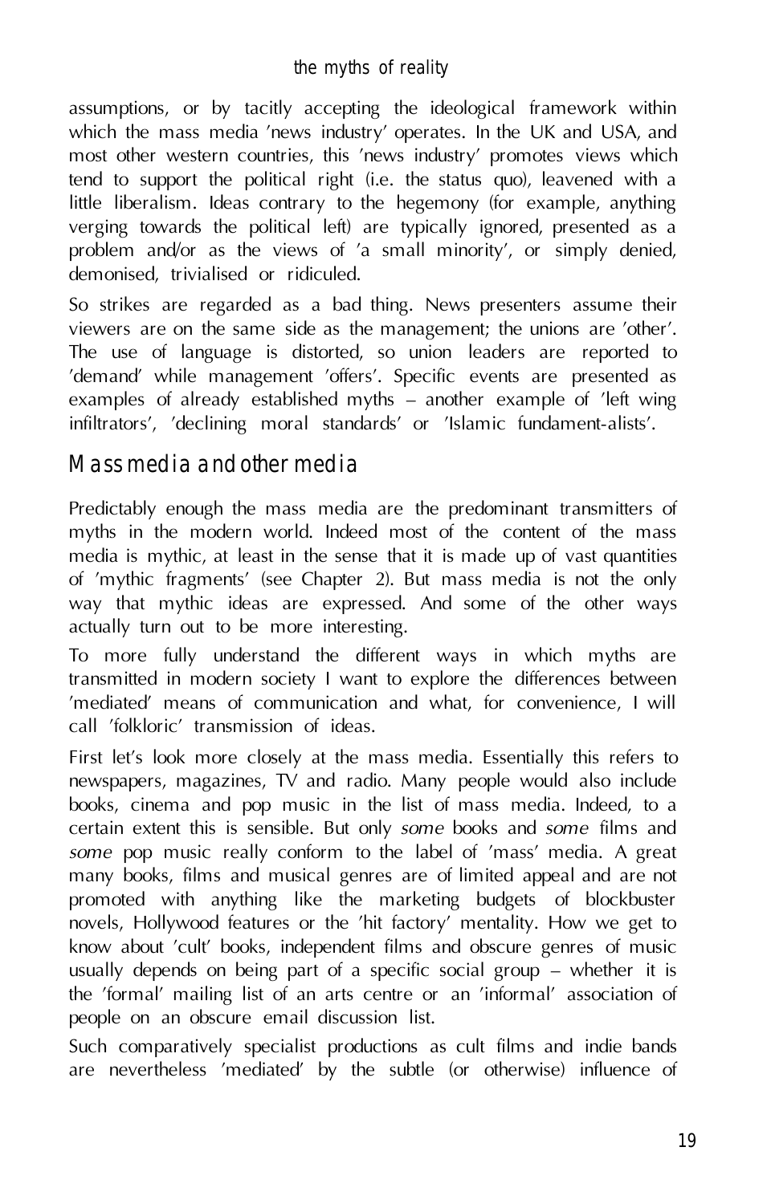assumptions, or by tacitly accepting the ideological framework within which the mass media 'news industry' operates. In the UK and USA, and most other western countries, this 'news industry' promotes views which tend to support the political right (i.e. the status quo), leavened with a little liberalism. Ideas contrary to the hegemony (for example, anything verging towards the political left) are typically ignored, presented as a problem and/or as the views of 'a small minority', or simply denied, demonised, trivialised or ridiculed.

So strikes are regarded as a bad thing. News presenters assume their viewers are on the same side as the management; the unions are 'other'. The use of language is distorted, so union leaders are reported to 'demand' while management 'offers'. Specific events are presented as examples of already established myths – another example of 'left wing infiltrators', 'declining moral standards' or 'Islamic fundament-alists'.

## Mass media and other media

Predictably enough the mass media are the predominant transmitters of myths in the modern world. Indeed most of the content of the mass media is mythic, at least in the sense that it is made up of vast quantities of 'mythic fragments' (see Chapter 2). But mass media is not the only way that mythic ideas are expressed. And some of the other ways actually turn out to be more interesting.

To more fully understand the different ways in which myths are transmitted in modern society I want to explore the differences between 'mediated' means of communication and what, for convenience, I will call 'folkloric' transmission of ideas.

First let's look more closely at the mass media. Essentially this refers to newspapers, magazines, TV and radio. Many people would also include books, cinema and pop music in the list of mass media. Indeed, to a certain extent this is sensible. But only *some* books and *some* films and *some* pop music really conform to the label of 'mass' media. A great many books, films and musical genres are of limited appeal and are not promoted with anything like the marketing budgets of blockbuster novels, Hollywood features or the 'hit factory' mentality. How we get to know about 'cult' books, independent films and obscure genres of music usually depends on being part of a specific social group – whether it is the 'formal' mailing list of an arts centre or an 'informal' association of people on an obscure email discussion list.

Such comparatively specialist productions as cult films and indie bands are nevertheless 'mediated' by the subtle (or otherwise) influence of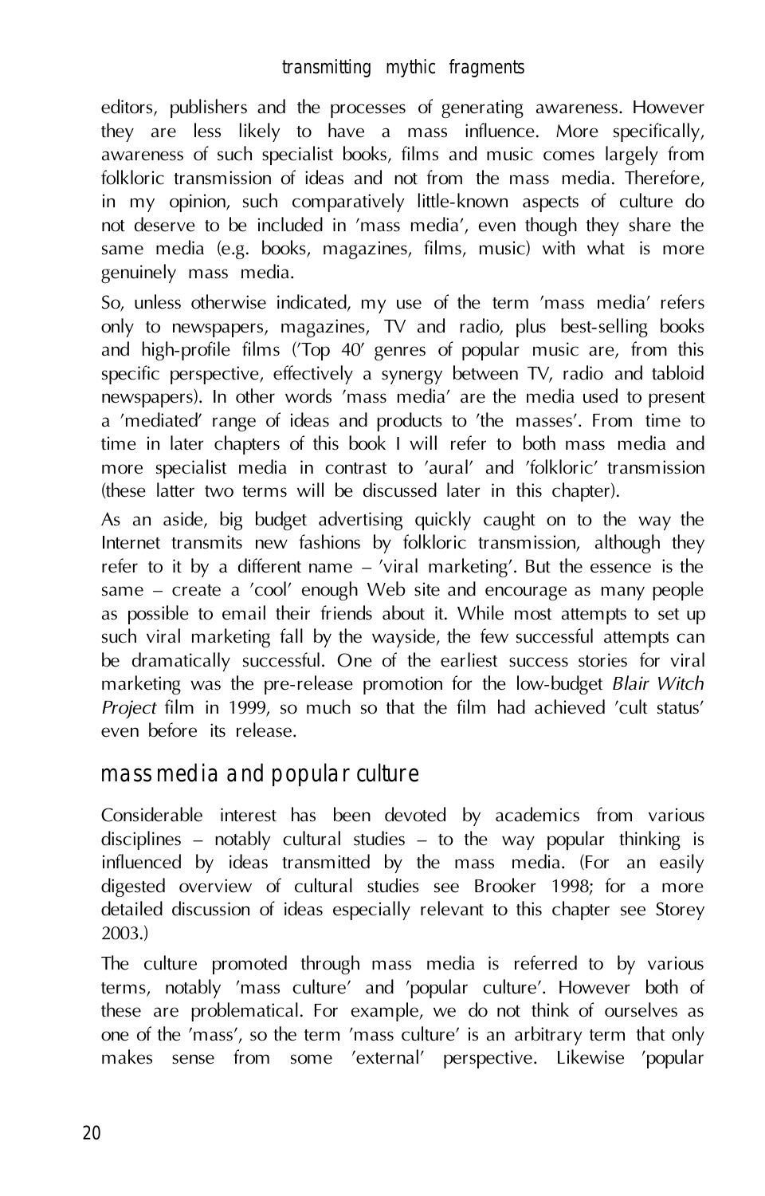editors, publishers and the processes of generating awareness. However they are less likely to have a mass influence. More specifically, awareness of such specialist books, films and music comes largely from folkloric transmission of ideas and not from the mass media. Therefore, in my opinion, such comparatively little-known aspects of culture do not deserve to be included in 'mass media', even though they share the same media (e.g. books, magazines, films, music) with what is more genuinely mass media.

So, unless otherwise indicated, my use of the term 'mass media' refers only to newspapers, magazines, TV and radio, plus best-selling books and high-profile films ('Top 40' genres of popular music are, from this specific perspective, effectively a synergy between TV, radio and tabloid newspapers). In other words 'mass media' are the media used to present a 'mediated' range of ideas and products to 'the masses'. From time to time in later chapters of this book I will refer to both mass media and more specialist media in contrast to 'aural' and 'folkloric' transmission (these latter two terms will be discussed later in this chapter).

As an aside, big budget advertising quickly caught on to the way the Internet transmits new fashions by folkloric transmission, although they refer to it by a different name – 'viral marketing'. But the essence is the same – create a 'cool' enough Web site and encourage as many people as possible to email their friends about it. While most attempts to set up such viral marketing fall by the wayside, the few successful attempts can be dramatically successful. One of the earliest success stories for viral marketing was the pre-release promotion for the low-budget *Blair Witch Project* film in 1999, so much so that the film had achieved 'cult status' even before its release.

## mass media and popular culture

Considerable interest has been devoted by academics from various disciplines – notably cultural studies – to the way popular thinking is influenced by ideas transmitted by the mass media. (For an easily digested overview of cultural studies see Brooker 1998; for a more detailed discussion of ideas especially relevant to this chapter see Storey 2003.)

The culture promoted through mass media is referred to by various terms, notably 'mass culture' and 'popular culture'. However both of these are problematical. For example, we do not think of ourselves as one of the 'mass', so the term 'mass culture' is an arbitrary term that only makes sense from some 'external' perspective. Likewise 'popular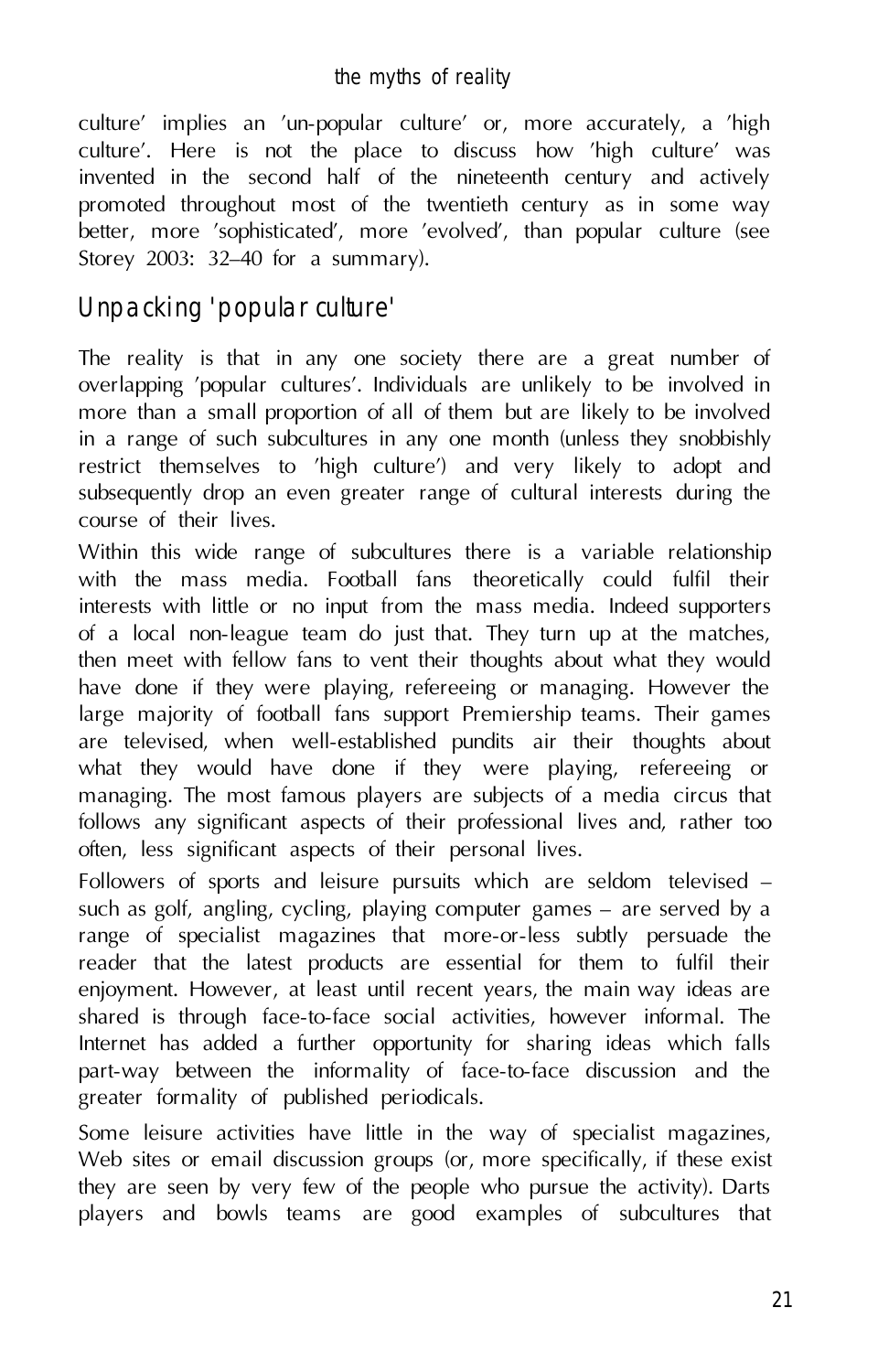culture' implies an 'un-popular culture' or, more accurately, a 'high culture'. Here is not the place to discuss how 'high culture' was invented in the second half of the nineteenth century and actively promoted throughout most of the twentieth century as in some way better, more 'sophisticated', more 'evolved', than popular culture (see Storey 2003: 32–40 for a summary).

## Unpacking 'popular culture'

The reality is that in any one society there are a great number of overlapping 'popular cultures'. Individuals are unlikely to be involved in more than a small proportion of all of them but are likely to be involved in a range of such subcultures in any one month (unless they snobbishly restrict themselves to 'high culture') and very likely to adopt and subsequently drop an even greater range of cultural interests during the course of their lives.

Within this wide range of subcultures there is a variable relationship with the mass media. Football fans theoretically could fulfil their interests with little or no input from the mass media. Indeed supporters of a local non-league team do just that. They turn up at the matches, then meet with fellow fans to vent their thoughts about what they would have done if they were playing, refereeing or managing. However the large majority of football fans support Premiership teams. Their games are televised, when well-established pundits air their thoughts about what they would have done if they were playing, refereeing or managing. The most famous players are subjects of a media circus that follows any significant aspects of their professional lives and, rather too often, less significant aspects of their personal lives.

Followers of sports and leisure pursuits which are seldom televised – such as golf, angling, cycling, playing computer games – are served by a range of specialist magazines that more-or-less subtly persuade the reader that the latest products are essential for them to fulfil their enjoyment. However, at least until recent years, the main way ideas are shared is through face-to-face social activities, however informal. The Internet has added a further opportunity for sharing ideas which falls part-way between the informality of face-to-face discussion and the greater formality of published periodicals.

Some leisure activities have little in the way of specialist magazines, Web sites or email discussion groups (or, more specifically, if these exist they are seen by very few of the people who pursue the activity). Darts players and bowls teams are good examples of subcultures that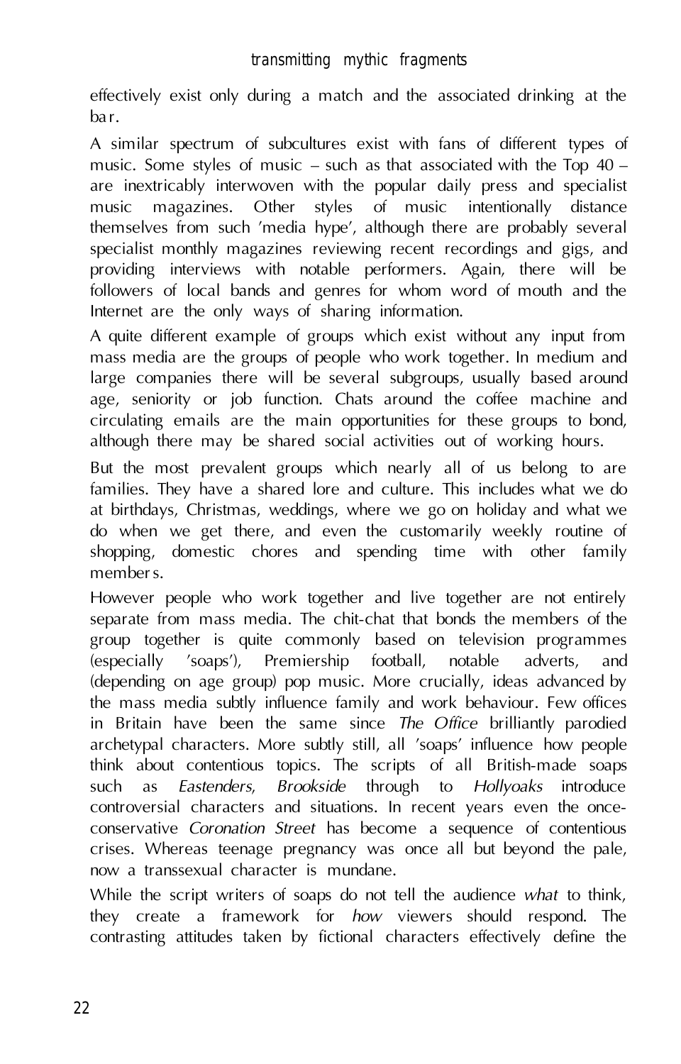effectively exist only during a match and the associated drinking at the bar.

A similar spectrum of subcultures exist with fans of different types of music. Some styles of music – such as that associated with the Top 40 – are inextricably interwoven with the popular daily press and specialist music magazines. Other styles of music intentionally distance themselves from such 'media hype', although there are probably several specialist monthly magazines reviewing recent recordings and gigs, and providing interviews with notable performers. Again, there will be followers of local bands and genres for whom word of mouth and the Internet are the only ways of sharing information.

A quite different example of groups which exist without any input from mass media are the groups of people who work together. In medium and large companies there will be several subgroups, usually based around age, seniority or job function. Chats around the coffee machine and circulating emails are the main opportunities for these groups to bond, although there may be shared social activities out of working hours.

But the most prevalent groups which nearly all of us belong to are families. They have a shared lore and culture. This includes what we do at birthdays, Christmas, weddings, where we go on holiday and what we do when we get there, and even the customarily weekly routine of shopping, domestic chores and spending time with other family members.

However people who work together and live together are not entirely separate from mass media. The chit-chat that bonds the members of the group together is quite commonly based on television programmes (especially 'soaps'), Premiership football, notable adverts, and (depending on age group) pop music. More crucially, ideas advanced by the mass media subtly influence family and work behaviour. Few offices in Britain have been the same since *The Office* brilliantly parodied archetypal characters. More subtly still, all 'soaps' influence how people think about contentious topics. The scripts of all British-made soaps such as *Eastenders*, *Brookside* through to *Hollyoaks* introduce controversial characters and situations. In recent years even the once-conservative *Coronation Street* has become a sequence of contentious crises. Whereas teenage pregnancy was once all but beyond the pale, now a transsexual character is mundane.

While the script writers of soaps do not tell the audience *what* to think, they create a framework for *how* viewers should respond. The contrasting attitudes taken by fictional characters effectively define the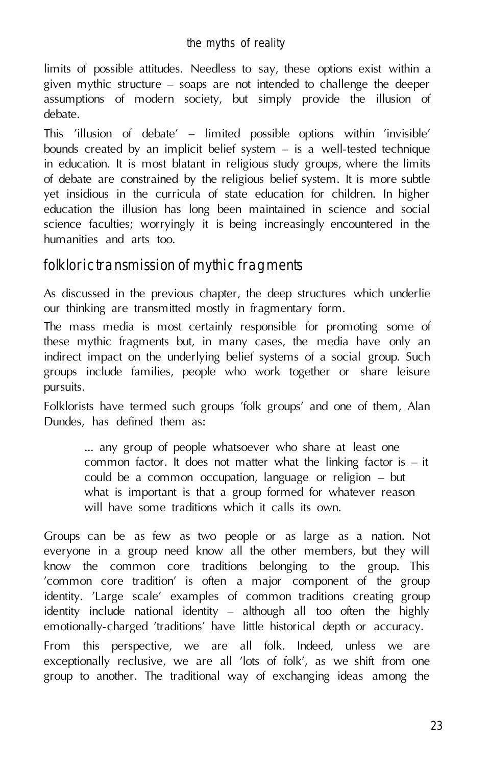limits of possible attitudes. Needless to say, these options exist within a given mythic structure – soaps are not intended to challenge the deeper assumptions of modern society, but simply provide the illusion of debate.

This 'illusion of debate' – limited possible options within 'invisible' bounds created by an implicit belief system – is a well-tested technique in education. It is most blatant in religious study groups, where the limits of debate are constrained by the religious belief system. It is more subtle yet insidious in the curricula of state education for children. In higher education the illusion has long been maintained in science and social science faculties; worryingly it is being increasingly encountered in the humanities and arts too.

## folkloric transmission of mythic fragments

As discussed in the previous chapter, the deep structures which underlie our thinking are transmitted mostly in fragmentary form.

The mass media is most certainly responsible for promoting some of these mythic fragments but, in many cases, the media have only an indirect impact on the underlying belief systems of a social group. Such groups include families, people who work together or share leisure pursuits.

Folklorists have termed such groups 'folk groups' and one of them, Alan Dundes, has defined them as:

> ... any group of people whatsoever who share at least one common factor. It does not matter what the linking factor is – it could be a common occupation, language or religion – but what is important is that a group formed for whatever reason will have some traditions which it calls its own.

Groups can be as few as two people or as large as a nation. Not everyone in a group need know all the other members, but they will know the common core traditions belonging to the group. This 'common core tradition' is often a major component of the group identity. 'Large scale' examples of common traditions creating group identity include national identity – although all too often the highly emotionally-charged 'traditions' have little historical depth or accuracy.

From this perspective, we are all folk. Indeed, unless we are exceptionally reclusive, we are all 'lots of folk', as we shift from one group to another. The traditional way of exchanging ideas among the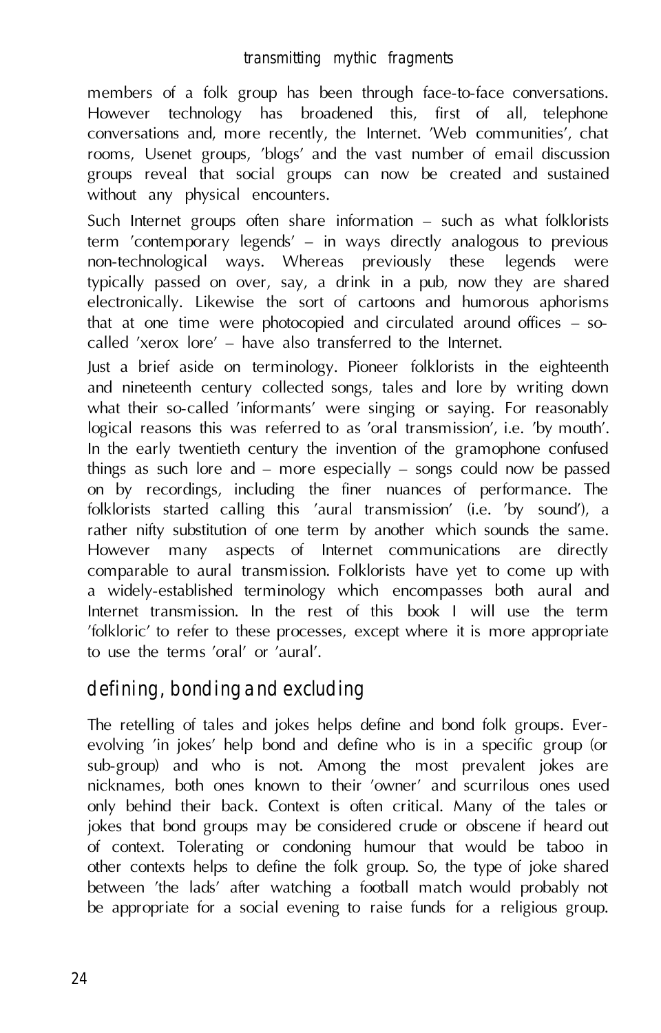members of a folk group has been through face-to-face conversations. However technology has broadened this, first of all, telephone conversations and, more recently, the Internet. 'Web communities', chat rooms, Usenet groups, 'blogs' and the vast number of email discussion groups reveal that social groups can now be created and sustained without any physical encounters.

Such Internet groups often share information – such as what folklorists term 'contemporary legends' – in ways directly analogous to previous non-technological ways. Whereas previously these legends were typically passed on over, say, a drink in a pub, now they are shared electronically. Likewise the sort of cartoons and humorous aphorisms that at one time were photocopied and circulated around offices – so-called 'xerox lore' – have also transferred to the Internet.

Just a brief aside on terminology. Pioneer folklorists in the eighteenth and nineteenth century collected songs, tales and lore by writing down what their so-called 'informants' were singing or saying. For reasonably logical reasons this was referred to as 'oral transmission', i.e. 'by mouth'. In the early twentieth century the invention of the gramophone confused things as such lore and – more especially – songs could now be passed on by recordings, including the finer nuances of performance. The folklorists started calling this 'aural transmission' (i.e. 'by sound'), a rather nifty substitution of one term by another which sounds the same. However many aspects of Internet communications are directly comparable to aural transmission. Folklorists have yet to come up with a widely-established terminology which encompasses both aural and Internet transmission. In the rest of this book I will use the term 'folkloric' to refer to these processes, except where it is more appropriate to use the terms 'oral' or 'aural'.

## defining, bonding and excluding

The retelling of tales and jokes helps define and bond folk groups. Ever-evolving 'in jokes' help bond and define who is in a specific group (or sub-group) and who is not. Among the most prevalent jokes are nicknames, both ones known to their 'owner' and scurrilous ones used only behind their back. Context is often critical. Many of the tales or jokes that bond groups may be considered crude or obscene if heard out of context. Tolerating or condoning humour that would be taboo in other contexts helps to define the folk group. So, the type of joke shared between 'the lads' after watching a football match would probably not be appropriate for a social evening to raise funds for a religious group.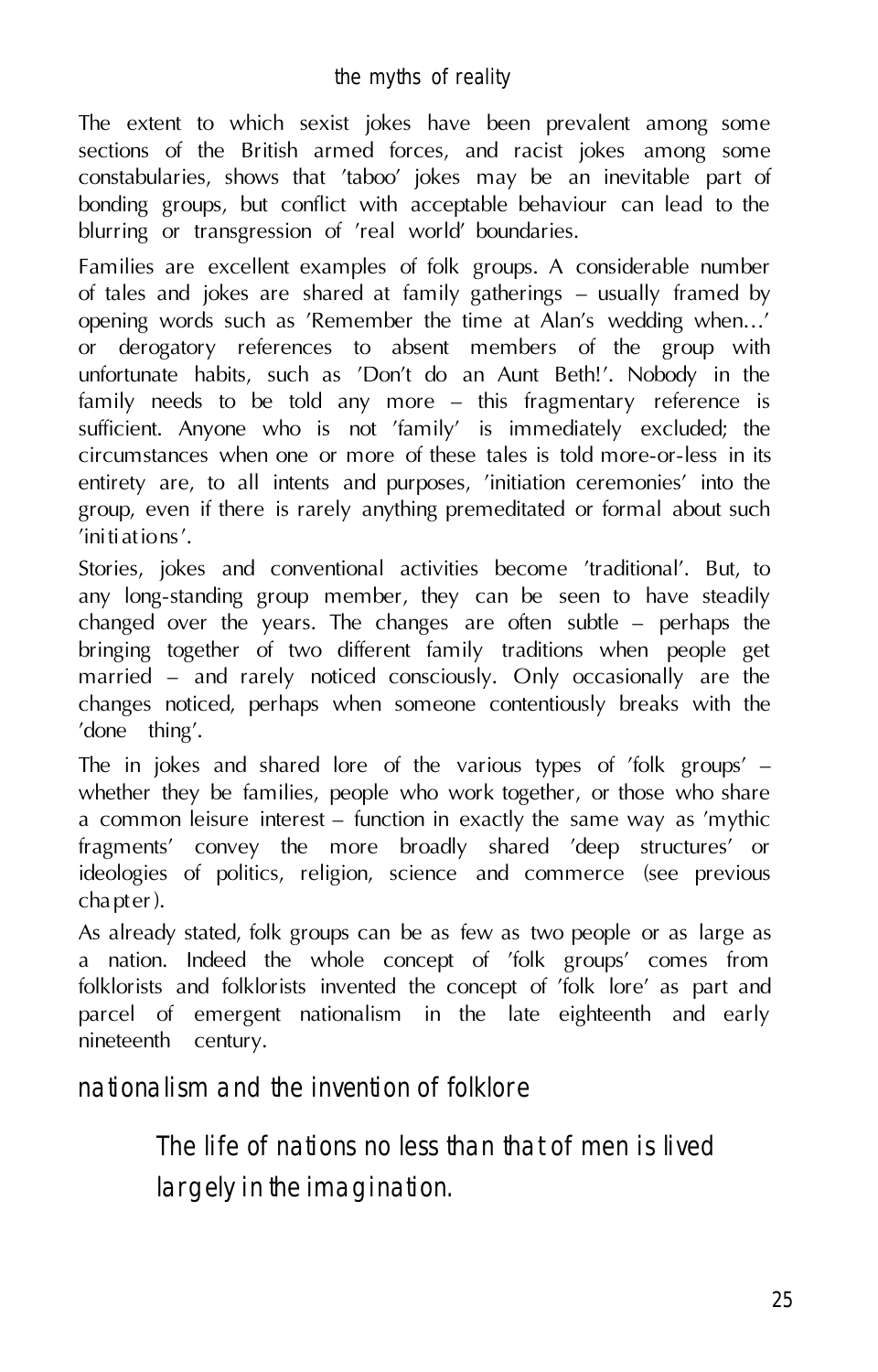The extent to which sexist jokes have been prevalent among some sections of the British armed forces, and racist jokes among some constabularies, shows that 'taboo' jokes may be an inevitable part of bonding groups, but conflict with acceptable behaviour can lead to the blurring or transgression of 'real world' boundaries.

Families are excellent examples of folk groups. A considerable number of tales and jokes are shared at family gatherings – usually framed by opening words such as 'Remember the time at Alan's wedding when…' or derogatory references to absent members of the group with unfortunate habits, such as 'Don't do an Aunt Beth!'. Nobody in the family needs to be told any more – this fragmentary reference is sufficient. Anyone who is not 'family' is immediately excluded; the circumstances when one or more of these tales is told more-or-less in its entirety are, to all intents and purposes, 'initiation ceremonies' into the group, even if there is rarely anything premeditated or formal about such 'initiations'.

Stories, jokes and conventional activities become 'traditional'. But, to any long-standing group member, they can be seen to have steadily changed over the years. The changes are often subtle – perhaps the bringing together of two different family traditions when people get married – and rarely noticed consciously. Only occasionally are the changes noticed, perhaps when someone contentiously breaks with the 'done thing'.

The in jokes and shared lore of the various types of 'folk groups' – whether they be families, people who work together, or those who share a common leisure interest – function in exactly the same way as 'mythic fragments' convey the more broadly shared 'deep structures' or ideologies of politics, religion, science and commerce (see previous chapter).

As already stated, folk groups can be as few as two people or as large as a nation. Indeed the whole concept of 'folk groups' comes from folklorists and folklorists invented the concept of 'folk lore' as part and parcel of emergent nationalism in the late eighteenth and early nineteenth century.

## nationalism and the invention of folklore

> The life of nations no less than that of men is lived largely in the imagination.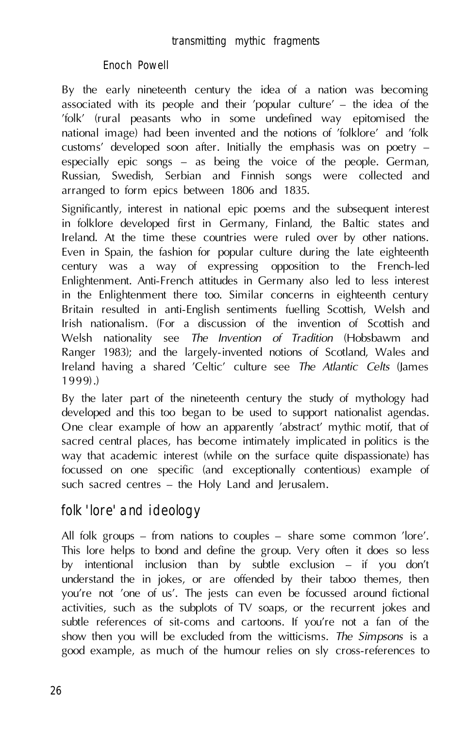Enoch Powell

By the early nineteenth century the idea of a nation was becoming associated with its people and their 'popular culture' – the idea of the 'folk' (rural peasants who in some undefined way epitomised the national image) had been invented and the notions of 'folklore' and 'folk customs' developed soon after. Initially the emphasis was on poetry – especially epic songs – as being the voice of the people. German, Russian, Swedish, Serbian and Finnish songs were collected and arranged to form epics between 1806 and 1835.

Significantly, interest in national epic poems and the subsequent interest in folklore developed first in Germany, Finland, the Baltic states and Ireland. At the time these countries were ruled over by other nations. Even in Spain, the fashion for popular culture during the late eighteenth century was a way of expressing opposition to the French-led Enlightenment. Anti-French attitudes in Germany also led to less interest in the Enlightenment there too. Similar concerns in eighteenth century Britain resulted in anti-English sentiments fuelling Scottish, Welsh and Irish nationalism. (For a discussion of the invention of Scottish and Welsh nationality see *The Invention of Tradition* (Hobsbawm and Ranger 1983); and the largely-invented notions of Scotland, Wales and Ireland having a shared 'Celtic' culture see *The Atlantic Celts* (James 1999).)

By the later part of the nineteenth century the study of mythology had developed and this too began to be used to support nationalist agendas. One clear example of how an apparently 'abstract' mythic motif, that of sacred central places, has become intimately implicated in politics is the way that academic interest (while on the surface quite dispassionate) has focussed on one specific (and exceptionally contentious) example of such sacred centres – the Holy Land and Jerusalem.

## folk 'lore' and ideology

All folk groups – from nations to couples – share some common 'lore'. This lore helps to bond and define the group. Very often it does so less by intentional inclusion than by subtle exclusion – if you don't understand the in jokes, or are offended by their taboo themes, then you're not 'one of us'. The jests can even be focussed around fictional activities, such as the subplots of TV soaps, or the recurrent jokes and subtle references of sit-coms and cartoons. If you're not a fan of the show then you will be excluded from the witticisms. *The Simpsons* is a good example, as much of the humour relies on sly cross-references to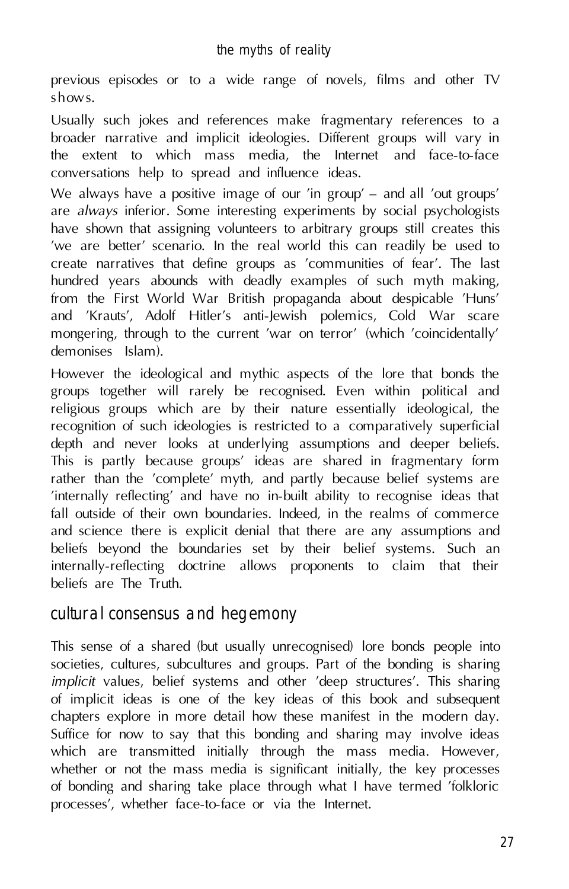previous episodes or to a wide range of novels, films and other TV shows.

Usually such jokes and references make fragmentary references to a broader narrative and implicit ideologies. Different groups will vary in the extent to which mass media, the Internet and face-to-face conversations help to spread and influence ideas.

We always have a positive image of our 'in group' – and all 'out groups' are *always* inferior. Some interesting experiments by social psychologists have shown that assigning volunteers to arbitrary groups still creates this 'we are better' scenario. In the real world this can readily be used to create narratives that define groups as 'communities of fear'. The last hundred years abounds with deadly examples of such myth making, from the First World War British propaganda about despicable 'Huns' and 'Krauts', Adolf Hitler's anti-Jewish polemics, Cold War scare mongering, through to the current 'war on terror' (which 'coincidentally' demonises Islam).

However the ideological and mythic aspects of the lore that bonds the groups together will rarely be recognised. Even within political and religious groups which are by their nature essentially ideological, the recognition of such ideologies is restricted to a comparatively superficial depth and never looks at underlying assumptions and deeper beliefs. This is partly because groups' ideas are shared in fragmentary form rather than the 'complete' myth, and partly because belief systems are 'internally reflecting' and have no in-built ability to recognise ideas that fall outside of their own boundaries. Indeed, in the realms of commerce and science there is explicit denial that there are any assumptions and beliefs beyond the boundaries set by their belief systems. Such an internally-reflecting doctrine allows proponents to claim that their beliefs are The Truth.

## cultural consensus and hegemony

This sense of a shared (but usually unrecognised) lore bonds people into societies, cultures, subcultures and groups. Part of the bonding is sharing *implicit* values, belief systems and other 'deep structures'. This sharing of implicit ideas is one of the key ideas of this book and subsequent chapters explore in more detail how these manifest in the modern day. Suffice for now to say that this bonding and sharing may involve ideas which are transmitted initially through the mass media. However, whether or not the mass media is significant initially, the key processes of bonding and sharing take place through what I have termed 'folkloric processes', whether face-to-face or via the Internet.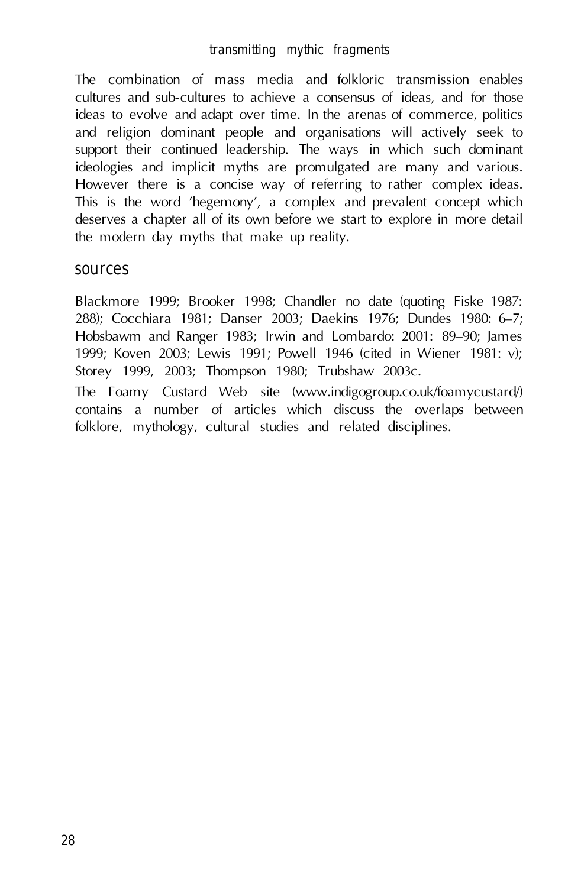The combination of mass media and folkloric transmission enables cultures and sub-cultures to achieve a consensus of ideas, and for those ideas to evolve and adapt over time. In the arenas of commerce, politics and religion dominant people and organisations will actively seek to support their continued leadership. The ways in which such dominant ideologies and implicit myths are promulgated are many and various. However there is a concise way of referring to rather complex ideas. This is the word 'hegemony', a complex and prevalent concept which deserves a chapter all of its own before we start to explore in more detail the modern day myths that make up reality.

## sources

Blackmore 1999; Brooker 1998; Chandler no date (quoting Fiske 1987: 288); Cocchiara 1981; Danser 2003; Daekins 1976; Dundes 1980: 6–7; Hobsbawm and Ranger 1983; Irwin and Lombardo: 2001: 89–90; James 1999; Koven 2003; Lewis 1991; Powell 1946 (cited in Wiener 1981: v); Storey 1999, 2003; Thompson 1980; Trubshaw 2003c.

The Foamy Custard Web site (www.indigogroup.co.uk/foamycustard/) contains a number of articles which discuss the overlaps between folklore, mythology, cultural studies and related disciplines.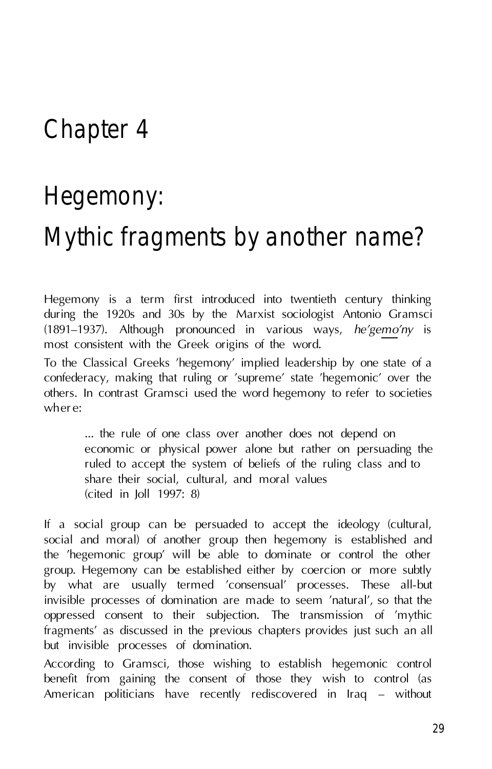# Chapter 4

# Hegemony: Mythic fragments by another name?

Hegemony is a term first introduced into twentieth century thinking during the 1920s and 30s by the Marxist sociologist Antonio Gramsci (1891–1937). Although pronounced in various ways, *he'gemo'ny* is most consistent with the Greek origins of the word.

To the Classical Greeks 'hegemony' implied leadership by one state of a confederacy, making that ruling or 'supreme' state 'hegemonic' over the others. In contrast Gramsci used the word hegemony to refer to societies where:

> ... the rule of one class over another does not depend on economic or physical power alone but rather on persuading the ruled to accept the system of beliefs of the ruling class and to share their social, cultural, and moral values
> (cited in Joll 1997: 8)

If a social group can be persuaded to accept the ideology (cultural, social and moral) of another group then hegemony is established and the 'hegemonic group' will be able to dominate or control the other group. Hegemony can be established either by coercion or more subtly by what are usually termed 'consensual' processes. These all-but invisible processes of domination are made to seem 'natural', so that the oppressed consent to their subjection. The transmission of 'mythic fragments' as discussed in the previous chapters provides just such an all but invisible processes of domination.

According to Gramsci, those wishing to establish hegemonic control benefit from gaining the consent of those they wish to control (as American politicians have recently rediscovered in Iraq – without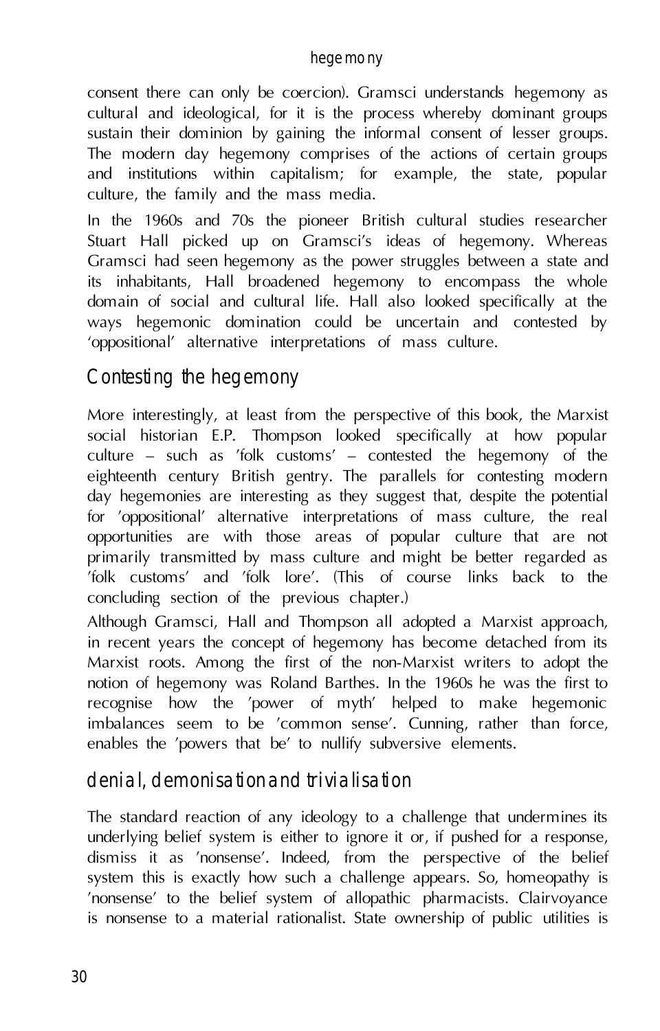consent there can only be coercion). Gramsci understands hegemony as cultural and ideological, for it is the process whereby dominant groups sustain their dominion by gaining the informal consent of lesser groups. The modern day hegemony comprises of the actions of certain groups and institutions within capitalism; for example, the state, popular culture, the family and the mass media.

In the 1960s and 70s the pioneer British cultural studies researcher Stuart Hall picked up on Gramsci's ideas of hegemony. Whereas Gramsci had seen hegemony as the power struggles between a state and its inhabitants, Hall broadened hegemony to encompass the whole domain of social and cultural life. Hall also looked specifically at the ways hegemonic domination could be uncertain and contested by 'oppositional' alternative interpretations of mass culture.

## Contesting the hegemony

More interestingly, at least from the perspective of this book, the Marxist social historian E.P. Thompson looked specifically at how popular culture – such as 'folk customs' – contested the hegemony of the eighteenth century British gentry. The parallels for contesting modern day hegemonies are interesting as they suggest that, despite the potential for 'oppositional' alternative interpretations of mass culture, the real opportunities are with those areas of popular culture that are not primarily transmitted by mass culture and might be better regarded as 'folk customs' and 'folk lore'. (This of course links back to the concluding section of the previous chapter.)

Although Gramsci, Hall and Thompson all adopted a Marxist approach, in recent years the concept of hegemony has become detached from its Marxist roots. Among the first of the non-Marxist writers to adopt the notion of hegemony was Roland Barthes. In the 1960s he was the first to recognise how the 'power of myth' helped to make hegemonic imbalances seem to be 'common sense'. Cunning, rather than force, enables the 'powers that be' to nullify subversive elements.

## denial, demonisation and trivialisation

The standard reaction of any ideology to a challenge that undermines its underlying belief system is either to ignore it or, if pushed for a response, dismiss it as 'nonsense'. Indeed, from the perspective of the belief system this is exactly how such a challenge appears. So, homeopathy is 'nonsense' to the belief system of allopathic pharmacists. Clairvoyance is nonsense to a material rationalist. State ownership of public utilities is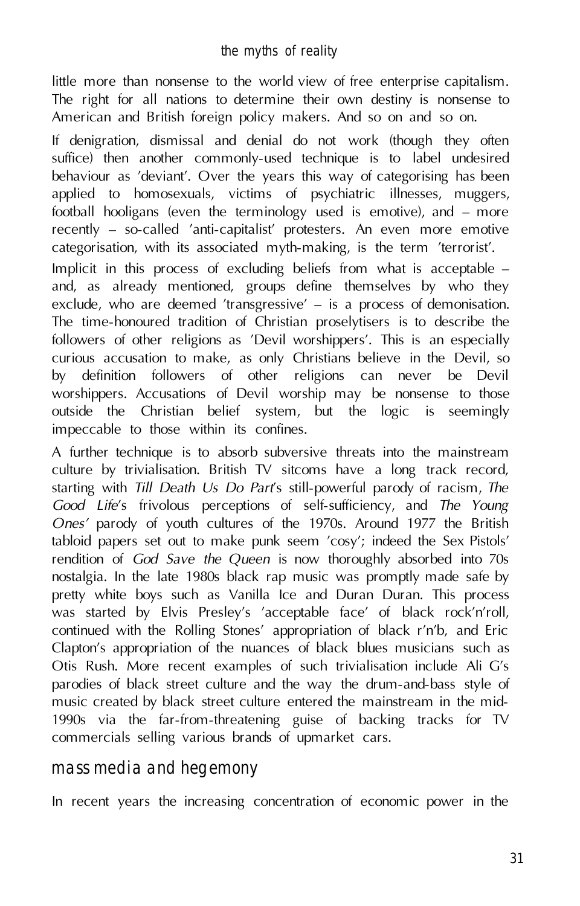little more than nonsense to the world view of free enterprise capitalism. The right for all nations to determine their own destiny is nonsense to American and British foreign policy makers. And so on and so on.

If denigration, dismissal and denial do not work (though they often suffice) then another commonly-used technique is to label undesired behaviour as 'deviant'. Over the years this way of categorising has been applied to homosexuals, victims of psychiatric illnesses, muggers, football hooligans (even the terminology used is emotive), and – more recently – so-called 'anti-capitalist' protesters. An even more emotive categorisation, with its associated myth-making, is the term 'terrorist'.

Implicit in this process of excluding beliefs from what is acceptable – and, as already mentioned, groups define themselves by who they exclude, who are deemed 'transgressive' – is a process of demonisation. The time-honoured tradition of Christian proselytisers is to describe the followers of other religions as 'Devil worshippers'. This is an especially curious accusation to make, as only Christians believe in the Devil, so by definition followers of other religions can never be Devil worshippers. Accusations of Devil worship may be nonsense to those outside the Christian belief system, but the logic is seemingly impeccable to those within its confines.

A further technique is to absorb subversive threats into the mainstream culture by trivialisation. British TV sitcoms have a long track record, starting with *Till Death Us Do Part*'s still-powerful parody of racism, *The Good Life*'s frivolous perceptions of self-sufficiency, and *The Young Ones'* parody of youth cultures of the 1970s. Around 1977 the British tabloid papers set out to make punk seem 'cosy'; indeed the Sex Pistols' rendition of *God Save the Queen* is now thoroughly absorbed into 70s nostalgia. In the late 1980s black rap music was promptly made safe by pretty white boys such as Vanilla Ice and Duran Duran. This process was started by Elvis Presley's 'acceptable face' of black rock'n'roll, continued with the Rolling Stones' appropriation of black r'n'b, and Eric Clapton's appropriation of the nuances of black blues musicians such as Otis Rush. More recent examples of such trivialisation include Ali G's parodies of black street culture and the way the drum-and-bass style of music created by black street culture entered the mainstream in the mid-1990s via the far-from-threatening guise of backing tracks for TV commercials selling various brands of upmarket cars.

## mass media and hegemony

In recent years the increasing concentration of economic power in the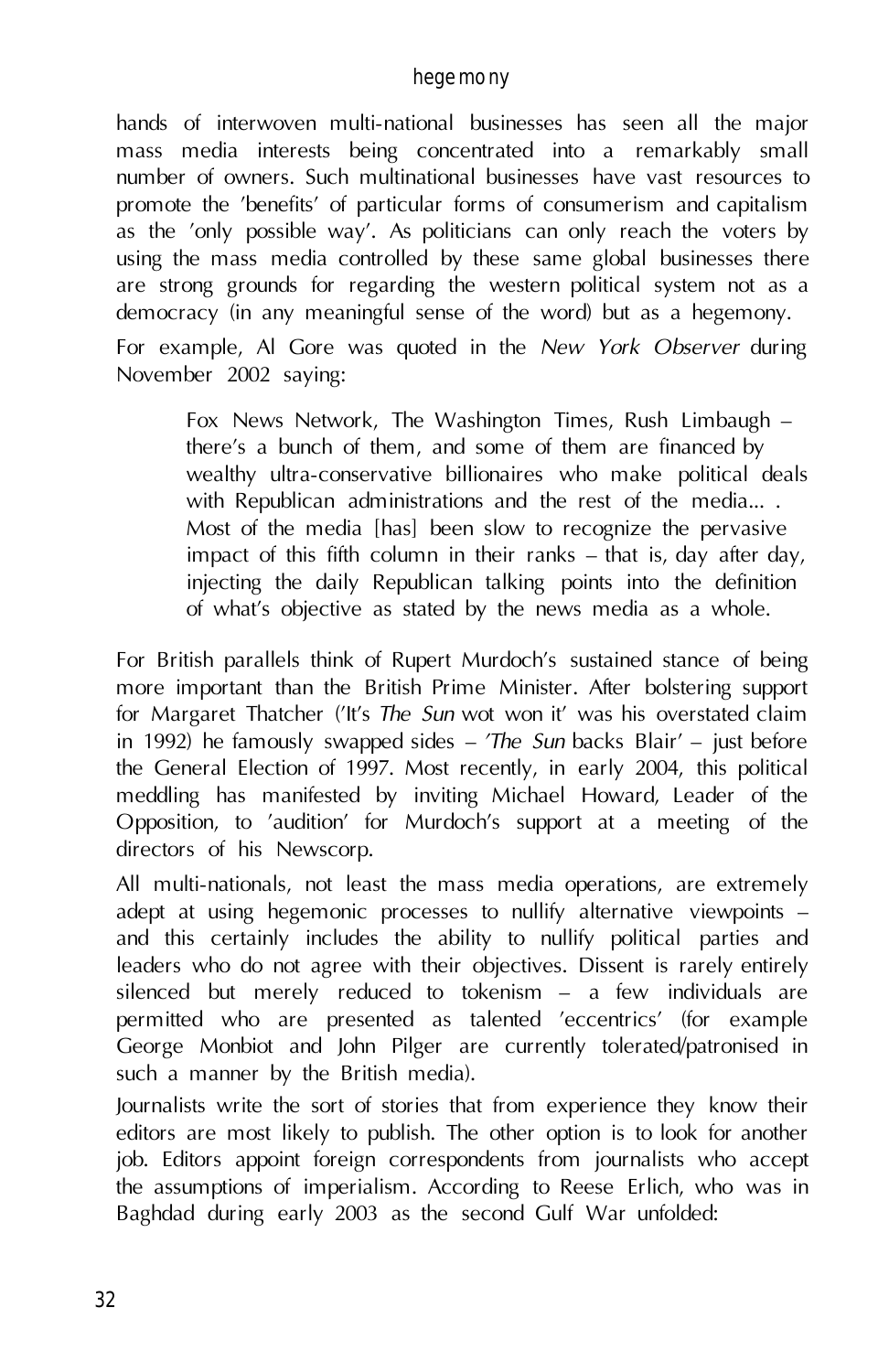hands of interwoven multi-national businesses has seen all the major mass media interests being concentrated into a remarkably small number of owners. Such multinational businesses have vast resources to promote the 'benefits' of particular forms of consumerism and capitalism as the 'only possible way'. As politicians can only reach the voters by using the mass media controlled by these same global businesses there are strong grounds for regarding the western political system not as a democracy (in any meaningful sense of the word) but as a hegemony.

For example, Al Gore was quoted in the *New York Observer* during November 2002 saying:

> Fox News Network, The Washington Times, Rush Limbaugh – there's a bunch of them, and some of them are financed by wealthy ultra-conservative billionaires who make political deals with Republican administrations and the rest of the media... . Most of the media [has] been slow to recognize the pervasive impact of this fifth column in their ranks – that is, day after day, injecting the daily Republican talking points into the definition of what's objective as stated by the news media as a whole.

For British parallels think of Rupert Murdoch's sustained stance of being more important than the British Prime Minister. After bolstering support for Margaret Thatcher ('It's *The Sun* wot won it' was his overstated claim in 1992) he famously swapped sides – '*The Sun* backs Blair' – just before the General Election of 1997. Most recently, in early 2004, this political meddling has manifested by inviting Michael Howard, Leader of the Opposition, to 'audition' for Murdoch's support at a meeting of the directors of his Newscorp.

All multi-nationals, not least the mass media operations, are extremely adept at using hegemonic processes to nullify alternative viewpoints – and this certainly includes the ability to nullify political parties and leaders who do not agree with their objectives. Dissent is rarely entirely silenced but merely reduced to tokenism – a few individuals are permitted who are presented as talented 'eccentrics' (for example George Monbiot and John Pilger are currently tolerated/patronised in such a manner by the British media).

Journalists write the sort of stories that from experience they know their editors are most likely to publish. The other option is to look for another job. Editors appoint foreign correspondents from journalists who accept the assumptions of imperialism. According to Reese Erlich, who was in Baghdad during early 2003 as the second Gulf War unfolded: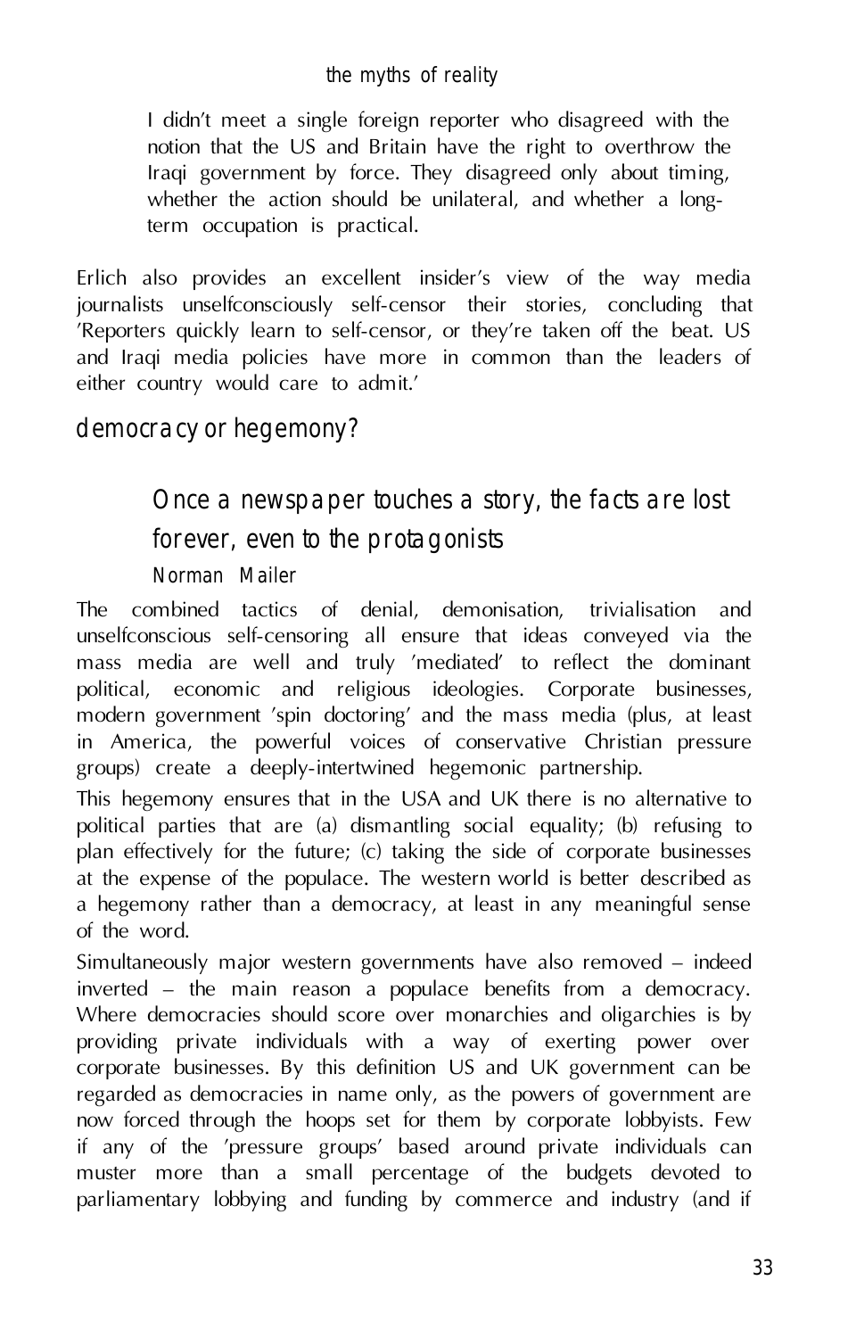> I didn't meet a single foreign reporter who disagreed with the notion that the US and Britain have the right to overthrow the Iraqi government by force. They disagreed only about timing, whether the action should be unilateral, and whether a long-term occupation is practical.

Erlich also provides an excellent insider's view of the way media journalists unselfconsciously self-censor their stories, concluding that 'Reporters quickly learn to self-censor, or they're taken off the beat. US and Iraqi media policies have more in common than the leaders of either country would care to admit.'

## democracy or hegemony?

> Once a newspaper touches a story, the facts are lost forever, even to the protagonists
>
> Norman Mailer

The combined tactics of denial, demonisation, trivialisation and unselfconscious self-censoring all ensure that ideas conveyed via the mass media are well and truly 'mediated' to reflect the dominant political, economic and religious ideologies. Corporate businesses, modern government 'spin doctoring' and the mass media (plus, at least in America, the powerful voices of conservative Christian pressure groups) create a deeply-intertwined hegemonic partnership.

This hegemony ensures that in the USA and UK there is no alternative to political parties that are (a) dismantling social equality; (b) refusing to plan effectively for the future; (c) taking the side of corporate businesses at the expense of the populace. The western world is better described as a hegemony rather than a democracy, at least in any meaningful sense of the word.

Simultaneously major western governments have also removed – indeed inverted – the main reason a populace benefits from a democracy. Where democracies should score over monarchies and oligarchies is by providing private individuals with a way of exerting power over corporate businesses. By this definition US and UK government can be regarded as democracies in name only, as the powers of government are now forced through the hoops set for them by corporate lobbyists. Few if any of the 'pressure groups' based around private individuals can muster more than a small percentage of the budgets devoted to parliamentary lobbying and funding by commerce and industry (and if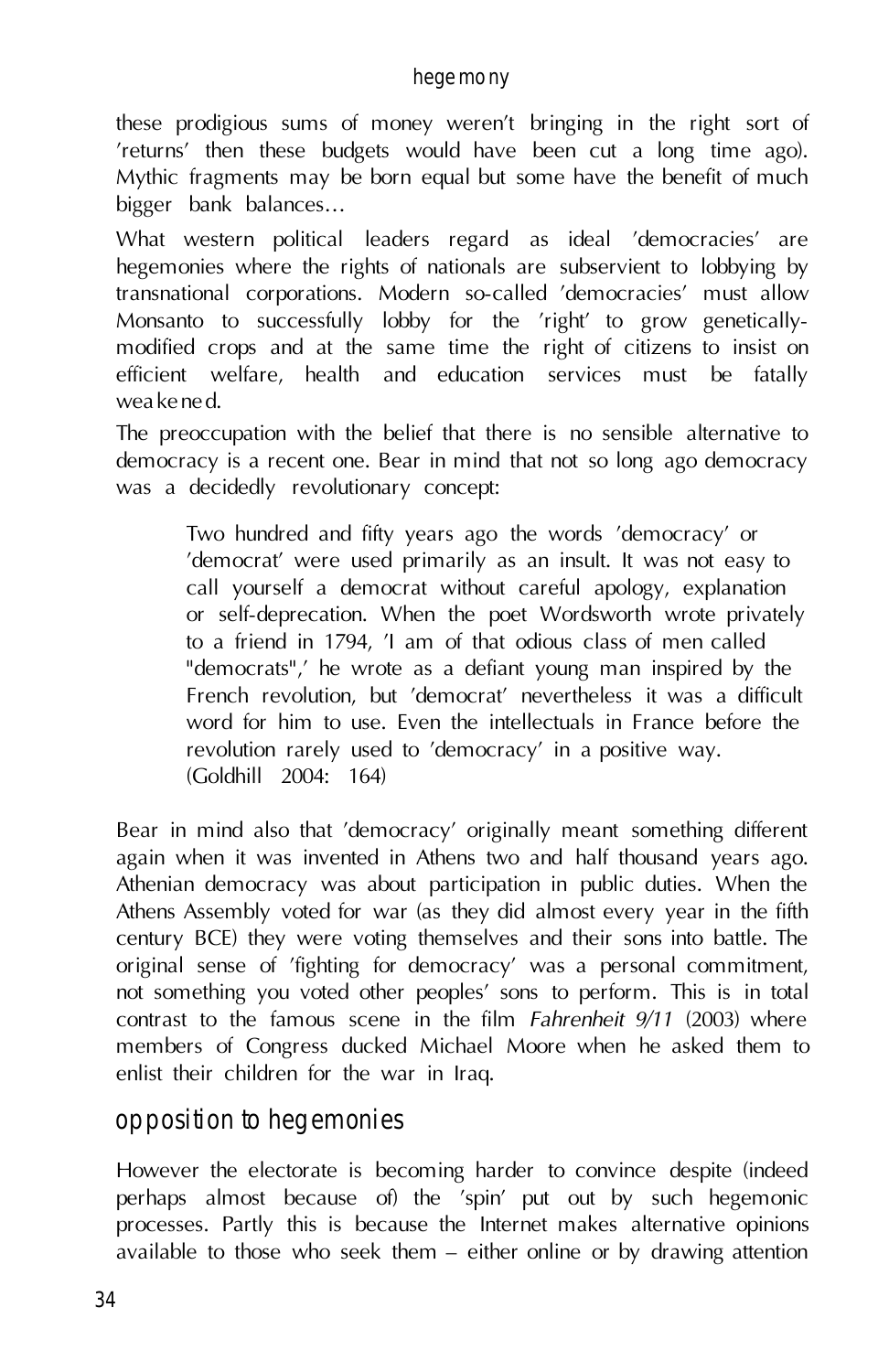these prodigious sums of money weren't bringing in the right sort of 'returns' then these budgets would have been cut a long time ago). Mythic fragments may be born equal but some have the benefit of much bigger bank balances…

What western political leaders regard as ideal 'democracies' are hegemonies where the rights of nationals are subservient to lobbying by transnational corporations. Modern so-called 'democracies' must allow Monsanto to successfully lobby for the 'right' to grow genetically-modified crops and at the same time the right of citizens to insist on efficient welfare, health and education services must be fatally weakened.

The preoccupation with the belief that there is no sensible alternative to democracy is a recent one. Bear in mind that not so long ago democracy was a decidedly revolutionary concept:

> Two hundred and fifty years ago the words 'democracy' or 'democrat' were used primarily as an insult. It was not easy to call yourself a democrat without careful apology, explanation or self-deprecation. When the poet Wordsworth wrote privately to a friend in 1794, 'I am of that odious class of men called "democrats",' he wrote as a defiant young man inspired by the French revolution, but 'democrat' nevertheless it was a difficult word for him to use. Even the intellectuals in France before the revolution rarely used to 'democracy' in a positive way. (Goldhill 2004: 164)

Bear in mind also that 'democracy' originally meant something different again when it was invented in Athens two and half thousand years ago. Athenian democracy was about participation in public duties. When the Athens Assembly voted for war (as they did almost every year in the fifth century BCE) they were voting themselves and their sons into battle. The original sense of 'fighting for democracy' was a personal commitment, not something you voted other peoples' sons to perform. This is in total contrast to the famous scene in the film *Fahrenheit 9/11* (2003) where members of Congress ducked Michael Moore when he asked them to enlist their children for the war in Iraq.

## opposition to hegemonies

However the electorate is becoming harder to convince despite (indeed perhaps almost because of) the 'spin' put out by such hegemonic processes. Partly this is because the Internet makes alternative opinions available to those who seek them – either online or by drawing attention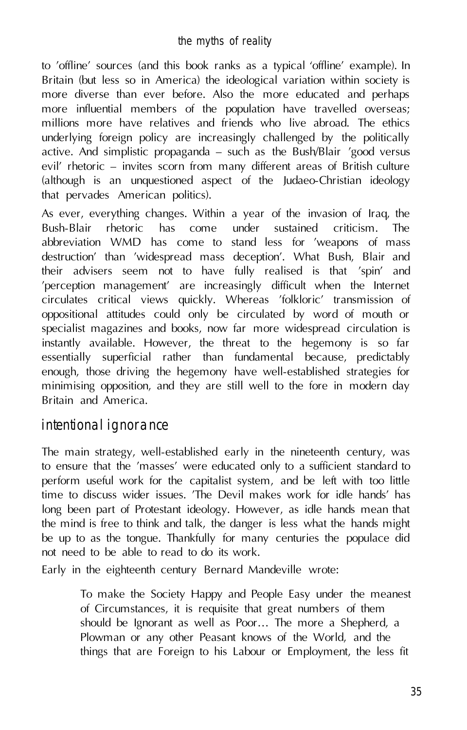to 'offline' sources (and this book ranks as a typical 'offline' example). In Britain (but less so in America) the ideological variation within society is more diverse than ever before. Also the more educated and perhaps more influential members of the population have travelled overseas; millions more have relatives and friends who live abroad. The ethics underlying foreign policy are increasingly challenged by the politically active. And simplistic propaganda – such as the Bush/Blair 'good versus evil' rhetoric – invites scorn from many different areas of British culture (although is an unquestioned aspect of the Judaeo-Christian ideology that pervades American politics).

As ever, everything changes. Within a year of the invasion of Iraq, the Bush-Blair rhetoric has come under sustained criticism. The abbreviation WMD has come to stand less for 'weapons of mass destruction' than 'widespread mass deception'. What Bush, Blair and their advisers seem not to have fully realised is that 'spin' and 'perception management' are increasingly difficult when the Internet circulates critical views quickly. Whereas 'folkloric' transmission of oppositional attitudes could only be circulated by word of mouth or specialist magazines and books, now far more widespread circulation is instantly available. However, the threat to the hegemony is so far essentially superficial rather than fundamental because, predictably enough, those driving the hegemony have well-established strategies for minimising opposition, and they are still well to the fore in modern day Britain and America.

## intentional ignorance

The main strategy, well-established early in the nineteenth century, was to ensure that the 'masses' were educated only to a sufficient standard to perform useful work for the capitalist system, and be left with too little time to discuss wider issues. 'The Devil makes work for idle hands' has long been part of Protestant ideology. However, as idle hands mean that the mind is free to think and talk, the danger is less what the hands might be up to as the tongue. Thankfully for many centuries the populace did not need to be able to read to do its work.

Early in the eighteenth century Bernard Mandeville wrote:

> To make the Society Happy and People Easy under the meanest of Circumstances, it is requisite that great numbers of them should be Ignorant as well as Poor… The more a Shepherd, a Plowman or any other Peasant knows of the World, and the things that are Foreign to his Labour or Employment, the less fit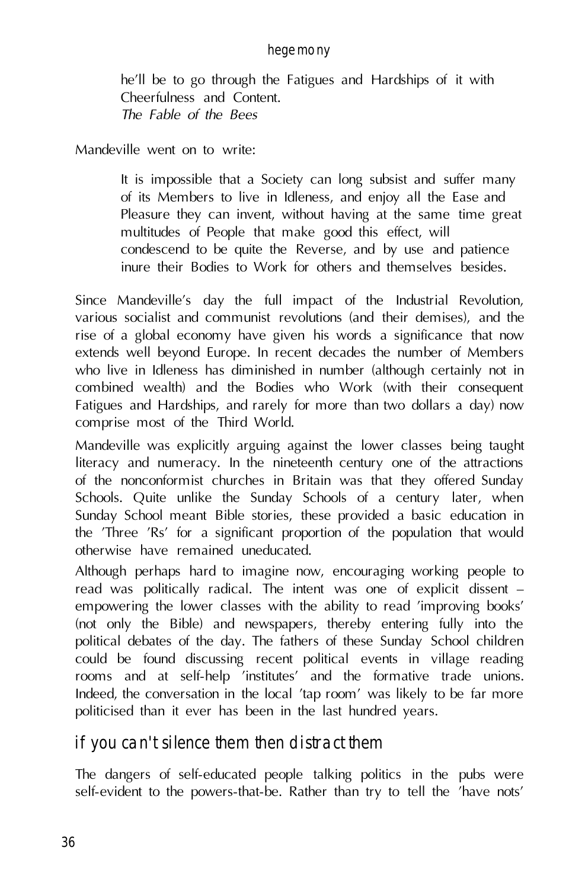> he'll be to go through the Fatigues and Hardships of it with Cheerfulness and Content.
> *The Fable of the Bees*

Mandeville went on to write:

> It is impossible that a Society can long subsist and suffer many of its Members to live in Idleness, and enjoy all the Ease and Pleasure they can invent, without having at the same time great multitudes of People that make good this effect, will condescend to be quite the Reverse, and by use and patience inure their Bodies to Work for others and themselves besides.

Since Mandeville's day the full impact of the Industrial Revolution, various socialist and communist revolutions (and their demises), and the rise of a global economy have given his words a significance that now extends well beyond Europe. In recent decades the number of Members who live in Idleness has diminished in number (although certainly not in combined wealth) and the Bodies who Work (with their consequent Fatigues and Hardships, and rarely for more than two dollars a day) now comprise most of the Third World.

Mandeville was explicitly arguing against the lower classes being taught literacy and numeracy. In the nineteenth century one of the attractions of the nonconformist churches in Britain was that they offered Sunday Schools. Quite unlike the Sunday Schools of a century later, when Sunday School meant Bible stories, these provided a basic education in the 'Three 'Rs' for a significant proportion of the population that would otherwise have remained uneducated.

Although perhaps hard to imagine now, encouraging working people to read was politically radical. The intent was one of explicit dissent – empowering the lower classes with the ability to read 'improving books' (not only the Bible) and newspapers, thereby entering fully into the political debates of the day. The fathers of these Sunday School children could be found discussing recent political events in village reading rooms and at self-help 'institutes' and the formative trade unions. Indeed, the conversation in the local 'tap room' was likely to be far more politicised than it ever has been in the last hundred years.

## if you can't silence them then distract them

The dangers of self-educated people talking politics in the pubs were self-evident to the powers-that-be. Rather than try to tell the 'have nots'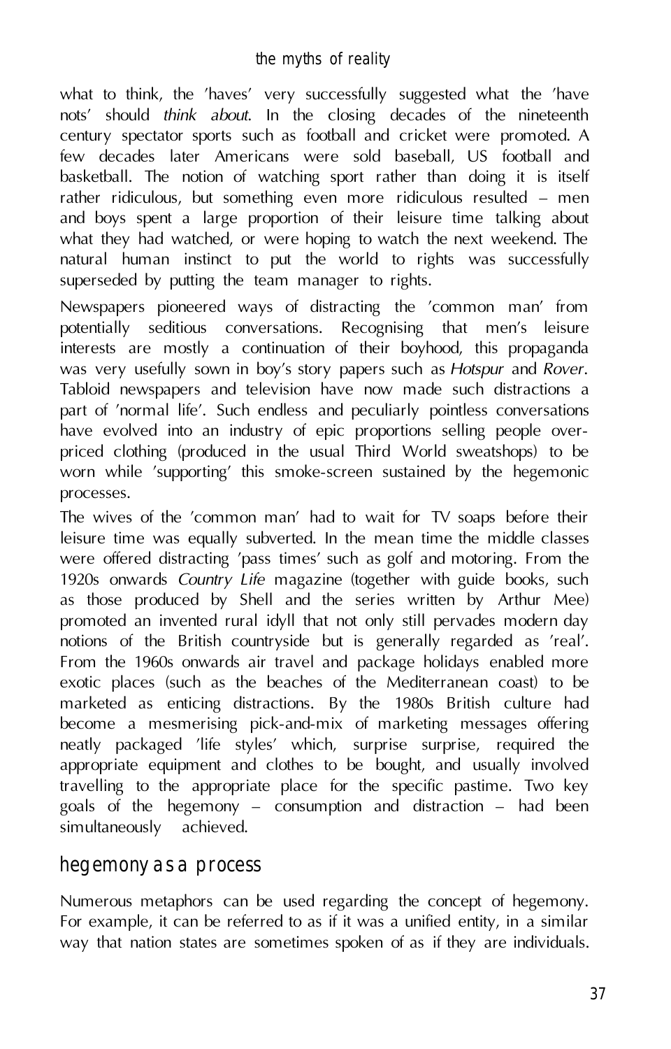what to think, the 'haves' very successfully suggested what the 'have nots' should *think about*. In the closing decades of the nineteenth century spectator sports such as football and cricket were promoted. A few decades later Americans were sold baseball, US football and basketball. The notion of watching sport rather than doing it is itself rather ridiculous, but something even more ridiculous resulted – men and boys spent a large proportion of their leisure time talking about what they had watched, or were hoping to watch the next weekend. The natural human instinct to put the world to rights was successfully superseded by putting the team manager to rights.

Newspapers pioneered ways of distracting the 'common man' from potentially seditious conversations. Recognising that men's leisure interests are mostly a continuation of their boyhood, this propaganda was very usefully sown in boy's story papers such as *Hotspur* and *Rover*. Tabloid newspapers and television have now made such distractions a part of 'normal life'. Such endless and peculiarly pointless conversations have evolved into an industry of epic proportions selling people over-priced clothing (produced in the usual Third World sweatshops) to be worn while 'supporting' this smoke-screen sustained by the hegemonic processes.

The wives of the 'common man' had to wait for TV soaps before their leisure time was equally subverted. In the mean time the middle classes were offered distracting 'pass times' such as golf and motoring. From the 1920s onwards *Country Life* magazine (together with guide books, such as those produced by Shell and the series written by Arthur Mee) promoted an invented rural idyll that not only still pervades modern day notions of the British countryside but is generally regarded as 'real'. From the 1960s onwards air travel and package holidays enabled more exotic places (such as the beaches of the Mediterranean coast) to be marketed as enticing distractions. By the 1980s British culture had become a mesmerising pick-and-mix of marketing messages offering neatly packaged 'life styles' which, surprise surprise, required the appropriate equipment and clothes to be bought, and usually involved travelling to the appropriate place for the specific pastime. Two key goals of the hegemony – consumption and distraction – had been simultaneously achieved.

## hegemony as a process

Numerous metaphors can be used regarding the concept of hegemony. For example, it can be referred to as if it was a unified entity, in a similar way that nation states are sometimes spoken of as if they are individuals.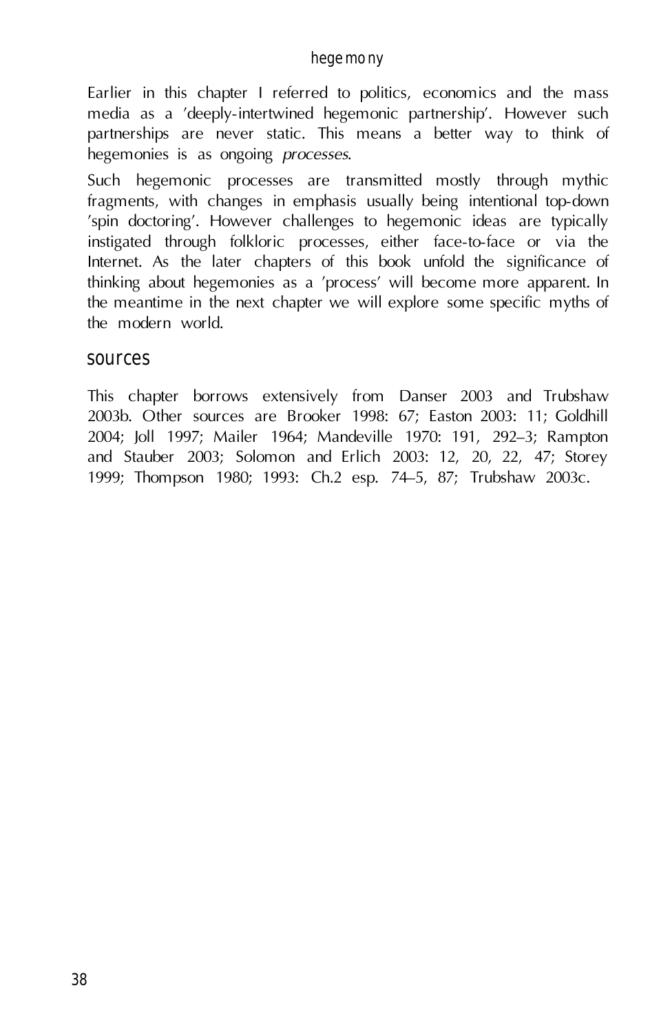Earlier in this chapter I referred to politics, economics and the mass media as a 'deeply-intertwined hegemonic partnership'. However such partnerships are never static. This means a better way to think of hegemonies is as ongoing *processes*.

Such hegemonic processes are transmitted mostly through mythic fragments, with changes in emphasis usually being intentional top-down 'spin doctoring'. However challenges to hegemonic ideas are typically instigated through folkloric processes, either face-to-face or via the Internet. As the later chapters of this book unfold the significance of thinking about hegemonies as a 'process' will become more apparent. In the meantime in the next chapter we will explore some specific myths of the modern world.

## sources

This chapter borrows extensively from Danser 2003 and Trubshaw 2003b. Other sources are Brooker 1998: 67; Easton 2003: 11; Goldhill 2004; Joll 1997; Mailer 1964; Mandeville 1970: 191, 292–3; Rampton and Stauber 2003; Solomon and Erlich 2003: 12, 20, 22, 47; Storey 1999; Thompson 1980; 1993: Ch.2 esp. 74–5, 87; Trubshaw 2003c.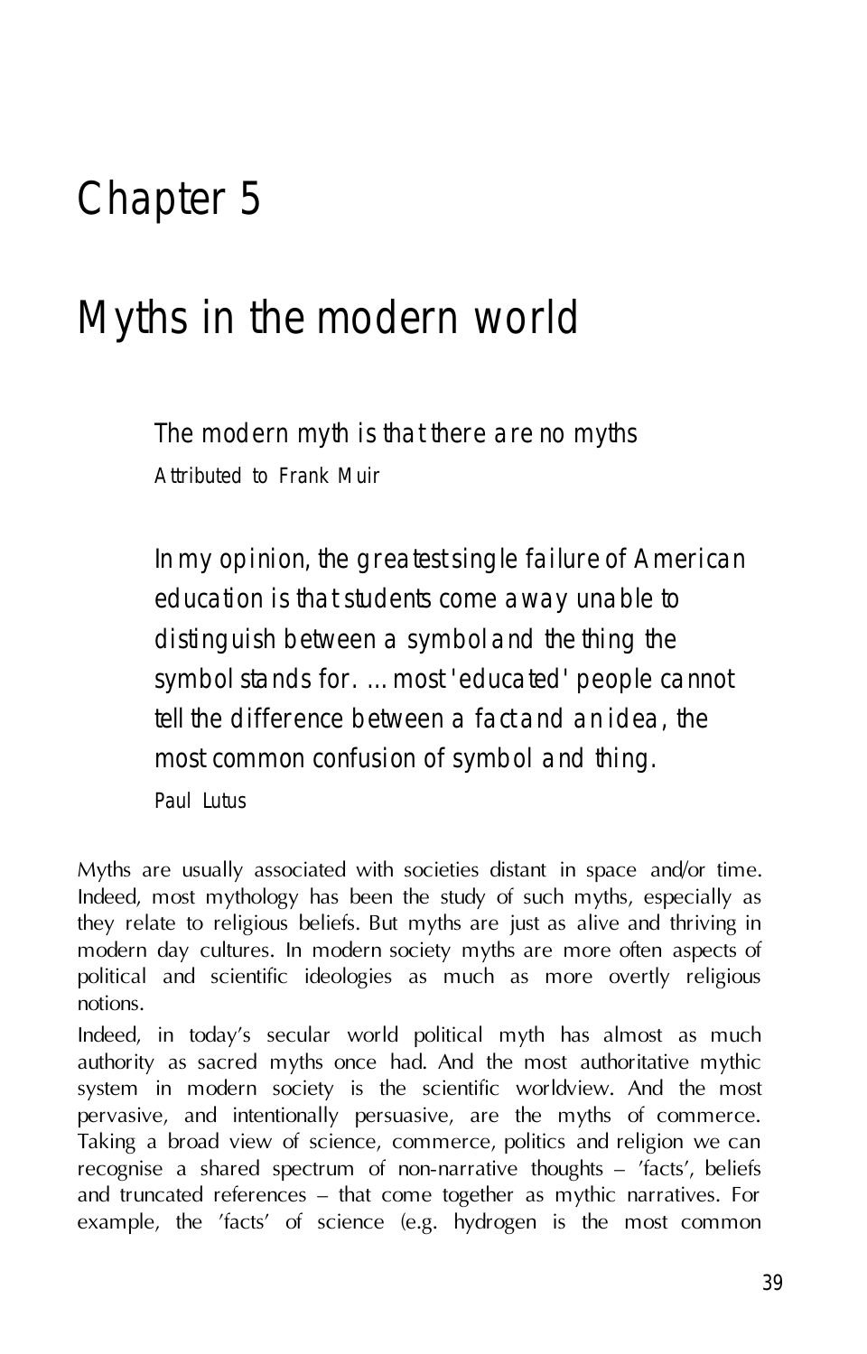# Chapter 5

# Myths in the modern world

> The modern myth is that there are no myths
>
> Attributed to Frank Muir

> In my opinion, the greatest single failure of American education is that students come away unable to distinguish between a symbol and the thing the symbol stands for. ... most 'educated' people cannot tell the difference between a fact and an idea, the most common confusion of symbol and thing.
>
> Paul Lutus

Myths are usually associated with societies distant in space and/or time. Indeed, most mythology has been the study of such myths, especially as they relate to religious beliefs. But myths are just as alive and thriving in modern day cultures. In modern society myths are more often aspects of political and scientific ideologies as much as more overtly religious notions.

Indeed, in today's secular world political myth has almost as much authority as sacred myths once had. And the most authoritative mythic system in modern society is the scientific worldview. And the most pervasive, and intentionally persuasive, are the myths of commerce. Taking a broad view of science, commerce, politics and religion we can recognise a shared spectrum of non-narrative thoughts – 'facts', beliefs and truncated references – that come together as mythic narratives. For example, the 'facts' of science (e.g. hydrogen is the most common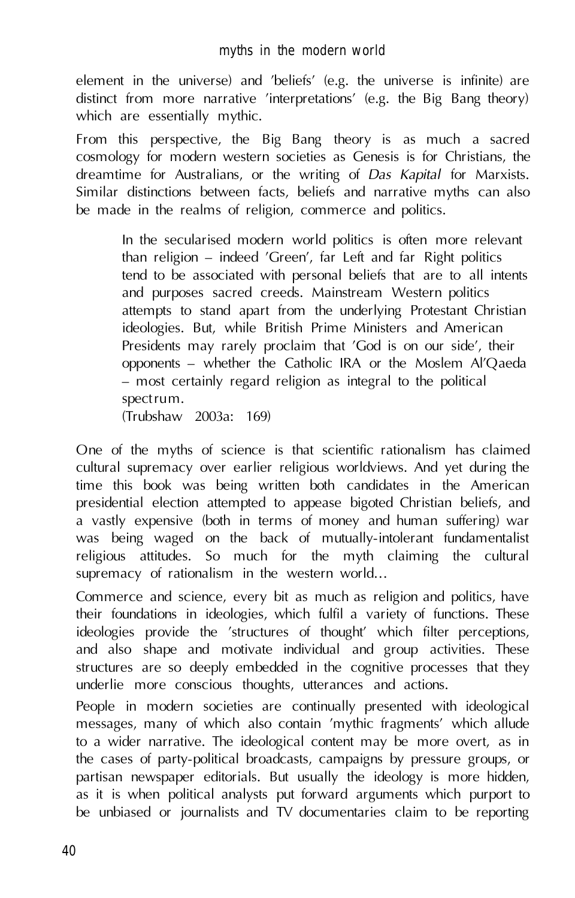element in the universe) and 'beliefs' (e.g. the universe is infinite) are distinct from more narrative 'interpretations' (e.g. the Big Bang theory) which are essentially mythic.

From this perspective, the Big Bang theory is as much a sacred cosmology for modern western societies as Genesis is for Christians, the dreamtime for Australians, or the writing of *Das Kapital* for Marxists. Similar distinctions between facts, beliefs and narrative myths can also be made in the realms of religion, commerce and politics.

> In the secularised modern world politics is often more relevant than religion – indeed 'Green', far Left and far Right politics tend to be associated with personal beliefs that are to all intents and purposes sacred creeds. Mainstream Western politics attempts to stand apart from the underlying Protestant Christian ideologies. But, while British Prime Ministers and American Presidents may rarely proclaim that 'God is on our side', their opponents – whether the Catholic IRA or the Moslem Al'Qaeda – most certainly regard religion as integral to the political spectrum.
> (Trubshaw 2003a: 169)

One of the myths of science is that scientific rationalism has claimed cultural supremacy over earlier religious worldviews. And yet during the time this book was being written both candidates in the American presidential election attempted to appease bigoted Christian beliefs, and a vastly expensive (both in terms of money and human suffering) war was being waged on the back of mutually-intolerant fundamentalist religious attitudes. So much for the myth claiming the cultural supremacy of rationalism in the western world...

Commerce and science, every bit as much as religion and politics, have their foundations in ideologies, which fulfil a variety of functions. These ideologies provide the 'structures of thought' which filter perceptions, and also shape and motivate individual and group activities. These structures are so deeply embedded in the cognitive processes that they underlie more conscious thoughts, utterances and actions.

People in modern societies are continually presented with ideological messages, many of which also contain 'mythic fragments' which allude to a wider narrative. The ideological content may be more overt, as in the cases of party-political broadcasts, campaigns by pressure groups, or partisan newspaper editorials. But usually the ideology is more hidden, as it is when political analysts put forward arguments which purport to be unbiased or journalists and TV documentaries claim to be reporting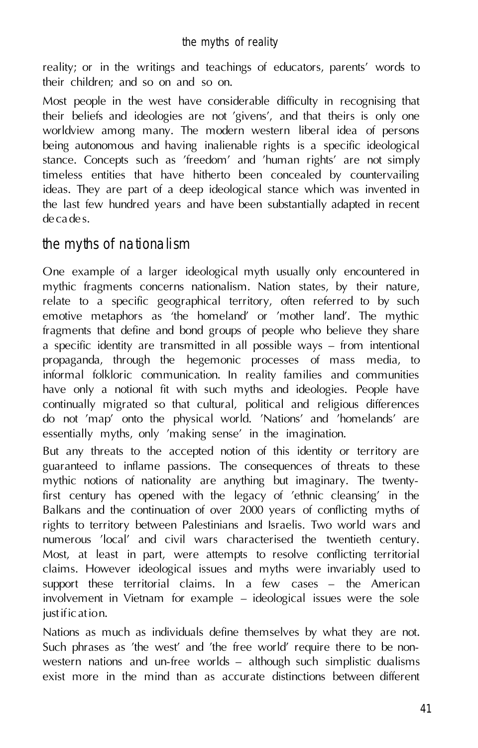reality; or in the writings and teachings of educators, parents' words to their children; and so on and so on.

Most people in the west have considerable difficulty in recognising that their beliefs and ideologies are not 'givens', and that theirs is only one worldview among many. The modern western liberal idea of persons being autonomous and having inalienable rights is a specific ideological stance. Concepts such as 'freedom' and 'human rights' are not simply timeless entities that have hitherto been concealed by countervailing ideas. They are part of a deep ideological stance which was invented in the last few hundred years and have been substantially adapted in recent decades.

## the myths of nationalism

One example of a larger ideological myth usually only encountered in mythic fragments concerns nationalism. Nation states, by their nature, relate to a specific geographical territory, often referred to by such emotive metaphors as 'the homeland' or 'mother land'. The mythic fragments that define and bond groups of people who believe they share a specific identity are transmitted in all possible ways – from intentional propaganda, through the hegemonic processes of mass media, to informal folkloric communication. In reality families and communities have only a notional fit with such myths and ideologies. People have continually migrated so that cultural, political and religious differences do not 'map' onto the physical world. 'Nations' and 'homelands' are essentially myths, only 'making sense' in the imagination.

But any threats to the accepted notion of this identity or territory are guaranteed to inflame passions. The consequences of threats to these mythic notions of nationality are anything but imaginary. The twenty-first century has opened with the legacy of 'ethnic cleansing' in the Balkans and the continuation of over 2000 years of conflicting myths of rights to territory between Palestinians and Israelis. Two world wars and numerous 'local' and civil wars characterised the twentieth century. Most, at least in part, were attempts to resolve conflicting territorial claims. However ideological issues and myths were invariably used to support these territorial claims. In a few cases – the American involvement in Vietnam for example – ideological issues were the sole justification.

Nations as much as individuals define themselves by what they are not. Such phrases as 'the west' and 'the free world' require there to be non-western nations and un-free worlds – although such simplistic dualisms exist more in the mind than as accurate distinctions between different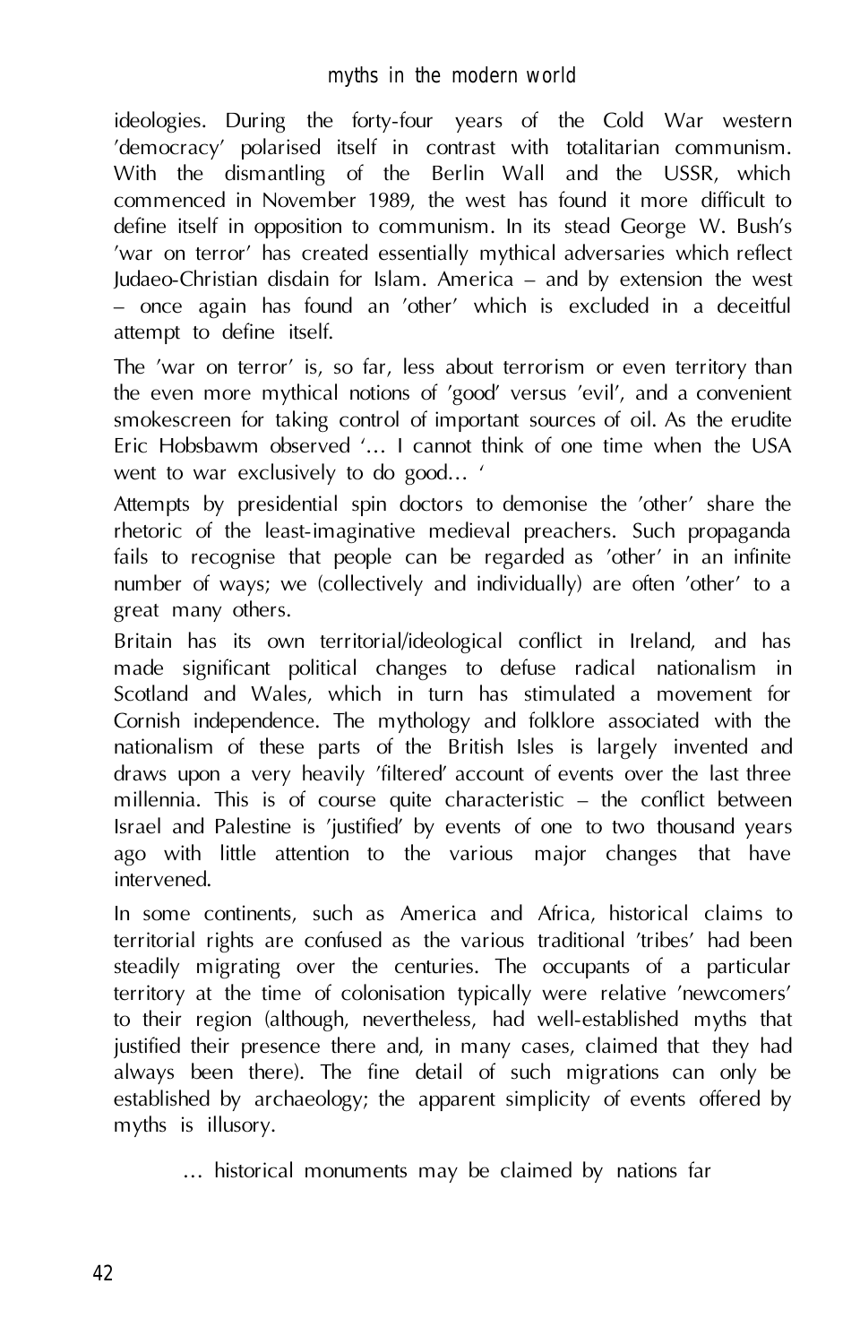ideologies. During the forty-four years of the Cold War western 'democracy' polarised itself in contrast with totalitarian communism. With the dismantling of the Berlin Wall and the USSR, which commenced in November 1989, the west has found it more difficult to define itself in opposition to communism. In its stead George W. Bush's 'war on terror' has created essentially mythical adversaries which reflect Judaeo-Christian disdain for Islam. America – and by extension the west – once again has found an 'other' which is excluded in a deceitful attempt to define itself.

The 'war on terror' is, so far, less about terrorism or even territory than the even more mythical notions of 'good' versus 'evil', and a convenient smokescreen for taking control of important sources of oil. As the erudite Eric Hobsbawm observed '... I cannot think of one time when the USA went to war exclusively to do good... '

Attempts by presidential spin doctors to demonise the 'other' share the rhetoric of the least-imaginative medieval preachers. Such propaganda fails to recognise that people can be regarded as 'other' in an infinite number of ways; we (collectively and individually) are often 'other' to a great many others.

Britain has its own territorial/ideological conflict in Ireland, and has made significant political changes to defuse radical nationalism in Scotland and Wales, which in turn has stimulated a movement for Cornish independence. The mythology and folklore associated with the nationalism of these parts of the British Isles is largely invented and draws upon a very heavily 'filtered' account of events over the last three millennia. This is of course quite characteristic – the conflict between Israel and Palestine is 'justified' by events of one to two thousand years ago with little attention to the various major changes that have intervened.

In some continents, such as America and Africa, historical claims to territorial rights are confused as the various traditional 'tribes' had been steadily migrating over the centuries. The occupants of a particular territory at the time of colonisation typically were relative 'newcomers' to their region (although, nevertheless, had well-established myths that justified their presence there and, in many cases, claimed that they had always been there). The fine detail of such migrations can only be established by archaeology; the apparent simplicity of events offered by myths is illusory.

... historical monuments may be claimed by nations far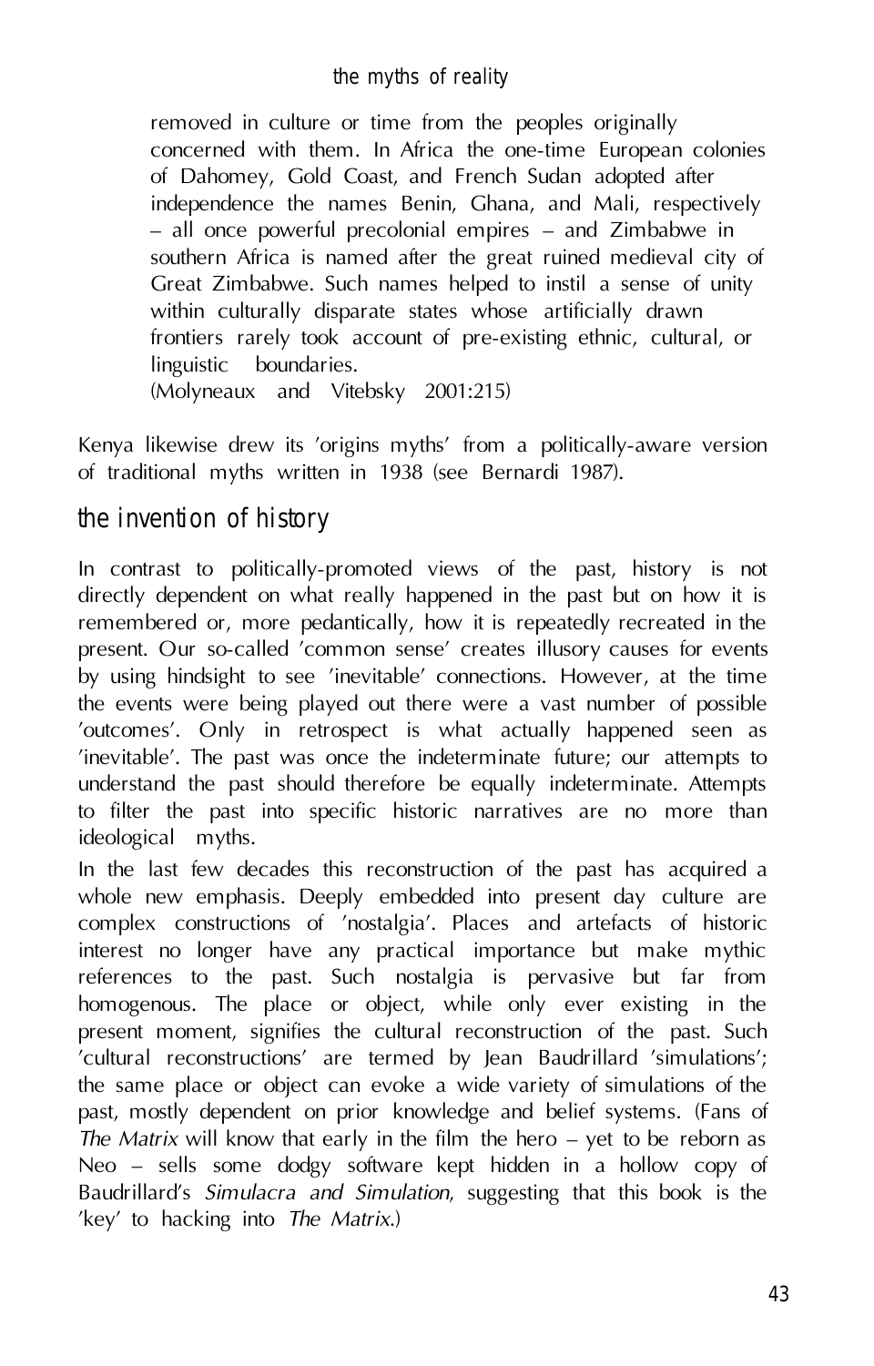> removed in culture or time from the peoples originally concerned with them. In Africa the one-time European colonies of Dahomey, Gold Coast, and French Sudan adopted after independence the names Benin, Ghana, and Mali, respectively – all once powerful precolonial empires – and Zimbabwe in southern Africa is named after the great ruined medieval city of Great Zimbabwe. Such names helped to instil a sense of unity within culturally disparate states whose artificially drawn frontiers rarely took account of pre-existing ethnic, cultural, or linguistic boundaries.
> (Molyneaux and Vitebsky 2001:215)

Kenya likewise drew its 'origins myths' from a politically-aware version of traditional myths written in 1938 (see Bernardi 1987).

## the invention of history

In contrast to politically-promoted views of the past, history is not directly dependent on what really happened in the past but on how it is remembered or, more pedantically, how it is repeatedly recreated in the present. Our so-called 'common sense' creates illusory causes for events by using hindsight to see 'inevitable' connections. However, at the time the events were being played out there were a vast number of possible 'outcomes'. Only in retrospect is what actually happened seen as 'inevitable'. The past was once the indeterminate future; our attempts to understand the past should therefore be equally indeterminate. Attempts to filter the past into specific historic narratives are no more than ideological myths.

In the last few decades this reconstruction of the past has acquired a whole new emphasis. Deeply embedded into present day culture are complex constructions of 'nostalgia'. Places and artefacts of historic interest no longer have any practical importance but make mythic references to the past. Such nostalgia is pervasive but far from homogenous. The place or object, while only ever existing in the present moment, signifies the cultural reconstruction of the past. Such 'cultural reconstructions' are termed by Jean Baudrillard 'simulations'; the same place or object can evoke a wide variety of simulations of the past, mostly dependent on prior knowledge and belief systems. (Fans of *The Matrix* will know that early in the film the hero – yet to be reborn as Neo – sells some dodgy software kept hidden in a hollow copy of Baudrillard's *Simulacra and Simulation*, suggesting that this book is the 'key' to hacking into *The Matrix*.)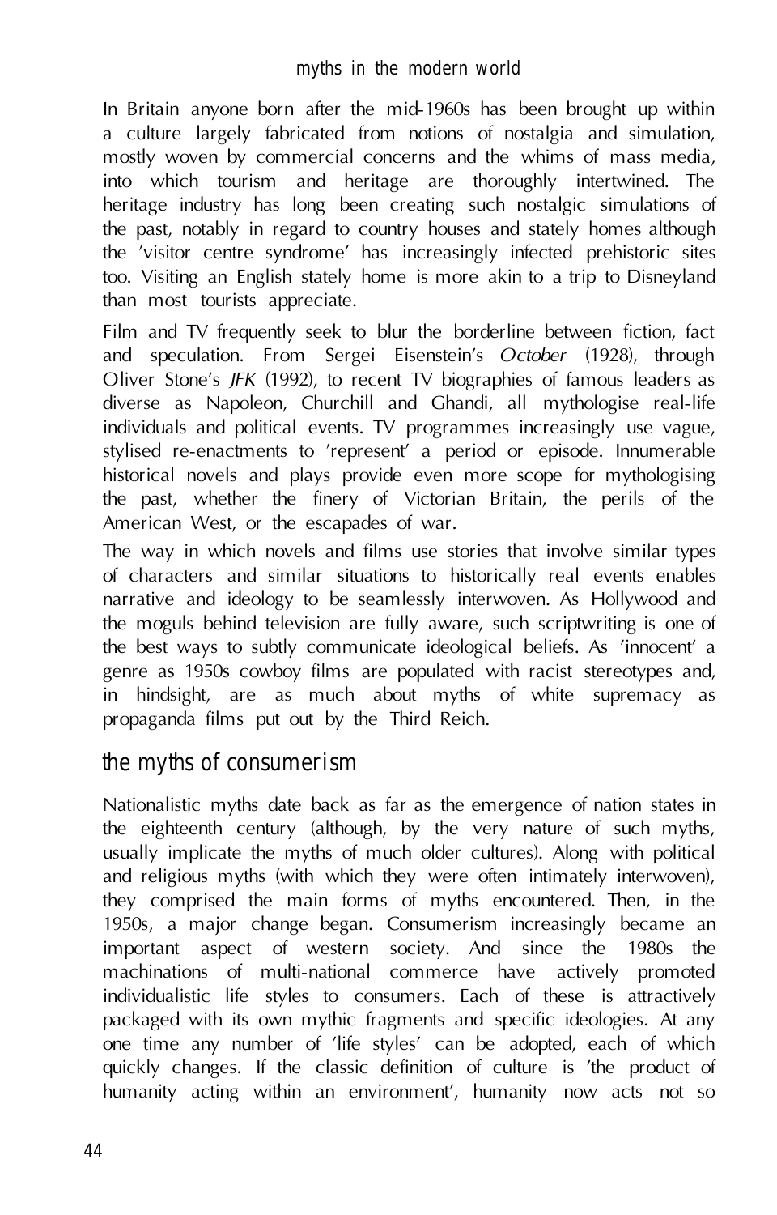In Britain anyone born after the mid-1960s has been brought up within a culture largely fabricated from notions of nostalgia and simulation, mostly woven by commercial concerns and the whims of mass media, into which tourism and heritage are thoroughly intertwined. The heritage industry has long been creating such nostalgic simulations of the past, notably in regard to country houses and stately homes although the 'visitor centre syndrome' has increasingly infected prehistoric sites too. Visiting an English stately home is more akin to a trip to Disneyland than most tourists appreciate.

Film and TV frequently seek to blur the borderline between fiction, fact and speculation. From Sergei Eisenstein's *October* (1928), through Oliver Stone's *JFK* (1992), to recent TV biographies of famous leaders as diverse as Napoleon, Churchill and Ghandi, all mythologise real-life individuals and political events. TV programmes increasingly use vague, stylised re-enactments to 'represent' a period or episode. Innumerable historical novels and plays provide even more scope for mythologising the past, whether the finery of Victorian Britain, the perils of the American West, or the escapades of war.

The way in which novels and films use stories that involve similar types of characters and similar situations to historically real events enables narrative and ideology to be seamlessly interwoven. As Hollywood and the moguls behind television are fully aware, such scriptwriting is one of the best ways to subtly communicate ideological beliefs. As 'innocent' a genre as 1950s cowboy films are populated with racist stereotypes and, in hindsight, are as much about myths of white supremacy as propaganda films put out by the Third Reich.

## the myths of consumerism

Nationalistic myths date back as far as the emergence of nation states in the eighteenth century (although, by the very nature of such myths, usually implicate the myths of much older cultures). Along with political and religious myths (with which they were often intimately interwoven), they comprised the main forms of myths encountered. Then, in the 1950s, a major change began. Consumerism increasingly became an important aspect of western society. And since the 1980s the machinations of multi-national commerce have actively promoted individualistic life styles to consumers. Each of these is attractively packaged with its own mythic fragments and specific ideologies. At any one time any number of 'life styles' can be adopted, each of which quickly changes. If the classic definition of culture is 'the product of humanity acting within an environment', humanity now acts not so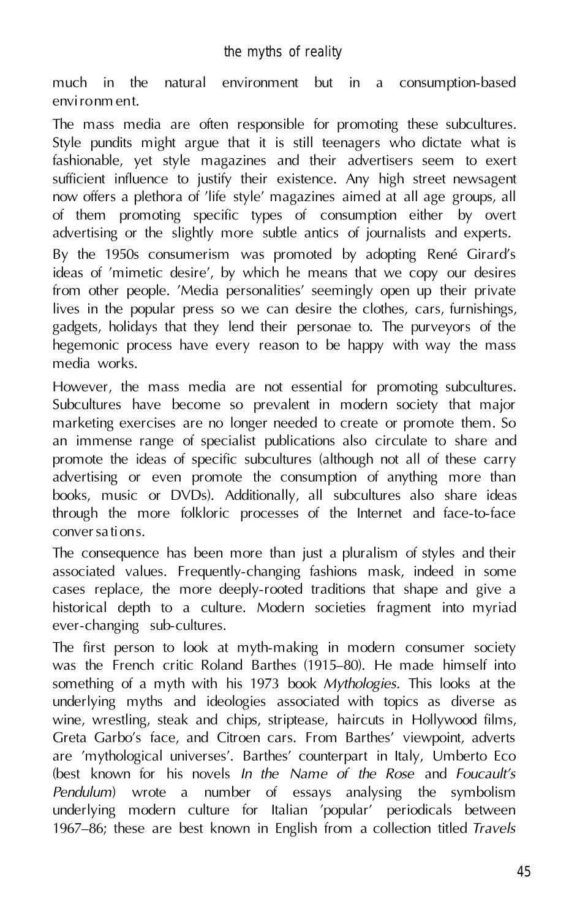much in the natural environment but in a consumption-based environment.

The mass media are often responsible for promoting these subcultures. Style pundits might argue that it is still teenagers who dictate what is fashionable, yet style magazines and their advertisers seem to exert sufficient influence to justify their existence. Any high street newsagent now offers a plethora of 'life style' magazines aimed at all age groups, all of them promoting specific types of consumption either by overt advertising or the slightly more subtle antics of journalists and experts.

By the 1950s consumerism was promoted by adopting René Girard's ideas of 'mimetic desire', by which he means that we copy our desires from other people. 'Media personalities' seemingly open up their private lives in the popular press so we can desire the clothes, cars, furnishings, gadgets, holidays that they lend their personae to. The purveyors of the hegemonic process have every reason to be happy with way the mass media works.

However, the mass media are not essential for promoting subcultures. Subcultures have become so prevalent in modern society that major marketing exercises are no longer needed to create or promote them. So an immense range of specialist publications also circulate to share and promote the ideas of specific subcultures (although not all of these carry advertising or even promote the consumption of anything more than books, music or DVDs). Additionally, all subcultures also share ideas through the more folkloric processes of the Internet and face-to-face conversations.

The consequence has been more than just a pluralism of styles and their associated values. Frequently-changing fashions mask, indeed in some cases replace, the more deeply-rooted traditions that shape and give a historical depth to a culture. Modern societies fragment into myriad ever-changing sub-cultures.

The first person to look at myth-making in modern consumer society was the French critic Roland Barthes (1915–80). He made himself into something of a myth with his 1973 book *Mythologies*. This looks at the underlying myths and ideologies associated with topics as diverse as wine, wrestling, steak and chips, striptease, haircuts in Hollywood films, Greta Garbo's face, and Citroen cars. From Barthes' viewpoint, adverts are 'mythological universes'. Barthes' counterpart in Italy, Umberto Eco (best known for his novels *In the Name of the Rose* and *Foucault's Pendulum*) wrote a number of essays analysing the symbolism underlying modern culture for Italian 'popular' periodicals between 1967–86; these are best known in English from a collection titled *Travels*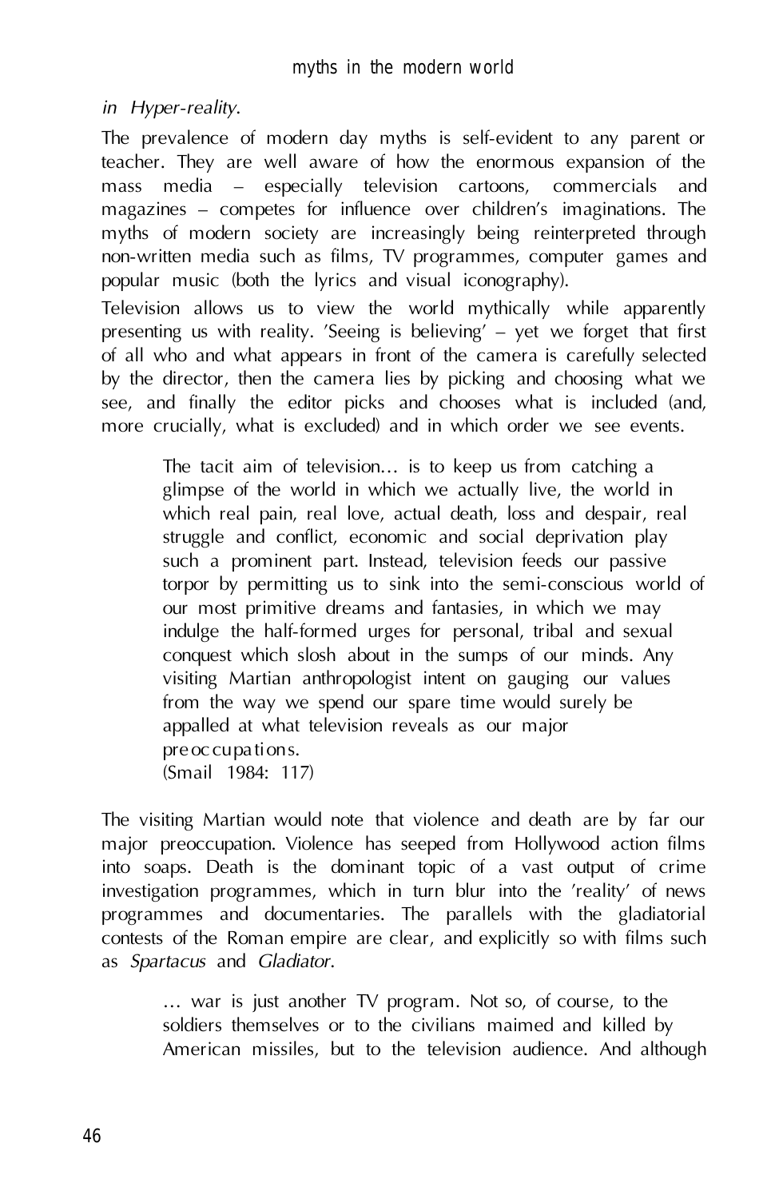*in Hyper-reality*.

The prevalence of modern day myths is self-evident to any parent or teacher. They are well aware of how the enormous expansion of the mass media – especially television cartoons, commercials and magazines – competes for influence over children's imaginations. The myths of modern society are increasingly being reinterpreted through non-written media such as films, TV programmes, computer games and popular music (both the lyrics and visual iconography).

Television allows us to view the world mythically while apparently presenting us with reality. 'Seeing is believing' – yet we forget that first of all who and what appears in front of the camera is carefully selected by the director, then the camera lies by picking and choosing what we see, and finally the editor picks and chooses what is included (and, more crucially, what is excluded) and in which order we see events.

> The tacit aim of television… is to keep us from catching a glimpse of the world in which we actually live, the world in which real pain, real love, actual death, loss and despair, real struggle and conflict, economic and social deprivation play such a prominent part. Instead, television feeds our passive torpor by permitting us to sink into the semi-conscious world of our most primitive dreams and fantasies, in which we may indulge the half-formed urges for personal, tribal and sexual conquest which slosh about in the sumps of our minds. Any visiting Martian anthropologist intent on gauging our values from the way we spend our spare time would surely be appalled at what television reveals as our major preoccupations.
> (Smail 1984: 117)

The visiting Martian would note that violence and death are by far our major preoccupation. Violence has seeped from Hollywood action films into soaps. Death is the dominant topic of a vast output of crime investigation programmes, which in turn blur into the 'reality' of news programmes and documentaries. The parallels with the gladiatorial contests of the Roman empire are clear, and explicitly so with films such as *Spartacus* and *Gladiator*.

> … war is just another TV program. Not so, of course, to the soldiers themselves or to the civilians maimed and killed by American missiles, but to the television audience. And although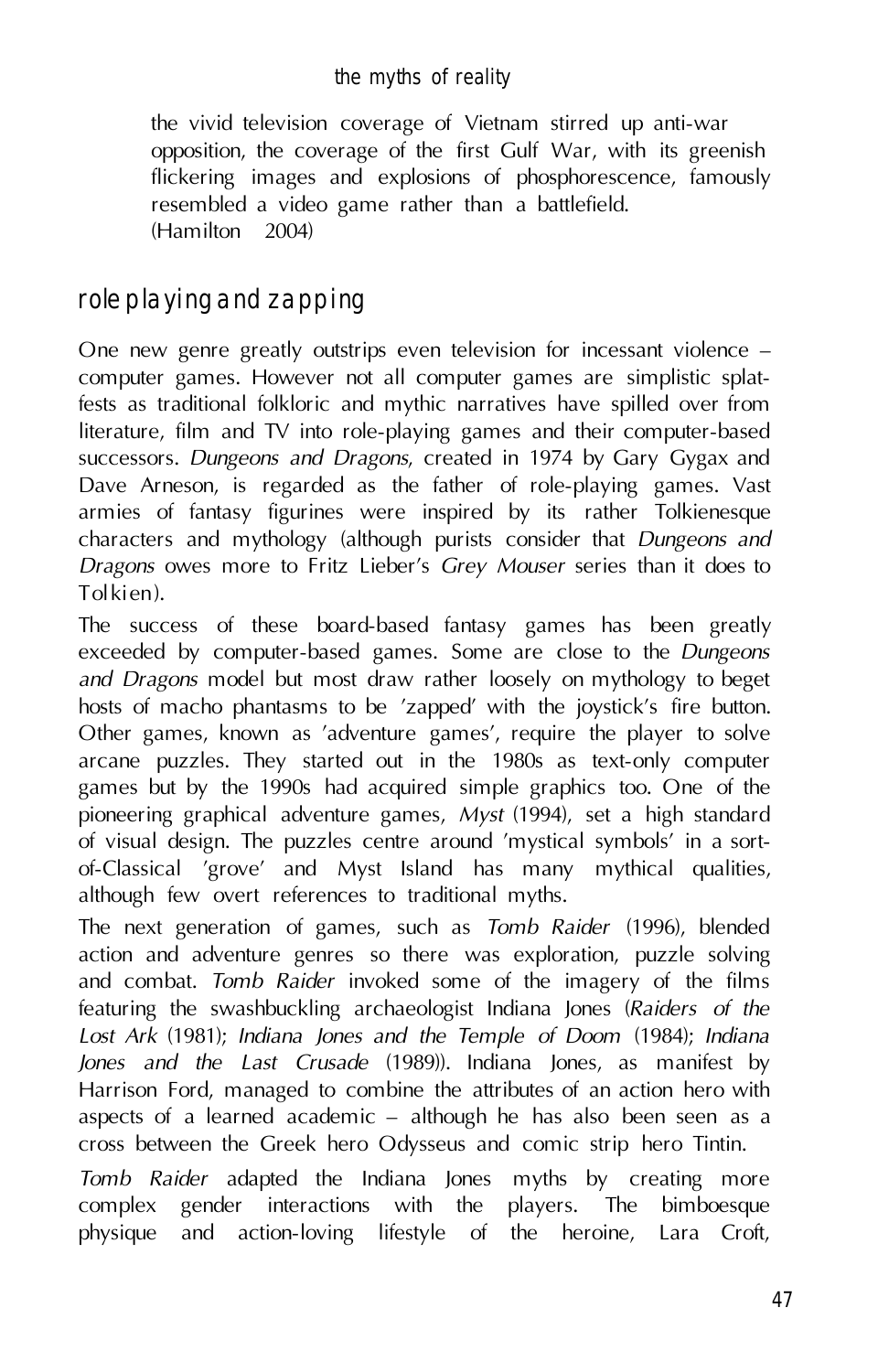the vivid television coverage of Vietnam stirred up anti-war opposition, the coverage of the first Gulf War, with its greenish flickering images and explosions of phosphorescence, famously resembled a video game rather than a battlefield.
(Hamilton 2004)

## role playing and zapping

One new genre greatly outstrips even television for incessant violence – computer games. However not all computer games are simplistic splat-fests as traditional folkloric and mythic narratives have spilled over from literature, film and TV into role-playing games and their computer-based successors. *Dungeons and Dragons*, created in 1974 by Gary Gygax and Dave Arneson, is regarded as the father of role-playing games. Vast armies of fantasy figurines were inspired by its rather Tolkienesque characters and mythology (although purists consider that *Dungeons and Dragons* owes more to Fritz Lieber's *Grey Mouser* series than it does to Tolkien).

The success of these board-based fantasy games has been greatly exceeded by computer-based games. Some are close to the *Dungeons and Dragons* model but most draw rather loosely on mythology to beget hosts of macho phantasms to be 'zapped' with the joystick's fire button. Other games, known as 'adventure games', require the player to solve arcane puzzles. They started out in the 1980s as text-only computer games but by the 1990s had acquired simple graphics too. One of the pioneering graphical adventure games, *Myst* (1994), set a high standard of visual design. The puzzles centre around 'mystical symbols' in a sort-of-Classical 'grove' and Myst Island has many mythical qualities, although few overt references to traditional myths.

The next generation of games, such as *Tomb Raider* (1996), blended action and adventure genres so there was exploration, puzzle solving and combat. *Tomb Raider* invoked some of the imagery of the films featuring the swashbuckling archaeologist Indiana Jones (*Raiders of the Lost Ark* (1981); *Indiana Jones and the Temple of Doom* (1984); *Indiana Jones and the Last Crusade* (1989)). Indiana Jones, as manifest by Harrison Ford, managed to combine the attributes of an action hero with aspects of a learned academic – although he has also been seen as a cross between the Greek hero Odysseus and comic strip hero Tintin.

*Tomb Raider* adapted the Indiana Jones myths by creating more complex gender interactions with the players. The bimboesque physique and action-loving lifestyle of the heroine, Lara Croft,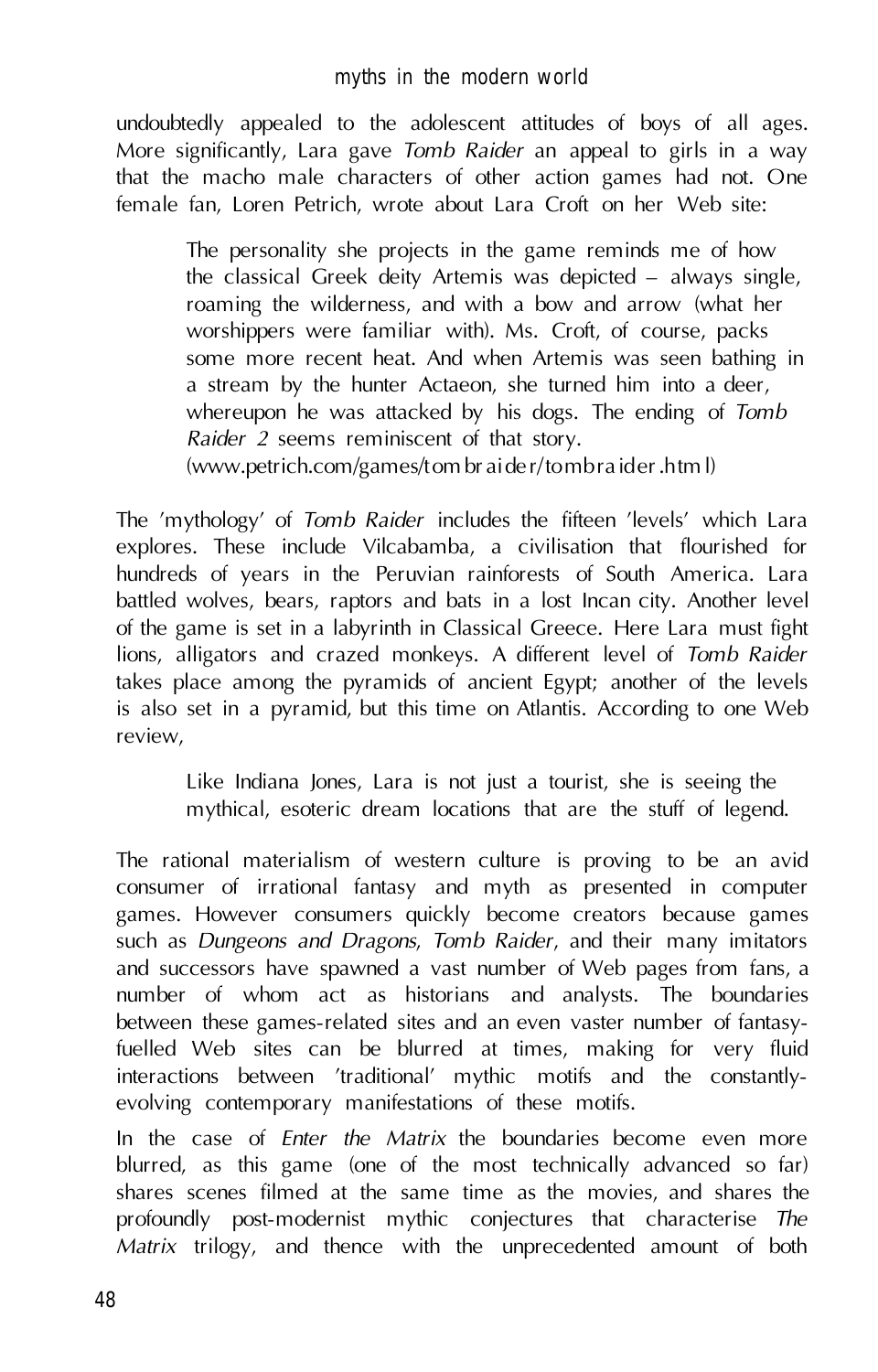undoubtedly appealed to the adolescent attitudes of boys of all ages. More significantly, Lara gave *Tomb Raider* an appeal to girls in a way that the macho male characters of other action games had not. One female fan, Loren Petrich, wrote about Lara Croft on her Web site:

> The personality she projects in the game reminds me of how the classical Greek deity Artemis was depicted – always single, roaming the wilderness, and with a bow and arrow (what her worshippers were familiar with). Ms. Croft, of course, packs some more recent heat. And when Artemis was seen bathing in a stream by the hunter Actaeon, she turned him into a deer, whereupon he was attacked by his dogs. The ending of *Tomb Raider 2* seems reminiscent of that story.
> (www.petrich.com/games/tombraider/tombraider.html)

The 'mythology' of *Tomb Raider* includes the fifteen 'levels' which Lara explores. These include Vilcabamba, a civilisation that flourished for hundreds of years in the Peruvian rainforests of South America. Lara battled wolves, bears, raptors and bats in a lost Incan city. Another level of the game is set in a labyrinth in Classical Greece. Here Lara must fight lions, alligators and crazed monkeys. A different level of *Tomb Raider* takes place among the pyramids of ancient Egypt; another of the levels is also set in a pyramid, but this time on Atlantis. According to one Web review,

> Like Indiana Jones, Lara is not just a tourist, she is seeing the mythical, esoteric dream locations that are the stuff of legend.

The rational materialism of western culture is proving to be an avid consumer of irrational fantasy and myth as presented in computer games. However consumers quickly become creators because games such as *Dungeons and Dragons*, *Tomb Raider*, and their many imitators and successors have spawned a vast number of Web pages from fans, a number of whom act as historians and analysts. The boundaries between these games-related sites and an even vaster number of fantasy-fuelled Web sites can be blurred at times, making for very fluid interactions between 'traditional' mythic motifs and the constantly-evolving contemporary manifestations of these motifs.

In the case of *Enter the Matrix* the boundaries become even more blurred, as this game (one of the most technically advanced so far) shares scenes filmed at the same time as the movies, and shares the profoundly post-modernist mythic conjectures that characterise *The Matrix* trilogy, and thence with the unprecedented amount of both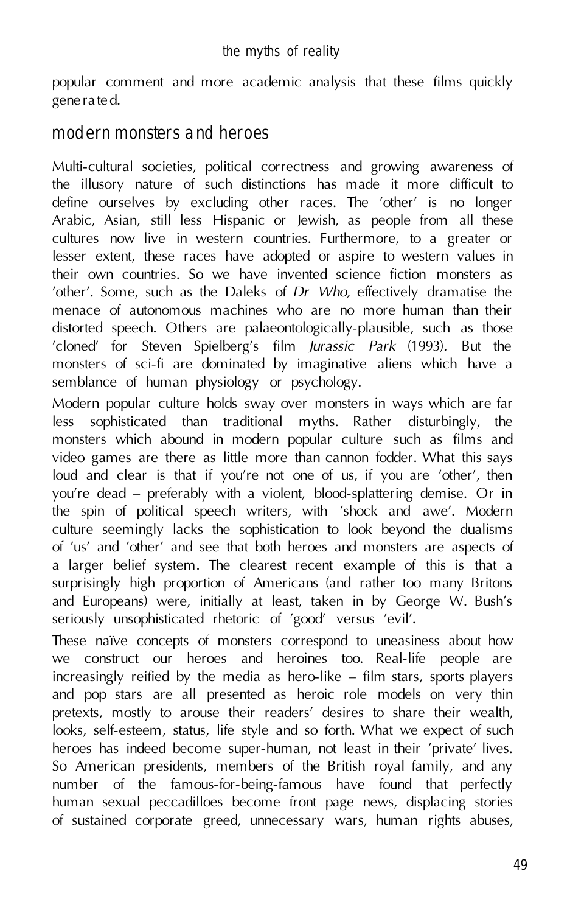popular comment and more academic analysis that these films quickly generated.

## modern monsters and heroes

Multi-cultural societies, political correctness and growing awareness of the illusory nature of such distinctions has made it more difficult to define ourselves by excluding other races. The 'other' is no longer Arabic, Asian, still less Hispanic or Jewish, as people from all these cultures now live in western countries. Furthermore, to a greater or lesser extent, these races have adopted or aspire to western values in their own countries. So we have invented science fiction monsters as 'other'. Some, such as the Daleks of *Dr Who,* effectively dramatise the menace of autonomous machines who are no more human than their distorted speech. Others are palaeontologically-plausible, such as those 'cloned' for Steven Spielberg's film *Jurassic Park* (1993). But the monsters of sci-fi are dominated by imaginative aliens which have a semblance of human physiology or psychology.

Modern popular culture holds sway over monsters in ways which are far less sophisticated than traditional myths. Rather disturbingly, the monsters which abound in modern popular culture such as films and video games are there as little more than cannon fodder. What this says loud and clear is that if you're not one of us, if you are 'other', then you're dead – preferably with a violent, blood-splattering demise. Or in the spin of political speech writers, with 'shock and awe'. Modern culture seemingly lacks the sophistication to look beyond the dualisms of 'us' and 'other' and see that both heroes and monsters are aspects of a larger belief system. The clearest recent example of this is that a surprisingly high proportion of Americans (and rather too many Britons and Europeans) were, initially at least, taken in by George W. Bush's seriously unsophisticated rhetoric of 'good' versus 'evil'.

These naïve concepts of monsters correspond to uneasiness about how we construct our heroes and heroines too. Real-life people are increasingly reified by the media as hero-like – film stars, sports players and pop stars are all presented as heroic role models on very thin pretexts, mostly to arouse their readers' desires to share their wealth, looks, self-esteem, status, life style and so forth. What we expect of such heroes has indeed become super-human, not least in their 'private' lives. So American presidents, members of the British royal family, and any number of the famous-for-being-famous have found that perfectly human sexual peccadilloes become front page news, displacing stories of sustained corporate greed, unnecessary wars, human rights abuses,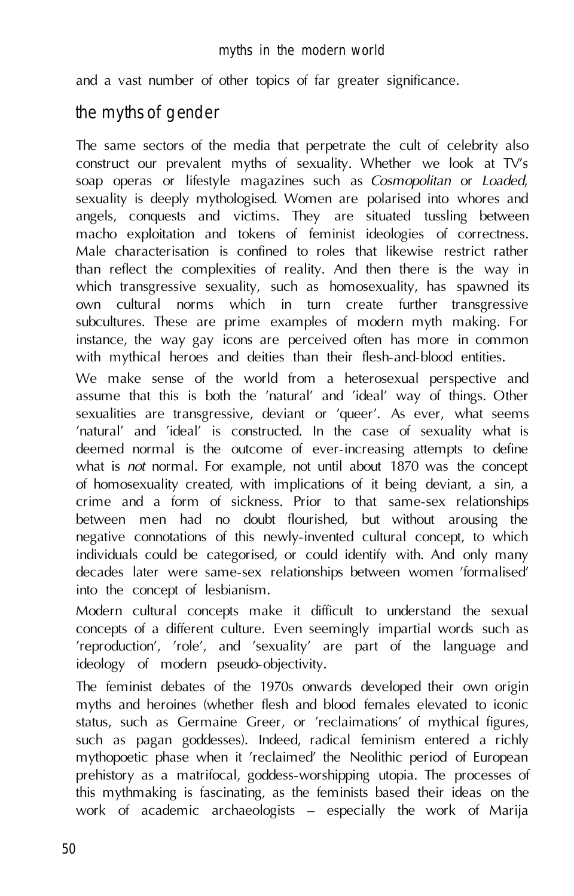and a vast number of other topics of far greater significance.

## the myths of gender

The same sectors of the media that perpetrate the cult of celebrity also construct our prevalent myths of sexuality. Whether we look at TV's soap operas or lifestyle magazines such as *Cosmopolitan* or *Loaded*, sexuality is deeply mythologised. Women are polarised into whores and angels, conquests and victims. They are situated tussling between macho exploitation and tokens of feminist ideologies of correctness. Male characterisation is confined to roles that likewise restrict rather than reflect the complexities of reality. And then there is the way in which transgressive sexuality, such as homosexuality, has spawned its own cultural norms which in turn create further transgressive subcultures. These are prime examples of modern myth making. For instance, the way gay icons are perceived often has more in common with mythical heroes and deities than their flesh-and-blood entities.

We make sense of the world from a heterosexual perspective and assume that this is both the 'natural' and 'ideal' way of things. Other sexualities are transgressive, deviant or 'queer'. As ever, what seems 'natural' and 'ideal' is constructed. In the case of sexuality what is deemed normal is the outcome of ever-increasing attempts to define what is *not* normal. For example, not until about 1870 was the concept of homosexuality created, with implications of it being deviant, a sin, a crime and a form of sickness. Prior to that same-sex relationships between men had no doubt flourished, but without arousing the negative connotations of this newly-invented cultural concept, to which individuals could be categorised, or could identify with. And only many decades later were same-sex relationships between women 'formalised' into the concept of lesbianism.

Modern cultural concepts make it difficult to understand the sexual concepts of a different culture. Even seemingly impartial words such as 'reproduction', 'role', and 'sexuality' are part of the language and ideology of modern pseudo-objectivity.

The feminist debates of the 1970s onwards developed their own origin myths and heroines (whether flesh and blood females elevated to iconic status, such as Germaine Greer, or 'reclaimations' of mythical figures, such as pagan goddesses). Indeed, radical feminism entered a richly mythopoetic phase when it 'reclaimed' the Neolithic period of European prehistory as a matrifocal, goddess-worshipping utopia. The processes of this mythmaking is fascinating, as the feminists based their ideas on the work of academic archaeologists – especially the work of Marija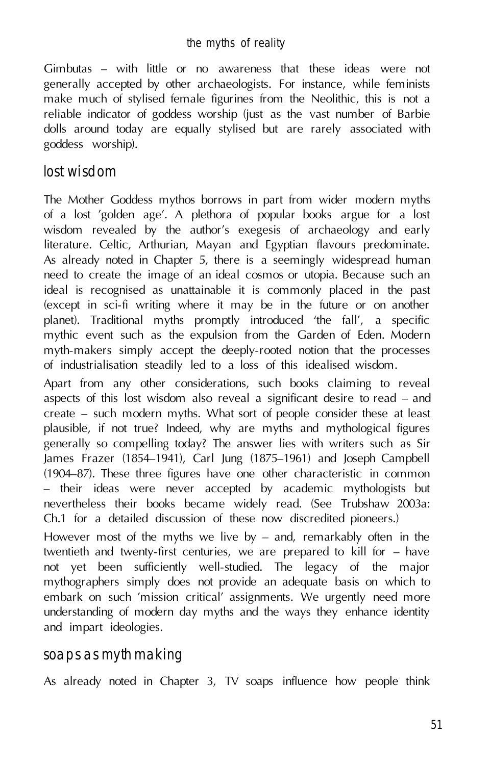Gimbutas – with little or no awareness that these ideas were not generally accepted by other archaeologists. For instance, while feminists make much of stylised female figurines from the Neolithic, this is not a reliable indicator of goddess worship (just as the vast number of Barbie dolls around today are equally stylised but are rarely associated with goddess worship).

## lost wisdom

The Mother Goddess mythos borrows in part from wider modern myths of a lost 'golden age'. A plethora of popular books argue for a lost wisdom revealed by the author's exegesis of archaeology and early literature. Celtic, Arthurian, Mayan and Egyptian flavours predominate. As already noted in Chapter 5, there is a seemingly widespread human need to create the image of an ideal cosmos or utopia. Because such an ideal is recognised as unattainable it is commonly placed in the past (except in sci-fi writing where it may be in the future or on another planet). Traditional myths promptly introduced 'the fall', a specific mythic event such as the expulsion from the Garden of Eden. Modern myth-makers simply accept the deeply-rooted notion that the processes of industrialisation steadily led to a loss of this idealised wisdom.

Apart from any other considerations, such books claiming to reveal aspects of this lost wisdom also reveal a significant desire to read – and create – such modern myths. What sort of people consider these at least plausible, if not true? Indeed, why are myths and mythological figures generally so compelling today? The answer lies with writers such as Sir James Frazer (1854–1941), Carl Jung (1875–1961) and Joseph Campbell (1904–87). These three figures have one other characteristic in common – their ideas were never accepted by academic mythologists but nevertheless their books became widely read. (See Trubshaw 2003a: Ch.1 for a detailed discussion of these now discredited pioneers.)

However most of the myths we live by – and, remarkably often in the twentieth and twenty-first centuries, we are prepared to kill for – have not yet been sufficiently well-studied. The legacy of the major mythographers simply does not provide an adequate basis on which to embark on such 'mission critical' assignments. We urgently need more understanding of modern day myths and the ways they enhance identity and impart ideologies.

## soaps as myth making

As already noted in Chapter 3, TV soaps influence how people think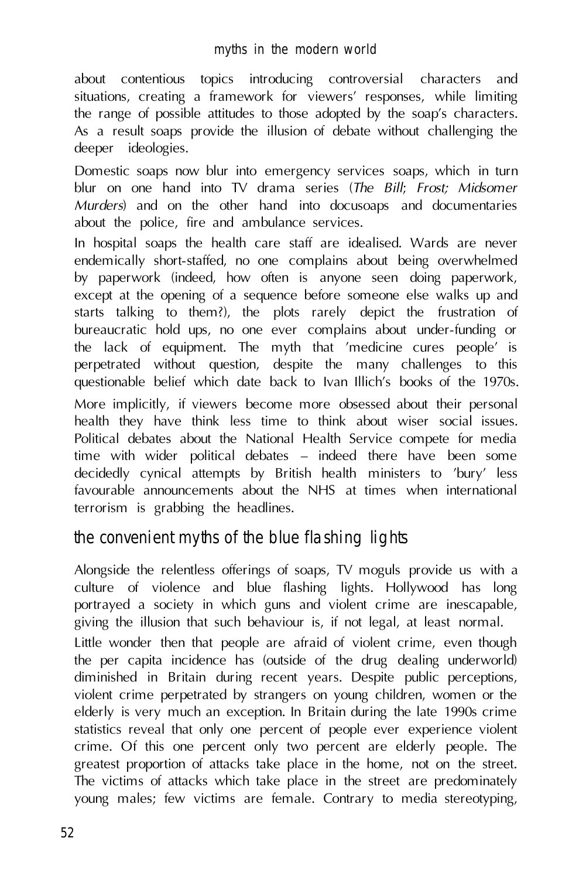about contentious topics introducing controversial characters and situations, creating a framework for viewers' responses, while limiting the range of possible attitudes to those adopted by the soap's characters. As a result soaps provide the illusion of debate without challenging the deeper ideologies.

Domestic soaps now blur into emergency services soaps, which in turn blur on one hand into TV drama series (*The Bill*; *Frost; Midsomer Murders*) and on the other hand into docusoaps and documentaries about the police, fire and ambulance services.

In hospital soaps the health care staff are idealised. Wards are never endemically short-staffed, no one complains about being overwhelmed by paperwork (indeed, how often is anyone seen doing paperwork, except at the opening of a sequence before someone else walks up and starts talking to them?), the plots rarely depict the frustration of bureaucratic hold ups, no one ever complains about under-funding or the lack of equipment. The myth that 'medicine cures people' is perpetrated without question, despite the many challenges to this questionable belief which date back to Ivan Illich's books of the 1970s.

More implicitly, if viewers become more obsessed about their personal health they have think less time to think about wiser social issues. Political debates about the National Health Service compete for media time with wider political debates – indeed there have been some decidedly cynical attempts by British health ministers to 'bury' less favourable announcements about the NHS at times when international terrorism is grabbing the headlines.

## the convenient myths of the blue flashing lights

Alongside the relentless offerings of soaps, TV moguls provide us with a culture of violence and blue flashing lights. Hollywood has long portrayed a society in which guns and violent crime are inescapable, giving the illusion that such behaviour is, if not legal, at least normal.

Little wonder then that people are afraid of violent crime, even though the per capita incidence has (outside of the drug dealing underworld) diminished in Britain during recent years. Despite public perceptions, violent crime perpetrated by strangers on young children, women or the elderly is very much an exception. In Britain during the late 1990s crime statistics reveal that only one percent of people ever experience violent crime. Of this one percent only two percent are elderly people. The greatest proportion of attacks take place in the home, not on the street. The victims of attacks which take place in the street are predominately young males; few victims are female. Contrary to media stereotyping,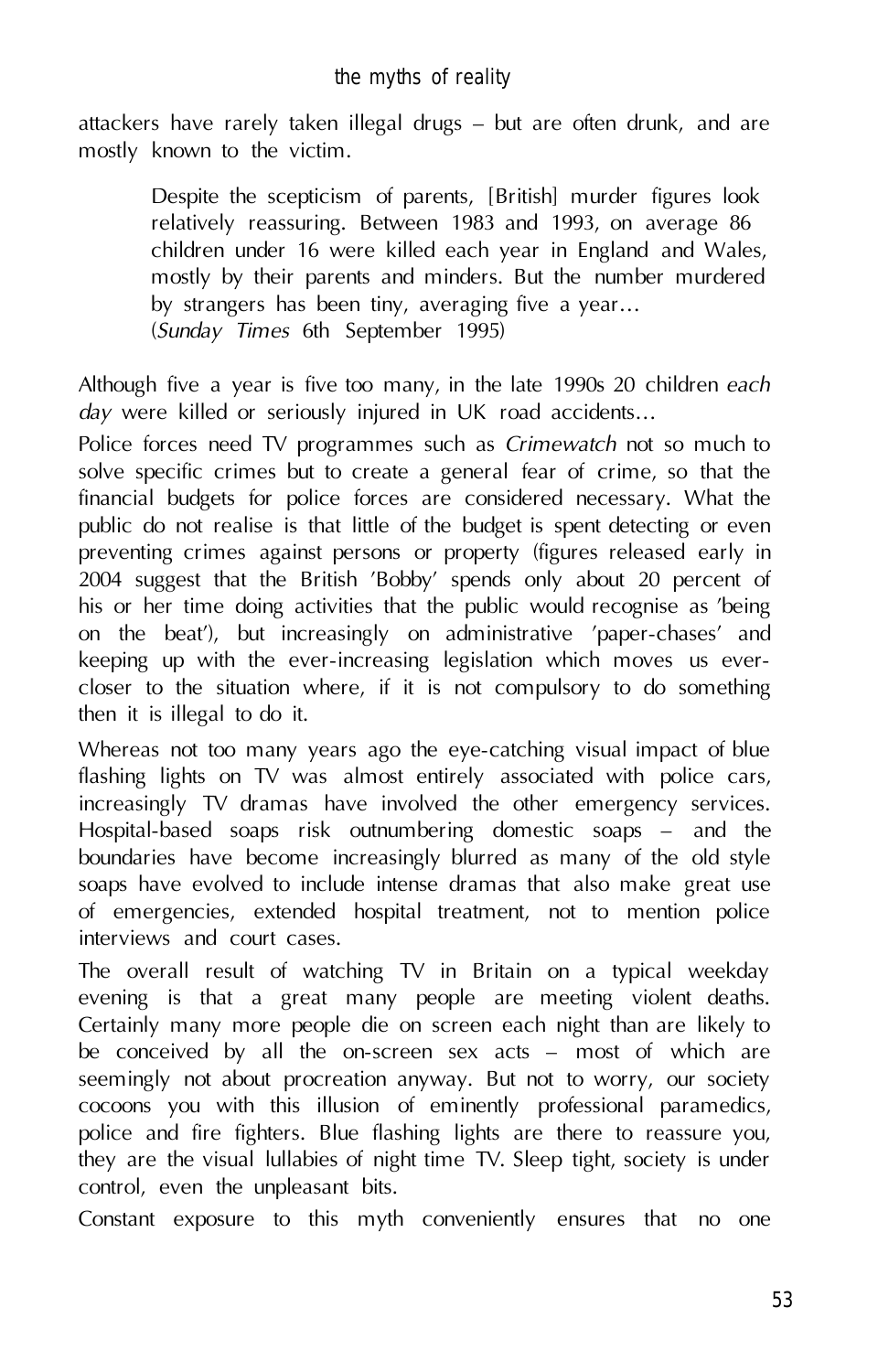attackers have rarely taken illegal drugs – but are often drunk, and are mostly known to the victim.

> Despite the scepticism of parents, [British] murder figures look relatively reassuring. Between 1983 and 1993, on average 86 children under 16 were killed each year in England and Wales, mostly by their parents and minders. But the number murdered by strangers has been tiny, averaging five a year…
> (*Sunday Times* 6th September 1995)

Although five a year is five too many, in the late 1990s 20 children *each day* were killed or seriously injured in UK road accidents…

Police forces need TV programmes such as *Crimewatch* not so much to solve specific crimes but to create a general fear of crime, so that the financial budgets for police forces are considered necessary. What the public do not realise is that little of the budget is spent detecting or even preventing crimes against persons or property (figures released early in 2004 suggest that the British 'Bobby' spends only about 20 percent of his or her time doing activities that the public would recognise as 'being on the beat'), but increasingly on administrative 'paper-chases' and keeping up with the ever-increasing legislation which moves us ever-closer to the situation where, if it is not compulsory to do something then it is illegal to do it.

Whereas not too many years ago the eye-catching visual impact of blue flashing lights on TV was almost entirely associated with police cars, increasingly TV dramas have involved the other emergency services. Hospital-based soaps risk outnumbering domestic soaps – and the boundaries have become increasingly blurred as many of the old style soaps have evolved to include intense dramas that also make great use of emergencies, extended hospital treatment, not to mention police interviews and court cases.

The overall result of watching TV in Britain on a typical weekday evening is that a great many people are meeting violent deaths. Certainly many more people die on screen each night than are likely to be conceived by all the on-screen sex acts – most of which are seemingly not about procreation anyway. But not to worry, our society cocoons you with this illusion of eminently professional paramedics, police and fire fighters. Blue flashing lights are there to reassure you, they are the visual lullabies of night time TV. Sleep tight, society is under control, even the unpleasant bits.

Constant exposure to this myth conveniently ensures that no one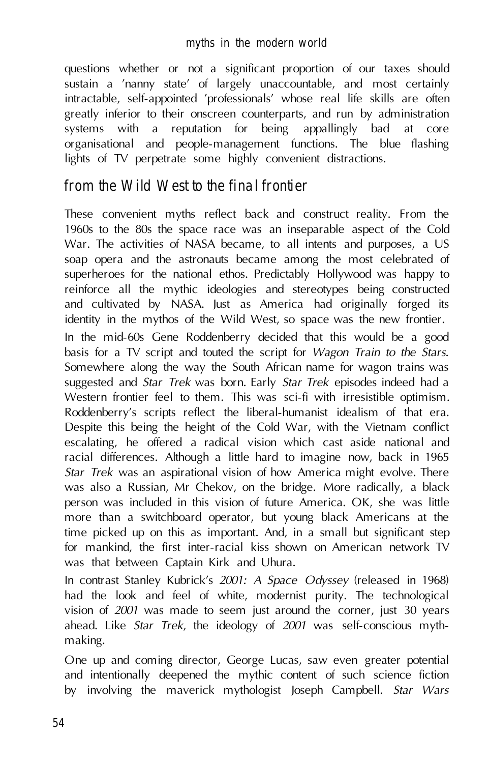questions whether or not a significant proportion of our taxes should sustain a 'nanny state' of largely unaccountable, and most certainly intractable, self-appointed 'professionals' whose real life skills are often greatly inferior to their onscreen counterparts, and run by administration systems with a reputation for being appallingly bad at core organisational and people-management functions. The blue flashing lights of TV perpetrate some highly convenient distractions.

## from the Wild West to the final frontier

These convenient myths reflect back and construct reality. From the 1960s to the 80s the space race was an inseparable aspect of the Cold War. The activities of NASA became, to all intents and purposes, a US soap opera and the astronauts became among the most celebrated of superheroes for the national ethos. Predictably Hollywood was happy to reinforce all the mythic ideologies and stereotypes being constructed and cultivated by NASA. Just as America had originally forged its identity in the mythos of the Wild West, so space was the new frontier.

In the mid-60s Gene Roddenberry decided that this would be a good basis for a TV script and touted the script for *Wagon Train to the Stars*. Somewhere along the way the South African name for wagon trains was suggested and *Star Trek* was born. Early *Star Trek* episodes indeed had a Western frontier feel to them. This was sci-fi with irresistible optimism. Roddenberry's scripts reflect the liberal-humanist idealism of that era. Despite this being the height of the Cold War, with the Vietnam conflict escalating, he offered a radical vision which cast aside national and racial differences. Although a little hard to imagine now, back in 1965 *Star Trek* was an aspirational vision of how America might evolve. There was also a Russian, Mr Chekov, on the bridge. More radically, a black person was included in this vision of future America. OK, she was little more than a switchboard operator, but young black Americans at the time picked up on this as important. And, in a small but significant step for mankind, the first inter-racial kiss shown on American network TV was that between Captain Kirk and Uhura.

In contrast Stanley Kubrick's *2001: A Space Odyssey* (released in 1968) had the look and feel of white, modernist purity. The technological vision of *2001* was made to seem just around the corner, just 30 years ahead. Like *Star Trek*, the ideology of *2001* was self-conscious myth-making.

One up and coming director, George Lucas, saw even greater potential and intentionally deepened the mythic content of such science fiction by involving the maverick mythologist Joseph Campbell. *Star Wars*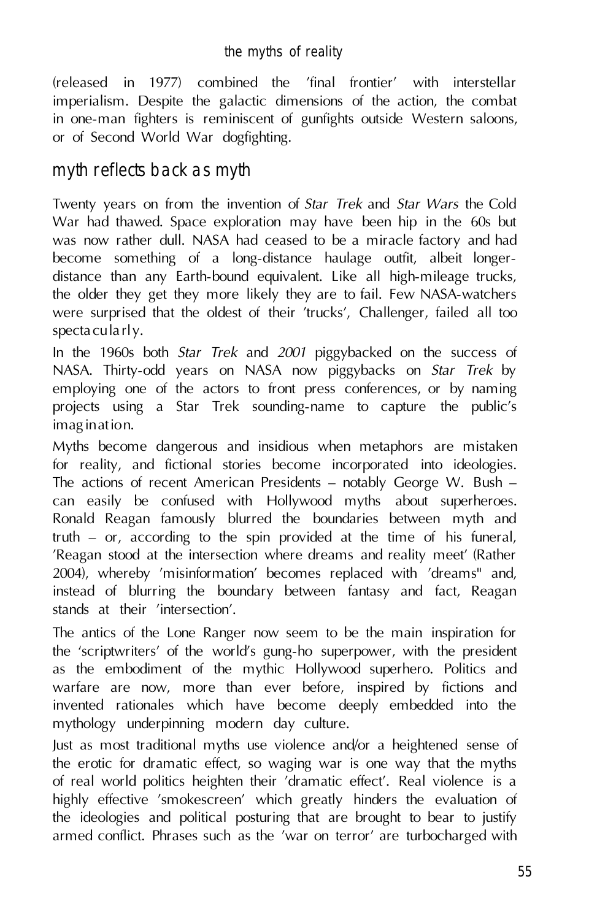(released in 1977) combined the 'final frontier' with interstellar imperialism. Despite the galactic dimensions of the action, the combat in one-man fighters is reminiscent of gunfights outside Western saloons, or of Second World War dogfighting.

## myth reflects back as myth

Twenty years on from the invention of *Star Trek* and *Star Wars* the Cold War had thawed. Space exploration may have been hip in the 60s but was now rather dull. NASA had ceased to be a miracle factory and had become something of a long-distance haulage outfit, albeit longer-distance than any Earth-bound equivalent. Like all high-mileage trucks, the older they get they more likely they are to fail. Few NASA-watchers were surprised that the oldest of their 'trucks', Challenger, failed all too spectacularly.

In the 1960s both *Star Trek* and *2001* piggybacked on the success of NASA. Thirty-odd years on NASA now piggybacks on *Star Trek* by employing one of the actors to front press conferences, or by naming projects using a Star Trek sounding-name to capture the public's imagination.

Myths become dangerous and insidious when metaphors are mistaken for reality, and fictional stories become incorporated into ideologies. The actions of recent American Presidents – notably George W. Bush – can easily be confused with Hollywood myths about superheroes. Ronald Reagan famously blurred the boundaries between myth and truth – or, according to the spin provided at the time of his funeral, 'Reagan stood at the intersection where dreams and reality meet' (Rather 2004), whereby 'misinformation' becomes replaced with 'dreams" and, instead of blurring the boundary between fantasy and fact, Reagan stands at their 'intersection'.

The antics of the Lone Ranger now seem to be the main inspiration for the 'scriptwriters' of the world's gung-ho superpower, with the president as the embodiment of the mythic Hollywood superhero. Politics and warfare are now, more than ever before, inspired by fictions and invented rationales which have become deeply embedded into the mythology underpinning modern day culture.

Just as most traditional myths use violence and/or a heightened sense of the erotic for dramatic effect, so waging war is one way that the myths of real world politics heighten their 'dramatic effect'. Real violence is a highly effective 'smokescreen' which greatly hinders the evaluation of the ideologies and political posturing that are brought to bear to justify armed conflict. Phrases such as the 'war on terror' are turbocharged with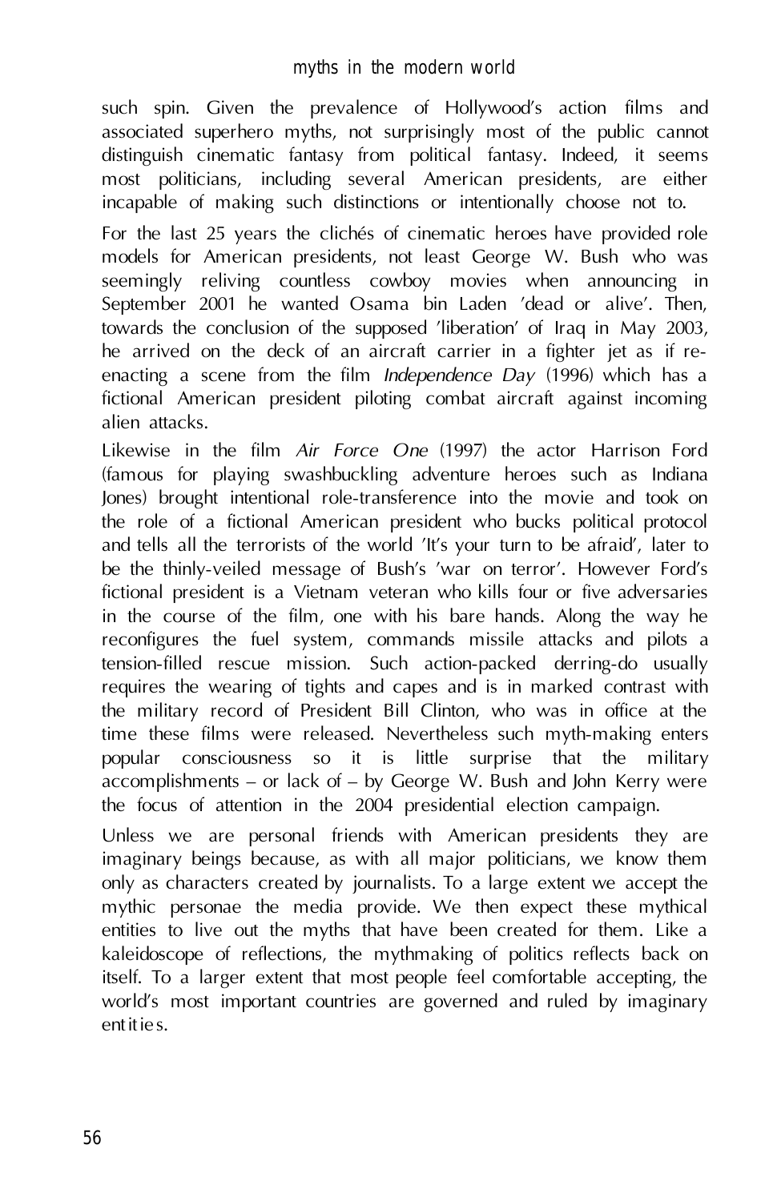such spin. Given the prevalence of Hollywood's action films and associated superhero myths, not surprisingly most of the public cannot distinguish cinematic fantasy from political fantasy. Indeed, it seems most politicians, including several American presidents, are either incapable of making such distinctions or intentionally choose not to.

For the last 25 years the clichés of cinematic heroes have provided role models for American presidents, not least George W. Bush who was seemingly reliving countless cowboy movies when announcing in September 2001 he wanted Osama bin Laden 'dead or alive'. Then, towards the conclusion of the supposed 'liberation' of Iraq in May 2003, he arrived on the deck of an aircraft carrier in a fighter jet as if re-enacting a scene from the film *Independence Day* (1996) which has a fictional American president piloting combat aircraft against incoming alien attacks.

Likewise in the film *Air Force One* (1997) the actor Harrison Ford (famous for playing swashbuckling adventure heroes such as Indiana Jones) brought intentional role-transference into the movie and took on the role of a fictional American president who bucks political protocol and tells all the terrorists of the world 'It's your turn to be afraid', later to be the thinly-veiled message of Bush's 'war on terror'. However Ford's fictional president is a Vietnam veteran who kills four or five adversaries in the course of the film, one with his bare hands. Along the way he reconfigures the fuel system, commands missile attacks and pilots a tension-filled rescue mission. Such action-packed derring-do usually requires the wearing of tights and capes and is in marked contrast with the military record of President Bill Clinton, who was in office at the time these films were released. Nevertheless such myth-making enters popular consciousness so it is little surprise that the military accomplishments – or lack of – by George W. Bush and John Kerry were the focus of attention in the 2004 presidential election campaign.

Unless we are personal friends with American presidents they are imaginary beings because, as with all major politicians, we know them only as characters created by journalists. To a large extent we accept the mythic personae the media provide. We then expect these mythical entities to live out the myths that have been created for them. Like a kaleidoscope of reflections, the mythmaking of politics reflects back on itself. To a larger extent that most people feel comfortable accepting, the world's most important countries are governed and ruled by imaginary entities.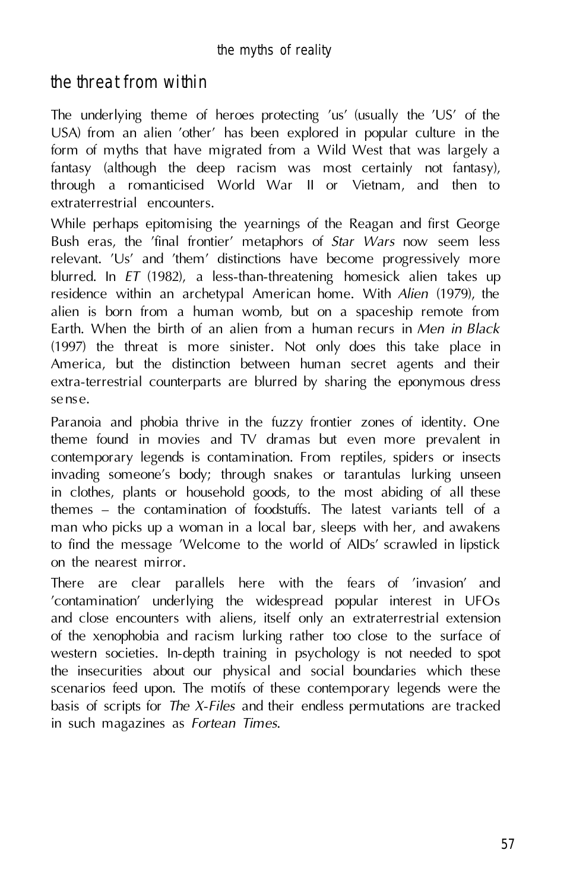## the threat from within

The underlying theme of heroes protecting 'us' (usually the 'US' of the USA) from an alien 'other' has been explored in popular culture in the form of myths that have migrated from a Wild West that was largely a fantasy (although the deep racism was most certainly not fantasy), through a romanticised World War II or Vietnam, and then to extraterrestrial encounters.

While perhaps epitomising the yearnings of the Reagan and first George Bush eras, the 'final frontier' metaphors of *Star Wars* now seem less relevant. 'Us' and 'them' distinctions have become progressively more blurred. In *ET* (1982), a less-than-threatening homesick alien takes up residence within an archetypal American home. With *Alien* (1979), the alien is born from a human womb, but on a spaceship remote from Earth. When the birth of an alien from a human recurs in *Men in Black* (1997) the threat is more sinister. Not only does this take place in America, but the distinction between human secret agents and their extra-terrestrial counterparts are blurred by sharing the eponymous dress sense.

Paranoia and phobia thrive in the fuzzy frontier zones of identity. One theme found in movies and TV dramas but even more prevalent in contemporary legends is contamination. From reptiles, spiders or insects invading someone's body; through snakes or tarantulas lurking unseen in clothes, plants or household goods, to the most abiding of all these themes – the contamination of foodstuffs. The latest variants tell of a man who picks up a woman in a local bar, sleeps with her, and awakens to find the message 'Welcome to the world of AIDs' scrawled in lipstick on the nearest mirror.

There are clear parallels here with the fears of 'invasion' and 'contamination' underlying the widespread popular interest in UFOs and close encounters with aliens, itself only an extraterrestrial extension of the xenophobia and racism lurking rather too close to the surface of western societies. In-depth training in psychology is not needed to spot the insecurities about our physical and social boundaries which these scenarios feed upon. The motifs of these contemporary legends were the basis of scripts for *The X-Files* and their endless permutations are tracked in such magazines as *Fortean Times*.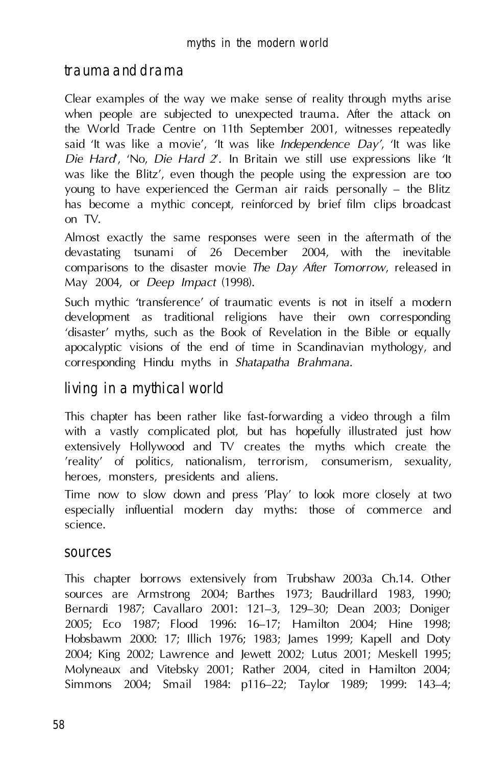## trauma and drama

Clear examples of the way we make sense of reality through myths arise when people are subjected to unexpected trauma. After the attack on the World Trade Centre on 11th September 2001, witnesses repeatedly said 'It was like a movie', 'It was like *Independence Day*', 'It was like *Die Hard*', 'No, *Die Hard 2*'. In Britain we still use expressions like 'It was like the Blitz', even though the people using the expression are too young to have experienced the German air raids personally – the Blitz has become a mythic concept, reinforced by brief film clips broadcast on TV.

Almost exactly the same responses were seen in the aftermath of the devastating tsunami of 26 December 2004, with the inevitable comparisons to the disaster movie *The Day After Tomorrow*, released in May 2004, or *Deep Impact* (1998).

Such mythic 'transference' of traumatic events is not in itself a modern development as traditional religions have their own corresponding 'disaster' myths, such as the Book of Revelation in the Bible or equally apocalyptic visions of the end of time in Scandinavian mythology, and corresponding Hindu myths in *Shatapatha Brahmana*.

## living in a mythical world

This chapter has been rather like fast-forwarding a video through a film with a vastly complicated plot, but has hopefully illustrated just how extensively Hollywood and TV creates the myths which create the 'reality' of politics, nationalism, terrorism, consumerism, sexuality, heroes, monsters, presidents and aliens.

Time now to slow down and press 'Play' to look more closely at two especially influential modern day myths: those of commerce and science.

### sources

This chapter borrows extensively from Trubshaw 2003a Ch.14. Other sources are Armstrong 2004; Barthes 1973; Baudrillard 1983, 1990; Bernardi 1987; Cavallaro 2001: 121–3, 129–30; Dean 2003; Doniger 2005; Eco 1987; Flood 1996: 16–17; Hamilton 2004; Hine 1998; Hobsbawm 2000: 17; Illich 1976; 1983; James 1999; Kapell and Doty 2004; King 2002; Lawrence and Jewett 2002; Lutus 2001; Meskell 1995; Molyneaux and Vitebsky 2001; Rather 2004, cited in Hamilton 2004; Simmons 2004; Smail 1984: p116–22; Taylor 1989; 1999: 143–4;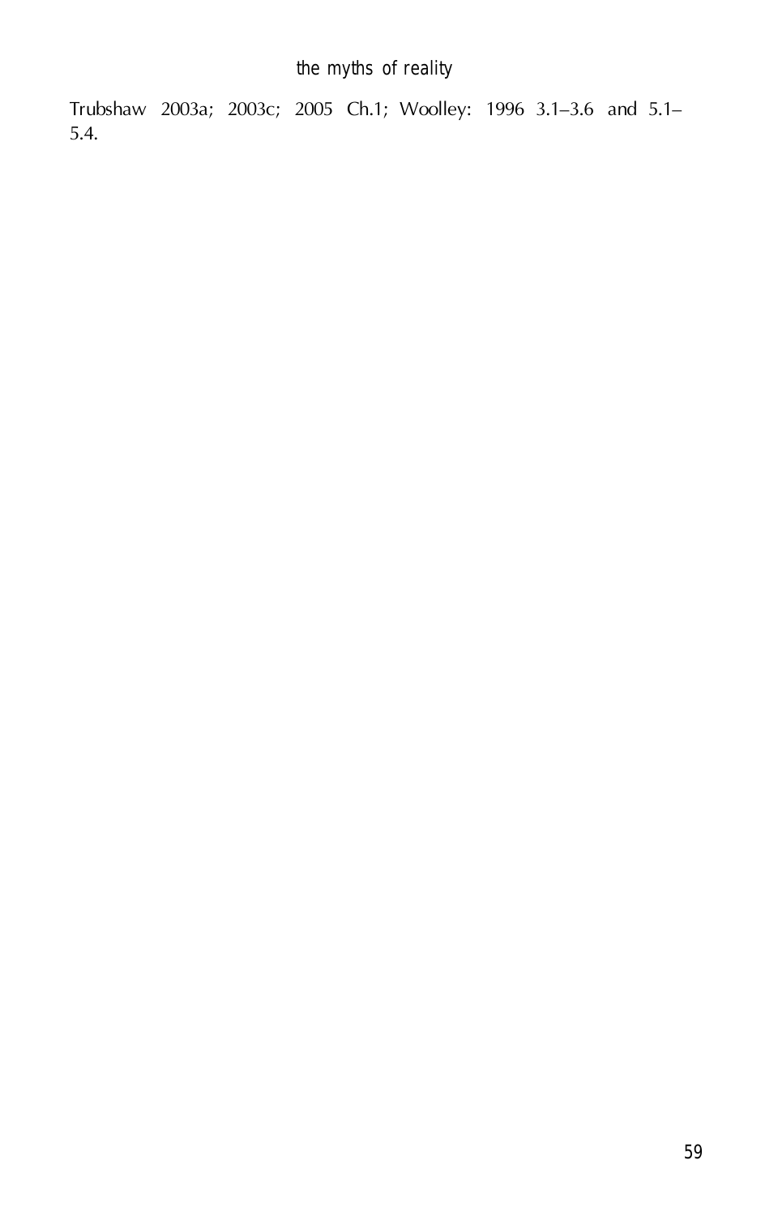Trubshaw 2003a; 2003c; 2005 Ch.1; Woolley: 1996 3.1–3.6 and 5.1–5.4.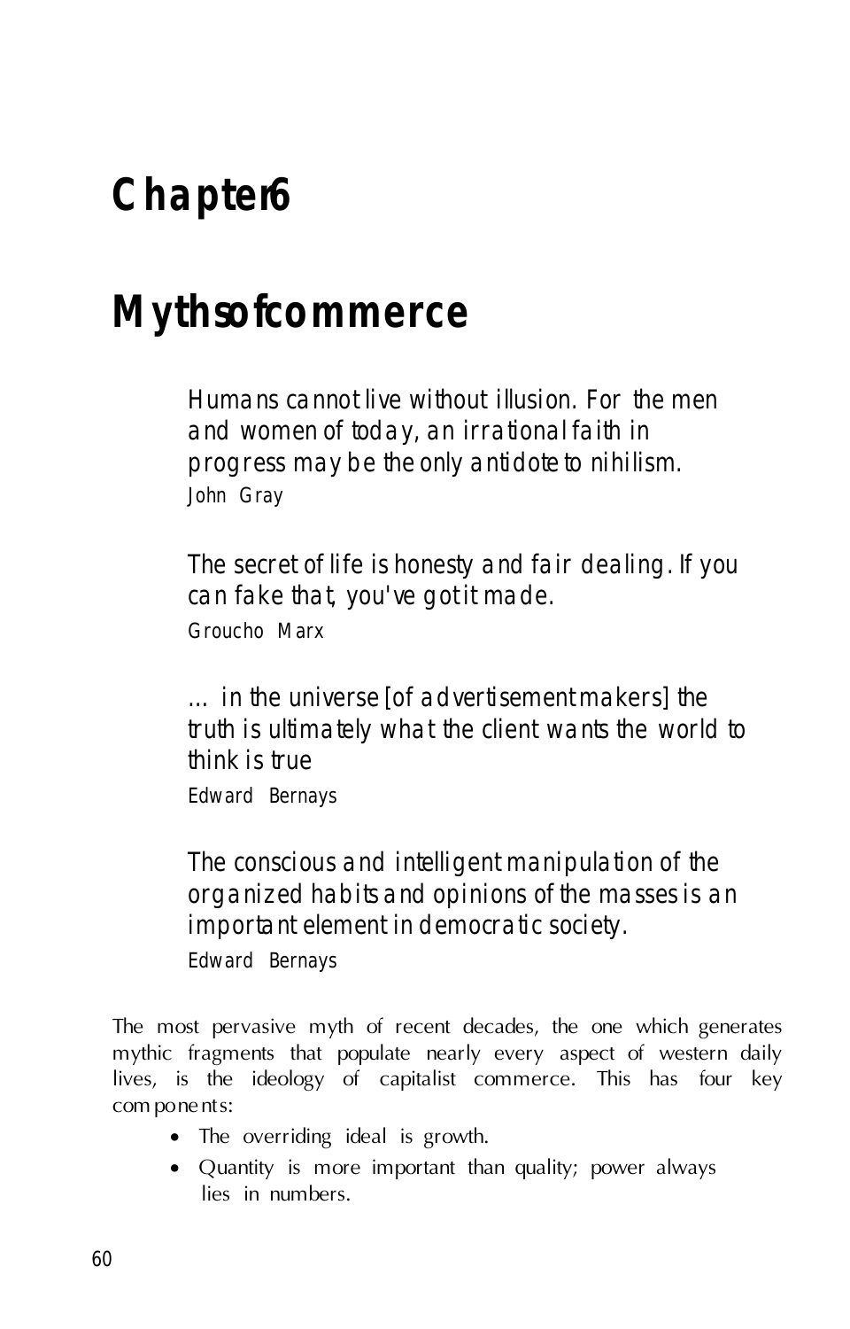# Chapter 6

# Myths of commerce

> Humans cannot live without illusion. For the men and women of today, an irrational faith in progress may be the only antidote to nihilism.
> John Gray

> The secret of life is honesty and fair dealing. If you can fake that, you've got it made.
> Groucho Marx

> … in the universe [of advertisement makers] the truth is ultimately what the client wants the world to think is true
> Edward Bernays

> The conscious and intelligent manipulation of the organized habits and opinions of the masses is an important element in democratic society.
> Edward Bernays

The most pervasive myth of recent decades, the one which generates mythic fragments that populate nearly every aspect of western daily lives, is the ideology of capitalist commerce. This has four key components:

- The overriding ideal is growth.
- Quantity is more important than quality; power always lies in numbers.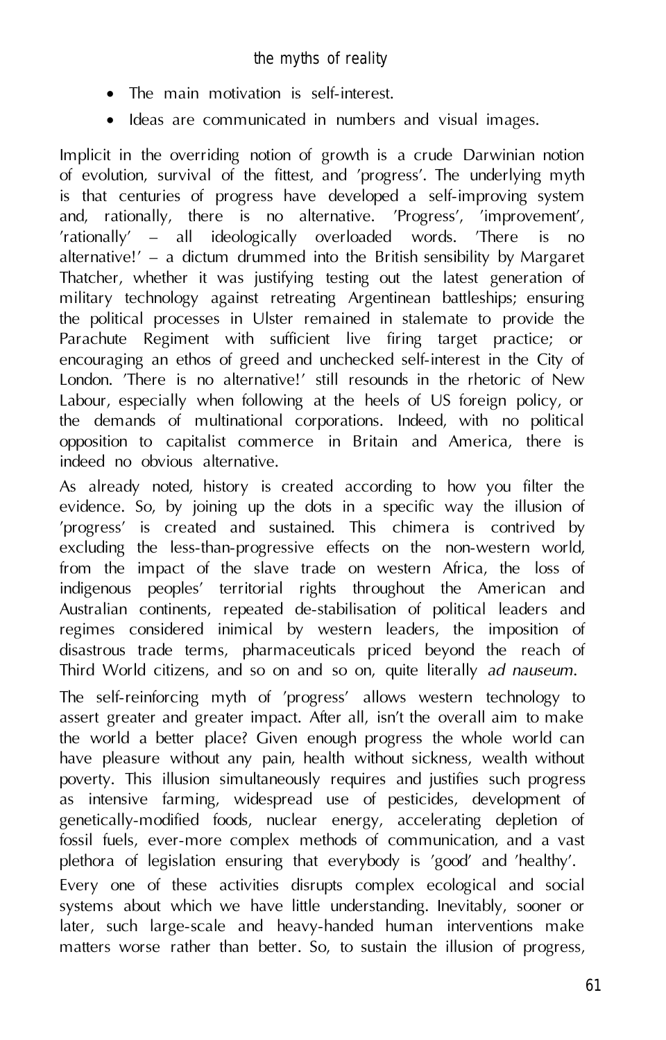- The main motivation is self-interest.
- Ideas are communicated in numbers and visual images.

Implicit in the overriding notion of growth is a crude Darwinian notion of evolution, survival of the fittest, and 'progress'. The underlying myth is that centuries of progress have developed a self-improving system and, rationally, there is no alternative. 'Progress', 'improvement', 'rationally' – all ideologically overloaded words. 'There is no alternative!' – a dictum drummed into the British sensibility by Margaret Thatcher, whether it was justifying testing out the latest generation of military technology against retreating Argentinean battleships; ensuring the political processes in Ulster remained in stalemate to provide the Parachute Regiment with sufficient live firing target practice; or encouraging an ethos of greed and unchecked self-interest in the City of London. 'There is no alternative!' still resounds in the rhetoric of New Labour, especially when following at the heels of US foreign policy, or the demands of multinational corporations. Indeed, with no political opposition to capitalist commerce in Britain and America, there is indeed no obvious alternative.

As already noted, history is created according to how you filter the evidence. So, by joining up the dots in a specific way the illusion of 'progress' is created and sustained. This chimera is contrived by excluding the less-than-progressive effects on the non-western world, from the impact of the slave trade on western Africa, the loss of indigenous peoples' territorial rights throughout the American and Australian continents, repeated de-stabilisation of political leaders and regimes considered inimical by western leaders, the imposition of disastrous trade terms, pharmaceuticals priced beyond the reach of Third World citizens, and so on and so on, quite literally *ad nauseum*.

The self-reinforcing myth of 'progress' allows western technology to assert greater and greater impact. After all, isn't the overall aim to make the world a better place? Given enough progress the whole world can have pleasure without any pain, health without sickness, wealth without poverty. This illusion simultaneously requires and justifies such progress as intensive farming, widespread use of pesticides, development of genetically-modified foods, nuclear energy, accelerating depletion of fossil fuels, ever-more complex methods of communication, and a vast plethora of legislation ensuring that everybody is 'good' and 'healthy'.

Every one of these activities disrupts complex ecological and social systems about which we have little understanding. Inevitably, sooner or later, such large-scale and heavy-handed human interventions make matters worse rather than better. So, to sustain the illusion of progress,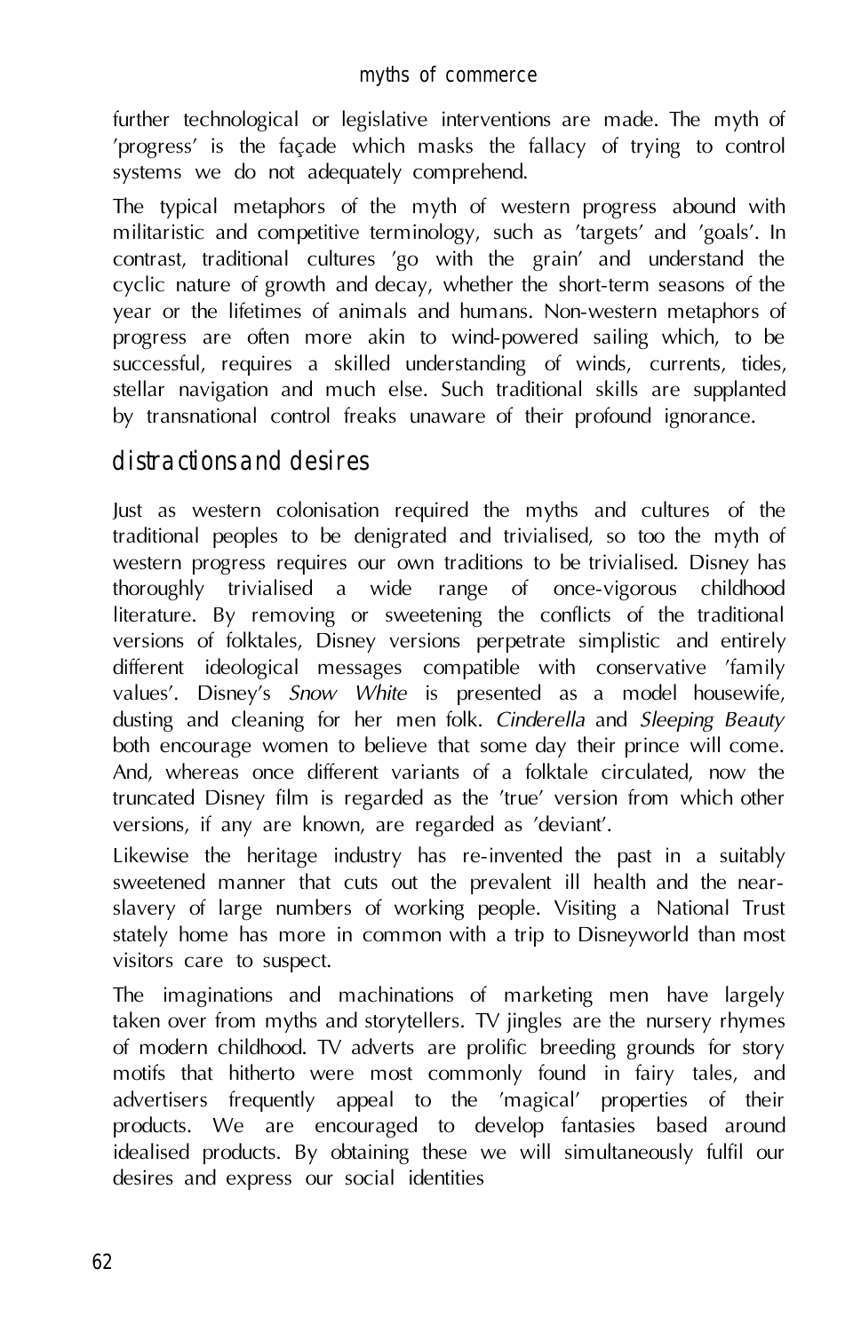further technological or legislative interventions are made. The myth of 'progress' is the façade which masks the fallacy of trying to control systems we do not adequately comprehend.

The typical metaphors of the myth of western progress abound with militaristic and competitive terminology, such as 'targets' and 'goals'. In contrast, traditional cultures 'go with the grain' and understand the cyclic nature of growth and decay, whether the short-term seasons of the year or the lifetimes of animals and humans. Non-western metaphors of progress are often more akin to wind-powered sailing which, to be successful, requires a skilled understanding of winds, currents, tides, stellar navigation and much else. Such traditional skills are supplanted by transnational control freaks unaware of their profound ignorance.

## distractions and desires

Just as western colonisation required the myths and cultures of the traditional peoples to be denigrated and trivialised, so too the myth of western progress requires our own traditions to be trivialised. Disney has thoroughly trivialised a wide range of once-vigorous childhood literature. By removing or sweetening the conflicts of the traditional versions of folktales, Disney versions perpetrate simplistic and entirely different ideological messages compatible with conservative 'family values'. Disney's *Snow White* is presented as a model housewife, dusting and cleaning for her men folk. *Cinderella* and *Sleeping Beauty* both encourage women to believe that some day their prince will come. And, whereas once different variants of a folktale circulated, now the truncated Disney film is regarded as the 'true' version from which other versions, if any are known, are regarded as 'deviant'.

Likewise the heritage industry has re-invented the past in a suitably sweetened manner that cuts out the prevalent ill health and the near-slavery of large numbers of working people. Visiting a National Trust stately home has more in common with a trip to Disneyworld than most visitors care to suspect.

The imaginations and machinations of marketing men have largely taken over from myths and storytellers. TV jingles are the nursery rhymes of modern childhood. TV adverts are prolific breeding grounds for story motifs that hitherto were most commonly found in fairy tales, and advertisers frequently appeal to the 'magical' properties of their products. We are encouraged to develop fantasies based around idealised products. By obtaining these we will simultaneously fulfil our desires and express our social identities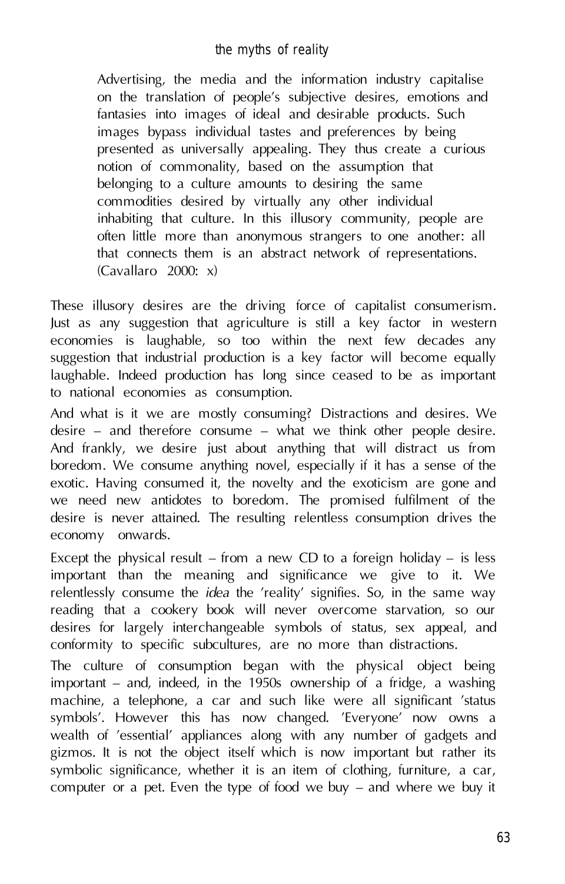> Advertising, the media and the information industry capitalise on the translation of people's subjective desires, emotions and fantasies into images of ideal and desirable products. Such images bypass individual tastes and preferences by being presented as universally appealing. They thus create a curious notion of commonality, based on the assumption that belonging to a culture amounts to desiring the same commodities desired by virtually any other individual inhabiting that culture. In this illusory community, people are often little more than anonymous strangers to one another: all that connects them is an abstract network of representations. (Cavallaro 2000: x)

These illusory desires are the driving force of capitalist consumerism. Just as any suggestion that agriculture is still a key factor in western economies is laughable, so too within the next few decades any suggestion that industrial production is a key factor will become equally laughable. Indeed production has long since ceased to be as important to national economies as consumption.

And what is it we are mostly consuming? Distractions and desires. We desire – and therefore consume – what we think other people desire. And frankly, we desire just about anything that will distract us from boredom. We consume anything novel, especially if it has a sense of the exotic. Having consumed it, the novelty and the exoticism are gone and we need new antidotes to boredom. The promised fulfilment of the desire is never attained. The resulting relentless consumption drives the economy onwards.

Except the physical result – from a new CD to a foreign holiday – is less important than the meaning and significance we give to it. We relentlessly consume the *idea* the 'reality' signifies. So, in the same way reading that a cookery book will never overcome starvation, so our desires for largely interchangeable symbols of status, sex appeal, and conformity to specific subcultures, are no more than distractions.

The culture of consumption began with the physical object being important – and, indeed, in the 1950s ownership of a fridge, a washing machine, a telephone, a car and such like were all significant 'status symbols'. However this has now changed. 'Everyone' now owns a wealth of 'essential' appliances along with any number of gadgets and gizmos. It is not the object itself which is now important but rather its symbolic significance, whether it is an item of clothing, furniture, a car, computer or a pet. Even the type of food we buy – and where we buy it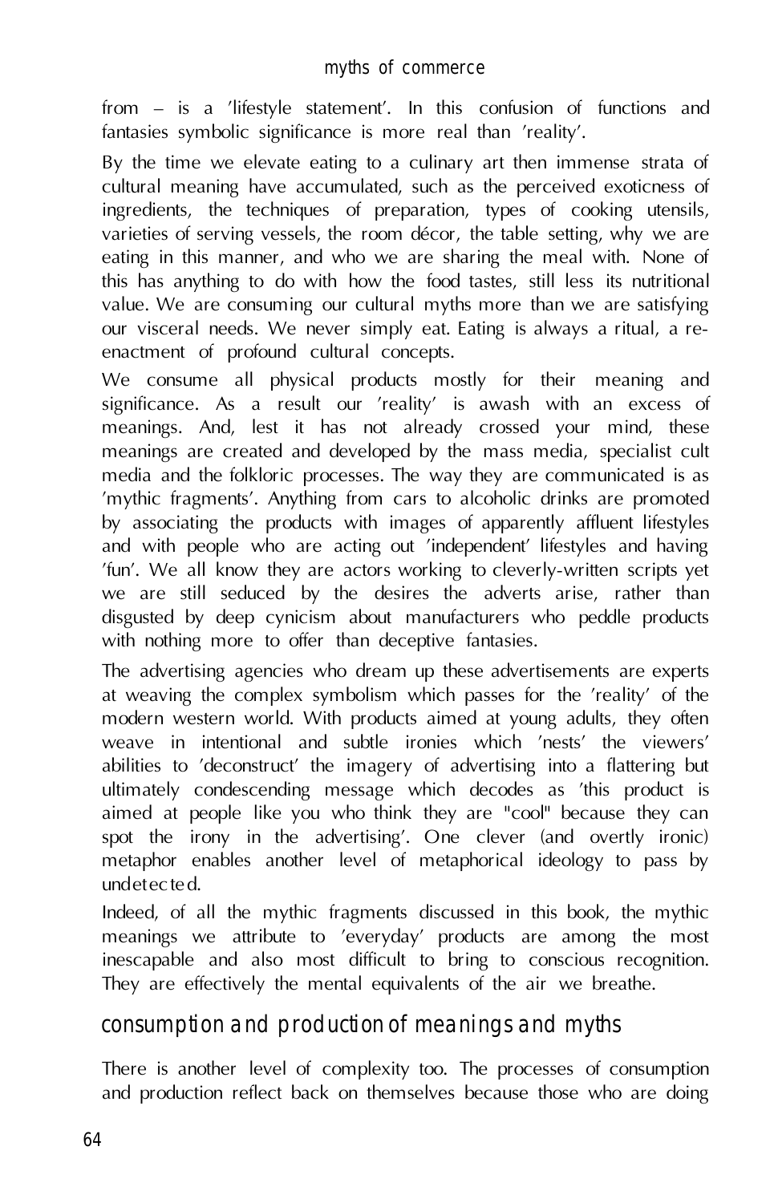from – is a 'lifestyle statement'. In this confusion of functions and fantasies symbolic significance is more real than 'reality'.

By the time we elevate eating to a culinary art then immense strata of cultural meaning have accumulated, such as the perceived exoticness of ingredients, the techniques of preparation, types of cooking utensils, varieties of serving vessels, the room décor, the table setting, why we are eating in this manner, and who we are sharing the meal with. None of this has anything to do with how the food tastes, still less its nutritional value. We are consuming our cultural myths more than we are satisfying our visceral needs. We never simply eat. Eating is always a ritual, a re-enactment of profound cultural concepts.

We consume all physical products mostly for their meaning and significance. As a result our 'reality' is awash with an excess of meanings. And, lest it has not already crossed your mind, these meanings are created and developed by the mass media, specialist cult media and the folkloric processes. The way they are communicated is as 'mythic fragments'. Anything from cars to alcoholic drinks are promoted by associating the products with images of apparently affluent lifestyles and with people who are acting out 'independent' lifestyles and having 'fun'. We all know they are actors working to cleverly-written scripts yet we are still seduced by the desires the adverts arise, rather than disgusted by deep cynicism about manufacturers who peddle products with nothing more to offer than deceptive fantasies.

The advertising agencies who dream up these advertisements are experts at weaving the complex symbolism which passes for the 'reality' of the modern western world. With products aimed at young adults, they often weave in intentional and subtle ironies which 'nests' the viewers' abilities to 'deconstruct' the imagery of advertising into a flattering but ultimately condescending message which decodes as 'this product is aimed at people like you who think they are "cool" because they can spot the irony in the advertising'. One clever (and overtly ironic) metaphor enables another level of metaphorical ideology to pass by undetected.

Indeed, of all the mythic fragments discussed in this book, the mythic meanings we attribute to 'everyday' products are among the most inescapable and also most difficult to bring to conscious recognition. They are effectively the mental equivalents of the air we breathe.

## consumption and production of meanings and myths

There is another level of complexity too. The processes of consumption and production reflect back on themselves because those who are doing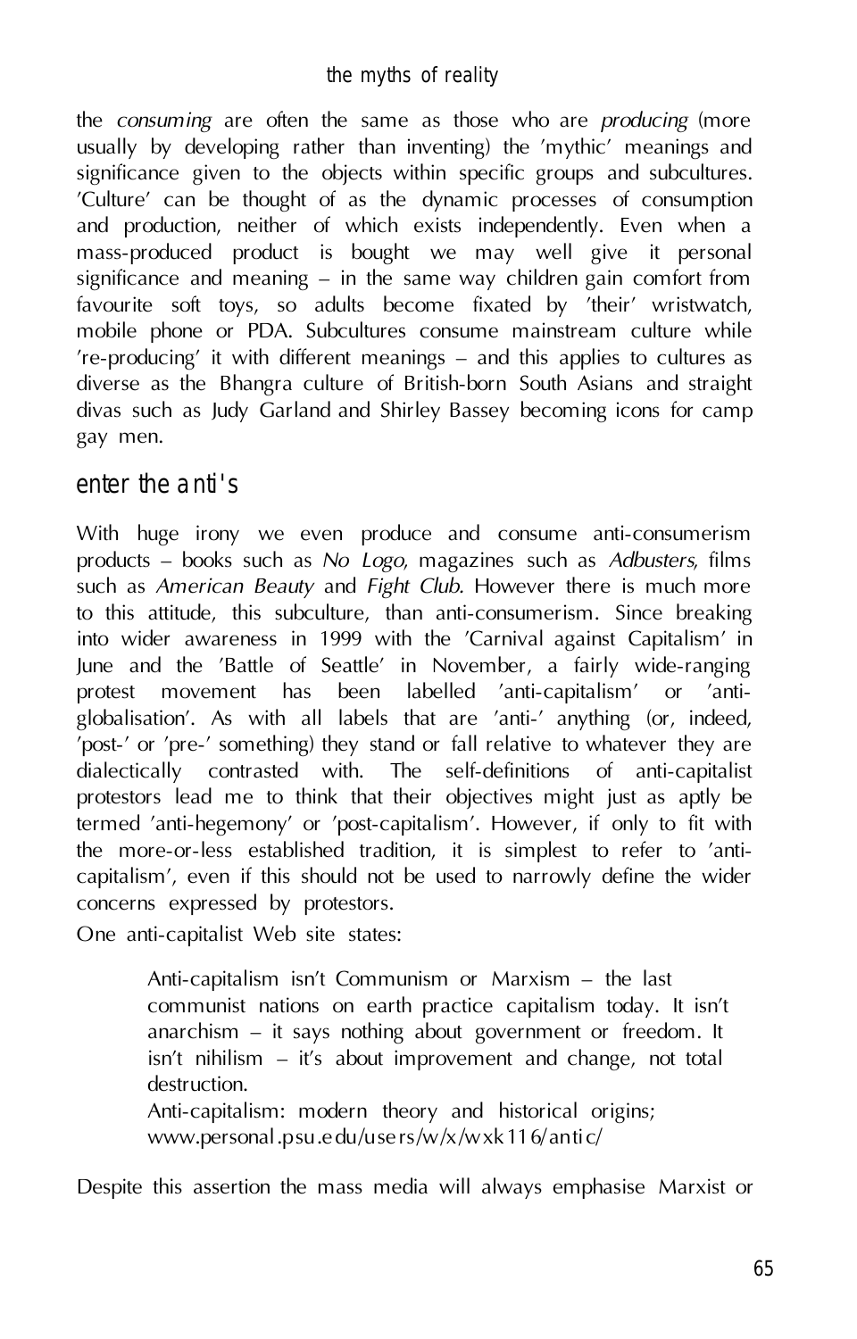the *consuming* are often the same as those who are *producing* (more usually by developing rather than inventing) the 'mythic' meanings and significance given to the objects within specific groups and subcultures. 'Culture' can be thought of as the dynamic processes of consumption and production, neither of which exists independently. Even when a mass-produced product is bought we may well give it personal significance and meaning – in the same way children gain comfort from favourite soft toys, so adults become fixated by 'their' wristwatch, mobile phone or PDA. Subcultures consume mainstream culture while 're-producing' it with different meanings – and this applies to cultures as diverse as the Bhangra culture of British-born South Asians and straight divas such as Judy Garland and Shirley Bassey becoming icons for camp gay men.

## enter the anti's

With huge irony we even produce and consume anti-consumerism products – books such as *No Logo*, magazines such as *Adbusters*, films such as *American Beauty* and *Fight Club*. However there is much more to this attitude, this subculture, than anti-consumerism. Since breaking into wider awareness in 1999 with the 'Carnival against Capitalism' in June and the 'Battle of Seattle' in November, a fairly wide-ranging protest movement has been labelled 'anti-capitalism' or 'anti-globalisation'. As with all labels that are 'anti-' anything (or, indeed, 'post-' or 'pre-' something) they stand or fall relative to whatever they are dialectically contrasted with. The self-definitions of anti-capitalist protestors lead me to think that their objectives might just as aptly be termed 'anti-hegemony' or 'post-capitalism'. However, if only to fit with the more-or-less established tradition, it is simplest to refer to 'anti-capitalism', even if this should not be used to narrowly define the wider concerns expressed by protestors.

One anti-capitalist Web site states:

> Anti-capitalism isn't Communism or Marxism – the last communist nations on earth practice capitalism today. It isn't anarchism – it says nothing about government or freedom. It isn't nihilism – it's about improvement and change, not total destruction.
>
> Anti-capitalism: modern theory and historical origins; www.personal.psu.edu/users/w/x/wxk116/antic/

Despite this assertion the mass media will always emphasise Marxist or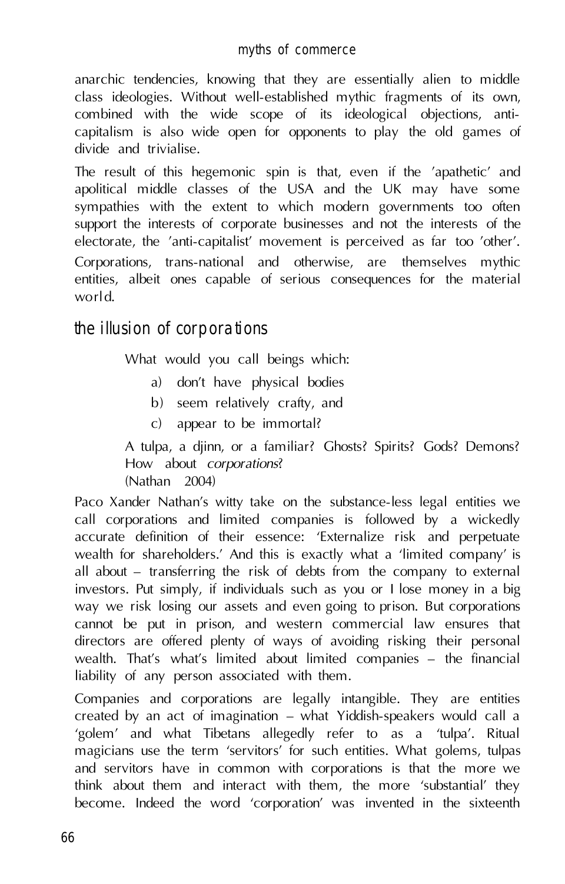anarchic tendencies, knowing that they are essentially alien to middle class ideologies. Without well-established mythic fragments of its own, combined with the wide scope of its ideological objections, anti-capitalism is also wide open for opponents to play the old games of divide and trivialise.

The result of this hegemonic spin is that, even if the 'apathetic' and apolitical middle classes of the USA and the UK may have some sympathies with the extent to which modern governments too often support the interests of corporate businesses and not the interests of the electorate, the 'anti-capitalist' movement is perceived as far too 'other'.

Corporations, trans-national and otherwise, are themselves mythic entities, albeit ones capable of serious consequences for the material world.

## the illusion of corporations

> What would you call beings which:
>
> a) don't have physical bodies
>
> b) seem relatively crafty, and
>
> c) appear to be immortal?
>
> A tulpa, a djinn, or a familiar? Ghosts? Spirits? Gods? Demons? How about *corporations*?
>
> (Nathan 2004)

Paco Xander Nathan's witty take on the substance-less legal entities we call corporations and limited companies is followed by a wickedly accurate definition of their essence: 'Externalize risk and perpetuate wealth for shareholders.' And this is exactly what a 'limited company' is all about – transferring the risk of debts from the company to external investors. Put simply, if individuals such as you or I lose money in a big way we risk losing our assets and even going to prison. But corporations cannot be put in prison, and western commercial law ensures that directors are offered plenty of ways of avoiding risking their personal wealth. That's what's limited about limited companies – the financial liability of any person associated with them.

Companies and corporations are legally intangible. They are entities created by an act of imagination – what Yiddish-speakers would call a 'golem' and what Tibetans allegedly refer to as a 'tulpa'. Ritual magicians use the term 'servitors' for such entities. What golems, tulpas and servitors have in common with corporations is that the more we think about them and interact with them, the more 'substantial' they become. Indeed the word 'corporation' was invented in the sixteenth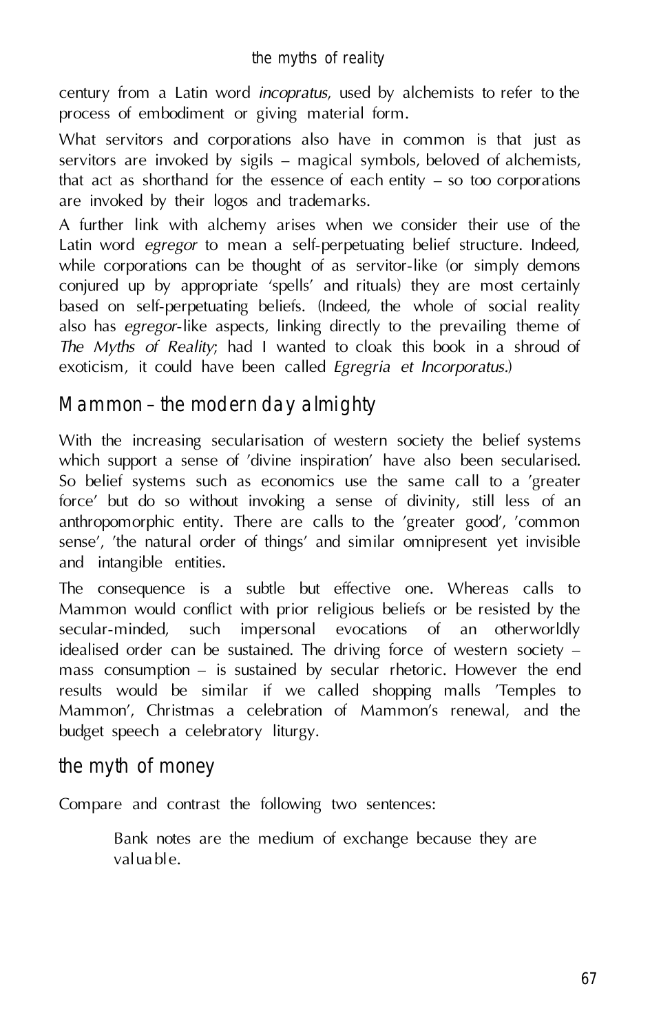century from a Latin word *incopratus*, used by alchemists to refer to the process of embodiment or giving material form.

What servitors and corporations also have in common is that just as servitors are invoked by sigils – magical symbols, beloved of alchemists, that act as shorthand for the essence of each entity – so too corporations are invoked by their logos and trademarks.

A further link with alchemy arises when we consider their use of the Latin word *egregor* to mean a self-perpetuating belief structure. Indeed, while corporations can be thought of as servitor-like (or simply demons conjured up by appropriate 'spells' and rituals) they are most certainly based on self-perpetuating beliefs. (Indeed, the whole of social reality also has *egregor*-like aspects, linking directly to the prevailing theme of *The Myths of Reality*; had I wanted to cloak this book in a shroud of exoticism, it could have been called *Egregria et Incorporatus*.)

## Mammon – the modern day almighty

With the increasing secularisation of western society the belief systems which support a sense of 'divine inspiration' have also been secularised. So belief systems such as economics use the same call to a 'greater force' but do so without invoking a sense of divinity, still less of an anthropomorphic entity. There are calls to the 'greater good', 'common sense', 'the natural order of things' and similar omnipresent yet invisible and intangible entities.

The consequence is a subtle but effective one. Whereas calls to Mammon would conflict with prior religious beliefs or be resisted by the secular-minded, such impersonal evocations of an otherworldly idealised order can be sustained. The driving force of western society – mass consumption – is sustained by secular rhetoric. However the end results would be similar if we called shopping malls 'Temples to Mammon', Christmas a celebration of Mammon's renewal, and the budget speech a celebratory liturgy.

## the myth of money

Compare and contrast the following two sentences:

> Bank notes are the medium of exchange because they are valuable.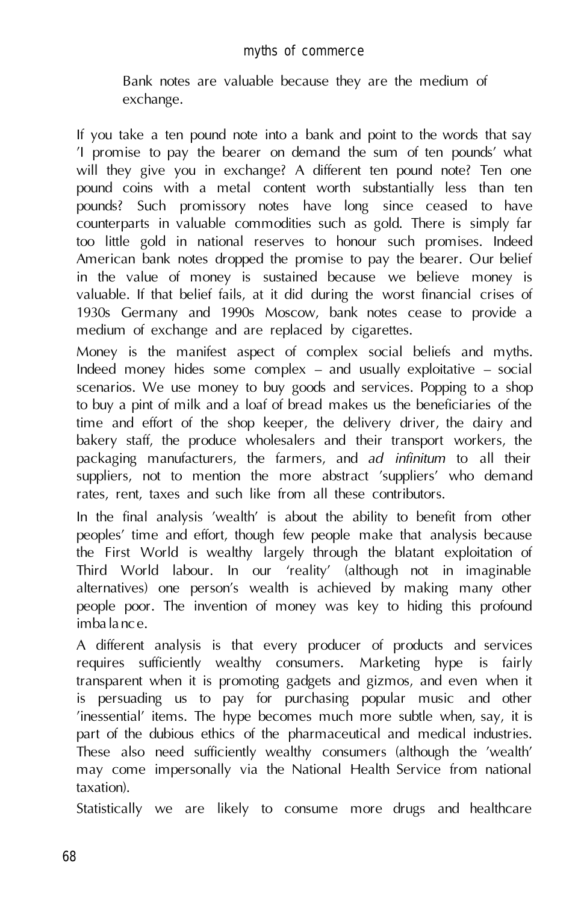Bank notes are valuable because they are the medium of exchange.

If you take a ten pound note into a bank and point to the words that say 'I promise to pay the bearer on demand the sum of ten pounds' what will they give you in exchange? A different ten pound note? Ten one pound coins with a metal content worth substantially less than ten pounds? Such promissory notes have long since ceased to have counterparts in valuable commodities such as gold. There is simply far too little gold in national reserves to honour such promises. Indeed American bank notes dropped the promise to pay the bearer. Our belief in the value of money is sustained because we believe money is valuable. If that belief fails, at it did during the worst financial crises of 1930s Germany and 1990s Moscow, bank notes cease to provide a medium of exchange and are replaced by cigarettes.

Money is the manifest aspect of complex social beliefs and myths. Indeed money hides some complex – and usually exploitative – social scenarios. We use money to buy goods and services. Popping to a shop to buy a pint of milk and a loaf of bread makes us the beneficiaries of the time and effort of the shop keeper, the delivery driver, the dairy and bakery staff, the produce wholesalers and their transport workers, the packaging manufacturers, the farmers, and *ad infinitum* to all their suppliers, not to mention the more abstract 'suppliers' who demand rates, rent, taxes and such like from all these contributors.

In the final analysis 'wealth' is about the ability to benefit from other peoples' time and effort, though few people make that analysis because the First World is wealthy largely through the blatant exploitation of Third World labour. In our 'reality' (although not in imaginable alternatives) one person's wealth is achieved by making many other people poor. The invention of money was key to hiding this profound imbalance.

A different analysis is that every producer of products and services requires sufficiently wealthy consumers. Marketing hype is fairly transparent when it is promoting gadgets and gizmos, and even when it is persuading us to pay for purchasing popular music and other 'inessential' items. The hype becomes much more subtle when, say, it is part of the dubious ethics of the pharmaceutical and medical industries. These also need sufficiently wealthy consumers (although the 'wealth' may come impersonally via the National Health Service from national taxation).

Statistically we are likely to consume more drugs and healthcare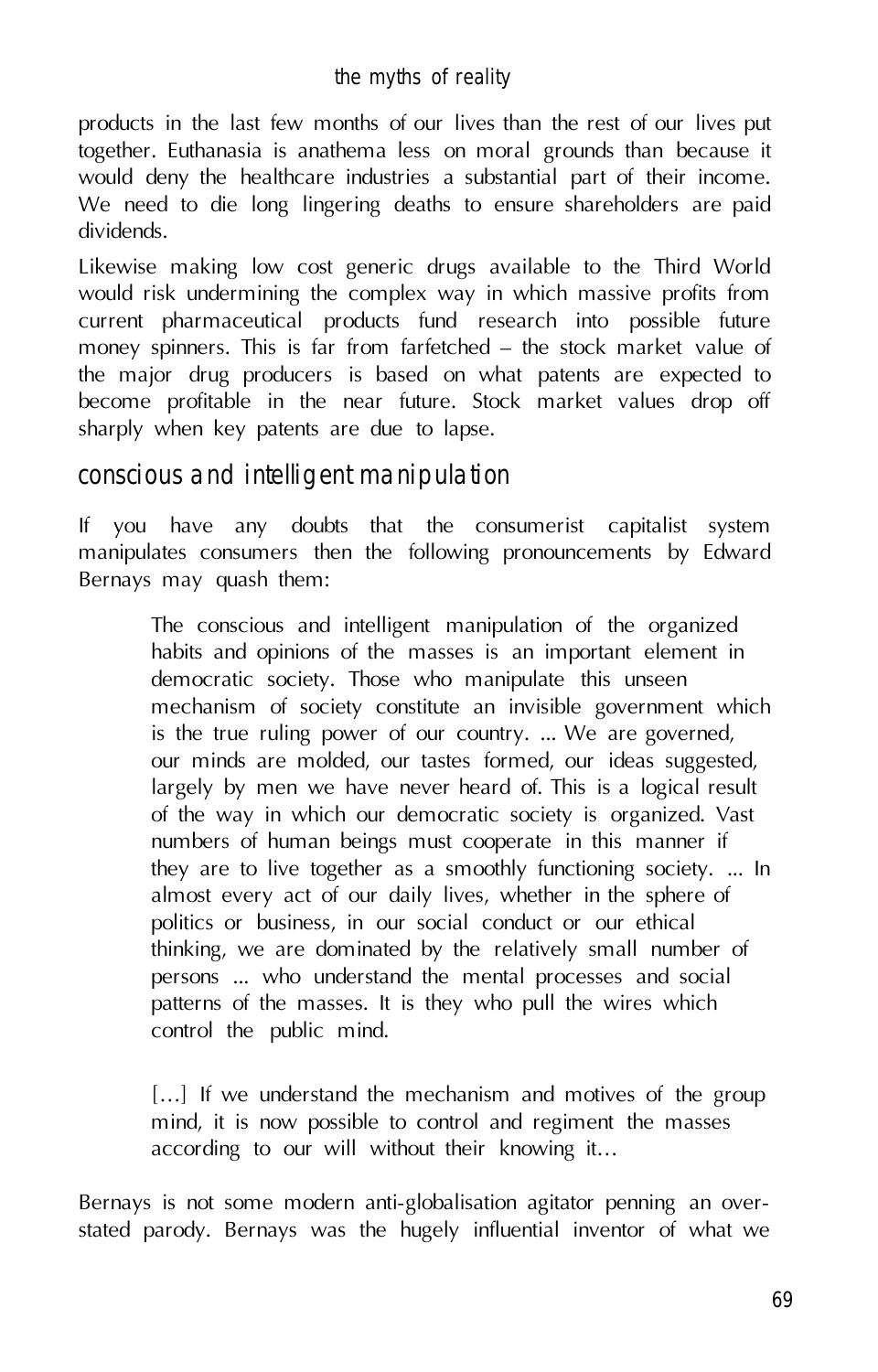products in the last few months of our lives than the rest of our lives put together. Euthanasia is anathema less on moral grounds than because it would deny the healthcare industries a substantial part of their income. We need to die long lingering deaths to ensure shareholders are paid dividends.

Likewise making low cost generic drugs available to the Third World would risk undermining the complex way in which massive profits from current pharmaceutical products fund research into possible future money spinners. This is far from farfetched – the stock market value of the major drug producers is based on what patents are expected to become profitable in the near future. Stock market values drop off sharply when key patents are due to lapse.

## conscious and intelligent manipulation

If you have any doubts that the consumerist capitalist system manipulates consumers then the following pronouncements by Edward Bernays may quash them:

> The conscious and intelligent manipulation of the organized habits and opinions of the masses is an important element in democratic society. Those who manipulate this unseen mechanism of society constitute an invisible government which is the true ruling power of our country. ... We are governed, our minds are molded, our tastes formed, our ideas suggested, largely by men we have never heard of. This is a logical result of the way in which our democratic society is organized. Vast numbers of human beings must cooperate in this manner if they are to live together as a smoothly functioning society. ... In almost every act of our daily lives, whether in the sphere of politics or business, in our social conduct or our ethical thinking, we are dominated by the relatively small number of persons ... who understand the mental processes and social patterns of the masses. It is they who pull the wires which control the public mind.
>
> […] If we understand the mechanism and motives of the group mind, it is now possible to control and regiment the masses according to our will without their knowing it…

Bernays is not some modern anti-globalisation agitator penning an over-stated parody. Bernays was the hugely influential inventor of what we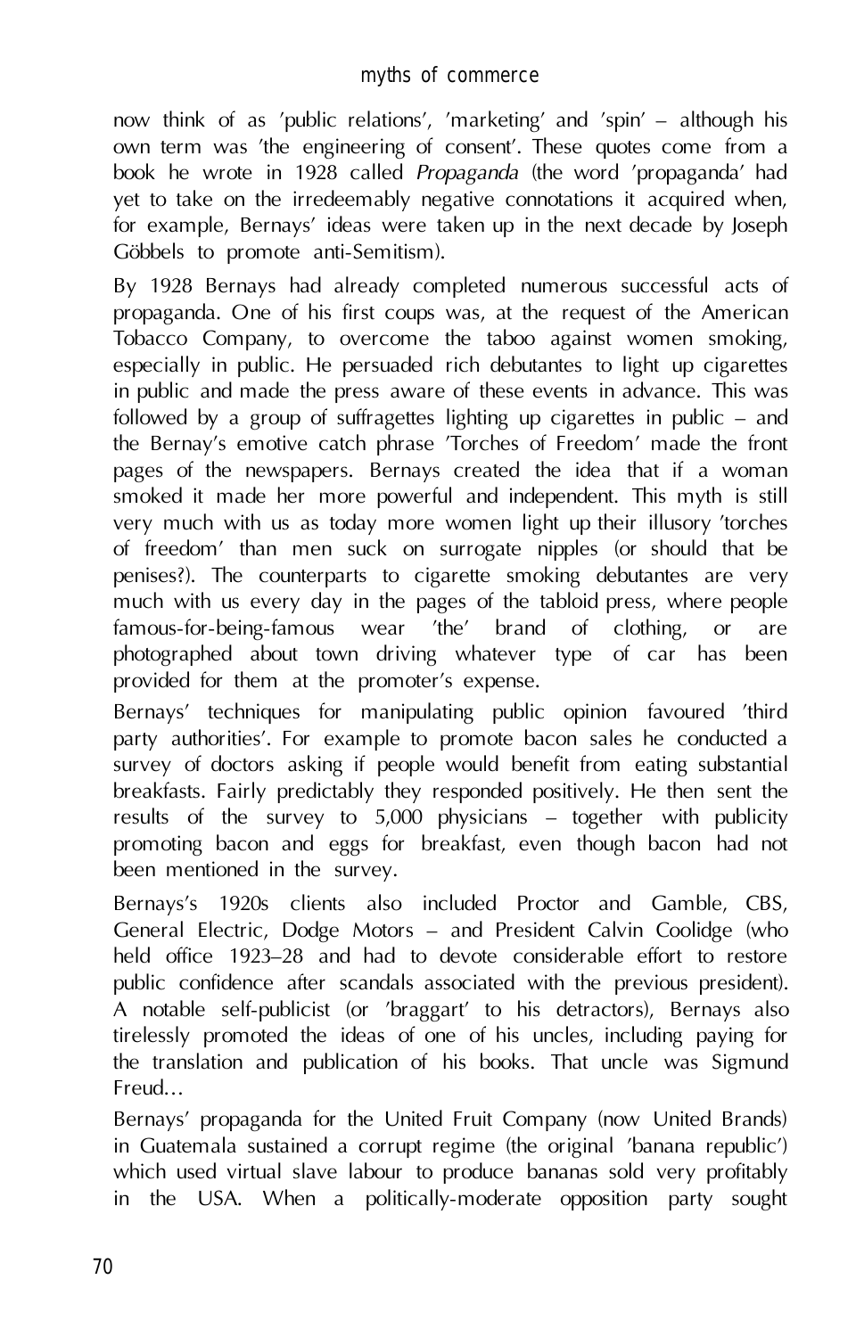now think of as 'public relations', 'marketing' and 'spin' – although his own term was 'the engineering of consent'. These quotes come from a book he wrote in 1928 called *Propaganda* (the word 'propaganda' had yet to take on the irredeemably negative connotations it acquired when, for example, Bernays' ideas were taken up in the next decade by Joseph Göbbels to promote anti-Semitism).

By 1928 Bernays had already completed numerous successful acts of propaganda. One of his first coups was, at the request of the American Tobacco Company, to overcome the taboo against women smoking, especially in public. He persuaded rich debutantes to light up cigarettes in public and made the press aware of these events in advance. This was followed by a group of suffragettes lighting up cigarettes in public – and the Bernay's emotive catch phrase 'Torches of Freedom' made the front pages of the newspapers. Bernays created the idea that if a woman smoked it made her more powerful and independent. This myth is still very much with us as today more women light up their illusory 'torches of freedom' than men suck on surrogate nipples (or should that be penises?). The counterparts to cigarette smoking debutantes are very much with us every day in the pages of the tabloid press, where people famous-for-being-famous wear 'the' brand of clothing, or are photographed about town driving whatever type of car has been provided for them at the promoter's expense.

Bernays' techniques for manipulating public opinion favoured 'third party authorities'. For example to promote bacon sales he conducted a survey of doctors asking if people would benefit from eating substantial breakfasts. Fairly predictably they responded positively. He then sent the results of the survey to 5,000 physicians – together with publicity promoting bacon and eggs for breakfast, even though bacon had not been mentioned in the survey.

Bernays's 1920s clients also included Proctor and Gamble, CBS, General Electric, Dodge Motors – and President Calvin Coolidge (who held office 1923–28 and had to devote considerable effort to restore public confidence after scandals associated with the previous president). A notable self-publicist (or 'braggart' to his detractors), Bernays also tirelessly promoted the ideas of one of his uncles, including paying for the translation and publication of his books. That uncle was Sigmund Freud…

Bernays' propaganda for the United Fruit Company (now United Brands) in Guatemala sustained a corrupt regime (the original 'banana republic') which used virtual slave labour to produce bananas sold very profitably in the USA. When a politically-moderate opposition party sought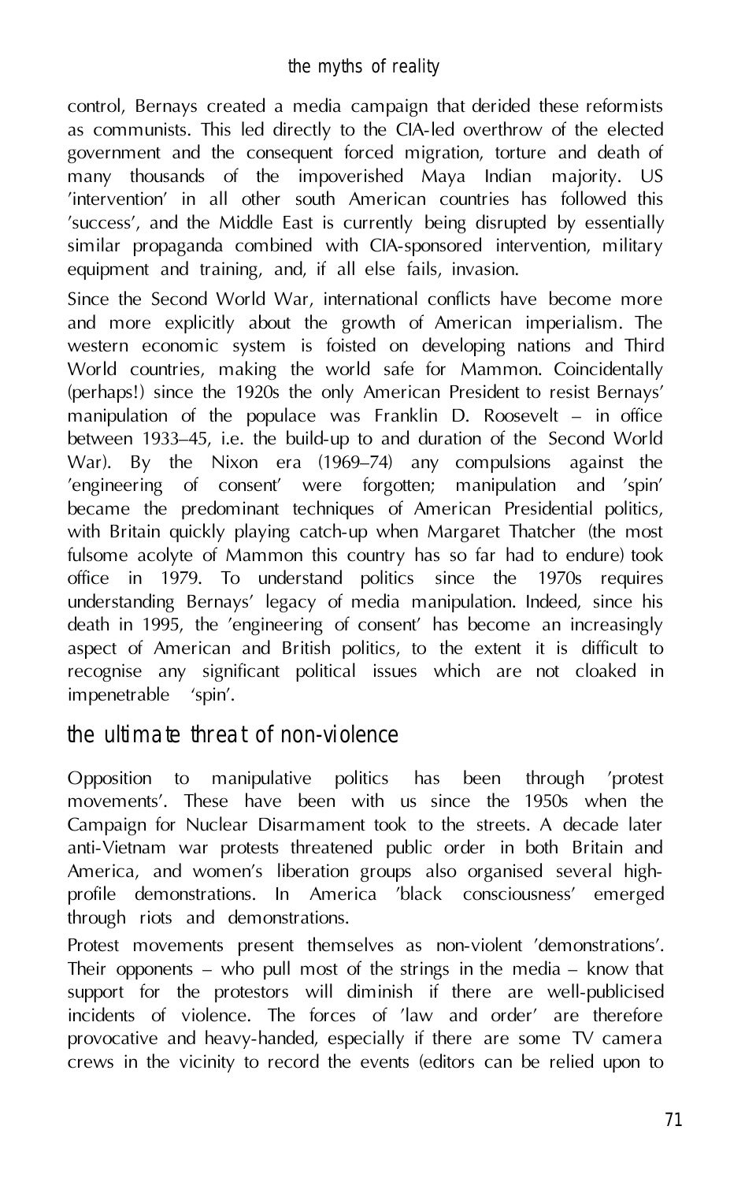control, Bernays created a media campaign that derided these reformists as communists. This led directly to the CIA-led overthrow of the elected government and the consequent forced migration, torture and death of many thousands of the impoverished Maya Indian majority. US 'intervention' in all other south American countries has followed this 'success', and the Middle East is currently being disrupted by essentially similar propaganda combined with CIA-sponsored intervention, military equipment and training, and, if all else fails, invasion.

Since the Second World War, international conflicts have become more and more explicitly about the growth of American imperialism. The western economic system is foisted on developing nations and Third World countries, making the world safe for Mammon. Coincidentally (perhaps!) since the 1920s the only American President to resist Bernays' manipulation of the populace was Franklin D. Roosevelt – in office between 1933–45, i.e. the build-up to and duration of the Second World War). By the Nixon era (1969–74) any compulsions against the 'engineering of consent' were forgotten; manipulation and 'spin' became the predominant techniques of American Presidential politics, with Britain quickly playing catch-up when Margaret Thatcher (the most fulsome acolyte of Mammon this country has so far had to endure) took office in 1979. To understand politics since the 1970s requires understanding Bernays' legacy of media manipulation. Indeed, since his death in 1995, the 'engineering of consent' has become an increasingly aspect of American and British politics, to the extent it is difficult to recognise any significant political issues which are not cloaked in impenetrable 'spin'.

## the ultimate threat of non-violence

Opposition to manipulative politics has been through 'protest movements'. These have been with us since the 1950s when the Campaign for Nuclear Disarmament took to the streets. A decade later anti-Vietnam war protests threatened public order in both Britain and America, and women's liberation groups also organised several high-profile demonstrations. In America 'black consciousness' emerged through riots and demonstrations.

Protest movements present themselves as non-violent 'demonstrations'. Their opponents – who pull most of the strings in the media – know that support for the protestors will diminish if there are well-publicised incidents of violence. The forces of 'law and order' are therefore provocative and heavy-handed, especially if there are some TV camera crews in the vicinity to record the events (editors can be relied upon to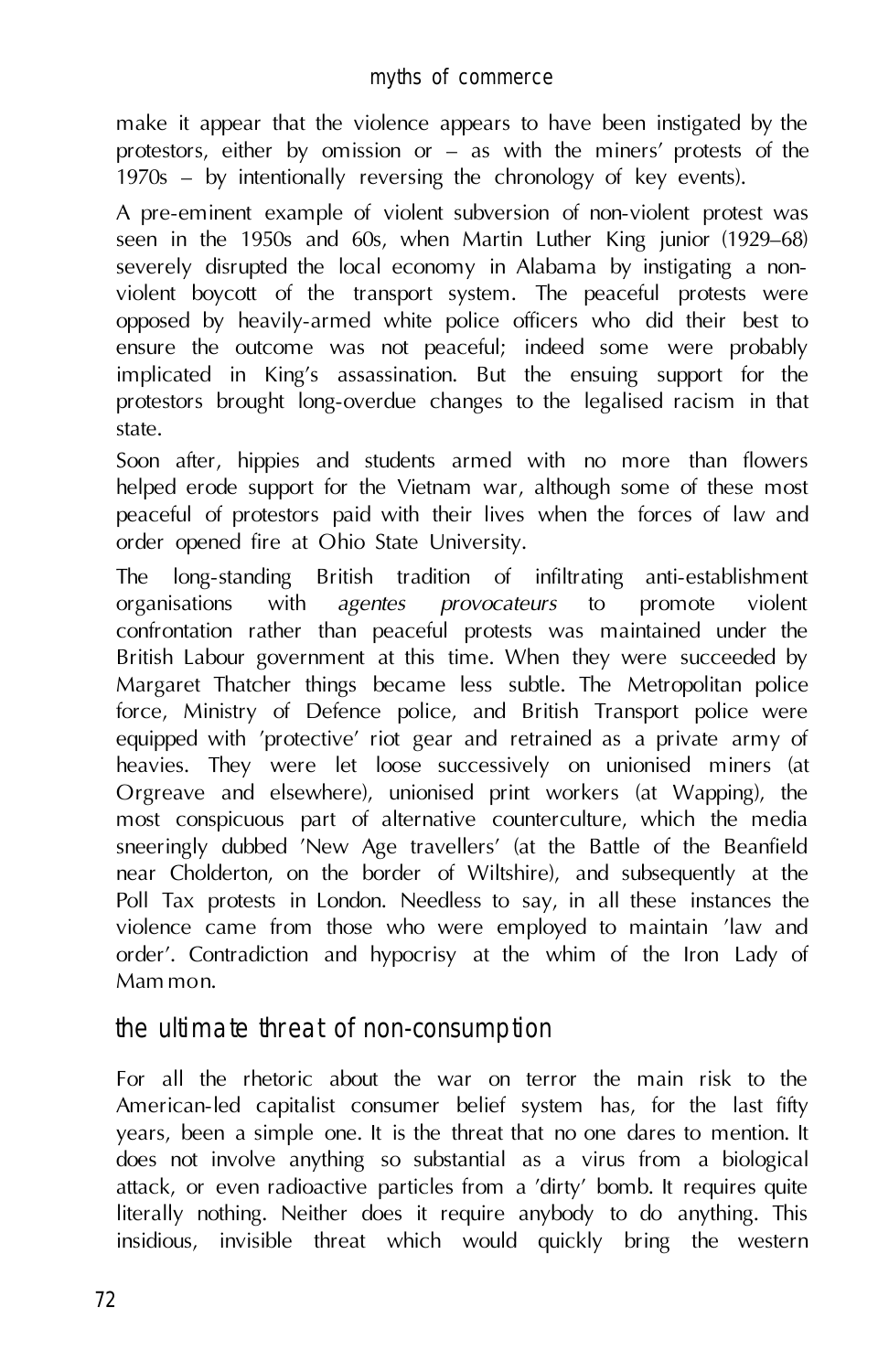make it appear that the violence appears to have been instigated by the protestors, either by omission or – as with the miners' protests of the 1970s – by intentionally reversing the chronology of key events).

A pre-eminent example of violent subversion of non-violent protest was seen in the 1950s and 60s, when Martin Luther King junior (1929–68) severely disrupted the local economy in Alabama by instigating a non-violent boycott of the transport system. The peaceful protests were opposed by heavily-armed white police officers who did their best to ensure the outcome was not peaceful; indeed some were probably implicated in King's assassination. But the ensuing support for the protestors brought long-overdue changes to the legalised racism in that state.

Soon after, hippies and students armed with no more than flowers helped erode support for the Vietnam war, although some of these most peaceful of protestors paid with their lives when the forces of law and order opened fire at Ohio State University.

The long-standing British tradition of infiltrating anti-establishment organisations with *agentes provocateurs* to promote violent confrontation rather than peaceful protests was maintained under the British Labour government at this time. When they were succeeded by Margaret Thatcher things became less subtle. The Metropolitan police force, Ministry of Defence police, and British Transport police were equipped with 'protective' riot gear and retrained as a private army of heavies. They were let loose successively on unionised miners (at Orgreave and elsewhere), unionised print workers (at Wapping), the most conspicuous part of alternative counterculture, which the media sneeringly dubbed 'New Age travellers' (at the Battle of the Beanfield near Cholderton, on the border of Wiltshire), and subsequently at the Poll Tax protests in London. Needless to say, in all these instances the violence came from those who were employed to maintain 'law and order'. Contradiction and hypocrisy at the whim of the Iron Lady of Mammon.

## the ultimate threat of non-consumption

For all the rhetoric about the war on terror the main risk to the American-led capitalist consumer belief system has, for the last fifty years, been a simple one. It is the threat that no one dares to mention. It does not involve anything so substantial as a virus from a biological attack, or even radioactive particles from a 'dirty' bomb. It requires quite literally nothing. Neither does it require anybody to do anything. This insidious, invisible threat which would quickly bring the western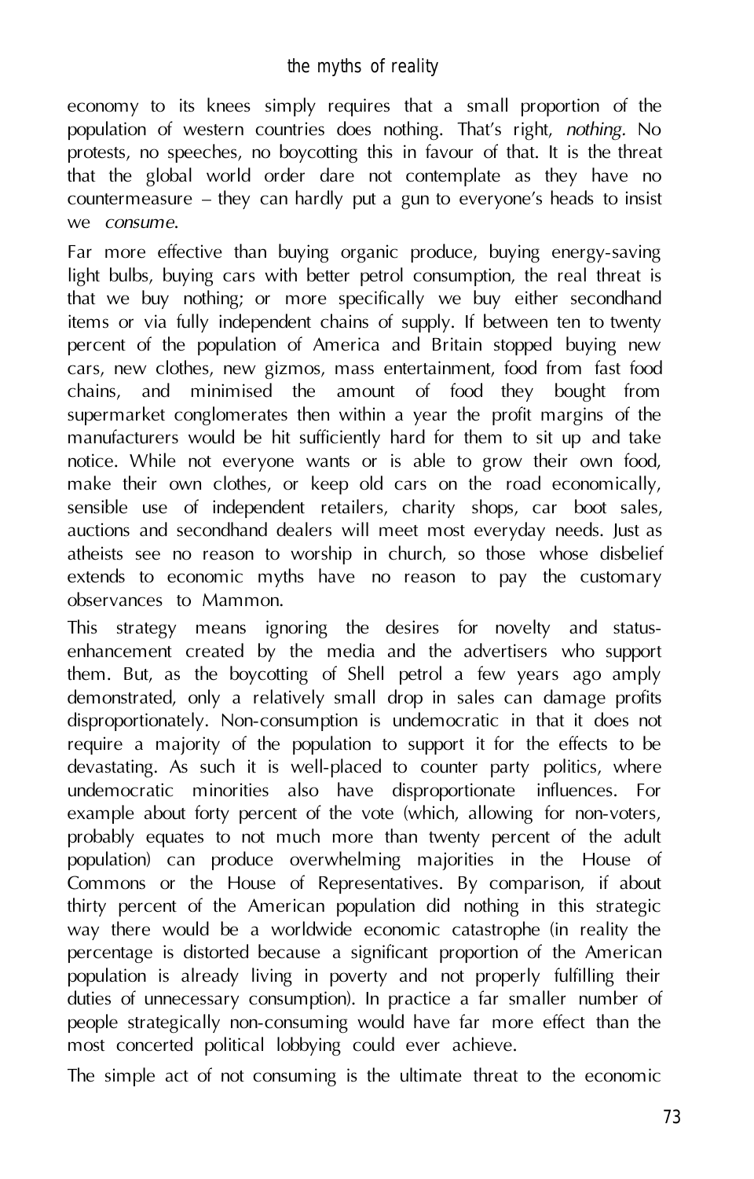economy to its knees simply requires that a small proportion of the population of western countries does nothing. That's right, *nothing*. No protests, no speeches, no boycotting this in favour of that. It is the threat that the global world order dare not contemplate as they have no countermeasure – they can hardly put a gun to everyone's heads to insist we *consume*.

Far more effective than buying organic produce, buying energy-saving light bulbs, buying cars with better petrol consumption, the real threat is that we buy nothing; or more specifically we buy either secondhand items or via fully independent chains of supply. If between ten to twenty percent of the population of America and Britain stopped buying new cars, new clothes, new gizmos, mass entertainment, food from fast food chains, and minimised the amount of food they bought from supermarket conglomerates then within a year the profit margins of the manufacturers would be hit sufficiently hard for them to sit up and take notice. While not everyone wants or is able to grow their own food, make their own clothes, or keep old cars on the road economically, sensible use of independent retailers, charity shops, car boot sales, auctions and secondhand dealers will meet most everyday needs. Just as atheists see no reason to worship in church, so those whose disbelief extends to economic myths have no reason to pay the customary observances to Mammon.

This strategy means ignoring the desires for novelty and status-enhancement created by the media and the advertisers who support them. But, as the boycotting of Shell petrol a few years ago amply demonstrated, only a relatively small drop in sales can damage profits disproportionately. Non-consumption is undemocratic in that it does not require a majority of the population to support it for the effects to be devastating. As such it is well-placed to counter party politics, where undemocratic minorities also have disproportionate influences. For example about forty percent of the vote (which, allowing for non-voters, probably equates to not much more than twenty percent of the adult population) can produce overwhelming majorities in the House of Commons or the House of Representatives. By comparison, if about thirty percent of the American population did nothing in this strategic way there would be a worldwide economic catastrophe (in reality the percentage is distorted because a significant proportion of the American population is already living in poverty and not properly fulfilling their duties of unnecessary consumption). In practice a far smaller number of people strategically non-consuming would have far more effect than the most concerted political lobbying could ever achieve.

The simple act of not consuming is the ultimate threat to the economic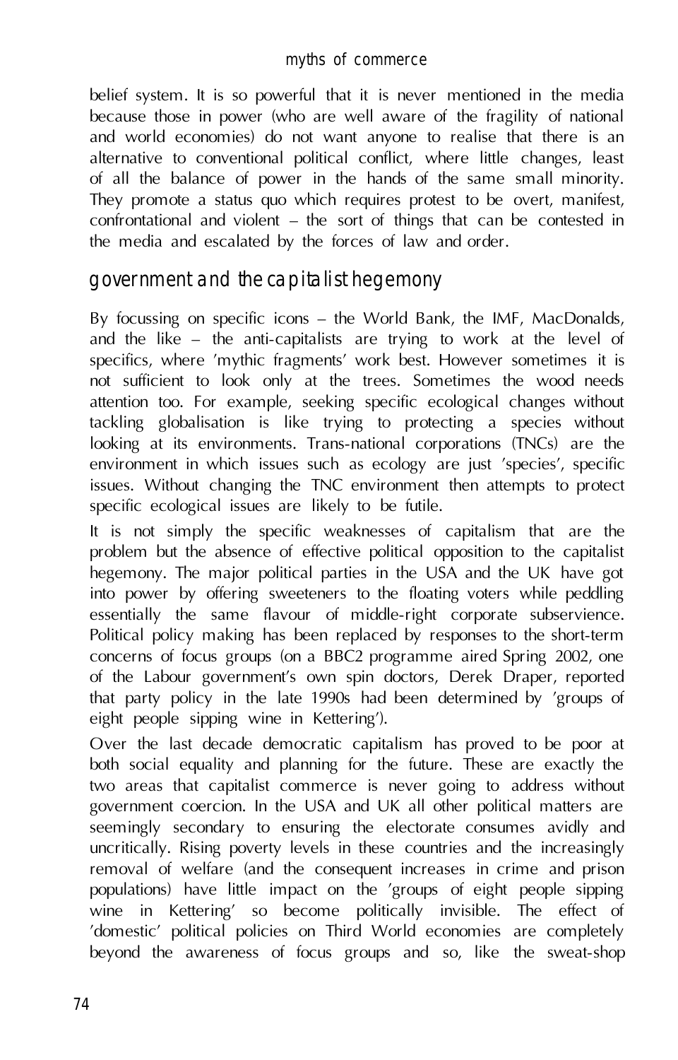belief system. It is so powerful that it is never mentioned in the media because those in power (who are well aware of the fragility of national and world economies) do not want anyone to realise that there is an alternative to conventional political conflict, where little changes, least of all the balance of power in the hands of the same small minority. They promote a status quo which requires protest to be overt, manifest, confrontational and violent – the sort of things that can be contested in the media and escalated by the forces of law and order.

## government and the capitalist hegemony

By focussing on specific icons – the World Bank, the IMF, MacDonalds, and the like – the anti-capitalists are trying to work at the level of specifics, where 'mythic fragments' work best. However sometimes it is not sufficient to look only at the trees. Sometimes the wood needs attention too. For example, seeking specific ecological changes without tackling globalisation is like trying to protecting a species without looking at its environments. Trans-national corporations (TNCs) are the environment in which issues such as ecology are just 'species', specific issues. Without changing the TNC environment then attempts to protect specific ecological issues are likely to be futile.

It is not simply the specific weaknesses of capitalism that are the problem but the absence of effective political opposition to the capitalist hegemony. The major political parties in the USA and the UK have got into power by offering sweeteners to the floating voters while peddling essentially the same flavour of middle-right corporate subservience. Political policy making has been replaced by responses to the short-term concerns of focus groups (on a BBC2 programme aired Spring 2002, one of the Labour government's own spin doctors, Derek Draper, reported that party policy in the late 1990s had been determined by 'groups of eight people sipping wine in Kettering').

Over the last decade democratic capitalism has proved to be poor at both social equality and planning for the future. These are exactly the two areas that capitalist commerce is never going to address without government coercion. In the USA and UK all other political matters are seemingly secondary to ensuring the electorate consumes avidly and uncritically. Rising poverty levels in these countries and the increasingly removal of welfare (and the consequent increases in crime and prison populations) have little impact on the 'groups of eight people sipping wine in Kettering' so become politically invisible. The effect of 'domestic' political policies on Third World economies are completely beyond the awareness of focus groups and so, like the sweat-shop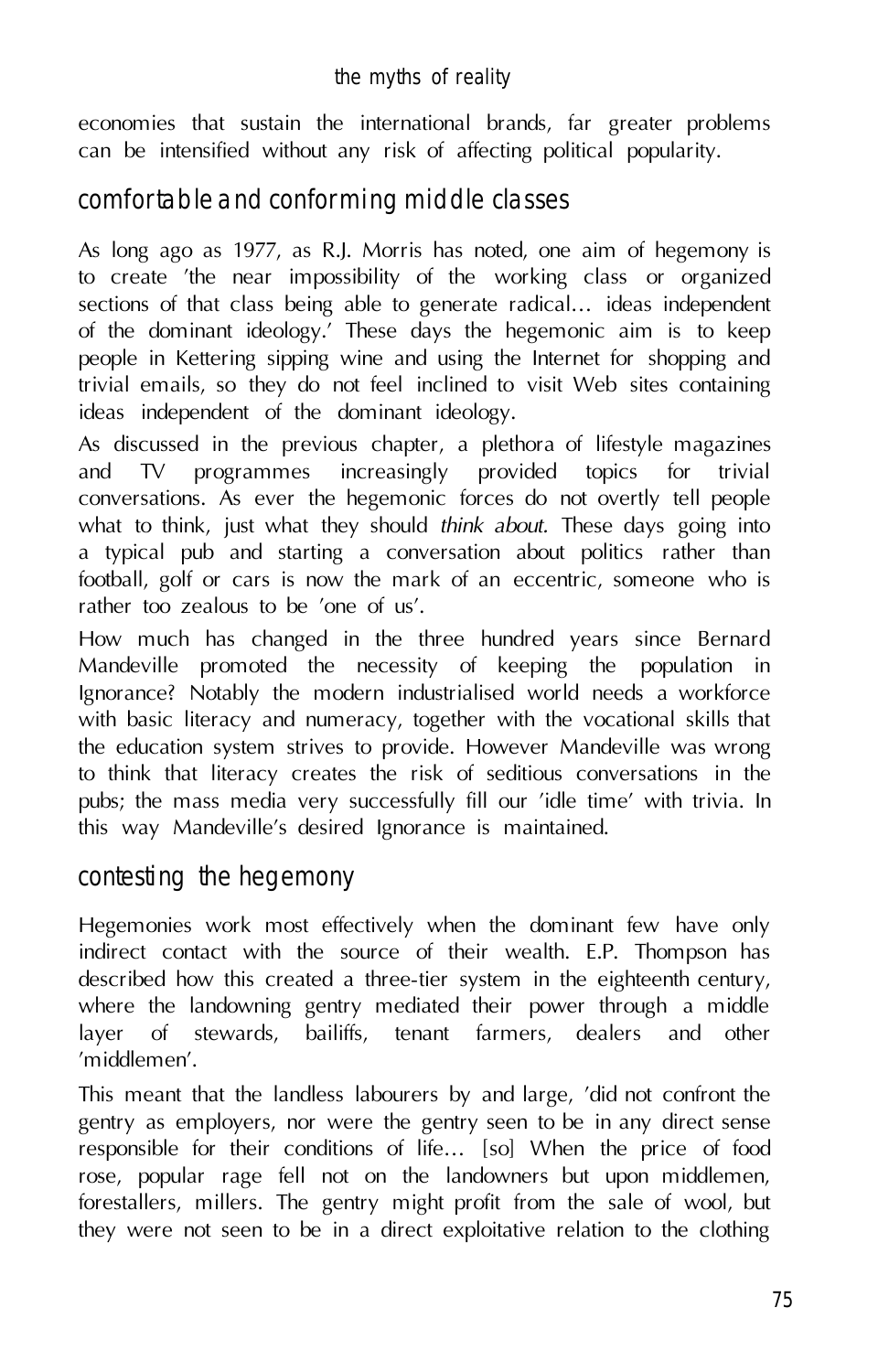economies that sustain the international brands, far greater problems can be intensified without any risk of affecting political popularity.

## comfortable and conforming middle classes

As long ago as 1977, as R.J. Morris has noted, one aim of hegemony is to create 'the near impossibility of the working class or organized sections of that class being able to generate radical... ideas independent of the dominant ideology.' These days the hegemonic aim is to keep people in Kettering sipping wine and using the Internet for shopping and trivial emails, so they do not feel inclined to visit Web sites containing ideas independent of the dominant ideology.

As discussed in the previous chapter, a plethora of lifestyle magazines and TV programmes increasingly provided topics for trivial conversations. As ever the hegemonic forces do not overtly tell people what to think, just what they should *think about*. These days going into a typical pub and starting a conversation about politics rather than football, golf or cars is now the mark of an eccentric, someone who is rather too zealous to be 'one of us'.

How much has changed in the three hundred years since Bernard Mandeville promoted the necessity of keeping the population in Ignorance? Notably the modern industrialised world needs a workforce with basic literacy and numeracy, together with the vocational skills that the education system strives to provide. However Mandeville was wrong to think that literacy creates the risk of seditious conversations in the pubs; the mass media very successfully fill our 'idle time' with trivia. In this way Mandeville's desired Ignorance is maintained.

## contesting the hegemony

Hegemonies work most effectively when the dominant few have only indirect contact with the source of their wealth. E.P. Thompson has described how this created a three-tier system in the eighteenth century, where the landowning gentry mediated their power through a middle layer of stewards, bailiffs, tenant farmers, dealers and other 'middlemen'.

This meant that the landless labourers by and large, 'did not confront the gentry as employers, nor were the gentry seen to be in any direct sense responsible for their conditions of life... [so] When the price of food rose, popular rage fell not on the landowners but upon middlemen, forestallers, millers. The gentry might profit from the sale of wool, but they were not seen to be in a direct exploitative relation to the clothing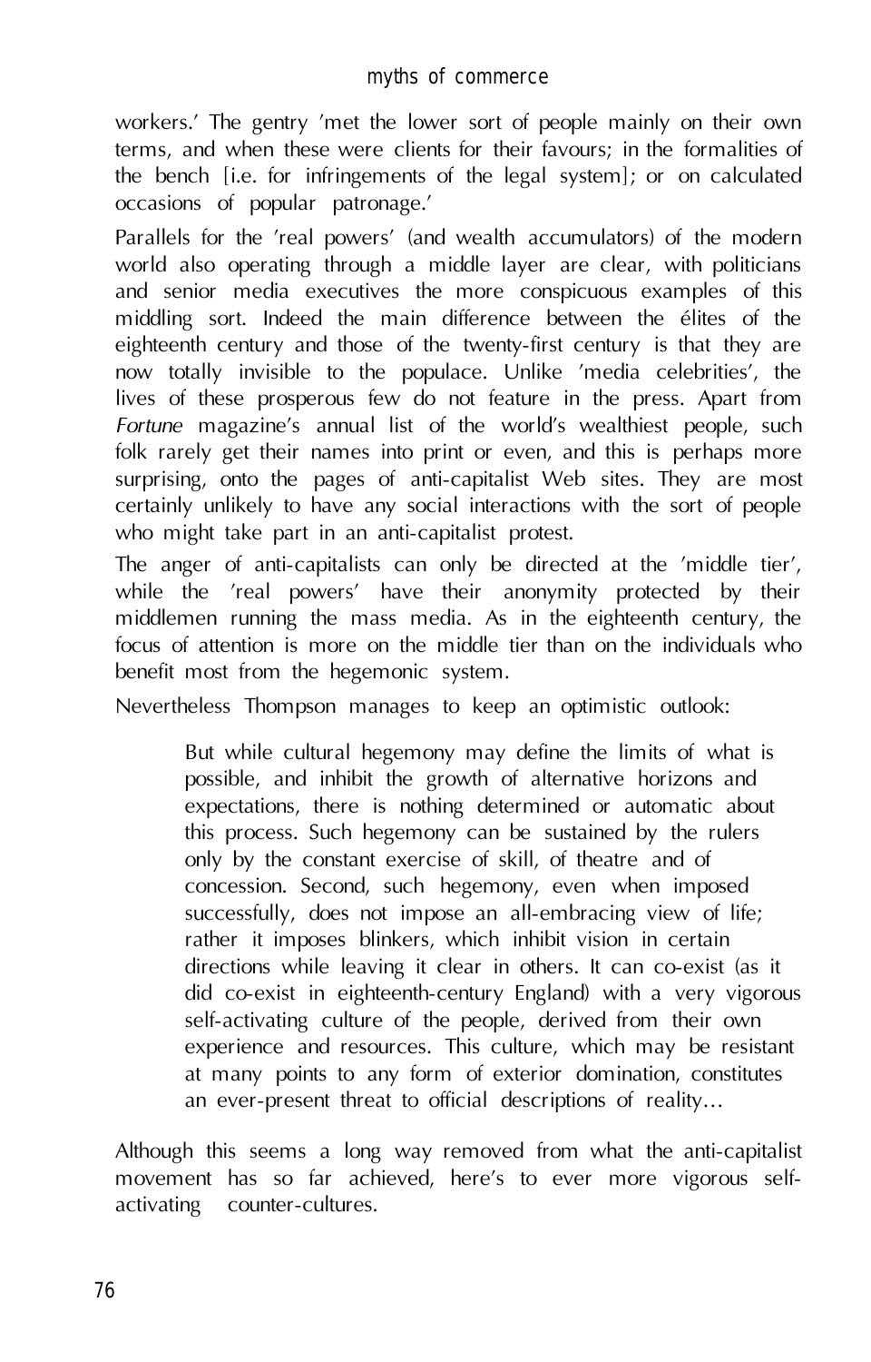workers.' The gentry 'met the lower sort of people mainly on their own terms, and when these were clients for their favours; in the formalities of the bench [i.e. for infringements of the legal system]; or on calculated occasions of popular patronage.'

Parallels for the 'real powers' (and wealth accumulators) of the modern world also operating through a middle layer are clear, with politicians and senior media executives the more conspicuous examples of this middling sort. Indeed the main difference between the élites of the eighteenth century and those of the twenty-first century is that they are now totally invisible to the populace. Unlike 'media celebrities', the lives of these prosperous few do not feature in the press. Apart from *Fortune* magazine's annual list of the world's wealthiest people, such folk rarely get their names into print or even, and this is perhaps more surprising, onto the pages of anti-capitalist Web sites. They are most certainly unlikely to have any social interactions with the sort of people who might take part in an anti-capitalist protest.

The anger of anti-capitalists can only be directed at the 'middle tier', while the 'real powers' have their anonymity protected by their middlemen running the mass media. As in the eighteenth century, the focus of attention is more on the middle tier than on the individuals who benefit most from the hegemonic system.

Nevertheless Thompson manages to keep an optimistic outlook:

> But while cultural hegemony may define the limits of what is possible, and inhibit the growth of alternative horizons and expectations, there is nothing determined or automatic about this process. Such hegemony can be sustained by the rulers only by the constant exercise of skill, of theatre and of concession. Second, such hegemony, even when imposed successfully, does not impose an all-embracing view of life; rather it imposes blinkers, which inhibit vision in certain directions while leaving it clear in others. It can co-exist (as it did co-exist in eighteenth-century England) with a very vigorous self-activating culture of the people, derived from their own experience and resources. This culture, which may be resistant at many points to any form of exterior domination, constitutes an ever-present threat to official descriptions of reality…

Although this seems a long way removed from what the anti-capitalist movement has so far achieved, here's to ever more vigorous self-activating counter-cultures.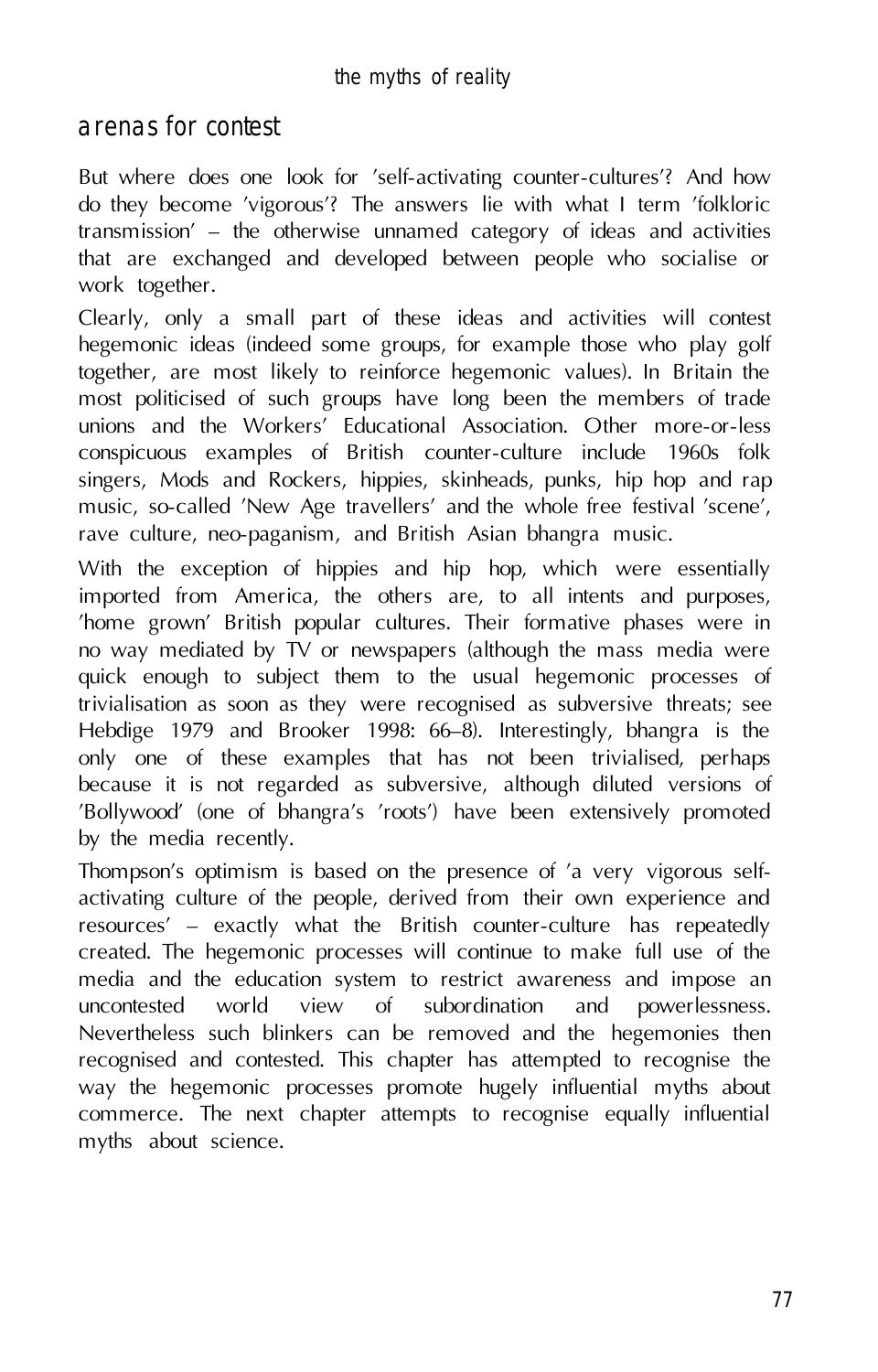## arenas for contest

But where does one look for 'self-activating counter-cultures'? And how do they become 'vigorous'? The answers lie with what I term 'folkloric transmission' – the otherwise unnamed category of ideas and activities that are exchanged and developed between people who socialise or work together.

Clearly, only a small part of these ideas and activities will contest hegemonic ideas (indeed some groups, for example those who play golf together, are most likely to reinforce hegemonic values). In Britain the most politicised of such groups have long been the members of trade unions and the Workers' Educational Association. Other more-or-less conspicuous examples of British counter-culture include 1960s folk singers, Mods and Rockers, hippies, skinheads, punks, hip hop and rap music, so-called 'New Age travellers' and the whole free festival 'scene', rave culture, neo-paganism, and British Asian bhangra music.

With the exception of hippies and hip hop, which were essentially imported from America, the others are, to all intents and purposes, 'home grown' British popular cultures. Their formative phases were in no way mediated by TV or newspapers (although the mass media were quick enough to subject them to the usual hegemonic processes of trivialisation as soon as they were recognised as subversive threats; see Hebdige 1979 and Brooker 1998: 66–8). Interestingly, bhangra is the only one of these examples that has not been trivialised, perhaps because it is not regarded as subversive, although diluted versions of 'Bollywood' (one of bhangra's 'roots') have been extensively promoted by the media recently.

Thompson's optimism is based on the presence of 'a very vigorous self-activating culture of the people, derived from their own experience and resources' – exactly what the British counter-culture has repeatedly created. The hegemonic processes will continue to make full use of the media and the education system to restrict awareness and impose an uncontested world view of subordination and powerlessness. Nevertheless such blinkers can be removed and the hegemonies then recognised and contested. This chapter has attempted to recognise the way the hegemonic processes promote hugely influential myths about commerce. The next chapter attempts to recognise equally influential myths about science.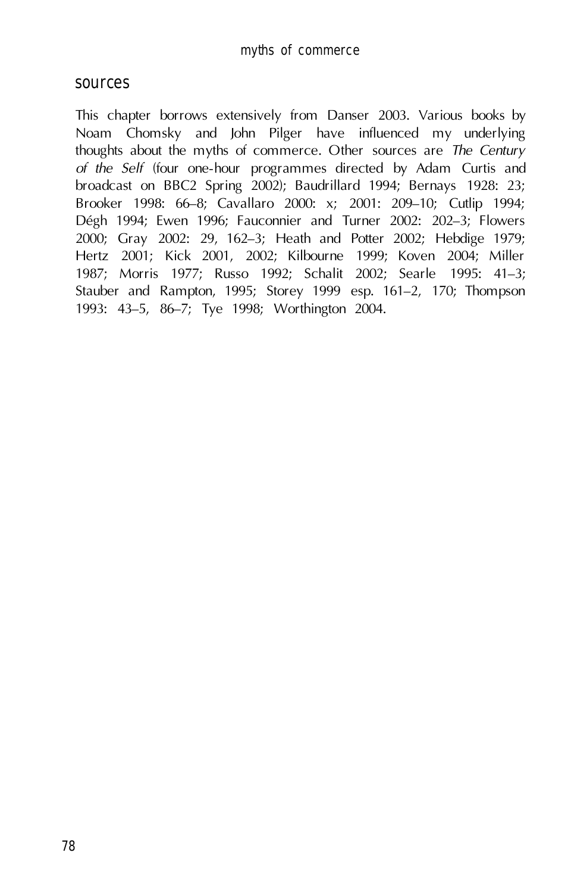## sources

This chapter borrows extensively from Danser 2003. Various books by Noam Chomsky and John Pilger have influenced my underlying thoughts about the myths of commerce. Other sources are *The Century of the Self* (four one-hour programmes directed by Adam Curtis and broadcast on BBC2 Spring 2002); Baudrillard 1994; Bernays 1928: 23; Brooker 1998: 66–8; Cavallaro 2000: x; 2001: 209–10; Cutlip 1994; Dégh 1994; Ewen 1996; Fauconnier and Turner 2002: 202–3; Flowers 2000; Gray 2002: 29, 162–3; Heath and Potter 2002; Hebdige 1979; Hertz 2001; Kick 2001, 2002; Kilbourne 1999; Koven 2004; Miller 1987; Morris 1977; Russo 1992; Schalit 2002; Searle 1995: 41–3; Stauber and Rampton, 1995; Storey 1999 esp. 161–2, 170; Thompson 1993: 43–5, 86–7; Tye 1998; Worthington 2004.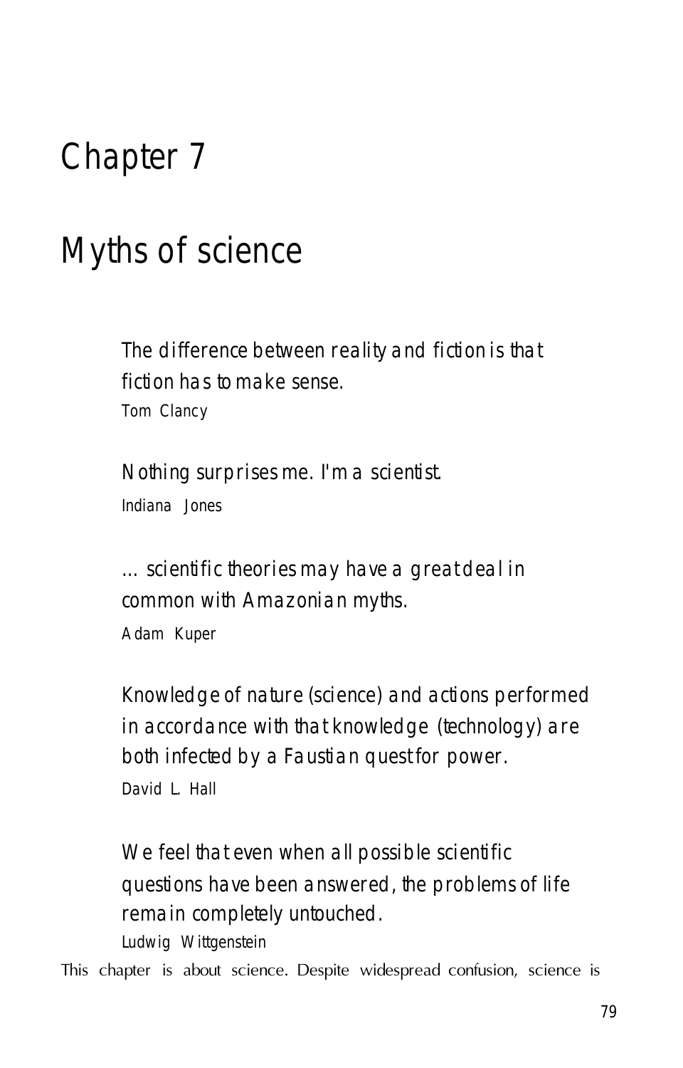# Chapter 7

# Myths of science

> The difference between reality and fiction is that fiction has to make sense.
>
> Tom Clancy

> Nothing surprises me. I'm a scientist.
>
> Indiana Jones

> ... scientific theories may have a great deal in common with Amazonian myths.
>
> Adam Kuper

> Knowledge of nature (science) and actions performed in accordance with that knowledge (technology) are both infected by a Faustian quest for power.
>
> David L. Hall

> We feel that even when all possible scientific questions have been answered, the problems of life remain completely untouched.
>
> Ludwig Wittgenstein

This chapter is about science. Despite widespread confusion, science is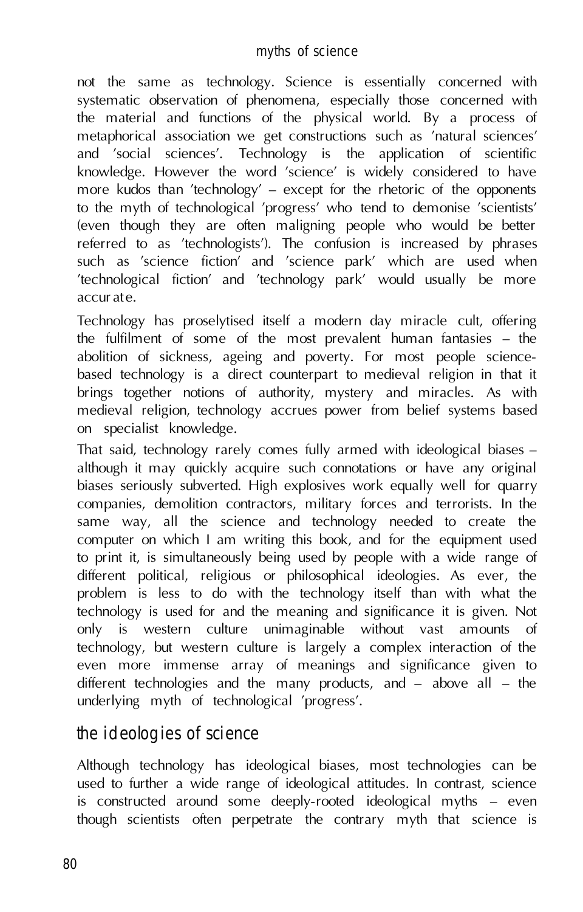not the same as technology. Science is essentially concerned with systematic observation of phenomena, especially those concerned with the material and functions of the physical world. By a process of metaphorical association we get constructions such as 'natural sciences' and 'social sciences'. Technology is the application of scientific knowledge. However the word 'science' is widely considered to have more kudos than 'technology' – except for the rhetoric of the opponents to the myth of technological 'progress' who tend to demonise 'scientists' (even though they are often maligning people who would be better referred to as 'technologists'). The confusion is increased by phrases such as 'science fiction' and 'science park' which are used when 'technological fiction' and 'technology park' would usually be more accurate.

Technology has proselytised itself a modern day miracle cult, offering the fulfilment of some of the most prevalent human fantasies – the abolition of sickness, ageing and poverty. For most people science-based technology is a direct counterpart to medieval religion in that it brings together notions of authority, mystery and miracles. As with medieval religion, technology accrues power from belief systems based on specialist knowledge.

That said, technology rarely comes fully armed with ideological biases – although it may quickly acquire such connotations or have any original biases seriously subverted. High explosives work equally well for quarry companies, demolition contractors, military forces and terrorists. In the same way, all the science and technology needed to create the computer on which I am writing this book, and for the equipment used to print it, is simultaneously being used by people with a wide range of different political, religious or philosophical ideologies. As ever, the problem is less to do with the technology itself than with what the technology is used for and the meaning and significance it is given. Not only is western culture unimaginable without vast amounts of technology, but western culture is largely a complex interaction of the even more immense array of meanings and significance given to different technologies and the many products, and – above all – the underlying myth of technological 'progress'.

## the ideologies of science

Although technology has ideological biases, most technologies can be used to further a wide range of ideological attitudes. In contrast, science is constructed around some deeply-rooted ideological myths – even though scientists often perpetrate the contrary myth that science is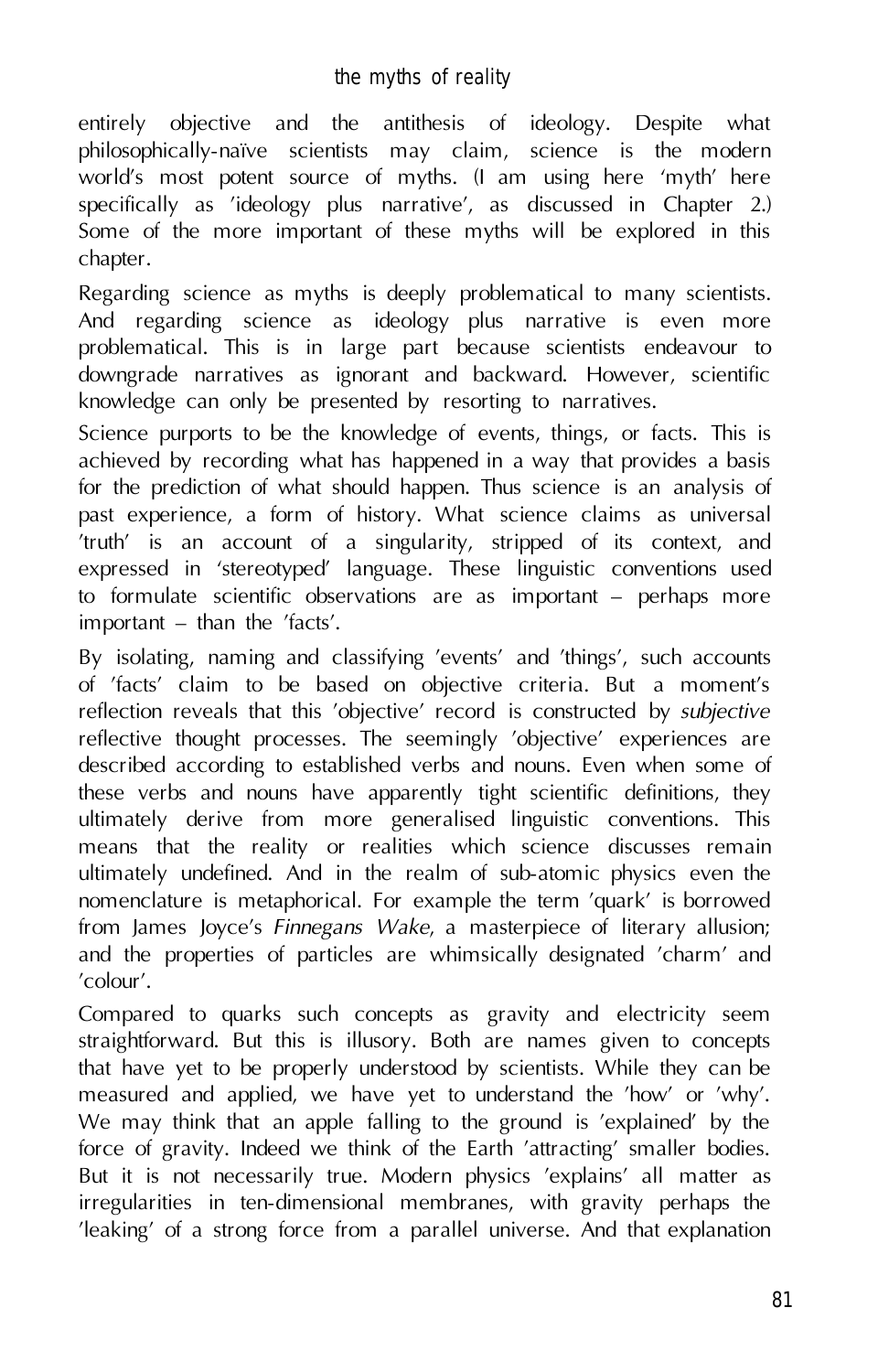entirely objective and the antithesis of ideology. Despite what philosophically-naïve scientists may claim, science is the modern world's most potent source of myths. (I am using here 'myth' here specifically as 'ideology plus narrative', as discussed in Chapter 2.) Some of the more important of these myths will be explored in this chapter.

Regarding science as myths is deeply problematical to many scientists. And regarding science as ideology plus narrative is even more problematical. This is in large part because scientists endeavour to downgrade narratives as ignorant and backward. However, scientific knowledge can only be presented by resorting to narratives.

Science purports to be the knowledge of events, things, or facts. This is achieved by recording what has happened in a way that provides a basis for the prediction of what should happen. Thus science is an analysis of past experience, a form of history. What science claims as universal 'truth' is an account of a singularity, stripped of its context, and expressed in 'stereotyped' language. These linguistic conventions used to formulate scientific observations are as important – perhaps more important – than the 'facts'.

By isolating, naming and classifying 'events' and 'things', such accounts of 'facts' claim to be based on objective criteria. But a moment's reflection reveals that this 'objective' record is constructed by *subjective* reflective thought processes. The seemingly 'objective' experiences are described according to established verbs and nouns. Even when some of these verbs and nouns have apparently tight scientific definitions, they ultimately derive from more generalised linguistic conventions. This means that the reality or realities which science discusses remain ultimately undefined. And in the realm of sub-atomic physics even the nomenclature is metaphorical. For example the term 'quark' is borrowed from James Joyce's *Finnegans Wake*, a masterpiece of literary allusion; and the properties of particles are whimsically designated 'charm' and 'colour'.

Compared to quarks such concepts as gravity and electricity seem straightforward. But this is illusory. Both are names given to concepts that have yet to be properly understood by scientists. While they can be measured and applied, we have yet to understand the 'how' or 'why'. We may think that an apple falling to the ground is 'explained' by the force of gravity. Indeed we think of the Earth 'attracting' smaller bodies. But it is not necessarily true. Modern physics 'explains' all matter as irregularities in ten-dimensional membranes, with gravity perhaps the 'leaking' of a strong force from a parallel universe. And that explanation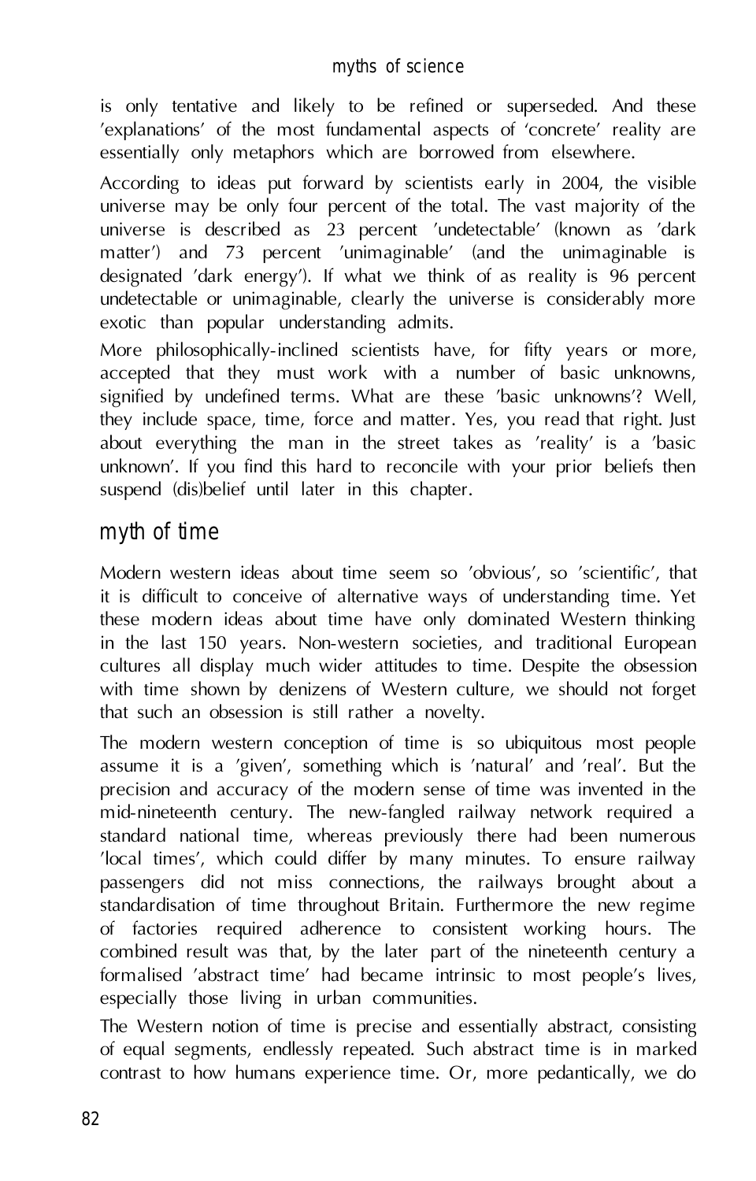is only tentative and likely to be refined or superseded. And these 'explanations' of the most fundamental aspects of 'concrete' reality are essentially only metaphors which are borrowed from elsewhere.

According to ideas put forward by scientists early in 2004, the visible universe may be only four percent of the total. The vast majority of the universe is described as 23 percent 'undetectable' (known as 'dark matter') and 73 percent 'unimaginable' (and the unimaginable is designated 'dark energy'). If what we think of as reality is 96 percent undetectable or unimaginable, clearly the universe is considerably more exotic than popular understanding admits.

More philosophically-inclined scientists have, for fifty years or more, accepted that they must work with a number of basic unknowns, signified by undefined terms. What are these 'basic unknowns'? Well, they include space, time, force and matter. Yes, you read that right. Just about everything the man in the street takes as 'reality' is a 'basic unknown'. If you find this hard to reconcile with your prior beliefs then suspend (dis)belief until later in this chapter.

## myth of time

Modern western ideas about time seem so 'obvious', so 'scientific', that it is difficult to conceive of alternative ways of understanding time. Yet these modern ideas about time have only dominated Western thinking in the last 150 years. Non-western societies, and traditional European cultures all display much wider attitudes to time. Despite the obsession with time shown by denizens of Western culture, we should not forget that such an obsession is still rather a novelty.

The modern western conception of time is so ubiquitous most people assume it is a 'given', something which is 'natural' and 'real'. But the precision and accuracy of the modern sense of time was invented in the mid-nineteenth century. The new-fangled railway network required a standard national time, whereas previously there had been numerous 'local times', which could differ by many minutes. To ensure railway passengers did not miss connections, the railways brought about a standardisation of time throughout Britain. Furthermore the new regime of factories required adherence to consistent working hours. The combined result was that, by the later part of the nineteenth century a formalised 'abstract time' had became intrinsic to most people's lives, especially those living in urban communities.

The Western notion of time is precise and essentially abstract, consisting of equal segments, endlessly repeated. Such abstract time is in marked contrast to how humans experience time. Or, more pedantically, we do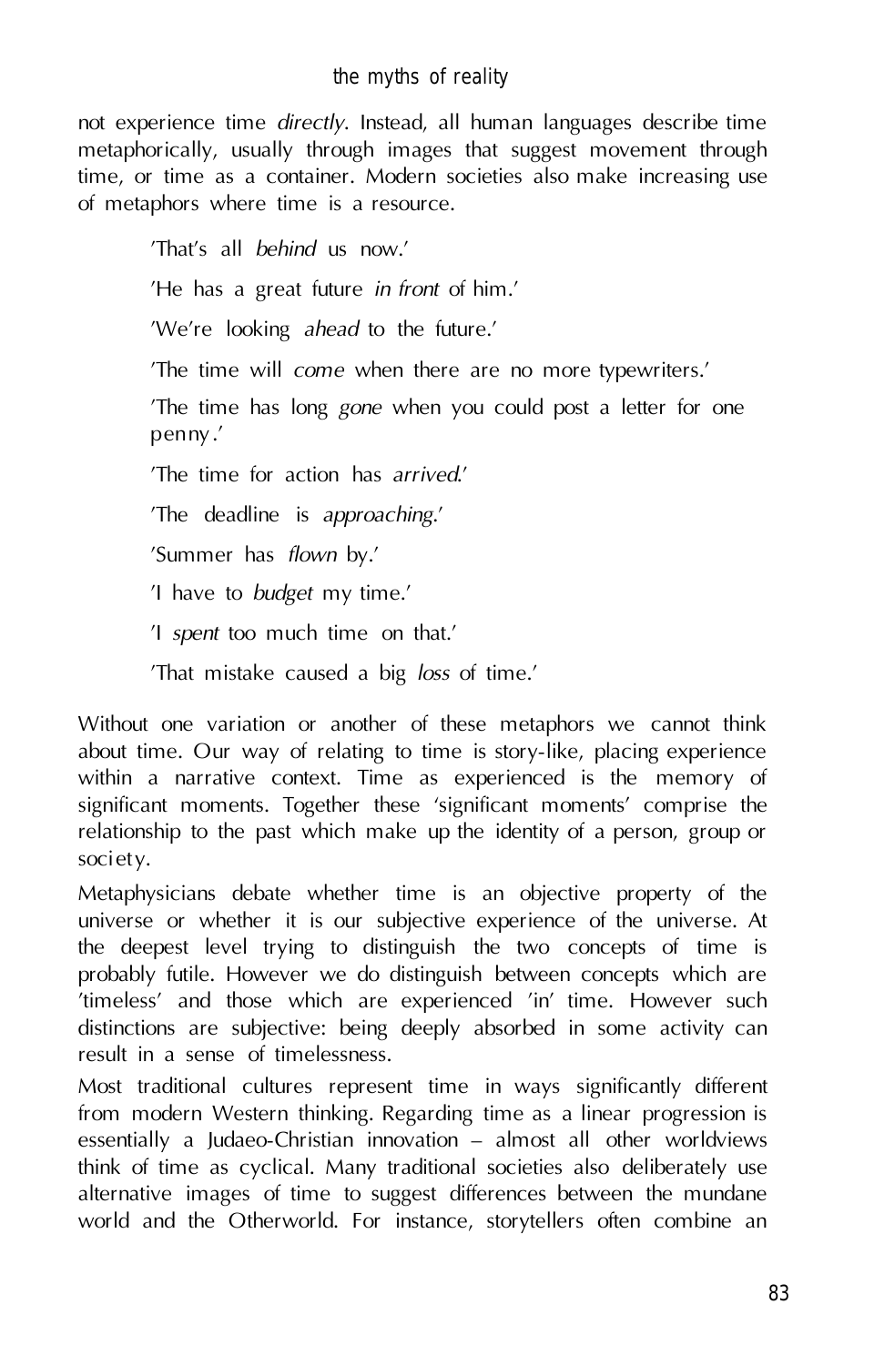not experience time *directly*. Instead, all human languages describe time metaphorically, usually through images that suggest movement through time, or time as a container. Modern societies also make increasing use of metaphors where time is a resource.

> 'That's all *behind* us now.'
>
> 'He has a great future *in front* of him.'
>
> 'We're looking *ahead* to the future.'
>
> 'The time will *come* when there are no more typewriters.'
>
> 'The time has long *gone* when you could post a letter for one penny.'
>
> 'The time for action has *arrived*.'
>
> 'The deadline is *approaching*.'
>
> 'Summer has *flown* by.'
>
> 'I have to *budget* my time.'
>
> 'I *spent* too much time on that.'
>
> 'That mistake caused a big *loss* of time.'

Without one variation or another of these metaphors we cannot think about time. Our way of relating to time is story-like, placing experience within a narrative context. Time as experienced is the memory of significant moments. Together these 'significant moments' comprise the relationship to the past which make up the identity of a person, group or society.

Metaphysicians debate whether time is an objective property of the universe or whether it is our subjective experience of the universe. At the deepest level trying to distinguish the two concepts of time is probably futile. However we do distinguish between concepts which are 'timeless' and those which are experienced 'in' time. However such distinctions are subjective: being deeply absorbed in some activity can result in a sense of timelessness.

Most traditional cultures represent time in ways significantly different from modern Western thinking. Regarding time as a linear progression is essentially a Judaeo-Christian innovation – almost all other worldviews think of time as cyclical. Many traditional societies also deliberately use alternative images of time to suggest differences between the mundane world and the Otherworld. For instance, storytellers often combine an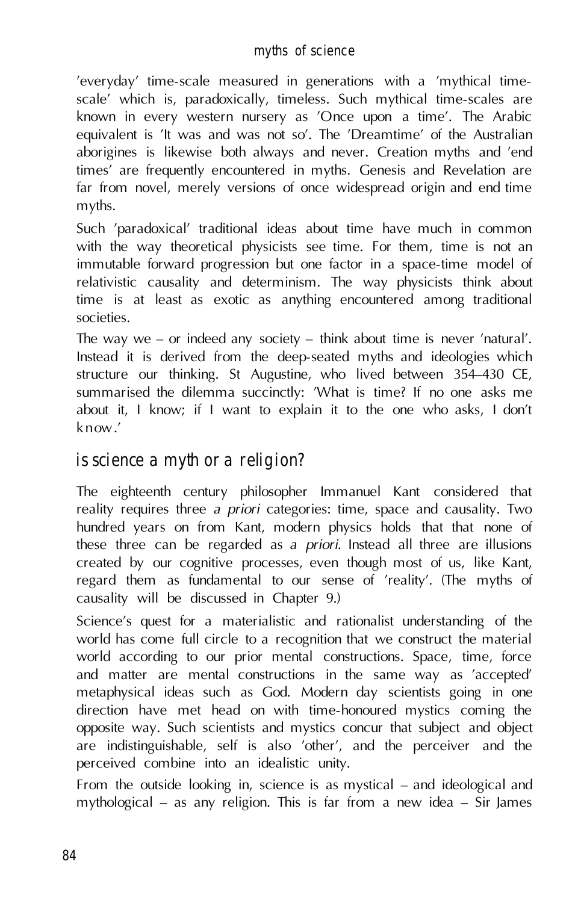'everyday' time-scale measured in generations with a 'mythical time-scale' which is, paradoxically, timeless. Such mythical time-scales are known in every western nursery as 'Once upon a time'. The Arabic equivalent is 'It was and was not so'. The 'Dreamtime' of the Australian aborigines is likewise both always and never. Creation myths and 'end times' are frequently encountered in myths. Genesis and Revelation are far from novel, merely versions of once widespread origin and end time myths.

Such 'paradoxical' traditional ideas about time have much in common with the way theoretical physicists see time. For them, time is not an immutable forward progression but one factor in a space-time model of relativistic causality and determinism. The way physicists think about time is at least as exotic as anything encountered among traditional societies.

The way we – or indeed any society – think about time is never 'natural'. Instead it is derived from the deep-seated myths and ideologies which structure our thinking. St Augustine, who lived between 354–430 CE, summarised the dilemma succinctly: 'What is time? If no one asks me about it, I know; if I want to explain it to the one who asks, I don't know.'

## is science a myth or a religion?

The eighteenth century philosopher Immanuel Kant considered that reality requires three *a priori* categories: time, space and causality. Two hundred years on from Kant, modern physics holds that that none of these three can be regarded as *a priori*. Instead all three are illusions created by our cognitive processes, even though most of us, like Kant, regard them as fundamental to our sense of 'reality'. (The myths of causality will be discussed in Chapter 9.)

Science's quest for a materialistic and rationalist understanding of the world has come full circle to a recognition that we construct the material world according to our prior mental constructions. Space, time, force and matter are mental constructions in the same way as 'accepted' metaphysical ideas such as God. Modern day scientists going in one direction have met head on with time-honoured mystics coming the opposite way. Such scientists and mystics concur that subject and object are indistinguishable, self is also 'other', and the perceiver and the perceived combine into an idealistic unity.

From the outside looking in, science is as mystical – and ideological and mythological – as any religion. This is far from a new idea – Sir James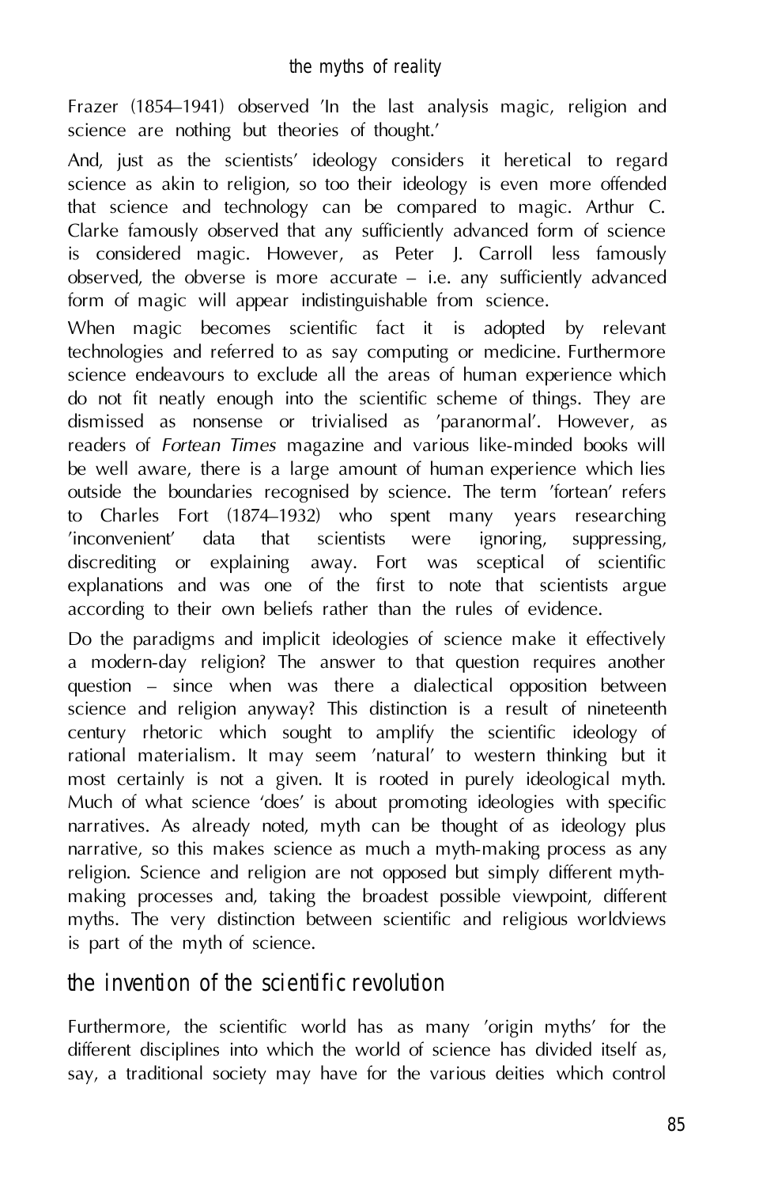Frazer (1854–1941) observed 'In the last analysis magic, religion and science are nothing but theories of thought.'

And, just as the scientists' ideology considers it heretical to regard science as akin to religion, so too their ideology is even more offended that science and technology can be compared to magic. Arthur C. Clarke famously observed that any sufficiently advanced form of science is considered magic. However, as Peter J. Carroll less famously observed, the obverse is more accurate – i.e. any sufficiently advanced form of magic will appear indistinguishable from science.

When magic becomes scientific fact it is adopted by relevant technologies and referred to as say computing or medicine. Furthermore science endeavours to exclude all the areas of human experience which do not fit neatly enough into the scientific scheme of things. They are dismissed as nonsense or trivialised as 'paranormal'. However, as readers of *Fortean Times* magazine and various like-minded books will be well aware, there is a large amount of human experience which lies outside the boundaries recognised by science. The term 'fortean' refers to Charles Fort (1874–1932) who spent many years researching 'inconvenient' data that scientists were ignoring, suppressing, discrediting or explaining away. Fort was sceptical of scientific explanations and was one of the first to note that scientists argue according to their own beliefs rather than the rules of evidence.

Do the paradigms and implicit ideologies of science make it effectively a modern-day religion? The answer to that question requires another question – since when was there a dialectical opposition between science and religion anyway? This distinction is a result of nineteenth century rhetoric which sought to amplify the scientific ideology of rational materialism. It may seem 'natural' to western thinking but it most certainly is not a given. It is rooted in purely ideological myth. Much of what science 'does' is about promoting ideologies with specific narratives. As already noted, myth can be thought of as ideology plus narrative, so this makes science as much a myth-making process as any religion. Science and religion are not opposed but simply different myth-making processes and, taking the broadest possible viewpoint, different myths. The very distinction between scientific and religious worldviews is part of the myth of science.

## the invention of the scientific revolution

Furthermore, the scientific world has as many 'origin myths' for the different disciplines into which the world of science has divided itself as, say, a traditional society may have for the various deities which control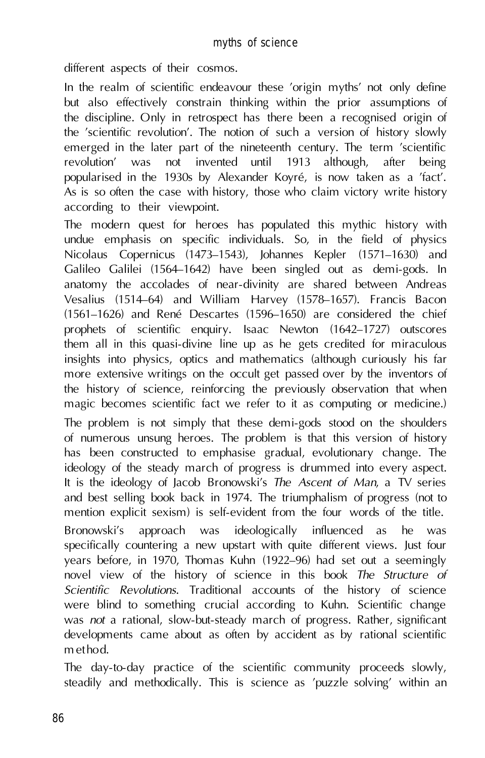different aspects of their cosmos.

In the realm of scientific endeavour these 'origin myths' not only define but also effectively constrain thinking within the prior assumptions of the discipline. Only in retrospect has there been a recognised origin of the 'scientific revolution'. The notion of such a version of history slowly emerged in the later part of the nineteenth century. The term 'scientific revolution' was not invented until 1913 although, after being popularised in the 1930s by Alexander Koyré, is now taken as a 'fact'. As is so often the case with history, those who claim victory write history according to their viewpoint.

The modern quest for heroes has populated this mythic history with undue emphasis on specific individuals. So, in the field of physics Nicolaus Copernicus (1473–1543), Johannes Kepler (1571–1630) and Galileo Galilei (1564–1642) have been singled out as demi-gods. In anatomy the accolades of near-divinity are shared between Andreas Vesalius (1514–64) and William Harvey (1578–1657). Francis Bacon (1561–1626) and René Descartes (1596–1650) are considered the chief prophets of scientific enquiry. Isaac Newton (1642–1727) outscores them all in this quasi-divine line up as he gets credited for miraculous insights into physics, optics and mathematics (although curiously his far more extensive writings on the occult get passed over by the inventors of the history of science, reinforcing the previously observation that when magic becomes scientific fact we refer to it as computing or medicine.)

The problem is not simply that these demi-gods stood on the shoulders of numerous unsung heroes. The problem is that this version of history has been constructed to emphasise gradual, evolutionary change. The ideology of the steady march of progress is drummed into every aspect. It is the ideology of Jacob Bronowski's *The Ascent of Man*, a TV series and best selling book back in 1974. The triumphalism of progress (not to mention explicit sexism) is self-evident from the four words of the title.

Bronowski's approach was ideologically influenced as he was specifically countering a new upstart with quite different views. Just four years before, in 1970, Thomas Kuhn (1922–96) had set out a seemingly novel view of the history of science in this book *The Structure of Scientific Revolutions*. Traditional accounts of the history of science were blind to something crucial according to Kuhn. Scientific change was *not* a rational, slow-but-steady march of progress. Rather, significant developments came about as often by accident as by rational scientific method.

The day-to-day practice of the scientific community proceeds slowly, steadily and methodically. This is science as 'puzzle solving' within an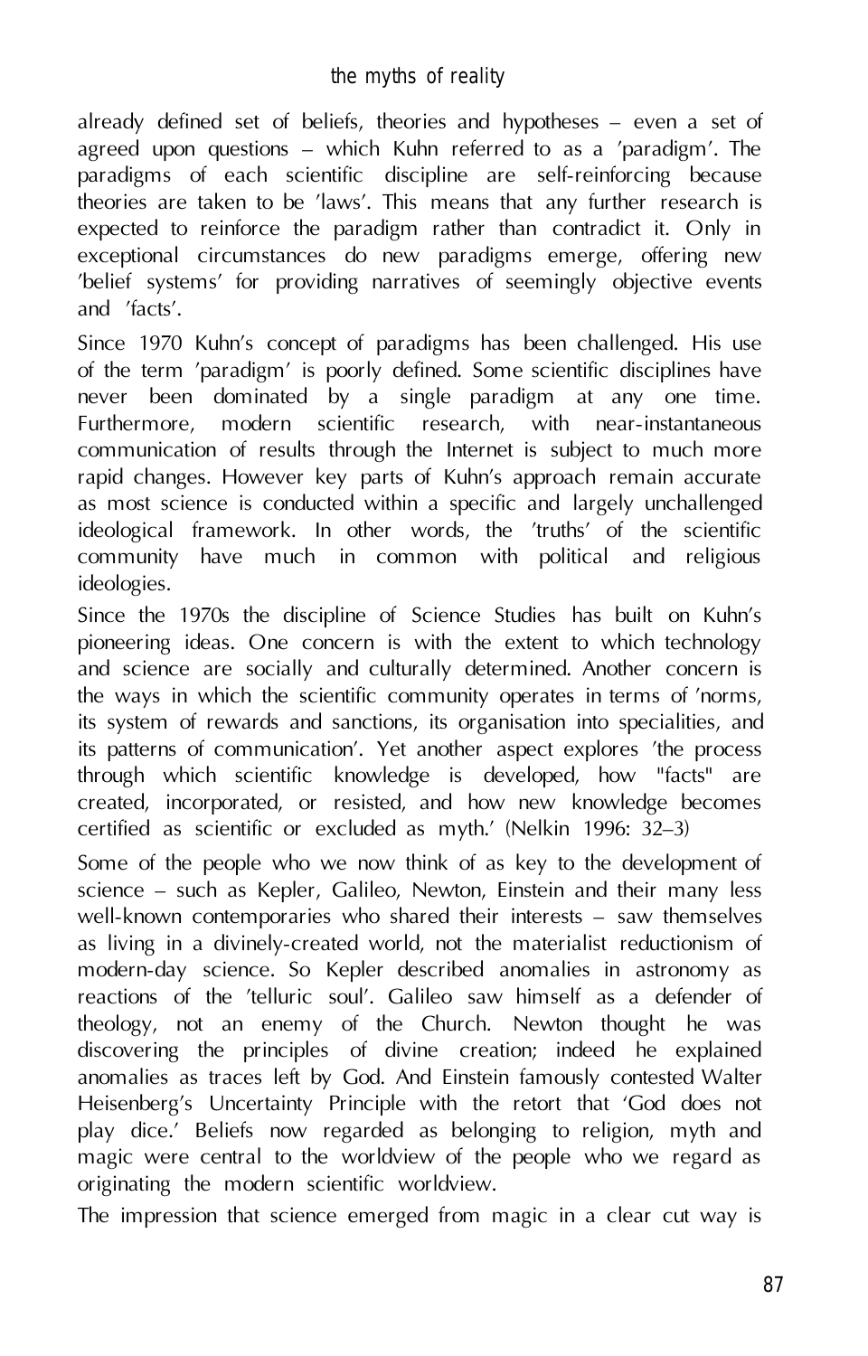already defined set of beliefs, theories and hypotheses – even a set of agreed upon questions – which Kuhn referred to as a 'paradigm'. The paradigms of each scientific discipline are self-reinforcing because theories are taken to be 'laws'. This means that any further research is expected to reinforce the paradigm rather than contradict it. Only in exceptional circumstances do new paradigms emerge, offering new 'belief systems' for providing narratives of seemingly objective events and 'facts'.

Since 1970 Kuhn's concept of paradigms has been challenged. His use of the term 'paradigm' is poorly defined. Some scientific disciplines have never been dominated by a single paradigm at any one time. Furthermore, modern scientific research, with near-instantaneous communication of results through the Internet is subject to much more rapid changes. However key parts of Kuhn's approach remain accurate as most science is conducted within a specific and largely unchallenged ideological framework. In other words, the 'truths' of the scientific community have much in common with political and religious ideologies.

Since the 1970s the discipline of Science Studies has built on Kuhn's pioneering ideas. One concern is with the extent to which technology and science are socially and culturally determined. Another concern is the ways in which the scientific community operates in terms of 'norms, its system of rewards and sanctions, its organisation into specialities, and its patterns of communication'. Yet another aspect explores 'the process through which scientific knowledge is developed, how "facts" are created, incorporated, or resisted, and how new knowledge becomes certified as scientific or excluded as myth.' (Nelkin 1996: 32–3)

Some of the people who we now think of as key to the development of science – such as Kepler, Galileo, Newton, Einstein and their many less well-known contemporaries who shared their interests – saw themselves as living in a divinely-created world, not the materialist reductionism of modern-day science. So Kepler described anomalies in astronomy as reactions of the 'telluric soul'. Galileo saw himself as a defender of theology, not an enemy of the Church. Newton thought he was discovering the principles of divine creation; indeed he explained anomalies as traces left by God. And Einstein famously contested Walter Heisenberg's Uncertainty Principle with the retort that 'God does not play dice.' Beliefs now regarded as belonging to religion, myth and magic were central to the worldview of the people who we regard as originating the modern scientific worldview.

The impression that science emerged from magic in a clear cut way is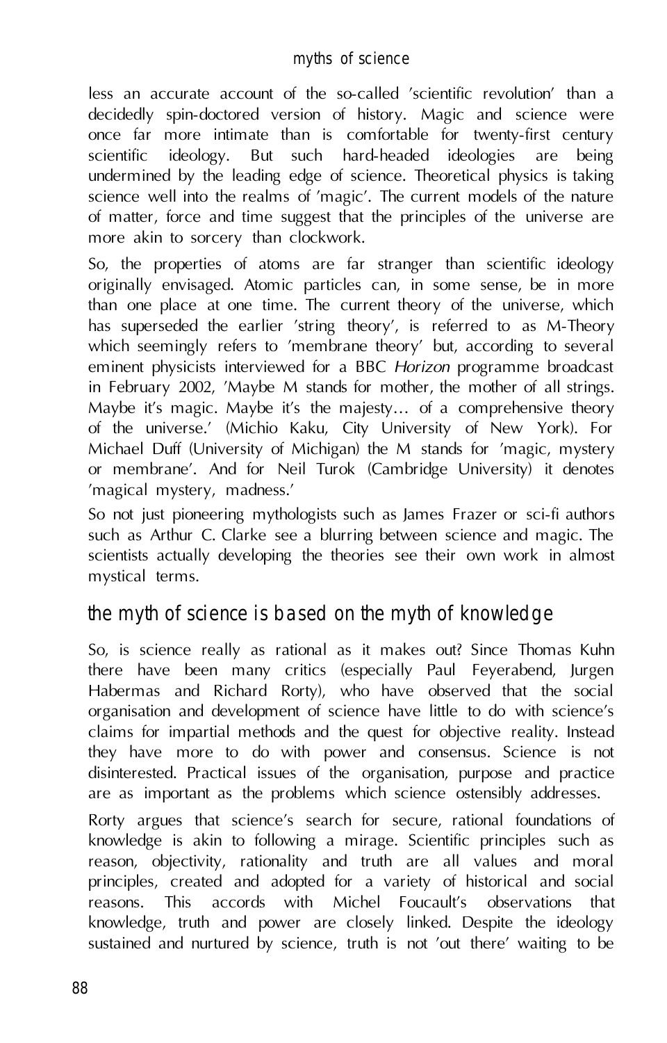less an accurate account of the so-called 'scientific revolution' than a decidedly spin-doctored version of history. Magic and science were once far more intimate than is comfortable for twenty-first century scientific ideology. But such hard-headed ideologies are being undermined by the leading edge of science. Theoretical physics is taking science well into the realms of 'magic'. The current models of the nature of matter, force and time suggest that the principles of the universe are more akin to sorcery than clockwork.

So, the properties of atoms are far stranger than scientific ideology originally envisaged. Atomic particles can, in some sense, be in more than one place at one time. The current theory of the universe, which has superseded the earlier 'string theory', is referred to as M-Theory which seemingly refers to 'membrane theory' but, according to several eminent physicists interviewed for a BBC *Horizon* programme broadcast in February 2002, 'Maybe M stands for mother, the mother of all strings. Maybe it's magic. Maybe it's the majesty… of a comprehensive theory of the universe.' (Michio Kaku, City University of New York). For Michael Duff (University of Michigan) the M stands for 'magic, mystery or membrane'. And for Neil Turok (Cambridge University) it denotes 'magical mystery, madness.'

So not just pioneering mythologists such as James Frazer or sci-fi authors such as Arthur C. Clarke see a blurring between science and magic. The scientists actually developing the theories see their own work in almost mystical terms.

## the myth of science is based on the myth of knowledge

So, is science really as rational as it makes out? Since Thomas Kuhn there have been many critics (especially Paul Feyerabend, Jurgen Habermas and Richard Rorty), who have observed that the social organisation and development of science have little to do with science's claims for impartial methods and the quest for objective reality. Instead they have more to do with power and consensus. Science is not disinterested. Practical issues of the organisation, purpose and practice are as important as the problems which science ostensibly addresses.

Rorty argues that science's search for secure, rational foundations of knowledge is akin to following a mirage. Scientific principles such as reason, objectivity, rationality and truth are all values and moral principles, created and adopted for a variety of historical and social reasons. This accords with Michel Foucault's observations that knowledge, truth and power are closely linked. Despite the ideology sustained and nurtured by science, truth is not 'out there' waiting to be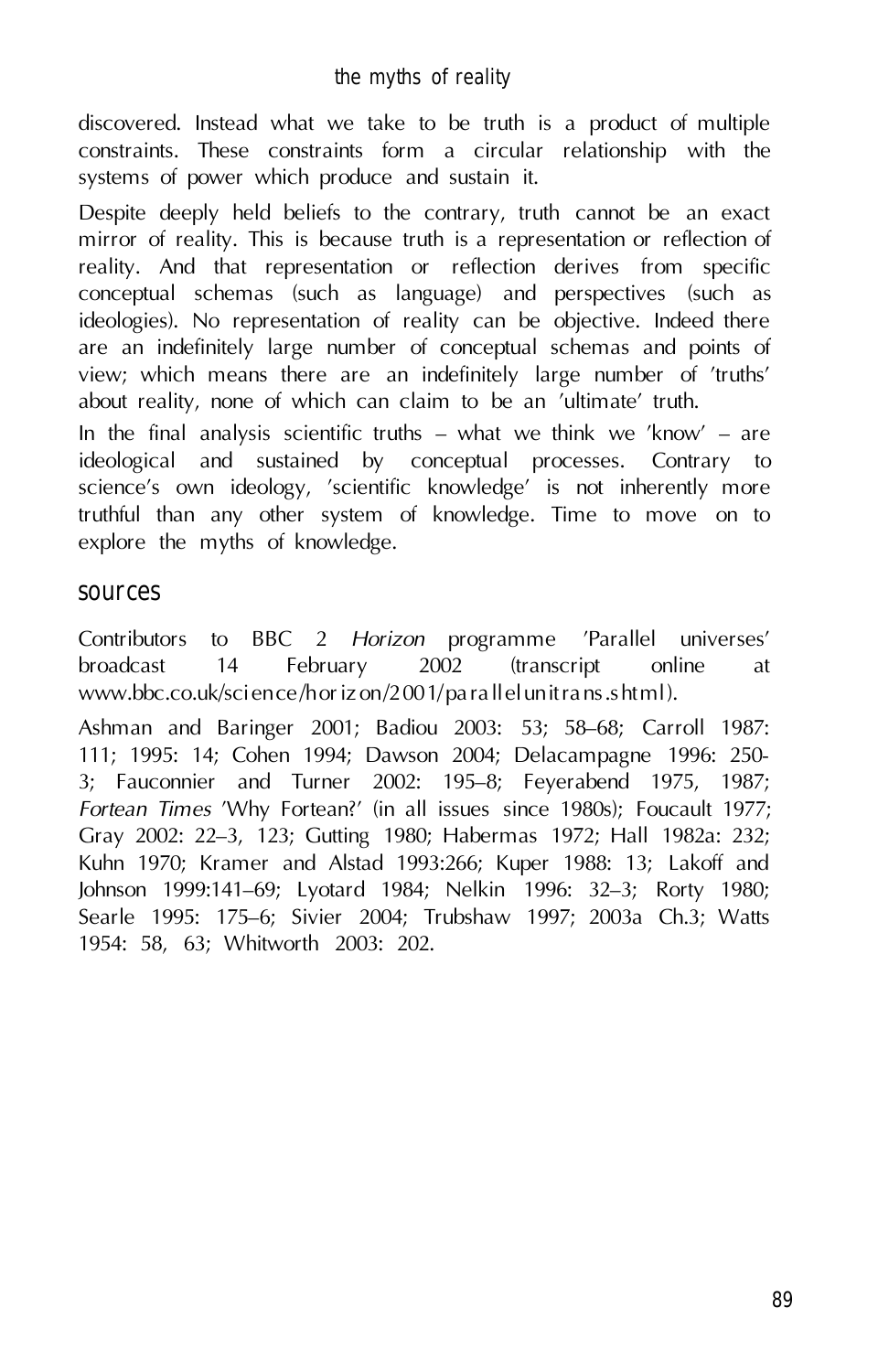discovered. Instead what we take to be truth is a product of multiple constraints. These constraints form a circular relationship with the systems of power which produce and sustain it.

Despite deeply held beliefs to the contrary, truth cannot be an exact mirror of reality. This is because truth is a representation or reflection of reality. And that representation or reflection derives from specific conceptual schemas (such as language) and perspectives (such as ideologies). No representation of reality can be objective. Indeed there are an indefinitely large number of conceptual schemas and points of view; which means there are an indefinitely large number of 'truths' about reality, none of which can claim to be an 'ultimate' truth.

In the final analysis scientific truths – what we think we 'know' – are ideological and sustained by conceptual processes. Contrary to science's own ideology, 'scientific knowledge' is not inherently more truthful than any other system of knowledge. Time to move on to explore the myths of knowledge.

## sources

Contributors to BBC 2 *Horizon* programme 'Parallel universes' broadcast 14 February 2002 (transcript online at www.bbc.co.uk/science/horizon/2001/parallelunitrans.shtml).

Ashman and Baringer 2001; Badiou 2003: 53; 58–68; Carroll 1987: 111; 1995: 14; Cohen 1994; Dawson 2004; Delacampagne 1996: 250-3; Fauconnier and Turner 2002: 195–8; Feyerabend 1975, 1987; *Fortean Times* 'Why Fortean?' (in all issues since 1980s); Foucault 1977; Gray 2002: 22–3, 123; Gutting 1980; Habermas 1972; Hall 1982a: 232; Kuhn 1970; Kramer and Alstad 1993:266; Kuper 1988: 13; Lakoff and Johnson 1999:141–69; Lyotard 1984; Nelkin 1996: 32–3; Rorty 1980; Searle 1995: 175–6; Sivier 2004; Trubshaw 1997; 2003a Ch.3; Watts 1954: 58, 63; Whitworth 2003: 202.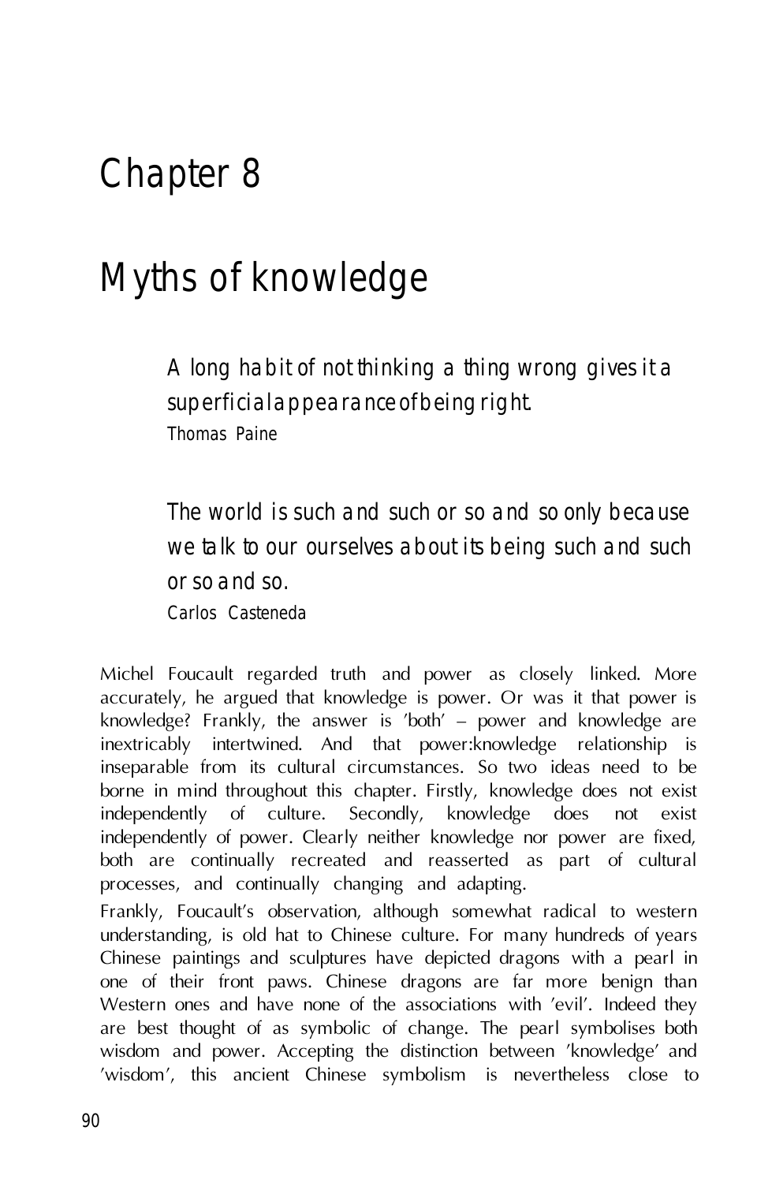# Chapter 8

# Myths of knowledge

> *A long habit of not thinking a thing wrong gives it a superficial appearance of being right.*
> Thomas Paine

> *The world is such and such or so and so only because we talk to our ourselves about its being such and such or so and so.*
> Carlos Casteneda

Michel Foucault regarded truth and power as closely linked. More accurately, he argued that knowledge is power. Or was it that power is knowledge? Frankly, the answer is 'both' – power and knowledge are inextricably intertwined. And that power:knowledge relationship is inseparable from its cultural circumstances. So two ideas need to be borne in mind throughout this chapter. Firstly, knowledge does not exist independently of culture. Secondly, knowledge does not exist independently of power. Clearly neither knowledge nor power are fixed, both are continually recreated and reasserted as part of cultural processes, and continually changing and adapting.

Frankly, Foucault's observation, although somewhat radical to western understanding, is old hat to Chinese culture. For many hundreds of years Chinese paintings and sculptures have depicted dragons with a pearl in one of their front paws. Chinese dragons are far more benign than Western ones and have none of the associations with 'evil'. Indeed they are best thought of as symbolic of change. The pearl symbolises both wisdom and power. Accepting the distinction between 'knowledge' and 'wisdom', this ancient Chinese symbolism is nevertheless close to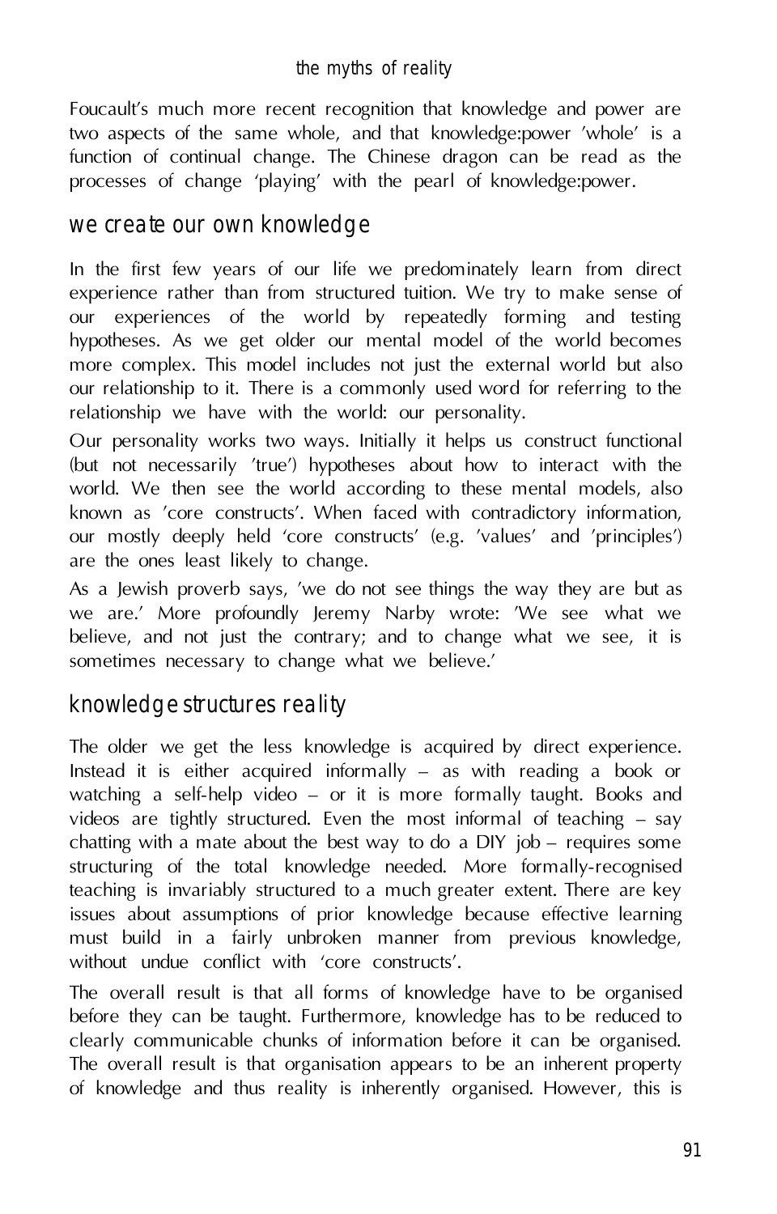Foucault's much more recent recognition that knowledge and power are two aspects of the same whole, and that knowledge:power 'whole' is a function of continual change. The Chinese dragon can be read as the processes of change 'playing' with the pearl of knowledge:power.

## we create our own knowledge

In the first few years of our life we predominately learn from direct experience rather than from structured tuition. We try to make sense of our experiences of the world by repeatedly forming and testing hypotheses. As we get older our mental model of the world becomes more complex. This model includes not just the external world but also our relationship to it. There is a commonly used word for referring to the relationship we have with the world: our personality.

Our personality works two ways. Initially it helps us construct functional (but not necessarily 'true') hypotheses about how to interact with the world. We then see the world according to these mental models, also known as 'core constructs'. When faced with contradictory information, our mostly deeply held 'core constructs' (e.g. 'values' and 'principles') are the ones least likely to change.

As a Jewish proverb says, 'we do not see things the way they are but as we are.' More profoundly Jeremy Narby wrote: 'We see what we believe, and not just the contrary; and to change what we see, it is sometimes necessary to change what we believe.'

## knowledge structures reality

The older we get the less knowledge is acquired by direct experience. Instead it is either acquired informally – as with reading a book or watching a self-help video – or it is more formally taught. Books and videos are tightly structured. Even the most informal of teaching – say chatting with a mate about the best way to do a DIY job – requires some structuring of the total knowledge needed. More formally-recognised teaching is invariably structured to a much greater extent. There are key issues about assumptions of prior knowledge because effective learning must build in a fairly unbroken manner from previous knowledge, without undue conflict with 'core constructs'.

The overall result is that all forms of knowledge have to be organised before they can be taught. Furthermore, knowledge has to be reduced to clearly communicable chunks of information before it can be organised. The overall result is that organisation appears to be an inherent property of knowledge and thus reality is inherently organised. However, this is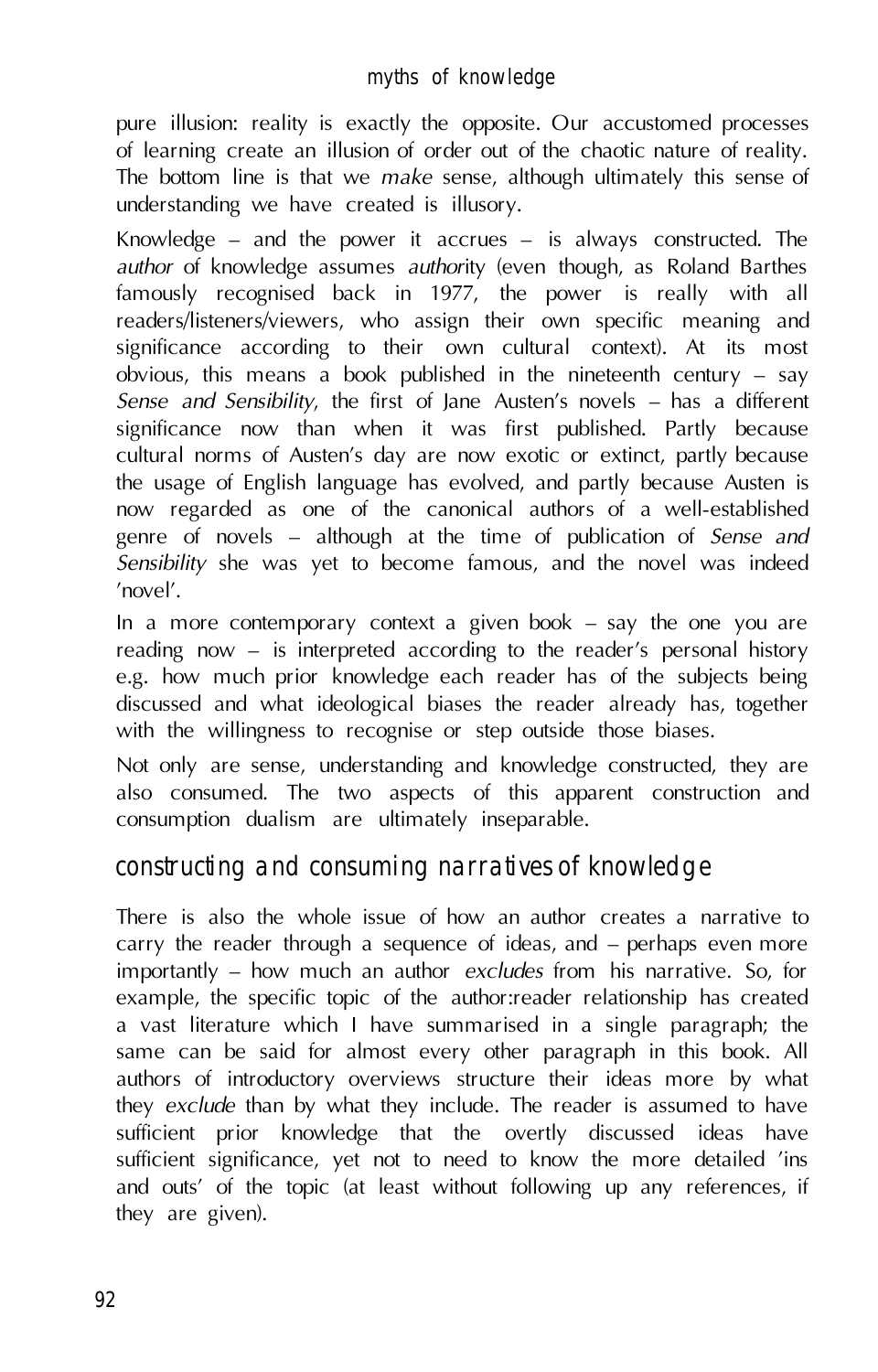pure illusion: reality is exactly the opposite. Our accustomed processes of learning create an illusion of order out of the chaotic nature of reality. The bottom line is that we *make* sense, although ultimately this sense of understanding we have created is illusory.

Knowledge – and the power it accrues – is always constructed. The *author* of knowledge assumes *autho*rity (even though, as Roland Barthes famously recognised back in 1977, the power is really with all readers/listeners/viewers, who assign their own specific meaning and significance according to their own cultural context). At its most obvious, this means a book published in the nineteenth century – say *Sense and Sensibility*, the first of Jane Austen's novels – has a different significance now than when it was first published. Partly because cultural norms of Austen's day are now exotic or extinct, partly because the usage of English language has evolved, and partly because Austen is now regarded as one of the canonical authors of a well-established genre of novels – although at the time of publication of *Sense and Sensibility* she was yet to become famous, and the novel was indeed 'novel'.

In a more contemporary context a given book – say the one you are reading now – is interpreted according to the reader's personal history e.g. how much prior knowledge each reader has of the subjects being discussed and what ideological biases the reader already has, together with the willingness to recognise or step outside those biases.

Not only are sense, understanding and knowledge constructed, they are also consumed. The two aspects of this apparent construction and consumption dualism are ultimately inseparable.

## constructing and consuming narratives of knowledge

There is also the whole issue of how an author creates a narrative to carry the reader through a sequence of ideas, and – perhaps even more importantly – how much an author *excludes* from his narrative. So, for example, the specific topic of the author:reader relationship has created a vast literature which I have summarised in a single paragraph; the same can be said for almost every other paragraph in this book. All authors of introductory overviews structure their ideas more by what they *exclude* than by what they include. The reader is assumed to have sufficient prior knowledge that the overtly discussed ideas have sufficient significance, yet not to need to know the more detailed 'ins and outs' of the topic (at least without following up any references, if they are given).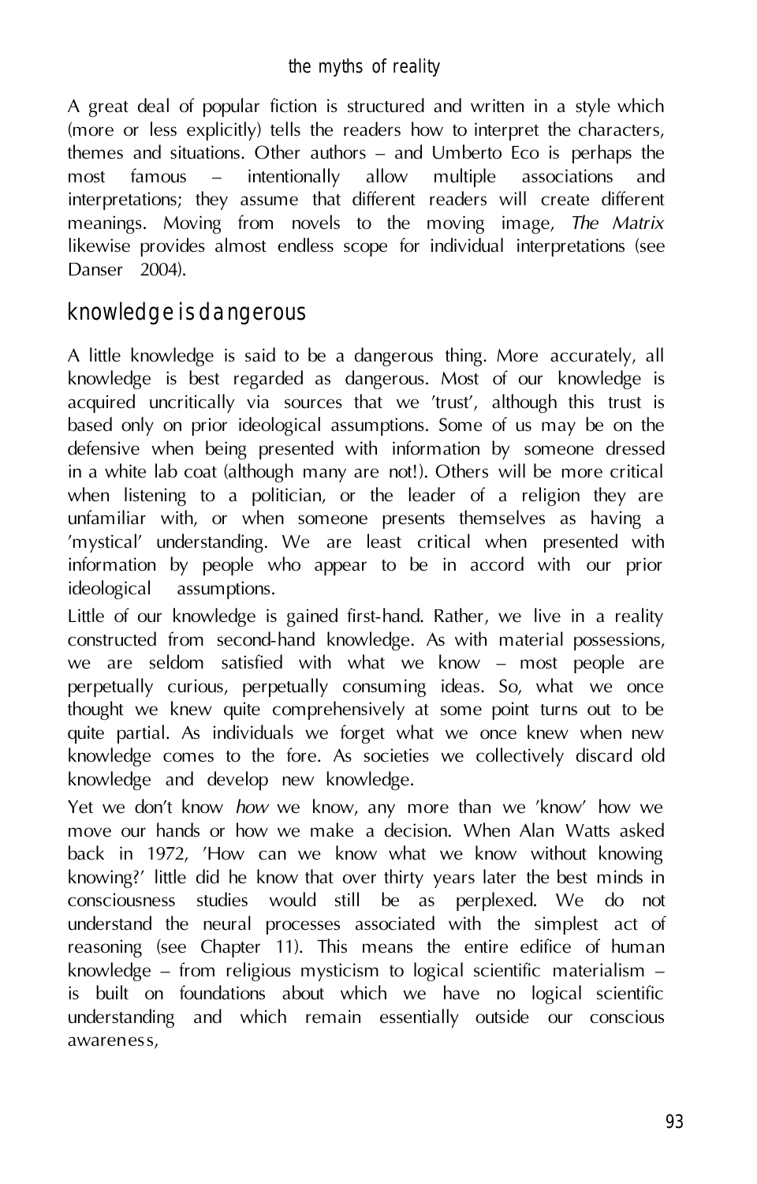A great deal of popular fiction is structured and written in a style which (more or less explicitly) tells the readers how to interpret the characters, themes and situations. Other authors – and Umberto Eco is perhaps the most famous – intentionally allow multiple associations and interpretations; they assume that different readers will create different meanings. Moving from novels to the moving image, *The Matrix* likewise provides almost endless scope for individual interpretations (see Danser 2004).

## knowledge is dangerous

A little knowledge is said to be a dangerous thing. More accurately, all knowledge is best regarded as dangerous. Most of our knowledge is acquired uncritically via sources that we 'trust', although this trust is based only on prior ideological assumptions. Some of us may be on the defensive when being presented with information by someone dressed in a white lab coat (although many are not!). Others will be more critical when listening to a politician, or the leader of a religion they are unfamiliar with, or when someone presents themselves as having a 'mystical' understanding. We are least critical when presented with information by people who appear to be in accord with our prior ideological assumptions.

Little of our knowledge is gained first-hand. Rather, we live in a reality constructed from second-hand knowledge. As with material possessions, we are seldom satisfied with what we know – most people are perpetually curious, perpetually consuming ideas. So, what we once thought we knew quite comprehensively at some point turns out to be quite partial. As individuals we forget what we once knew when new knowledge comes to the fore. As societies we collectively discard old knowledge and develop new knowledge.

Yet we don't know *how* we know, any more than we 'know' how we move our hands or how we make a decision. When Alan Watts asked back in 1972, 'How can we know what we know without knowing knowing?' little did he know that over thirty years later the best minds in consciousness studies would still be as perplexed. We do not understand the neural processes associated with the simplest act of reasoning (see Chapter 11). This means the entire edifice of human knowledge – from religious mysticism to logical scientific materialism – is built on foundations about which we have no logical scientific understanding and which remain essentially outside our conscious awareness,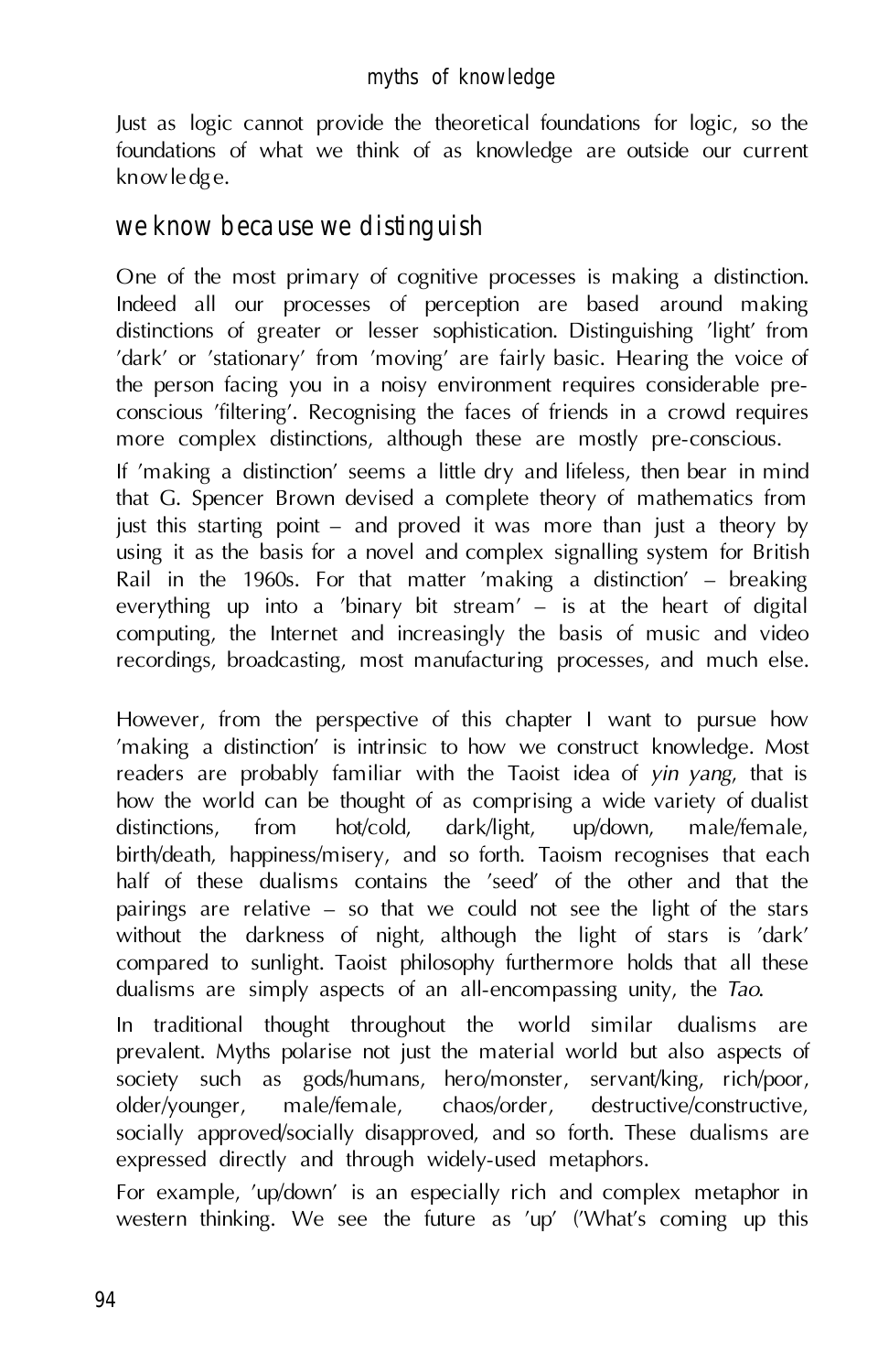Just as logic cannot provide the theoretical foundations for logic, so the foundations of what we think of as knowledge are outside our current knowledge.

## we know because we distinguish

One of the most primary of cognitive processes is making a distinction. Indeed all our processes of perception are based around making distinctions of greater or lesser sophistication. Distinguishing 'light' from 'dark' or 'stationary' from 'moving' are fairly basic. Hearing the voice of the person facing you in a noisy environment requires considerable pre-conscious 'filtering'. Recognising the faces of friends in a crowd requires more complex distinctions, although these are mostly pre-conscious.

If 'making a distinction' seems a little dry and lifeless, then bear in mind that G. Spencer Brown devised a complete theory of mathematics from just this starting point – and proved it was more than just a theory by using it as the basis for a novel and complex signalling system for British Rail in the 1960s. For that matter 'making a distinction' – breaking everything up into a 'binary bit stream' – is at the heart of digital computing, the Internet and increasingly the basis of music and video recordings, broadcasting, most manufacturing processes, and much else.

However, from the perspective of this chapter I want to pursue how 'making a distinction' is intrinsic to how we construct knowledge. Most readers are probably familiar with the Taoist idea of *yin yang*, that is how the world can be thought of as comprising a wide variety of dualist distinctions, from hot/cold, dark/light, up/down, male/female, birth/death, happiness/misery, and so forth. Taoism recognises that each half of these dualisms contains the 'seed' of the other and that the pairings are relative – so that we could not see the light of the stars without the darkness of night, although the light of stars is 'dark' compared to sunlight. Taoist philosophy furthermore holds that all these dualisms are simply aspects of an all-encompassing unity, the *Tao*.

In traditional thought throughout the world similar dualisms are prevalent. Myths polarise not just the material world but also aspects of society such as gods/humans, hero/monster, servant/king, rich/poor, older/younger, male/female, chaos/order, destructive/constructive, socially approved/socially disapproved, and so forth. These dualisms are expressed directly and through widely-used metaphors.

For example, 'up/down' is an especially rich and complex metaphor in western thinking. We see the future as 'up' ('What's coming up this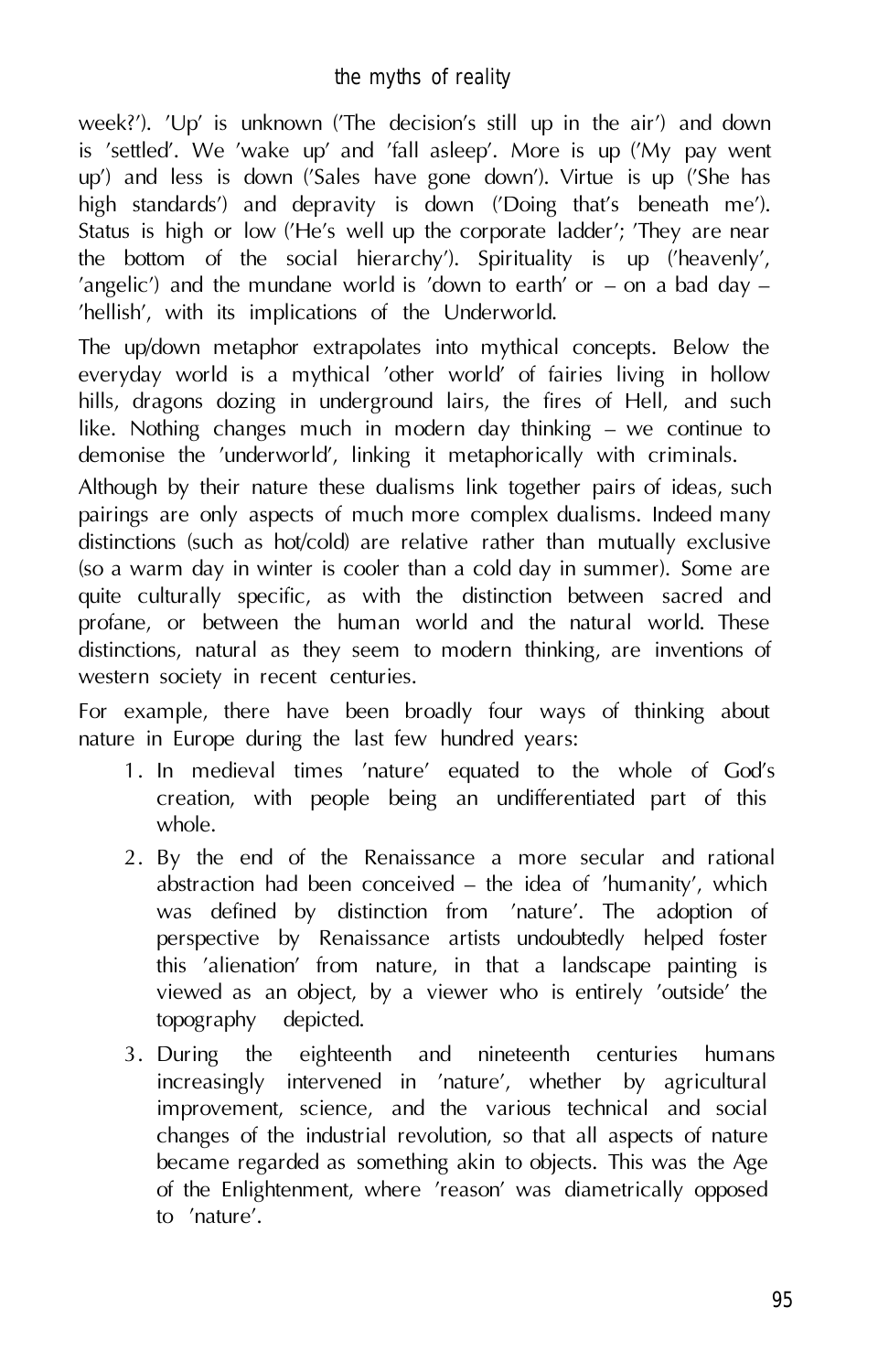week?'). 'Up' is unknown ('The decision's still up in the air') and down is 'settled'. We 'wake up' and 'fall asleep'. More is up ('My pay went up') and less is down ('Sales have gone down'). Virtue is up ('She has high standards') and depravity is down ('Doing that's beneath me'). Status is high or low ('He's well up the corporate ladder'; 'They are near the bottom of the social hierarchy'). Spirituality is up ('heavenly', 'angelic') and the mundane world is 'down to earth' or – on a bad day – 'hellish', with its implications of the Underworld.

The up/down metaphor extrapolates into mythical concepts. Below the everyday world is a mythical 'other world' of fairies living in hollow hills, dragons dozing in underground lairs, the fires of Hell, and such like. Nothing changes much in modern day thinking – we continue to demonise the 'underworld', linking it metaphorically with criminals.

Although by their nature these dualisms link together pairs of ideas, such pairings are only aspects of much more complex dualisms. Indeed many distinctions (such as hot/cold) are relative rather than mutually exclusive (so a warm day in winter is cooler than a cold day in summer). Some are quite culturally specific, as with the distinction between sacred and profane, or between the human world and the natural world. These distinctions, natural as they seem to modern thinking, are inventions of western society in recent centuries.

For example, there have been broadly four ways of thinking about nature in Europe during the last few hundred years:

1. In medieval times 'nature' equated to the whole of God's creation, with people being an undifferentiated part of this whole.
2. By the end of the Renaissance a more secular and rational abstraction had been conceived – the idea of 'humanity', which was defined by distinction from 'nature'. The adoption of perspective by Renaissance artists undoubtedly helped foster this 'alienation' from nature, in that a landscape painting is viewed as an object, by a viewer who is entirely 'outside' the topography depicted.
3. During the eighteenth and nineteenth centuries humans increasingly intervened in 'nature', whether by agricultural improvement, science, and the various technical and social changes of the industrial revolution, so that all aspects of nature became regarded as something akin to objects. This was the Age of the Enlightenment, where 'reason' was diametrically opposed to 'nature'.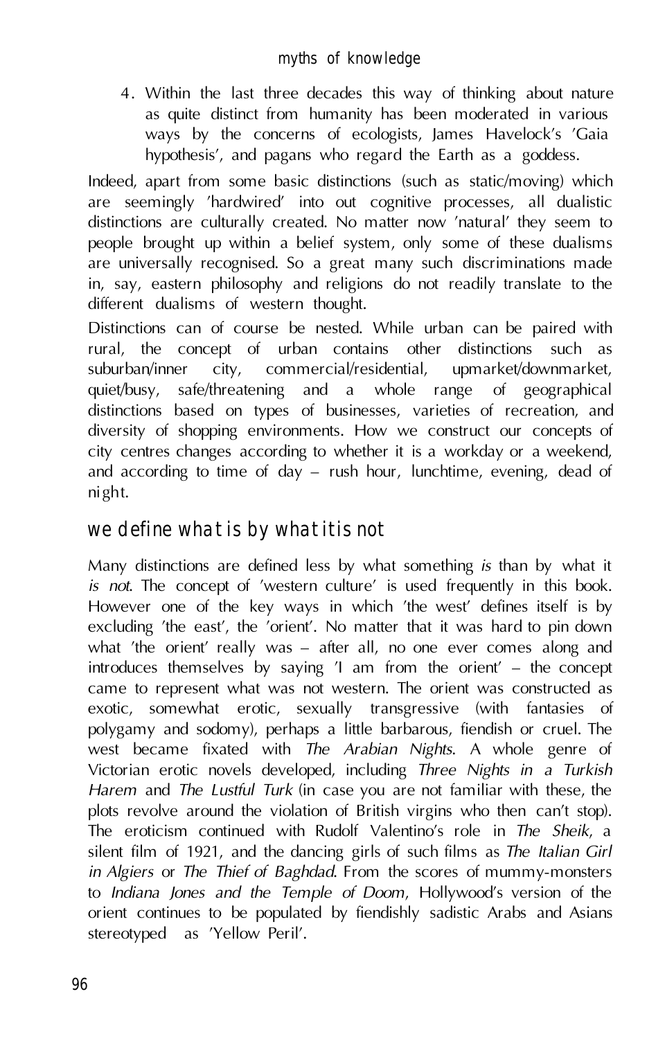4. Within the last three decades this way of thinking about nature as quite distinct from humanity has been moderated in various ways by the concerns of ecologists, James Havelock's 'Gaia hypothesis', and pagans who regard the Earth as a goddess.

Indeed, apart from some basic distinctions (such as static/moving) which are seemingly 'hardwired' into out cognitive processes, all dualistic distinctions are culturally created. No matter now 'natural' they seem to people brought up within a belief system, only some of these dualisms are universally recognised. So a great many such discriminations made in, say, eastern philosophy and religions do not readily translate to the different dualisms of western thought.

Distinctions can of course be nested. While urban can be paired with rural, the concept of urban contains other distinctions such as suburban/inner city, commercial/residential, upmarket/downmarket, quiet/busy, safe/threatening and a whole range of geographical distinctions based on types of businesses, varieties of recreation, and diversity of shopping environments. How we construct our concepts of city centres changes according to whether it is a workday or a weekend, and according to time of day – rush hour, lunchtime, evening, dead of night.

## we define what is by what it is not

Many distinctions are defined less by what something *is* than by what it *is not*. The concept of 'western culture' is used frequently in this book. However one of the key ways in which 'the west' defines itself is by excluding 'the east', the 'orient'. No matter that it was hard to pin down what 'the orient' really was – after all, no one ever comes along and introduces themselves by saying 'I am from the orient' – the concept came to represent what was not western. The orient was constructed as exotic, somewhat erotic, sexually transgressive (with fantasies of polygamy and sodomy), perhaps a little barbarous, fiendish or cruel. The west became fixated with *The Arabian Nights*. A whole genre of Victorian erotic novels developed, including *Three Nights in a Turkish Harem* and *The Lustful Turk* (in case you are not familiar with these, the plots revolve around the violation of British virgins who then can't stop). The eroticism continued with Rudolf Valentino's role in *The Sheik*, a silent film of 1921, and the dancing girls of such films as *The Italian Girl in Algiers* or *The Thief of Baghdad*. From the scores of mummy-monsters to *Indiana Jones and the Temple of Doom*, Hollywood's version of the orient continues to be populated by fiendishly sadistic Arabs and Asians stereotyped as 'Yellow Peril'.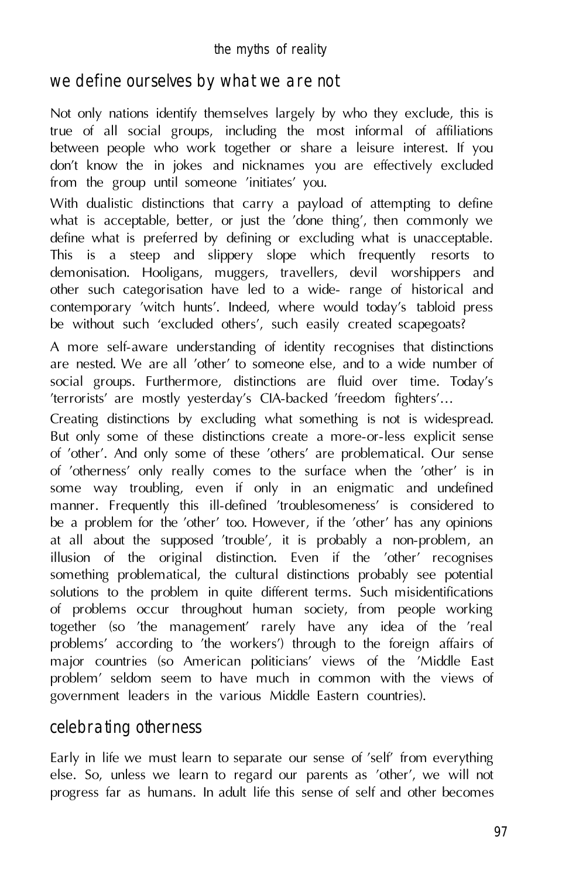## we define ourselves by what we are not

Not only nations identify themselves largely by who they exclude, this is true of all social groups, including the most informal of affiliations between people who work together or share a leisure interest. If you don't know the in jokes and nicknames you are effectively excluded from the group until someone 'initiates' you.

With dualistic distinctions that carry a payload of attempting to define what is acceptable, better, or just the 'done thing', then commonly we define what is preferred by defining or excluding what is unacceptable. This is a steep and slippery slope which frequently resorts to demonisation. Hooligans, muggers, travellers, devil worshippers and other such categorisation have led to a wide- range of historical and contemporary 'witch hunts'. Indeed, where would today's tabloid press be without such 'excluded others', such easily created scapegoats?

A more self-aware understanding of identity recognises that distinctions are nested. We are all 'other' to someone else, and to a wide number of social groups. Furthermore, distinctions are fluid over time. Today's 'terrorists' are mostly yesterday's CIA-backed 'freedom fighters'...

Creating distinctions by excluding what something is not is widespread. But only some of these distinctions create a more-or-less explicit sense of 'other'. And only some of these 'others' are problematical. Our sense of 'otherness' only really comes to the surface when the 'other' is in some way troubling, even if only in an enigmatic and undefined manner. Frequently this ill-defined 'troublesomeness' is considered to be a problem for the 'other' too. However, if the 'other' has any opinions at all about the supposed 'trouble', it is probably a non-problem, an illusion of the original distinction. Even if the 'other' recognises something problematical, the cultural distinctions probably see potential solutions to the problem in quite different terms. Such misidentifications of problems occur throughout human society, from people working together (so 'the management' rarely have any idea of the 'real problems' according to 'the workers') through to the foreign affairs of major countries (so American politicians' views of the 'Middle East problem' seldom seem to have much in common with the views of government leaders in the various Middle Eastern countries).

## celebrating otherness

Early in life we must learn to separate our sense of 'self' from everything else. So, unless we learn to regard our parents as 'other', we will not progress far as humans. In adult life this sense of self and other becomes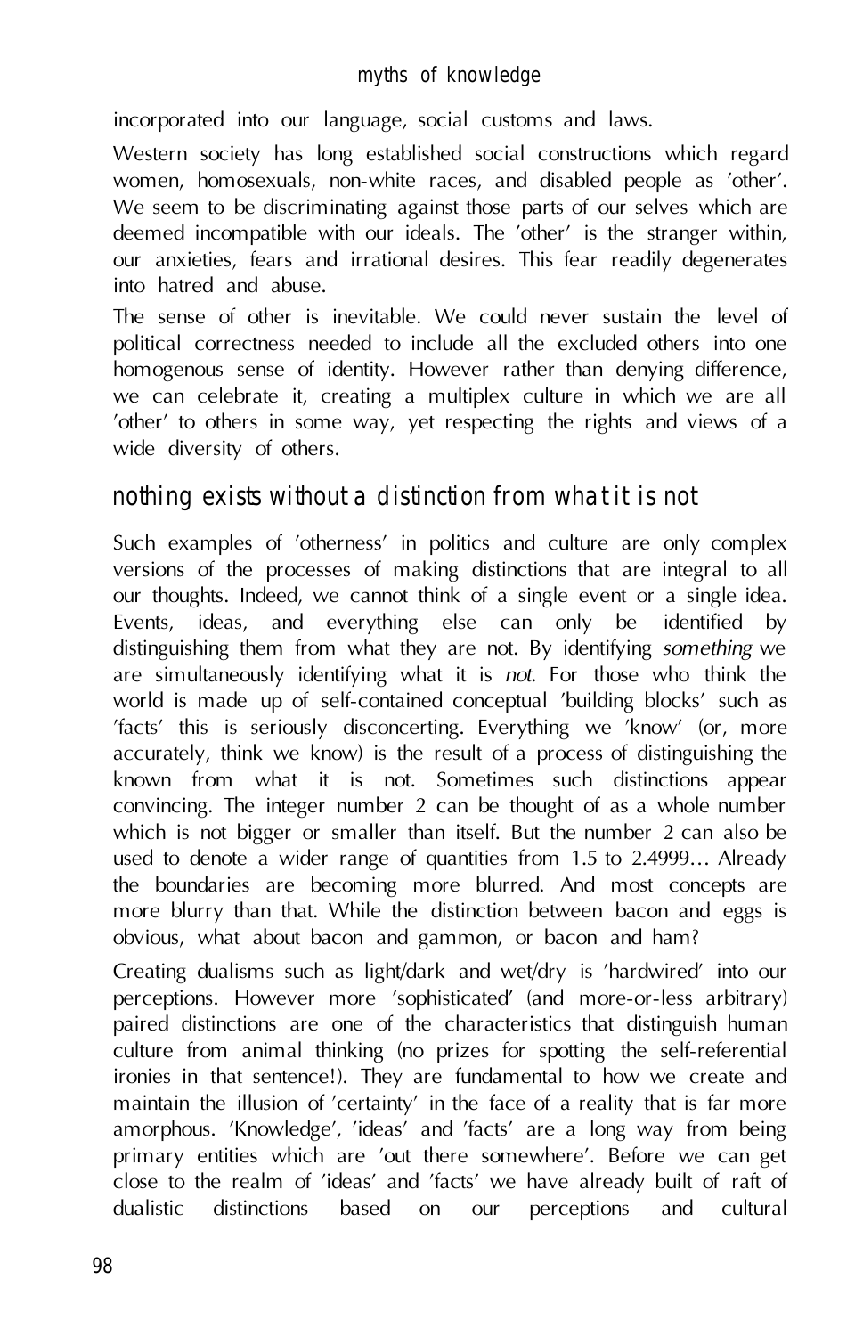incorporated into our language, social customs and laws.

Western society has long established social constructions which regard women, homosexuals, non-white races, and disabled people as 'other'. We seem to be discriminating against those parts of our selves which are deemed incompatible with our ideals. The 'other' is the stranger within, our anxieties, fears and irrational desires. This fear readily degenerates into hatred and abuse.

The sense of other is inevitable. We could never sustain the level of political correctness needed to include all the excluded others into one homogenous sense of identity. However rather than denying difference, we can celebrate it, creating a multiplex culture in which we are all 'other' to others in some way, yet respecting the rights and views of a wide diversity of others.

## nothing exists without a distinction from what it is not

Such examples of 'otherness' in politics and culture are only complex versions of the processes of making distinctions that are integral to all our thoughts. Indeed, we cannot think of a single event or a single idea. Events, ideas, and everything else can only be identified by distinguishing them from what they are not. By identifying *something* we are simultaneously identifying what it is *not*. For those who think the world is made up of self-contained conceptual 'building blocks' such as 'facts' this is seriously disconcerting. Everything we 'know' (or, more accurately, think we know) is the result of a process of distinguishing the known from what it is not. Sometimes such distinctions appear convincing. The integer number 2 can be thought of as a whole number which is not bigger or smaller than itself. But the number 2 can also be used to denote a wider range of quantities from 1.5 to 2.4999… Already the boundaries are becoming more blurred. And most concepts are more blurry than that. While the distinction between bacon and eggs is obvious, what about bacon and gammon, or bacon and ham?

Creating dualisms such as light/dark and wet/dry is 'hardwired' into our perceptions. However more 'sophisticated' (and more-or-less arbitrary) paired distinctions are one of the characteristics that distinguish human culture from animal thinking (no prizes for spotting the self-referential ironies in that sentence!). They are fundamental to how we create and maintain the illusion of 'certainty' in the face of a reality that is far more amorphous. 'Knowledge', 'ideas' and 'facts' are a long way from being primary entities which are 'out there somewhere'. Before we can get close to the realm of 'ideas' and 'facts' we have already built of raft of dualistic distinctions based on our perceptions and cultural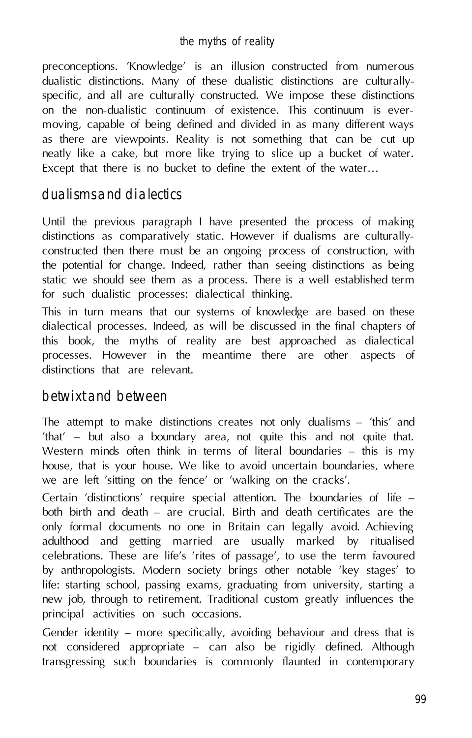preconceptions. 'Knowledge' is an illusion constructed from numerous dualistic distinctions. Many of these dualistic distinctions are culturally-specific, and all are culturally constructed. We impose these distinctions on the non-dualistic continuum of existence. This continuum is ever-moving, capable of being defined and divided in as many different ways as there are viewpoints. Reality is not something that can be cut up neatly like a cake, but more like trying to slice up a bucket of water. Except that there is no bucket to define the extent of the water…

## dualisms and dialectics

Until the previous paragraph I have presented the process of making distinctions as comparatively static. However if dualisms are culturally-constructed then there must be an ongoing process of construction, with the potential for change. Indeed, rather than seeing distinctions as being static we should see them as a process. There is a well established term for such dualistic processes: dialectical thinking.

This in turn means that our systems of knowledge are based on these dialectical processes. Indeed, as will be discussed in the final chapters of this book, the myths of reality are best approached as dialectical processes. However in the meantime there are other aspects of distinctions that are relevant.

## betwixt and between

The attempt to make distinctions creates not only dualisms – 'this' and 'that' – but also a boundary area, not quite this and not quite that. Western minds often think in terms of literal boundaries – this is my house, that is your house. We like to avoid uncertain boundaries, where we are left 'sitting on the fence' or 'walking on the cracks'.

Certain 'distinctions' require special attention. The boundaries of life – both birth and death – are crucial. Birth and death certificates are the only formal documents no one in Britain can legally avoid. Achieving adulthood and getting married are usually marked by ritualised celebrations. These are life's 'rites of passage', to use the term favoured by anthropologists. Modern society brings other notable 'key stages' to life: starting school, passing exams, graduating from university, starting a new job, through to retirement. Traditional custom greatly influences the principal activities on such occasions.

Gender identity – more specifically, avoiding behaviour and dress that is not considered appropriate – can also be rigidly defined. Although transgressing such boundaries is commonly flaunted in contemporary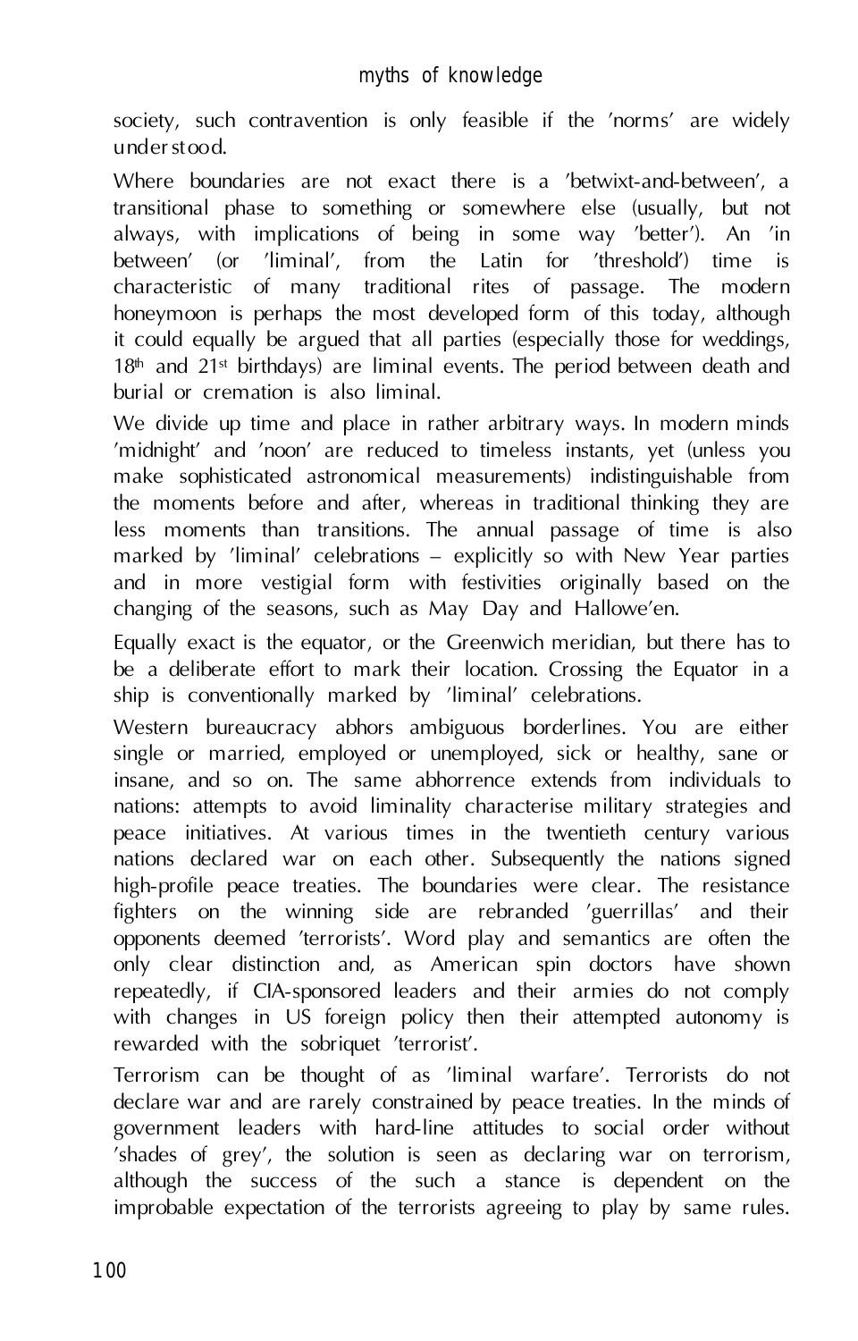society, such contravention is only feasible if the 'norms' are widely understood.

Where boundaries are not exact there is a 'betwixt-and-between', a transitional phase to something or somewhere else (usually, but not always, with implications of being in some way 'better'). An 'in between' (or 'liminal', from the Latin for 'threshold') time is characteristic of many traditional rites of passage. The modern honeymoon is perhaps the most developed form of this today, although it could equally be argued that all parties (especially those for weddings, 18th and 21st birthdays) are liminal events. The period between death and burial or cremation is also liminal.

We divide up time and place in rather arbitrary ways. In modern minds 'midnight' and 'noon' are reduced to timeless instants, yet (unless you make sophisticated astronomical measurements) indistinguishable from the moments before and after, whereas in traditional thinking they are less moments than transitions. The annual passage of time is also marked by 'liminal' celebrations – explicitly so with New Year parties and in more vestigial form with festivities originally based on the changing of the seasons, such as May Day and Hallowe'en.

Equally exact is the equator, or the Greenwich meridian, but there has to be a deliberate effort to mark their location. Crossing the Equator in a ship is conventionally marked by 'liminal' celebrations.

Western bureaucracy abhors ambiguous borderlines. You are either single or married, employed or unemployed, sick or healthy, sane or insane, and so on. The same abhorrence extends from individuals to nations: attempts to avoid liminality characterise military strategies and peace initiatives. At various times in the twentieth century various nations declared war on each other. Subsequently the nations signed high-profile peace treaties. The boundaries were clear. The resistance fighters on the winning side are rebranded 'guerrillas' and their opponents deemed 'terrorists'. Word play and semantics are often the only clear distinction and, as American spin doctors have shown repeatedly, if CIA-sponsored leaders and their armies do not comply with changes in US foreign policy then their attempted autonomy is rewarded with the sobriquet 'terrorist'.

Terrorism can be thought of as 'liminal warfare'. Terrorists do not declare war and are rarely constrained by peace treaties. In the minds of government leaders with hard-line attitudes to social order without 'shades of grey', the solution is seen as declaring war on terrorism, although the success of the such a stance is dependent on the improbable expectation of the terrorists agreeing to play by same rules.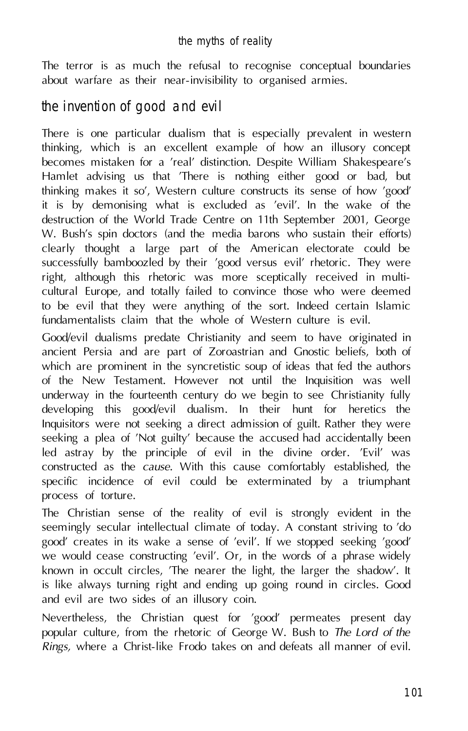The terror is as much the refusal to recognise conceptual boundaries about warfare as their near-invisibility to organised armies.

## the invention of good and evil

There is one particular dualism that is especially prevalent in western thinking, which is an excellent example of how an illusory concept becomes mistaken for a 'real' distinction. Despite William Shakespeare's Hamlet advising us that 'There is nothing either good or bad, but thinking makes it so', Western culture constructs its sense of how 'good' it is by demonising what is excluded as 'evil'. In the wake of the destruction of the World Trade Centre on 11th September 2001, George W. Bush's spin doctors (and the media barons who sustain their efforts) clearly thought a large part of the American electorate could be successfully bamboozled by their 'good versus evil' rhetoric. They were right, although this rhetoric was more sceptically received in multi-cultural Europe, and totally failed to convince those who were deemed to be evil that they were anything of the sort. Indeed certain Islamic fundamentalists claim that the whole of Western culture is evil.

Good/evil dualisms predate Christianity and seem to have originated in ancient Persia and are part of Zoroastrian and Gnostic beliefs, both of which are prominent in the syncretistic soup of ideas that fed the authors of the New Testament. However not until the Inquisition was well underway in the fourteenth century do we begin to see Christianity fully developing this good/evil dualism. In their hunt for heretics the Inquisitors were not seeking a direct admission of guilt. Rather they were seeking a plea of 'Not guilty' because the accused had accidentally been led astray by the principle of evil in the divine order. 'Evil' was constructed as the *cause*. With this cause comfortably established, the specific incidence of evil could be exterminated by a triumphant process of torture.

The Christian sense of the reality of evil is strongly evident in the seemingly secular intellectual climate of today. A constant striving to 'do good' creates in its wake a sense of 'evil'. If we stopped seeking 'good' we would cease constructing 'evil'. Or, in the words of a phrase widely known in occult circles, 'The nearer the light, the larger the shadow'. It is like always turning right and ending up going round in circles. Good and evil are two sides of an illusory coin.

Nevertheless, the Christian quest for 'good' permeates present day popular culture, from the rhetoric of George W. Bush to *The Lord of the Rings,* where a Christ-like Frodo takes on and defeats all manner of evil.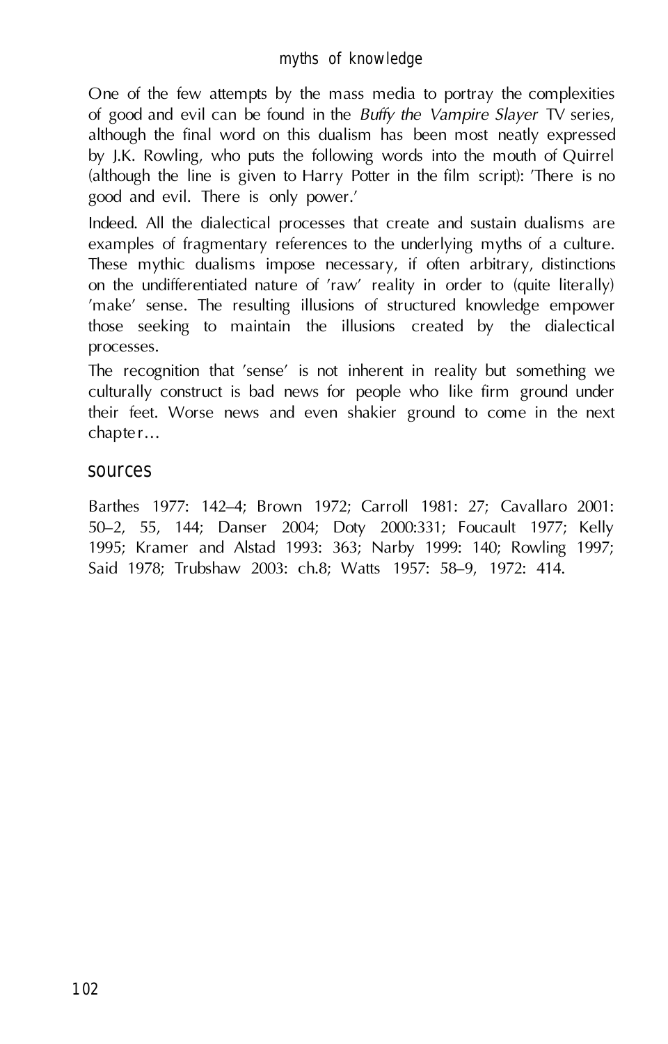One of the few attempts by the mass media to portray the complexities of good and evil can be found in the *Buffy the Vampire Slayer* TV series, although the final word on this dualism has been most neatly expressed by J.K. Rowling, who puts the following words into the mouth of Quirrel (although the line is given to Harry Potter in the film script): 'There is no good and evil. There is only power.'

Indeed. All the dialectical processes that create and sustain dualisms are examples of fragmentary references to the underlying myths of a culture. These mythic dualisms impose necessary, if often arbitrary, distinctions on the undifferentiated nature of 'raw' reality in order to (quite literally) 'make' sense. The resulting illusions of structured knowledge empower those seeking to maintain the illusions created by the dialectical processes.

The recognition that 'sense' is not inherent in reality but something we culturally construct is bad news for people who like firm ground under their feet. Worse news and even shakier ground to come in the next chapter…

## sources

Barthes 1977: 142–4; Brown 1972; Carroll 1981: 27; Cavallaro 2001: 50–2, 55, 144; Danser 2004; Doty 2000:331; Foucault 1977; Kelly 1995; Kramer and Alstad 1993: 363; Narby 1999: 140; Rowling 1997; Said 1978; Trubshaw 2003: ch.8; Watts 1957: 58–9, 1972: 414.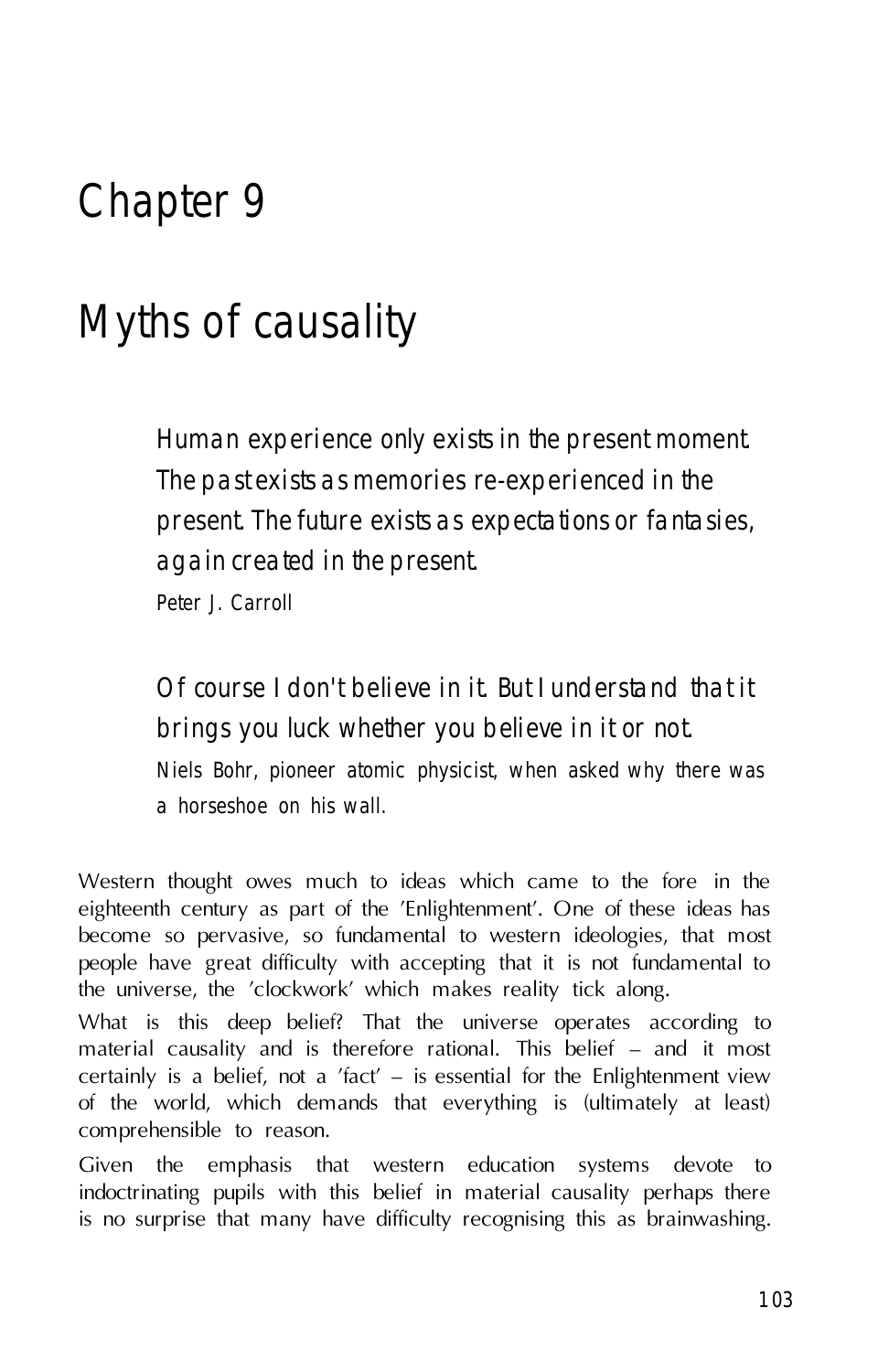# Chapter 9

# Myths of causality

> *Human experience only exists in the present moment. The past exists as memories re-experienced in the present. The future exists as expectations or fantasies, again created in the present.*
>
> Peter J. Carroll

> *Of course I don't believe in it. But I understand that it brings you luck whether you believe in it or not.*
>
> Niels Bohr, pioneer atomic physicist, when asked why there was a horseshoe on his wall.

Western thought owes much to ideas which came to the fore in the eighteenth century as part of the 'Enlightenment'. One of these ideas has become so pervasive, so fundamental to western ideologies, that most people have great difficulty with accepting that it is not fundamental to the universe, the 'clockwork' which makes reality tick along.

What is this deep belief? That the universe operates according to material causality and is therefore rational. This belief – and it most certainly is a belief, not a 'fact' – is essential for the Enlightenment view of the world, which demands that everything is (ultimately at least) comprehensible to reason.

Given the emphasis that western education systems devote to indoctrinating pupils with this belief in material causality perhaps there is no surprise that many have difficulty recognising this as brainwashing.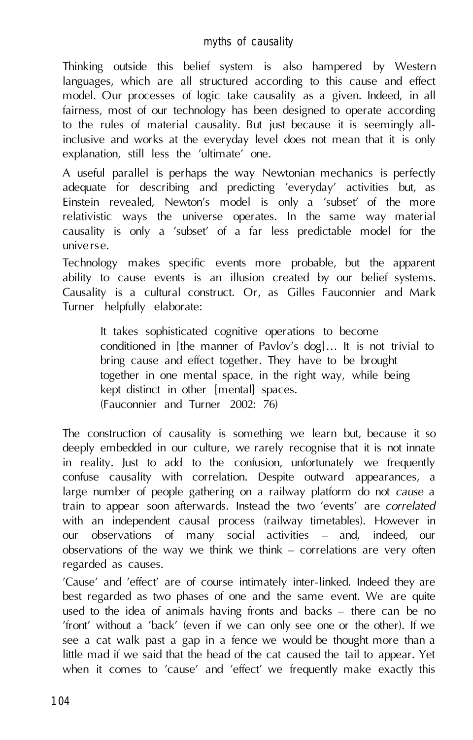Thinking outside this belief system is also hampered by Western languages, which are all structured according to this cause and effect model. Our processes of logic take causality as a given. Indeed, in all fairness, most of our technology has been designed to operate according to the rules of material causality. But just because it is seemingly all-inclusive and works at the everyday level does not mean that it is only explanation, still less the 'ultimate' one.

A useful parallel is perhaps the way Newtonian mechanics is perfectly adequate for describing and predicting 'everyday' activities but, as Einstein revealed, Newton's model is only a 'subset' of the more relativistic ways the universe operates. In the same way material causality is only a 'subset' of a far less predictable model for the universe.

Technology makes specific events more probable, but the apparent ability to cause events is an illusion created by our belief systems. Causality is a cultural construct. Or, as Gilles Fauconnier and Mark Turner helpfully elaborate:

> It takes sophisticated cognitive operations to become conditioned in [the manner of Pavlov's dog]… It is not trivial to bring cause and effect together. They have to be brought together in one mental space, in the right way, while being kept distinct in other [mental] spaces.
> (Fauconnier and Turner 2002: 76)

The construction of causality is something we learn but, because it so deeply embedded in our culture, we rarely recognise that it is not innate in reality. Just to add to the confusion, unfortunately we frequently confuse causality with correlation. Despite outward appearances, a large number of people gathering on a railway platform do not *cause* a train to appear soon afterwards. Instead the two 'events' are *correlated* with an independent causal process (railway timetables). However in our observations of many social activities – and, indeed, our observations of the way we think we think – correlations are very often regarded as causes.

'Cause' and 'effect' are of course intimately inter-linked. Indeed they are best regarded as two phases of one and the same event. We are quite used to the idea of animals having fronts and backs – there can be no 'front' without a 'back' (even if we can only see one or the other). If we see a cat walk past a gap in a fence we would be thought more than a little mad if we said that the head of the cat caused the tail to appear. Yet when it comes to 'cause' and 'effect' we frequently make exactly this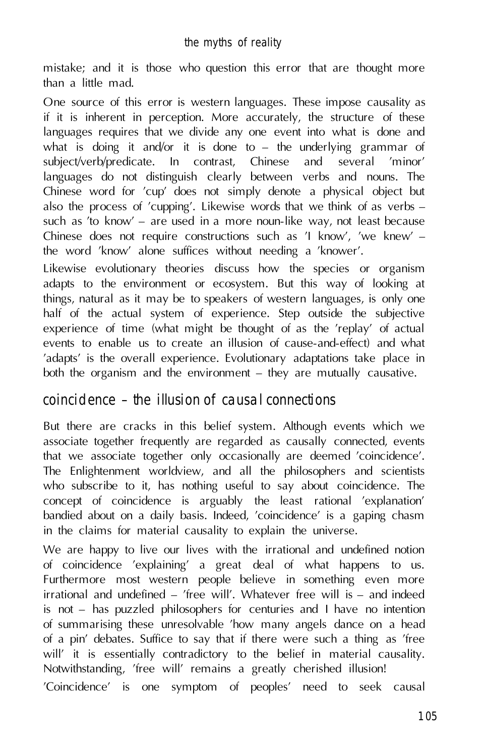mistake; and it is those who question this error that are thought more than a little mad.

One source of this error is western languages. These impose causality as if it is inherent in perception. More accurately, the structure of these languages requires that we divide any one event into what is done and what is doing it and/or it is done to – the underlying grammar of subject/verb/predicate. In contrast, Chinese and several 'minor' languages do not distinguish clearly between verbs and nouns. The Chinese word for 'cup' does not simply denote a physical object but also the process of 'cupping'. Likewise words that we think of as verbs – such as 'to know' – are used in a more noun-like way, not least because Chinese does not require constructions such as 'I know', 'we knew' – the word 'know' alone suffices without needing a 'knower'.

Likewise evolutionary theories discuss how the species or organism adapts to the environment or ecosystem. But this way of looking at things, natural as it may be to speakers of western languages, is only one half of the actual system of experience. Step outside the subjective experience of time (what might be thought of as the 'replay' of actual events to enable us to create an illusion of cause-and-effect) and what 'adapts' is the overall experience. Evolutionary adaptations take place in both the organism and the environment – they are mutually causative.

## coincidence – the illusion of causal connections

But there are cracks in this belief system. Although events which we associate together frequently are regarded as causally connected, events that we associate together only occasionally are deemed 'coincidence'. The Enlightenment worldview, and all the philosophers and scientists who subscribe to it, has nothing useful to say about coincidence. The concept of coincidence is arguably the least rational 'explanation' bandied about on a daily basis. Indeed, 'coincidence' is a gaping chasm in the claims for material causality to explain the universe.

We are happy to live our lives with the irrational and undefined notion of coincidence 'explaining' a great deal of what happens to us. Furthermore most western people believe in something even more irrational and undefined – 'free will'. Whatever free will is – and indeed is not – has puzzled philosophers for centuries and I have no intention of summarising these unresolvable 'how many angels dance on a head of a pin' debates. Suffice to say that if there were such a thing as 'free will' it is essentially contradictory to the belief in material causality. Notwithstanding, 'free will' remains a greatly cherished illusion!

'Coincidence' is one symptom of peoples' need to seek causal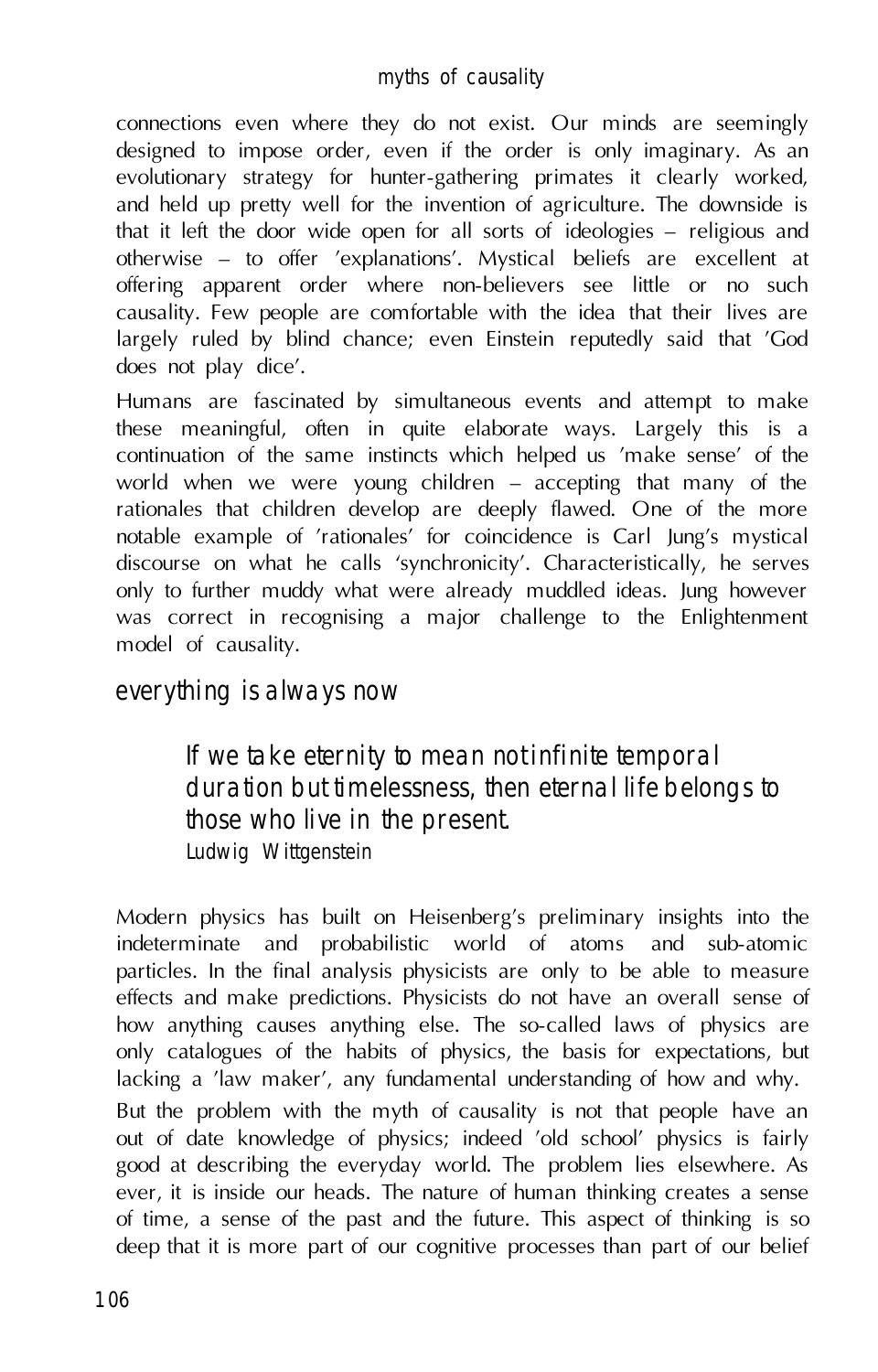connections even where they do not exist. Our minds are seemingly designed to impose order, even if the order is only imaginary. As an evolutionary strategy for hunter-gathering primates it clearly worked, and held up pretty well for the invention of agriculture. The downside is that it left the door wide open for all sorts of ideologies – religious and otherwise – to offer 'explanations'. Mystical beliefs are excellent at offering apparent order where non-believers see little or no such causality. Few people are comfortable with the idea that their lives are largely ruled by blind chance; even Einstein reputedly said that 'God does not play dice'.

Humans are fascinated by simultaneous events and attempt to make these meaningful, often in quite elaborate ways. Largely this is a continuation of the same instincts which helped us 'make sense' of the world when we were young children – accepting that many of the rationales that children develop are deeply flawed. One of the more notable example of 'rationales' for coincidence is Carl Jung's mystical discourse on what he calls 'synchronicity'. Characteristically, he serves only to further muddy what were already muddled ideas. Jung however was correct in recognising a major challenge to the Enlightenment model of causality.

## everything is always now

> If we take eternity to mean not infinite temporal duration but timelessness, then eternal life belongs to those who live in the present.
>
> Ludwig Wittgenstein

Modern physics has built on Heisenberg's preliminary insights into the indeterminate and probabilistic world of atoms and sub-atomic particles. In the final analysis physicists are only to be able to measure effects and make predictions. Physicists do not have an overall sense of how anything causes anything else. The so-called laws of physics are only catalogues of the habits of physics, the basis for expectations, but lacking a 'law maker', any fundamental understanding of how and why.

But the problem with the myth of causality is not that people have an out of date knowledge of physics; indeed 'old school' physics is fairly good at describing the everyday world. The problem lies elsewhere. As ever, it is inside our heads. The nature of human thinking creates a sense of time, a sense of the past and the future. This aspect of thinking is so deep that it is more part of our cognitive processes than part of our belief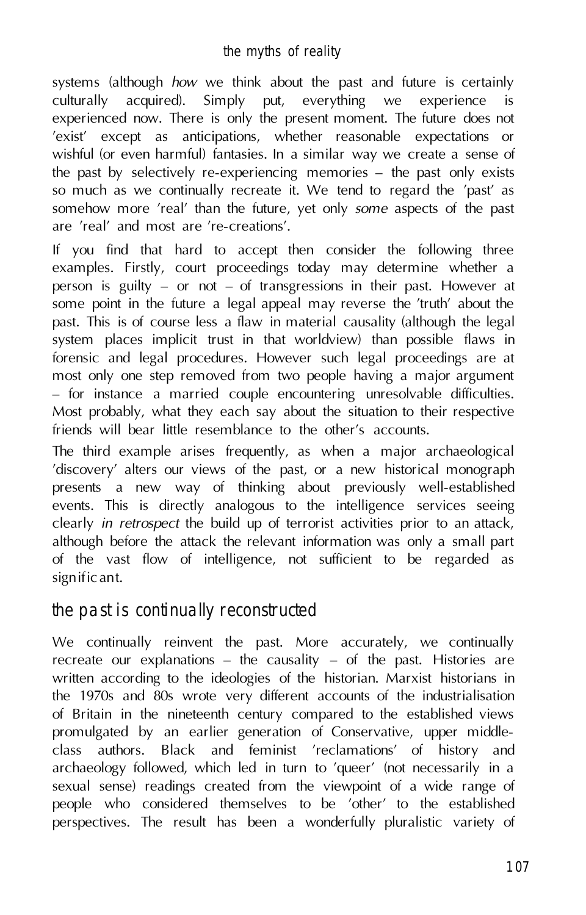systems (although *how* we think about the past and future is certainly culturally acquired). Simply put, everything we experience is experienced now. There is only the present moment. The future does not 'exist' except as anticipations, whether reasonable expectations or wishful (or even harmful) fantasies. In a similar way we create a sense of the past by selectively re-experiencing memories – the past only exists so much as we continually recreate it. We tend to regard the 'past' as somehow more 'real' than the future, yet only *some* aspects of the past are 'real' and most are 're-creations'.

If you find that hard to accept then consider the following three examples. Firstly, court proceedings today may determine whether a person is guilty – or not – of transgressions in their past. However at some point in the future a legal appeal may reverse the 'truth' about the past. This is of course less a flaw in material causality (although the legal system places implicit trust in that worldview) than possible flaws in forensic and legal procedures. However such legal proceedings are at most only one step removed from two people having a major argument – for instance a married couple encountering unresolvable difficulties. Most probably, what they each say about the situation to their respective friends will bear little resemblance to the other's accounts.

The third example arises frequently, as when a major archaeological 'discovery' alters our views of the past, or a new historical monograph presents a new way of thinking about previously well-established events. This is directly analogous to the intelligence services seeing clearly *in retrospect* the build up of terrorist activities prior to an attack, although before the attack the relevant information was only a small part of the vast flow of intelligence, not sufficient to be regarded as significant.

## the past is continually reconstructed

We continually reinvent the past. More accurately, we continually recreate our explanations – the causality – of the past. Histories are written according to the ideologies of the historian. Marxist historians in the 1970s and 80s wrote very different accounts of the industrialisation of Britain in the nineteenth century compared to the established views promulgated by an earlier generation of Conservative, upper middle-class authors. Black and feminist 'reclamations' of history and archaeology followed, which led in turn to 'queer' (not necessarily in a sexual sense) readings created from the viewpoint of a wide range of people who considered themselves to be 'other' to the established perspectives. The result has been a wonderfully pluralistic variety of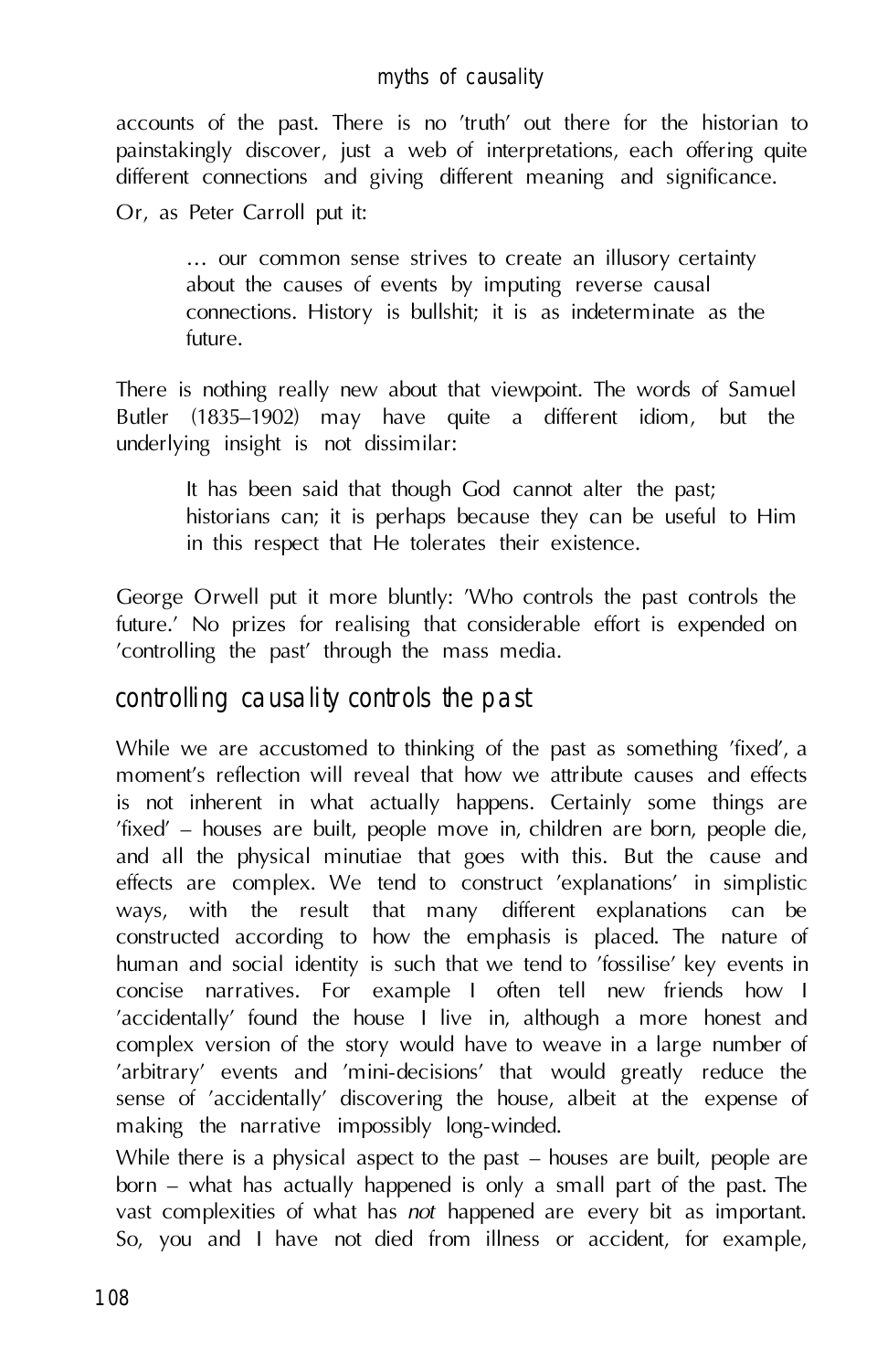accounts of the past. There is no 'truth' out there for the historian to painstakingly discover, just a web of interpretations, each offering quite different connections and giving different meaning and significance.

Or, as Peter Carroll put it:

> … our common sense strives to create an illusory certainty about the causes of events by imputing reverse causal connections. History is bullshit; it is as indeterminate as the future.

There is nothing really new about that viewpoint. The words of Samuel Butler (1835–1902) may have quite a different idiom, but the underlying insight is not dissimilar:

> It has been said that though God cannot alter the past; historians can; it is perhaps because they can be useful to Him in this respect that He tolerates their existence.

George Orwell put it more bluntly: 'Who controls the past controls the future.' No prizes for realising that considerable effort is expended on 'controlling the past' through the mass media.

## controlling causality controls the past

While we are accustomed to thinking of the past as something 'fixed', a moment's reflection will reveal that how we attribute causes and effects is not inherent in what actually happens. Certainly some things are 'fixed' – houses are built, people move in, children are born, people die, and all the physical minutiae that goes with this. But the cause and effects are complex. We tend to construct 'explanations' in simplistic ways, with the result that many different explanations can be constructed according to how the emphasis is placed. The nature of human and social identity is such that we tend to 'fossilise' key events in concise narratives. For example I often tell new friends how I 'accidentally' found the house I live in, although a more honest and complex version of the story would have to weave in a large number of 'arbitrary' events and 'mini-decisions' that would greatly reduce the sense of 'accidentally' discovering the house, albeit at the expense of making the narrative impossibly long-winded.

While there is a physical aspect to the past – houses are built, people are born – what has actually happened is only a small part of the past. The vast complexities of what has *not* happened are every bit as important. So, you and I have not died from illness or accident, for example,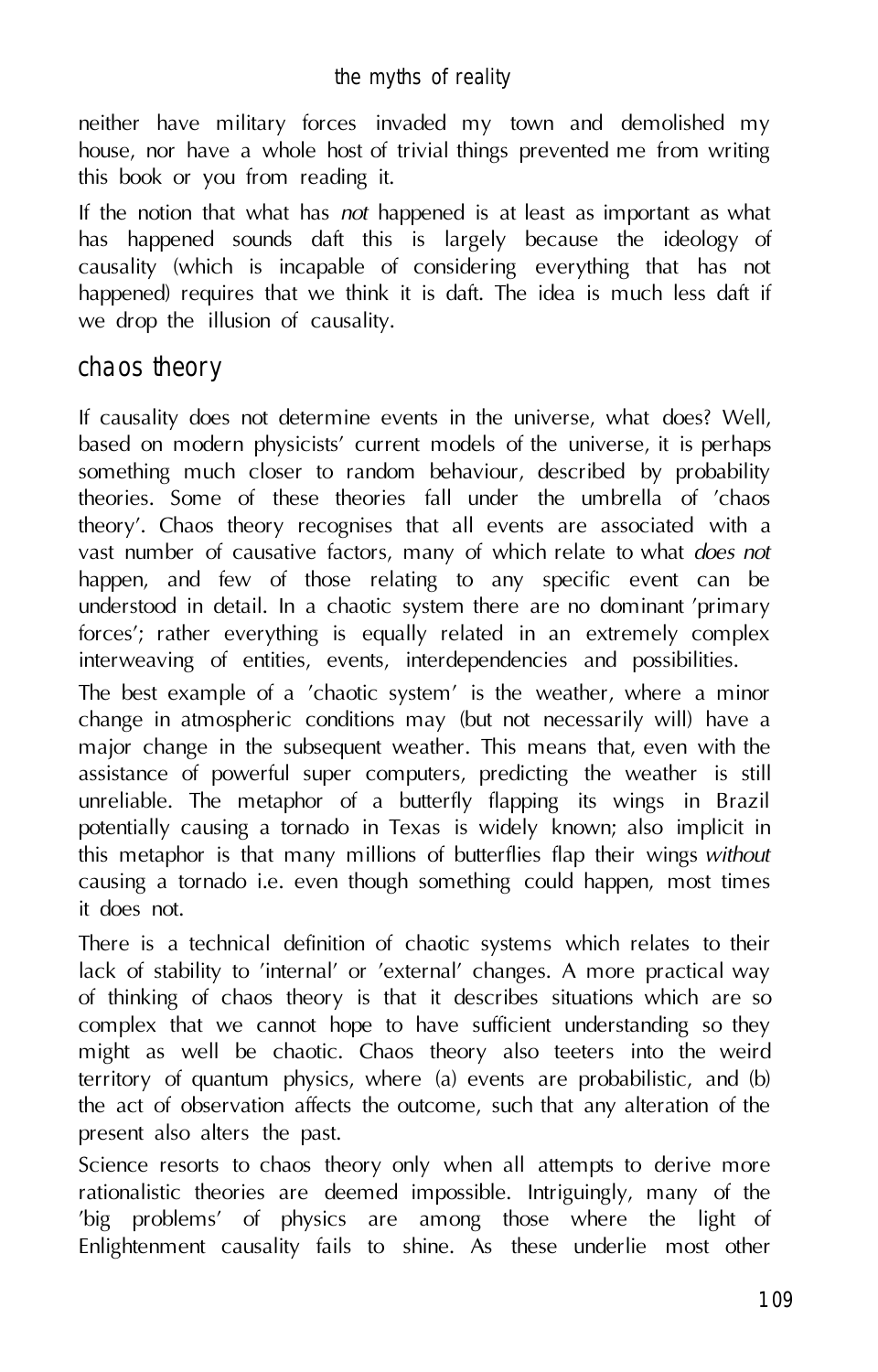neither have military forces invaded my town and demolished my house, nor have a whole host of trivial things prevented me from writing this book or you from reading it.

If the notion that what has *not* happened is at least as important as what has happened sounds daft this is largely because the ideology of causality (which is incapable of considering everything that has not happened) requires that we think it is daft. The idea is much less daft if we drop the illusion of causality.

## chaos theory

If causality does not determine events in the universe, what does? Well, based on modern physicists' current models of the universe, it is perhaps something much closer to random behaviour, described by probability theories. Some of these theories fall under the umbrella of 'chaos theory'. Chaos theory recognises that all events are associated with a vast number of causative factors, many of which relate to what *does not* happen, and few of those relating to any specific event can be understood in detail. In a chaotic system there are no dominant 'primary forces'; rather everything is equally related in an extremely complex interweaving of entities, events, interdependencies and possibilities.

The best example of a 'chaotic system' is the weather, where a minor change in atmospheric conditions may (but not necessarily will) have a major change in the subsequent weather. This means that, even with the assistance of powerful super computers, predicting the weather is still unreliable. The metaphor of a butterfly flapping its wings in Brazil potentially causing a tornado in Texas is widely known; also implicit in this metaphor is that many millions of butterflies flap their wings *without* causing a tornado i.e. even though something could happen, most times it does not.

There is a technical definition of chaotic systems which relates to their lack of stability to 'internal' or 'external' changes. A more practical way of thinking of chaos theory is that it describes situations which are so complex that we cannot hope to have sufficient understanding so they might as well be chaotic. Chaos theory also teeters into the weird territory of quantum physics, where (a) events are probabilistic, and (b) the act of observation affects the outcome, such that any alteration of the present also alters the past.

Science resorts to chaos theory only when all attempts to derive more rationalistic theories are deemed impossible. Intriguingly, many of the 'big problems' of physics are among those where the light of Enlightenment causality fails to shine. As these underlie most other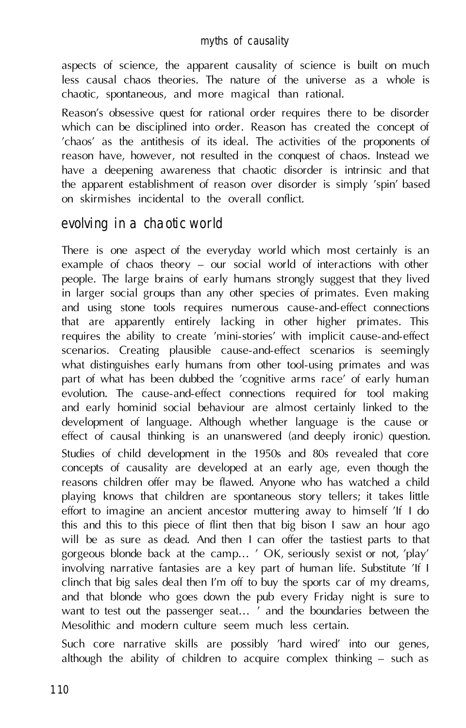aspects of science, the apparent causality of science is built on much less causal chaos theories. The nature of the universe as a whole is chaotic, spontaneous, and more magical than rational.

Reason's obsessive quest for rational order requires there to be disorder which can be disciplined into order. Reason has created the concept of 'chaos' as the antithesis of its ideal. The activities of the proponents of reason have, however, not resulted in the conquest of chaos. Instead we have a deepening awareness that chaotic disorder is intrinsic and that the apparent establishment of reason over disorder is simply 'spin' based on skirmishes incidental to the overall conflict.

## evolving in a chaotic world

There is one aspect of the everyday world which most certainly is an example of chaos theory – our social world of interactions with other people. The large brains of early humans strongly suggest that they lived in larger social groups than any other species of primates. Even making and using stone tools requires numerous cause-and-effect connections that are apparently entirely lacking in other higher primates. This requires the ability to create 'mini-stories' with implicit cause-and-effect scenarios. Creating plausible cause-and-effect scenarios is seemingly what distinguishes early humans from other tool-using primates and was part of what has been dubbed the 'cognitive arms race' of early human evolution. The cause-and-effect connections required for tool making and early hominid social behaviour are almost certainly linked to the development of language. Although whether language is the cause or effect of causal thinking is an unanswered (and deeply ironic) question.

Studies of child development in the 1950s and 80s revealed that core concepts of causality are developed at an early age, even though the reasons children offer may be flawed. Anyone who has watched a child playing knows that children are spontaneous story tellers; it takes little effort to imagine an ancient ancestor muttering away to himself 'If I do this and this to this piece of flint then that big bison I saw an hour ago will be as sure as dead. And then I can offer the tastiest parts to that gorgeous blonde back at the camp... ' OK, seriously sexist or not, 'play' involving narrative fantasies are a key part of human life. Substitute 'If I clinch that big sales deal then I'm off to buy the sports car of my dreams, and that blonde who goes down the pub every Friday night is sure to want to test out the passenger seat... ' and the boundaries between the Mesolithic and modern culture seem much less certain.

Such core narrative skills are possibly 'hard wired' into our genes, although the ability of children to acquire complex thinking – such as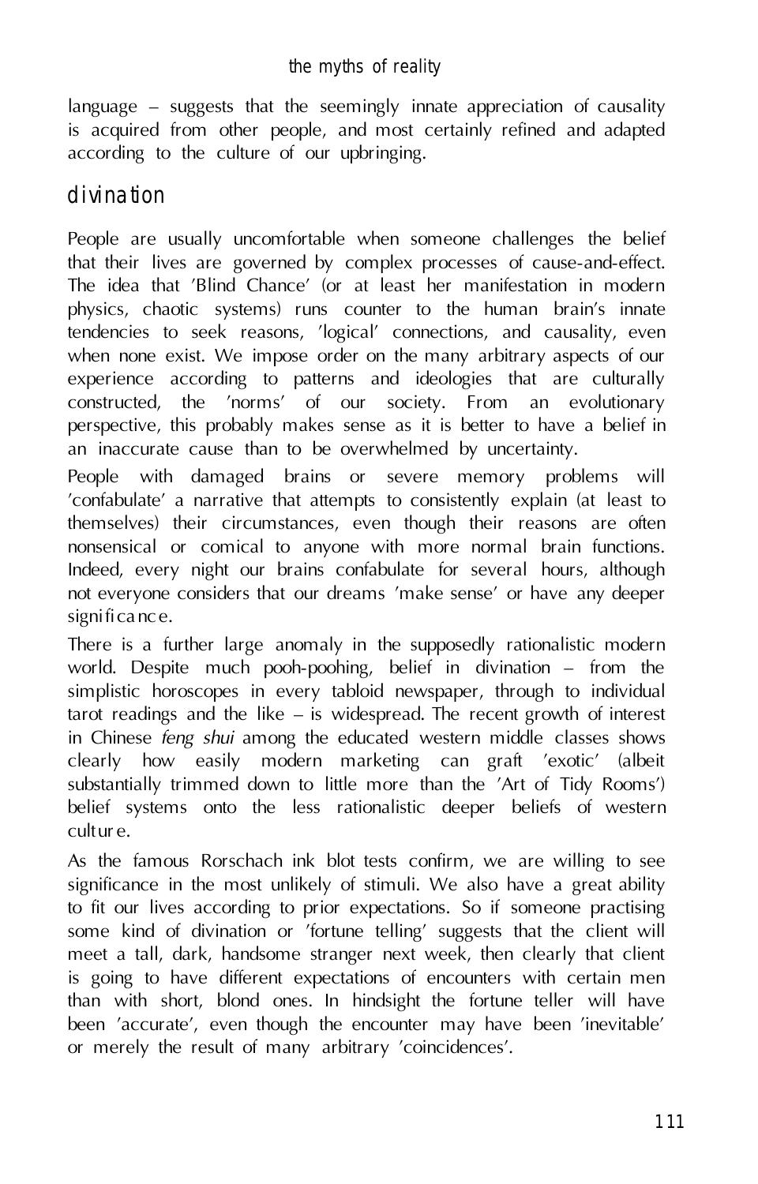language – suggests that the seemingly innate appreciation of causality is acquired from other people, and most certainly refined and adapted according to the culture of our upbringing.

## divination

People are usually uncomfortable when someone challenges the belief that their lives are governed by complex processes of cause-and-effect. The idea that 'Blind Chance' (or at least her manifestation in modern physics, chaotic systems) runs counter to the human brain's innate tendencies to seek reasons, 'logical' connections, and causality, even when none exist. We impose order on the many arbitrary aspects of our experience according to patterns and ideologies that are culturally constructed, the 'norms' of our society. From an evolutionary perspective, this probably makes sense as it is better to have a belief in an inaccurate cause than to be overwhelmed by uncertainty.

People with damaged brains or severe memory problems will 'confabulate' a narrative that attempts to consistently explain (at least to themselves) their circumstances, even though their reasons are often nonsensical or comical to anyone with more normal brain functions. Indeed, every night our brains confabulate for several hours, although not everyone considers that our dreams 'make sense' or have any deeper significance.

There is a further large anomaly in the supposedly rationalistic modern world. Despite much pooh-poohing, belief in divination – from the simplistic horoscopes in every tabloid newspaper, through to individual tarot readings and the like – is widespread. The recent growth of interest in Chinese *feng shui* among the educated western middle classes shows clearly how easily modern marketing can graft 'exotic' (albeit substantially trimmed down to little more than the 'Art of Tidy Rooms') belief systems onto the less rationalistic deeper beliefs of western culture.

As the famous Rorschach ink blot tests confirm, we are willing to see significance in the most unlikely of stimuli. We also have a great ability to fit our lives according to prior expectations. So if someone practising some kind of divination or 'fortune telling' suggests that the client will meet a tall, dark, handsome stranger next week, then clearly that client is going to have different expectations of encounters with certain men than with short, blond ones. In hindsight the fortune teller will have been 'accurate', even though the encounter may have been 'inevitable' or merely the result of many arbitrary 'coincidences'.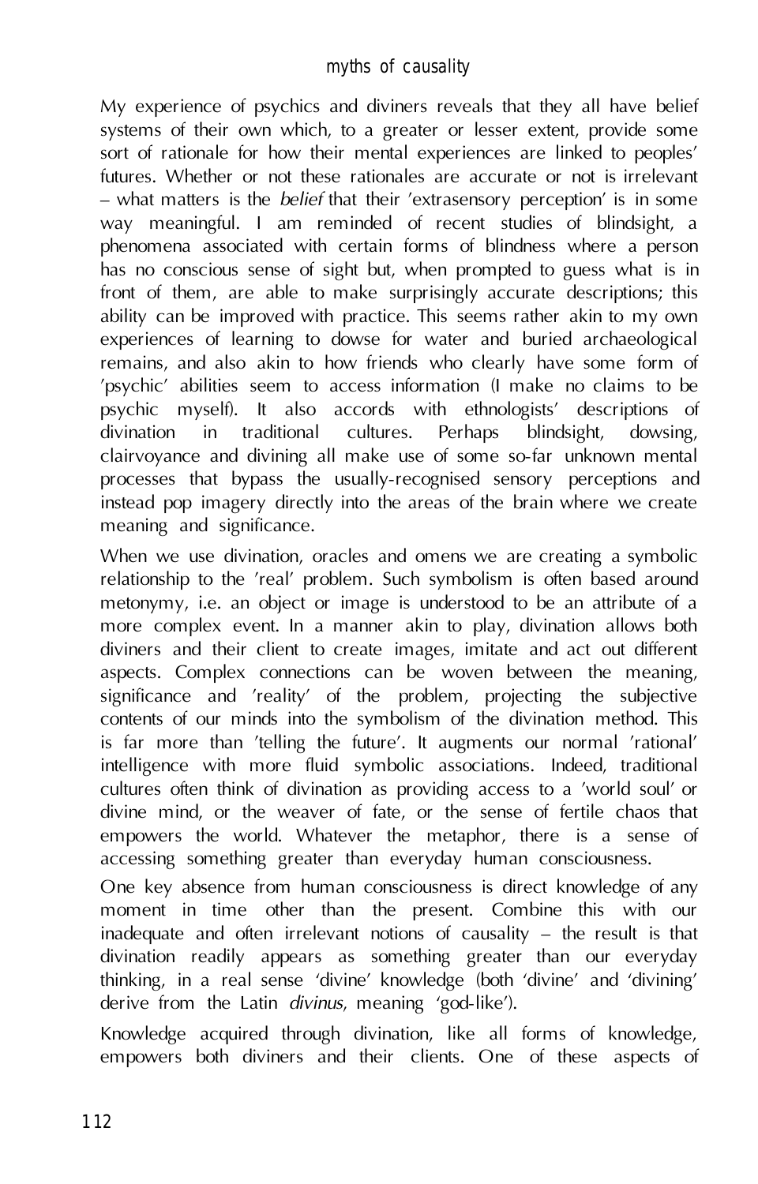My experience of psychics and diviners reveals that they all have belief systems of their own which, to a greater or lesser extent, provide some sort of rationale for how their mental experiences are linked to peoples' futures. Whether or not these rationales are accurate or not is irrelevant – what matters is the *belief* that their 'extrasensory perception' is in some way meaningful. I am reminded of recent studies of blindsight, a phenomena associated with certain forms of blindness where a person has no conscious sense of sight but, when prompted to guess what is in front of them, are able to make surprisingly accurate descriptions; this ability can be improved with practice. This seems rather akin to my own experiences of learning to dowse for water and buried archaeological remains, and also akin to how friends who clearly have some form of 'psychic' abilities seem to access information (I make no claims to be psychic myself). It also accords with ethnologists' descriptions of divination in traditional cultures. Perhaps blindsight, dowsing, clairvoyance and divining all make use of some so-far unknown mental processes that bypass the usually-recognised sensory perceptions and instead pop imagery directly into the areas of the brain where we create meaning and significance.

When we use divination, oracles and omens we are creating a symbolic relationship to the 'real' problem. Such symbolism is often based around metonymy, i.e. an object or image is understood to be an attribute of a more complex event. In a manner akin to play, divination allows both diviners and their client to create images, imitate and act out different aspects. Complex connections can be woven between the meaning, significance and 'reality' of the problem, projecting the subjective contents of our minds into the symbolism of the divination method. This is far more than 'telling the future'. It augments our normal 'rational' intelligence with more fluid symbolic associations. Indeed, traditional cultures often think of divination as providing access to a 'world soul' or divine mind, or the weaver of fate, or the sense of fertile chaos that empowers the world. Whatever the metaphor, there is a sense of accessing something greater than everyday human consciousness.

One key absence from human consciousness is direct knowledge of any moment in time other than the present. Combine this with our inadequate and often irrelevant notions of causality – the result is that divination readily appears as something greater than our everyday thinking, in a real sense 'divine' knowledge (both 'divine' and 'divining' derive from the Latin *divinus*, meaning 'god-like').

Knowledge acquired through divination, like all forms of knowledge, empowers both diviners and their clients. One of these aspects of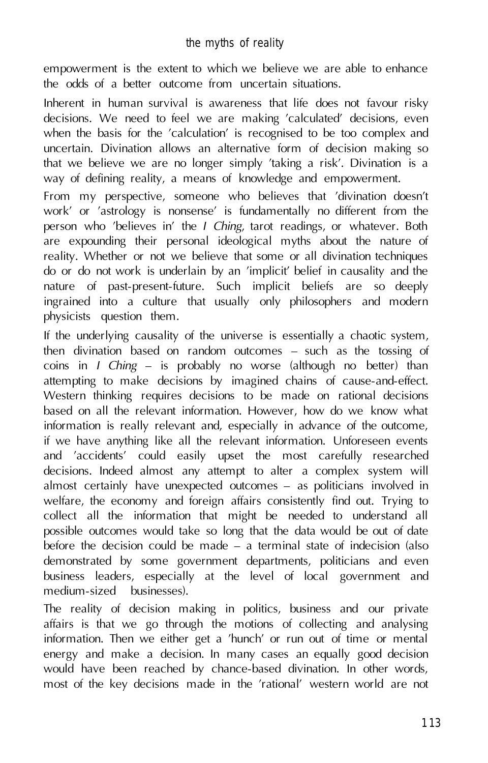empowerment is the extent to which we believe we are able to enhance the odds of a better outcome from uncertain situations.

Inherent in human survival is awareness that life does not favour risky decisions. We need to feel we are making 'calculated' decisions, even when the basis for the 'calculation' is recognised to be too complex and uncertain. Divination allows an alternative form of decision making so that we believe we are no longer simply 'taking a risk'. Divination is a way of defining reality, a means of knowledge and empowerment.

From my perspective, someone who believes that 'divination doesn't work' or 'astrology is nonsense' is fundamentally no different from the person who 'believes in' the *I Ching*, tarot readings, or whatever. Both are expounding their personal ideological myths about the nature of reality. Whether or not we believe that some or all divination techniques do or do not work is underlain by an 'implicit' belief in causality and the nature of past-present-future. Such implicit beliefs are so deeply ingrained into a culture that usually only philosophers and modern physicists question them.

If the underlying causality of the universe is essentially a chaotic system, then divination based on random outcomes – such as the tossing of coins in *I Ching* – is probably no worse (although no better) than attempting to make decisions by imagined chains of cause-and-effect. Western thinking requires decisions to be made on rational decisions based on all the relevant information. However, how do we know what information is really relevant and, especially in advance of the outcome, if we have anything like all the relevant information. Unforeseen events and 'accidents' could easily upset the most carefully researched decisions. Indeed almost any attempt to alter a complex system will almost certainly have unexpected outcomes – as politicians involved in welfare, the economy and foreign affairs consistently find out. Trying to collect all the information that might be needed to understand all possible outcomes would take so long that the data would be out of date before the decision could be made – a terminal state of indecision (also demonstrated by some government departments, politicians and even business leaders, especially at the level of local government and medium-sized businesses).

The reality of decision making in politics, business and our private affairs is that we go through the motions of collecting and analysing information. Then we either get a 'hunch' or run out of time or mental energy and make a decision. In many cases an equally good decision would have been reached by chance-based divination. In other words, most of the key decisions made in the 'rational' western world are not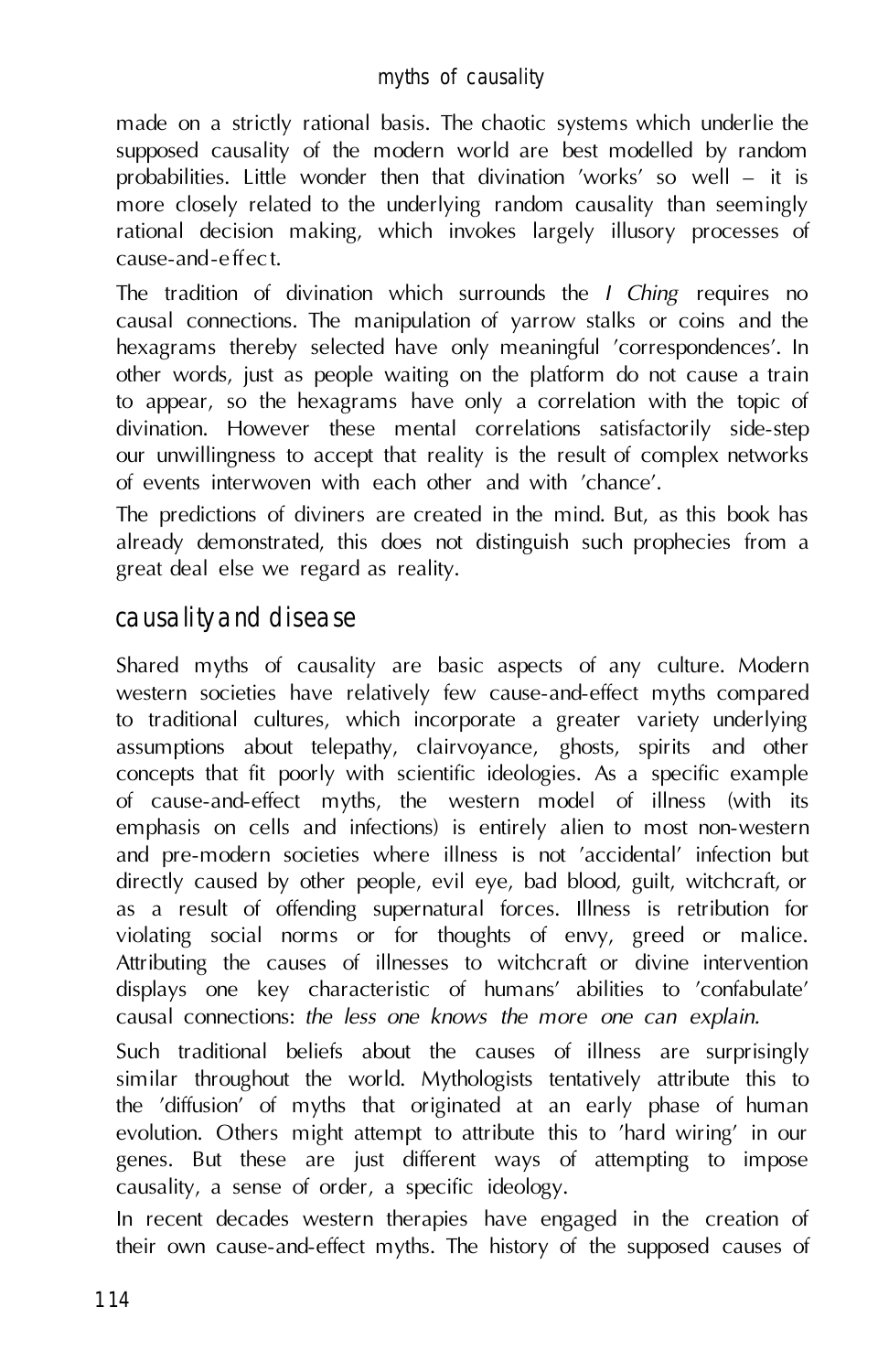made on a strictly rational basis. The chaotic systems which underlie the supposed causality of the modern world are best modelled by random probabilities. Little wonder then that divination 'works' so well – it is more closely related to the underlying random causality than seemingly rational decision making, which invokes largely illusory processes of cause-and-effect.

The tradition of divination which surrounds the *I Ching* requires no causal connections. The manipulation of yarrow stalks or coins and the hexagrams thereby selected have only meaningful 'correspondences'. In other words, just as people waiting on the platform do not cause a train to appear, so the hexagrams have only a correlation with the topic of divination. However these mental correlations satisfactorily side-step our unwillingness to accept that reality is the result of complex networks of events interwoven with each other and with 'chance'.

The predictions of diviners are created in the mind. But, as this book has already demonstrated, this does not distinguish such prophecies from a great deal else we regard as reality.

## causality and disease

Shared myths of causality are basic aspects of any culture. Modern western societies have relatively few cause-and-effect myths compared to traditional cultures, which incorporate a greater variety underlying assumptions about telepathy, clairvoyance, ghosts, spirits and other concepts that fit poorly with scientific ideologies. As a specific example of cause-and-effect myths, the western model of illness (with its emphasis on cells and infections) is entirely alien to most non-western and pre-modern societies where illness is not 'accidental' infection but directly caused by other people, evil eye, bad blood, guilt, witchcraft, or as a result of offending supernatural forces. Illness is retribution for violating social norms or for thoughts of envy, greed or malice. Attributing the causes of illnesses to witchcraft or divine intervention displays one key characteristic of humans' abilities to 'confabulate' causal connections: *the less one knows the more one can explain.*

Such traditional beliefs about the causes of illness are surprisingly similar throughout the world. Mythologists tentatively attribute this to the 'diffusion' of myths that originated at an early phase of human evolution. Others might attempt to attribute this to 'hard wiring' in our genes. But these are just different ways of attempting to impose causality, a sense of order, a specific ideology.

In recent decades western therapies have engaged in the creation of their own cause-and-effect myths. The history of the supposed causes of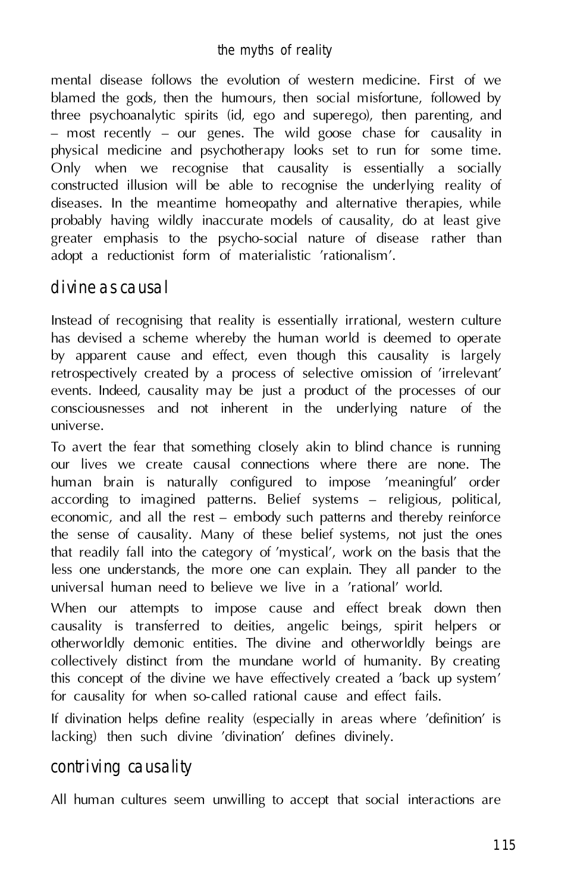mental disease follows the evolution of western medicine. First of we blamed the gods, then the humours, then social misfortune, followed by three psychoanalytic spirits (id, ego and superego), then parenting, and – most recently – our genes. The wild goose chase for causality in physical medicine and psychotherapy looks set to run for some time. Only when we recognise that causality is essentially a socially constructed illusion will be able to recognise the underlying reality of diseases. In the meantime homeopathy and alternative therapies, while probably having wildly inaccurate models of causality, do at least give greater emphasis to the psycho-social nature of disease rather than adopt a reductionist form of materialistic 'rationalism'.

## divine as causal

Instead of recognising that reality is essentially irrational, western culture has devised a scheme whereby the human world is deemed to operate by apparent cause and effect, even though this causality is largely retrospectively created by a process of selective omission of 'irrelevant' events. Indeed, causality may be just a product of the processes of our consciousnesses and not inherent in the underlying nature of the universe.

To avert the fear that something closely akin to blind chance is running our lives we create causal connections where there are none. The human brain is naturally configured to impose 'meaningful' order according to imagined patterns. Belief systems – religious, political, economic, and all the rest – embody such patterns and thereby reinforce the sense of causality. Many of these belief systems, not just the ones that readily fall into the category of 'mystical', work on the basis that the less one understands, the more one can explain. They all pander to the universal human need to believe we live in a 'rational' world.

When our attempts to impose cause and effect break down then causality is transferred to deities, angelic beings, spirit helpers or otherworldly demonic entities. The divine and otherworldly beings are collectively distinct from the mundane world of humanity. By creating this concept of the divine we have effectively created a 'back up system' for causality for when so-called rational cause and effect fails.

If divination helps define reality (especially in areas where 'definition' is lacking) then such divine 'divination' defines divinely.

## contriving causality

All human cultures seem unwilling to accept that social interactions are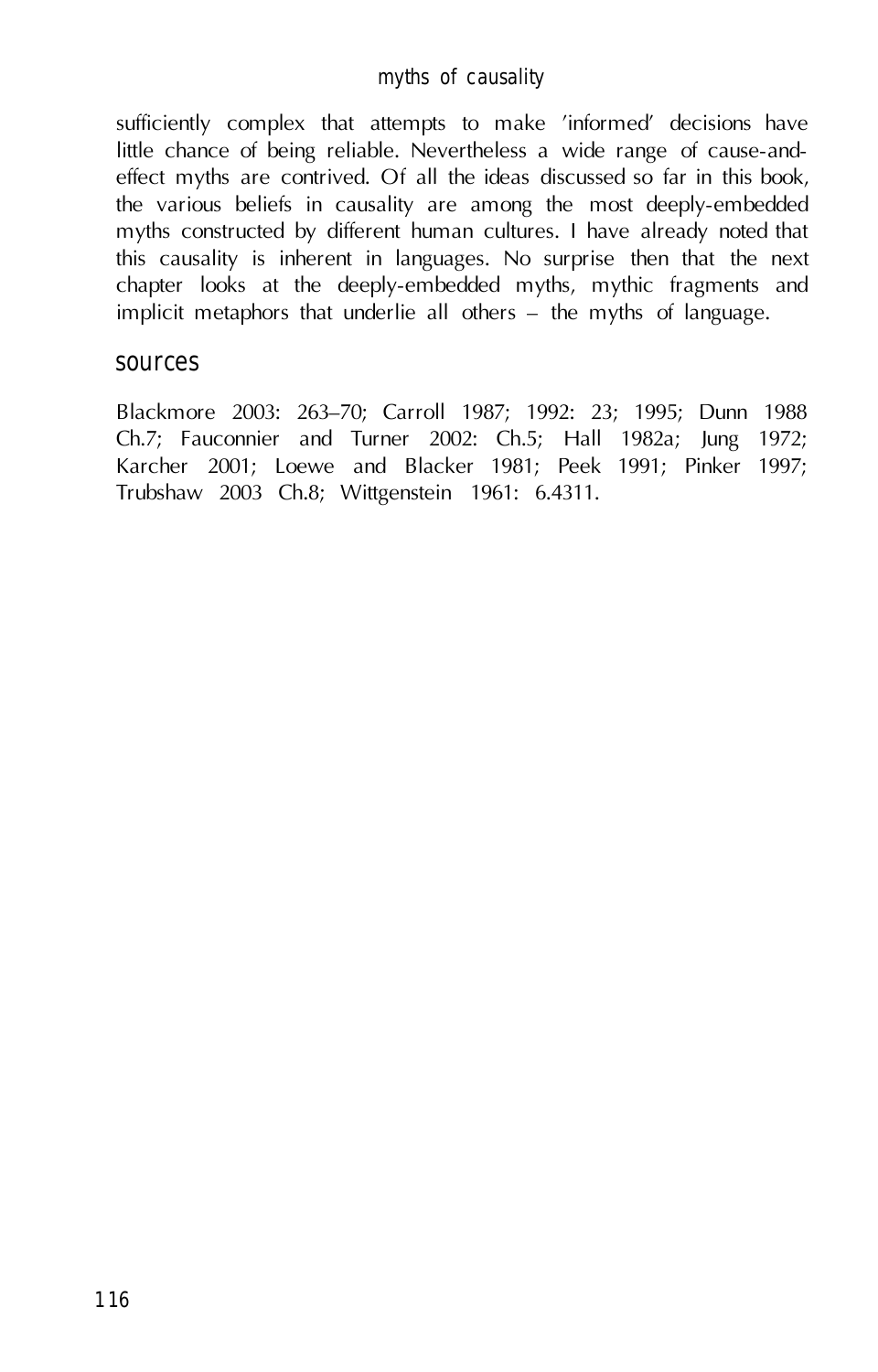sufficiently complex that attempts to make 'informed' decisions have little chance of being reliable. Nevertheless a wide range of cause-and-effect myths are contrived. Of all the ideas discussed so far in this book, the various beliefs in causality are among the most deeply-embedded myths constructed by different human cultures. I have already noted that this causality is inherent in languages. No surprise then that the next chapter looks at the deeply-embedded myths, mythic fragments and implicit metaphors that underlie all others – the myths of language.

## sources

Blackmore 2003: 263–70; Carroll 1987; 1992: 23; 1995; Dunn 1988 Ch.7; Fauconnier and Turner 2002: Ch.5; Hall 1982a; Jung 1972; Karcher 2001; Loewe and Blacker 1981; Peek 1991; Pinker 1997; Trubshaw 2003 Ch.8; Wittgenstein 1961: 6.4311.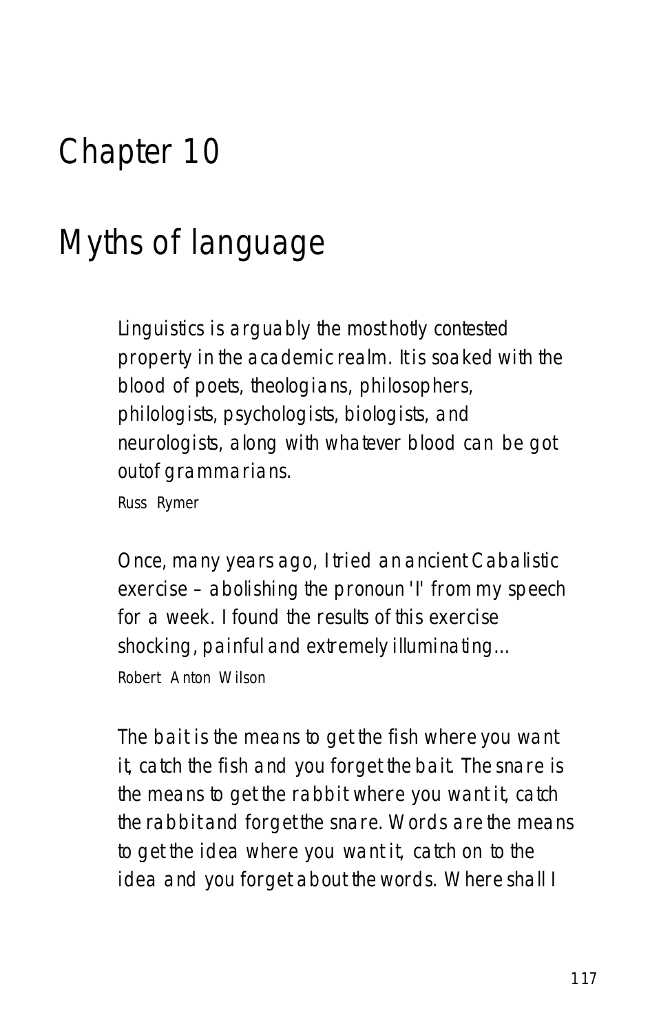# Chapter 10

# Myths of language

> Linguistics is arguably the most hotly contested property in the academic realm. It is soaked with the blood of poets, theologians, philosophers, philologists, psychologists, biologists, and neurologists, along with whatever blood can be got outof grammarians.
>
> Russ Rymer

> Once, many years ago, I tried an ancient Cabalistic exercise – abolishing the pronoun 'I' from my speech for a week. I found the results of this exercise shocking, painful and extremely illuminating...
>
> Robert Anton Wilson

> The bait is the means to get the fish where you want it, catch the fish and you forget the bait. The snare is the means to get the rabbit where you want it, catch the rabbit and forget the snare. Words are the means to get the idea where you want it, catch on to the idea and you forget about the words. Where shall I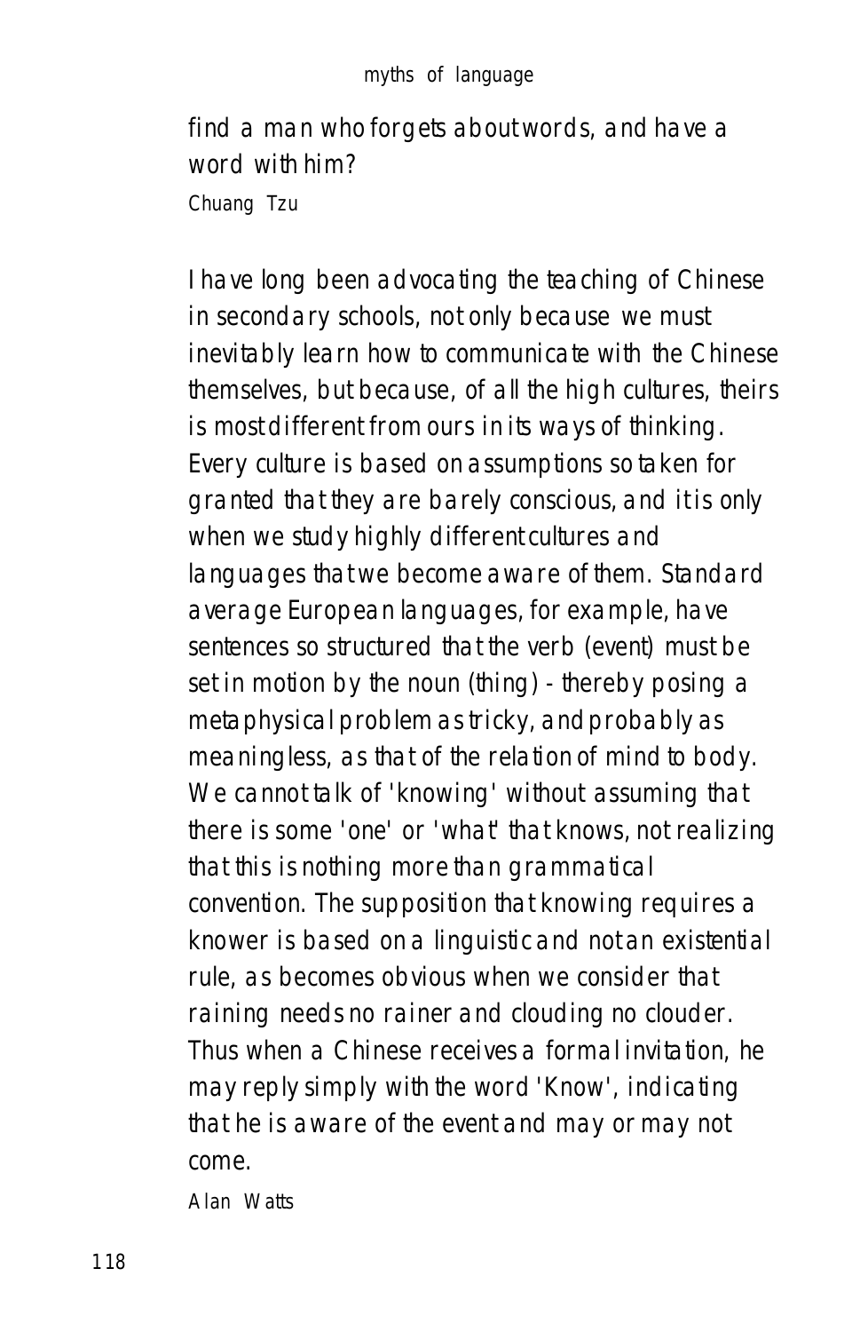find a man who forgets about words, and have a word with him?

Chuang Tzu

I have long been advocating the teaching of Chinese in secondary schools, not only because we must inevitably learn how to communicate with the Chinese themselves, but because, of all the high cultures, theirs is most different from ours in its ways of thinking. Every culture is based on assumptions so taken for granted that they are barely conscious, and it is only when we study highly different cultures and languages that we become aware of them. Standard average European languages, for example, have sentences so structured that the verb (event) must be set in motion by the noun (thing) - thereby posing a metaphysical problem as tricky, and probably as meaningless, as that of the relation of mind to body. We cannot talk of 'knowing' without assuming that there is some 'one' or 'what' that knows, not realizing that this is nothing more than grammatical convention. The supposition that knowing requires a knower is based on a linguistic and not an existential rule, as becomes obvious when we consider that raining needs no rainer and clouding no clouder. Thus when a Chinese receives a formal invitation, he may reply simply with the word 'Know', indicating that he is aware of the event and may or may not come.

Alan Watts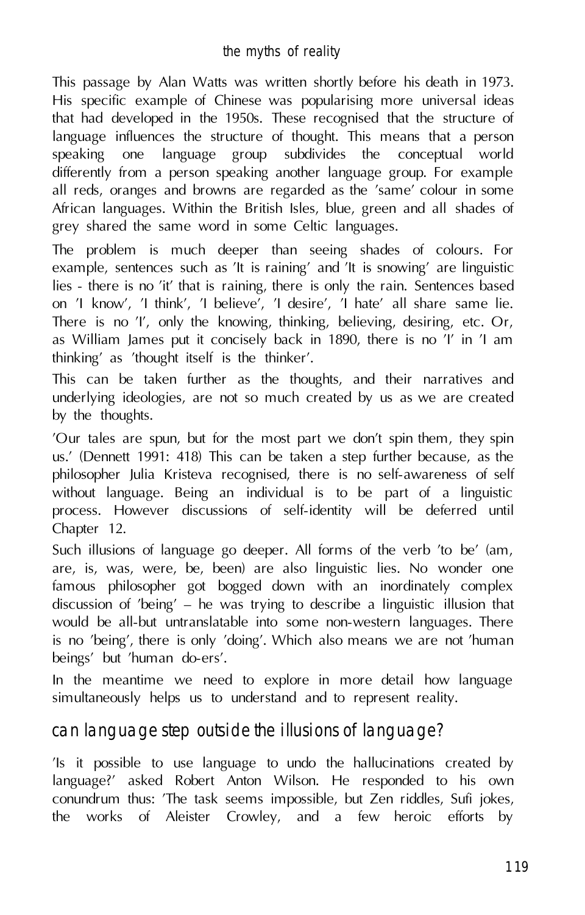This passage by Alan Watts was written shortly before his death in 1973. His specific example of Chinese was popularising more universal ideas that had developed in the 1950s. These recognised that the structure of language influences the structure of thought. This means that a person speaking one language group subdivides the conceptual world differently from a person speaking another language group. For example all reds, oranges and browns are regarded as the 'same' colour in some African languages. Within the British Isles, blue, green and all shades of grey shared the same word in some Celtic languages.

The problem is much deeper than seeing shades of colours. For example, sentences such as 'It is raining' and 'It is snowing' are linguistic lies - there is no 'it' that is raining, there is only the rain. Sentences based on 'I know', 'I think', 'I believe', 'I desire', 'I hate' all share same lie. There is no 'I', only the knowing, thinking, believing, desiring, etc. Or, as William James put it concisely back in 1890, there is no 'I' in 'I am thinking' as 'thought itself is the thinker'.

This can be taken further as the thoughts, and their narratives and underlying ideologies, are not so much created by us as we are created by the thoughts.

'Our tales are spun, but for the most part we don't spin them, they spin us.' (Dennett 1991: 418) This can be taken a step further because, as the philosopher Julia Kristeva recognised, there is no self-awareness of self without language. Being an individual is to be part of a linguistic process. However discussions of self-identity will be deferred until Chapter 12.

Such illusions of language go deeper. All forms of the verb 'to be' (am, are, is, was, were, be, been) are also linguistic lies. No wonder one famous philosopher got bogged down with an inordinately complex discussion of 'being' – he was trying to describe a linguistic illusion that would be all-but untranslatable into some non-western languages. There is no 'being', there is only 'doing'. Which also means we are not 'human beings' but 'human do-ers'.

In the meantime we need to explore in more detail how language simultaneously helps us to understand and to represent reality.

## can language step outside the illusions of language?

'Is it possible to use language to undo the hallucinations created by language?' asked Robert Anton Wilson. He responded to his own conundrum thus: 'The task seems impossible, but Zen riddles, Sufi jokes, the works of Aleister Crowley, and a few heroic efforts by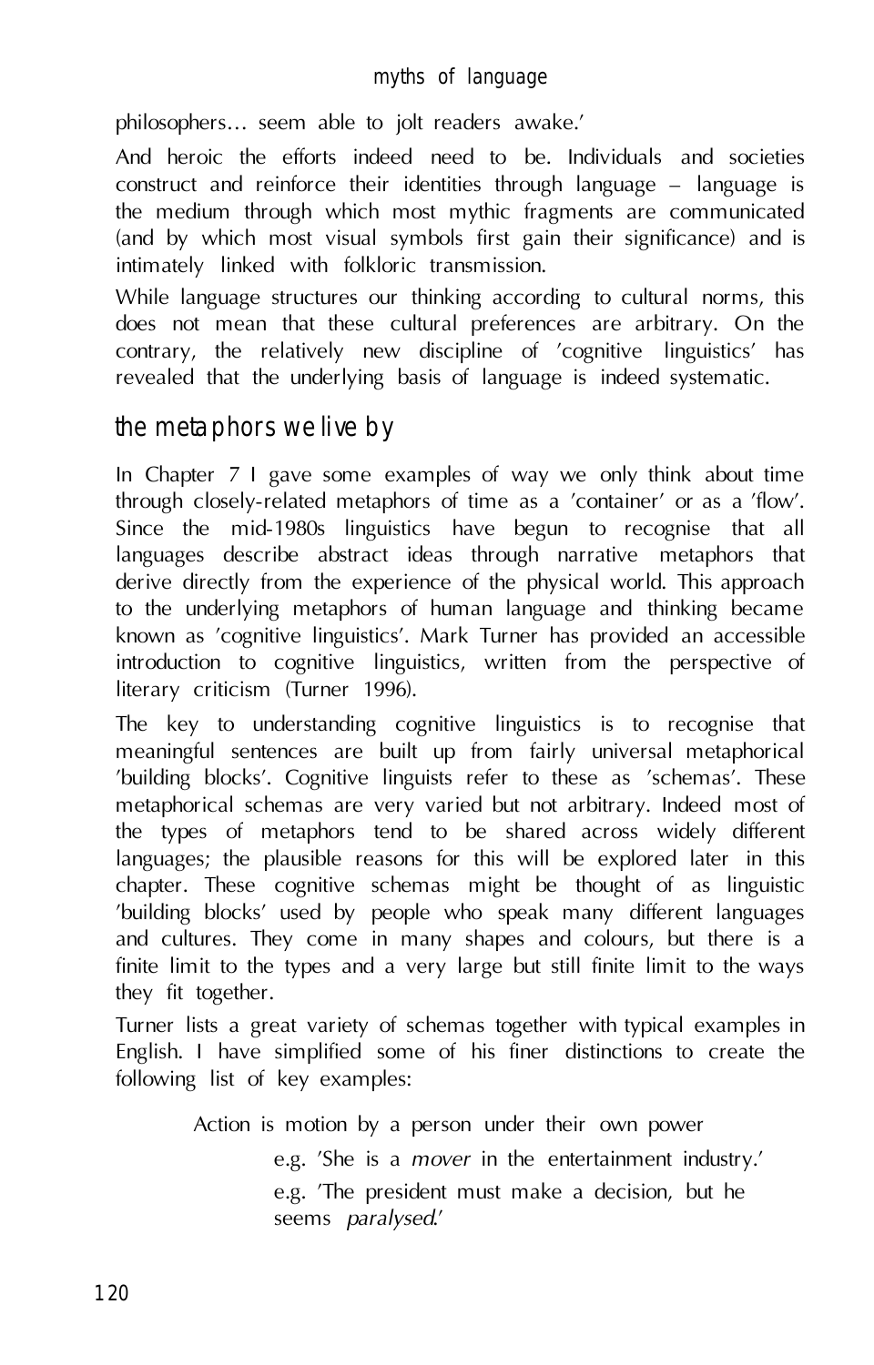philosophers… seem able to jolt readers awake.'

And heroic the efforts indeed need to be. Individuals and societies construct and reinforce their identities through language – language is the medium through which most mythic fragments are communicated (and by which most visual symbols first gain their significance) and is intimately linked with folkloric transmission.

While language structures our thinking according to cultural norms, this does not mean that these cultural preferences are arbitrary. On the contrary, the relatively new discipline of 'cognitive linguistics' has revealed that the underlying basis of language is indeed systematic.

## the metaphors we live by

In Chapter 7 I gave some examples of way we only think about time through closely-related metaphors of time as a 'container' or as a 'flow'. Since the mid-1980s linguistics have begun to recognise that all languages describe abstract ideas through narrative metaphors that derive directly from the experience of the physical world. This approach to the underlying metaphors of human language and thinking became known as 'cognitive linguistics'. Mark Turner has provided an accessible introduction to cognitive linguistics, written from the perspective of literary criticism (Turner 1996).

The key to understanding cognitive linguistics is to recognise that meaningful sentences are built up from fairly universal metaphorical 'building blocks'. Cognitive linguists refer to these as 'schemas'. These metaphorical schemas are very varied but not arbitrary. Indeed most of the types of metaphors tend to be shared across widely different languages; the plausible reasons for this will be explored later in this chapter. These cognitive schemas might be thought of as linguistic 'building blocks' used by people who speak many different languages and cultures. They come in many shapes and colours, but there is a finite limit to the types and a very large but still finite limit to the ways they fit together.

Turner lists a great variety of schemas together with typical examples in English. I have simplified some of his finer distinctions to create the following list of key examples:

> Action is motion by a person under their own power
>
> > e.g. 'She is a *mover* in the entertainment industry.'
> >
> > e.g. 'The president must make a decision, but he seems *paralysed*.'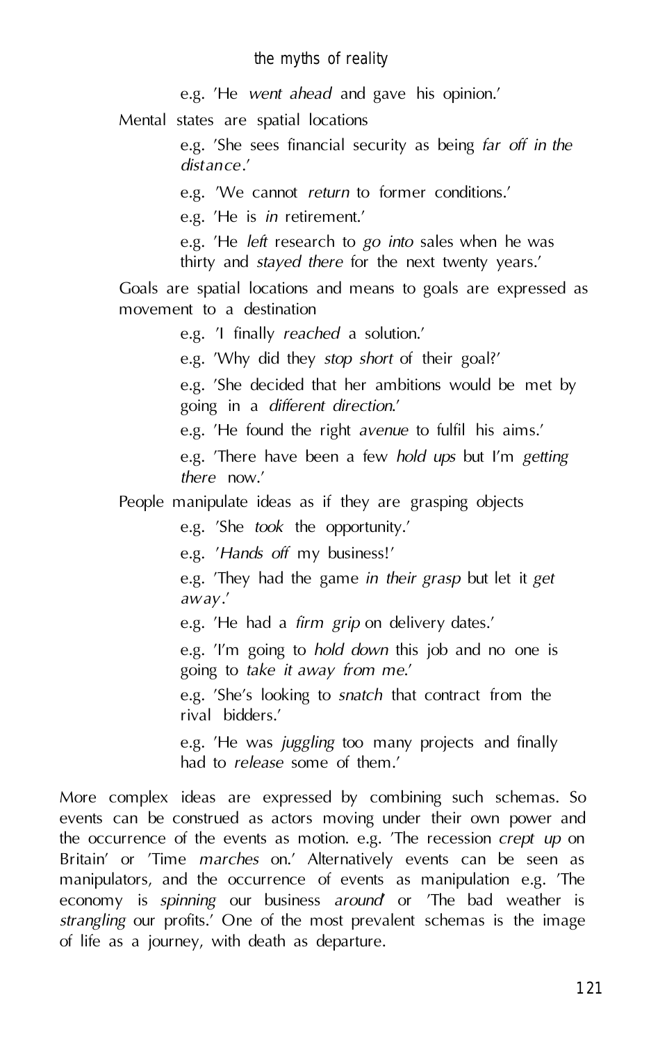e.g. 'He *went ahead* and gave his opinion.'

Mental states are spatial locations

e.g. 'She sees financial security as being *far off in the distance*.'

e.g. 'We cannot *return* to former conditions.'

e.g. 'He is *in* retirement.'

e.g. 'He *left* research to *go into* sales when he was thirty and *stayed there* for the next twenty years.'

Goals are spatial locations and means to goals are expressed as movement to a destination

e.g. 'I finally *reached* a solution.'

e.g. 'Why did they *stop short* of their goal?'

e.g. 'She decided that her ambitions would be met by going in a *different direction*.'

e.g. 'He found the right *avenue* to fulfil his aims.'

e.g. 'There have been a few *hold ups* but I'm *getting there* now.'

People manipulate ideas as if they are grasping objects

e.g. 'She *took* the opportunity.'

e.g. '*Hands off* my business!'

e.g. 'They had the game *in their grasp* but let it *get away*.'

e.g. 'He had a *firm grip* on delivery dates.'

e.g. 'I'm going to *hold down* this job and no one is going to *take it away from me*.'

e.g. 'She's looking to *snatch* that contract from the rival bidders.'

e.g. 'He was *juggling* too many projects and finally had to *release* some of them.'

More complex ideas are expressed by combining such schemas. So events can be construed as actors moving under their own power and the occurrence of the events as motion. e.g. 'The recession *crept up* on Britain' or 'Time *marches* on.' Alternatively events can be seen as manipulators, and the occurrence of events as manipulation e.g. 'The economy is *spinning* our business *around*' or 'The bad weather is *strangling* our profits.' One of the most prevalent schemas is the image of life as a journey, with death as departure.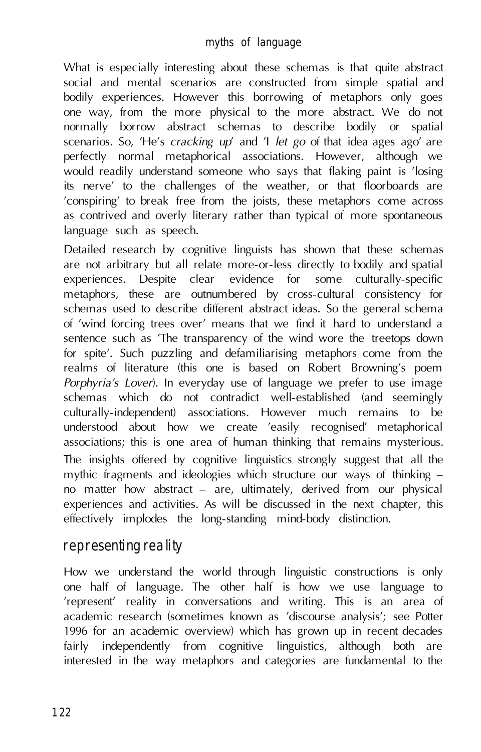What is especially interesting about these schemas is that quite abstract social and mental scenarios are constructed from simple spatial and bodily experiences. However this borrowing of metaphors only goes one way, from the more physical to the more abstract. We do not normally borrow abstract schemas to describe bodily or spatial scenarios. So, 'He's *cracking up*' and 'I *let go* of that idea ages ago' are perfectly normal metaphorical associations. However, although we would readily understand someone who says that flaking paint is 'losing its nerve' to the challenges of the weather, or that floorboards are 'conspiring' to break free from the joists, these metaphors come across as contrived and overly literary rather than typical of more spontaneous language such as speech.

Detailed research by cognitive linguists has shown that these schemas are not arbitrary but all relate more-or-less directly to bodily and spatial experiences. Despite clear evidence for some culturally-specific metaphors, these are outnumbered by cross-cultural consistency for schemas used to describe different abstract ideas. So the general schema of 'wind forcing trees over' means that we find it hard to understand a sentence such as 'The transparency of the wind wore the treetops down for spite'. Such puzzling and defamiliarising metaphors come from the realms of literature (this one is based on Robert Browning's poem *Porphyria's Lover*). In everyday use of language we prefer to use image schemas which do not contradict well-established (and seemingly culturally-independent) associations. However much remains to be understood about how we create 'easily recognised' metaphorical associations; this is one area of human thinking that remains mysterious. The insights offered by cognitive linguistics strongly suggest that all the mythic fragments and ideologies which structure our ways of thinking – no matter how abstract – are, ultimately, derived from our physical experiences and activities. As will be discussed in the next chapter, this effectively implodes the long-standing mind-body distinction.

## representing reality

How we understand the world through linguistic constructions is only one half of language. The other half is how we use language to 'represent' reality in conversations and writing. This is an area of academic research (sometimes known as 'discourse analysis'; see Potter 1996 for an academic overview) which has grown up in recent decades fairly independently from cognitive linguistics, although both are interested in the way metaphors and categories are fundamental to the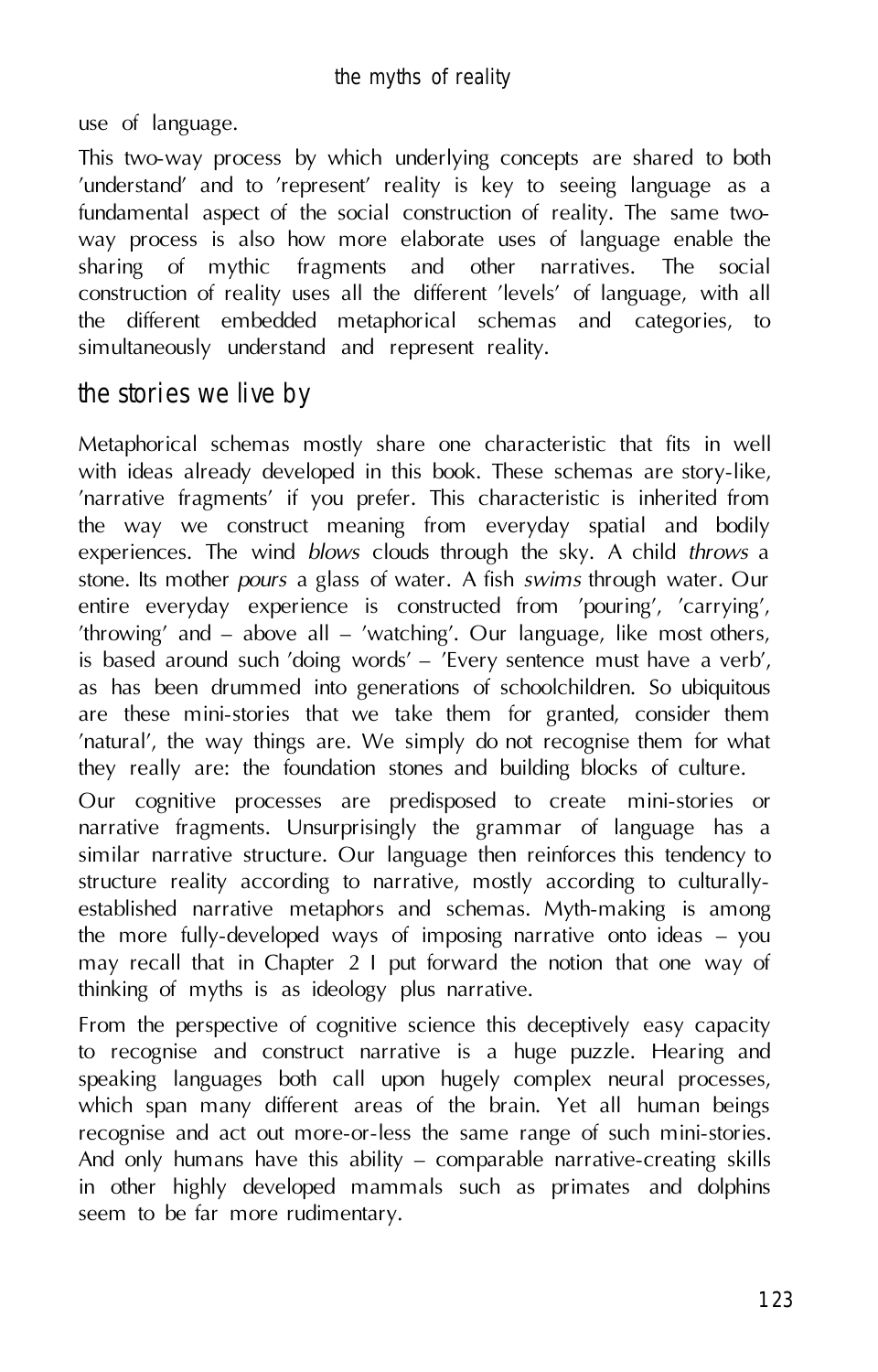use of language.

This two-way process by which underlying concepts are shared to both 'understand' and to 'represent' reality is key to seeing language as a fundamental aspect of the social construction of reality. The same two-way process is also how more elaborate uses of language enable the sharing of mythic fragments and other narratives. The social construction of reality uses all the different 'levels' of language, with all the different embedded metaphorical schemas and categories, to simultaneously understand and represent reality.

## the stories we live by

Metaphorical schemas mostly share one characteristic that fits in well with ideas already developed in this book. These schemas are story-like, 'narrative fragments' if you prefer. This characteristic is inherited from the way we construct meaning from everyday spatial and bodily experiences. The wind *blows* clouds through the sky. A child *throws* a stone. Its mother *pours* a glass of water. A fish *swims* through water. Our entire everyday experience is constructed from 'pouring', 'carrying', 'throwing' and – above all – 'watching'. Our language, like most others, is based around such 'doing words' – 'Every sentence must have a verb', as has been drummed into generations of schoolchildren. So ubiquitous are these mini-stories that we take them for granted, consider them 'natural', the way things are. We simply do not recognise them for what they really are: the foundation stones and building blocks of culture.

Our cognitive processes are predisposed to create mini-stories or narrative fragments. Unsurprisingly the grammar of language has a similar narrative structure. Our language then reinforces this tendency to structure reality according to narrative, mostly according to culturally-established narrative metaphors and schemas. Myth-making is among the more fully-developed ways of imposing narrative onto ideas – you may recall that in Chapter 2 I put forward the notion that one way of thinking of myths is as ideology plus narrative.

From the perspective of cognitive science this deceptively easy capacity to recognise and construct narrative is a huge puzzle. Hearing and speaking languages both call upon hugely complex neural processes, which span many different areas of the brain. Yet all human beings recognise and act out more-or-less the same range of such mini-stories. And only humans have this ability – comparable narrative-creating skills in other highly developed mammals such as primates and dolphins seem to be far more rudimentary.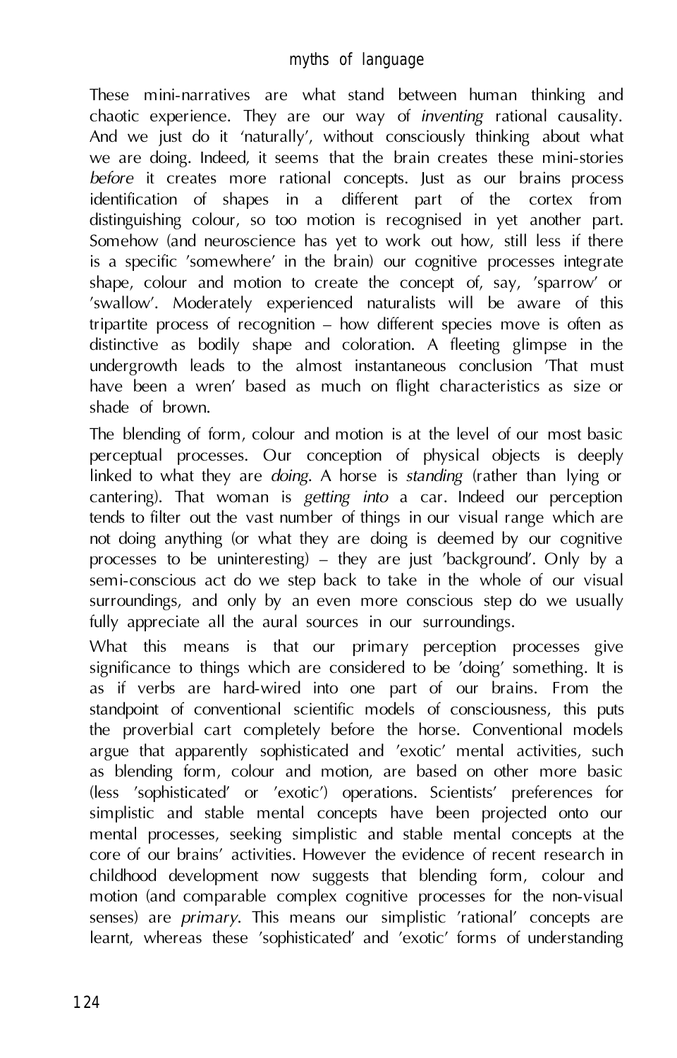These mini-narratives are what stand between human thinking and chaotic experience. They are our way of *inventing* rational causality. And we just do it 'naturally', without consciously thinking about what we are doing. Indeed, it seems that the brain creates these mini-stories *before* it creates more rational concepts. Just as our brains process identification of shapes in a different part of the cortex from distinguishing colour, so too motion is recognised in yet another part. Somehow (and neuroscience has yet to work out how, still less if there is a specific 'somewhere' in the brain) our cognitive processes integrate shape, colour and motion to create the concept of, say, 'sparrow' or 'swallow'. Moderately experienced naturalists will be aware of this tripartite process of recognition – how different species move is often as distinctive as bodily shape and coloration. A fleeting glimpse in the undergrowth leads to the almost instantaneous conclusion 'That must have been a wren' based as much on flight characteristics as size or shade of brown.

The blending of form, colour and motion is at the level of our most basic perceptual processes. Our conception of physical objects is deeply linked to what they are *doing*. A horse is *standing* (rather than lying or cantering). That woman is *getting into* a car. Indeed our perception tends to filter out the vast number of things in our visual range which are not doing anything (or what they are doing is deemed by our cognitive processes to be uninteresting) – they are just 'background'. Only by a semi-conscious act do we step back to take in the whole of our visual surroundings, and only by an even more conscious step do we usually fully appreciate all the aural sources in our surroundings.

What this means is that our primary perception processes give significance to things which are considered to be 'doing' something. It is as if verbs are hard-wired into one part of our brains. From the standpoint of conventional scientific models of consciousness, this puts the proverbial cart completely before the horse. Conventional models argue that apparently sophisticated and 'exotic' mental activities, such as blending form, colour and motion, are based on other more basic (less 'sophisticated' or 'exotic') operations. Scientists' preferences for simplistic and stable mental concepts have been projected onto our mental processes, seeking simplistic and stable mental concepts at the core of our brains' activities. However the evidence of recent research in childhood development now suggests that blending form, colour and motion (and comparable complex cognitive processes for the non-visual senses) are *primary*. This means our simplistic 'rational' concepts are learnt, whereas these 'sophisticated' and 'exotic' forms of understanding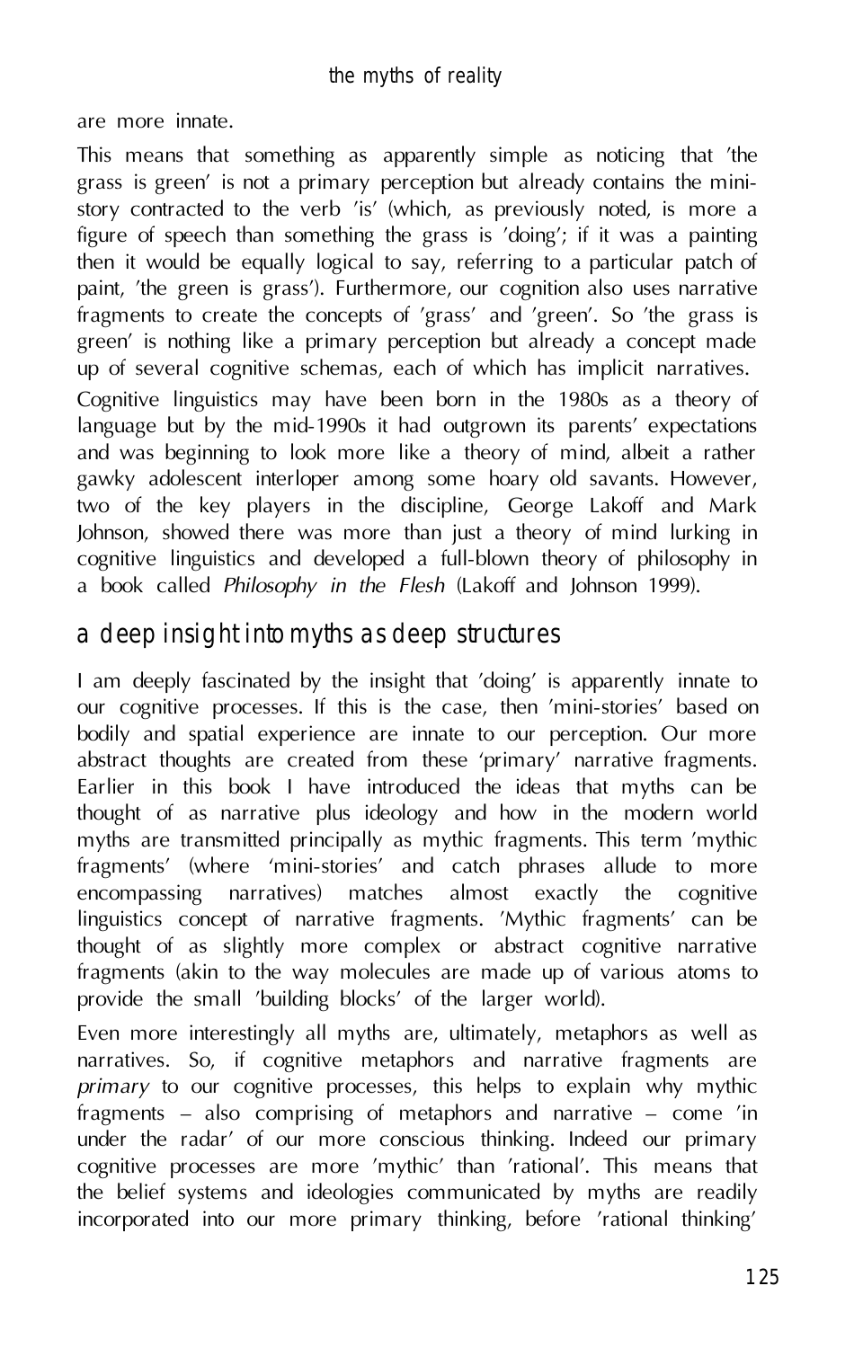are more innate.

This means that something as apparently simple as noticing that 'the grass is green' is not a primary perception but already contains the mini-story contracted to the verb 'is' (which, as previously noted, is more a figure of speech than something the grass is 'doing'; if it was a painting then it would be equally logical to say, referring to a particular patch of paint, 'the green is grass'). Furthermore, our cognition also uses narrative fragments to create the concepts of 'grass' and 'green'. So 'the grass is green' is nothing like a primary perception but already a concept made up of several cognitive schemas, each of which has implicit narratives.

Cognitive linguistics may have been born in the 1980s as a theory of language but by the mid-1990s it had outgrown its parents' expectations and was beginning to look more like a theory of mind, albeit a rather gawky adolescent interloper among some hoary old savants. However, two of the key players in the discipline, George Lakoff and Mark Johnson, showed there was more than just a theory of mind lurking in cognitive linguistics and developed a full-blown theory of philosophy in a book called *Philosophy in the Flesh* (Lakoff and Johnson 1999).

## a deep insight into myths as deep structures

I am deeply fascinated by the insight that 'doing' is apparently innate to our cognitive processes. If this is the case, then 'mini-stories' based on bodily and spatial experience are innate to our perception. Our more abstract thoughts are created from these 'primary' narrative fragments. Earlier in this book I have introduced the ideas that myths can be thought of as narrative plus ideology and how in the modern world myths are transmitted principally as mythic fragments. This term 'mythic fragments' (where 'mini-stories' and catch phrases allude to more encompassing narratives) matches almost exactly the cognitive linguistics concept of narrative fragments. 'Mythic fragments' can be thought of as slightly more complex or abstract cognitive narrative fragments (akin to the way molecules are made up of various atoms to provide the small 'building blocks' of the larger world).

Even more interestingly all myths are, ultimately, metaphors as well as narratives. So, if cognitive metaphors and narrative fragments are *primary* to our cognitive processes, this helps to explain why mythic fragments – also comprising of metaphors and narrative – come 'in under the radar' of our more conscious thinking. Indeed our primary cognitive processes are more 'mythic' than 'rational'. This means that the belief systems and ideologies communicated by myths are readily incorporated into our more primary thinking, before 'rational thinking'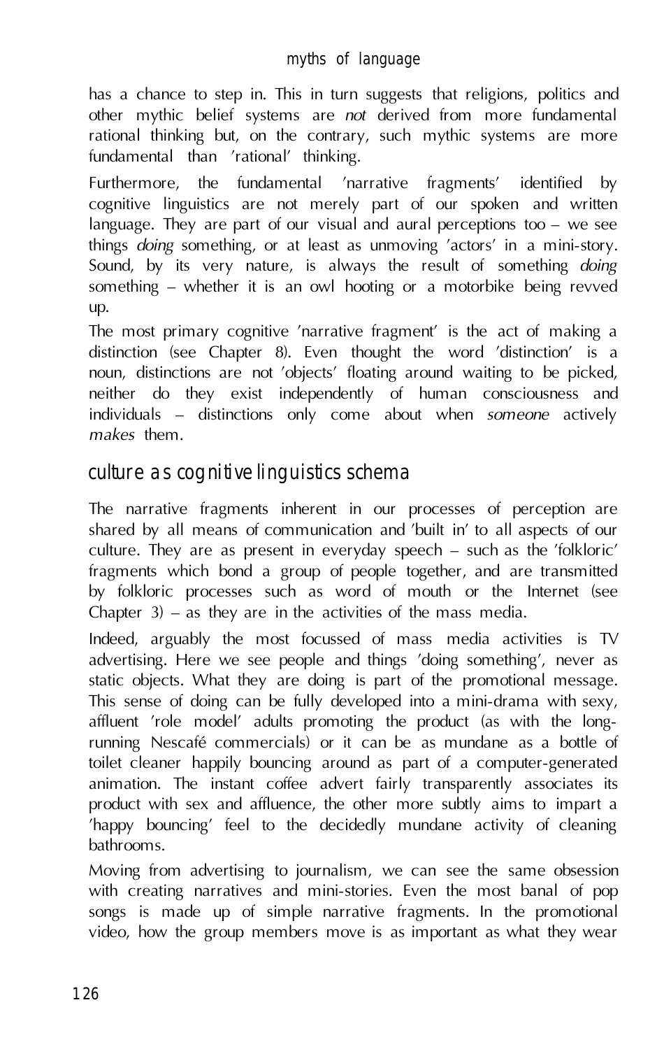has a chance to step in. This in turn suggests that religions, politics and other mythic belief systems are *not* derived from more fundamental rational thinking but, on the contrary, such mythic systems are more fundamental than 'rational' thinking.

Furthermore, the fundamental 'narrative fragments' identified by cognitive linguistics are not merely part of our spoken and written language. They are part of our visual and aural perceptions too – we see things *doing* something, or at least as unmoving 'actors' in a mini-story. Sound, by its very nature, is always the result of something *doing* something – whether it is an owl hooting or a motorbike being revved up.

The most primary cognitive 'narrative fragment' is the act of making a distinction (see Chapter 8). Even thought the word 'distinction' is a noun, distinctions are not 'objects' floating around waiting to be picked, neither do they exist independently of human consciousness and individuals – distinctions only come about when *someone* actively *makes* them.

## culture as cognitive linguistics schema

The narrative fragments inherent in our processes of perception are shared by all means of communication and 'built in' to all aspects of our culture. They are as present in everyday speech – such as the 'folkloric' fragments which bond a group of people together, and are transmitted by folkloric processes such as word of mouth or the Internet (see Chapter 3) – as they are in the activities of the mass media.

Indeed, arguably the most focussed of mass media activities is TV advertising. Here we see people and things 'doing something', never as static objects. What they are doing is part of the promotional message. This sense of doing can be fully developed into a mini-drama with sexy, affluent 'role model' adults promoting the product (as with the long-running Nescafé commercials) or it can be as mundane as a bottle of toilet cleaner happily bouncing around as part of a computer-generated animation. The instant coffee advert fairly transparently associates its product with sex and affluence, the other more subtly aims to impart a 'happy bouncing' feel to the decidedly mundane activity of cleaning bathrooms.

Moving from advertising to journalism, we can see the same obsession with creating narratives and mini-stories. Even the most banal of pop songs is made up of simple narrative fragments. In the promotional video, how the group members move is as important as what they wear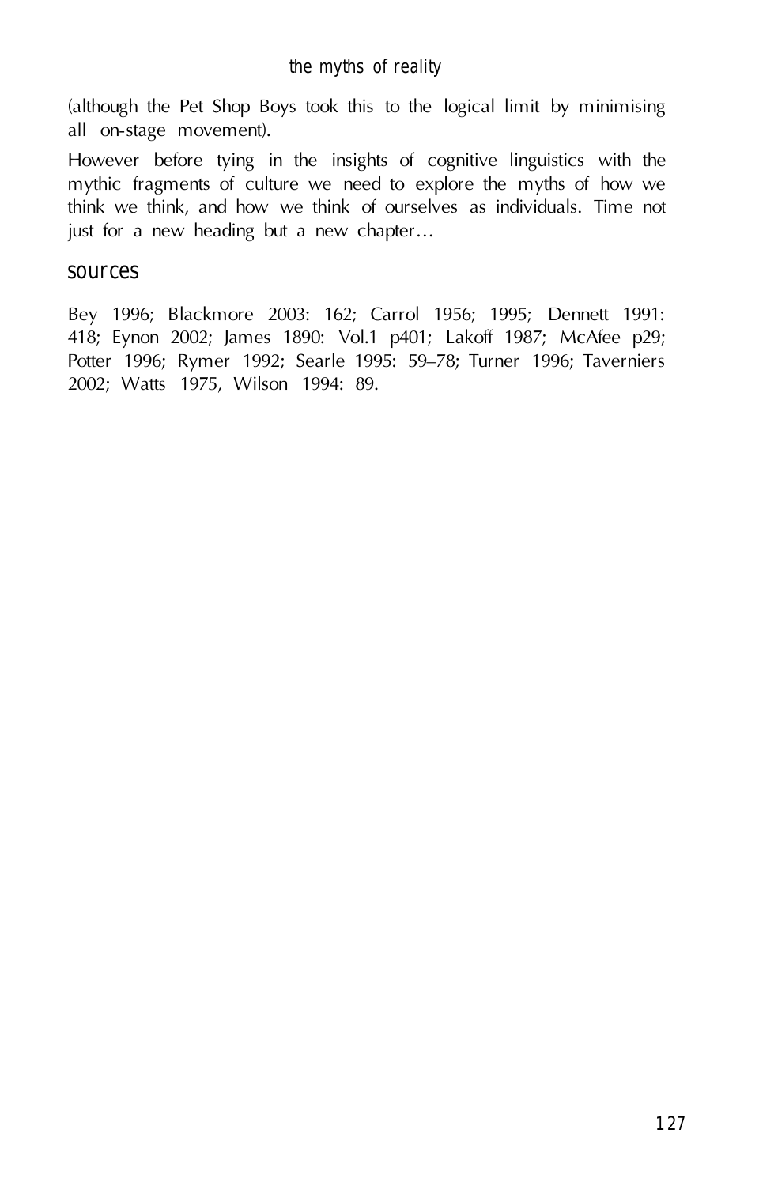(although the Pet Shop Boys took this to the logical limit by minimising all on-stage movement).

However before tying in the insights of cognitive linguistics with the mythic fragments of culture we need to explore the myths of how we think we think, and how we think of ourselves as individuals. Time not just for a new heading but a new chapter…

## sources

Bey 1996; Blackmore 2003: 162; Carrol 1956; 1995; Dennett 1991: 418; Eynon 2002; James 1890: Vol.1 p401; Lakoff 1987; McAfee p29; Potter 1996; Rymer 1992; Searle 1995: 59–78; Turner 1996; Taverniers 2002; Watts 1975, Wilson 1994: 89.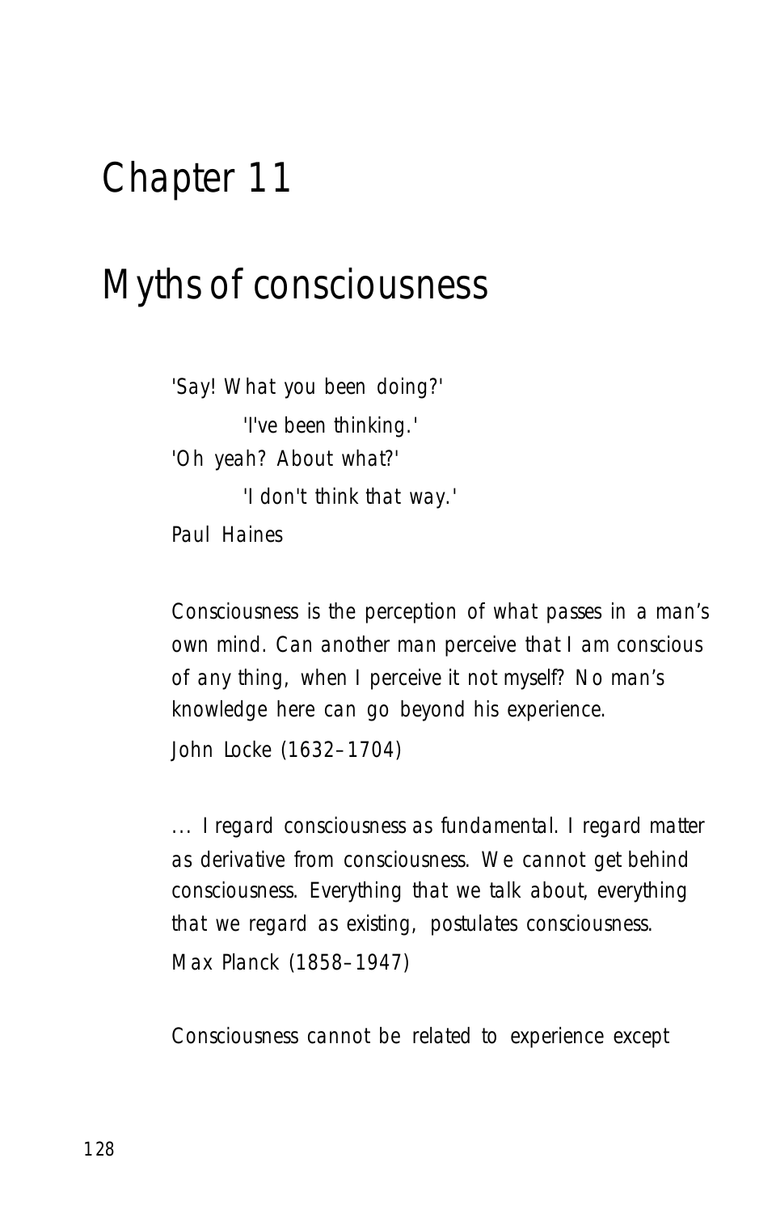# Chapter 11

# Myths of consciousness

'Say! What you been doing?'

'I've been thinking.'

'Oh yeah? About what?'

'I don't think that way.'

Paul Haines

Consciousness is the perception of what passes in a man's own mind. Can another man perceive that I am conscious of any thing, when I perceive it not myself? No man's knowledge here can go beyond his experience.

John Locke (1632–1704)

... I regard consciousness as fundamental. I regard matter as derivative from consciousness. We cannot get behind consciousness. Everything that we talk about, everything that we regard as existing, postulates consciousness.

Max Planck (1858–1947)

Consciousness cannot be related to experience except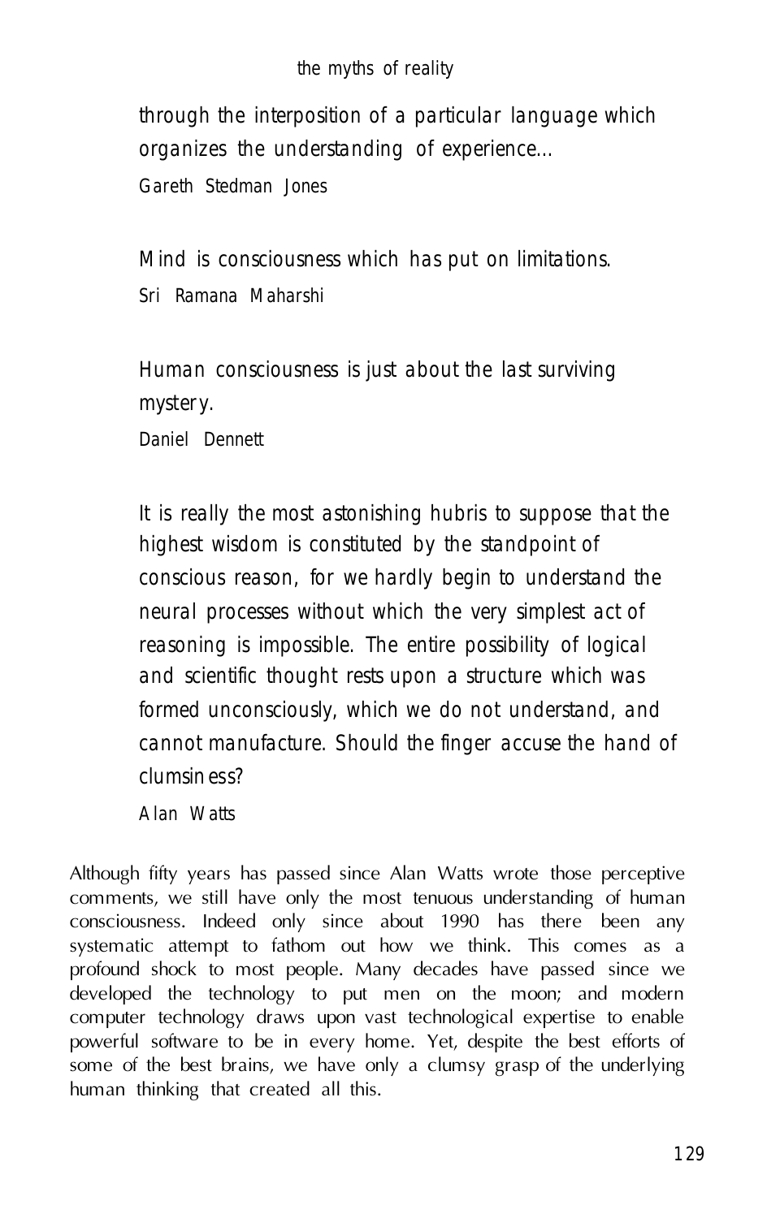through the interposition of a particular language which organizes the understanding of experience...

Gareth Stedman Jones

Mind is consciousness which has put on limitations.

Sri Ramana Maharshi

Human consciousness is just about the last surviving mystery.

Daniel Dennett

It is really the most astonishing hubris to suppose that the highest wisdom is constituted by the standpoint of conscious reason, for we hardly begin to understand the neural processes without which the very simplest act of reasoning is impossible. The entire possibility of logical and scientific thought rests upon a structure which was formed unconsciously, which we do not understand, and cannot manufacture. Should the finger accuse the hand of clumsiness?

Alan Watts

Although fifty years has passed since Alan Watts wrote those perceptive comments, we still have only the most tenuous understanding of human consciousness. Indeed only since about 1990 has there been any systematic attempt to fathom out how we think. This comes as a profound shock to most people. Many decades have passed since we developed the technology to put men on the moon; and modern computer technology draws upon vast technological expertise to enable powerful software to be in every home. Yet, despite the best efforts of some of the best brains, we have only a clumsy grasp of the underlying human thinking that created all this.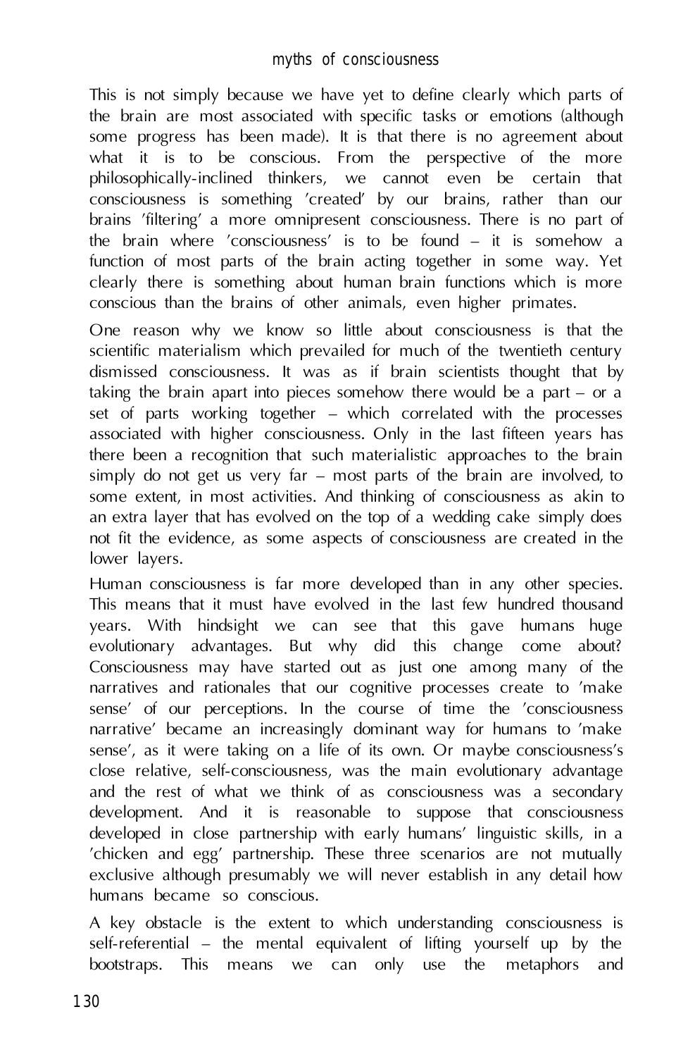This is not simply because we have yet to define clearly which parts of the brain are most associated with specific tasks or emotions (although some progress has been made). It is that there is no agreement about what it is to be conscious. From the perspective of the more philosophically-inclined thinkers, we cannot even be certain that consciousness is something 'created' by our brains, rather than our brains 'filtering' a more omnipresent consciousness. There is no part of the brain where 'consciousness' is to be found – it is somehow a function of most parts of the brain acting together in some way. Yet clearly there is something about human brain functions which is more conscious than the brains of other animals, even higher primates.

One reason why we know so little about consciousness is that the scientific materialism which prevailed for much of the twentieth century dismissed consciousness. It was as if brain scientists thought that by taking the brain apart into pieces somehow there would be a part – or a set of parts working together – which correlated with the processes associated with higher consciousness. Only in the last fifteen years has there been a recognition that such materialistic approaches to the brain simply do not get us very far – most parts of the brain are involved, to some extent, in most activities. And thinking of consciousness as akin to an extra layer that has evolved on the top of a wedding cake simply does not fit the evidence, as some aspects of consciousness are created in the lower layers.

Human consciousness is far more developed than in any other species. This means that it must have evolved in the last few hundred thousand years. With hindsight we can see that this gave humans huge evolutionary advantages. But why did this change come about? Consciousness may have started out as just one among many of the narratives and rationales that our cognitive processes create to 'make sense' of our perceptions. In the course of time the 'consciousness narrative' became an increasingly dominant way for humans to 'make sense', as it were taking on a life of its own. Or maybe consciousness's close relative, self-consciousness, was the main evolutionary advantage and the rest of what we think of as consciousness was a secondary development. And it is reasonable to suppose that consciousness developed in close partnership with early humans' linguistic skills, in a 'chicken and egg' partnership. These three scenarios are not mutually exclusive although presumably we will never establish in any detail how humans became so conscious.

A key obstacle is the extent to which understanding consciousness is self-referential – the mental equivalent of lifting yourself up by the bootstraps. This means we can only use the metaphors and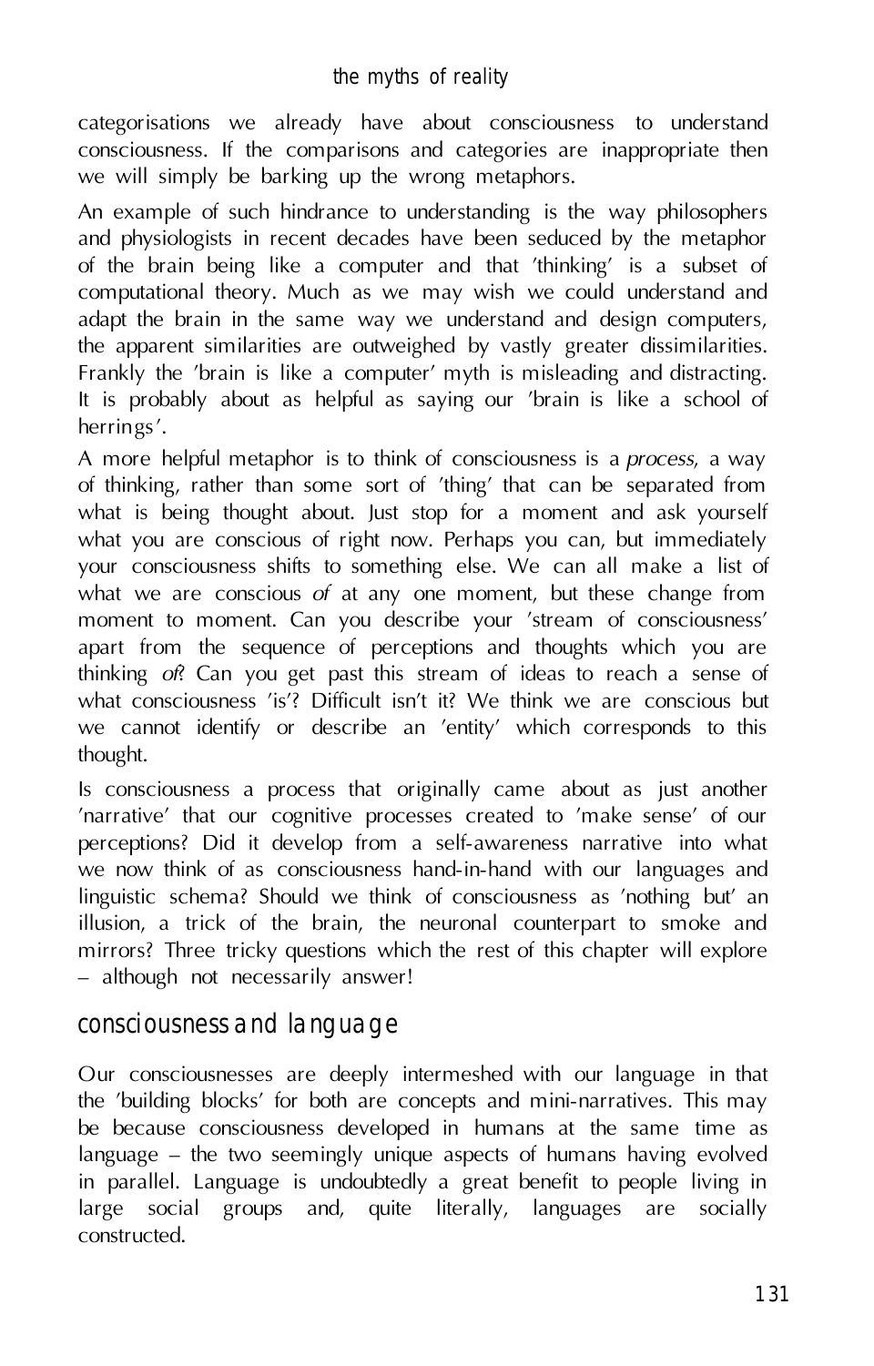categorisations we already have about consciousness to understand consciousness. If the comparisons and categories are inappropriate then we will simply be barking up the wrong metaphors.

An example of such hindrance to understanding is the way philosophers and physiologists in recent decades have been seduced by the metaphor of the brain being like a computer and that 'thinking' is a subset of computational theory. Much as we may wish we could understand and adapt the brain in the same way we understand and design computers, the apparent similarities are outweighed by vastly greater dissimilarities. Frankly the 'brain is like a computer' myth is misleading and distracting. It is probably about as helpful as saying our 'brain is like a school of herrings'.

A more helpful metaphor is to think of consciousness is a *process*, a way of thinking, rather than some sort of 'thing' that can be separated from what is being thought about. Just stop for a moment and ask yourself what you are conscious of right now. Perhaps you can, but immediately your consciousness shifts to something else. We can all make a list of what we are conscious *of* at any one moment, but these change from moment to moment. Can you describe your 'stream of consciousness' apart from the sequence of perceptions and thoughts which you are thinking *of*? Can you get past this stream of ideas to reach a sense of what consciousness 'is'? Difficult isn't it? We think we are conscious but we cannot identify or describe an 'entity' which corresponds to this thought.

Is consciousness a process that originally came about as just another 'narrative' that our cognitive processes created to 'make sense' of our perceptions? Did it develop from a self-awareness narrative into what we now think of as consciousness hand-in-hand with our languages and linguistic schema? Should we think of consciousness as 'nothing but' an illusion, a trick of the brain, the neuronal counterpart to smoke and mirrors? Three tricky questions which the rest of this chapter will explore – although not necessarily answer!

## consciousness and language

Our consciousnesses are deeply intermeshed with our language in that the 'building blocks' for both are concepts and mini-narratives. This may be because consciousness developed in humans at the same time as language – the two seemingly unique aspects of humans having evolved in parallel. Language is undoubtedly a great benefit to people living in large social groups and, quite literally, languages are socially constructed.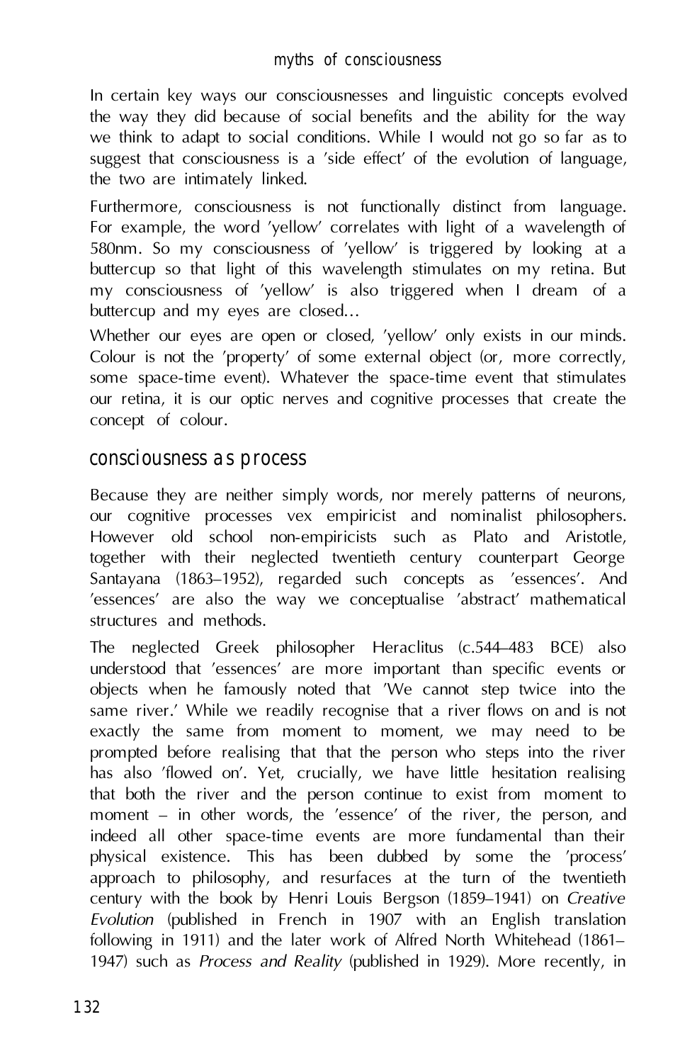In certain key ways our consciousnesses and linguistic concepts evolved the way they did because of social benefits and the ability for the way we think to adapt to social conditions. While I would not go so far as to suggest that consciousness is a 'side effect' of the evolution of language, the two are intimately linked.

Furthermore, consciousness is not functionally distinct from language. For example, the word 'yellow' correlates with light of a wavelength of 580nm. So my consciousness of 'yellow' is triggered by looking at a buttercup so that light of this wavelength stimulates on my retina. But my consciousness of 'yellow' is also triggered when I dream of a buttercup and my eyes are closed...

Whether our eyes are open or closed, 'yellow' only exists in our minds. Colour is not the 'property' of some external object (or, more correctly, some space-time event). Whatever the space-time event that stimulates our retina, it is our optic nerves and cognitive processes that create the concept of colour.

## consciousness as process

Because they are neither simply words, nor merely patterns of neurons, our cognitive processes vex empiricist and nominalist philosophers. However old school non-empiricists such as Plato and Aristotle, together with their neglected twentieth century counterpart George Santayana (1863–1952), regarded such concepts as 'essences'. And 'essences' are also the way we conceptualise 'abstract' mathematical structures and methods.

The neglected Greek philosopher Heraclitus (c.544–483 BCE) also understood that 'essences' are more important than specific events or objects when he famously noted that 'We cannot step twice into the same river.' While we readily recognise that a river flows on and is not exactly the same from moment to moment, we may need to be prompted before realising that that the person who steps into the river has also 'flowed on'. Yet, crucially, we have little hesitation realising that both the river and the person continue to exist from moment to moment – in other words, the 'essence' of the river, the person, and indeed all other space-time events are more fundamental than their physical existence. This has been dubbed by some the 'process' approach to philosophy, and resurfaces at the turn of the twentieth century with the book by Henri Louis Bergson (1859–1941) on *Creative Evolution* (published in French in 1907 with an English translation following in 1911) and the later work of Alfred North Whitehead (1861–1947) such as *Process and Reality* (published in 1929). More recently, in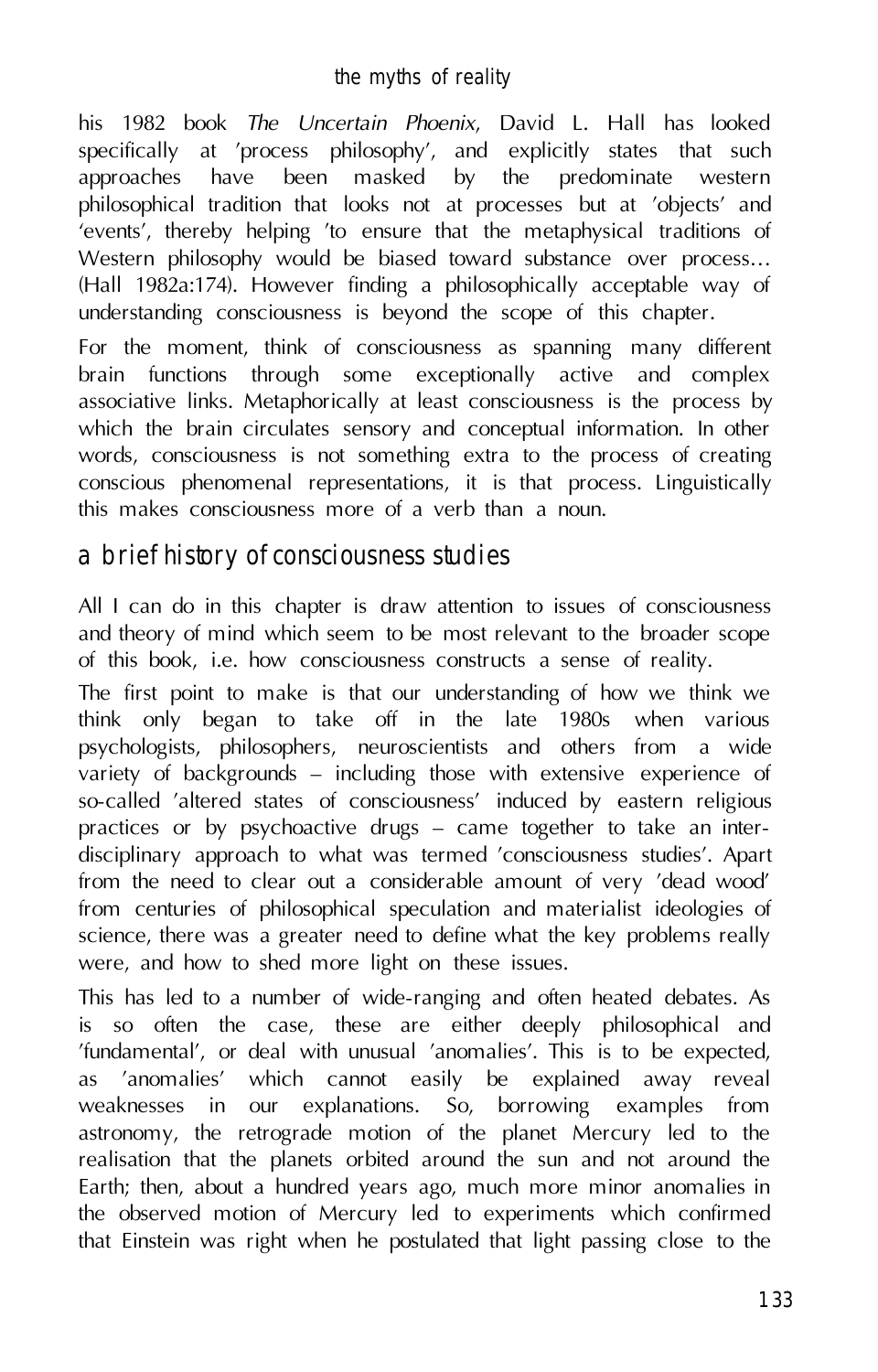his 1982 book *The Uncertain Phoenix*, David L. Hall has looked specifically at 'process philosophy', and explicitly states that such approaches have been masked by the predominate western philosophical tradition that looks not at processes but at 'objects' and 'events', thereby helping 'to ensure that the metaphysical traditions of Western philosophy would be biased toward substance over process… (Hall 1982a:174). However finding a philosophically acceptable way of understanding consciousness is beyond the scope of this chapter.

For the moment, think of consciousness as spanning many different brain functions through some exceptionally active and complex associative links. Metaphorically at least consciousness is the process by which the brain circulates sensory and conceptual information. In other words, consciousness is not something extra to the process of creating conscious phenomenal representations, it is that process. Linguistically this makes consciousness more of a verb than a noun.

## a brief history of consciousness studies

All I can do in this chapter is draw attention to issues of consciousness and theory of mind which seem to be most relevant to the broader scope of this book, i.e. how consciousness constructs a sense of reality.

The first point to make is that our understanding of how we think we think only began to take off in the late 1980s when various psychologists, philosophers, neuroscientists and others from a wide variety of backgrounds – including those with extensive experience of so-called 'altered states of consciousness' induced by eastern religious practices or by psychoactive drugs – came together to take an inter-disciplinary approach to what was termed 'consciousness studies'. Apart from the need to clear out a considerable amount of very 'dead wood' from centuries of philosophical speculation and materialist ideologies of science, there was a greater need to define what the key problems really were, and how to shed more light on these issues.

This has led to a number of wide-ranging and often heated debates. As is so often the case, these are either deeply philosophical and 'fundamental', or deal with unusual 'anomalies'. This is to be expected, as 'anomalies' which cannot easily be explained away reveal weaknesses in our explanations. So, borrowing examples from astronomy, the retrograde motion of the planet Mercury led to the realisation that the planets orbited around the sun and not around the Earth; then, about a hundred years ago, much more minor anomalies in the observed motion of Mercury led to experiments which confirmed that Einstein was right when he postulated that light passing close to the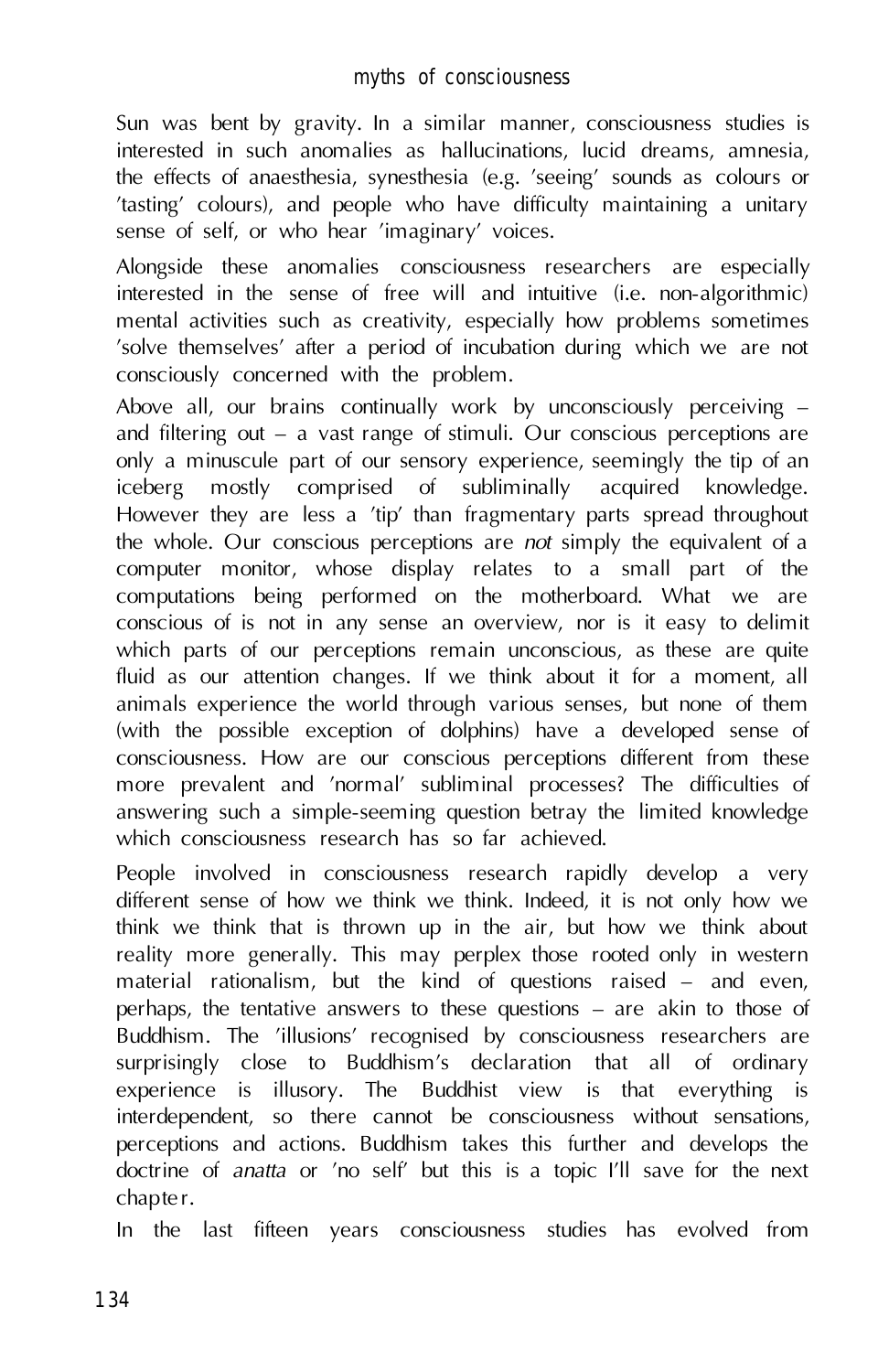Sun was bent by gravity. In a similar manner, consciousness studies is interested in such anomalies as hallucinations, lucid dreams, amnesia, the effects of anaesthesia, synesthesia (e.g. 'seeing' sounds as colours or 'tasting' colours), and people who have difficulty maintaining a unitary sense of self, or who hear 'imaginary' voices.

Alongside these anomalies consciousness researchers are especially interested in the sense of free will and intuitive (i.e. non-algorithmic) mental activities such as creativity, especially how problems sometimes 'solve themselves' after a period of incubation during which we are not consciously concerned with the problem.

Above all, our brains continually work by unconsciously perceiving – and filtering out – a vast range of stimuli. Our conscious perceptions are only a minuscule part of our sensory experience, seemingly the tip of an iceberg mostly comprised of subliminally acquired knowledge. However they are less a 'tip' than fragmentary parts spread throughout the whole. Our conscious perceptions are *not* simply the equivalent of a computer monitor, whose display relates to a small part of the computations being performed on the motherboard. What we are conscious of is not in any sense an overview, nor is it easy to delimit which parts of our perceptions remain unconscious, as these are quite fluid as our attention changes. If we think about it for a moment, all animals experience the world through various senses, but none of them (with the possible exception of dolphins) have a developed sense of consciousness. How are our conscious perceptions different from these more prevalent and 'normal' subliminal processes? The difficulties of answering such a simple-seeming question betray the limited knowledge which consciousness research has so far achieved.

People involved in consciousness research rapidly develop a very different sense of how we think we think. Indeed, it is not only how we think we think that is thrown up in the air, but how we think about reality more generally. This may perplex those rooted only in western material rationalism, but the kind of questions raised – and even, perhaps, the tentative answers to these questions – are akin to those of Buddhism. The 'illusions' recognised by consciousness researchers are surprisingly close to Buddhism's declaration that all of ordinary experience is illusory. The Buddhist view is that everything is interdependent, so there cannot be consciousness without sensations, perceptions and actions. Buddhism takes this further and develops the doctrine of *anatta* or 'no self' but this is a topic I'll save for the next chapter.

In the last fifteen years consciousness studies has evolved from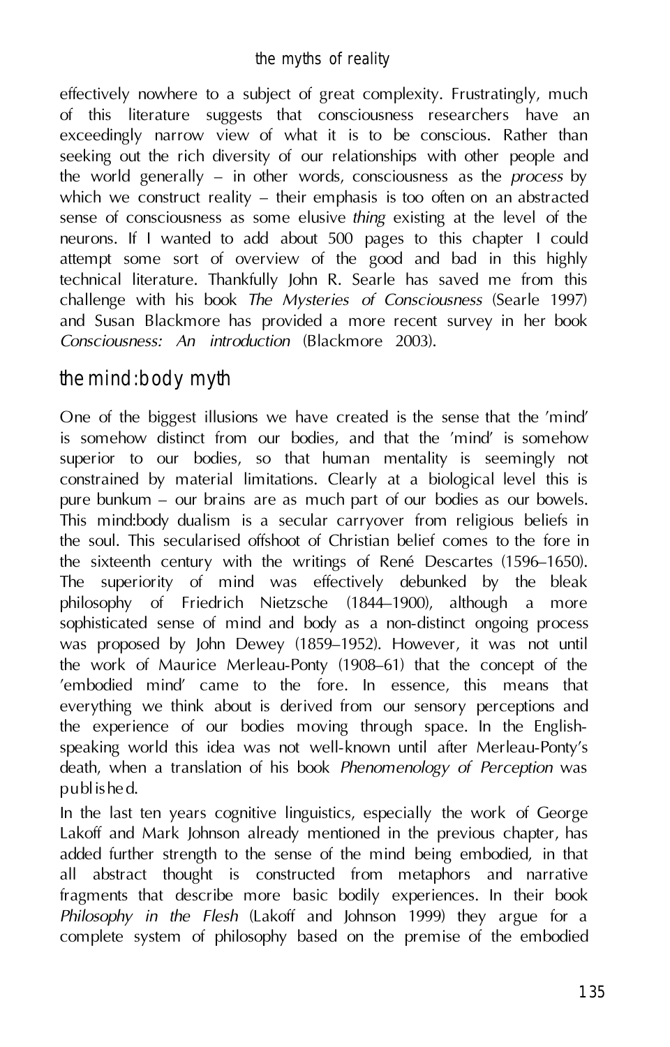effectively nowhere to a subject of great complexity. Frustratingly, much of this literature suggests that consciousness researchers have an exceedingly narrow view of what it is to be conscious. Rather than seeking out the rich diversity of our relationships with other people and the world generally – in other words, consciousness as the *process* by which we construct reality – their emphasis is too often on an abstracted sense of consciousness as some elusive *thing* existing at the level of the neurons. If I wanted to add about 500 pages to this chapter I could attempt some sort of overview of the good and bad in this highly technical literature. Thankfully John R. Searle has saved me from this challenge with his book *The Mysteries of Consciousness* (Searle 1997) and Susan Blackmore has provided a more recent survey in her book *Consciousness: An introduction* (Blackmore 2003).

## the mind:body myth

One of the biggest illusions we have created is the sense that the 'mind' is somehow distinct from our bodies, and that the 'mind' is somehow superior to our bodies, so that human mentality is seemingly not constrained by material limitations. Clearly at a biological level this is pure bunkum – our brains are as much part of our bodies as our bowels. This mind:body dualism is a secular carryover from religious beliefs in the soul. This secularised offshoot of Christian belief comes to the fore in the sixteenth century with the writings of René Descartes (1596–1650). The superiority of mind was effectively debunked by the bleak philosophy of Friedrich Nietzsche (1844–1900), although a more sophisticated sense of mind and body as a non-distinct ongoing process was proposed by John Dewey (1859–1952). However, it was not until the work of Maurice Merleau-Ponty (1908–61) that the concept of the 'embodied mind' came to the fore. In essence, this means that everything we think about is derived from our sensory perceptions and the experience of our bodies moving through space. In the English-speaking world this idea was not well-known until after Merleau-Ponty's death, when a translation of his book *Phenomenology of Perception* was published.

In the last ten years cognitive linguistics, especially the work of George Lakoff and Mark Johnson already mentioned in the previous chapter, has added further strength to the sense of the mind being embodied, in that all abstract thought is constructed from metaphors and narrative fragments that describe more basic bodily experiences. In their book *Philosophy in the Flesh* (Lakoff and Johnson 1999) they argue for a complete system of philosophy based on the premise of the embodied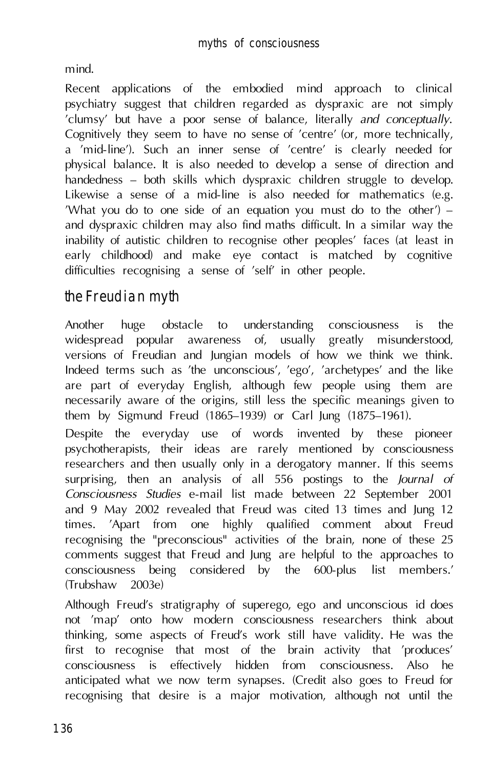mind.

Recent applications of the embodied mind approach to clinical psychiatry suggest that children regarded as dyspraxic are not simply 'clumsy' but have a poor sense of balance, literally *and conceptually*. Cognitively they seem to have no sense of 'centre' (or, more technically, a 'mid-line'). Such an inner sense of 'centre' is clearly needed for physical balance. It is also needed to develop a sense of direction and handedness – both skills which dyspraxic children struggle to develop. Likewise a sense of a mid-line is also needed for mathematics (e.g. 'What you do to one side of an equation you must do to the other') – and dyspraxic children may also find maths difficult. In a similar way the inability of autistic children to recognise other peoples' faces (at least in early childhood) and make eye contact is matched by cognitive difficulties recognising a sense of 'self' in other people.

## the Freudian myth

Another huge obstacle to understanding consciousness is the widespread popular awareness of, usually greatly misunderstood, versions of Freudian and Jungian models of how we think we think. Indeed terms such as 'the unconscious', 'ego', 'archetypes' and the like are part of everyday English, although few people using them are necessarily aware of the origins, still less the specific meanings given to them by Sigmund Freud (1865–1939) or Carl Jung (1875–1961).

Despite the everyday use of words invented by these pioneer psychotherapists, their ideas are rarely mentioned by consciousness researchers and then usually only in a derogatory manner. If this seems surprising, then an analysis of all 556 postings to the *Journal of Consciousness Studies* e-mail list made between 22 September 2001 and 9 May 2002 revealed that Freud was cited 13 times and Jung 12 times. 'Apart from one highly qualified comment about Freud recognising the "preconscious" activities of the brain, none of these 25 comments suggest that Freud and Jung are helpful to the approaches to consciousness being considered by the 600-plus list members.' (Trubshaw 2003e)

Although Freud's stratigraphy of superego, ego and unconscious id does not 'map' onto how modern consciousness researchers think about thinking, some aspects of Freud's work still have validity. He was the first to recognise that most of the brain activity that 'produces' consciousness is effectively hidden from consciousness. Also he anticipated what we now term synapses. (Credit also goes to Freud for recognising that desire is a major motivation, although not until the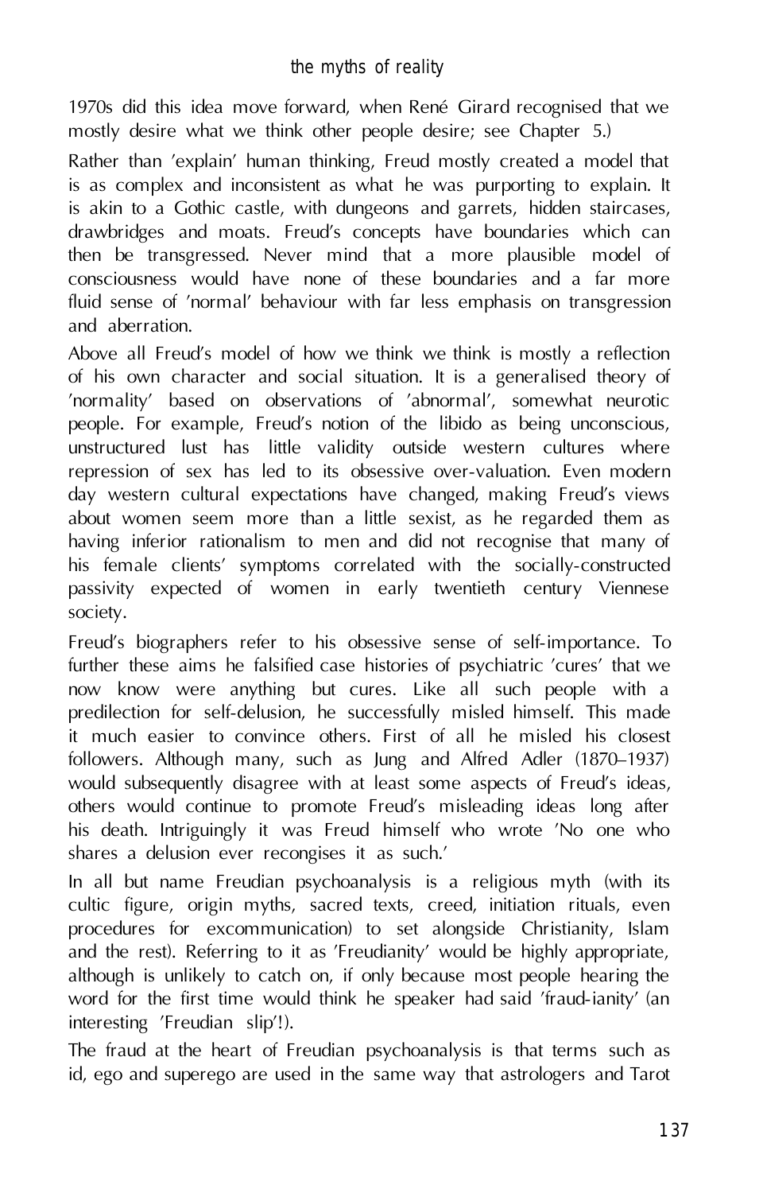1970s did this idea move forward, when René Girard recognised that we mostly desire what we think other people desire; see Chapter 5.)

Rather than 'explain' human thinking, Freud mostly created a model that is as complex and inconsistent as what he was purporting to explain. It is akin to a Gothic castle, with dungeons and garrets, hidden staircases, drawbridges and moats. Freud's concepts have boundaries which can then be transgressed. Never mind that a more plausible model of consciousness would have none of these boundaries and a far more fluid sense of 'normal' behaviour with far less emphasis on transgression and aberration.

Above all Freud's model of how we think we think is mostly a reflection of his own character and social situation. It is a generalised theory of 'normality' based on observations of 'abnormal', somewhat neurotic people. For example, Freud's notion of the libido as being unconscious, unstructured lust has little validity outside western cultures where repression of sex has led to its obsessive over-valuation. Even modern day western cultural expectations have changed, making Freud's views about women seem more than a little sexist, as he regarded them as having inferior rationalism to men and did not recognise that many of his female clients' symptoms correlated with the socially-constructed passivity expected of women in early twentieth century Viennese society.

Freud's biographers refer to his obsessive sense of self-importance. To further these aims he falsified case histories of psychiatric 'cures' that we now know were anything but cures. Like all such people with a predilection for self-delusion, he successfully misled himself. This made it much easier to convince others. First of all he misled his closest followers. Although many, such as Jung and Alfred Adler (1870–1937) would subsequently disagree with at least some aspects of Freud's ideas, others would continue to promote Freud's misleading ideas long after his death. Intriguingly it was Freud himself who wrote 'No one who shares a delusion ever recongises it as such.'

In all but name Freudian psychoanalysis is a religious myth (with its cultic figure, origin myths, sacred texts, creed, initiation rituals, even procedures for excommunication) to set alongside Christianity, Islam and the rest). Referring to it as 'Freudianity' would be highly appropriate, although is unlikely to catch on, if only because most people hearing the word for the first time would think he speaker had said 'fraud-ianity' (an interesting 'Freudian slip'!).

The fraud at the heart of Freudian psychoanalysis is that terms such as id, ego and superego are used in the same way that astrologers and Tarot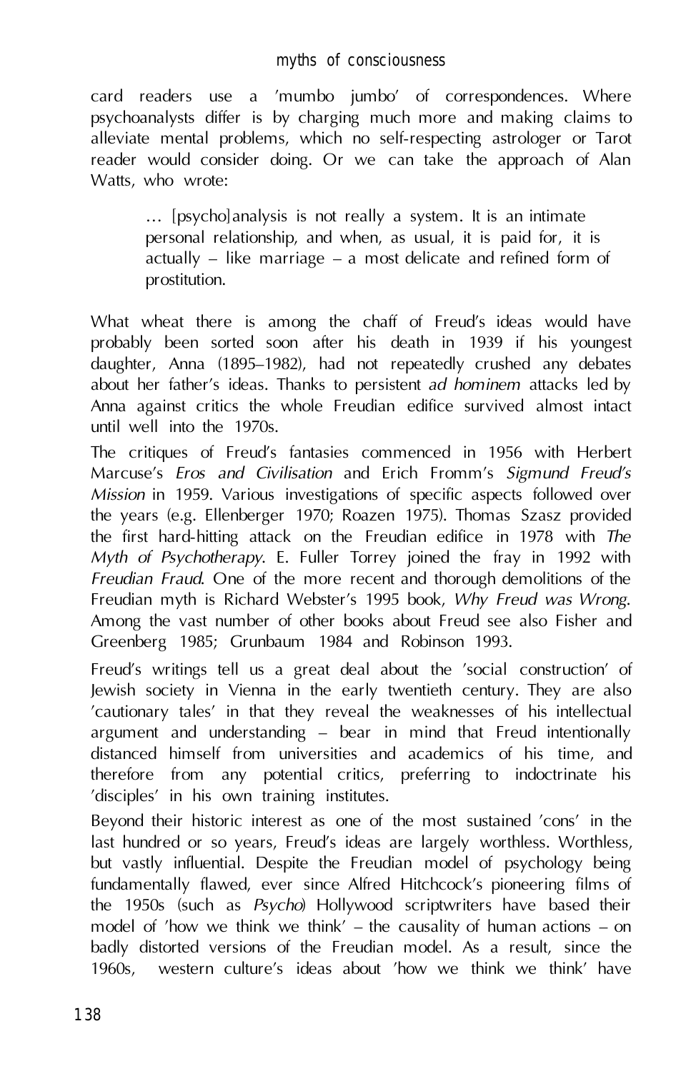card readers use a 'mumbo jumbo' of correspondences. Where psychoanalysts differ is by charging much more and making claims to alleviate mental problems, which no self-respecting astrologer or Tarot reader would consider doing. Or we can take the approach of Alan Watts, who wrote:

> … [psycho]analysis is not really a system. It is an intimate personal relationship, and when, as usual, it is paid for, it is actually – like marriage – a most delicate and refined form of prostitution.

What wheat there is among the chaff of Freud's ideas would have probably been sorted soon after his death in 1939 if his youngest daughter, Anna (1895–1982), had not repeatedly crushed any debates about her father's ideas. Thanks to persistent *ad hominem* attacks led by Anna against critics the whole Freudian edifice survived almost intact until well into the 1970s.

The critiques of Freud's fantasies commenced in 1956 with Herbert Marcuse's *Eros and Civilisation* and Erich Fromm's *Sigmund Freud's Mission* in 1959. Various investigations of specific aspects followed over the years (e.g. Ellenberger 1970; Roazen 1975). Thomas Szasz provided the first hard-hitting attack on the Freudian edifice in 1978 with *The Myth of Psychotherapy*. E. Fuller Torrey joined the fray in 1992 with *Freudian Fraud*. One of the more recent and thorough demolitions of the Freudian myth is Richard Webster's 1995 book, *Why Freud was Wrong*. Among the vast number of other books about Freud see also Fisher and Greenberg 1985; Grunbaum 1984 and Robinson 1993.

Freud's writings tell us a great deal about the 'social construction' of Jewish society in Vienna in the early twentieth century. They are also 'cautionary tales' in that they reveal the weaknesses of his intellectual argument and understanding – bear in mind that Freud intentionally distanced himself from universities and academics of his time, and therefore from any potential critics, preferring to indoctrinate his 'disciples' in his own training institutes.

Beyond their historic interest as one of the most sustained 'cons' in the last hundred or so years, Freud's ideas are largely worthless. Worthless, but vastly influential. Despite the Freudian model of psychology being fundamentally flawed, ever since Alfred Hitchcock's pioneering films of the 1950s (such as *Psycho*) Hollywood scriptwriters have based their model of 'how we think we think' – the causality of human actions – on badly distorted versions of the Freudian model. As a result, since the 1960s, western culture's ideas about 'how we think we think' have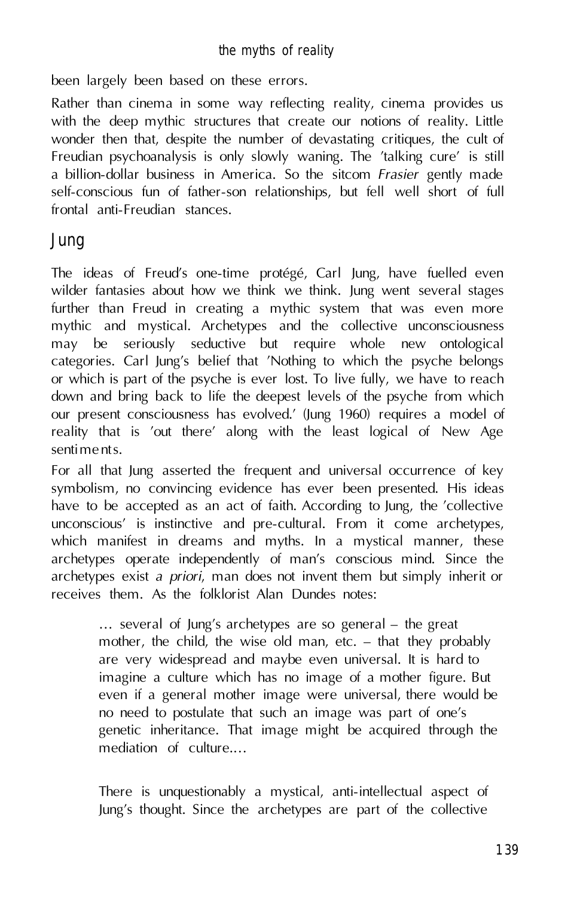been largely been based on these errors.

Rather than cinema in some way reflecting reality, cinema provides us with the deep mythic structures that create our notions of reality. Little wonder then that, despite the number of devastating critiques, the cult of Freudian psychoanalysis is only slowly waning. The 'talking cure' is still a billion-dollar business in America. So the sitcom *Frasier* gently made self-conscious fun of father-son relationships, but fell well short of full frontal anti-Freudian stances.

## Jung

The ideas of Freud's one-time protégé, Carl Jung, have fuelled even wilder fantasies about how we think we think. Jung went several stages further than Freud in creating a mythic system that was even more mythic and mystical. Archetypes and the collective unconsciousness may be seriously seductive but require whole new ontological categories. Carl Jung's belief that 'Nothing to which the psyche belongs or which is part of the psyche is ever lost. To live fully, we have to reach down and bring back to life the deepest levels of the psyche from which our present consciousness has evolved.' (Jung 1960) requires a model of reality that is 'out there' along with the least logical of New Age sentiments.

For all that Jung asserted the frequent and universal occurrence of key symbolism, no convincing evidence has ever been presented. His ideas have to be accepted as an act of faith. According to Jung, the 'collective unconscious' is instinctive and pre-cultural. From it come archetypes, which manifest in dreams and myths. In a mystical manner, these archetypes operate independently of man's conscious mind. Since the archetypes exist *a priori*, man does not invent them but simply inherit or receives them. As the folklorist Alan Dundes notes:

> … several of Jung's archetypes are so general – the great mother, the child, the wise old man, etc. – that they probably are very widespread and maybe even universal. It is hard to imagine a culture which has no image of a mother figure. But even if a general mother image were universal, there would be no need to postulate that such an image was part of one's genetic inheritance. That image might be acquired through the mediation of culture.…
>
> There is unquestionably a mystical, anti-intellectual aspect of Jung's thought. Since the archetypes are part of the collective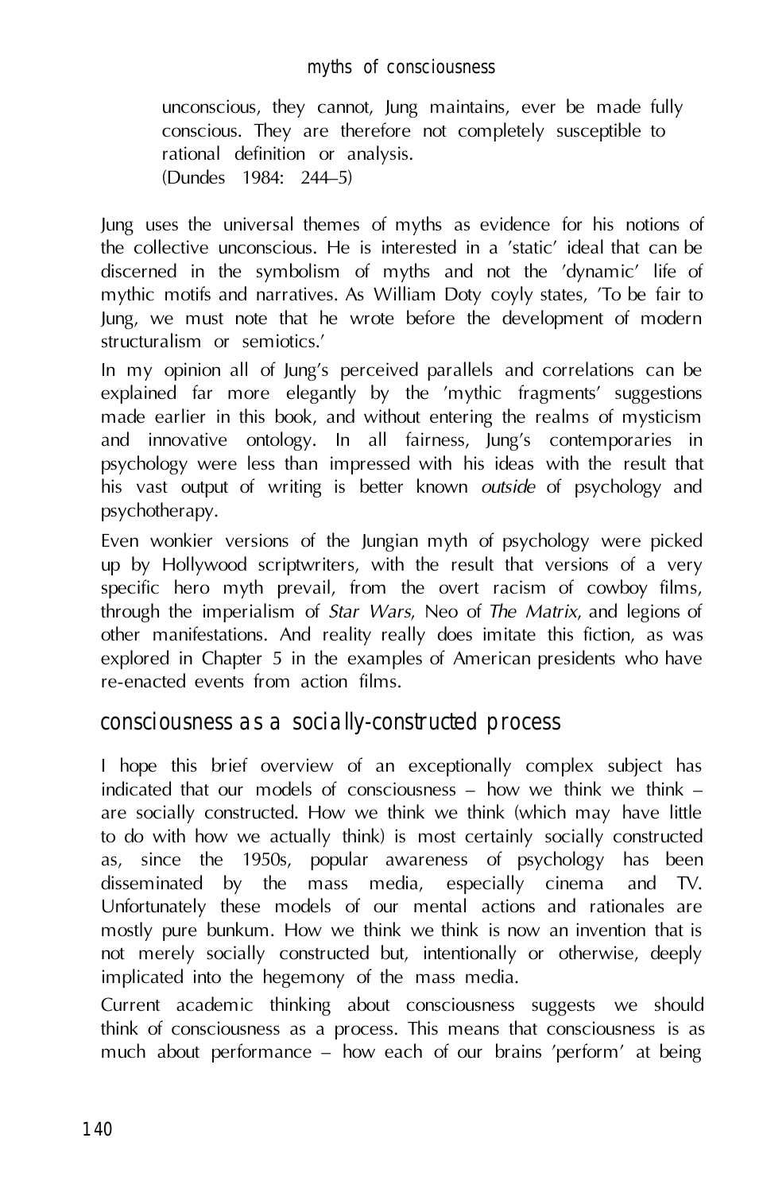> unconscious, they cannot, Jung maintains, ever be made fully conscious. They are therefore not completely susceptible to rational definition or analysis.
> (Dundes 1984: 244–5)

Jung uses the universal themes of myths as evidence for his notions of the collective unconscious. He is interested in a 'static' ideal that can be discerned in the symbolism of myths and not the 'dynamic' life of mythic motifs and narratives. As William Doty coyly states, 'To be fair to Jung, we must note that he wrote before the development of modern structuralism or semiotics.'

In my opinion all of Jung's perceived parallels and correlations can be explained far more elegantly by the 'mythic fragments' suggestions made earlier in this book, and without entering the realms of mysticism and innovative ontology. In all fairness, Jung's contemporaries in psychology were less than impressed with his ideas with the result that his vast output of writing is better known *outside* of psychology and psychotherapy.

Even wonkier versions of the Jungian myth of psychology were picked up by Hollywood scriptwriters, with the result that versions of a very specific hero myth prevail, from the overt racism of cowboy films, through the imperialism of *Star Wars*, Neo of *The Matrix*, and legions of other manifestations. And reality really does imitate this fiction, as was explored in Chapter 5 in the examples of American presidents who have re-enacted events from action films.

## consciousness as a socially-constructed process

I hope this brief overview of an exceptionally complex subject has indicated that our models of consciousness – how we think we think – are socially constructed. How we think we think (which may have little to do with how we actually think) is most certainly socially constructed as, since the 1950s, popular awareness of psychology has been disseminated by the mass media, especially cinema and TV. Unfortunately these models of our mental actions and rationales are mostly pure bunkum. How we think we think is now an invention that is not merely socially constructed but, intentionally or otherwise, deeply implicated into the hegemony of the mass media.

Current academic thinking about consciousness suggests we should think of consciousness as a process. This means that consciousness is as much about performance – how each of our brains 'perform' at being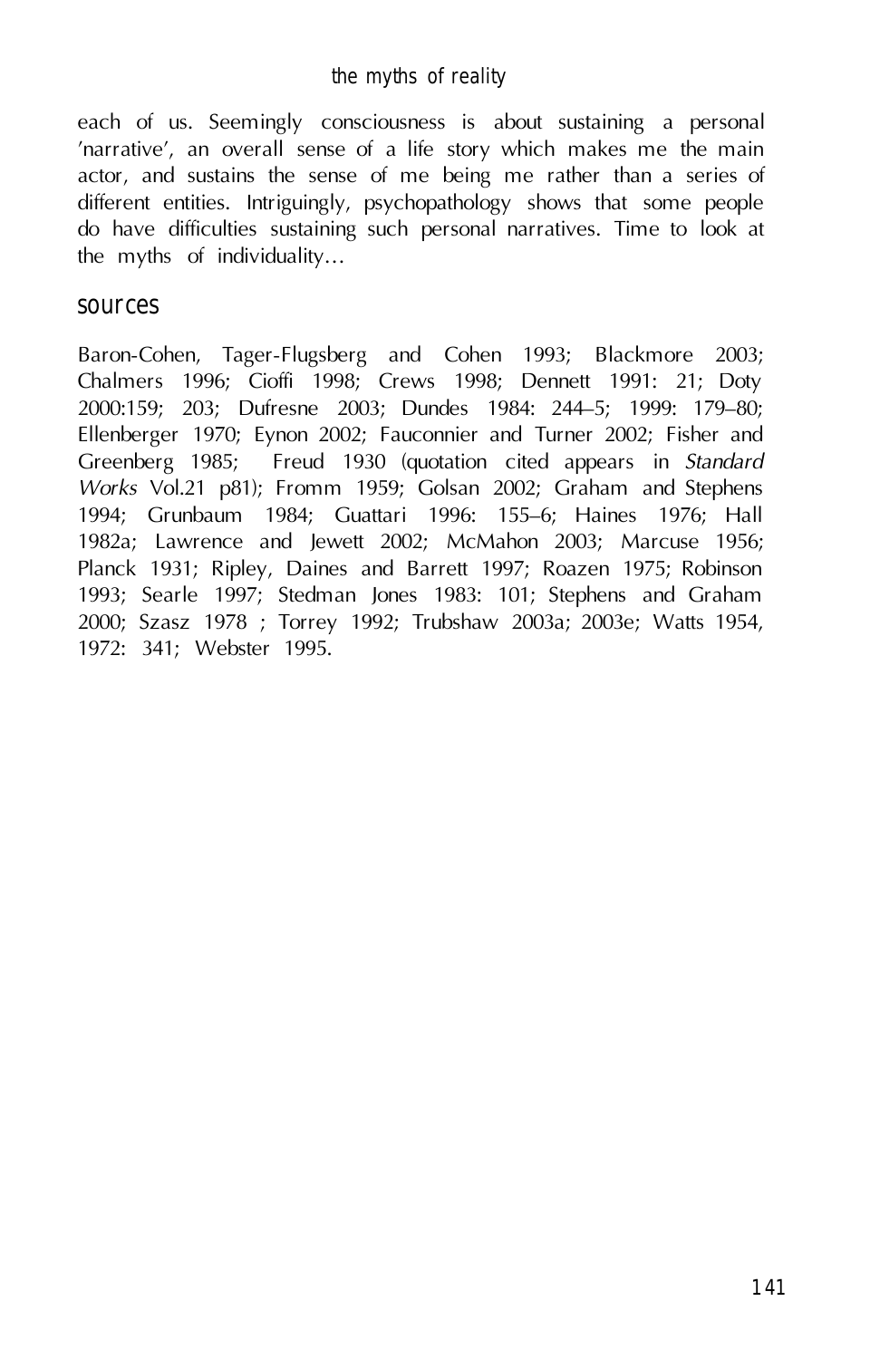each of us. Seemingly consciousness is about sustaining a personal 'narrative', an overall sense of a life story which makes me the main actor, and sustains the sense of me being me rather than a series of different entities. Intriguingly, psychopathology shows that some people do have difficulties sustaining such personal narratives. Time to look at the myths of individuality...

## sources

Baron-Cohen, Tager-Flugsberg and Cohen 1993; Blackmore 2003; Chalmers 1996; Cioffi 1998; Crews 1998; Dennett 1991: 21; Doty 2000:159; 203; Dufresne 2003; Dundes 1984: 244–5; 1999: 179–80; Ellenberger 1970; Eynon 2002; Fauconnier and Turner 2002; Fisher and Greenberg 1985; Freud 1930 (quotation cited appears in *Standard Works* Vol.21 p81); Fromm 1959; Golsan 2002; Graham and Stephens 1994; Grunbaum 1984; Guattari 1996: 155–6; Haines 1976; Hall 1982a; Lawrence and Jewett 2002; McMahon 2003; Marcuse 1956; Planck 1931; Ripley, Daines and Barrett 1997; Roazen 1975; Robinson 1993; Searle 1997; Stedman Jones 1983: 101; Stephens and Graham 2000; Szasz 1978 ; Torrey 1992; Trubshaw 2003a; 2003e; Watts 1954, 1972: 341; Webster 1995.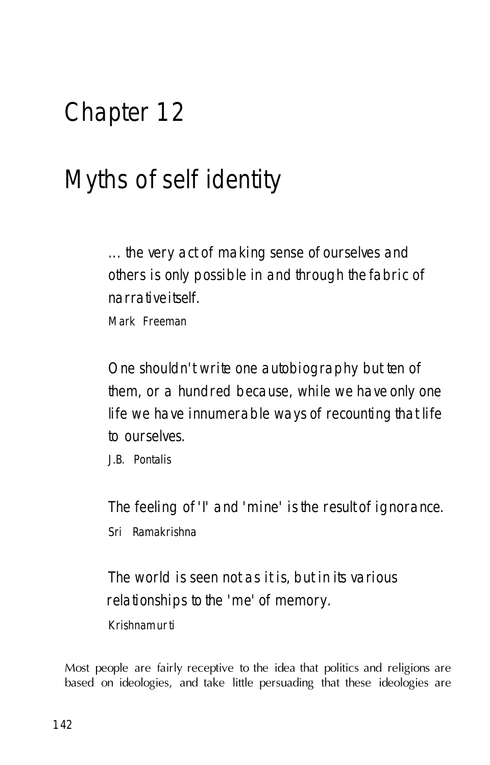# Chapter 12

# Myths of self identity

> ... the very act of making sense of ourselves and others is only possible in and through the fabric of narrative itself.
>
> Mark Freeman

> One shouldn't write one autobiography but ten of them, or a hundred because, while we have only one life we have innumerable ways of recounting that life to ourselves.
>
> J.B. Pontalis

> The feeling of 'I' and 'mine' is the result of ignorance.
>
> Sri Ramakrishna

> The world is seen not as it is, but in its various relationships to the 'me' of memory.
>
> Krishnamurti

Most people are fairly receptive to the idea that politics and religions are based on ideologies, and take little persuading that these ideologies are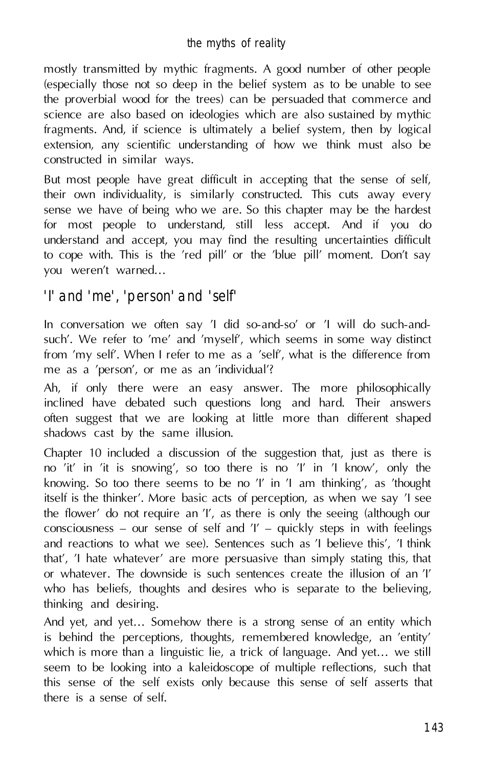mostly transmitted by mythic fragments. A good number of other people (especially those not so deep in the belief system as to be unable to see the proverbial wood for the trees) can be persuaded that commerce and science are also based on ideologies which are also sustained by mythic fragments. And, if science is ultimately a belief system, then by logical extension, any scientific understanding of how we think must also be constructed in similar ways.

But most people have great difficult in accepting that the sense of self, their own individuality, is similarly constructed. This cuts away every sense we have of being who we are. So this chapter may be the hardest for most people to understand, still less accept. And if you do understand and accept, you may find the resulting uncertainties difficult to cope with. This is the 'red pill' or the 'blue pill' moment. Don't say you weren't warned…

## 'I' and 'me', 'person' and 'self'

In conversation we often say 'I did so-and-so' or 'I will do such-and-such'. We refer to 'me' and 'myself', which seems in some way distinct from 'my self'. When I refer to me as a 'self', what is the difference from me as a 'person', or me as an 'individual'?

Ah, if only there were an easy answer. The more philosophically inclined have debated such questions long and hard. Their answers often suggest that we are looking at little more than different shaped shadows cast by the same illusion.

Chapter 10 included a discussion of the suggestion that, just as there is no 'it' in 'it is snowing', so too there is no 'I' in 'I know', only the knowing. So too there seems to be no 'I' in 'I am thinking', as 'thought itself is the thinker'. More basic acts of perception, as when we say 'I see the flower' do not require an 'I', as there is only the seeing (although our consciousness – our sense of self and 'I' – quickly steps in with feelings and reactions to what we see). Sentences such as 'I believe this', 'I think that', 'I hate whatever' are more persuasive than simply stating this, that or whatever. The downside is such sentences create the illusion of an 'I' who has beliefs, thoughts and desires who is separate to the believing, thinking and desiring.

And yet, and yet… Somehow there is a strong sense of an entity which is behind the perceptions, thoughts, remembered knowledge, an 'entity' which is more than a linguistic lie, a trick of language. And yet… we still seem to be looking into a kaleidoscope of multiple reflections, such that this sense of the self exists only because this sense of self asserts that there is a sense of self.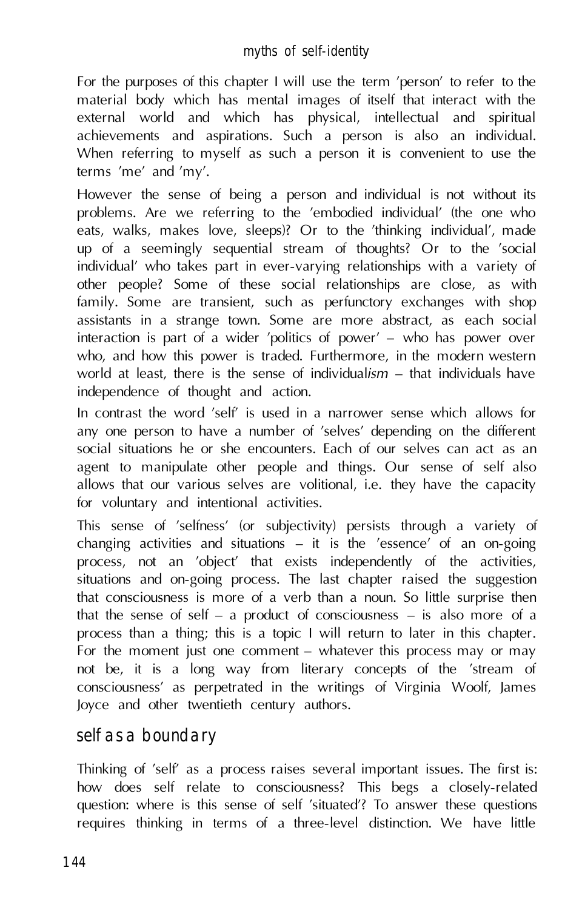For the purposes of this chapter I will use the term 'person' to refer to the material body which has mental images of itself that interact with the external world and which has physical, intellectual and spiritual achievements and aspirations. Such a person is also an individual. When referring to myself as such a person it is convenient to use the terms 'me' and 'my'.

However the sense of being a person and individual is not without its problems. Are we referring to the 'embodied individual' (the one who eats, walks, makes love, sleeps)? Or to the 'thinking individual', made up of a seemingly sequential stream of thoughts? Or to the 'social individual' who takes part in ever-varying relationships with a variety of other people? Some of these social relationships are close, as with family. Some are transient, such as perfunctory exchanges with shop assistants in a strange town. Some are more abstract, as each social interaction is part of a wider 'politics of power' – who has power over who, and how this power is traded. Furthermore, in the modern western world at least, there is the sense of individual*ism* – that individuals have independence of thought and action.

In contrast the word 'self' is used in a narrower sense which allows for any one person to have a number of 'selves' depending on the different social situations he or she encounters. Each of our selves can act as an agent to manipulate other people and things. Our sense of self also allows that our various selves are volitional, i.e. they have the capacity for voluntary and intentional activities.

This sense of 'selfness' (or subjectivity) persists through a variety of changing activities and situations – it is the 'essence' of an on-going process, not an 'object' that exists independently of the activities, situations and on-going process. The last chapter raised the suggestion that consciousness is more of a verb than a noun. So little surprise then that the sense of self – a product of consciousness – is also more of a process than a thing; this is a topic I will return to later in this chapter. For the moment just one comment – whatever this process may or may not be, it is a long way from literary concepts of the 'stream of consciousness' as perpetrated in the writings of Virginia Woolf, James Joyce and other twentieth century authors.

## self as a boundary

Thinking of 'self' as a process raises several important issues. The first is: how does self relate to consciousness? This begs a closely-related question: where is this sense of self 'situated'? To answer these questions requires thinking in terms of a three-level distinction. We have little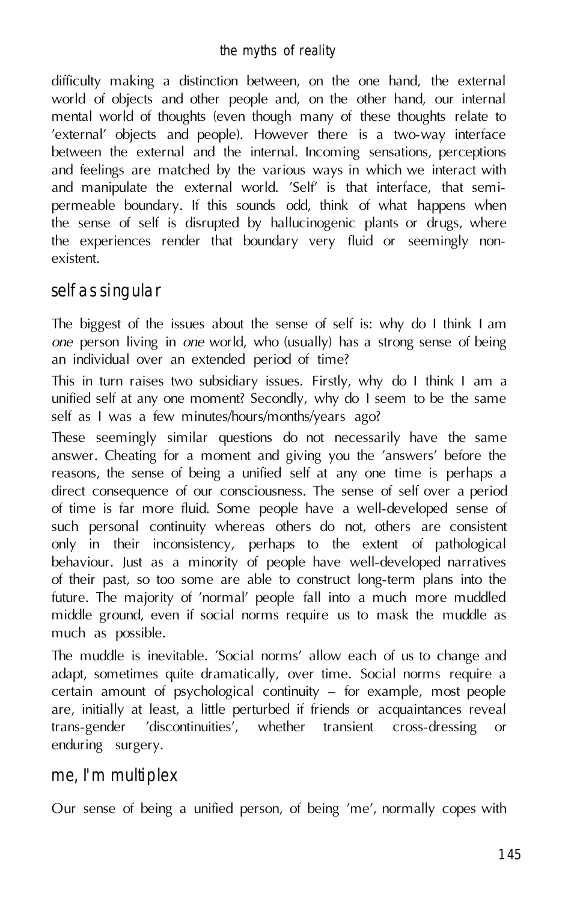difficulty making a distinction between, on the one hand, the external world of objects and other people and, on the other hand, our internal mental world of thoughts (even though many of these thoughts relate to 'external' objects and people). However there is a two-way interface between the external and the internal. Incoming sensations, perceptions and feelings are matched by the various ways in which we interact with and manipulate the external world. 'Self' is that interface, that semi-permeable boundary. If this sounds odd, think of what happens when the sense of self is disrupted by hallucinogenic plants or drugs, where the experiences render that boundary very fluid or seemingly non-existent.

## self as singular

The biggest of the issues about the sense of self is: why do I think I am *one* person living in *one* world, who (usually) has a strong sense of being an individual over an extended period of time?

This in turn raises two subsidiary issues. Firstly, why do I think I am a unified self at any one moment? Secondly, why do I seem to be the same self as I was a few minutes/hours/months/years ago?

These seemingly similar questions do not necessarily have the same answer. Cheating for a moment and giving you the 'answers' before the reasons, the sense of being a unified self at any one time is perhaps a direct consequence of our consciousness. The sense of self over a period of time is far more fluid. Some people have a well-developed sense of such personal continuity whereas others do not, others are consistent only in their inconsistency, perhaps to the extent of pathological behaviour. Just as a minority of people have well-developed narratives of their past, so too some are able to construct long-term plans into the future. The majority of 'normal' people fall into a much more muddled middle ground, even if social norms require us to mask the muddle as much as possible.

The muddle is inevitable. 'Social norms' allow each of us to change and adapt, sometimes quite dramatically, over time. Social norms require a certain amount of psychological continuity – for example, most people are, initially at least, a little perturbed if friends or acquaintances reveal trans-gender 'discontinuities', whether transient cross-dressing or enduring surgery.

## me, I'm multiplex

Our sense of being a unified person, of being 'me', normally copes with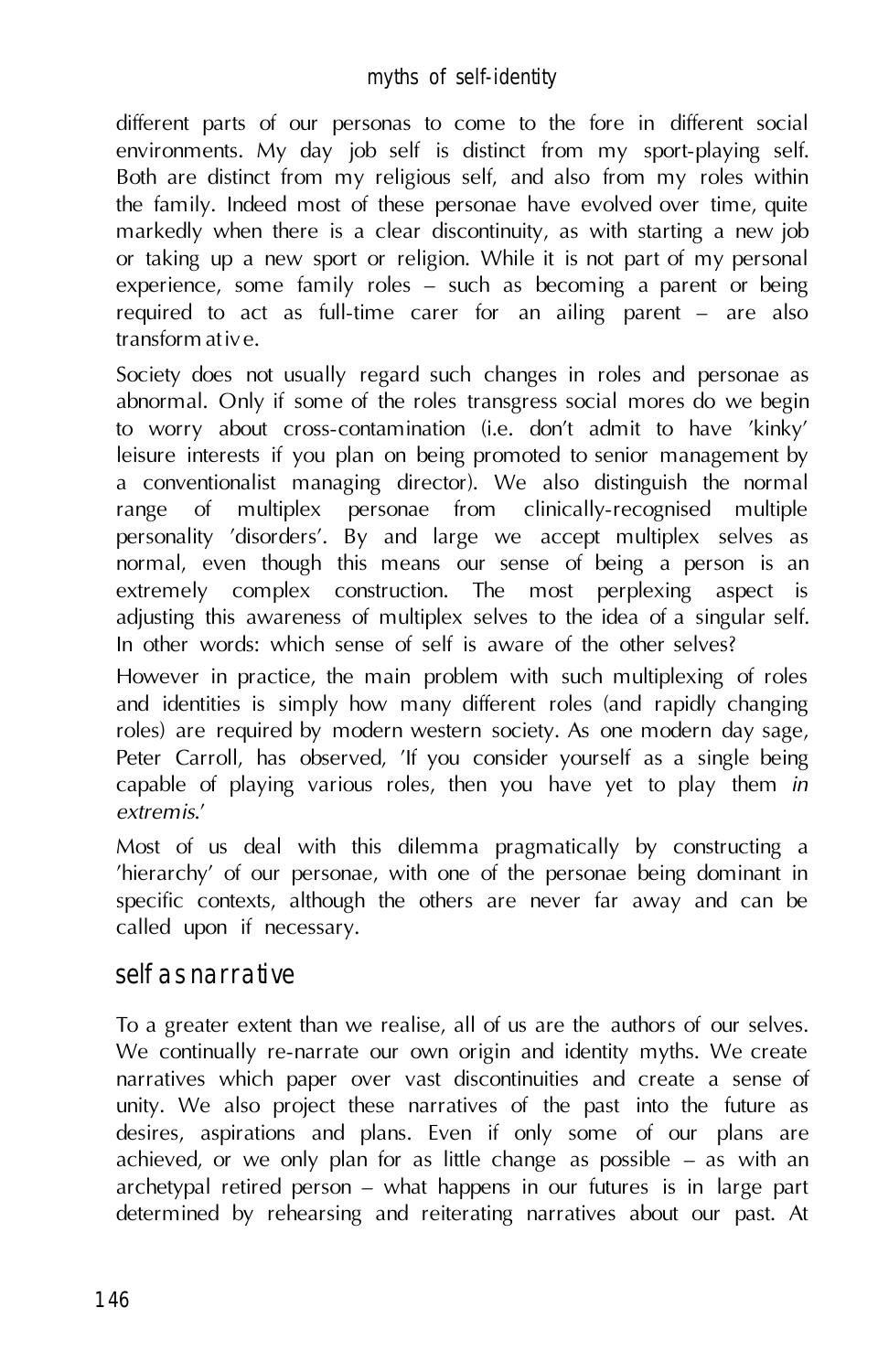different parts of our personas to come to the fore in different social environments. My day job self is distinct from my sport-playing self. Both are distinct from my religious self, and also from my roles within the family. Indeed most of these personae have evolved over time, quite markedly when there is a clear discontinuity, as with starting a new job or taking up a new sport or religion. While it is not part of my personal experience, some family roles – such as becoming a parent or being required to act as full-time carer for an ailing parent – are also transformative.

Society does not usually regard such changes in roles and personae as abnormal. Only if some of the roles transgress social mores do we begin to worry about cross-contamination (i.e. don't admit to have 'kinky' leisure interests if you plan on being promoted to senior management by a conventionalist managing director). We also distinguish the normal range of multiplex personae from clinically-recognised multiple personality 'disorders'. By and large we accept multiplex selves as normal, even though this means our sense of being a person is an extremely complex construction. The most perplexing aspect is adjusting this awareness of multiplex selves to the idea of a singular self. In other words: which sense of self is aware of the other selves?

However in practice, the main problem with such multiplexing of roles and identities is simply how many different roles (and rapidly changing roles) are required by modern western society. As one modern day sage, Peter Carroll, has observed, 'If you consider yourself as a single being capable of playing various roles, then you have yet to play them *in extremis*.'

Most of us deal with this dilemma pragmatically by constructing a 'hierarchy' of our personae, with one of the personae being dominant in specific contexts, although the others are never far away and can be called upon if necessary.

## self as narrative

To a greater extent than we realise, all of us are the authors of our selves. We continually re-narrate our own origin and identity myths. We create narratives which paper over vast discontinuities and create a sense of unity. We also project these narratives of the past into the future as desires, aspirations and plans. Even if only some of our plans are achieved, or we only plan for as little change as possible – as with an archetypal retired person – what happens in our futures is in large part determined by rehearsing and reiterating narratives about our past. At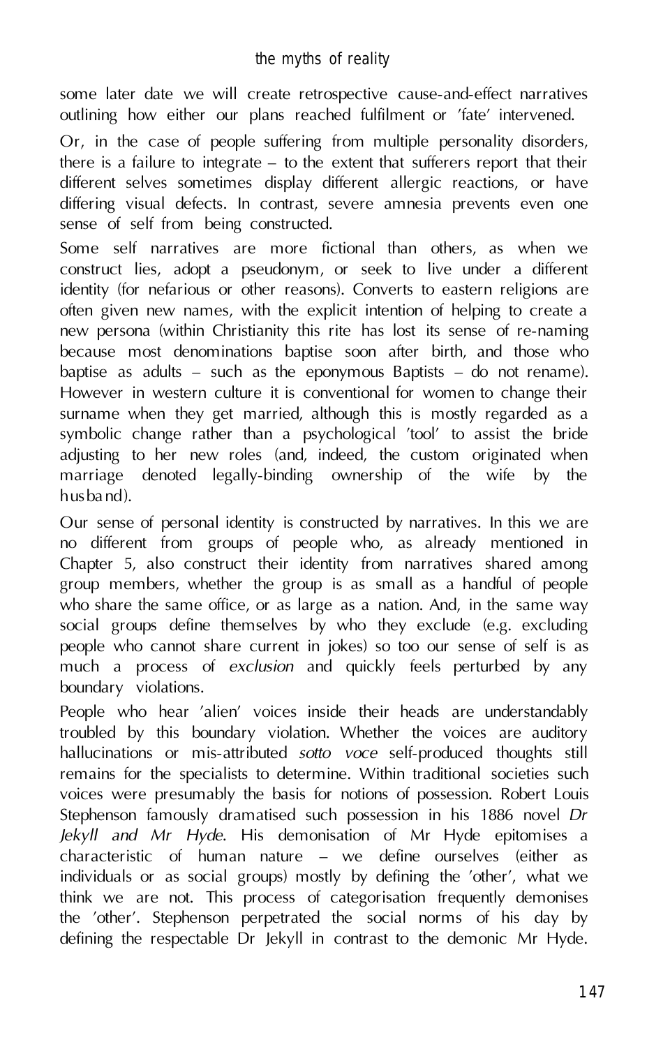some later date we will create retrospective cause-and-effect narratives outlining how either our plans reached fulfilment or 'fate' intervened.

Or, in the case of people suffering from multiple personality disorders, there is a failure to integrate – to the extent that sufferers report that their different selves sometimes display different allergic reactions, or have differing visual defects. In contrast, severe amnesia prevents even one sense of self from being constructed.

Some self narratives are more fictional than others, as when we construct lies, adopt a pseudonym, or seek to live under a different identity (for nefarious or other reasons). Converts to eastern religions are often given new names, with the explicit intention of helping to create a new persona (within Christianity this rite has lost its sense of re-naming because most denominations baptise soon after birth, and those who baptise as adults – such as the eponymous Baptists – do not rename). However in western culture it is conventional for women to change their surname when they get married, although this is mostly regarded as a symbolic change rather than a psychological 'tool' to assist the bride adjusting to her new roles (and, indeed, the custom originated when marriage denoted legally-binding ownership of the wife by the husband).

Our sense of personal identity is constructed by narratives. In this we are no different from groups of people who, as already mentioned in Chapter 5, also construct their identity from narratives shared among group members, whether the group is as small as a handful of people who share the same office, or as large as a nation. And, in the same way social groups define themselves by who they exclude (e.g. excluding people who cannot share current in jokes) so too our sense of self is as much a process of *exclusion* and quickly feels perturbed by any boundary violations.

People who hear 'alien' voices inside their heads are understandably troubled by this boundary violation. Whether the voices are auditory hallucinations or mis-attributed *sotto voce* self-produced thoughts still remains for the specialists to determine. Within traditional societies such voices were presumably the basis for notions of possession. Robert Louis Stephenson famously dramatised such possession in his 1886 novel *Dr Jekyll and Mr Hyde*. His demonisation of Mr Hyde epitomises a characteristic of human nature – we define ourselves (either as individuals or as social groups) mostly by defining the 'other', what we think we are not. This process of categorisation frequently demonises the 'other'. Stephenson perpetrated the social norms of his day by defining the respectable Dr Jekyll in contrast to the demonic Mr Hyde.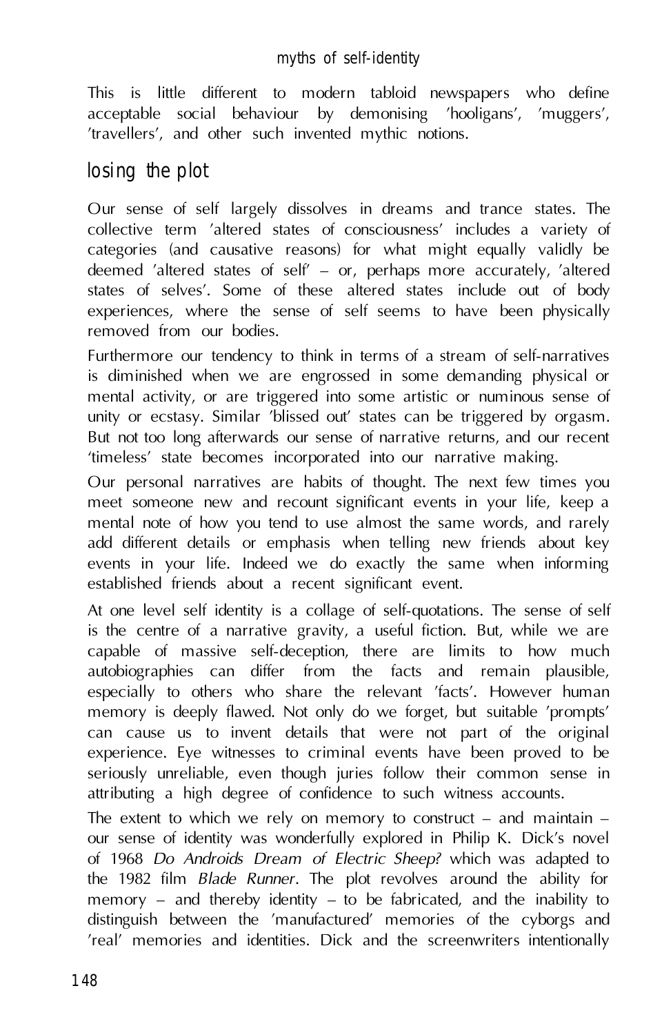This is little different to modern tabloid newspapers who define acceptable social behaviour by demonising 'hooligans', 'muggers', 'travellers', and other such invented mythic notions.

## losing the plot

Our sense of self largely dissolves in dreams and trance states. The collective term 'altered states of consciousness' includes a variety of categories (and causative reasons) for what might equally validly be deemed 'altered states of self' – or, perhaps more accurately, 'altered states of selves'. Some of these altered states include out of body experiences, where the sense of self seems to have been physically removed from our bodies.

Furthermore our tendency to think in terms of a stream of self-narratives is diminished when we are engrossed in some demanding physical or mental activity, or are triggered into some artistic or numinous sense of unity or ecstasy. Similar 'blissed out' states can be triggered by orgasm. But not too long afterwards our sense of narrative returns, and our recent 'timeless' state becomes incorporated into our narrative making.

Our personal narratives are habits of thought. The next few times you meet someone new and recount significant events in your life, keep a mental note of how you tend to use almost the same words, and rarely add different details or emphasis when telling new friends about key events in your life. Indeed we do exactly the same when informing established friends about a recent significant event.

At one level self identity is a collage of self-quotations. The sense of self is the centre of a narrative gravity, a useful fiction. But, while we are capable of massive self-deception, there are limits to how much autobiographies can differ from the facts and remain plausible, especially to others who share the relevant 'facts'. However human memory is deeply flawed. Not only do we forget, but suitable 'prompts' can cause us to invent details that were not part of the original experience. Eye witnesses to criminal events have been proved to be seriously unreliable, even though juries follow their common sense in attributing a high degree of confidence to such witness accounts.

The extent to which we rely on memory to construct – and maintain – our sense of identity was wonderfully explored in Philip K. Dick's novel of 1968 *Do Androids Dream of Electric Sheep?* which was adapted to the 1982 film *Blade Runner*. The plot revolves around the ability for memory – and thereby identity – to be fabricated, and the inability to distinguish between the 'manufactured' memories of the cyborgs and 'real' memories and identities. Dick and the screenwriters intentionally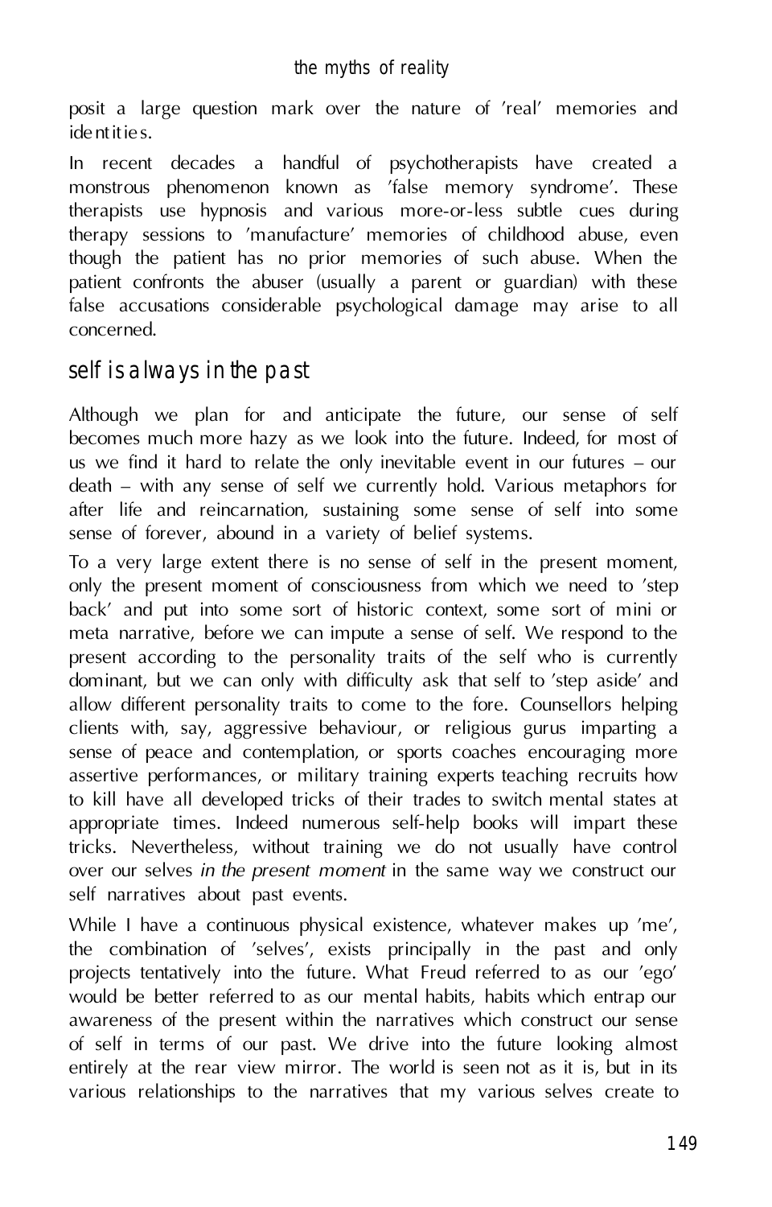posit a large question mark over the nature of 'real' memories and identities.

In recent decades a handful of psychotherapists have created a monstrous phenomenon known as 'false memory syndrome'. These therapists use hypnosis and various more-or-less subtle cues during therapy sessions to 'manufacture' memories of childhood abuse, even though the patient has no prior memories of such abuse. When the patient confronts the abuser (usually a parent or guardian) with these false accusations considerable psychological damage may arise to all concerned.

## self is always in the past

Although we plan for and anticipate the future, our sense of self becomes much more hazy as we look into the future. Indeed, for most of us we find it hard to relate the only inevitable event in our futures – our death – with any sense of self we currently hold. Various metaphors for after life and reincarnation, sustaining some sense of self into some sense of forever, abound in a variety of belief systems.

To a very large extent there is no sense of self in the present moment, only the present moment of consciousness from which we need to 'step back' and put into some sort of historic context, some sort of mini or meta narrative, before we can impute a sense of self. We respond to the present according to the personality traits of the self who is currently dominant, but we can only with difficulty ask that self to 'step aside' and allow different personality traits to come to the fore. Counsellors helping clients with, say, aggressive behaviour, or religious gurus imparting a sense of peace and contemplation, or sports coaches encouraging more assertive performances, or military training experts teaching recruits how to kill have all developed tricks of their trades to switch mental states at appropriate times. Indeed numerous self-help books will impart these tricks. Nevertheless, without training we do not usually have control over our selves *in the present moment* in the same way we construct our self narratives about past events.

While I have a continuous physical existence, whatever makes up 'me', the combination of 'selves', exists principally in the past and only projects tentatively into the future. What Freud referred to as our 'ego' would be better referred to as our mental habits, habits which entrap our awareness of the present within the narratives which construct our sense of self in terms of our past. We drive into the future looking almost entirely at the rear view mirror. The world is seen not as it is, but in its various relationships to the narratives that my various selves create to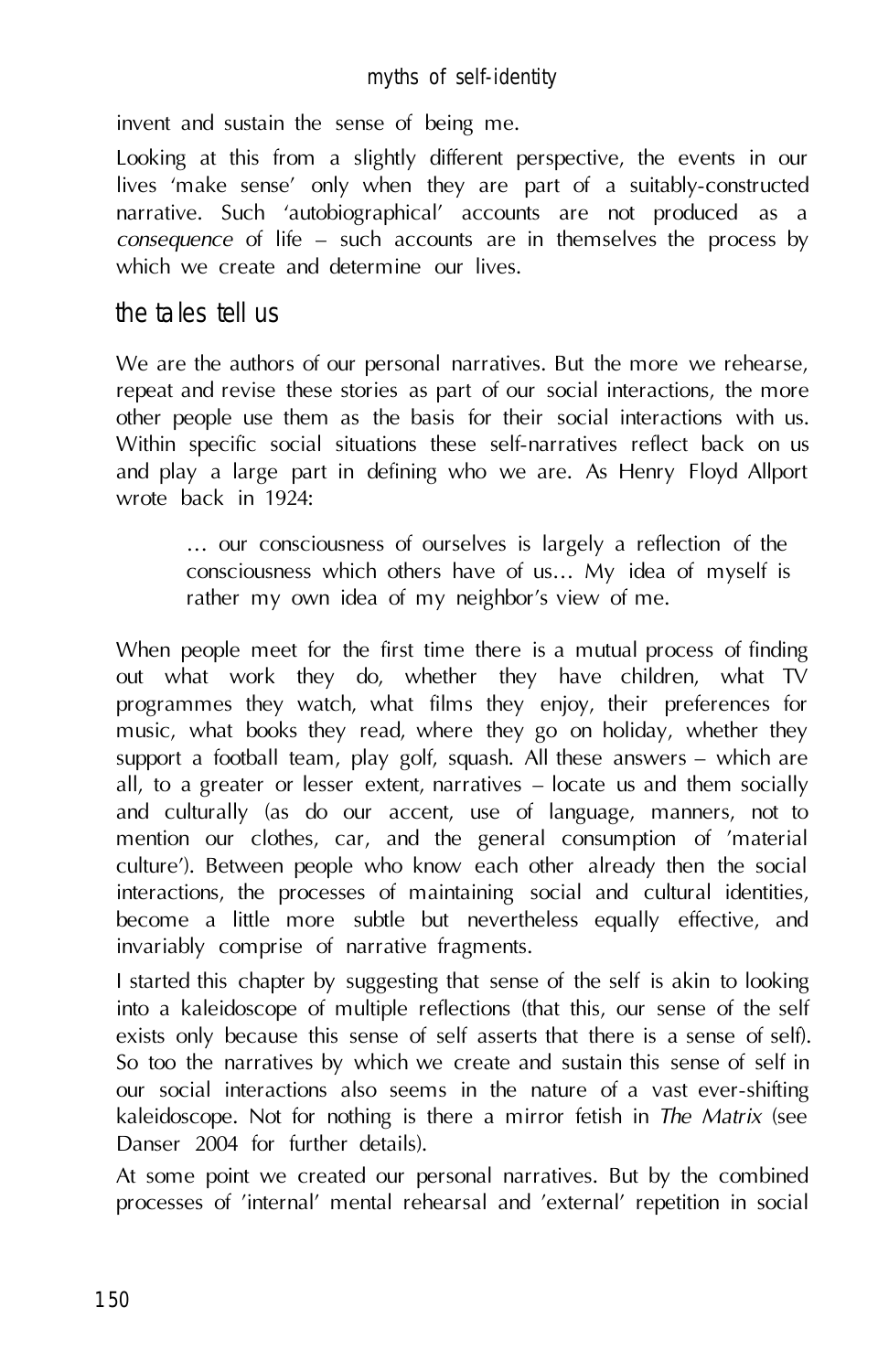invent and sustain the sense of being me.

Looking at this from a slightly different perspective, the events in our lives 'make sense' only when they are part of a suitably-constructed narrative. Such 'autobiographical' accounts are not produced as a *consequence* of life – such accounts are in themselves the process by which we create and determine our lives.

## the tales tell us

We are the authors of our personal narratives. But the more we rehearse, repeat and revise these stories as part of our social interactions, the more other people use them as the basis for their social interactions with us. Within specific social situations these self-narratives reflect back on us and play a large part in defining who we are. As Henry Floyd Allport wrote back in 1924:

> … our consciousness of ourselves is largely a reflection of the consciousness which others have of us… My idea of myself is rather my own idea of my neighbor's view of me.

When people meet for the first time there is a mutual process of finding out what work they do, whether they have children, what TV programmes they watch, what films they enjoy, their preferences for music, what books they read, where they go on holiday, whether they support a football team, play golf, squash. All these answers – which are all, to a greater or lesser extent, narratives – locate us and them socially and culturally (as do our accent, use of language, manners, not to mention our clothes, car, and the general consumption of 'material culture'). Between people who know each other already then the social interactions, the processes of maintaining social and cultural identities, become a little more subtle but nevertheless equally effective, and invariably comprise of narrative fragments.

I started this chapter by suggesting that sense of the self is akin to looking into a kaleidoscope of multiple reflections (that this, our sense of the self exists only because this sense of self asserts that there is a sense of self). So too the narratives by which we create and sustain this sense of self in our social interactions also seems in the nature of a vast ever-shifting kaleidoscope. Not for nothing is there a mirror fetish in *The Matrix* (see Danser 2004 for further details).

At some point we created our personal narratives. But by the combined processes of 'internal' mental rehearsal and 'external' repetition in social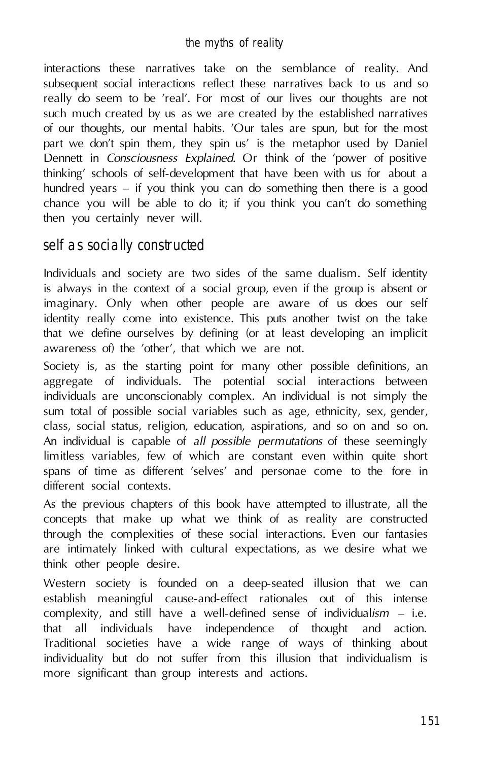interactions these narratives take on the semblance of reality. And subsequent social interactions reflect these narratives back to us and so really do seem to be 'real'. For most of our lives our thoughts are not such much created by us as we are created by the established narratives of our thoughts, our mental habits. 'Our tales are spun, but for the most part we don't spin them, they spin us' is the metaphor used by Daniel Dennett in *Consciousness Explained*. Or think of the 'power of positive thinking' schools of self-development that have been with us for about a hundred years – if you think you can do something then there is a good chance you will be able to do it; if you think you can't do something then you certainly never will.

## self as socially constructed

Individuals and society are two sides of the same dualism. Self identity is always in the context of a social group, even if the group is absent or imaginary. Only when other people are aware of us does our self identity really come into existence. This puts another twist on the take that we define ourselves by defining (or at least developing an implicit awareness of) the 'other', that which we are not.

Society is, as the starting point for many other possible definitions, an aggregate of individuals. The potential social interactions between individuals are unconscionably complex. An individual is not simply the sum total of possible social variables such as age, ethnicity, sex, gender, class, social status, religion, education, aspirations, and so on and so on. An individual is capable of *all possible permutations* of these seemingly limitless variables, few of which are constant even within quite short spans of time as different 'selves' and personae come to the fore in different social contexts.

As the previous chapters of this book have attempted to illustrate, all the concepts that make up what we think of as reality are constructed through the complexities of these social interactions. Even our fantasies are intimately linked with cultural expectations, as we desire what we think other people desire.

Western society is founded on a deep-seated illusion that we can establish meaningful cause-and-effect rationales out of this intense complexity, and still have a well-defined sense of individual*ism* – i.e. that all individuals have independence of thought and action. Traditional societies have a wide range of ways of thinking about individuality but do not suffer from this illusion that individualism is more significant than group interests and actions.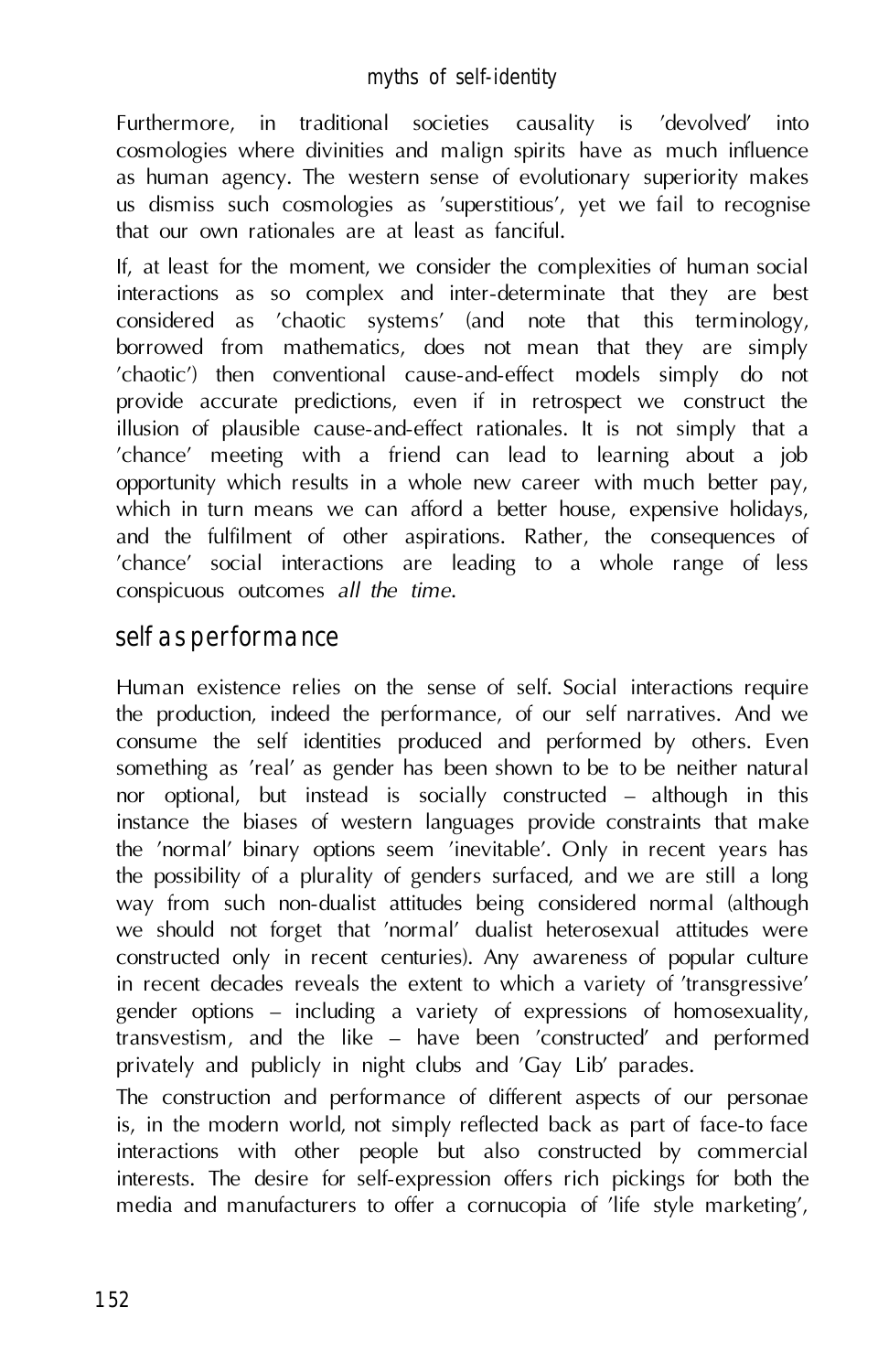Furthermore, in traditional societies causality is 'devolved' into cosmologies where divinities and malign spirits have as much influence as human agency. The western sense of evolutionary superiority makes us dismiss such cosmologies as 'superstitious', yet we fail to recognise that our own rationales are at least as fanciful.

If, at least for the moment, we consider the complexities of human social interactions as so complex and inter-determinate that they are best considered as 'chaotic systems' (and note that this terminology, borrowed from mathematics, does not mean that they are simply 'chaotic') then conventional cause-and-effect models simply do not provide accurate predictions, even if in retrospect we construct the illusion of plausible cause-and-effect rationales. It is not simply that a 'chance' meeting with a friend can lead to learning about a job opportunity which results in a whole new career with much better pay, which in turn means we can afford a better house, expensive holidays, and the fulfilment of other aspirations. Rather, the consequences of 'chance' social interactions are leading to a whole range of less conspicuous outcomes *all the time*.

## self as performance

Human existence relies on the sense of self. Social interactions require the production, indeed the performance, of our self narratives. And we consume the self identities produced and performed by others. Even something as 'real' as gender has been shown to be to be neither natural nor optional, but instead is socially constructed – although in this instance the biases of western languages provide constraints that make the 'normal' binary options seem 'inevitable'. Only in recent years has the possibility of a plurality of genders surfaced, and we are still a long way from such non-dualist attitudes being considered normal (although we should not forget that 'normal' dualist heterosexual attitudes were constructed only in recent centuries). Any awareness of popular culture in recent decades reveals the extent to which a variety of 'transgressive' gender options – including a variety of expressions of homosexuality, transvestism, and the like – have been 'constructed' and performed privately and publicly in night clubs and 'Gay Lib' parades.

The construction and performance of different aspects of our personae is, in the modern world, not simply reflected back as part of face-to face interactions with other people but also constructed by commercial interests. The desire for self-expression offers rich pickings for both the media and manufacturers to offer a cornucopia of 'life style marketing',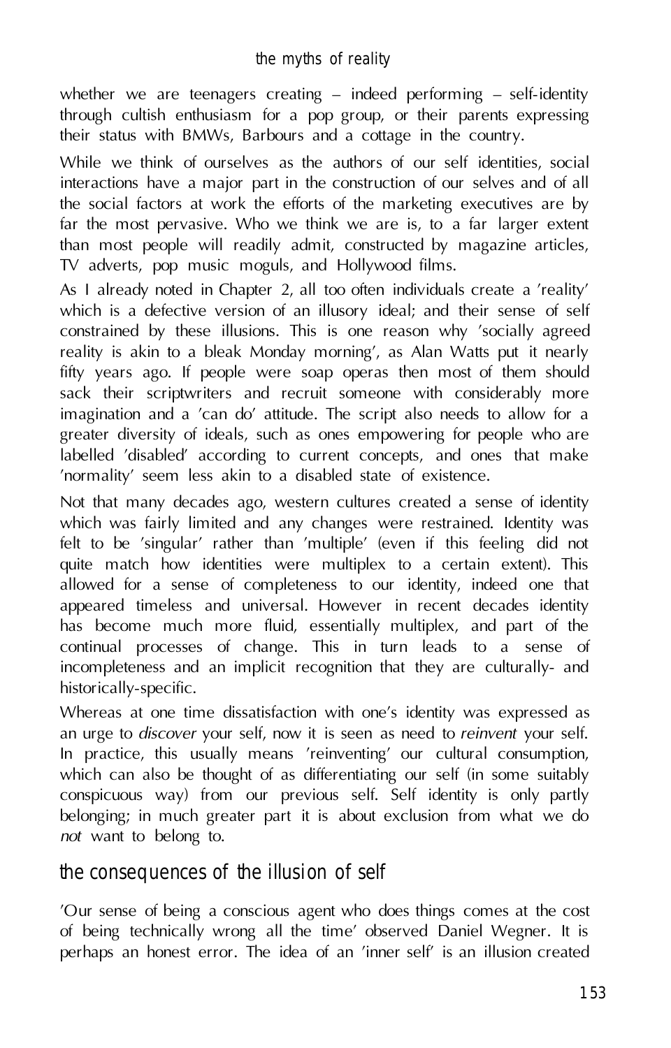whether we are teenagers creating – indeed performing – self-identity through cultish enthusiasm for a pop group, or their parents expressing their status with BMWs, Barbours and a cottage in the country.

While we think of ourselves as the authors of our self identities, social interactions have a major part in the construction of our selves and of all the social factors at work the efforts of the marketing executives are by far the most pervasive. Who we think we are is, to a far larger extent than most people will readily admit, constructed by magazine articles, TV adverts, pop music moguls, and Hollywood films.

As I already noted in Chapter 2, all too often individuals create a 'reality' which is a defective version of an illusory ideal; and their sense of self constrained by these illusions. This is one reason why 'socially agreed reality is akin to a bleak Monday morning', as Alan Watts put it nearly fifty years ago. If people were soap operas then most of them should sack their scriptwriters and recruit someone with considerably more imagination and a 'can do' attitude. The script also needs to allow for a greater diversity of ideals, such as ones empowering for people who are labelled 'disabled' according to current concepts, and ones that make 'normality' seem less akin to a disabled state of existence.

Not that many decades ago, western cultures created a sense of identity which was fairly limited and any changes were restrained. Identity was felt to be 'singular' rather than 'multiple' (even if this feeling did not quite match how identities were multiplex to a certain extent). This allowed for a sense of completeness to our identity, indeed one that appeared timeless and universal. However in recent decades identity has become much more fluid, essentially multiplex, and part of the continual processes of change. This in turn leads to a sense of incompleteness and an implicit recognition that they are culturally- and historically-specific.

Whereas at one time dissatisfaction with one's identity was expressed as an urge to *discover* your self, now it is seen as need to *reinvent* your self. In practice, this usually means 'reinventing' our cultural consumption, which can also be thought of as differentiating our self (in some suitably conspicuous way) from our previous self. Self identity is only partly belonging; in much greater part it is about exclusion from what we do *not* want to belong to.

## the consequences of the illusion of self

'Our sense of being a conscious agent who does things comes at the cost of being technically wrong all the time' observed Daniel Wegner. It is perhaps an honest error. The idea of an 'inner self' is an illusion created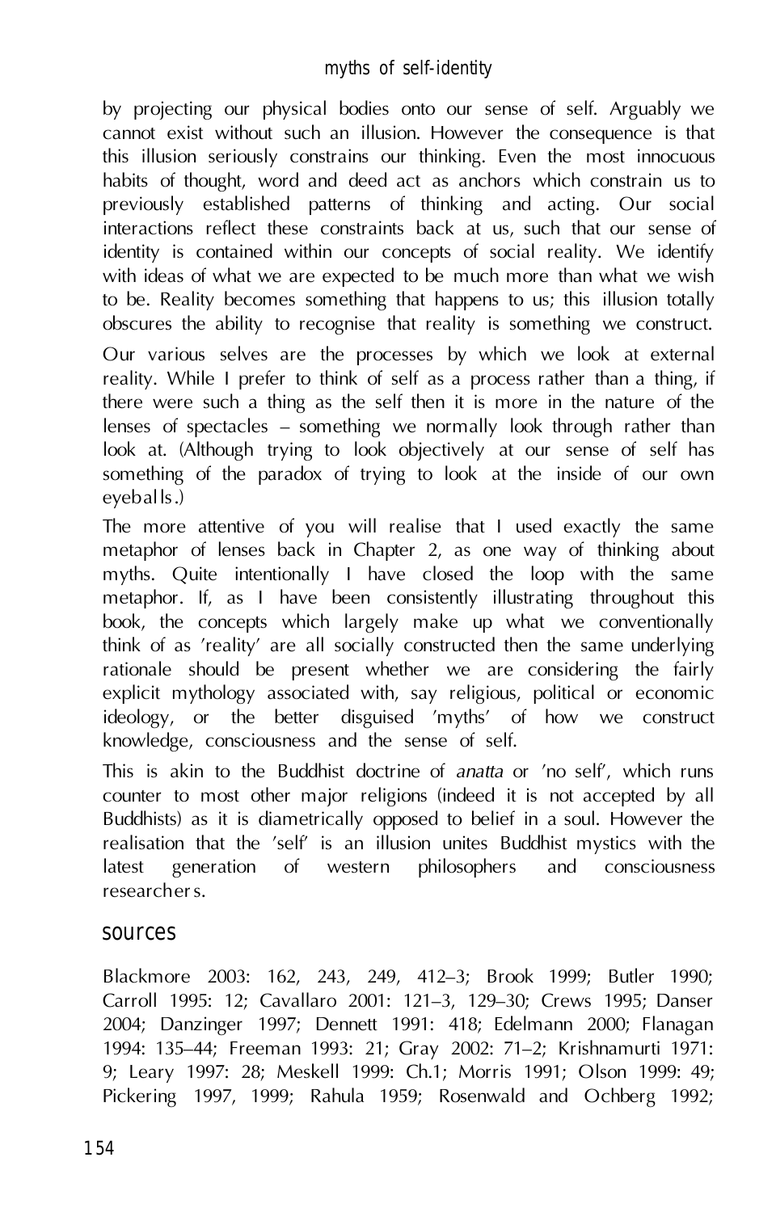by projecting our physical bodies onto our sense of self. Arguably we cannot exist without such an illusion. However the consequence is that this illusion seriously constrains our thinking. Even the most innocuous habits of thought, word and deed act as anchors which constrain us to previously established patterns of thinking and acting. Our social interactions reflect these constraints back at us, such that our sense of identity is contained within our concepts of social reality. We identify with ideas of what we are expected to be much more than what we wish to be. Reality becomes something that happens to us; this illusion totally obscures the ability to recognise that reality is something we construct.

Our various selves are the processes by which we look at external reality. While I prefer to think of self as a process rather than a thing, if there were such a thing as the self then it is more in the nature of the lenses of spectacles – something we normally look through rather than look at. (Although trying to look objectively at our sense of self has something of the paradox of trying to look at the inside of our own eyeballs.)

The more attentive of you will realise that I used exactly the same metaphor of lenses back in Chapter 2, as one way of thinking about myths. Quite intentionally I have closed the loop with the same metaphor. If, as I have been consistently illustrating throughout this book, the concepts which largely make up what we conventionally think of as 'reality' are all socially constructed then the same underlying rationale should be present whether we are considering the fairly explicit mythology associated with, say religious, political or economic ideology, or the better disguised 'myths' of how we construct knowledge, consciousness and the sense of self.

This is akin to the Buddhist doctrine of *anatta* or 'no self', which runs counter to most other major religions (indeed it is not accepted by all Buddhists) as it is diametrically opposed to belief in a soul. However the realisation that the 'self' is an illusion unites Buddhist mystics with the latest generation of western philosophers and consciousness researchers.

## sources

Blackmore 2003: 162, 243, 249, 412–3; Brook 1999; Butler 1990; Carroll 1995: 12; Cavallaro 2001: 121–3, 129–30; Crews 1995; Danser 2004; Danzinger 1997; Dennett 1991: 418; Edelmann 2000; Flanagan 1994: 135–44; Freeman 1993: 21; Gray 2002: 71–2; Krishnamurti 1971: 9; Leary 1997: 28; Meskell 1999: Ch.1; Morris 1991; Olson 1999: 49; Pickering 1997, 1999; Rahula 1959; Rosenwald and Ochberg 1992;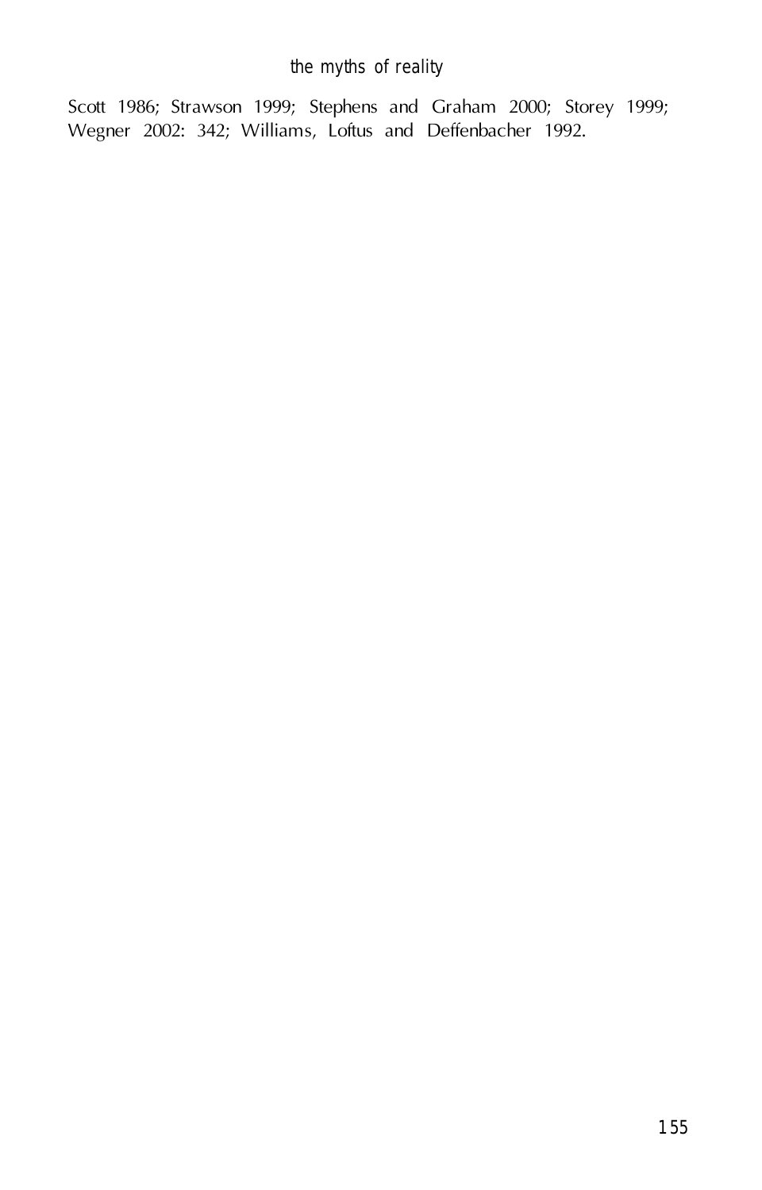Scott 1986; Strawson 1999; Stephens and Graham 2000; Storey 1999; Wegner 2002: 342; Williams, Loftus and Deffenbacher 1992.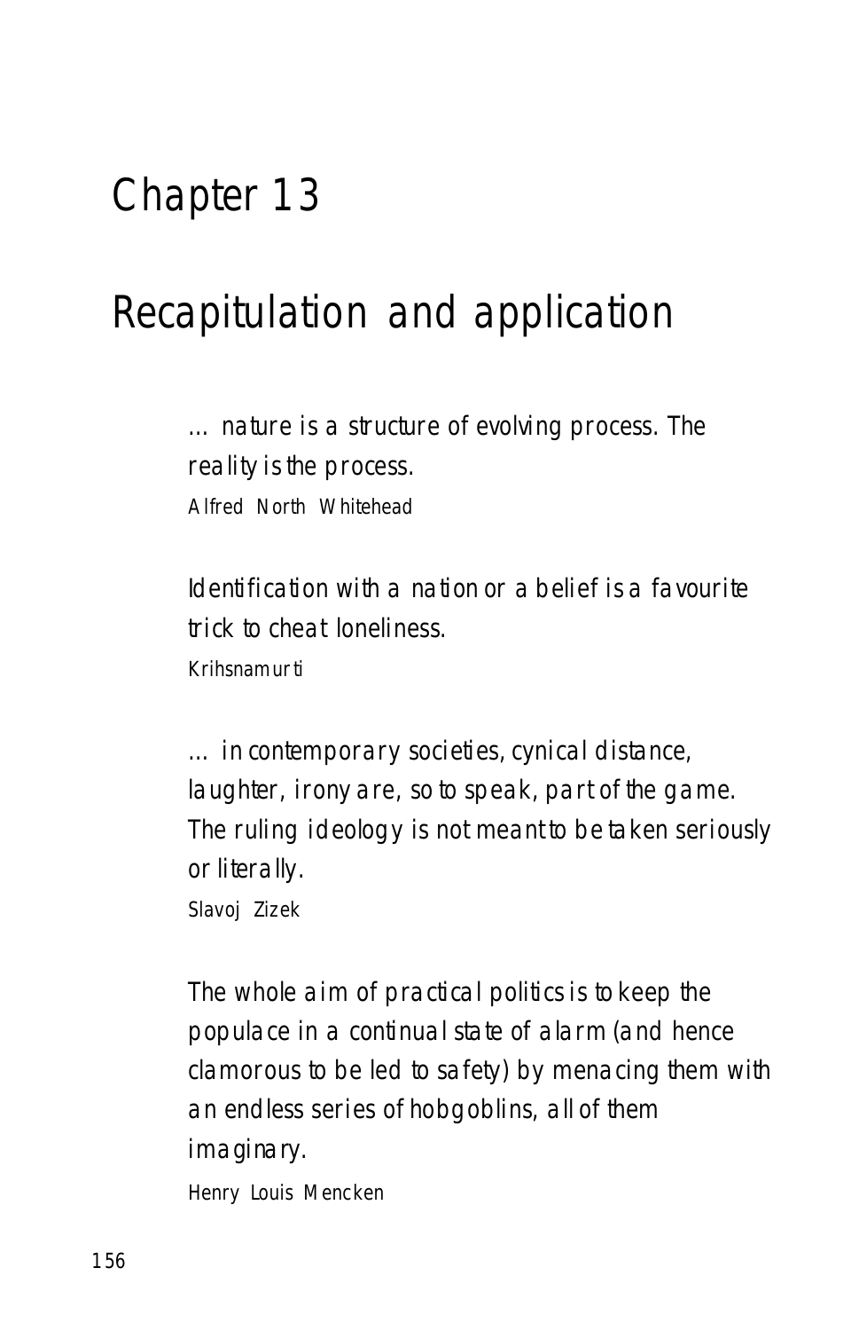# Chapter 13

# Recapitulation and application

> … nature is a structure of evolving process. The reality is the process.
>
> Alfred North Whitehead

> Identification with a nation or a belief is a favourite trick to cheat loneliness.
>
> Krihsnamurti

> … in contemporary societies, cynical distance, laughter, irony are, so to speak, part of the game. The ruling ideology is not meant to be taken seriously or literally.
>
> Slavoj Zizek

> The whole aim of practical politics is to keep the populace in a continual state of alarm (and hence clamorous to be led to safety) by menacing them with an endless series of hobgoblins, all of them imaginary.
>
> Henry Louis Mencken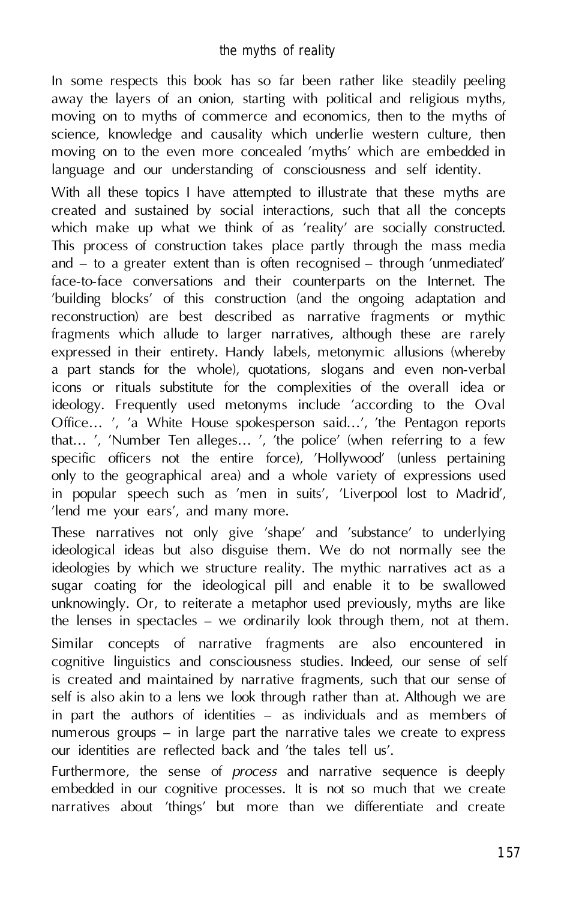In some respects this book has so far been rather like steadily peeling away the layers of an onion, starting with political and religious myths, moving on to myths of commerce and economics, then to the myths of science, knowledge and causality which underlie western culture, then moving on to the even more concealed 'myths' which are embedded in language and our understanding of consciousness and self identity.

With all these topics I have attempted to illustrate that these myths are created and sustained by social interactions, such that all the concepts which make up what we think of as 'reality' are socially constructed. This process of construction takes place partly through the mass media and – to a greater extent than is often recognised – through 'unmediated' face-to-face conversations and their counterparts on the Internet. The 'building blocks' of this construction (and the ongoing adaptation and reconstruction) are best described as narrative fragments or mythic fragments which allude to larger narratives, although these are rarely expressed in their entirety. Handy labels, metonymic allusions (whereby a part stands for the whole), quotations, slogans and even non-verbal icons or rituals substitute for the complexities of the overall idea or ideology. Frequently used metonyms include 'according to the Oval Office… ', 'a White House spokesperson said…', 'the Pentagon reports that… ', 'Number Ten alleges… ', 'the police' (when referring to a few specific officers not the entire force), 'Hollywood' (unless pertaining only to the geographical area) and a whole variety of expressions used in popular speech such as 'men in suits', 'Liverpool lost to Madrid', 'lend me your ears', and many more.

These narratives not only give 'shape' and 'substance' to underlying ideological ideas but also disguise them. We do not normally see the ideologies by which we structure reality. The mythic narratives act as a sugar coating for the ideological pill and enable it to be swallowed unknowingly. Or, to reiterate a metaphor used previously, myths are like the lenses in spectacles – we ordinarily look through them, not at them.

Similar concepts of narrative fragments are also encountered in cognitive linguistics and consciousness studies. Indeed, our sense of self is created and maintained by narrative fragments, such that our sense of self is also akin to a lens we look through rather than at. Although we are in part the authors of identities – as individuals and as members of numerous groups – in large part the narrative tales we create to express our identities are reflected back and 'the tales tell us'.

Furthermore, the sense of *process* and narrative sequence is deeply embedded in our cognitive processes. It is not so much that we create narratives about 'things' but more than we differentiate and create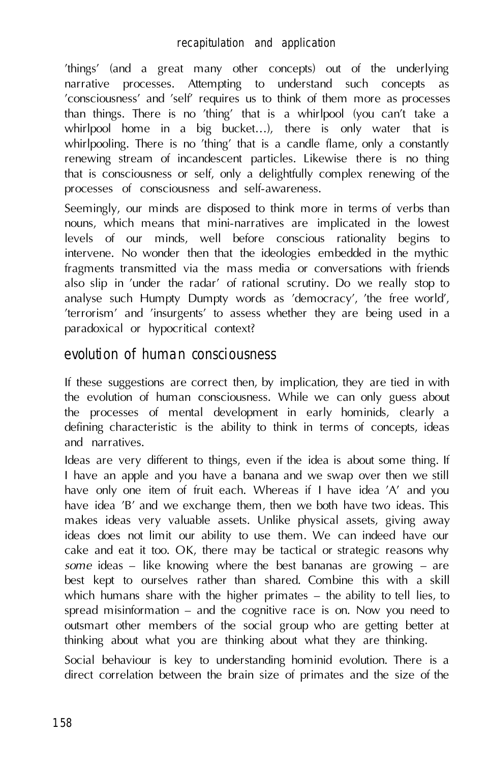'things' (and a great many other concepts) out of the underlying narrative processes. Attempting to understand such concepts as 'consciousness' and 'self' requires us to think of them more as processes than things. There is no 'thing' that is a whirlpool (you can't take a whirlpool home in a big bucket…), there is only water that is whirlpooling. There is no 'thing' that is a candle flame, only a constantly renewing stream of incandescent particles. Likewise there is no thing that is consciousness or self, only a delightfully complex renewing of the processes of consciousness and self-awareness.

Seemingly, our minds are disposed to think more in terms of verbs than nouns, which means that mini-narratives are implicated in the lowest levels of our minds, well before conscious rationality begins to intervene. No wonder then that the ideologies embedded in the mythic fragments transmitted via the mass media or conversations with friends also slip in 'under the radar' of rational scrutiny. Do we really stop to analyse such Humpty Dumpty words as 'democracy', 'the free world', 'terrorism' and 'insurgents' to assess whether they are being used in a paradoxical or hypocritical context?

## evolution of human consciousness

If these suggestions are correct then, by implication, they are tied in with the evolution of human consciousness. While we can only guess about the processes of mental development in early hominids, clearly a defining characteristic is the ability to think in terms of concepts, ideas and narratives.

Ideas are very different to things, even if the idea is about some thing. If I have an apple and you have a banana and we swap over then we still have only one item of fruit each. Whereas if I have idea 'A' and you have idea 'B' and we exchange them, then we both have two ideas. This makes ideas very valuable assets. Unlike physical assets, giving away ideas does not limit our ability to use them. We can indeed have our cake and eat it too. OK, there may be tactical or strategic reasons why *some* ideas – like knowing where the best bananas are growing – are best kept to ourselves rather than shared. Combine this with a skill which humans share with the higher primates – the ability to tell lies, to spread misinformation – and the cognitive race is on. Now you need to outsmart other members of the social group who are getting better at thinking about what you are thinking about what they are thinking.

Social behaviour is key to understanding hominid evolution. There is a direct correlation between the brain size of primates and the size of the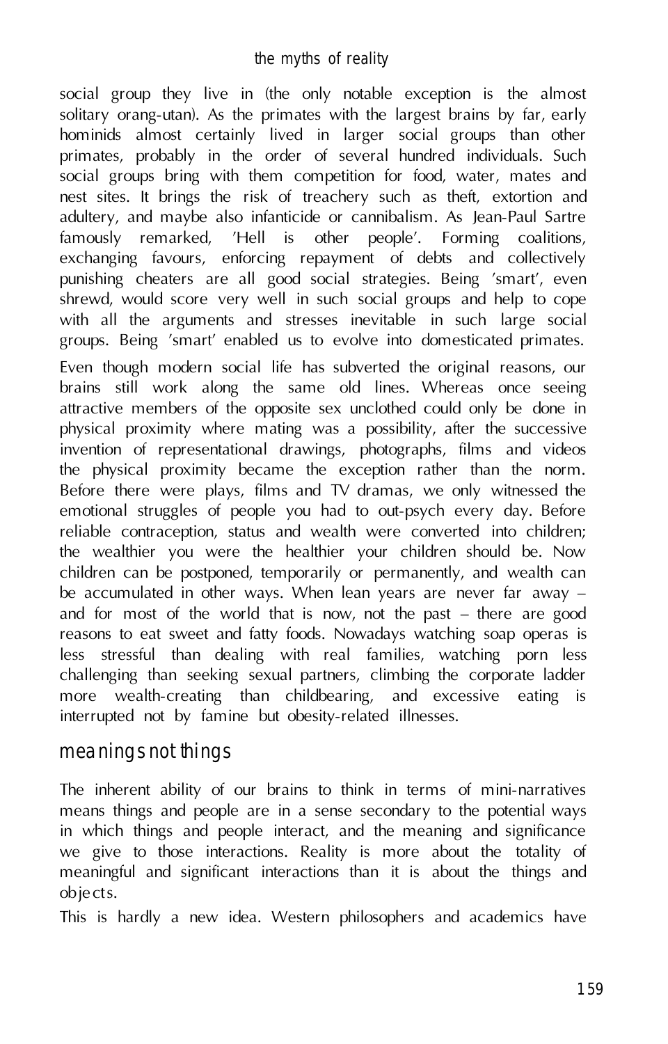social group they live in (the only notable exception is the almost solitary orang-utan). As the primates with the largest brains by far, early hominids almost certainly lived in larger social groups than other primates, probably in the order of several hundred individuals. Such social groups bring with them competition for food, water, mates and nest sites. It brings the risk of treachery such as theft, extortion and adultery, and maybe also infanticide or cannibalism. As Jean-Paul Sartre famously remarked, 'Hell is other people'. Forming coalitions, exchanging favours, enforcing repayment of debts and collectively punishing cheaters are all good social strategies. Being 'smart', even shrewd, would score very well in such social groups and help to cope with all the arguments and stresses inevitable in such large social groups. Being 'smart' enabled us to evolve into domesticated primates.

Even though modern social life has subverted the original reasons, our brains still work along the same old lines. Whereas once seeing attractive members of the opposite sex unclothed could only be done in physical proximity where mating was a possibility, after the successive invention of representational drawings, photographs, films and videos the physical proximity became the exception rather than the norm. Before there were plays, films and TV dramas, we only witnessed the emotional struggles of people you had to out-psych every day. Before reliable contraception, status and wealth were converted into children; the wealthier you were the healthier your children should be. Now children can be postponed, temporarily or permanently, and wealth can be accumulated in other ways. When lean years are never far away – and for most of the world that is now, not the past – there are good reasons to eat sweet and fatty foods. Nowadays watching soap operas is less stressful than dealing with real families, watching porn less challenging than seeking sexual partners, climbing the corporate ladder more wealth-creating than childbearing, and excessive eating is interrupted not by famine but obesity-related illnesses.

## meanings not things

The inherent ability of our brains to think in terms of mini-narratives means things and people are in a sense secondary to the potential ways in which things and people interact, and the meaning and significance we give to those interactions. Reality is more about the totality of meaningful and significant interactions than it is about the things and objects.

This is hardly a new idea. Western philosophers and academics have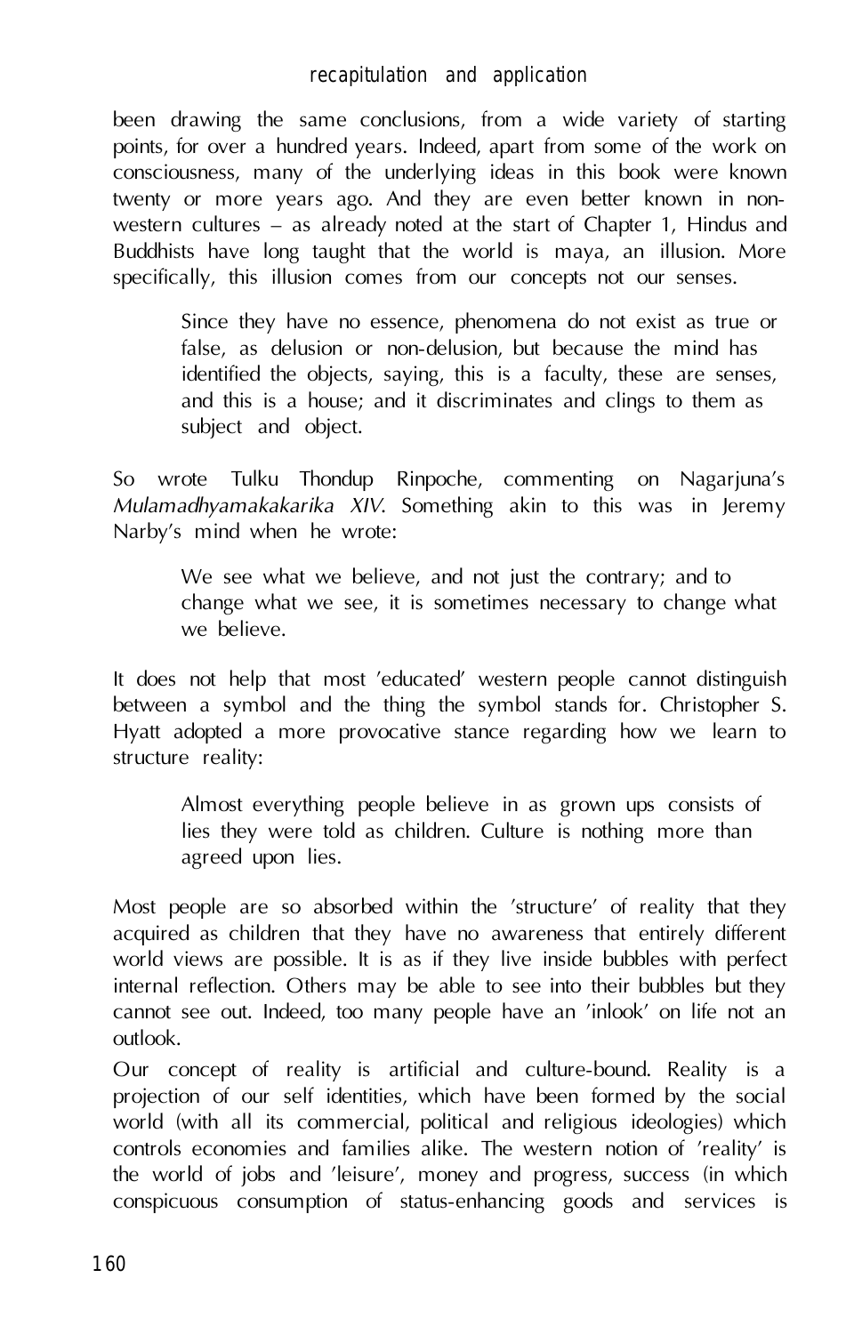been drawing the same conclusions, from a wide variety of starting points, for over a hundred years. Indeed, apart from some of the work on consciousness, many of the underlying ideas in this book were known twenty or more years ago. And they are even better known in non-western cultures – as already noted at the start of Chapter 1, Hindus and Buddhists have long taught that the world is maya, an illusion. More specifically, this illusion comes from our concepts not our senses.

> Since they have no essence, phenomena do not exist as true or false, as delusion or non-delusion, but because the mind has identified the objects, saying, this is a faculty, these are senses, and this is a house; and it discriminates and clings to them as subject and object.

So wrote Tulku Thondup Rinpoche, commenting on Nagarjuna's *Mulamadhyamakakarika XIV*. Something akin to this was in Jeremy Narby's mind when he wrote:

> We see what we believe, and not just the contrary; and to change what we see, it is sometimes necessary to change what we believe.

It does not help that most 'educated' western people cannot distinguish between a symbol and the thing the symbol stands for. Christopher S. Hyatt adopted a more provocative stance regarding how we learn to structure reality:

> Almost everything people believe in as grown ups consists of lies they were told as children. Culture is nothing more than agreed upon lies.

Most people are so absorbed within the 'structure' of reality that they acquired as children that they have no awareness that entirely different world views are possible. It is as if they live inside bubbles with perfect internal reflection. Others may be able to see into their bubbles but they cannot see out. Indeed, too many people have an 'inlook' on life not an outlook.

Our concept of reality is artificial and culture-bound. Reality is a projection of our self identities, which have been formed by the social world (with all its commercial, political and religious ideologies) which controls economies and families alike. The western notion of 'reality' is the world of jobs and 'leisure', money and progress, success (in which conspicuous consumption of status-enhancing goods and services is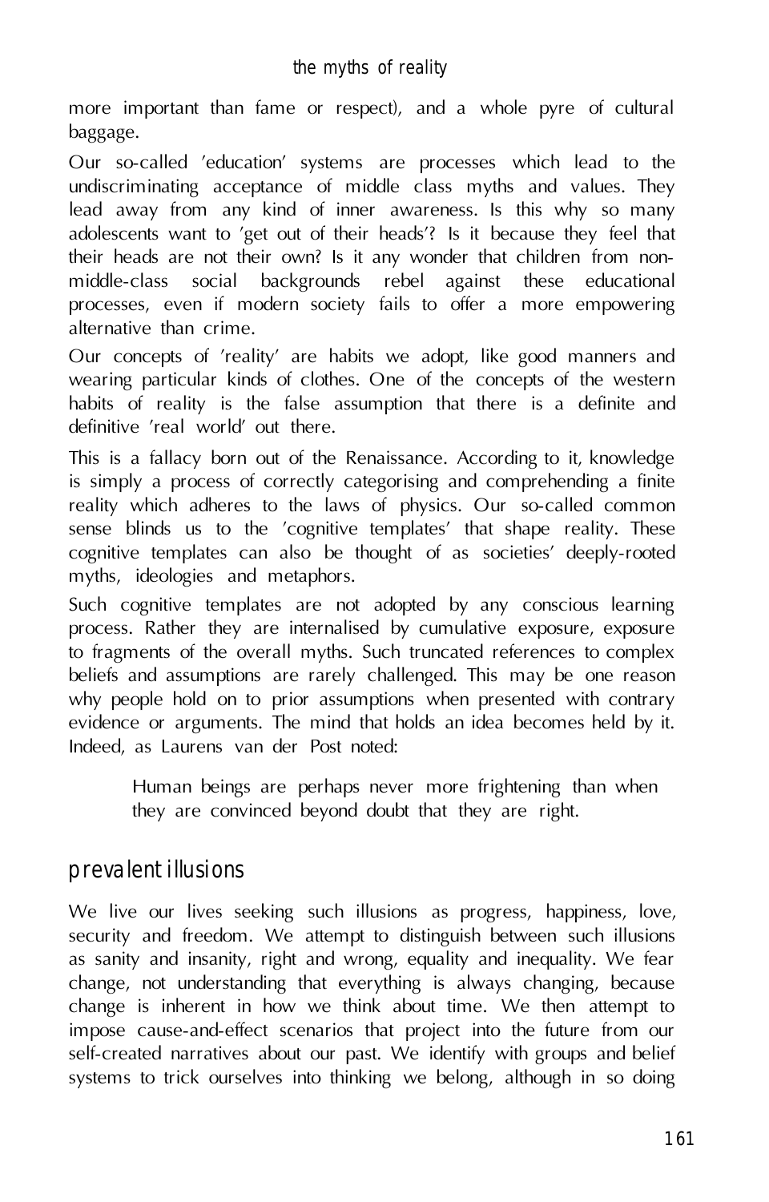more important than fame or respect), and a whole pyre of cultural baggage.

Our so-called 'education' systems are processes which lead to the undiscriminating acceptance of middle class myths and values. They lead away from any kind of inner awareness. Is this why so many adolescents want to 'get out of their heads'? Is it because they feel that their heads are not their own? Is it any wonder that children from non-middle-class social backgrounds rebel against these educational processes, even if modern society fails to offer a more empowering alternative than crime.

Our concepts of 'reality' are habits we adopt, like good manners and wearing particular kinds of clothes. One of the concepts of the western habits of reality is the false assumption that there is a definite and definitive 'real world' out there.

This is a fallacy born out of the Renaissance. According to it, knowledge is simply a process of correctly categorising and comprehending a finite reality which adheres to the laws of physics. Our so-called common sense blinds us to the 'cognitive templates' that shape reality. These cognitive templates can also be thought of as societies' deeply-rooted myths, ideologies and metaphors.

Such cognitive templates are not adopted by any conscious learning process. Rather they are internalised by cumulative exposure, exposure to fragments of the overall myths. Such truncated references to complex beliefs and assumptions are rarely challenged. This may be one reason why people hold on to prior assumptions when presented with contrary evidence or arguments. The mind that holds an idea becomes held by it. Indeed, as Laurens van der Post noted:

> Human beings are perhaps never more frightening than when they are convinced beyond doubt that they are right.

## prevalent illusions

We live our lives seeking such illusions as progress, happiness, love, security and freedom. We attempt to distinguish between such illusions as sanity and insanity, right and wrong, equality and inequality. We fear change, not understanding that everything is always changing, because change is inherent in how we think about time. We then attempt to impose cause-and-effect scenarios that project into the future from our self-created narratives about our past. We identify with groups and belief systems to trick ourselves into thinking we belong, although in so doing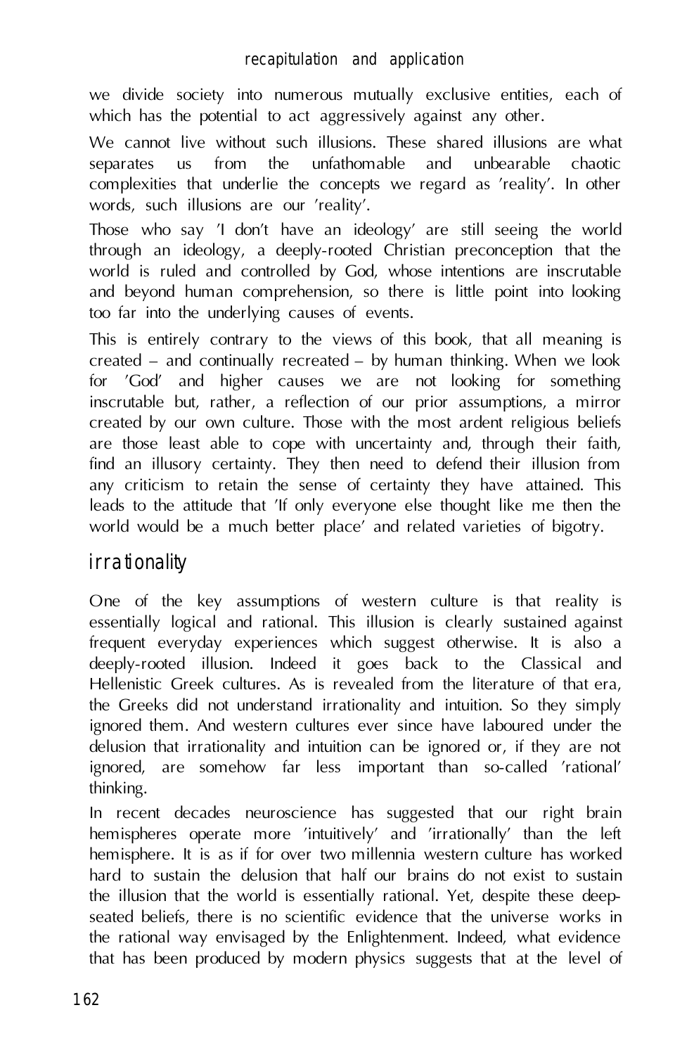we divide society into numerous mutually exclusive entities, each of which has the potential to act aggressively against any other.

We cannot live without such illusions. These shared illusions are what separates us from the unfathomable and unbearable chaotic complexities that underlie the concepts we regard as 'reality'. In other words, such illusions are our 'reality'.

Those who say 'I don't have an ideology' are still seeing the world through an ideology, a deeply-rooted Christian preconception that the world is ruled and controlled by God, whose intentions are inscrutable and beyond human comprehension, so there is little point into looking too far into the underlying causes of events.

This is entirely contrary to the views of this book, that all meaning is created – and continually recreated – by human thinking. When we look for 'God' and higher causes we are not looking for something inscrutable but, rather, a reflection of our prior assumptions, a mirror created by our own culture. Those with the most ardent religious beliefs are those least able to cope with uncertainty and, through their faith, find an illusory certainty. They then need to defend their illusion from any criticism to retain the sense of certainty they have attained. This leads to the attitude that 'If only everyone else thought like me then the world would be a much better place' and related varieties of bigotry.

## irrationality

One of the key assumptions of western culture is that reality is essentially logical and rational. This illusion is clearly sustained against frequent everyday experiences which suggest otherwise. It is also a deeply-rooted illusion. Indeed it goes back to the Classical and Hellenistic Greek cultures. As is revealed from the literature of that era, the Greeks did not understand irrationality and intuition. So they simply ignored them. And western cultures ever since have laboured under the delusion that irrationality and intuition can be ignored or, if they are not ignored, are somehow far less important than so-called 'rational' thinking.

In recent decades neuroscience has suggested that our right brain hemispheres operate more 'intuitively' and 'irrationally' than the left hemisphere. It is as if for over two millennia western culture has worked hard to sustain the delusion that half our brains do not exist to sustain the illusion that the world is essentially rational. Yet, despite these deep-seated beliefs, there is no scientific evidence that the universe works in the rational way envisaged by the Enlightenment. Indeed, what evidence that has been produced by modern physics suggests that at the level of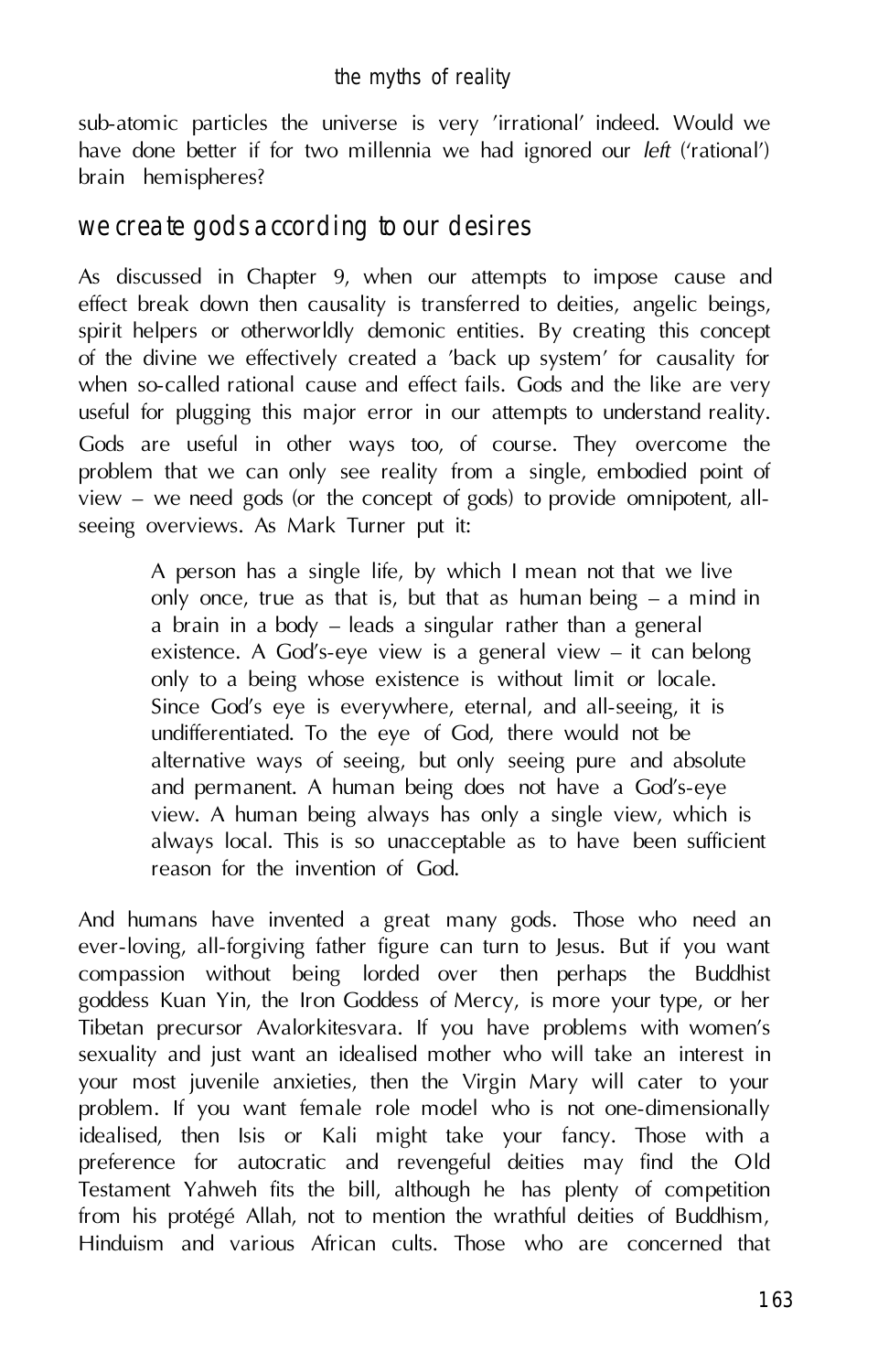sub-atomic particles the universe is very 'irrational' indeed. Would we have done better if for two millennia we had ignored our *left* ('rational') brain hemispheres?

## we create gods according to our desires

As discussed in Chapter 9, when our attempts to impose cause and effect break down then causality is transferred to deities, angelic beings, spirit helpers or otherworldly demonic entities. By creating this concept of the divine we effectively created a 'back up system' for causality for when so-called rational cause and effect fails. Gods and the like are very useful for plugging this major error in our attempts to understand reality.

Gods are useful in other ways too, of course. They overcome the problem that we can only see reality from a single, embodied point of view – we need gods (or the concept of gods) to provide omnipotent, all-seeing overviews. As Mark Turner put it:

> A person has a single life, by which I mean not that we live only once, true as that is, but that as human being – a mind in a brain in a body – leads a singular rather than a general existence. A God's-eye view is a general view – it can belong only to a being whose existence is without limit or locale. Since God's eye is everywhere, eternal, and all-seeing, it is undifferentiated. To the eye of God, there would not be alternative ways of seeing, but only seeing pure and absolute and permanent. A human being does not have a God's-eye view. A human being always has only a single view, which is always local. This is so unacceptable as to have been sufficient reason for the invention of God.

And humans have invented a great many gods. Those who need an ever-loving, all-forgiving father figure can turn to Jesus. But if you want compassion without being lorded over then perhaps the Buddhist goddess Kuan Yin, the Iron Goddess of Mercy, is more your type, or her Tibetan precursor Avalorkitesvara. If you have problems with women's sexuality and just want an idealised mother who will take an interest in your most juvenile anxieties, then the Virgin Mary will cater to your problem. If you want female role model who is not one-dimensionally idealised, then Isis or Kali might take your fancy. Those with a preference for autocratic and revengeful deities may find the Old Testament Yahweh fits the bill, although he has plenty of competition from his protégé Allah, not to mention the wrathful deities of Buddhism, Hinduism and various African cults. Those who are concerned that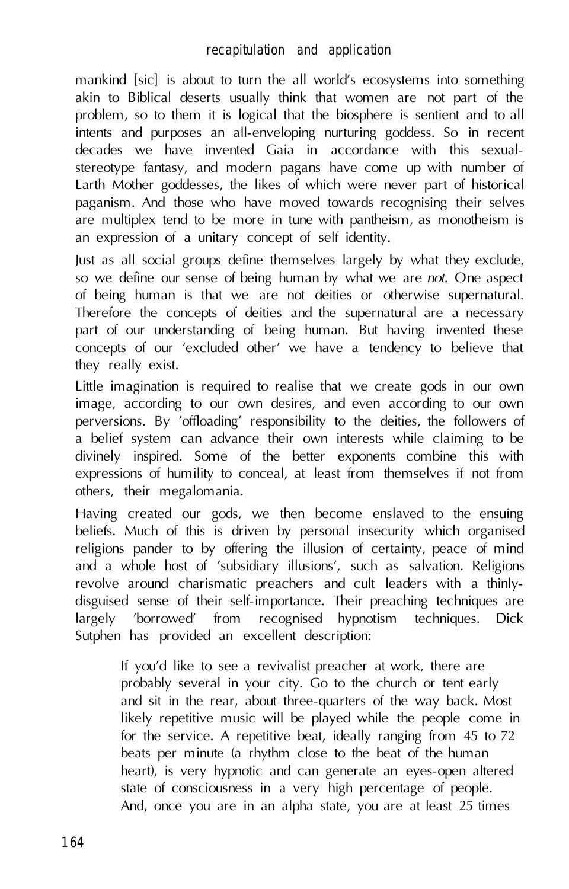mankind [sic] is about to turn the all world's ecosystems into something akin to Biblical deserts usually think that women are not part of the problem, so to them it is logical that the biosphere is sentient and to all intents and purposes an all-enveloping nurturing goddess. So in recent decades we have invented Gaia in accordance with this sexual-stereotype fantasy, and modern pagans have come up with number of Earth Mother goddesses, the likes of which were never part of historical paganism. And those who have moved towards recognising their selves are multiplex tend to be more in tune with pantheism, as monotheism is an expression of a unitary concept of self identity.

Just as all social groups define themselves largely by what they exclude, so we define our sense of being human by what we are *not*. One aspect of being human is that we are not deities or otherwise supernatural. Therefore the concepts of deities and the supernatural are a necessary part of our understanding of being human. But having invented these concepts of our 'excluded other' we have a tendency to believe that they really exist.

Little imagination is required to realise that we create gods in our own image, according to our own desires, and even according to our own perversions. By 'offloading' responsibility to the deities, the followers of a belief system can advance their own interests while claiming to be divinely inspired. Some of the better exponents combine this with expressions of humility to conceal, at least from themselves if not from others, their megalomania.

Having created our gods, we then become enslaved to the ensuing beliefs. Much of this is driven by personal insecurity which organised religions pander to by offering the illusion of certainty, peace of mind and a whole host of 'subsidiary illusions', such as salvation. Religions revolve around charismatic preachers and cult leaders with a thinly-disguised sense of their self-importance. Their preaching techniques are largely 'borrowed' from recognised hypnotism techniques. Dick Sutphen has provided an excellent description:

> If you'd like to see a revivalist preacher at work, there are probably several in your city. Go to the church or tent early and sit in the rear, about three-quarters of the way back. Most likely repetitive music will be played while the people come in for the service. A repetitive beat, ideally ranging from 45 to 72 beats per minute (a rhythm close to the beat of the human heart), is very hypnotic and can generate an eyes-open altered state of consciousness in a very high percentage of people. And, once you are in an alpha state, you are at least 25 times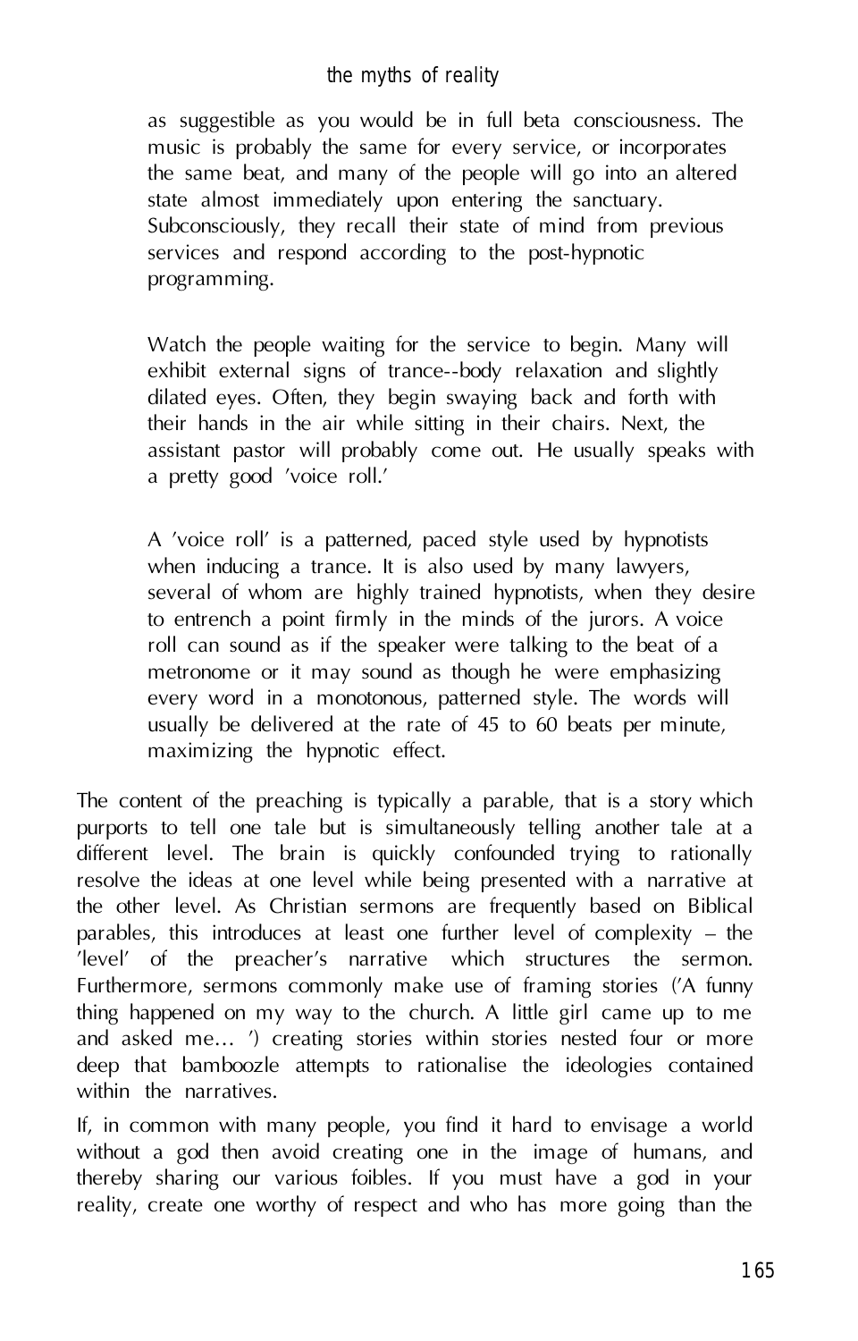> as suggestible as you would be in full beta consciousness. The music is probably the same for every service, or incorporates the same beat, and many of the people will go into an altered state almost immediately upon entering the sanctuary. Subconsciously, they recall their state of mind from previous services and respond according to the post-hypnotic programming.
>
> Watch the people waiting for the service to begin. Many will exhibit external signs of trance--body relaxation and slightly dilated eyes. Often, they begin swaying back and forth with their hands in the air while sitting in their chairs. Next, the assistant pastor will probably come out. He usually speaks with a pretty good 'voice roll.'
>
> A 'voice roll' is a patterned, paced style used by hypnotists when inducing a trance. It is also used by many lawyers, several of whom are highly trained hypnotists, when they desire to entrench a point firmly in the minds of the jurors. A voice roll can sound as if the speaker were talking to the beat of a metronome or it may sound as though he were emphasizing every word in a monotonous, patterned style. The words will usually be delivered at the rate of 45 to 60 beats per minute, maximizing the hypnotic effect.

The content of the preaching is typically a parable, that is a story which purports to tell one tale but is simultaneously telling another tale at a different level. The brain is quickly confounded trying to rationally resolve the ideas at one level while being presented with a narrative at the other level. As Christian sermons are frequently based on Biblical parables, this introduces at least one further level of complexity – the 'level' of the preacher's narrative which structures the sermon. Furthermore, sermons commonly make use of framing stories ('A funny thing happened on my way to the church. A little girl came up to me and asked me… ') creating stories within stories nested four or more deep that bamboozle attempts to rationalise the ideologies contained within the narratives.

If, in common with many people, you find it hard to envisage a world without a god then avoid creating one in the image of humans, and thereby sharing our various foibles. If you must have a god in your reality, create one worthy of respect and who has more going than the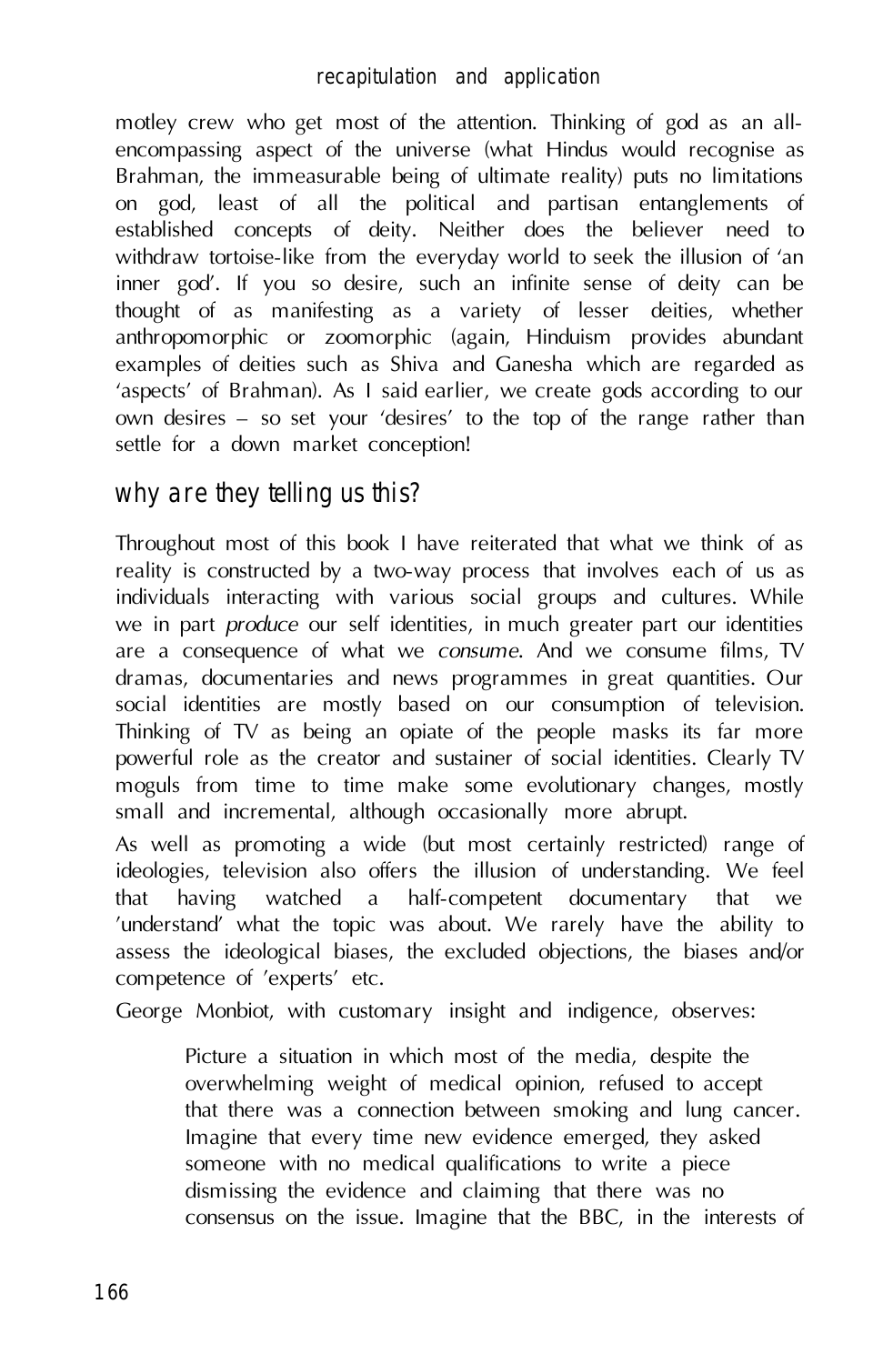motley crew who get most of the attention. Thinking of god as an all-encompassing aspect of the universe (what Hindus would recognise as Brahman, the immeasurable being of ultimate reality) puts no limitations on god, least of all the political and partisan entanglements of established concepts of deity. Neither does the believer need to withdraw tortoise-like from the everyday world to seek the illusion of 'an inner god'. If you so desire, such an infinite sense of deity can be thought of as manifesting as a variety of lesser deities, whether anthropomorphic or zoomorphic (again, Hinduism provides abundant examples of deities such as Shiva and Ganesha which are regarded as 'aspects' of Brahman). As I said earlier, we create gods according to our own desires – so set your 'desires' to the top of the range rather than settle for a down market conception!

## why are they telling us this?

Throughout most of this book I have reiterated that what we think of as reality is constructed by a two-way process that involves each of us as individuals interacting with various social groups and cultures. While we in part *produce* our self identities, in much greater part our identities are a consequence of what we *consume*. And we consume films, TV dramas, documentaries and news programmes in great quantities. Our social identities are mostly based on our consumption of television. Thinking of TV as being an opiate of the people masks its far more powerful role as the creator and sustainer of social identities. Clearly TV moguls from time to time make some evolutionary changes, mostly small and incremental, although occasionally more abrupt.

As well as promoting a wide (but most certainly restricted) range of ideologies, television also offers the illusion of understanding. We feel that having watched a half-competent documentary that we 'understand' what the topic was about. We rarely have the ability to assess the ideological biases, the excluded objections, the biases and/or competence of 'experts' etc.

George Monbiot, with customary insight and indigence, observes:

> Picture a situation in which most of the media, despite the overwhelming weight of medical opinion, refused to accept that there was a connection between smoking and lung cancer. Imagine that every time new evidence emerged, they asked someone with no medical qualifications to write a piece dismissing the evidence and claiming that there was no consensus on the issue. Imagine that the BBC, in the interests of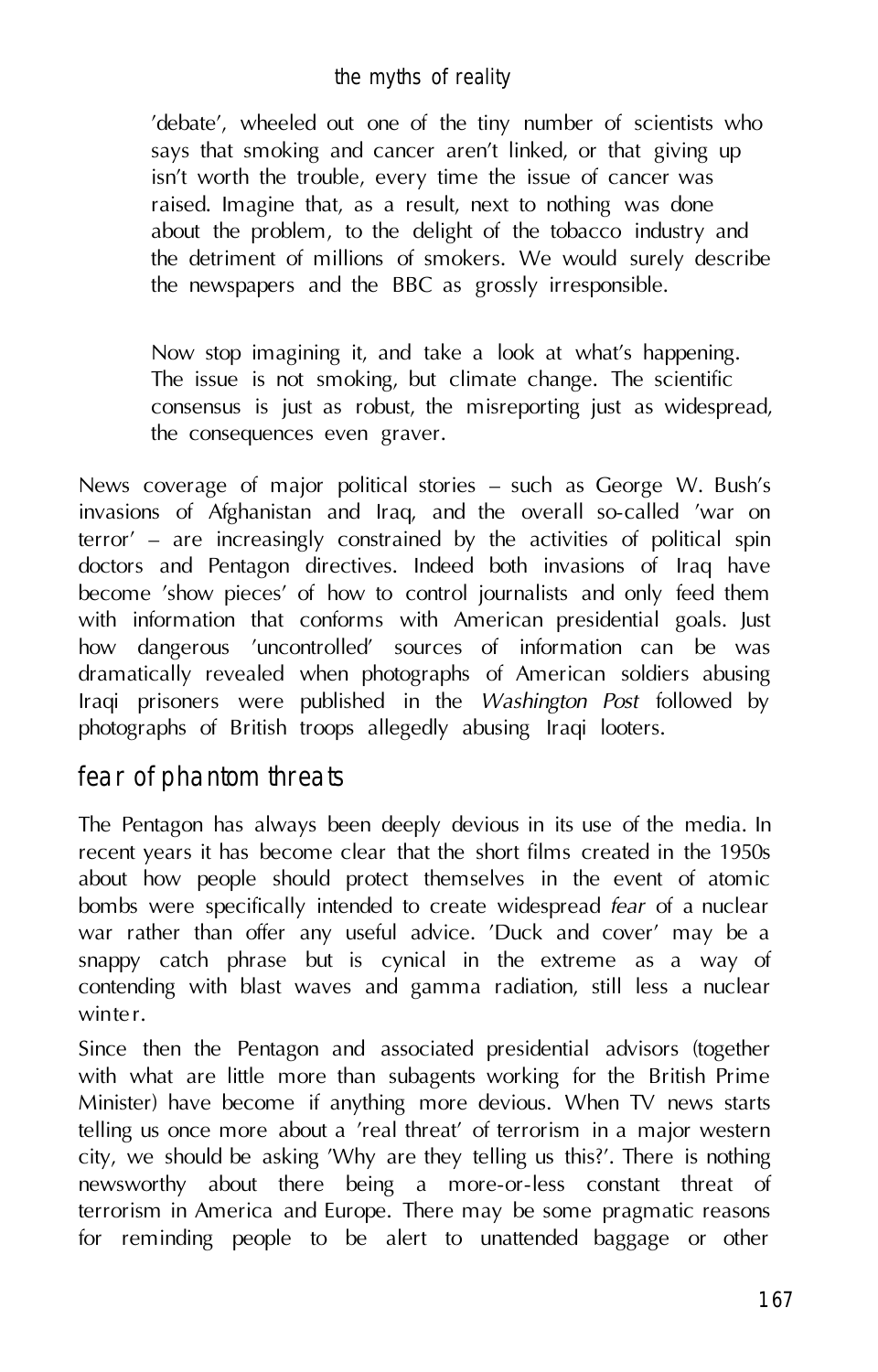> 'debate', wheeled out one of the tiny number of scientists who says that smoking and cancer aren't linked, or that giving up isn't worth the trouble, every time the issue of cancer was raised. Imagine that, as a result, next to nothing was done about the problem, to the delight of the tobacco industry and the detriment of millions of smokers. We would surely describe the newspapers and the BBC as grossly irresponsible.
>
> Now stop imagining it, and take a look at what's happening. The issue is not smoking, but climate change. The scientific consensus is just as robust, the misreporting just as widespread, the consequences even graver.

News coverage of major political stories – such as George W. Bush's invasions of Afghanistan and Iraq, and the overall so-called 'war on terror' – are increasingly constrained by the activities of political spin doctors and Pentagon directives. Indeed both invasions of Iraq have become 'show pieces' of how to control journalists and only feed them with information that conforms with American presidential goals. Just how dangerous 'uncontrolled' sources of information can be was dramatically revealed when photographs of American soldiers abusing Iraqi prisoners were published in the *Washington Post* followed by photographs of British troops allegedly abusing Iraqi looters.

## fear of phantom threats

The Pentagon has always been deeply devious in its use of the media. In recent years it has become clear that the short films created in the 1950s about how people should protect themselves in the event of atomic bombs were specifically intended to create widespread *fear* of a nuclear war rather than offer any useful advice. 'Duck and cover' may be a snappy catch phrase but is cynical in the extreme as a way of contending with blast waves and gamma radiation, still less a nuclear winter.

Since then the Pentagon and associated presidential advisors (together with what are little more than subagents working for the British Prime Minister) have become if anything more devious. When TV news starts telling us once more about a 'real threat' of terrorism in a major western city, we should be asking 'Why are they telling us this?'. There is nothing newsworthy about there being a more-or-less constant threat of terrorism in America and Europe. There may be some pragmatic reasons for reminding people to be alert to unattended baggage or other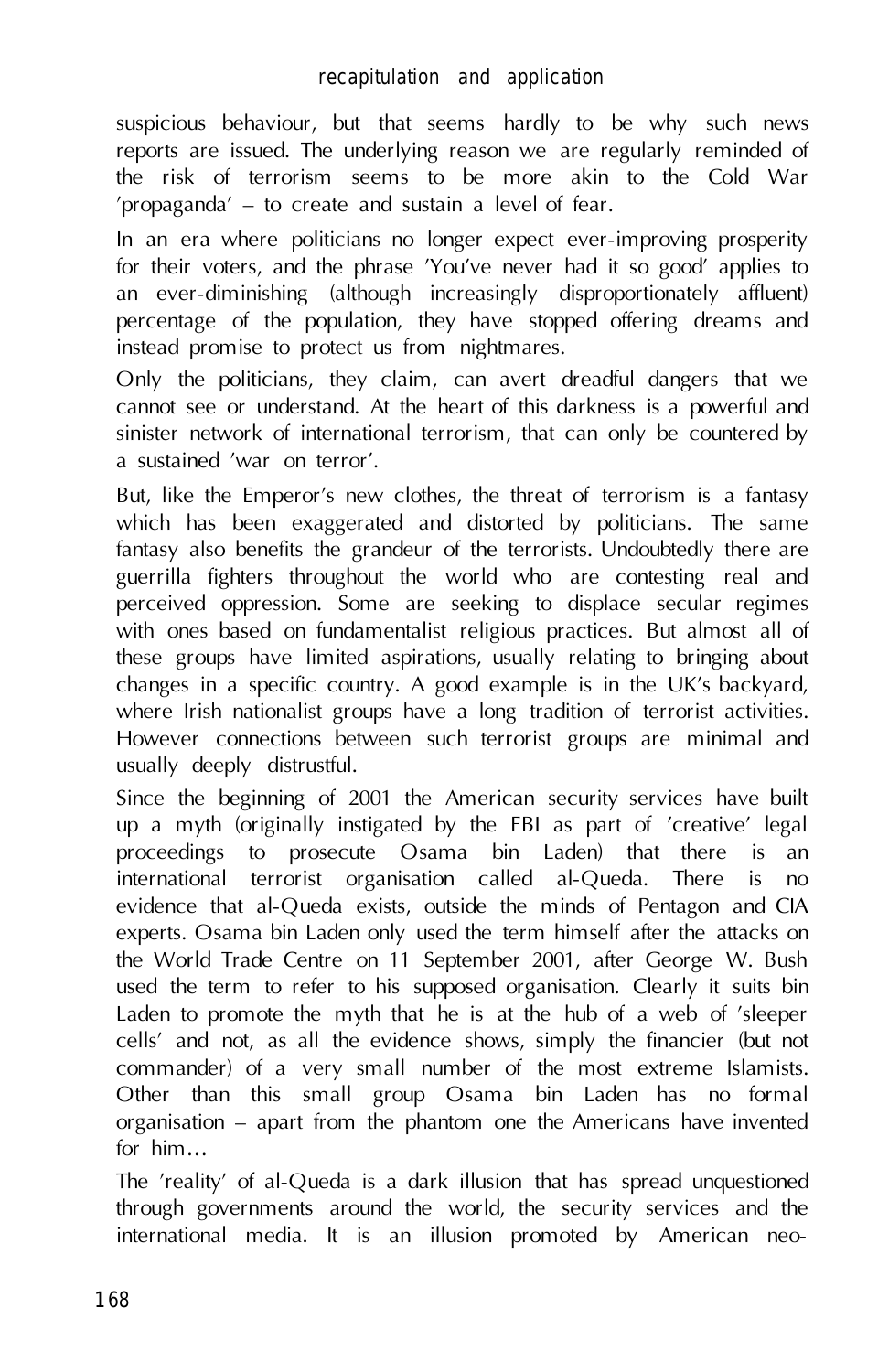suspicious behaviour, but that seems hardly to be why such news reports are issued. The underlying reason we are regularly reminded of the risk of terrorism seems to be more akin to the Cold War 'propaganda' – to create and sustain a level of fear.

In an era where politicians no longer expect ever-improving prosperity for their voters, and the phrase 'You've never had it so good' applies to an ever-diminishing (although increasingly disproportionately affluent) percentage of the population, they have stopped offering dreams and instead promise to protect us from nightmares.

Only the politicians, they claim, can avert dreadful dangers that we cannot see or understand. At the heart of this darkness is a powerful and sinister network of international terrorism, that can only be countered by a sustained 'war on terror'.

But, like the Emperor's new clothes, the threat of terrorism is a fantasy which has been exaggerated and distorted by politicians. The same fantasy also benefits the grandeur of the terrorists. Undoubtedly there are guerrilla fighters throughout the world who are contesting real and perceived oppression. Some are seeking to displace secular regimes with ones based on fundamentalist religious practices. But almost all of these groups have limited aspirations, usually relating to bringing about changes in a specific country. A good example is in the UK's backyard, where Irish nationalist groups have a long tradition of terrorist activities. However connections between such terrorist groups are minimal and usually deeply distrustful.

Since the beginning of 2001 the American security services have built up a myth (originally instigated by the FBI as part of 'creative' legal proceedings to prosecute Osama bin Laden) that there is an international terrorist organisation called al-Queda. There is no evidence that al-Queda exists, outside the minds of Pentagon and CIA experts. Osama bin Laden only used the term himself after the attacks on the World Trade Centre on 11 September 2001, after George W. Bush used the term to refer to his supposed organisation. Clearly it suits bin Laden to promote the myth that he is at the hub of a web of 'sleeper cells' and not, as all the evidence shows, simply the financier (but not commander) of a very small number of the most extreme Islamists. Other than this small group Osama bin Laden has no formal organisation – apart from the phantom one the Americans have invented for him…

The 'reality' of al-Queda is a dark illusion that has spread unquestioned through governments around the world, the security services and the international media. It is an illusion promoted by American neo-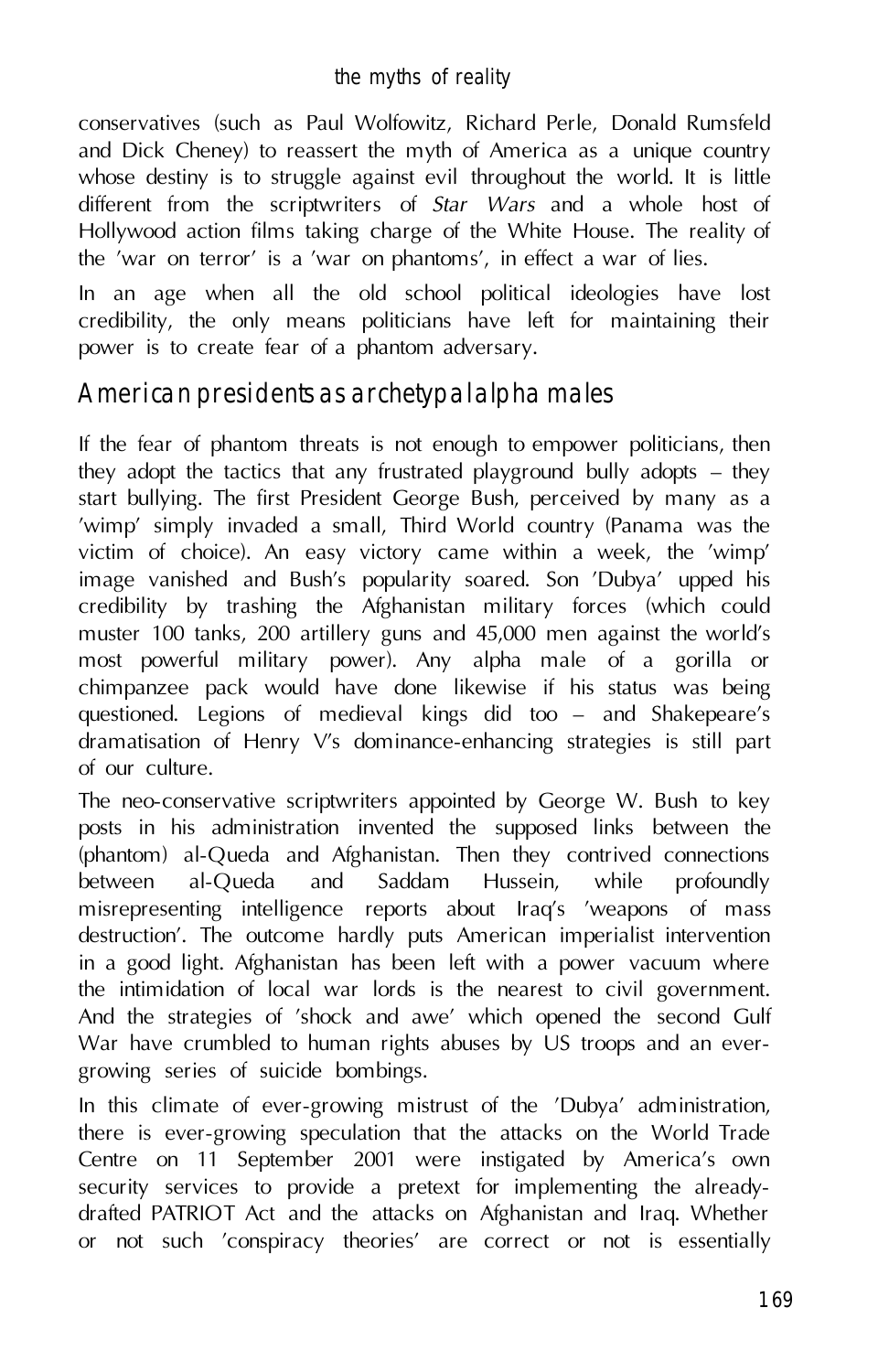conservatives (such as Paul Wolfowitz, Richard Perle, Donald Rumsfeld and Dick Cheney) to reassert the myth of America as a unique country whose destiny is to struggle against evil throughout the world. It is little different from the scriptwriters of *Star Wars* and a whole host of Hollywood action films taking charge of the White House. The reality of the 'war on terror' is a 'war on phantoms', in effect a war of lies.

In an age when all the old school political ideologies have lost credibility, the only means politicians have left for maintaining their power is to create fear of a phantom adversary.

## American presidents as archetypal alpha males

If the fear of phantom threats is not enough to empower politicians, then they adopt the tactics that any frustrated playground bully adopts – they start bullying. The first President George Bush, perceived by many as a 'wimp' simply invaded a small, Third World country (Panama was the victim of choice). An easy victory came within a week, the 'wimp' image vanished and Bush's popularity soared. Son 'Dubya' upped his credibility by trashing the Afghanistan military forces (which could muster 100 tanks, 200 artillery guns and 45,000 men against the world's most powerful military power). Any alpha male of a gorilla or chimpanzee pack would have done likewise if his status was being questioned. Legions of medieval kings did too – and Shakepeare's dramatisation of Henry V's dominance-enhancing strategies is still part of our culture.

The neo-conservative scriptwriters appointed by George W. Bush to key posts in his administration invented the supposed links between the (phantom) al-Queda and Afghanistan. Then they contrived connections between al-Queda and Saddam Hussein, while profoundly misrepresenting intelligence reports about Iraq's 'weapons of mass destruction'. The outcome hardly puts American imperialist intervention in a good light. Afghanistan has been left with a power vacuum where the intimidation of local war lords is the nearest to civil government. And the strategies of 'shock and awe' which opened the second Gulf War have crumbled to human rights abuses by US troops and an ever-growing series of suicide bombings.

In this climate of ever-growing mistrust of the 'Dubya' administration, there is ever-growing speculation that the attacks on the World Trade Centre on 11 September 2001 were instigated by America's own security services to provide a pretext for implementing the already-drafted PATRIOT Act and the attacks on Afghanistan and Iraq. Whether or not such 'conspiracy theories' are correct or not is essentially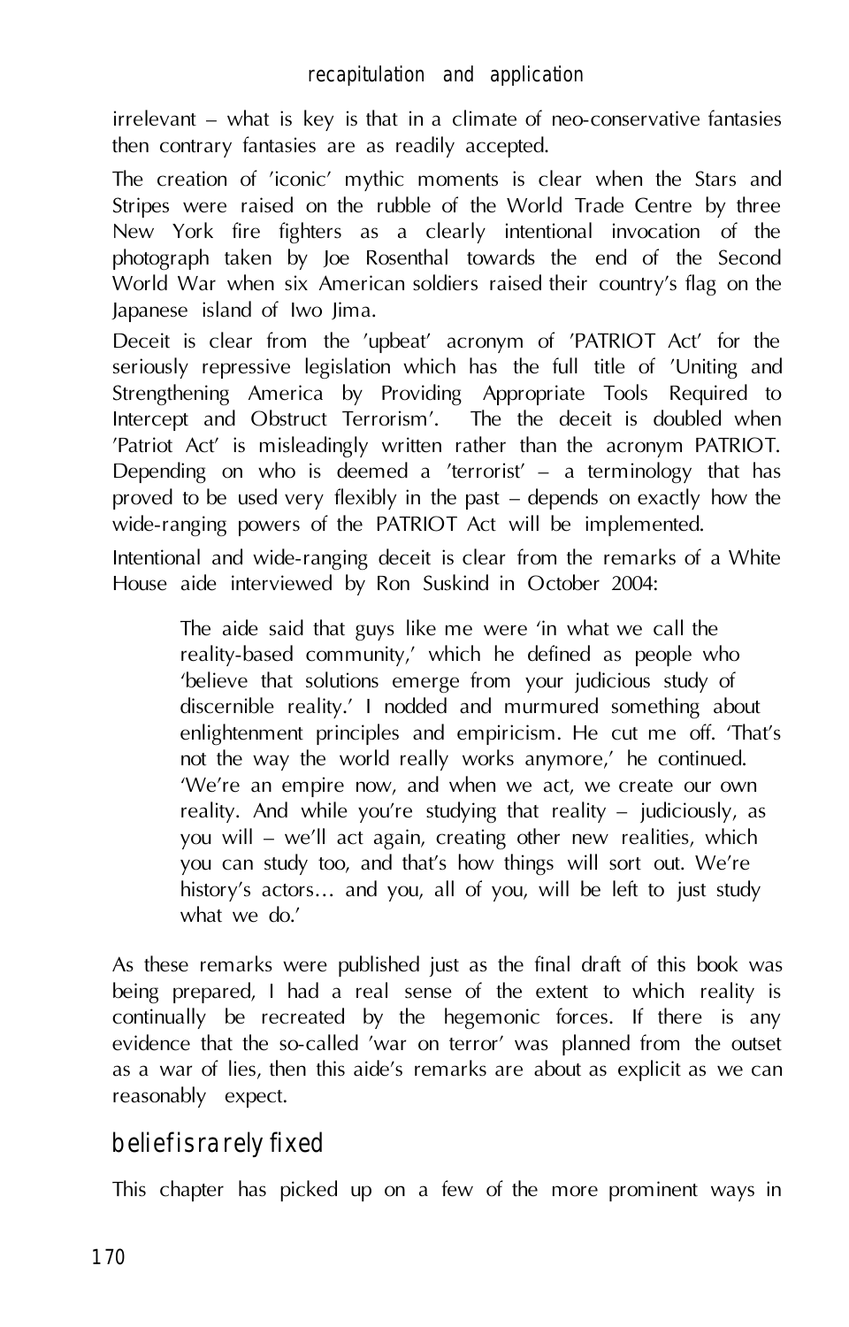irrelevant – what is key is that in a climate of neo-conservative fantasies then contrary fantasies are as readily accepted.

The creation of 'iconic' mythic moments is clear when the Stars and Stripes were raised on the rubble of the World Trade Centre by three New York fire fighters as a clearly intentional invocation of the photograph taken by Joe Rosenthal towards the end of the Second World War when six American soldiers raised their country's flag on the Japanese island of Iwo Jima.

Deceit is clear from the 'upbeat' acronym of 'PATRIOT Act' for the seriously repressive legislation which has the full title of 'Uniting and Strengthening America by Providing Appropriate Tools Required to Intercept and Obstruct Terrorism'. The the deceit is doubled when 'Patriot Act' is misleadingly written rather than the acronym PATRIOT. Depending on who is deemed a 'terrorist' – a terminology that has proved to be used very flexibly in the past – depends on exactly how the wide-ranging powers of the PATRIOT Act will be implemented.

Intentional and wide-ranging deceit is clear from the remarks of a White House aide interviewed by Ron Suskind in October 2004:

> The aide said that guys like me were 'in what we call the reality-based community,' which he defined as people who 'believe that solutions emerge from your judicious study of discernible reality.' I nodded and murmured something about enlightenment principles and empiricism. He cut me off. 'That's not the way the world really works anymore,' he continued. 'We're an empire now, and when we act, we create our own reality. And while you're studying that reality – judiciously, as you will – we'll act again, creating other new realities, which you can study too, and that's how things will sort out. We're history's actors… and you, all of you, will be left to just study what we do.'

As these remarks were published just as the final draft of this book was being prepared, I had a real sense of the extent to which reality is continually be recreated by the hegemonic forces. If there is any evidence that the so-called 'war on terror' was planned from the outset as a war of lies, then this aide's remarks are about as explicit as we can reasonably expect.

## belief is rarely fixed

This chapter has picked up on a few of the more prominent ways in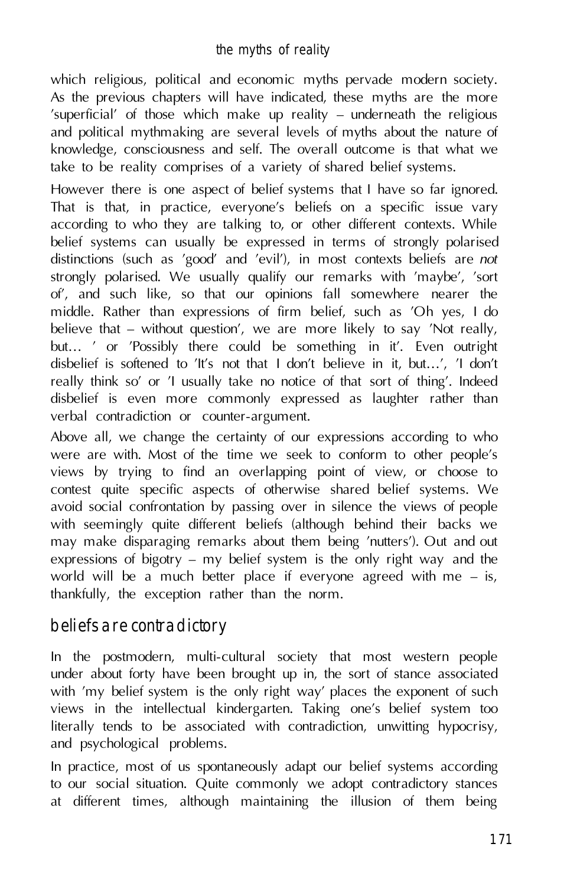which religious, political and economic myths pervade modern society. As the previous chapters will have indicated, these myths are the more 'superficial' of those which make up reality – underneath the religious and political mythmaking are several levels of myths about the nature of knowledge, consciousness and self. The overall outcome is that what we take to be reality comprises of a variety of shared belief systems.

However there is one aspect of belief systems that I have so far ignored. That is that, in practice, everyone's beliefs on a specific issue vary according to who they are talking to, or other different contexts. While belief systems can usually be expressed in terms of strongly polarised distinctions (such as 'good' and 'evil'), in most contexts beliefs are *not* strongly polarised. We usually qualify our remarks with 'maybe', 'sort of', and such like, so that our opinions fall somewhere nearer the middle. Rather than expressions of firm belief, such as 'Oh yes, I do believe that – without question', we are more likely to say 'Not really, but… ' or 'Possibly there could be something in it'. Even outright disbelief is softened to 'It's not that I don't believe in it, but…', 'I don't really think so' or 'I usually take no notice of that sort of thing'. Indeed disbelief is even more commonly expressed as laughter rather than verbal contradiction or counter-argument.

Above all, we change the certainty of our expressions according to who were are with. Most of the time we seek to conform to other people's views by trying to find an overlapping point of view, or choose to contest quite specific aspects of otherwise shared belief systems. We avoid social confrontation by passing over in silence the views of people with seemingly quite different beliefs (although behind their backs we may make disparaging remarks about them being 'nutters'). Out and out expressions of bigotry – my belief system is the only right way and the world will be a much better place if everyone agreed with me – is, thankfully, the exception rather than the norm.

## beliefs are contradictory

In the postmodern, multi-cultural society that most western people under about forty have been brought up in, the sort of stance associated with 'my belief system is the only right way' places the exponent of such views in the intellectual kindergarten. Taking one's belief system too literally tends to be associated with contradiction, unwitting hypocrisy, and psychological problems.

In practice, most of us spontaneously adapt our belief systems according to our social situation. Quite commonly we adopt contradictory stances at different times, although maintaining the illusion of them being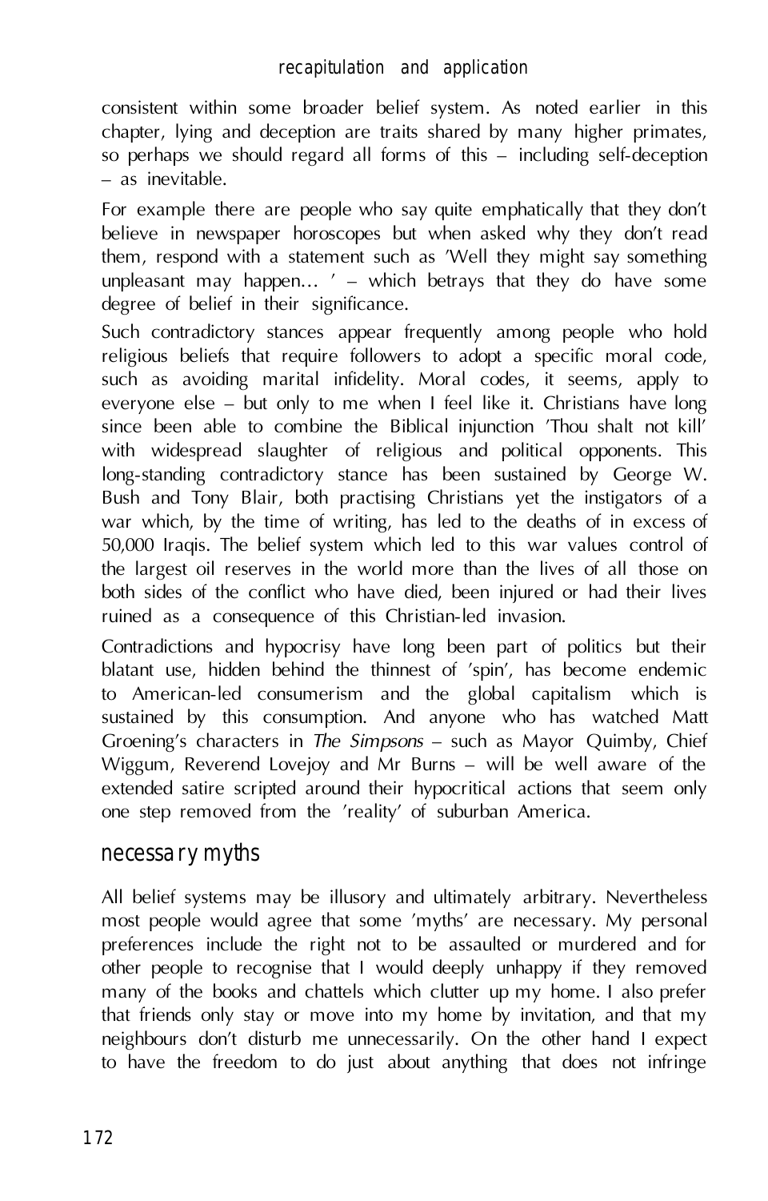consistent within some broader belief system. As noted earlier in this chapter, lying and deception are traits shared by many higher primates, so perhaps we should regard all forms of this – including self-deception – as inevitable.

For example there are people who say quite emphatically that they don't believe in newspaper horoscopes but when asked why they don't read them, respond with a statement such as 'Well they might say something unpleasant may happen… ' – which betrays that they do have some degree of belief in their significance.

Such contradictory stances appear frequently among people who hold religious beliefs that require followers to adopt a specific moral code, such as avoiding marital infidelity. Moral codes, it seems, apply to everyone else – but only to me when I feel like it. Christians have long since been able to combine the Biblical injunction 'Thou shalt not kill' with widespread slaughter of religious and political opponents. This long-standing contradictory stance has been sustained by George W. Bush and Tony Blair, both practising Christians yet the instigators of a war which, by the time of writing, has led to the deaths of in excess of 50,000 Iraqis. The belief system which led to this war values control of the largest oil reserves in the world more than the lives of all those on both sides of the conflict who have died, been injured or had their lives ruined as a consequence of this Christian-led invasion.

Contradictions and hypocrisy have long been part of politics but their blatant use, hidden behind the thinnest of 'spin', has become endemic to American-led consumerism and the global capitalism which is sustained by this consumption. And anyone who has watched Matt Groening's characters in *The Simpsons* – such as Mayor Quimby, Chief Wiggum, Reverend Lovejoy and Mr Burns – will be well aware of the extended satire scripted around their hypocritical actions that seem only one step removed from the 'reality' of suburban America.

## necessary myths

All belief systems may be illusory and ultimately arbitrary. Nevertheless most people would agree that some 'myths' are necessary. My personal preferences include the right not to be assaulted or murdered and for other people to recognise that I would deeply unhappy if they removed many of the books and chattels which clutter up my home. I also prefer that friends only stay or move into my home by invitation, and that my neighbours don't disturb me unnecessarily. On the other hand I expect to have the freedom to do just about anything that does not infringe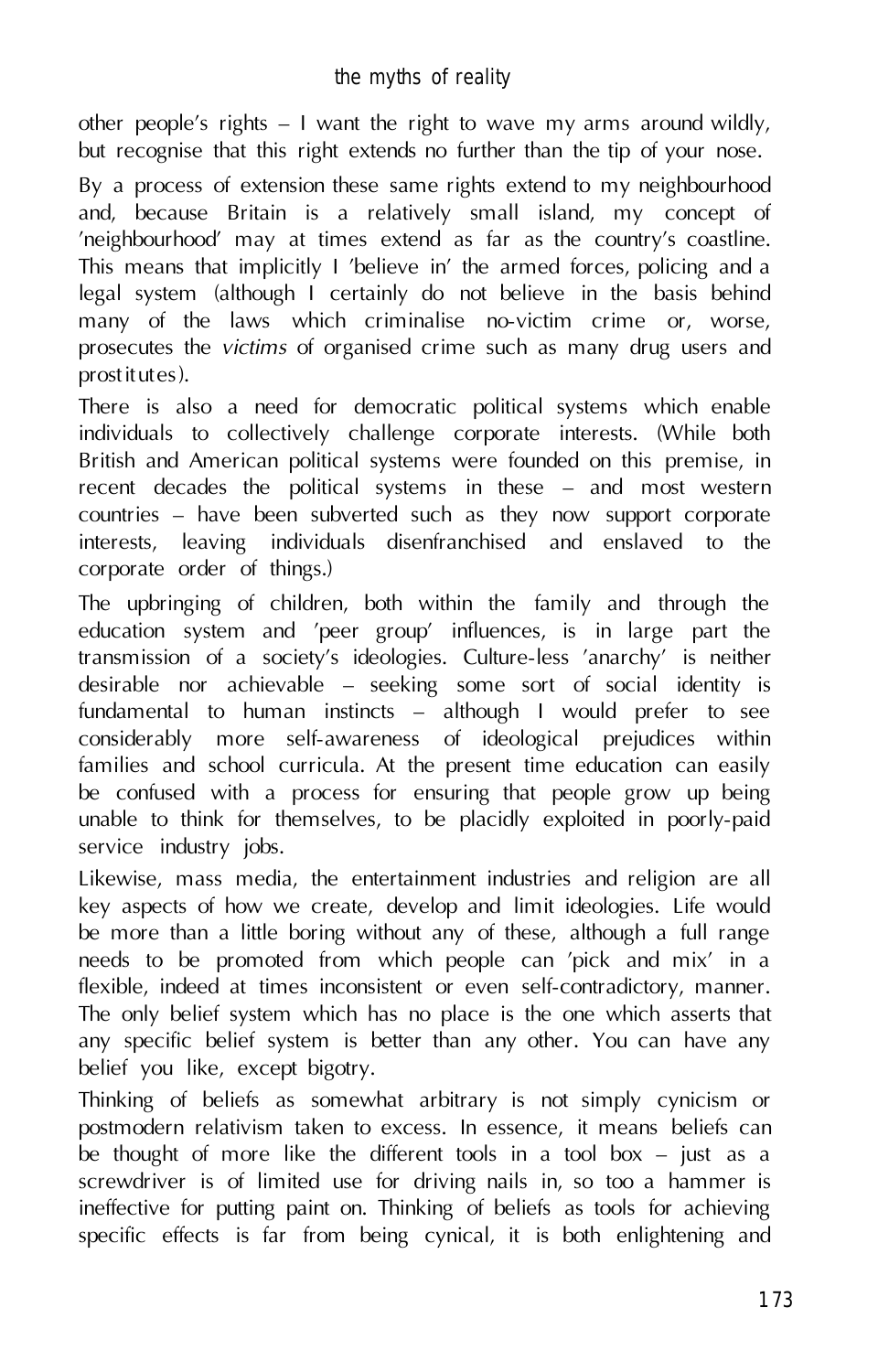other people's rights – I want the right to wave my arms around wildly, but recognise that this right extends no further than the tip of your nose.

By a process of extension these same rights extend to my neighbourhood and, because Britain is a relatively small island, my concept of 'neighbourhood' may at times extend as far as the country's coastline. This means that implicitly I 'believe in' the armed forces, policing and a legal system (although I certainly do not believe in the basis behind many of the laws which criminalise no-victim crime or, worse, prosecutes the *victims* of organised crime such as many drug users and prostitutes).

There is also a need for democratic political systems which enable individuals to collectively challenge corporate interests. (While both British and American political systems were founded on this premise, in recent decades the political systems in these – and most western countries – have been subverted such as they now support corporate interests, leaving individuals disenfranchised and enslaved to the corporate order of things.)

The upbringing of children, both within the family and through the education system and 'peer group' influences, is in large part the transmission of a society's ideologies. Culture-less 'anarchy' is neither desirable nor achievable – seeking some sort of social identity is fundamental to human instincts – although I would prefer to see considerably more self-awareness of ideological prejudices within families and school curricula. At the present time education can easily be confused with a process for ensuring that people grow up being unable to think for themselves, to be placidly exploited in poorly-paid service industry jobs.

Likewise, mass media, the entertainment industries and religion are all key aspects of how we create, develop and limit ideologies. Life would be more than a little boring without any of these, although a full range needs to be promoted from which people can 'pick and mix' in a flexible, indeed at times inconsistent or even self-contradictory, manner. The only belief system which has no place is the one which asserts that any specific belief system is better than any other. You can have any belief you like, except bigotry.

Thinking of beliefs as somewhat arbitrary is not simply cynicism or postmodern relativism taken to excess. In essence, it means beliefs can be thought of more like the different tools in a tool box – just as a screwdriver is of limited use for driving nails in, so too a hammer is ineffective for putting paint on. Thinking of beliefs as tools for achieving specific effects is far from being cynical, it is both enlightening and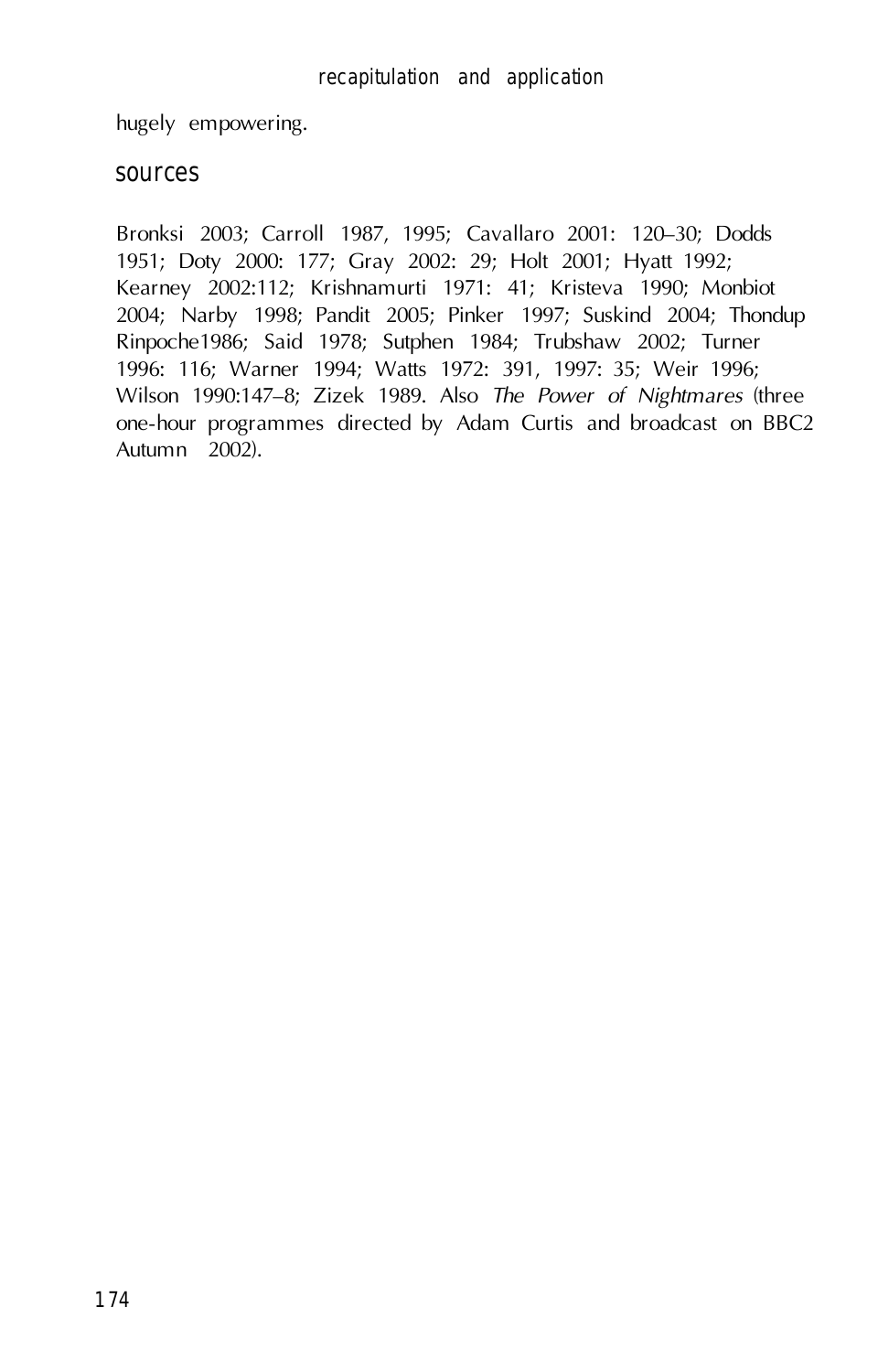hugely empowering.

## sources

Bronksi 2003; Carroll 1987, 1995; Cavallaro 2001: 120–30; Dodds 1951; Doty 2000: 177; Gray 2002: 29; Holt 2001; Hyatt 1992; Kearney 2002:112; Krishnamurti 1971: 41; Kristeva 1990; Monbiot 2004; Narby 1998; Pandit 2005; Pinker 1997; Suskind 2004; Thondup Rinpoche1986; Said 1978; Sutphen 1984; Trubshaw 2002; Turner 1996: 116; Warner 1994; Watts 1972: 391, 1997: 35; Weir 1996; Wilson 1990:147–8; Zizek 1989. Also *The Power of Nightmares* (three one-hour programmes directed by Adam Curtis and broadcast on BBC2 Autumn 2002).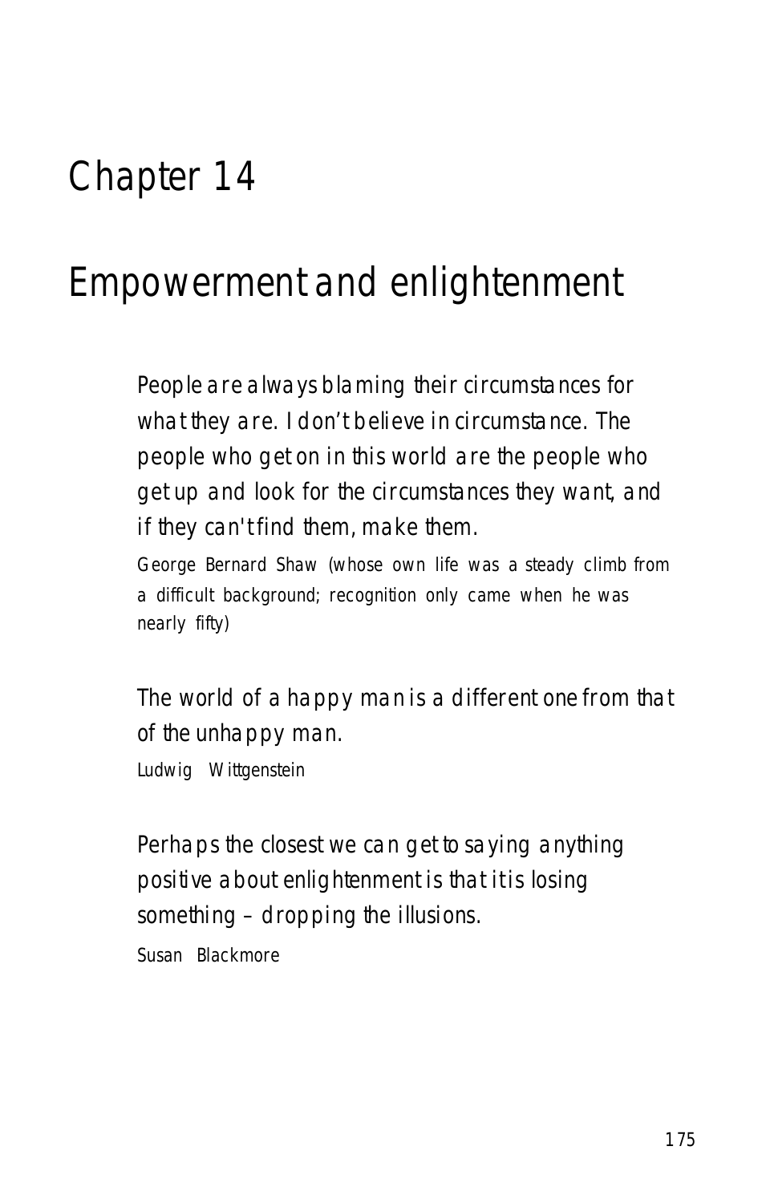# Chapter 14

# Empowerment and enlightenment

> People are always blaming their circumstances for what they are. I don't believe in circumstance. The people who get on in this world are the people who get up and look for the circumstances they want, and if they can't find them, make them.
>
> George Bernard Shaw (whose own life was a steady climb from a difficult background; recognition only came when he was nearly fifty)

> The world of a happy man is a different one from that of the unhappy man.
>
> Ludwig Wittgenstein

> Perhaps the closest we can get to saying anything positive about enlightenment is that it is losing something – dropping the illusions.
>
> Susan Blackmore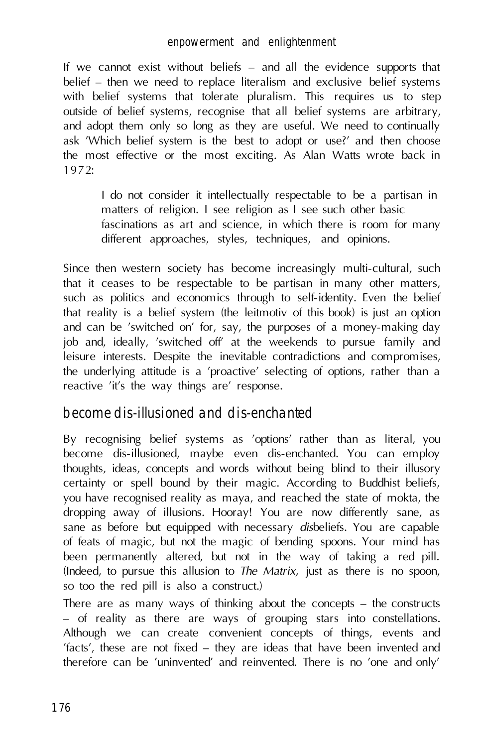If we cannot exist without beliefs – and all the evidence supports that belief – then we need to replace literalism and exclusive belief systems with belief systems that tolerate pluralism. This requires us to step outside of belief systems, recognise that all belief systems are arbitrary, and adopt them only so long as they are useful. We need to continually ask 'Which belief system is the best to adopt or use?' and then choose the most effective or the most exciting. As Alan Watts wrote back in 1972:

> I do not consider it intellectually respectable to be a partisan in matters of religion. I see religion as I see such other basic fascinations as art and science, in which there is room for many different approaches, styles, techniques, and opinions.

Since then western society has become increasingly multi-cultural, such that it ceases to be respectable to be partisan in many other matters, such as politics and economics through to self-identity. Even the belief that reality is a belief system (the leitmotiv of this book) is just an option and can be 'switched on' for, say, the purposes of a money-making day job and, ideally, 'switched off' at the weekends to pursue family and leisure interests. Despite the inevitable contradictions and compromises, the underlying attitude is a 'proactive' selecting of options, rather than a reactive 'it's the way things are' response.

## become dis-illusioned and dis-enchanted

By recognising belief systems as 'options' rather than as literal, you become dis-illusioned, maybe even dis-enchanted. You can employ thoughts, ideas, concepts and words without being blind to their illusory certainty or spell bound by their magic. According to Buddhist beliefs, you have recognised reality as maya, and reached the state of mokta, the dropping away of illusions. Hooray! You are now differently sane, as sane as before but equipped with necessary *dis*beliefs. You are capable of feats of magic, but not the magic of bending spoons. Your mind has been permanently altered, but not in the way of taking a red pill. (Indeed, to pursue this allusion to *The Matrix,* just as there is no spoon, so too the red pill is also a construct.)

There are as many ways of thinking about the concepts – the constructs – of reality as there are ways of grouping stars into constellations. Although we can create convenient concepts of things, events and 'facts', these are not fixed – they are ideas that have been invented and therefore can be 'uninvented' and reinvented. There is no 'one and only'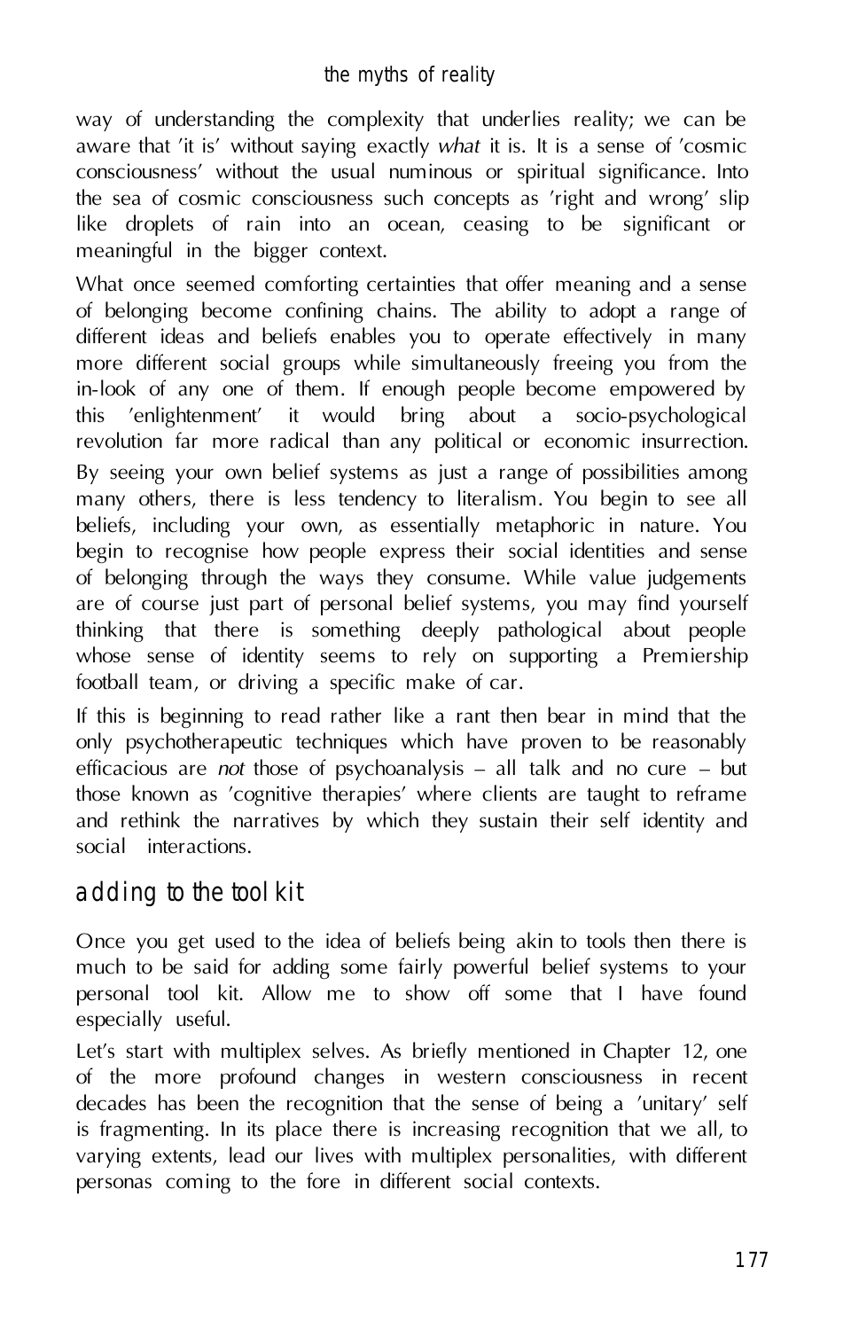way of understanding the complexity that underlies reality; we can be aware that 'it is' without saying exactly *what* it is. It is a sense of 'cosmic consciousness' without the usual numinous or spiritual significance. Into the sea of cosmic consciousness such concepts as 'right and wrong' slip like droplets of rain into an ocean, ceasing to be significant or meaningful in the bigger context.

What once seemed comforting certainties that offer meaning and a sense of belonging become confining chains. The ability to adopt a range of different ideas and beliefs enables you to operate effectively in many more different social groups while simultaneously freeing you from the in-look of any one of them. If enough people become empowered by this 'enlightenment' it would bring about a socio-psychological revolution far more radical than any political or economic insurrection.

By seeing your own belief systems as just a range of possibilities among many others, there is less tendency to literalism. You begin to see all beliefs, including your own, as essentially metaphoric in nature. You begin to recognise how people express their social identities and sense of belonging through the ways they consume. While value judgements are of course just part of personal belief systems, you may find yourself thinking that there is something deeply pathological about people whose sense of identity seems to rely on supporting a Premiership football team, or driving a specific make of car.

If this is beginning to read rather like a rant then bear in mind that the only psychotherapeutic techniques which have proven to be reasonably efficacious are *not* those of psychoanalysis – all talk and no cure – but those known as 'cognitive therapies' where clients are taught to reframe and rethink the narratives by which they sustain their self identity and social interactions.

## adding to the tool kit

Once you get used to the idea of beliefs being akin to tools then there is much to be said for adding some fairly powerful belief systems to your personal tool kit. Allow me to show off some that I have found especially useful.

Let's start with multiplex selves. As briefly mentioned in Chapter 12, one of the more profound changes in western consciousness in recent decades has been the recognition that the sense of being a 'unitary' self is fragmenting. In its place there is increasing recognition that we all, to varying extents, lead our lives with multiplex personalities, with different personas coming to the fore in different social contexts.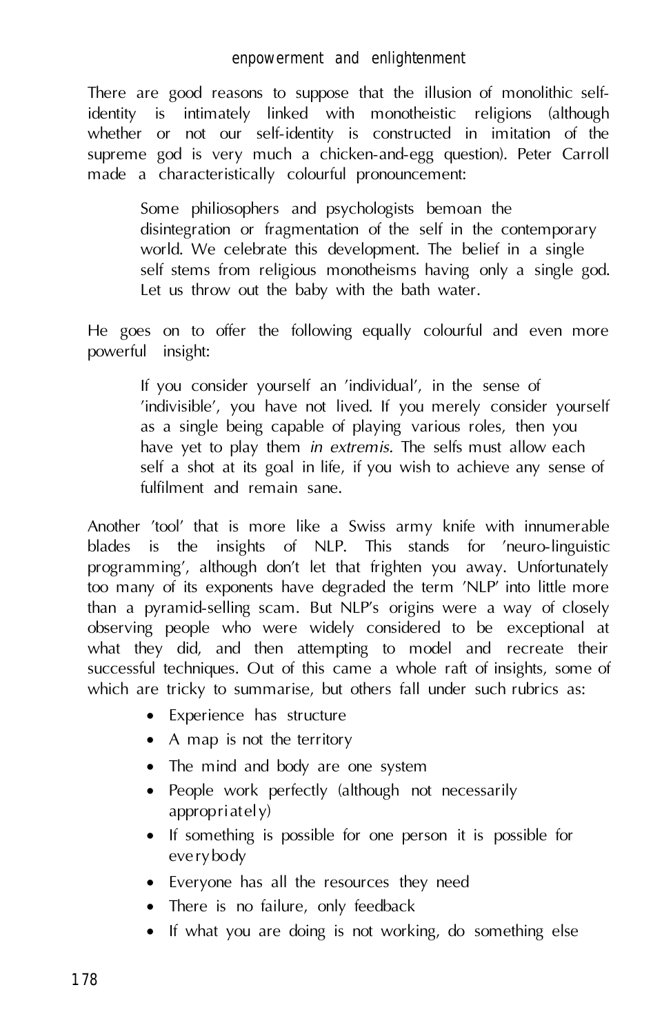There are good reasons to suppose that the illusion of monolithic self-identity is intimately linked with monotheistic religions (although whether or not our self-identity is constructed in imitation of the supreme god is very much a chicken-and-egg question). Peter Carroll made a characteristically colourful pronouncement:

> Some philiosophers and psychologists bemoan the disintegration or fragmentation of the self in the contemporary world. We celebrate this development. The belief in a single self stems from religious monotheisms having only a single god. Let us throw out the baby with the bath water.

He goes on to offer the following equally colourful and even more powerful insight:

> If you consider yourself an 'individual', in the sense of 'indivisible', you have not lived. If you merely consider yourself as a single being capable of playing various roles, then you have yet to play them *in extremis*. The selfs must allow each self a shot at its goal in life, if you wish to achieve any sense of fulfilment and remain sane.

Another 'tool' that is more like a Swiss army knife with innumerable blades is the insights of NLP. This stands for 'neuro-linguistic programming', although don't let that frighten you away. Unfortunately too many of its exponents have degraded the term 'NLP' into little more than a pyramid-selling scam. But NLP's origins were a way of closely observing people who were widely considered to be exceptional at what they did, and then attempting to model and recreate their successful techniques. Out of this came a whole raft of insights, some of which are tricky to summarise, but others fall under such rubrics as:

- Experience has structure
- A map is not the territory
- The mind and body are one system
- People work perfectly (although not necessarily appropriately)
- If something is possible for one person it is possible for everybody
- Everyone has all the resources they need
- There is no failure, only feedback
- If what you are doing is not working, do something else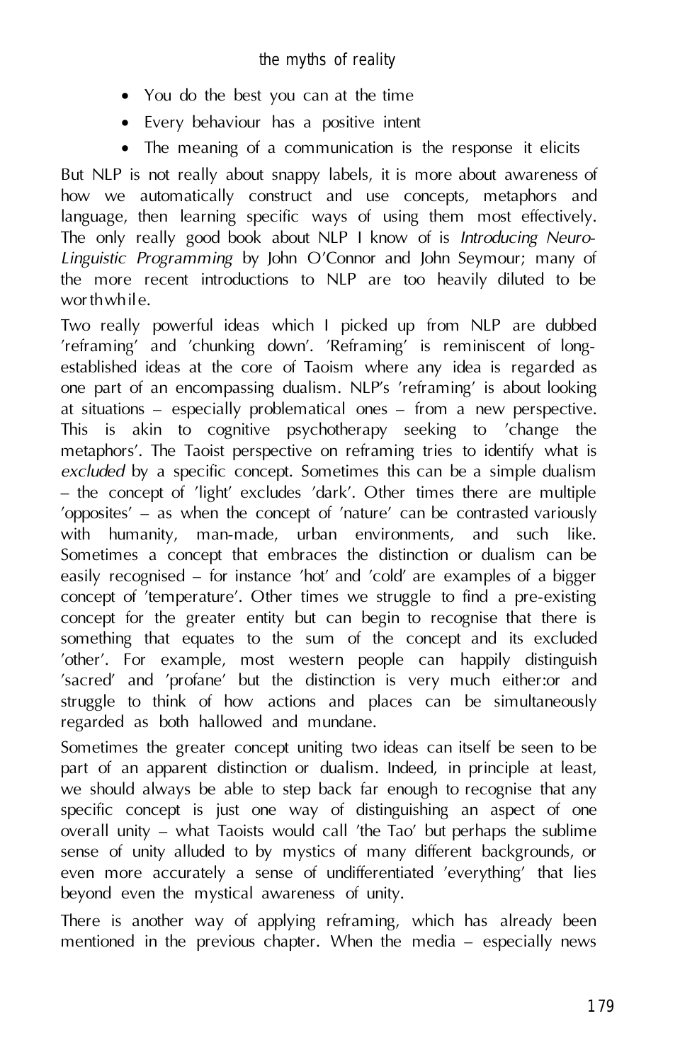- You do the best you can at the time
- Every behaviour has a positive intent
- The meaning of a communication is the response it elicits

But NLP is not really about snappy labels, it is more about awareness of how we automatically construct and use concepts, metaphors and language, then learning specific ways of using them most effectively. The only really good book about NLP I know of is *Introducing Neuro-Linguistic Programming* by John O'Connor and John Seymour; many of the more recent introductions to NLP are too heavily diluted to be worthwhile.

Two really powerful ideas which I picked up from NLP are dubbed 'reframing' and 'chunking down'. 'Reframing' is reminiscent of long-established ideas at the core of Taoism where any idea is regarded as one part of an encompassing dualism. NLP's 'reframing' is about looking at situations – especially problematical ones – from a new perspective. This is akin to cognitive psychotherapy seeking to 'change the metaphors'. The Taoist perspective on reframing tries to identify what is *excluded* by a specific concept. Sometimes this can be a simple dualism – the concept of 'light' excludes 'dark'. Other times there are multiple 'opposites' – as when the concept of 'nature' can be contrasted variously with humanity, man-made, urban environments, and such like. Sometimes a concept that embraces the distinction or dualism can be easily recognised – for instance 'hot' and 'cold' are examples of a bigger concept of 'temperature'. Other times we struggle to find a pre-existing concept for the greater entity but can begin to recognise that there is something that equates to the sum of the concept and its excluded 'other'. For example, most western people can happily distinguish 'sacred' and 'profane' but the distinction is very much either:or and struggle to think of how actions and places can be simultaneously regarded as both hallowed and mundane.

Sometimes the greater concept uniting two ideas can itself be seen to be part of an apparent distinction or dualism. Indeed, in principle at least, we should always be able to step back far enough to recognise that any specific concept is just one way of distinguishing an aspect of one overall unity – what Taoists would call 'the Tao' but perhaps the sublime sense of unity alluded to by mystics of many different backgrounds, or even more accurately a sense of undifferentiated 'everything' that lies beyond even the mystical awareness of unity.

There is another way of applying reframing, which has already been mentioned in the previous chapter. When the media – especially news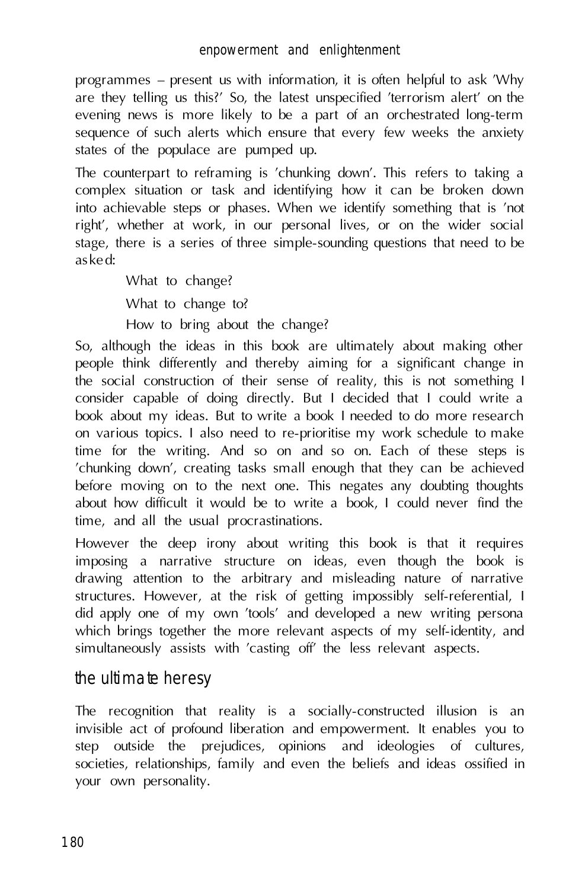programmes – present us with information, it is often helpful to ask 'Why are they telling us this?' So, the latest unspecified 'terrorism alert' on the evening news is more likely to be a part of an orchestrated long-term sequence of such alerts which ensure that every few weeks the anxiety states of the populace are pumped up.

The counterpart to reframing is 'chunking down'. This refers to taking a complex situation or task and identifying how it can be broken down into achievable steps or phases. When we identify something that is 'not right', whether at work, in our personal lives, or on the wider social stage, there is a series of three simple-sounding questions that need to be asked:

> What to change?
>
> What to change to?
>
> How to bring about the change?

So, although the ideas in this book are ultimately about making other people think differently and thereby aiming for a significant change in the social construction of their sense of reality, this is not something I consider capable of doing directly. But I decided that I could write a book about my ideas. But to write a book I needed to do more research on various topics. I also need to re-prioritise my work schedule to make time for the writing. And so on and so on. Each of these steps is 'chunking down', creating tasks small enough that they can be achieved before moving on to the next one. This negates any doubting thoughts about how difficult it would be to write a book, I could never find the time, and all the usual procrastinations.

However the deep irony about writing this book is that it requires imposing a narrative structure on ideas, even though the book is drawing attention to the arbitrary and misleading nature of narrative structures. However, at the risk of getting impossibly self-referential, I did apply one of my own 'tools' and developed a new writing persona which brings together the more relevant aspects of my self-identity, and simultaneously assists with 'casting off' the less relevant aspects.

## the ultimate heresy

The recognition that reality is a socially-constructed illusion is an invisible act of profound liberation and empowerment. It enables you to step outside the prejudices, opinions and ideologies of cultures, societies, relationships, family and even the beliefs and ideas ossified in your own personality.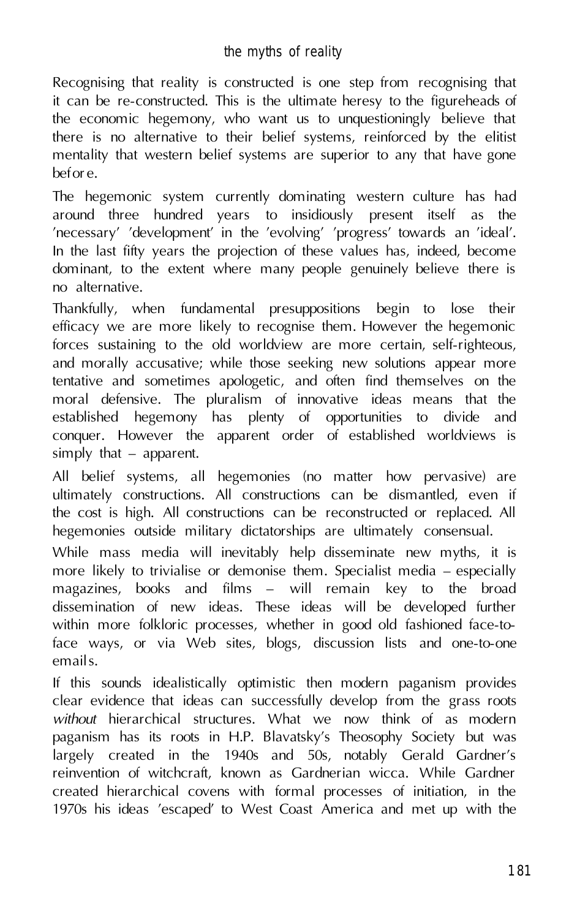Recognising that reality is constructed is one step from recognising that it can be re-constructed. This is the ultimate heresy to the figureheads of the economic hegemony, who want us to unquestioningly believe that there is no alternative to their belief systems, reinforced by the elitist mentality that western belief systems are superior to any that have gone before.

The hegemonic system currently dominating western culture has had around three hundred years to insidiously present itself as the 'necessary' 'development' in the 'evolving' 'progress' towards an 'ideal'. In the last fifty years the projection of these values has, indeed, become dominant, to the extent where many people genuinely believe there is no alternative.

Thankfully, when fundamental presuppositions begin to lose their efficacy we are more likely to recognise them. However the hegemonic forces sustaining to the old worldview are more certain, self-righteous, and morally accusative; while those seeking new solutions appear more tentative and sometimes apologetic, and often find themselves on the moral defensive. The pluralism of innovative ideas means that the established hegemony has plenty of opportunities to divide and conquer. However the apparent order of established worldviews is simply that – apparent.

All belief systems, all hegemonies (no matter how pervasive) are ultimately constructions. All constructions can be dismantled, even if the cost is high. All constructions can be reconstructed or replaced. All hegemonies outside military dictatorships are ultimately consensual.

While mass media will inevitably help disseminate new myths, it is more likely to trivialise or demonise them. Specialist media – especially magazines, books and films – will remain key to the broad dissemination of new ideas. These ideas will be developed further within more folkloric processes, whether in good old fashioned face-to-face ways, or via Web sites, blogs, discussion lists and one-to-one emails.

If this sounds idealistically optimistic then modern paganism provides clear evidence that ideas can successfully develop from the grass roots *without* hierarchical structures. What we now think of as modern paganism has its roots in H.P. Blavatsky's Theosophy Society but was largely created in the 1940s and 50s, notably Gerald Gardner's reinvention of witchcraft, known as Gardnerian wicca. While Gardner created hierarchical covens with formal processes of initiation, in the 1970s his ideas 'escaped' to West Coast America and met up with the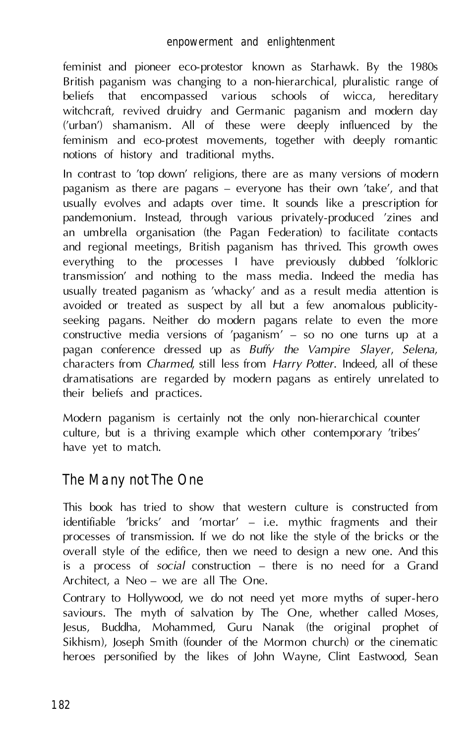feminist and pioneer eco-protestor known as Starhawk. By the 1980s British paganism was changing to a non-hierarchical, pluralistic range of beliefs that encompassed various schools of wicca, hereditary witchcraft, revived druidry and Germanic paganism and modern day ('urban') shamanism. All of these were deeply influenced by the feminism and eco-protest movements, together with deeply romantic notions of history and traditional myths.

In contrast to 'top down' religions, there are as many versions of modern paganism as there are pagans – everyone has their own 'take', and that usually evolves and adapts over time. It sounds like a prescription for pandemonium. Instead, through various privately-produced 'zines and an umbrella organisation (the Pagan Federation) to facilitate contacts and regional meetings, British paganism has thrived. This growth owes everything to the processes I have previously dubbed 'folkloric transmission' and nothing to the mass media. Indeed the media has usually treated paganism as 'whacky' and as a result media attention is avoided or treated as suspect by all but a few anomalous publicity-seeking pagans. Neither do modern pagans relate to even the more constructive media versions of 'paganism' – so no one turns up at a pagan conference dressed up as *Buffy the Vampire Slayer*, *Selena*, characters from *Charmed*, still less from *Harry Potter*. Indeed, all of these dramatisations are regarded by modern pagans as entirely unrelated to their beliefs and practices.

Modern paganism is certainly not the only non-hierarchical counter culture, but is a thriving example which other contemporary 'tribes' have yet to match.

## The Many not The One

This book has tried to show that western culture is constructed from identifiable 'bricks' and 'mortar' – i.e. mythic fragments and their processes of transmission. If we do not like the style of the bricks or the overall style of the edifice, then we need to design a new one. And this is a process of *social* construction – there is no need for a Grand Architect, a Neo – we are all The One.

Contrary to Hollywood, we do not need yet more myths of super-hero saviours. The myth of salvation by The One, whether called Moses, Jesus, Buddha, Mohammed, Guru Nanak (the original prophet of Sikhism), Joseph Smith (founder of the Mormon church) or the cinematic heroes personified by the likes of John Wayne, Clint Eastwood, Sean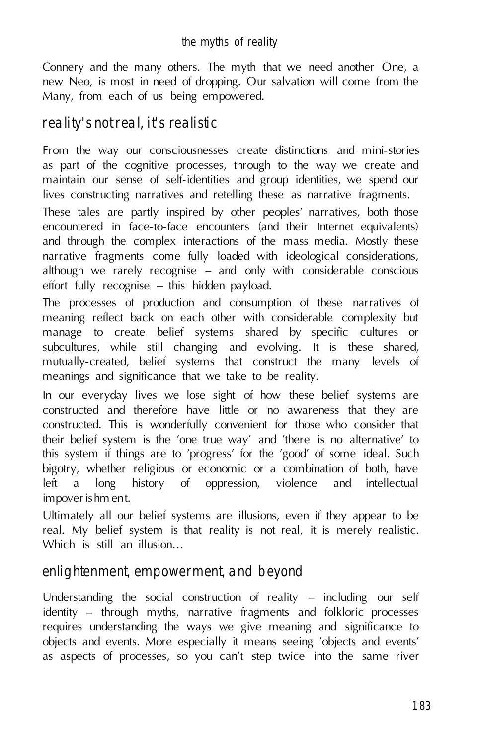Connery and the many others. The myth that we need another One, a new Neo, is most in need of dropping. Our salvation will come from the Many, from each of us being empowered.

## reality's not real, it's realistic

From the way our consciousnesses create distinctions and mini-stories as part of the cognitive processes, through to the way we create and maintain our sense of self-identities and group identities, we spend our lives constructing narratives and retelling these as narrative fragments.

These tales are partly inspired by other peoples' narratives, both those encountered in face-to-face encounters (and their Internet equivalents) and through the complex interactions of the mass media. Mostly these narrative fragments come fully loaded with ideological considerations, although we rarely recognise – and only with considerable conscious effort fully recognise – this hidden payload.

The processes of production and consumption of these narratives of meaning reflect back on each other with considerable complexity but manage to create belief systems shared by specific cultures or subcultures, while still changing and evolving. It is these shared, mutually-created, belief systems that construct the many levels of meanings and significance that we take to be reality.

In our everyday lives we lose sight of how these belief systems are constructed and therefore have little or no awareness that they are constructed. This is wonderfully convenient for those who consider that their belief system is the 'one true way' and 'there is no alternative' to this system if things are to 'progress' for the 'good' of some ideal. Such bigotry, whether religious or economic or a combination of both, have left a long history of oppression, violence and intellectual impoverishment.

Ultimately all our belief systems are illusions, even if they appear to be real. My belief system is that reality is not real, it is merely realistic. Which is still an illusion…

## enlightenment, empowerment, and beyond

Understanding the social construction of reality – including our self identity – through myths, narrative fragments and folkloric processes requires understanding the ways we give meaning and significance to objects and events. More especially it means seeing 'objects and events' as aspects of processes, so you can't step twice into the same river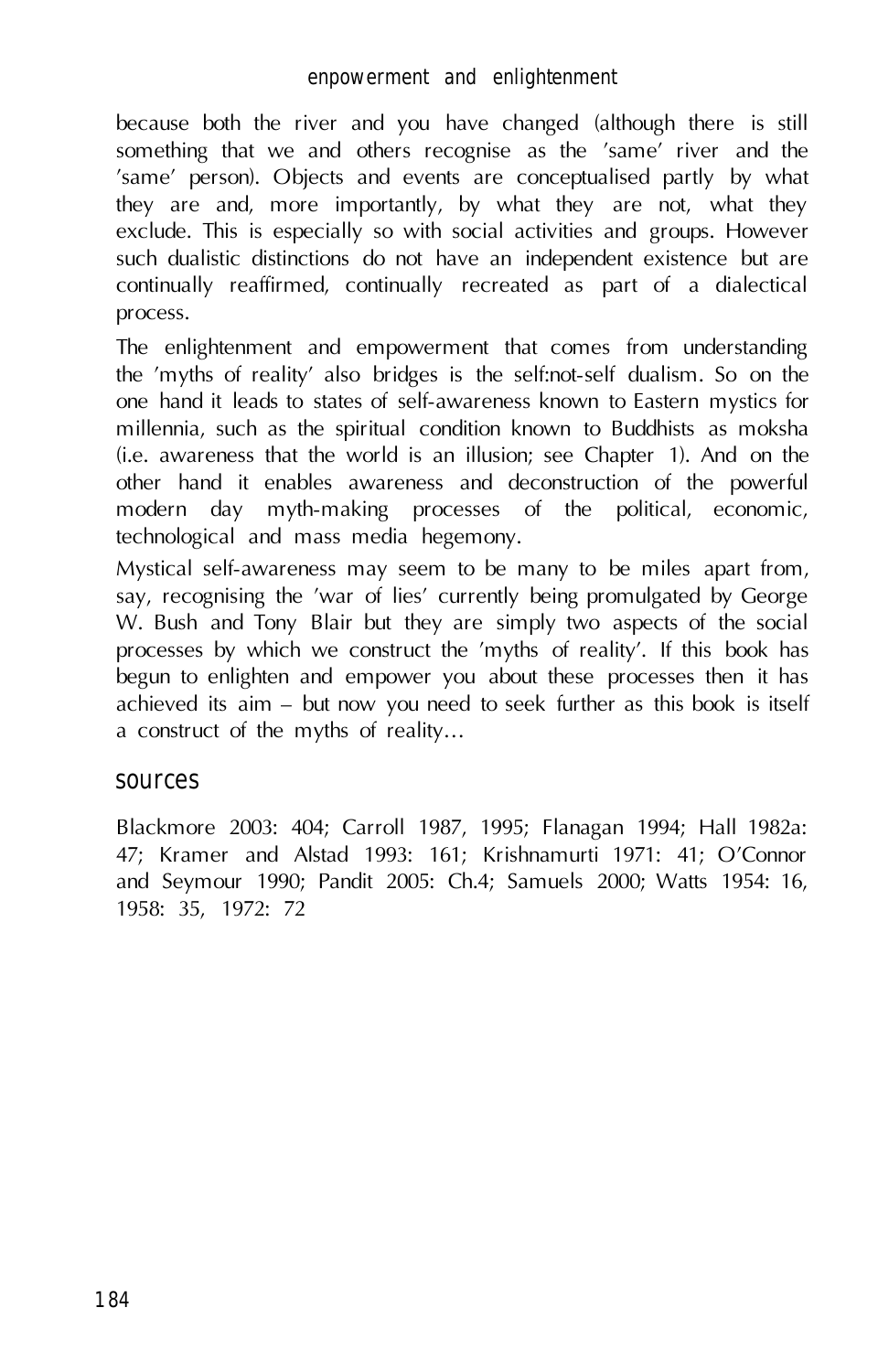because both the river and you have changed (although there is still something that we and others recognise as the 'same' river and the 'same' person). Objects and events are conceptualised partly by what they are and, more importantly, by what they are not, what they exclude. This is especially so with social activities and groups. However such dualistic distinctions do not have an independent existence but are continually reaffirmed, continually recreated as part of a dialectical process.

The enlightenment and empowerment that comes from understanding the 'myths of reality' also bridges is the self:not-self dualism. So on the one hand it leads to states of self-awareness known to Eastern mystics for millennia, such as the spiritual condition known to Buddhists as moksha (i.e. awareness that the world is an illusion; see Chapter 1). And on the other hand it enables awareness and deconstruction of the powerful modern day myth-making processes of the political, economic, technological and mass media hegemony.

Mystical self-awareness may seem to be many to be miles apart from, say, recognising the 'war of lies' currently being promulgated by George W. Bush and Tony Blair but they are simply two aspects of the social processes by which we construct the 'myths of reality'. If this book has begun to enlighten and empower you about these processes then it has achieved its aim – but now you need to seek further as this book is itself a construct of the myths of reality…

## sources

Blackmore 2003: 404; Carroll 1987, 1995; Flanagan 1994; Hall 1982a: 47; Kramer and Alstad 1993: 161; Krishnamurti 1971: 41; O'Connor and Seymour 1990; Pandit 2005: Ch.4; Samuels 2000; Watts 1954: 16, 1958: 35, 1972: 72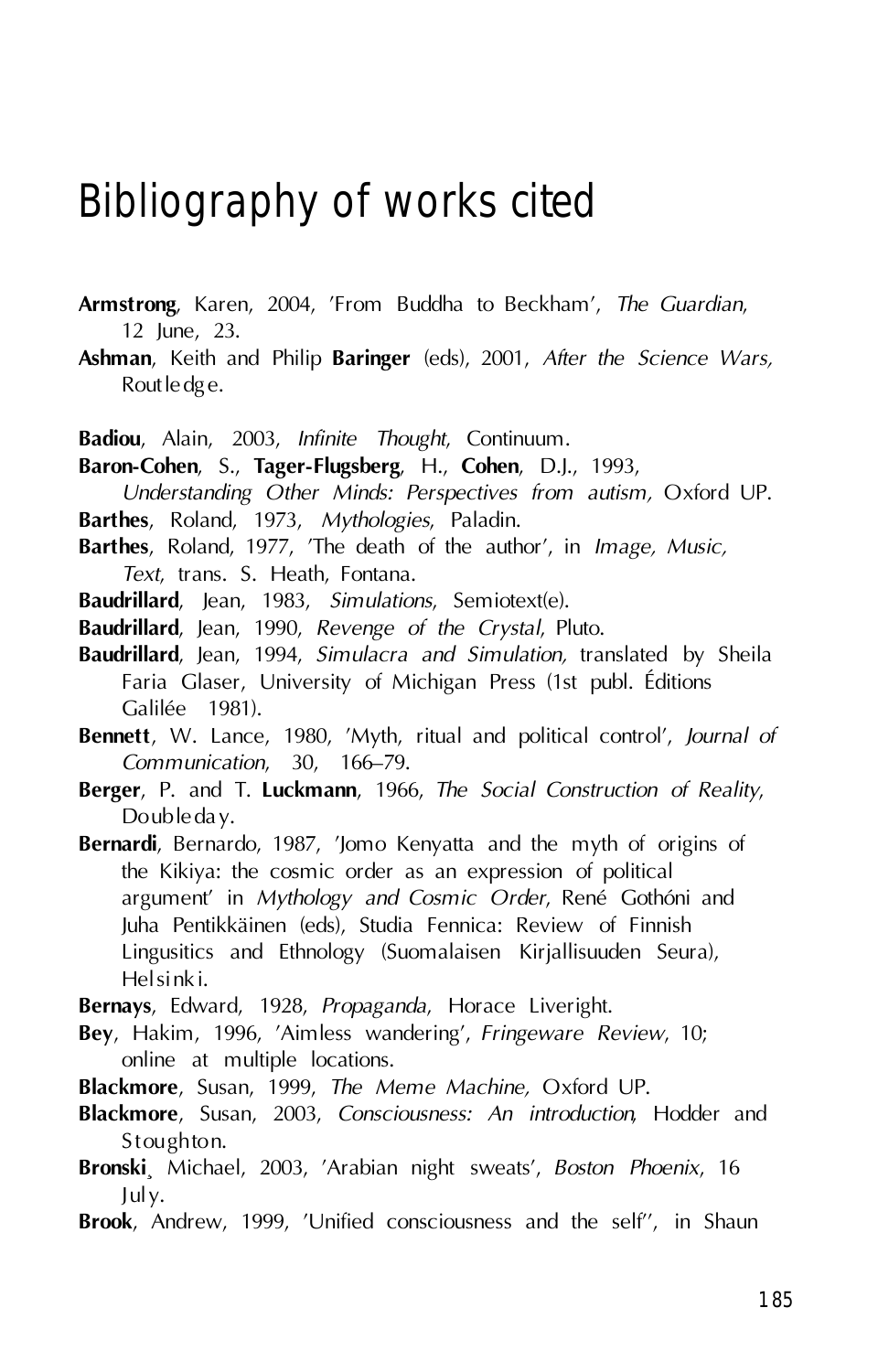# Bibliography of works cited

**Armstrong**, Karen, 2004, 'From Buddha to Beckham', *The Guardian*, 12 June, 23.

**Ashman**, Keith and Philip **Baringer** (eds), 2001, *After the Science Wars,* Routledge.

**Badiou**, Alain, 2003, *Infinite Thought*, Continuum.

**Baron-Cohen**, S., **Tager-Flugsberg**, H., **Cohen**, D.J., 1993, *Understanding Other Minds: Perspectives from autism,* Oxford UP.

**Barthes**, Roland, 1973, *Mythologies*, Paladin.

**Barthes**, Roland, 1977, 'The death of the author', in *Image, Music, Text*, trans. S. Heath, Fontana.

**Baudrillard**, Jean, 1983, *Simulations*, Semiotext(e).

**Baudrillard**, Jean, 1990, *Revenge of the Crystal*, Pluto.

**Baudrillard**, Jean, 1994, *Simulacra and Simulation,* translated by Sheila Faria Glaser, University of Michigan Press (1st publ. Éditions Galilée 1981).

**Bennett**, W. Lance, 1980, 'Myth, ritual and political control', *Journal of Communication*, 30, 166–79.

**Berger**, P. and T. **Luckmann**, 1966, *The Social Construction of Reality*, Doubleday.

**Bernardi**, Bernardo, 1987, 'Jomo Kenyatta and the myth of origins of the Kikiya: the cosmic order as an expression of political argument' in *Mythology and Cosmic Order*, René Gothóni and Juha Pentikkäinen (eds), Studia Fennica: Review of Finnish Lingusitics and Ethnology (Suomalaisen Kirjallisuuden Seura), Helsinki.

**Bernays**, Edward, 1928, *Propaganda*, Horace Liveright.

**Bey**, Hakim, 1996, 'Aimless wandering', *Fringeware Review*, 10; online at multiple locations.

**Blackmore**, Susan, 1999, *The Meme Machine,* Oxford UP.

**Blackmore**, Susan, 2003, *Consciousness: An introduction*, Hodder and Stoughton.

**Bronski**, Michael, 2003, 'Arabian night sweats', *Boston Phoenix*, 16 July.

**Brook**, Andrew, 1999, 'Unified consciousness and the self'', in Shaun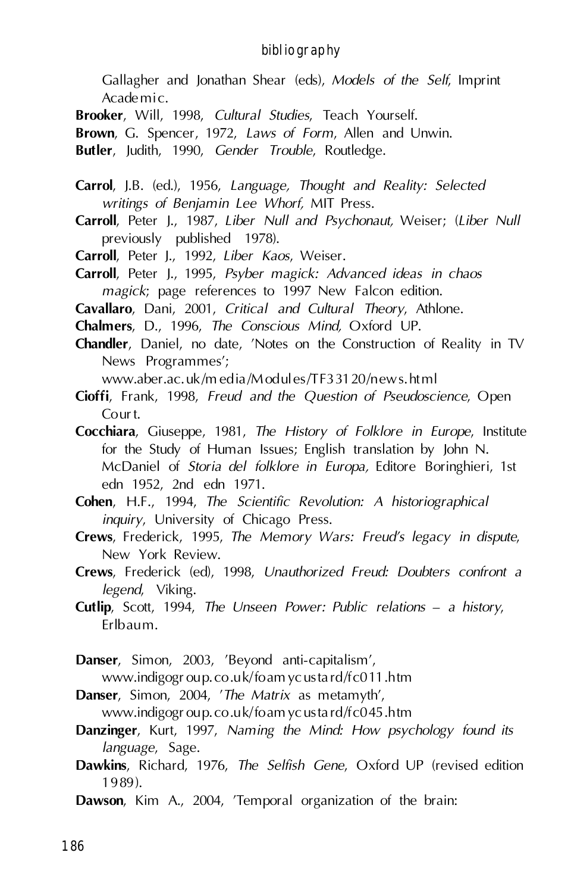Gallagher and Jonathan Shear (eds), *Models of the Self*, Imprint Academic.

**Brooker**, Will, 1998, *Cultural Studies*, Teach Yourself.

**Brown**, G. Spencer, 1972, *Laws of Form*, Allen and Unwin.

**Butler**, Judith, 1990, *Gender Trouble*, Routledge.

**Carrol**, J.B. (ed.), 1956, *Language, Thought and Reality: Selected writings of Benjamin Lee Whorf,* MIT Press.

**Carroll**, Peter J., 1987, *Liber Null and Psychonaut,* Weiser; (*Liber Null* previously published 1978).

**Carroll**, Peter J., 1992, *Liber Kaos*, Weiser.

**Carroll**, Peter J., 1995, *Psyber magick: Advanced ideas in chaos magick*; page references to 1997 New Falcon edition.

**Cavallaro**, Dani, 2001, *Critical and Cultural Theory*, Athlone.

**Chalmers**, D., 1996, *The Conscious Mind,* Oxford UP.

**Chandler**, Daniel, no date, 'Notes on the Construction of Reality in TV News Programmes'; www.aber.ac.uk/media/Modules/TF33120/news.html

**Cioffi**, Frank, 1998, *Freud and the Question of Pseudoscience*, Open Court.

**Cocchiara**, Giuseppe, 1981, *The History of Folklore in Europe*, Institute for the Study of Human Issues; English translation by John N. McDaniel of *Storia del folklore in Europa,* Editore Boringhieri, 1st edn 1952, 2nd edn 1971.

**Cohen**, H.F., 1994, *The Scientific Revolution: A historiographical inquiry*, University of Chicago Press.

**Crews**, Frederick, 1995, *The Memory Wars: Freud's legacy in dispute,* New York Review.

**Crews**, Frederick (ed), 1998, *Unauthorized Freud: Doubters confront a legend,* Viking.

**Cutlip**, Scott, 1994, *The Unseen Power: Public relations – a history*, Erlbaum.

**Danser**, Simon, 2003, 'Beyond anti-capitalism', www.indigogroup.co.uk/foamycustard/fc011.htm

**Danser**, Simon, 2004, '*The Matrix* as metamyth', www.indigogroup.co.uk/foamycustard/fc045.htm

**Danzinger**, Kurt, 1997, *Naming the Mind: How psychology found its language,* Sage.

**Dawkins**, Richard, 1976, *The Selfish Gene,* Oxford UP (revised edition 1989).

**Dawson**, Kim A., 2004, 'Temporal organization of the brain: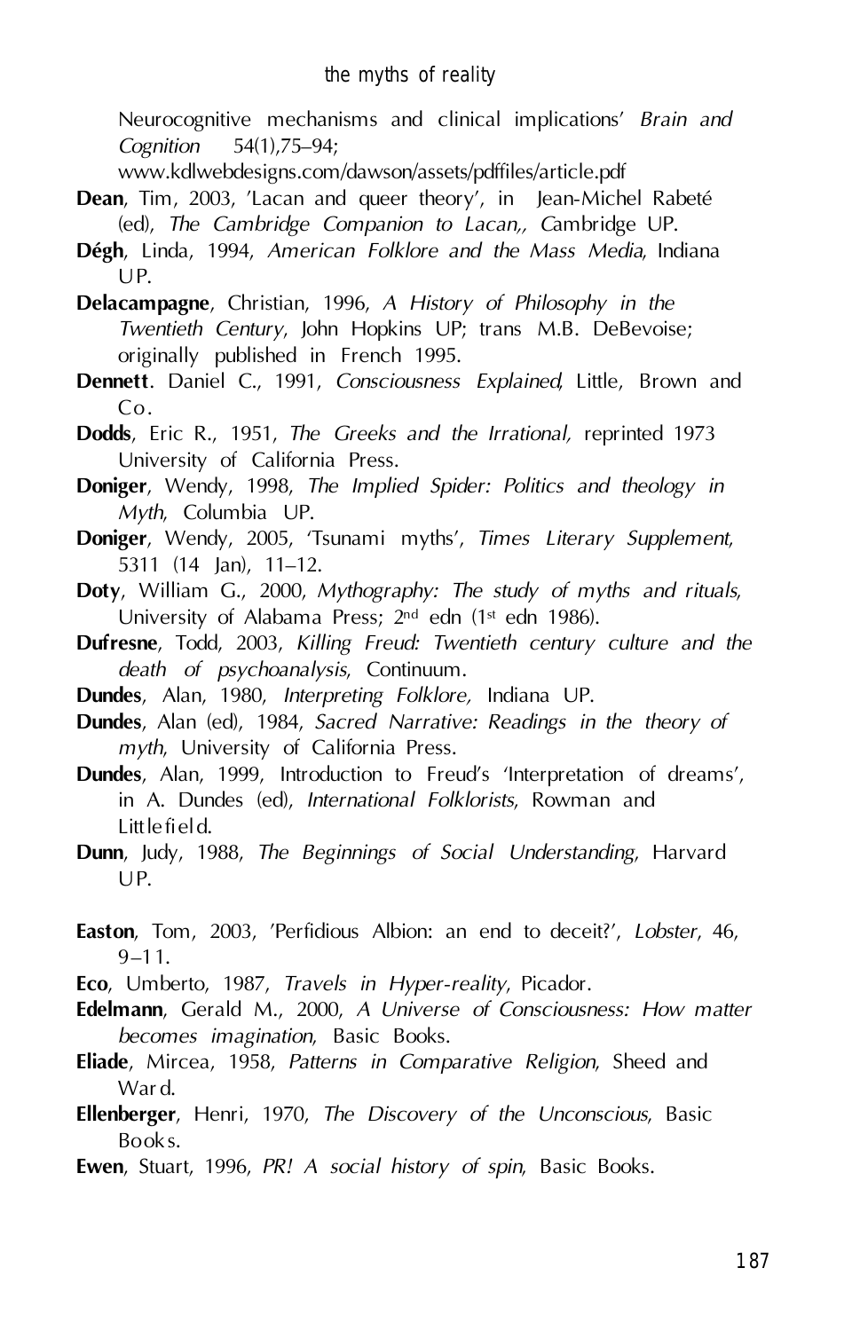Neurocognitive mechanisms and clinical implications' *Brain and Cognition* 54(1),75–94; www.kdlwebdesigns.com/dawson/assets/pdffiles/article.pdf

**Dean**, Tim, 2003, 'Lacan and queer theory', in Jean-Michel Rabeté (ed), *The Cambridge Companion to Lacan,,* Cambridge UP.

**Dégh**, Linda, 1994, *American Folklore and the Mass Media*, Indiana UP.

**Delacampagne**, Christian, 1996, *A History of Philosophy in the Twentieth Century*, John Hopkins UP; trans M.B. DeBevoise; originally published in French 1995.

**Dennett**. Daniel C., 1991, *Consciousness Explained*, Little, Brown and Co.

**Dodds**, Eric R., 1951, *The Greeks and the Irrational,* reprinted 1973 University of California Press.

**Doniger**, Wendy, 1998, *The Implied Spider: Politics and theology in Myth*, Columbia UP.

**Doniger**, Wendy, 2005, 'Tsunami myths', *Times Literary Supplement*, 5311 (14 Jan), 11–12.

**Doty**, William G., 2000, *Mythography: The study of myths and rituals*, University of Alabama Press; 2nd edn (1st edn 1986).

**Dufresne**, Todd, 2003, *Killing Freud: Twentieth century culture and the death of psychoanalysis*, Continuum.

**Dundes**, Alan, 1980, *Interpreting Folklore,* Indiana UP.

**Dundes**, Alan (ed), 1984, *Sacred Narrative: Readings in the theory of myth*, University of California Press.

**Dundes**, Alan, 1999, Introduction to Freud's 'Interpretation of dreams', in A. Dundes (ed), *International Folklorists*, Rowman and Littlefield.

**Dunn**, Judy, 1988, *The Beginnings of Social Understanding*, Harvard UP.

**Easton**, Tom, 2003, 'Perfidious Albion: an end to deceit?', *Lobster*, 46, 9–11.

**Eco**, Umberto, 1987, *Travels in Hyper-reality*, Picador.

**Edelmann**, Gerald M., 2000, *A Universe of Consciousness: How matter becomes imagination*, Basic Books.

**Eliade**, Mircea, 1958, *Patterns in Comparative Religion*, Sheed and Ward.

**Ellenberger**, Henri, 1970, *The Discovery of the Unconscious*, Basic Books.

**Ewen**, Stuart, 1996, *PR! A social history of spin*, Basic Books.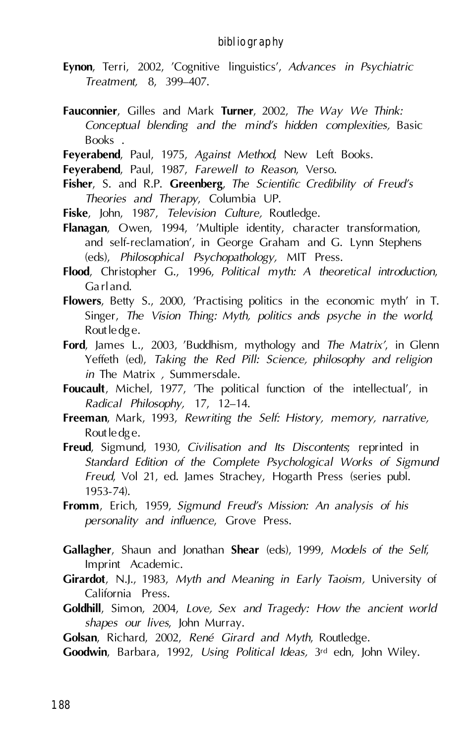**Eynon**, Terri, 2002, 'Cognitive linguistics', *Advances in Psychiatric Treatment,* 8, 399–407.

**Fauconnier**, Gilles and Mark **Turner**, 2002, *The Way We Think: Conceptual blending and the mind's hidden complexities,* Basic Books .

**Feyerabend**, Paul, 1975, *Against Method*, New Left Books.

**Feyerabend**, Paul, 1987, *Farewell to Reason*, Verso.

**Fisher**, S. and R.P. **Greenberg**, *The Scientific Credibility of Freud's Theories and Therapy*, Columbia UP.

**Fiske**, John, 1987, *Television Culture,* Routledge.

**Flanagan**, Owen, 1994, 'Multiple identity, character transformation, and self-reclamation', in George Graham and G. Lynn Stephens (eds), *Philosophical Psychopathology,* MIT Press.

**Flood**, Christopher G., 1996, *Political myth: A theoretical introduction*, Garland.

**Flowers**, Betty S., 2000, 'Practising politics in the economic myth' in T. Singer, *The Vision Thing: Myth, politics ands psyche in the world*, Routledge.

**Ford**, James L., 2003, 'Buddhism, mythology and *The Matrix'*, in Glenn Yeffeth (ed), *Taking the Red Pill: Science, philosophy and religion in* The Matrix *,* Summersdale.

**Foucault**, Michel, 1977, 'The political function of the intellectual', in *Radical Philosophy,* 17, 12–14.

**Freeman**, Mark, 1993, *Rewriting the Self: History, memory, narrative,* Routledge.

**Freud**, Sigmund, 1930, *Civilisation and Its Discontents*; reprinted in *Standard Edition of the Complete Psychological Works of Sigmund Freud*, Vol 21, ed. James Strachey, Hogarth Press (series publ. 1953-74).

**Fromm**, Erich, 1959, *Sigmund Freud's Mission: An analysis of his personality and influence*, Grove Press.

**Gallagher**, Shaun and Jonathan **Shear** (eds), 1999, *Models of the Self*, Imprint Academic.

**Girardot**, N.J., 1983, *Myth and Meaning in Early Taoism,* University of California Press.

**Goldhill**, Simon, 2004, *Love, Sex and Tragedy: How the ancient world shapes our lives*, John Murray.

**Golsan**, Richard, 2002, *René Girard and Myth*, Routledge.

**Goodwin**, Barbara, 1992, *Using Political Ideas,* 3rd edn, John Wiley.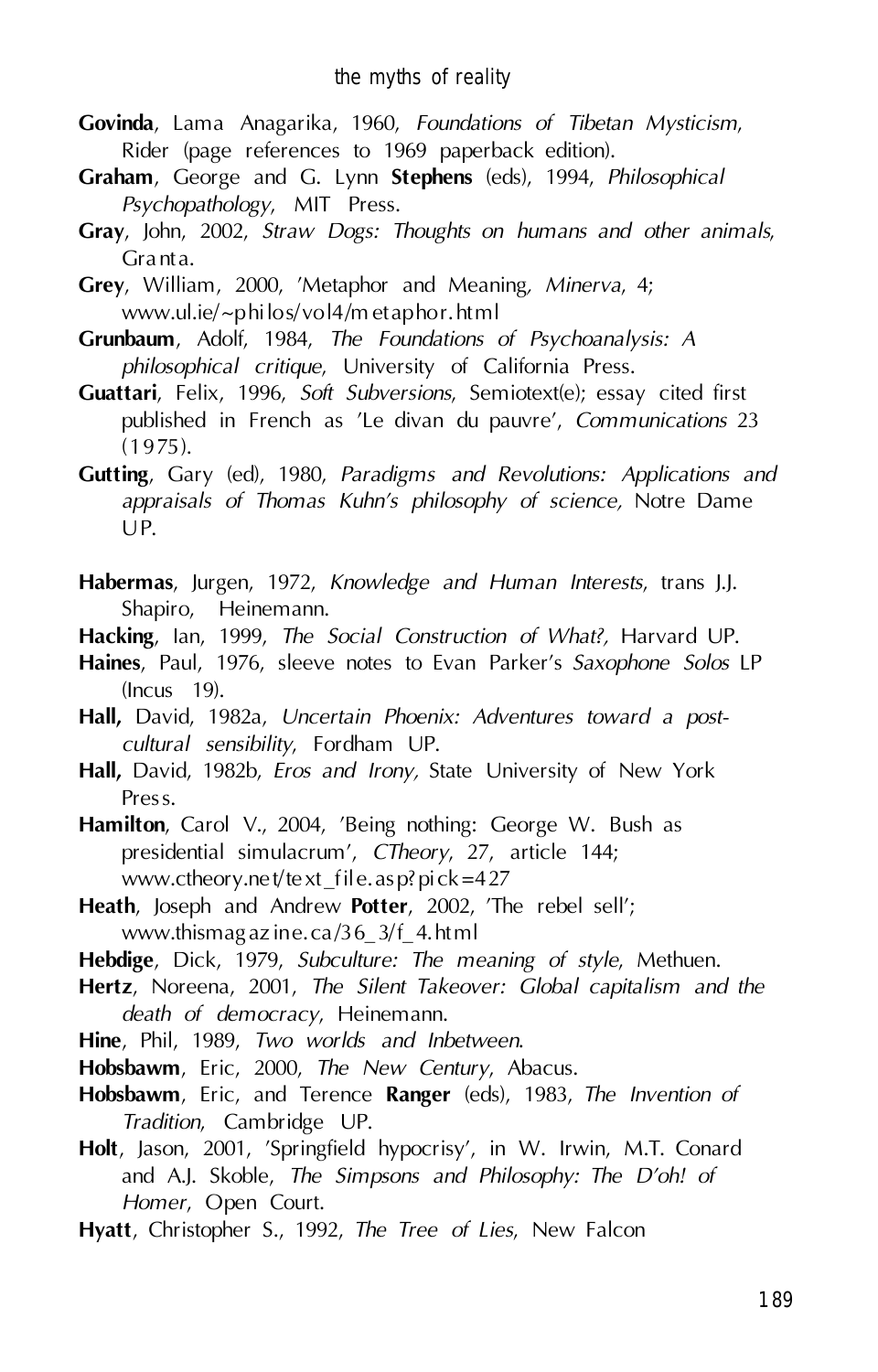**Govinda**, Lama Anagarika, 1960, *Foundations of Tibetan Mysticism*, Rider (page references to 1969 paperback edition).

**Graham**, George and G. Lynn **Stephens** (eds), 1994, *Philosophical Psychopathology*, MIT Press.

**Gray**, John, 2002, *Straw Dogs: Thoughts on humans and other animals*, Granta.

**Grey**, William, 2000, 'Metaphor and Meaning, *Minerva*, 4; www.ul.ie/~philos/vol4/metaphor.html

**Grunbaum**, Adolf, 1984, *The Foundations of Psychoanalysis: A philosophical critique*, University of California Press.

**Guattari**, Felix, 1996, *Soft Subversions*, Semiotext(e); essay cited first published in French as 'Le divan du pauvre', *Communications* 23 (1975).

**Gutting**, Gary (ed), 1980, *Paradigms and Revolutions: Applications and appraisals of Thomas Kuhn's philosophy of science,* Notre Dame UP.

**Habermas**, Jurgen, 1972, *Knowledge and Human Interests*, trans J.J. Shapiro, Heinemann.

**Hacking**, Ian, 1999, *The Social Construction of What?,* Harvard UP.

**Haines**, Paul, 1976, sleeve notes to Evan Parker's *Saxophone Solos* LP (Incus 19).

**Hall,** David, 1982a, *Uncertain Phoenix: Adventures toward a post-cultural sensibility*, Fordham UP.

**Hall,** David, 1982b, *Eros and Irony,* State University of New York Press.

**Hamilton**, Carol V., 2004, 'Being nothing: George W. Bush as presidential simulacrum', *CTheory*, 27, article 144; www.ctheory.net/text_file.asp?pick=427

**Heath**, Joseph and Andrew **Potter**, 2002, 'The rebel sell'; www.thismagazine.ca/36_3/f_4.html

**Hebdige**, Dick, 1979, *Subculture: The meaning of style*, Methuen.

**Hertz**, Noreena, 2001, *The Silent Takeover: Global capitalism and the death of democracy*, Heinemann.

**Hine**, Phil, 1989, *Two worlds and Inbetween*.

**Hobsbawm**, Eric, 2000, *The New Century*, Abacus.

**Hobsbawm**, Eric, and Terence **Ranger** (eds), 1983, *The Invention of Tradition*, Cambridge UP.

**Holt**, Jason, 2001, 'Springfield hypocrisy', in W. Irwin, M.T. Conard and A.J. Skoble, *The Simpsons and Philosophy: The D'oh! of Homer*, Open Court.

**Hyatt**, Christopher S., 1992, *The Tree of Lies*, New Falcon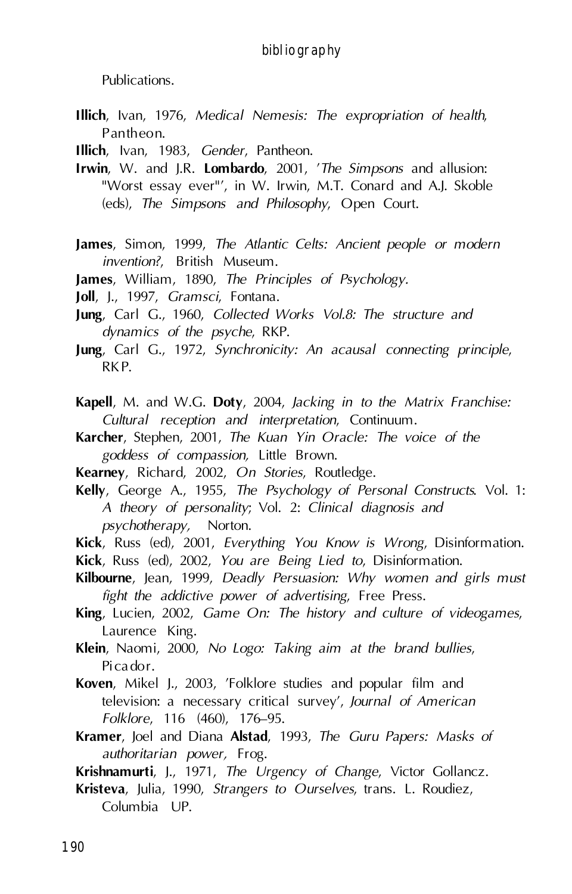Publications.

**Illich**, Ivan, 1976, *Medical Nemesis: The expropriation of health*, Pantheon.

**Illich**, Ivan, 1983, *Gender*, Pantheon.

**Irwin**, W. and J.R. **Lombardo**, 2001, '*The Simpsons* and allusion: "Worst essay ever"', in W. Irwin, M.T. Conard and A.J. Skoble (eds), *The Simpsons and Philosophy*, Open Court.

**James**, Simon, 1999, *The Atlantic Celts: Ancient people or modern invention?*, British Museum.

**James**, William, 1890, *The Principles of Psychology*.

**Joll**, J., 1997, *Gramsci*, Fontana.

**Jung**, Carl G., 1960, *Collected Works Vol.8: The structure and dynamics of the psyche*, RKP.

**Jung**, Carl G., 1972, *Synchronicity: An acausal connecting principle*, RKP.

**Kapell**, M. and W.G. **Doty**, 2004, *Jacking in to the Matrix Franchise: Cultural reception and interpretation*, Continuum.

**Karcher**, Stephen, 2001, *The Kuan Yin Oracle: The voice of the goddess of compassion,* Little Brown.

**Kearney**, Richard, 2002, *On Stories*, Routledge.

**Kelly**, George A., 1955, *The Psychology of Personal Constructs*. Vol. 1: *A theory of personality*; Vol. 2: *Clinical diagnosis and psychotherapy,* Norton.

**Kick**, Russ (ed), 2001, *Everything You Know is Wrong*, Disinformation.

**Kick**, Russ (ed), 2002, *You are Being Lied to*, Disinformation.

**Kilbourne**, Jean, 1999, *Deadly Persuasion: Why women and girls must fight the addictive power of advertising*, Free Press.

**King**, Lucien, 2002, *Game On: The history and culture of videogames*, Laurence King.

**Klein**, Naomi, 2000, *No Logo: Taking aim at the brand bullies*, Picador.

**Koven**, Mikel J., 2003, 'Folklore studies and popular film and television: a necessary critical survey', *Journal of American Folklore*, 116 (460), 176–95.

**Kramer**, Joel and Diana **Alstad**, 1993, *The Guru Papers: Masks of authoritarian power,* Frog.

**Krishnamurti**, J., 1971, *The Urgency of Change*, Victor Gollancz.

**Kristeva**, Julia, 1990, *Strangers to Ourselves*, trans. L. Roudiez, Columbia UP.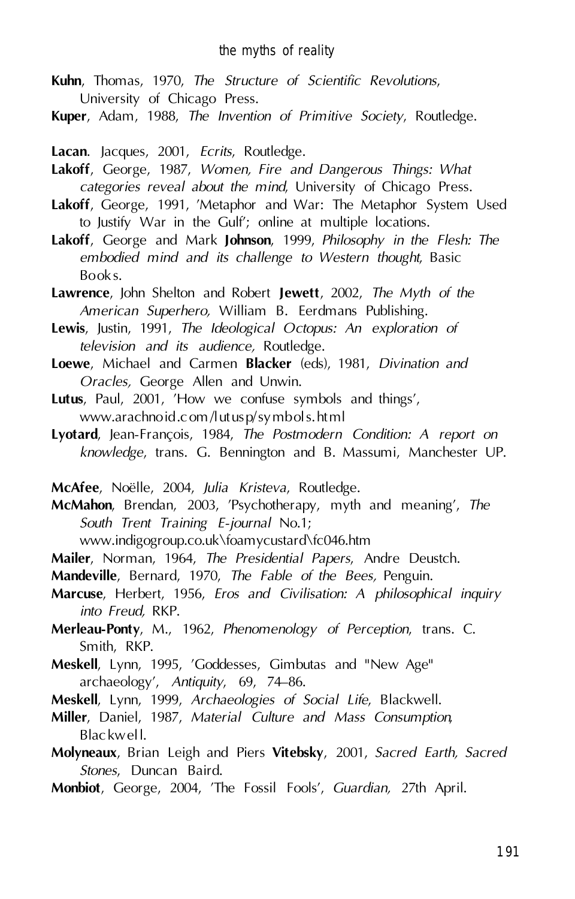**Kuhn**, Thomas, 1970, *The Structure of Scientific Revolutions*, University of Chicago Press.

**Kuper**, Adam, 1988, *The Invention of Primitive Society*, Routledge.

**Lacan**. Jacques, 2001, *Ecrits*, Routledge.

**Lakoff**, George, 1987, *Women, Fire and Dangerous Things: What categories reveal about the mind*, University of Chicago Press.

**Lakoff**, George, 1991, 'Metaphor and War: The Metaphor System Used to Justify War in the Gulf'; online at multiple locations.

**Lakoff**, George and Mark **Johnson**, 1999, *Philosophy in the Flesh: The embodied mind and its challenge to Western thought*, Basic Books.

**Lawrence**, John Shelton and Robert **Jewett**, 2002, *The Myth of the American Superhero,* William B. Eerdmans Publishing.

**Lewis**, Justin, 1991, *The Ideological Octopus: An exploration of television and its audience,* Routledge.

**Loewe**, Michael and Carmen **Blacker** (eds), 1981, *Divination and Oracles,* George Allen and Unwin.

**Lutus**, Paul, 2001, 'How we confuse symbols and things', www.arachnoid.com/lutusp/symbols.html

**Lyotard**, Jean-François, 1984, *The Postmodern Condition: A report on knowledge*, trans. G. Bennington and B. Massumi, Manchester UP.

**McAfee**, Noëlle, 2004, *Julia Kristeva*, Routledge.

**McMahon**, Brendan, 2003, 'Psychotherapy, myth and meaning', *The South Trent Training E-journal* No.1; www.indigogroup.co.uk\foamycustard\fc046.htm

**Mailer**, Norman, 1964, *The Presidential Papers*, Andre Deustch.

**Mandeville**, Bernard, 1970, *The Fable of the Bees,* Penguin.

**Marcuse**, Herbert, 1956, *Eros and Civilisation: A philosophical inquiry into Freud,* RKP.

**Merleau-Ponty**, M., 1962, *Phenomenology of Perception*, trans. C. Smith, RKP.

**Meskell**, Lynn, 1995, 'Goddesses, Gimbutas and "New Age" archaeology', *Antiquity*, 69, 74–86.

**Meskell**, Lynn, 1999, *Archaeologies of Social Life*, Blackwell.

**Miller**, Daniel, 1987, *Material Culture and Mass Consumption*, Blackwell.

**Molyneaux**, Brian Leigh and Piers **Vitebsky**, 2001, *Sacred Earth, Sacred Stones*, Duncan Baird.

**Monbiot**, George, 2004, 'The Fossil Fools', *Guardian,* 27th April.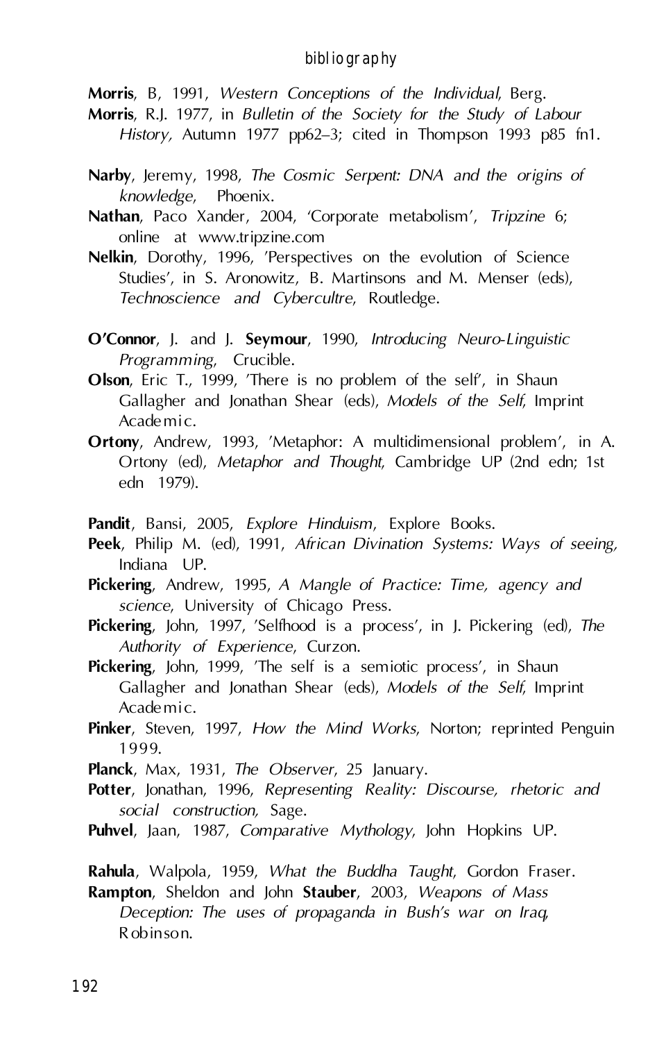**Morris**, B, 1991, *Western Conceptions of the Individual*, Berg.

**Morris**, R.J. 1977, in *Bulletin of the Society for the Study of Labour History,* Autumn 1977 pp62–3; cited in Thompson 1993 p85 fn1.

**Narby**, Jeremy, 1998, *The Cosmic Serpent: DNA and the origins of knowledge*, Phoenix.

**Nathan**, Paco Xander, 2004, 'Corporate metabolism', *Tripzine* 6; online at www.tripzine.com

**Nelkin**, Dorothy, 1996, 'Perspectives on the evolution of Science Studies', in S. Aronowitz, B. Martinsons and M. Menser (eds), *Technoscience and Cybercultre*, Routledge.

**O'Connor**, J. and J. **Seymour**, 1990, *Introducing Neuro-Linguistic Programming*, Crucible.

**Olson**, Eric T., 1999, 'There is no problem of the self', in Shaun Gallagher and Jonathan Shear (eds), *Models of the Self*, Imprint Academic.

**Ortony**, Andrew, 1993, 'Metaphor: A multidimensional problem', in A. Ortony (ed), *Metaphor and Thought*, Cambridge UP (2nd edn; 1st edn 1979).

**Pandit**, Bansi, 2005, *Explore Hinduism*, Explore Books.

**Peek**, Philip M. (ed), 1991, *African Divination Systems: Ways of seeing,* Indiana UP.

**Pickering**, Andrew, 1995, *A Mangle of Practice: Time, agency and science*, University of Chicago Press.

**Pickering**, John, 1997, 'Selfhood is a process', in J. Pickering (ed), *The Authority of Experience*, Curzon.

**Pickering**, John, 1999, 'The self is a semiotic process', in Shaun Gallagher and Jonathan Shear (eds), *Models of the Self*, Imprint Academic.

**Pinker**, Steven, 1997, *How the Mind Works*, Norton; reprinted Penguin 1999.

**Planck**, Max, 1931, *The Observer*, 25 January.

**Potter**, Jonathan, 1996, *Representing Reality: Discourse, rhetoric and social construction,* Sage.

**Puhvel**, Jaan, 1987, *Comparative Mythology*, John Hopkins UP.

**Rahula**, Walpola, 1959, *What the Buddha Taught*, Gordon Fraser.

**Rampton**, Sheldon and John **Stauber**, 2003, *Weapons of Mass Deception: The uses of propaganda in Bush's war on Iraq*, Robinson.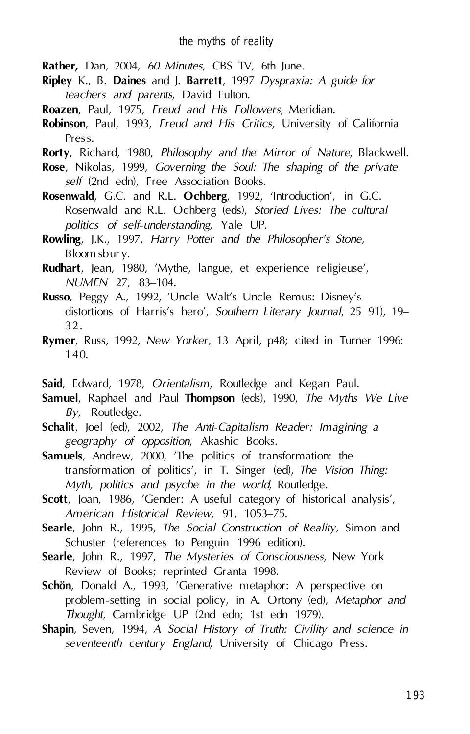**Rather,** Dan, 2004, *60 Minutes*, CBS TV, 6th June.

**Ripley** K., B. **Daines** and J. **Barrett**, 1997 *Dyspraxia: A guide for teachers and parents*, David Fulton.

**Roazen**, Paul, 1975, *Freud and His Followers*, Meridian.

**Robinson**, Paul, 1993, *Freud and His Critics,* University of California Press.

**Rorty**, Richard, 1980, *Philosophy and the Mirror of Nature*, Blackwell.

**Rose**, Nikolas, 1999, *Governing the Soul: The shaping of the private self* (2nd edn), Free Association Books.

**Rosenwald**, G.C. and R.L. **Ochberg**, 1992, 'Introduction', in G.C. Rosenwald and R.L. Ochberg (eds), *Storied Lives: The cultural politics of self-understanding*, Yale UP.

**Rowling**, J.K., 1997, *Harry Potter and the Philosopher's Stone,* Bloomsbury.

**Rudhart**, Jean, 1980, 'Mythe, langue, et experience religieuse', *NUMEN* 27, 83–104.

**Russo**, Peggy A., 1992, 'Uncle Walt's Uncle Remus: Disney's distortions of Harris's hero', *Southern Literary Journal*, 25 91), 19–32.

**Rymer**, Russ, 1992, *New Yorker*, 13 April, p48; cited in Turner 1996: 140.

**Said**, Edward, 1978, *Orientalism*, Routledge and Kegan Paul.

**Samuel**, Raphael and Paul **Thompson** (eds), 1990, *The Myths We Live By,* Routledge.

**Schalit**, Joel (ed), 2002, *The Anti-Capitalism Reader: Imagining a geography of opposition*, Akashic Books.

**Samuels**, Andrew, 2000, 'The politics of transformation: the transformation of politics', in T. Singer (ed), *The Vision Thing: Myth, politics and psyche in the world*, Routledge.

**Scott**, Joan, 1986, 'Gender: A useful category of historical analysis', *American Historical Review,* 91, 1053–75.

**Searle**, John R., 1995, *The Social Construction of Reality,* Simon and Schuster (references to Penguin 1996 edition).

**Searle**, John R., 1997, *The Mysteries of Consciousness,* New York Review of Books; reprinted Granta 1998.

**Schön**, Donald A., 1993, 'Generative metaphor: A perspective on problem-setting in social policy, in A. Ortony (ed), *Metaphor and Thought*, Cambridge UP (2nd edn; 1st edn 1979).

**Shapin**, Seven, 1994, *A Social History of Truth: Civility and science in seventeenth century England*, University of Chicago Press.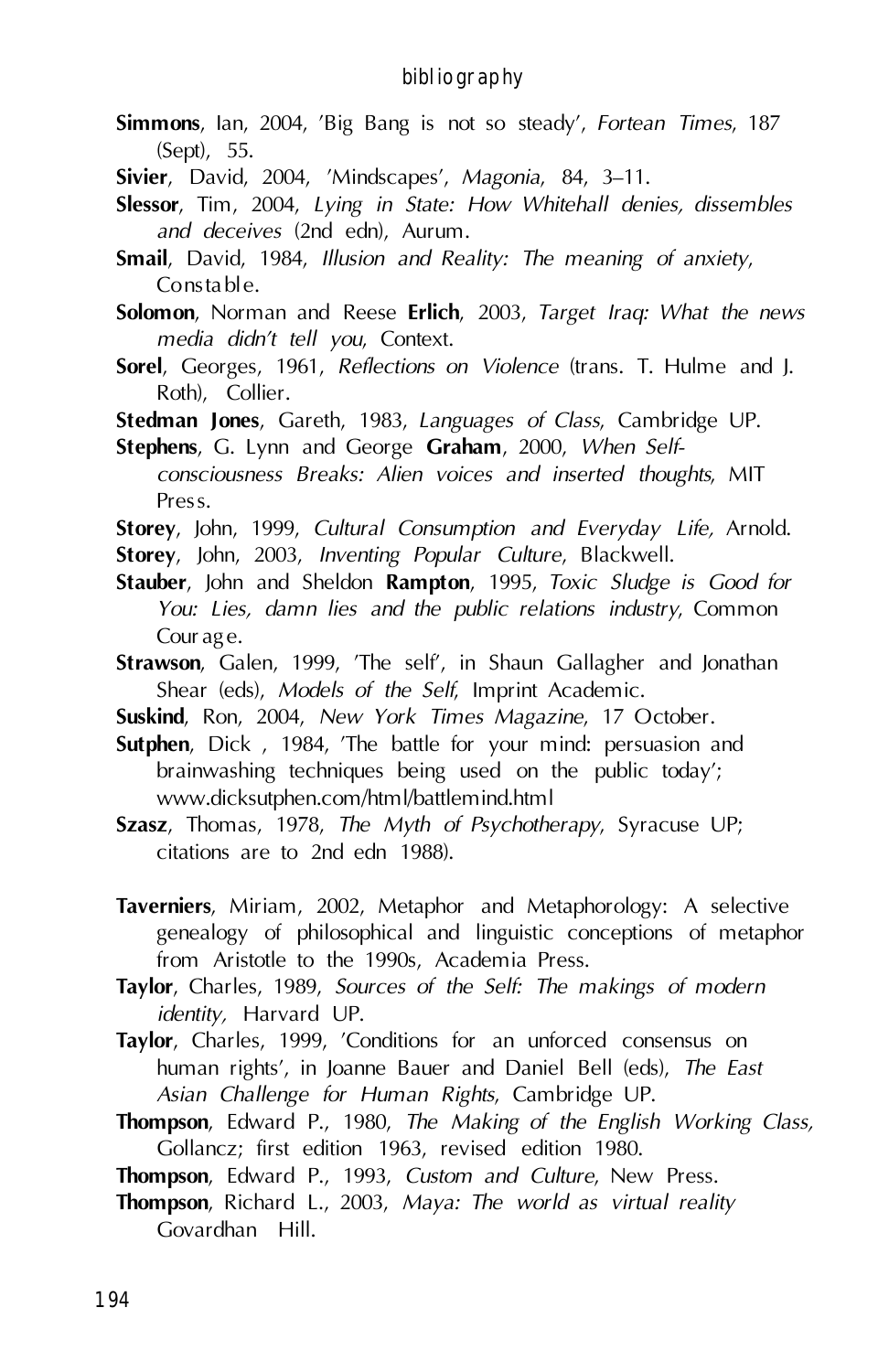**Simmons**, Ian, 2004, 'Big Bang is not so steady', *Fortean Times*, 187 (Sept), 55.

**Sivier**, David, 2004, 'Mindscapes', *Magonia*, 84, 3–11.

**Slessor**, Tim, 2004, *Lying in State: How Whitehall denies, dissembles and deceives* (2nd edn), Aurum.

**Smail**, David, 1984, *Illusion and Reality: The meaning of anxiety*, Constable.

**Solomon**, Norman and Reese **Erlich**, 2003, *Target Iraq: What the news media didn't tell you*, Context.

**Sorel**, Georges, 1961, *Reflections on Violence* (trans. T. Hulme and J. Roth), Collier.

**Stedman Jones**, Gareth, 1983, *Languages of Class*, Cambridge UP.

**Stephens**, G. Lynn and George **Graham**, 2000, *When Self-consciousness Breaks: Alien voices and inserted thoughts*, MIT Press.

**Storey**, John, 1999, *Cultural Consumption and Everyday Life,* Arnold.

**Storey**, John, 2003, *Inventing Popular Culture*, Blackwell.

**Stauber**, John and Sheldon **Rampton**, 1995, *Toxic Sludge is Good for You: Lies, damn lies and the public relations industry*, Common Courage.

**Strawson**, Galen, 1999, 'The self', in Shaun Gallagher and Jonathan Shear (eds), *Models of the Self*, Imprint Academic.

**Suskind**, Ron, 2004, *New York Times Magazine*, 17 October.

**Sutphen**, Dick , 1984, 'The battle for your mind: persuasion and brainwashing techniques being used on the public today'; www.dicksutphen.com/html/battlemind.html

**Szasz**, Thomas, 1978, *The Myth of Psychotherapy*, Syracuse UP; citations are to 2nd edn 1988).

**Taverniers**, Miriam, 2002, Metaphor and Metaphorology: A selective genealogy of philosophical and linguistic conceptions of metaphor from Aristotle to the 1990s, Academia Press.

**Taylor**, Charles, 1989, *Sources of the Self: The makings of modern identity,* Harvard UP.

**Taylor**, Charles, 1999, 'Conditions for an unforced consensus on human rights', in Joanne Bauer and Daniel Bell (eds), *The East Asian Challenge for Human Rights*, Cambridge UP.

**Thompson**, Edward P., 1980, *The Making of the English Working Class,* Gollancz; first edition 1963, revised edition 1980.

**Thompson**, Edward P., 1993, *Custom and Culture*, New Press.

**Thompson**, Richard L., 2003, *Maya: The world as virtual reality* Govardhan Hill.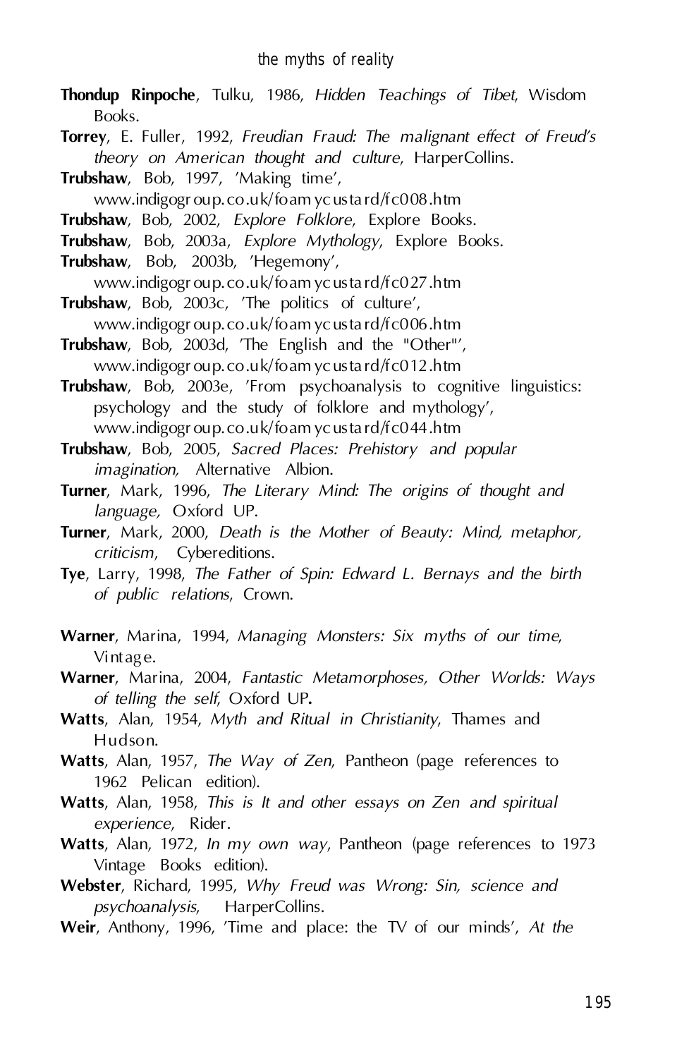**Thondup Rinpoche**, Tulku, 1986, *Hidden Teachings of Tibet*, Wisdom Books.

**Torrey**, E. Fuller, 1992, *Freudian Fraud: The malignant effect of Freud's theory on American thought and culture*, HarperCollins.

**Trubshaw**, Bob, 1997, 'Making time', www.indigogroup.co.uk/foamycustard/fc008.htm

**Trubshaw**, Bob, 2002, *Explore Folklore*, Explore Books.

**Trubshaw**, Bob, 2003a, *Explore Mythology*, Explore Books.

**Trubshaw**, Bob, 2003b, 'Hegemony', www.indigogroup.co.uk/foamycustard/fc027.htm

**Trubshaw**, Bob, 2003c, 'The politics of culture', www.indigogroup.co.uk/foamycustard/fc006.htm

**Trubshaw**, Bob, 2003d, 'The English and the "Other"', www.indigogroup.co.uk/foamycustard/fc012.htm

**Trubshaw**, Bob, 2003e, 'From psychoanalysis to cognitive linguistics: psychology and the study of folklore and mythology', www.indigogroup.co.uk/foamycustard/fc044.htm

**Trubshaw**, Bob, 2005, *Sacred Places: Prehistory and popular imagination,* Alternative Albion.

**Turner**, Mark, 1996, *The Literary Mind: The origins of thought and language,* Oxford UP.

**Turner**, Mark, 2000, *Death is the Mother of Beauty: Mind, metaphor, criticism*, Cybereditions.

**Tye**, Larry, 1998, *The Father of Spin: Edward L. Bernays and the birth of public relations*, Crown.

**Warner**, Marina, 1994, *Managing Monsters: Six myths of our time*, Vintage.

**Warner**, Marina, 2004, *Fantastic Metamorphoses, Other Worlds: Ways of telling the self*, Oxford UP.

**Watts**, Alan, 1954, *Myth and Ritual in Christianity*, Thames and Hudson.

**Watts**, Alan, 1957, *The Way of Zen*, Pantheon (page references to 1962 Pelican edition).

**Watts**, Alan, 1958, *This is It and other essays on Zen and spiritual experience*, Rider.

**Watts**, Alan, 1972, *In my own way*, Pantheon (page references to 1973 Vintage Books edition).

**Webster**, Richard, 1995, *Why Freud was Wrong: Sin, science and psychoanalysis*, HarperCollins.

**Weir**, Anthony, 1996, 'Time and place: the TV of our minds', *At the*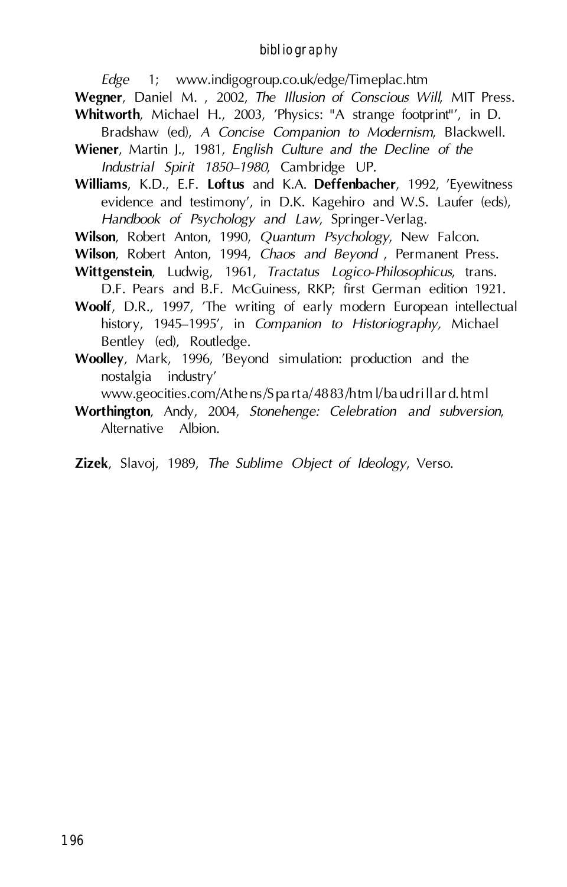*Edge* 1; www.indigogroup.co.uk/edge/Timeplac.htm

**Wegner**, Daniel M. , 2002, *The Illusion of Conscious Will*, MIT Press.

**Whitworth**, Michael H., 2003, 'Physics: "A strange footprint"', in D. Bradshaw (ed), *A Concise Companion to Modernism*, Blackwell.

**Wiener**, Martin J., 1981, *English Culture and the Decline of the Industrial Spirit 1850–1980*, Cambridge UP.

**Williams**, K.D., E.F. **Loftus** and K.A. **Deffenbacher**, 1992, 'Eyewitness evidence and testimony', in D.K. Kagehiro and W.S. Laufer (eds), *Handbook of Psychology and Law*, Springer-Verlag.

**Wilson**, Robert Anton, 1990, *Quantum Psychology*, New Falcon.

**Wilson**, Robert Anton, 1994, *Chaos and Beyond* , Permanent Press.

**Wittgenstein**, Ludwig, 1961, *Tractatus Logico-Philosophicus*, trans. D.F. Pears and B.F. McGuiness, RKP; first German edition 1921.

**Woolf**, D.R., 1997, 'The writing of early modern European intellectual history, 1945–1995', in *Companion to Historiography,* Michael Bentley (ed), Routledge.

**Woolley**, Mark, 1996, 'Beyond simulation: production and the nostalgia industry' www.geocities.com/Athens/Sparta/4883/html/baudrillard.html

**Worthington**, Andy, 2004, *Stonehenge: Celebration and subversion*, Alternative Albion.

**Zizek**, Slavoj, 1989, *The Sublime Object of Ideology*, Verso.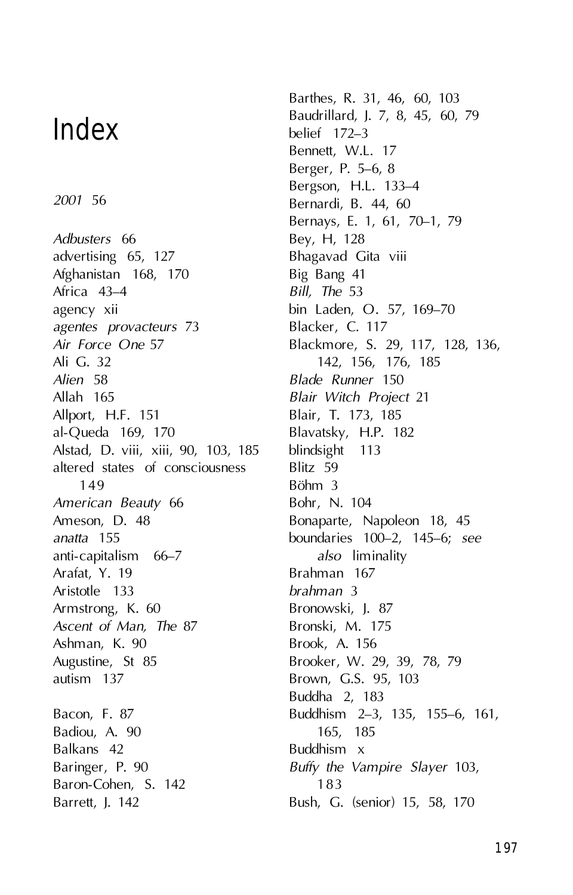# Index

*2001* 56

*Adbusters* 66
advertising 65, 127
Afghanistan 168, 170
Africa 43–4
agency xii
*agentes provacteurs* 73
*Air Force One* 57
Ali G. 32
*Alien* 58
Allah 165
Allport, H.F. 151
al-Queda 169, 170
Alstad, D. viii, xiii, 90, 103, 185
altered states of consciousness 149
*American Beauty* 66
Ameson, D. 48
*anatta* 155
anti-capitalism 66–7
Arafat, Y. 19
Aristotle 133
Armstrong, K. 60
*Ascent of Man, The* 87
Ashman, K. 90
Augustine, St 85
autism 137

Bacon, F. 87
Badiou, A. 90
Balkans 42
Baringer, P. 90
Baron-Cohen, S. 142
Barrett, J. 142
Barthes, R. 31, 46, 60, 103
Baudrillard, J. 7, 8, 45, 60, 79
belief 172–3
Bennett, W.L. 17
Berger, P. 5–6, 8
Bergson, H.L. 133–4
Bernardi, B. 44, 60
Bernays, E. 1, 61, 70–1, 79
Bey, H, 128
Bhagavad Gita viii
Big Bang 41
*Bill, The* 53
bin Laden, O. 57, 169–70
Blacker, C. 117
Blackmore, S. 29, 117, 128, 136, 142, 156, 176, 185
*Blade Runner* 150
*Blair Witch Project* 21
Blair, T. 173, 185
Blavatsky, H.P. 182
blindsight 113
Blitz 59
Böhm 3
Bohr, N. 104
Bonaparte, Napoleon 18, 45
boundaries 100–2, 145–6; *see also* liminality
Brahman 167
*brahman* 3
Bronowski, J. 87
Bronski, M. 175
Brook, A. 156
Brooker, W. 29, 39, 78, 79
Brown, G.S. 95, 103
Buddha 2, 183
Buddhism 2–3, 135, 155–6, 161, 165, 185
Buddhism x
*Buffy the Vampire Slayer* 103, 183
Bush, G. (senior) 15, 58, 170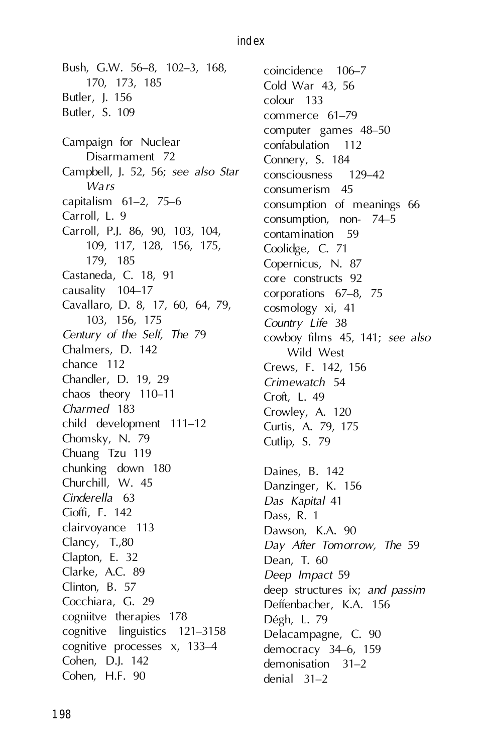Bush, G.W. 56–8, 102–3, 168, 170, 173, 185
Butler, J. 156
Butler, S. 109

Campaign for Nuclear Disarmament 72
Campbell, J. 52, 56; *see also Star Wars*
capitalism 61–2, 75–6
Carroll, L. 9
Carroll, P.J. 86, 90, 103, 104, 109, 117, 128, 156, 175, 179, 185
Castaneda, C. 18, 91
causality 104–17
Cavallaro, D. 8, 17, 60, 64, 79, 103, 156, 175
*Century of the Self, The* 79
Chalmers, D. 142
chance 112
Chandler, D. 19, 29
chaos theory 110–11
*Charmed* 183
child development 111–12
Chomsky, N. 79
Chuang Tzu 119
chunking down 180
Churchill, W. 45
*Cinderella* 63
Cioffi, F. 142
clairvoyance 113
Clancy, T.,80
Clapton, E. 32
Clarke, A.C. 89
Clinton, B. 57
Cocchiara, G. 29
cogniitve therapies 178
cognitive linguistics 121–3158
cognitive processes x, 133–4
Cohen, D.J. 142
Cohen, H.F. 90
coincidence 106–7
Cold War 43, 56
colour 133
commerce 61–79
computer games 48–50
confabulation 112
Connery, S. 184
consciousness 129–42
consumerism 45
consumption of meanings 66
consumption, non- 74–5
contamination 59
Coolidge, C. 71
Copernicus, N. 87
core constructs 92
corporations 67–8, 75
cosmology xi, 41
*Country Life* 38
cowboy films 45, 141; *see also* Wild West
Crews, F. 142, 156
*Crimewatch* 54
Croft, L. 49
Crowley, A. 120
Curtis, A. 79, 175
Cutlip, S. 79

Daines, B. 142
Danzinger, K. 156
*Das Kapital* 41
Dass, R. 1
Dawson, K.A. 90
*Day After Tomorrow, The* 59
Dean, T. 60
*Deep Impact* 59
deep structures ix; *and passim*
Deffenbacher, K.A. 156
Dégh, L. 79
Delacampagne, C. 90
democracy 34–6, 159
demonisation 31–2
denial 31–2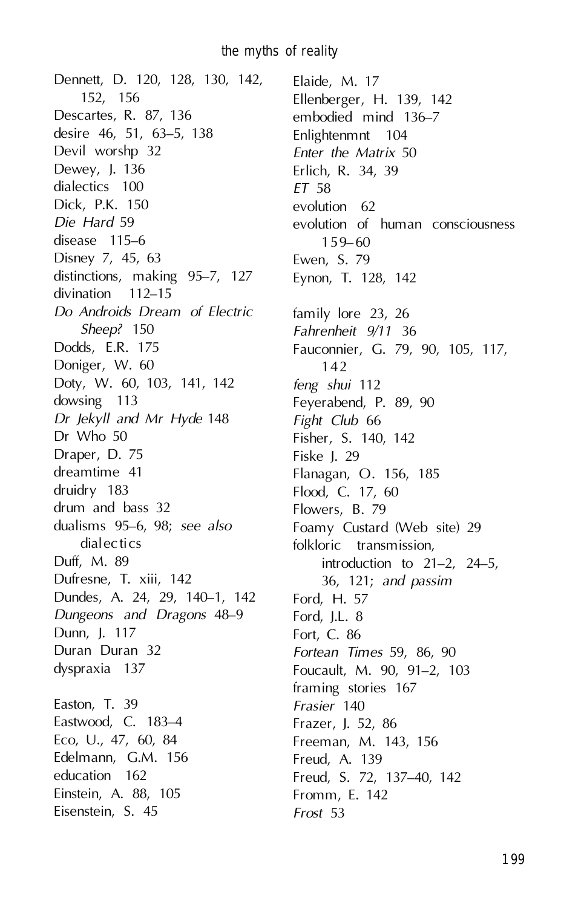Dennett, D. 120, 128, 130, 142, 152, 156
Descartes, R. 87, 136
desire 46, 51, 63–5, 138
Devil worshp 32
Dewey, J. 136
dialectics 100
Dick, P.K. 150
*Die Hard* 59
disease 115–6
Disney 7, 45, 63
distinctions, making 95–7, 127
divination 112–15
*Do Androids Dream of Electric Sheep?* 150
Dodds, E.R. 175
Doniger, W. 60
Doty, W. 60, 103, 141, 142
dowsing 113
*Dr Jekyll and Mr Hyde* 148
Dr Who 50
Draper, D. 75
dreamtime 41
druidry 183
drum and bass 32
dualisms 95–6, 98; *see also* dialectics
Duff, M. 89
Dufresne, T. xiii, 142
Dundes, A. 24, 29, 140–1, 142
*Dungeons and Dragons* 48–9
Dunn, J. 117
Duran Duran 32
dyspraxia 137

Easton, T. 39
Eastwood, C. 183–4
Eco, U., 47, 60, 84
Edelmann, G.M. 156
education 162
Einstein, A. 88, 105
Eisenstein, S. 45
Elaide, M. 17
Ellenberger, H. 139, 142
embodied mind 136–7
Enlightenmnt 104
*Enter the Matrix* 50
Erlich, R. 34, 39
*ET* 58
evolution 62
evolution of human consciousness 159–60
Ewen, S. 79
Eynon, T. 128, 142

family lore 23, 26
*Fahrenheit 9/11* 36
Fauconnier, G. 79, 90, 105, 117, 142
*feng shui* 112
Feyerabend, P. 89, 90
*Fight Club* 66
Fisher, S. 140, 142
Fiske J. 29
Flanagan, O. 156, 185
Flood, C. 17, 60
Flowers, B. 79
Foamy Custard (Web site) 29
folkloric transmission, introduction to 21–2, 24–5, 36, 121; *and passim*
Ford, H. 57
Ford, J.L. 8
Fort, C. 86
*Fortean Times* 59, 86, 90
Foucault, M. 90, 91–2, 103
framing stories 167
*Frasier* 140
Frazer, J. 52, 86
Freeman, M. 143, 156
Freud, A. 139
Freud, S. 72, 137–40, 142
Fromm, E. 142
*Frost* 53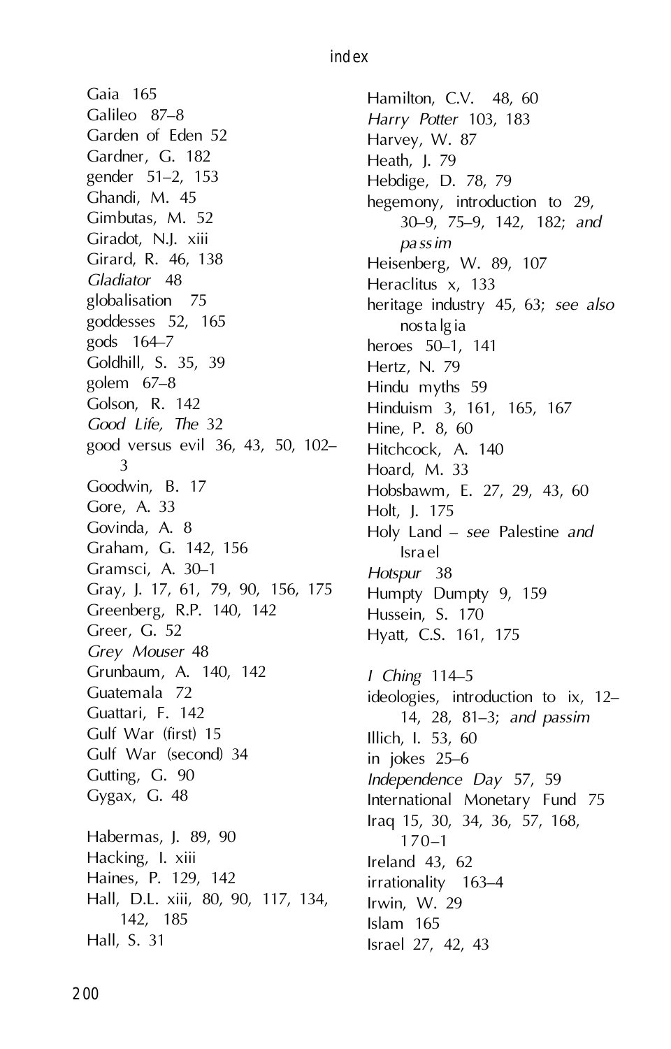Gaia 165
Galileo 87–8
Garden of Eden 52
Gardner, G. 182
gender 51–2, 153
Ghandi, M. 45
Gimbutas, M. 52
Giradot, N.J. xiii
Girard, R. 46, 138
*Gladiator* 48
globalisation 75
goddesses 52, 165
gods 164–7
Goldhill, S. 35, 39
golem 67–8
Golson, R. 142
*Good Life, The* 32
good versus evil 36, 43, 50, 102–3
Goodwin, B. 17
Gore, A. 33
Govinda, A. 8
Graham, G. 142, 156
Gramsci, A. 30–1
Gray, J. 17, 61, 79, 90, 156, 175
Greenberg, R.P. 140, 142
Greer, G. 52
*Grey Mouser* 48
Grunbaum, A. 140, 142
Guatemala 72
Guattari, F. 142
Gulf War (first) 15
Gulf War (second) 34
Gutting, G. 90
Gygax, G. 48

Habermas, J. 89, 90
Hacking, I. xiii
Haines, P. 129, 142
Hall, D.L. xiii, 80, 90, 117, 134, 142, 185
Hall, S. 31
Hamilton, C.V. 48, 60
*Harry Potter* 103, 183
Harvey, W. 87
Heath, J. 79
Hebdige, D. 78, 79
hegemony, introduction to 29, 30–9, 75–9, 142, 182; *and passim*
Heisenberg, W. 89, 107
Heraclitus x, 133
heritage industry 45, 63; *see also* nostalgia
heroes 50–1, 141
Hertz, N. 79
Hindu myths 59
Hinduism 3, 161, 165, 167
Hine, P. 8, 60
Hitchcock, A. 140
Hoard, M. 33
Hobsbawm, E. 27, 29, 43, 60
Holt, J. 175
Holy Land – *see* Palestine *and* Israel
*Hotspur* 38
Humpty Dumpty 9, 159
Hussein, S. 170
Hyatt, C.S. 161, 175

*I Ching* 114–5
ideologies, introduction to ix, 12–14, 28, 81–3; *and passim*
Illich, I. 53, 60
in jokes 25–6
*Independence Day* 57, 59
International Monetary Fund 75
Iraq 15, 30, 34, 36, 57, 168, 170–1
Ireland 43, 62
irrationality 163–4
Irwin, W. 29
Islam 165
Israel 27, 42, 43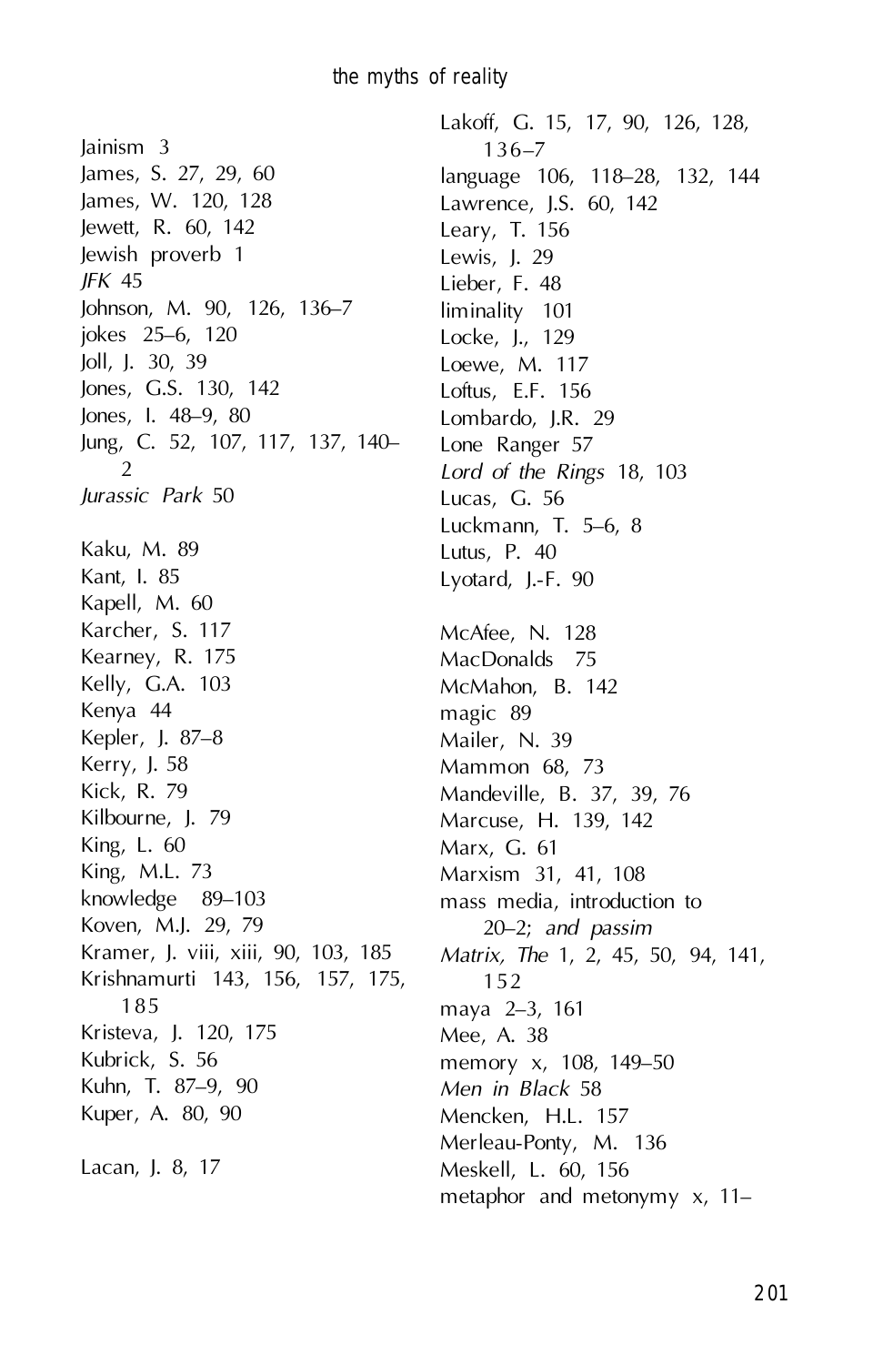Jainism 3
James, S. 27, 29, 60
James, W. 120, 128
Jewett, R. 60, 142
Jewish proverb 1
*JFK* 45
Johnson, M. 90, 126, 136–7
jokes 25–6, 120
Joll, J. 30, 39
Jones, G.S. 130, 142
Jones, I. 48–9, 80
Jung, C. 52, 107, 117, 137, 140–2
*Jurassic Park* 50

Kaku, M. 89
Kant, I. 85
Kapell, M. 60
Karcher, S. 117
Kearney, R. 175
Kelly, G.A. 103
Kenya 44
Kepler, J. 87–8
Kerry, J. 58
Kick, R. 79
Kilbourne, J. 79
King, L. 60
King, M.L. 73
knowledge 89–103
Koven, M.J. 29, 79
Kramer, J. viii, xiii, 90, 103, 185
Krishnamurti 143, 156, 157, 175, 185
Kristeva, J. 120, 175
Kubrick, S. 56
Kuhn, T. 87–9, 90
Kuper, A. 80, 90

Lacan, J. 8, 17
Lakoff, G. 15, 17, 90, 126, 128, 136–7
language 106, 118–28, 132, 144
Lawrence, J.S. 60, 142
Leary, T. 156
Lewis, J. 29
Lieber, F. 48
liminality 101
Locke, J., 129
Loewe, M. 117
Loftus, E.F. 156
Lombardo, J.R. 29
Lone Ranger 57
*Lord of the Rings* 18, 103
Lucas, G. 56
Luckmann, T. 5–6, 8
Lutus, P. 40
Lyotard, J.-F. 90

McAfee, N. 128
MacDonalds 75
McMahon, B. 142
magic 89
Mailer, N. 39
Mammon 68, 73
Mandeville, B. 37, 39, 76
Marcuse, H. 139, 142
Marx, G. 61
Marxism 31, 41, 108
mass media, introduction to 20–2; *and passim*
*Matrix, The* 1, 2, 45, 50, 94, 141, 152
maya 2–3, 161
Mee, A. 38
memory x, 108, 149–50
*Men in Black* 58
Mencken, H.L. 157
Merleau-Ponty, M. 136
Meskell, L. 60, 156
metaphor and metonymy x, 11–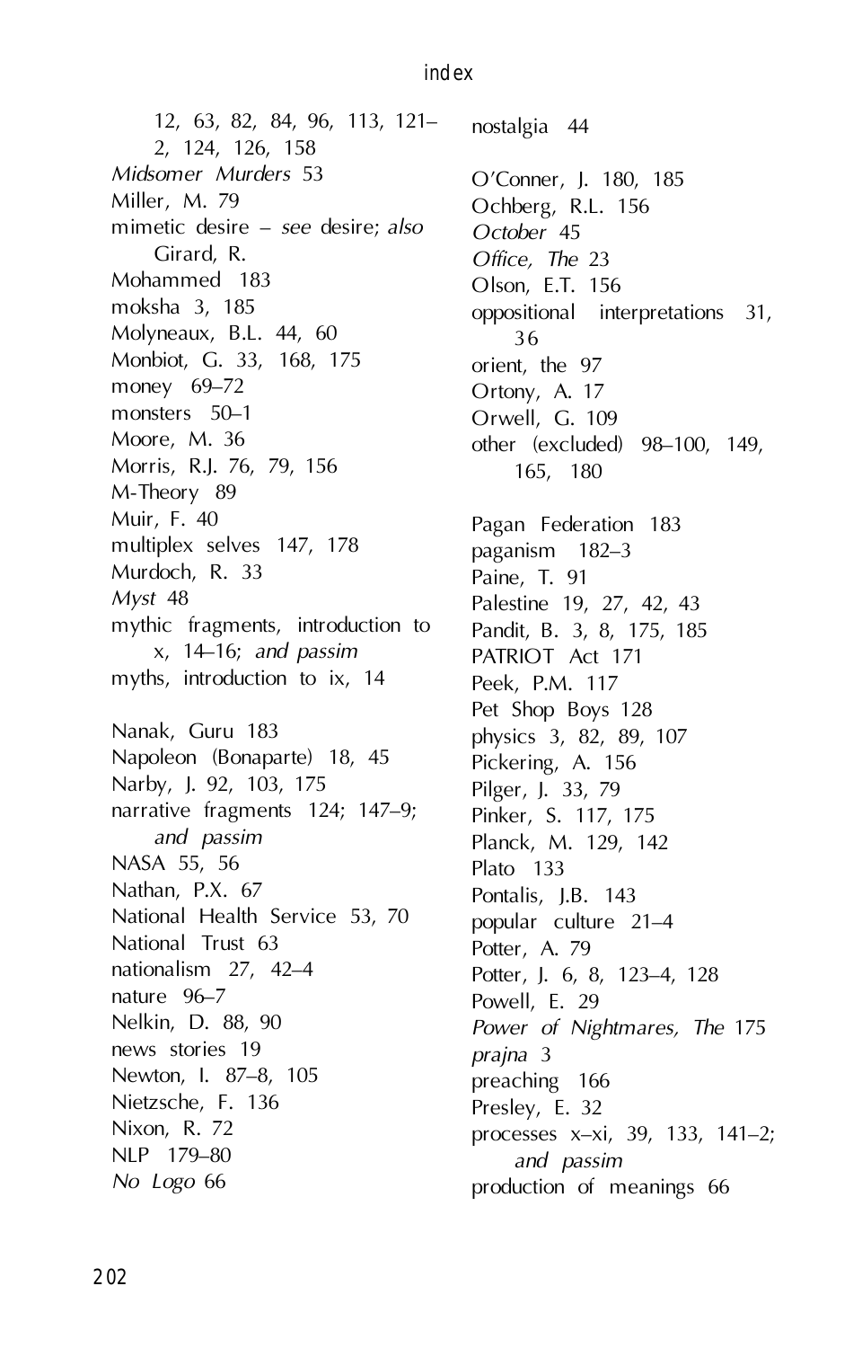12, 63, 82, 84, 96, 113, 121–2, 124, 126, 158
*Midsomer Murders* 53
Miller, M. 79
mimetic desire – *see* desire; *also* Girard, R.
Mohammed 183
moksha 3, 185
Molyneaux, B.L. 44, 60
Monbiot, G. 33, 168, 175
money 69–72
monsters 50–1
Moore, M. 36
Morris, R.J. 76, 79, 156
M-Theory 89
Muir, F. 40
multiplex selves 147, 178
Murdoch, R. 33
*Myst* 48
mythic fragments, introduction to x, 14–16; *and passim*
myths, introduction to ix, 14

Nanak, Guru 183
Napoleon (Bonaparte) 18, 45
Narby, J. 92, 103, 175
narrative fragments 124; 147–9; *and passim*
NASA 55, 56
Nathan, P.X. 67
National Health Service 53, 70
National Trust 63
nationalism 27, 42–4
nature 96–7
Nelkin, D. 88, 90
news stories 19
Newton, I. 87–8, 105
Nietzsche, F. 136
Nixon, R. 72
NLP 179–80
*No Logo* 66

nostalgia 44

O'Conner, J. 180, 185
Ochberg, R.L. 156
*October* 45
*Office, The* 23
Olson, E.T. 156
oppositional interpretations 31, 36
orient, the 97
Ortony, A. 17
Orwell, G. 109
other (excluded) 98–100, 149, 165, 180

Pagan Federation 183
paganism 182–3
Paine, T. 91
Palestine 19, 27, 42, 43
Pandit, B. 3, 8, 175, 185
PATRIOT Act 171
Peek, P.M. 117
Pet Shop Boys 128
physics 3, 82, 89, 107
Pickering, A. 156
Pilger, J. 33, 79
Pinker, S. 117, 175
Planck, M. 129, 142
Plato 133
Pontalis, J.B. 143
popular culture 21–4
Potter, A. 79
Potter, J. 6, 8, 123–4, 128
Powell, E. 29
*Power of Nightmares, The* 175
*prajna* 3
preaching 166
Presley, E. 32
processes x–xi, 39, 133, 141–2; *and passim*
production of meanings 66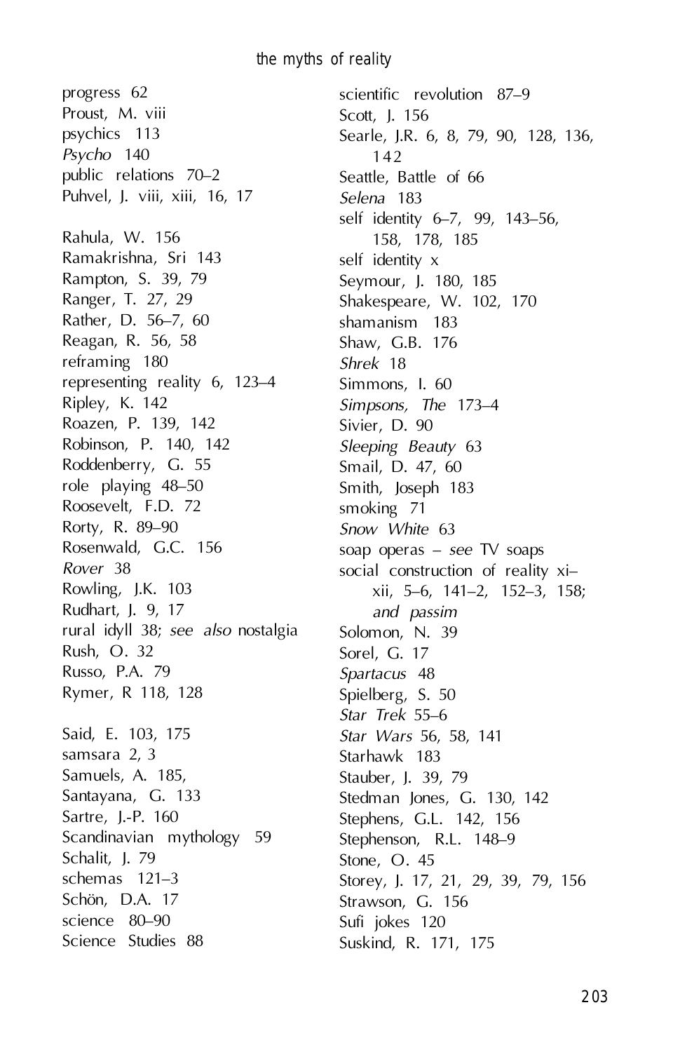progress 62
Proust, M. viii
psychics 113
*Psycho* 140
public relations 70–2
Puhvel, J. viii, xiii, 16, 17

Rahula, W. 156
Ramakrishna, Sri 143
Rampton, S. 39, 79
Ranger, T. 27, 29
Rather, D. 56–7, 60
Reagan, R. 56, 58
reframing 180
representing reality 6, 123–4
Ripley, K. 142
Roazen, P. 139, 142
Robinson, P. 140, 142
Roddenberry, G. 55
role playing 48–50
Roosevelt, F.D. 72
Rorty, R. 89–90
Rosenwald, G.C. 156
*Rover* 38
Rowling, J.K. 103
Rudhart, J. 9, 17
rural idyll 38; *see also* nostalgia
Rush, O. 32
Russo, P.A. 79
Rymer, R 118, 128

Said, E. 103, 175
samsara 2, 3
Samuels, A. 185,
Santayana, G. 133
Sartre, J.-P. 160
Scandinavian mythology 59
Schalit, J. 79
schemas 121–3
Schön, D.A. 17
science 80–90
Science Studies 88
scientific revolution 87–9
Scott, J. 156
Searle, J.R. 6, 8, 79, 90, 128, 136, 142
Seattle, Battle of 66
*Selena* 183
self identity 6–7, 99, 143–56, 158, 178, 185
self identity x
Seymour, J. 180, 185
Shakespeare, W. 102, 170
shamanism 183
Shaw, G.B. 176
*Shrek* 18
Simmons, I. 60
*Simpsons, The* 173–4
Sivier, D. 90
*Sleeping Beauty* 63
Smail, D. 47, 60
Smith, Joseph 183
smoking 71
*Snow White* 63
soap operas – *see* TV soaps
social construction of reality xi–xii, 5–6, 141–2, 152–3, 158; *and passim*
Solomon, N. 39
Sorel, G. 17
*Spartacus* 48
Spielberg, S. 50
*Star Trek* 55–6
*Star Wars* 56, 58, 141
Starhawk 183
Stauber, J. 39, 79
Stedman Jones, G. 130, 142
Stephens, G.L. 142, 156
Stephenson, R.L. 148–9
Stone, O. 45
Storey, J. 17, 21, 29, 39, 79, 156
Strawson, G. 156
Sufi jokes 120
Suskind, R. 171, 175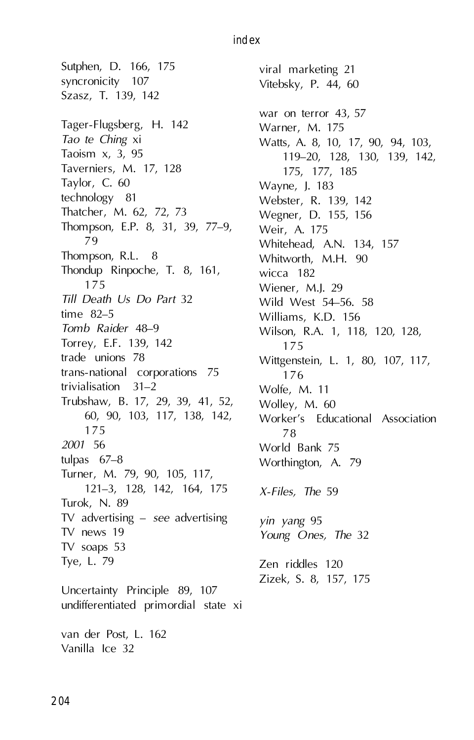Sutphen, D. 166, 175
syncronicity 107
Szasz, T. 139, 142

Tager-Flugsberg, H. 142
*Tao te Ching* xi
Taoism x, 3, 95
Taverniers, M. 17, 128
Taylor, C. 60
technology 81
Thatcher, M. 62, 72, 73
Thompson, E.P. 8, 31, 39, 77–9, 79
Thompson, R.L. 8
Thondup Rinpoche, T. 8, 161, 175
*Till Death Us Do Part* 32
time 82–5
*Tomb Raider* 48–9
Torrey, E.F. 139, 142
trade unions 78
trans-national corporations 75
trivialisation 31–2
Trubshaw, B. 17, 29, 39, 41, 52, 60, 90, 103, 117, 138, 142, 175
*2001* 56
tulpas 67–8
Turner, M. 79, 90, 105, 117, 121–3, 128, 142, 164, 175
Turok, N. 89
TV advertising – *see* advertising
TV news 19
TV soaps 53
Tye, L. 79

Uncertainty Principle 89, 107
undifferentiated primordial state xi

van der Post, L. 162
Vanilla Ice 32
viral marketing 21
Vitebsky, P. 44, 60

war on terror 43, 57
Warner, M. 175
Watts, A. 8, 10, 17, 90, 94, 103, 119–20, 128, 130, 139, 142, 175, 177, 185
Wayne, J. 183
Webster, R. 139, 142
Wegner, D. 155, 156
Weir, A. 175
Whitehead, A.N. 134, 157
Whitworth, M.H. 90
wicca 182
Wiener, M.J. 29
Wild West 54–56. 58
Williams, K.D. 156
Wilson, R.A. 1, 118, 120, 128, 175
Wittgenstein, L. 1, 80, 107, 117, 176
Wolfe, M. 11
Wolley, M. 60
Worker's Educational Association 78
World Bank 75
Worthington, A. 79

*X-Files, The* 59

*yin yang* 95
*Young Ones, The* 32

Zen riddles 120
Zizek, S. 8, 157, 175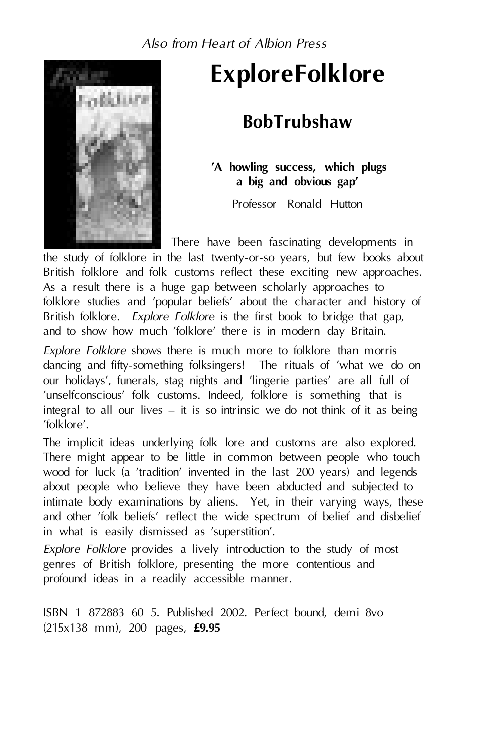*Also from Heart of Albion Press*

# ExploreFolklore

## BobTrubshaw

**'A howling success, which plugs a big and obvious gap'**

Professor Ronald Hutton

There have been fascinating developments in the study of folklore in the last twenty-or-so years, but few books about British folklore and folk customs reflect these exciting new approaches. As a result there is a huge gap between scholarly approaches to folklore studies and 'popular beliefs' about the character and history of British folklore. *Explore Folklore* is the first book to bridge that gap, and to show how much 'folklore' there is in modern day Britain.

*Explore Folklore* shows there is much more to folklore than morris dancing and fifty-something folksingers! The rituals of 'what we do on our holidays', funerals, stag nights and 'lingerie parties' are all full of 'unselfconscious' folk customs. Indeed, folklore is something that is integral to all our lives – it is so intrinsic we do not think of it as being 'folklore'.

The implicit ideas underlying folk lore and customs are also explored. There might appear to be little in common between people who touch wood for luck (a 'tradition' invented in the last 200 years) and legends about people who believe they have been abducted and subjected to intimate body examinations by aliens. Yet, in their varying ways, these and other 'folk beliefs' reflect the wide spectrum of belief and disbelief in what is easily dismissed as 'superstition'.

*Explore Folklore* provides a lively introduction to the study of most genres of British folklore, presenting the more contentious and profound ideas in a readily accessible manner.

ISBN 1 872883 60 5. Published 2002. Perfect bound, demi 8vo (215x138 mm), 200 pages, **£9.95**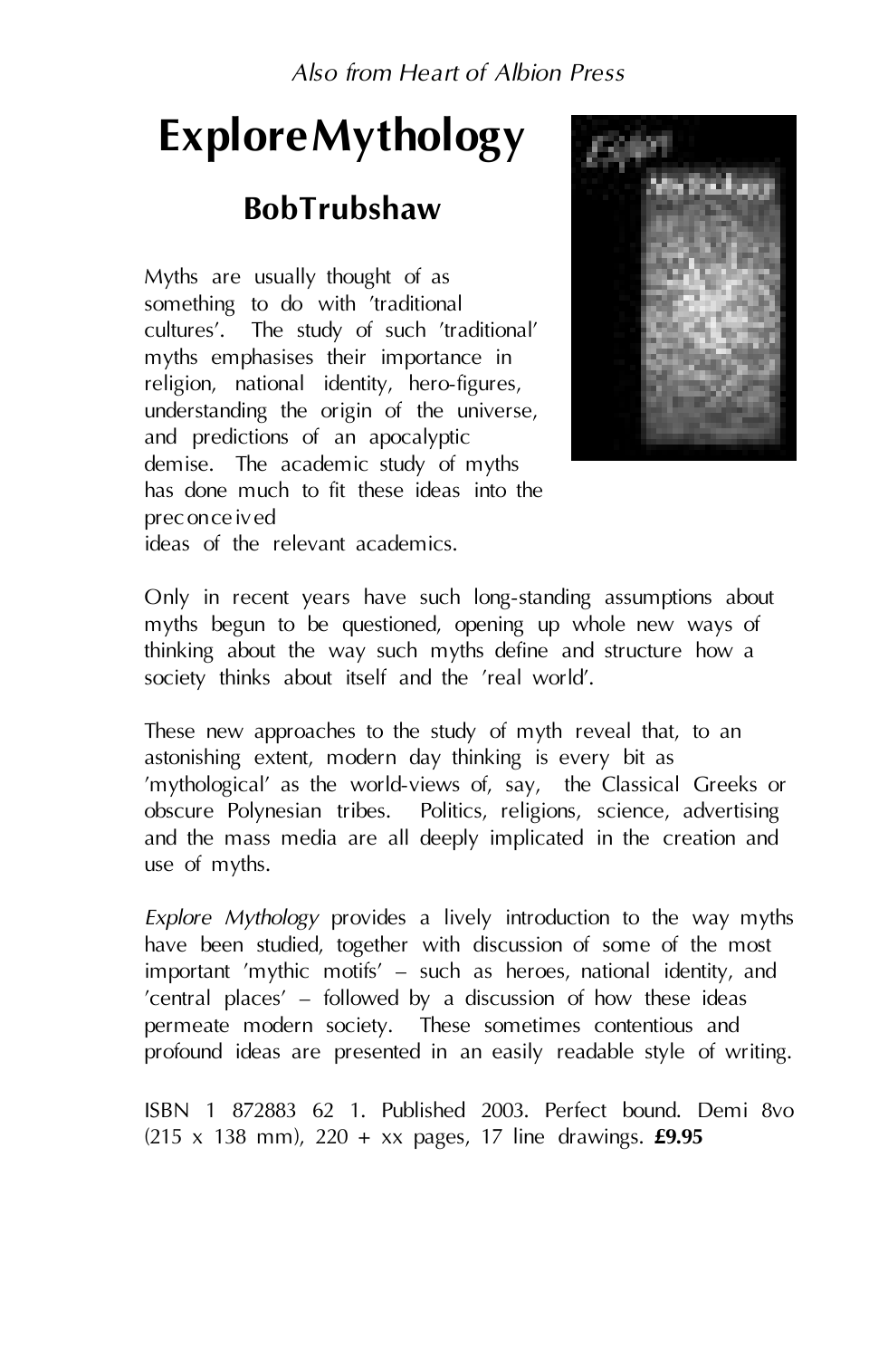*Also from Heart of Albion Press*

# Explore Mythology

## Bob Trubshaw

Myths are usually thought of as something to do with 'traditional cultures'. The study of such 'traditional' myths emphasises their importance in religion, national identity, hero-figures, understanding the origin of the universe, and predictions of an apocalyptic demise. The academic study of myths has done much to fit these ideas into the preconceived ideas of the relevant academics.

Only in recent years have such long-standing assumptions about myths begun to be questioned, opening up whole new ways of thinking about the way such myths define and structure how a society thinks about itself and the 'real world'.

These new approaches to the study of myth reveal that, to an astonishing extent, modern day thinking is every bit as 'mythological' as the world-views of, say, the Classical Greeks or obscure Polynesian tribes. Politics, religions, science, advertising and the mass media are all deeply implicated in the creation and use of myths.

*Explore Mythology* provides a lively introduction to the way myths have been studied, together with discussion of some of the most important 'mythic motifs' – such as heroes, national identity, and 'central places' – followed by a discussion of how these ideas permeate modern society. These sometimes contentious and profound ideas are presented in an easily readable style of writing.

ISBN 1 872883 62 1. Published 2003. Perfect bound. Demi 8vo (215 x 138 mm), 220 + xx pages, 17 line drawings. **£9.95**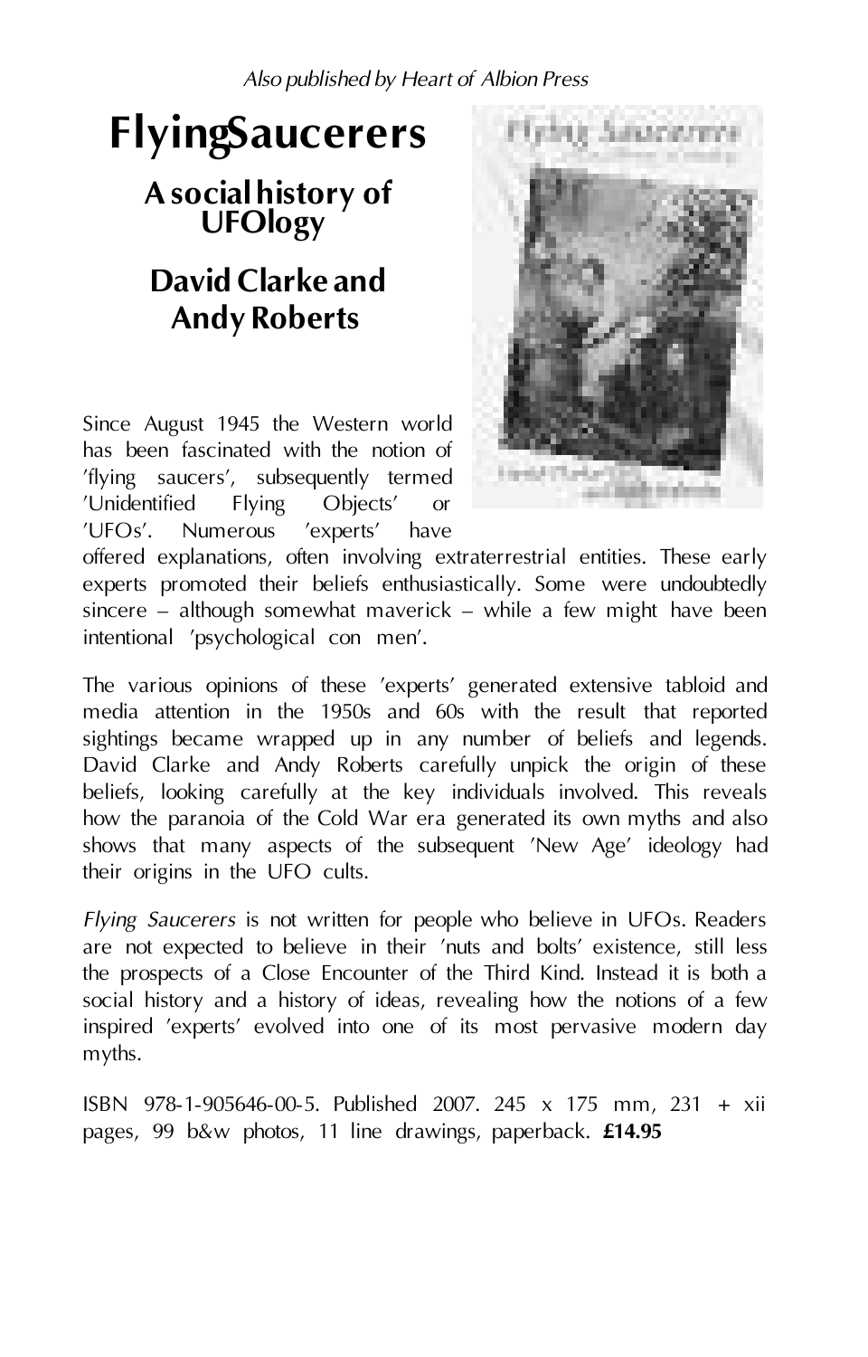*Also published by Heart of Albion Press*

# Flying Saucerers

## A social history of UFOlogy

## David Clarke and Andy Roberts

Since August 1945 the Western world has been fascinated with the notion of 'flying saucers', subsequently termed 'Unidentified Flying Objects' or 'UFOs'. Numerous 'experts' have offered explanations, often involving extraterrestrial entities. These early experts promoted their beliefs enthusiastically. Some were undoubtedly sincere – although somewhat maverick – while a few might have been intentional 'psychological con men'.

The various opinions of these 'experts' generated extensive tabloid and media attention in the 1950s and 60s with the result that reported sightings became wrapped up in any number of beliefs and legends. David Clarke and Andy Roberts carefully unpick the origin of these beliefs, looking carefully at the key individuals involved. This reveals how the paranoia of the Cold War era generated its own myths and also shows that many aspects of the subsequent 'New Age' ideology had their origins in the UFO cults.

*Flying Saucerers* is not written for people who believe in UFOs. Readers are not expected to believe in their 'nuts and bolts' existence, still less the prospects of a Close Encounter of the Third Kind. Instead it is both a social history and a history of ideas, revealing how the notions of a few inspired 'experts' evolved into one of its most pervasive modern day myths.

ISBN 978-1-905646-00-5. Published 2007. 245 x 175 mm, 231 + xii pages, 99 b&w photos, 11 line drawings, paperback. **£14.95**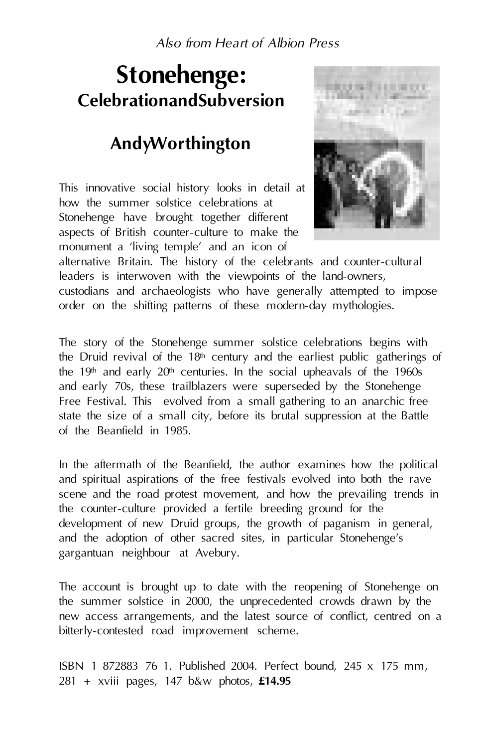*Also from Heart of Albion Press*

# Stonehenge:
## CelebrationandSubversion

### AndyWorthington

This innovative social history looks in detail at how the summer solstice celebrations at Stonehenge have brought together different aspects of British counter-culture to make the monument a 'living temple' and an icon of alternative Britain. The history of the celebrants and counter-cultural leaders is interwoven with the viewpoints of the land-owners, custodians and archaeologists who have generally attempted to impose order on the shifting patterns of these modern-day mythologies.

The story of the Stonehenge summer solstice celebrations begins with the Druid revival of the 18th century and the earliest public gatherings of the 19th and early 20th centuries. In the social upheavals of the 1960s and early 70s, these trailblazers were superseded by the Stonehenge Free Festival. This evolved from a small gathering to an anarchic free state the size of a small city, before its brutal suppression at the Battle of the Beanfield in 1985.

In the aftermath of the Beanfield, the author examines how the political and spiritual aspirations of the free festivals evolved into both the rave scene and the road protest movement, and how the prevailing trends in the counter-culture provided a fertile breeding ground for the development of new Druid groups, the growth of paganism in general, and the adoption of other sacred sites, in particular Stonehenge's gargantuan neighbour at Avebury.

The account is brought up to date with the reopening of Stonehenge on the summer solstice in 2000, the unprecedented crowds drawn by the new access arrangements, and the latest source of conflict, centred on a bitterly-contested road improvement scheme.

ISBN 1 872883 76 1. Published 2004. Perfect bound, 245 x 175 mm, 281 + xviii pages, 147 b&w photos, **£14.95**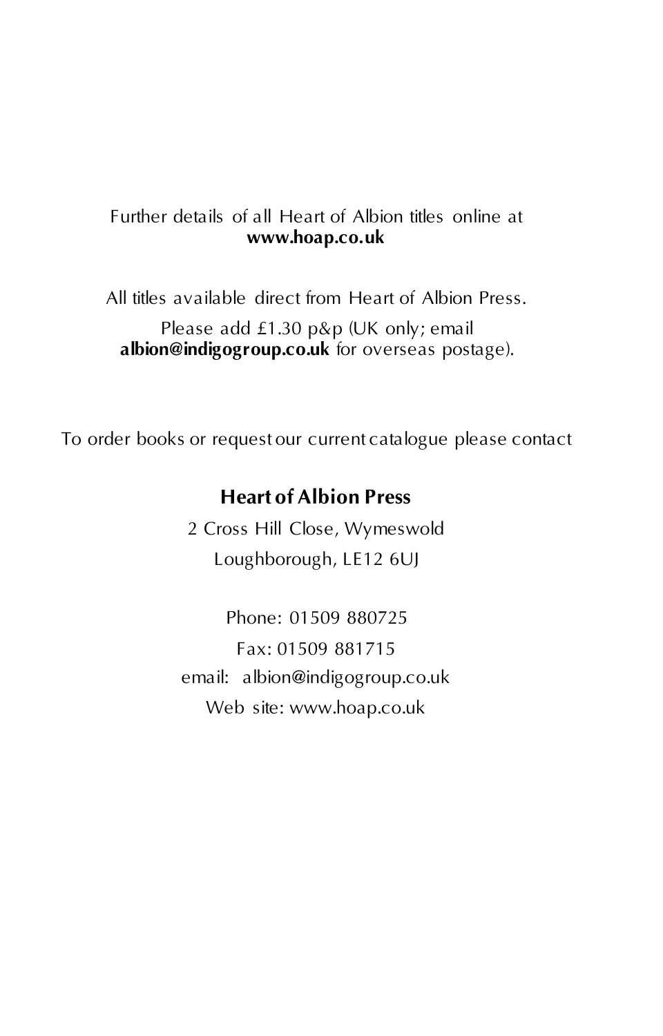Further details of all Heart of Albion titles online at
**www.hoap.co.uk**

All titles available direct from Heart of Albion Press.

Please add £1.30 p&p (UK only; email **albion@indigogroup.co.uk** for overseas postage).

To order books or request our current catalogue please contact

**Heart of Albion Press**

2 Cross Hill Close, Wymeswold
Loughborough, LE12 6UJ

Phone: 01509 880725
Fax: 01509 881715
email: albion@indigogroup.co.uk
Web site: www.hoap.co.uk